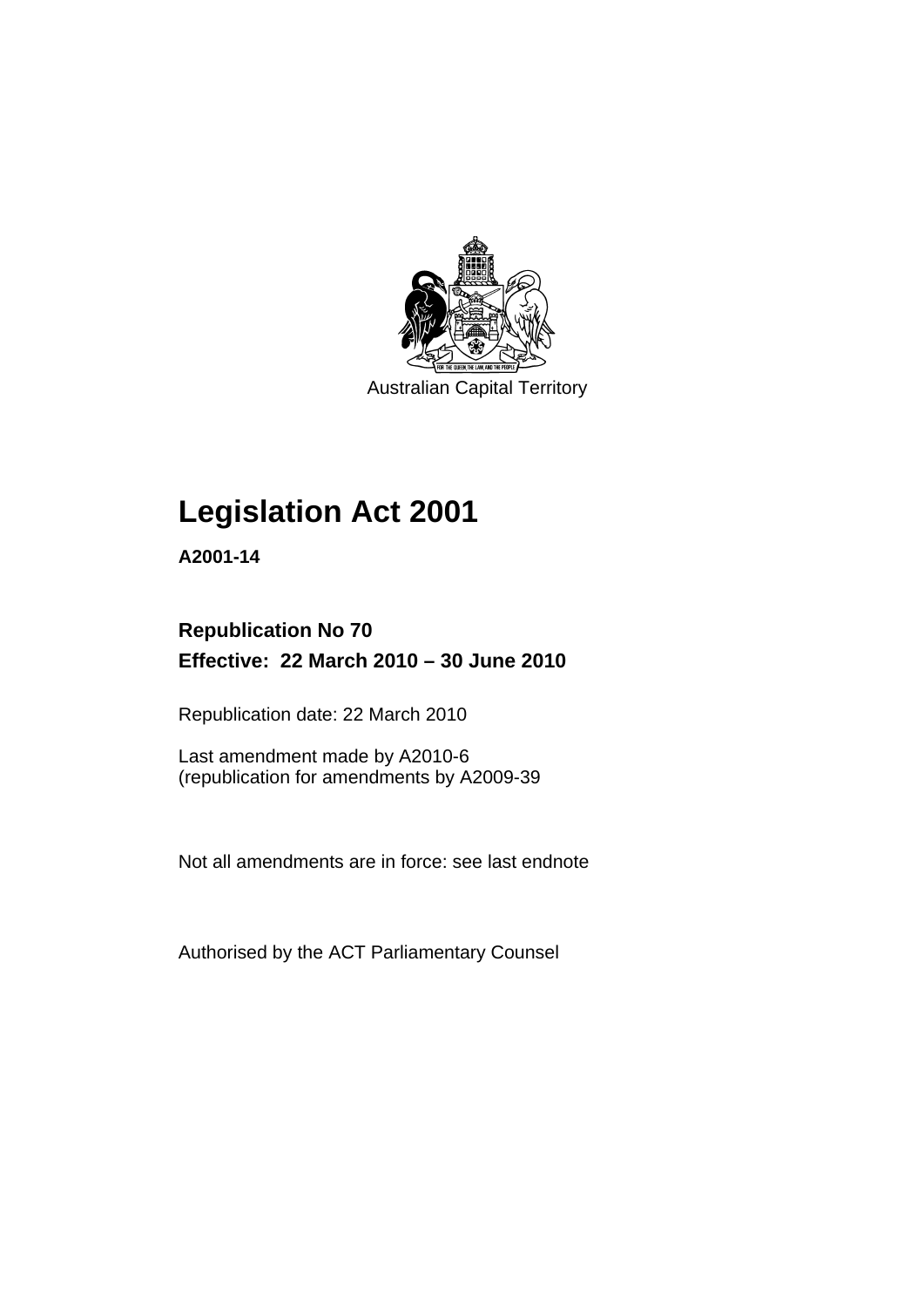Australian Capital Territory

# Legislation Act 2001

**A2001-14**

**Republication No 70**

**Effective: 22 March 2010 – 30 June 2010**

Republication date: 22 March 2010

Last amendment made by A2010-6
(republication for amendments by A2009-39

Not all amendments are in force: see last endnote

Authorised by the ACT Parliamentary Counsel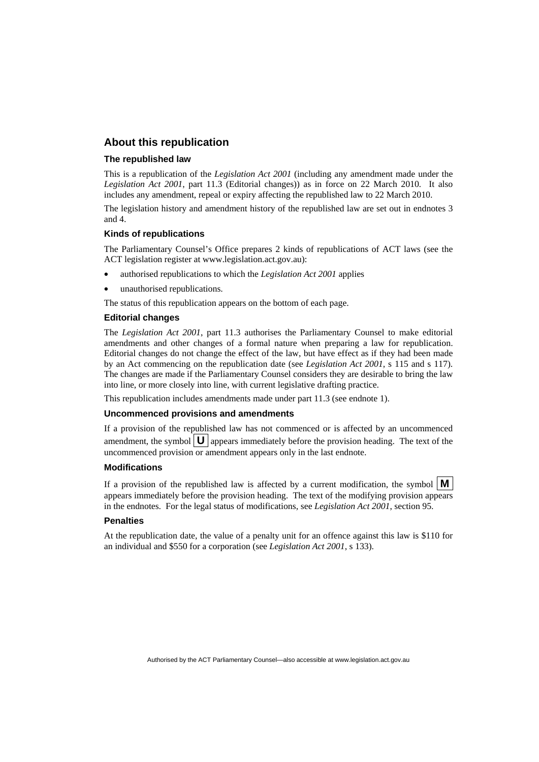## About this republication

### The republished law

This is a republication of the *Legislation Act 2001* (including any amendment made under the *Legislation Act 2001*, part 11.3 (Editorial changes)) as in force on 22 March 2010. It also includes any amendment, repeal or expiry affecting the republished law to 22 March 2010.

The legislation history and amendment history of the republished law are set out in endnotes 3 and 4.

### Kinds of republications

The Parliamentary Counsel's Office prepares 2 kinds of republications of ACT laws (see the ACT legislation register at www.legislation.act.gov.au):

- authorised republications to which the *Legislation Act 2001* applies
- unauthorised republications.

The status of this republication appears on the bottom of each page.

### Editorial changes

The *Legislation Act 2001*, part 11.3 authorises the Parliamentary Counsel to make editorial amendments and other changes of a formal nature when preparing a law for republication. Editorial changes do not change the effect of the law, but have effect as if they had been made by an Act commencing on the republication date (see *Legislation Act 2001*, s 115 and s 117). The changes are made if the Parliamentary Counsel considers they are desirable to bring the law into line, or more closely into line, with current legislative drafting practice.

This republication includes amendments made under part 11.3 (see endnote 1).

### Uncommenced provisions and amendments

If a provision of the republished law has not commenced or is affected by an uncommenced amendment, the symbol **U** appears immediately before the provision heading. The text of the uncommenced provision or amendment appears only in the last endnote.

### Modifications

If a provision of the republished law is affected by a current modification, the symbol **M** appears immediately before the provision heading. The text of the modifying provision appears in the endnotes. For the legal status of modifications, see *Legislation Act 2001*, section 95.

### Penalties

At the republication date, the value of a penalty unit for an offence against this law is $110 for an individual and $550 for a corporation (see *Legislation Act 2001*, s 133).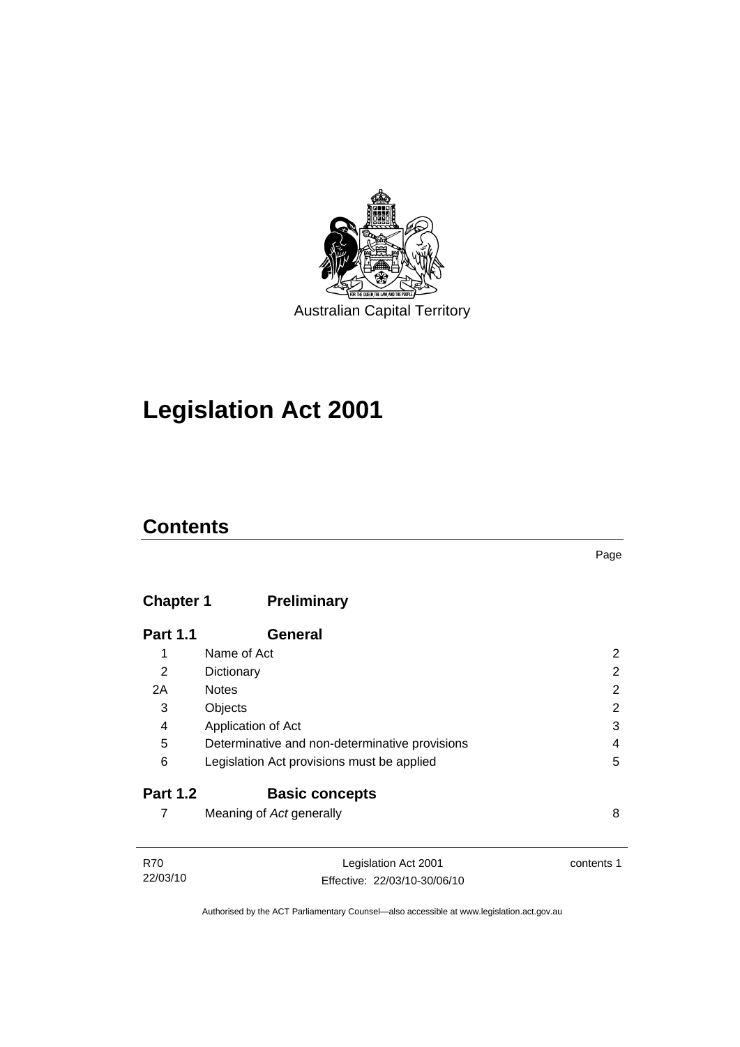Australian Capital Territory

# Legislation Act 2001

## Contents

Page

| | | |
|---|---|---|
| **Chapter 1** | **Preliminary** | |
| **Part 1.1** | **General** | |
| 1 | Name of Act | 2 |
| 2 | Dictionary | 2 |
| 2A | Notes | 2 |
| 3 | Objects | 2 |
| 4 | Application of Act | 3 |
| 5 | Determinative and non-determinative provisions | 4 |
| 6 | Legislation Act provisions must be applied | 5 |
| **Part 1.2** | **Basic concepts** | |
| 7 | Meaning of *Act* generally | 8 |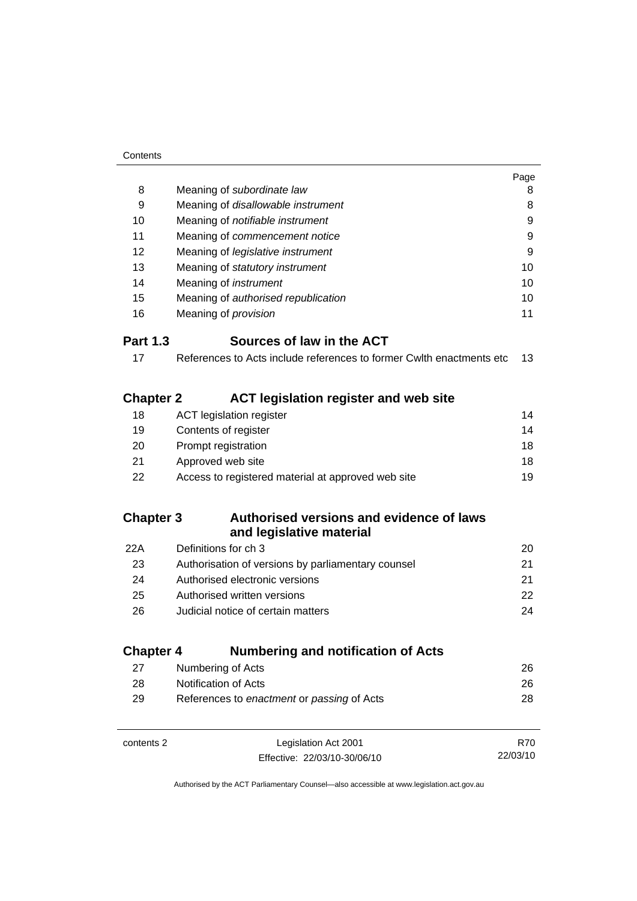| | | Page |
|---|---|---|
| 8 | Meaning of *subordinate law* | 8 |
| 9 | Meaning of *disallowable instrument* | 8 |
| 10 | Meaning of *notifiable instrument* | 9 |
| 11 | Meaning of *commencement notice* | 9 |
| 12 | Meaning of *legislative instrument* | 9 |
| 13 | Meaning of *statutory instrument* | 10 |
| 14 | Meaning of *instrument* | 10 |
| 15 | Meaning of *authorised republication* | 10 |
| 16 | Meaning of *provision* | 11 |

## Part 1.3 Sources of law in the ACT

| | | |
|---|---|---|
| 17 | References to Acts include references to former Cwlth enactments etc | 13 |

## Chapter 2 ACT legislation register and web site

| | | |
|---|---|---|
| 18 | ACT legislation register | 14 |
| 19 | Contents of register | 14 |
| 20 | Prompt registration | 18 |
| 21 | Approved web site | 18 |
| 22 | Access to registered material at approved web site | 19 |

## Chapter 3 Authorised versions and evidence of laws and legislative material

| | | |
|---|---|---|
| 22A | Definitions for ch 3 | 20 |
| 23 | Authorisation of versions by parliamentary counsel | 21 |
| 24 | Authorised electronic versions | 21 |
| 25 | Authorised written versions | 22 |
| 26 | Judicial notice of certain matters | 24 |

## Chapter 4 Numbering and notification of Acts

| | | |
|---|---|---|
| 27 | Numbering of Acts | 26 |
| 28 | Notification of Acts | 26 |
| 29 | References to *enactment* or *passing* of Acts | 28 |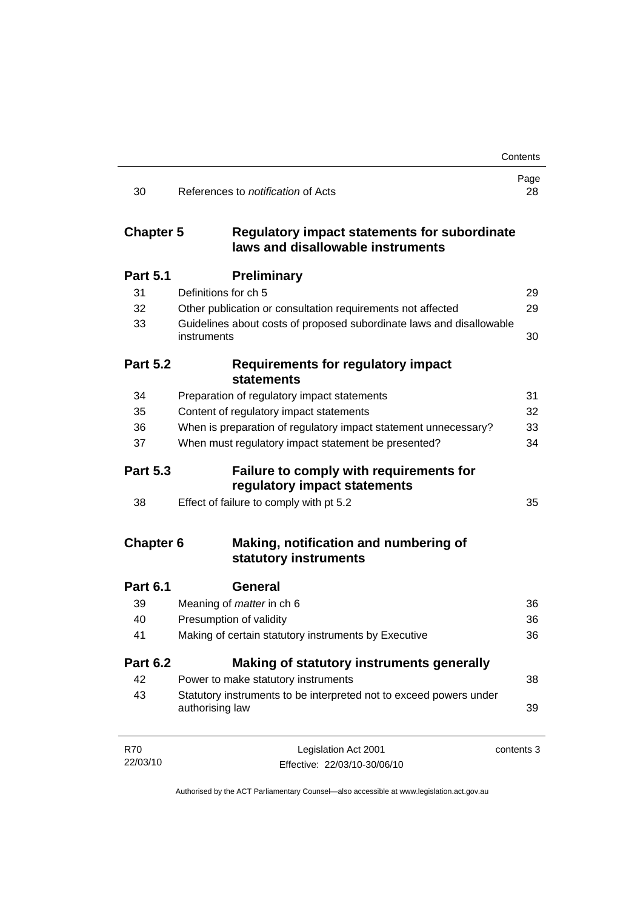| | | Page |
|---|---|---|
| 30 | References to *notification* of Acts | 28 |
| **Chapter 5** | **Regulatory impact statements for subordinate laws and disallowable instruments** | |
| **Part 5.1** | **Preliminary** | |
| 31 | Definitions for ch 5 | 29 |
| 32 | Other publication or consultation requirements not affected | 29 |
| 33 | Guidelines about costs of proposed subordinate laws and disallowable instruments | 30 |
| **Part 5.2** | **Requirements for regulatory impact statements** | |
| 34 | Preparation of regulatory impact statements | 31 |
| 35 | Content of regulatory impact statements | 32 |
| 36 | When is preparation of regulatory impact statement unnecessary? | 33 |
| 37 | When must regulatory impact statement be presented? | 34 |
| **Part 5.3** | **Failure to comply with requirements for regulatory impact statements** | |
| 38 | Effect of failure to comply with pt 5.2 | 35 |
| **Chapter 6** | **Making, notification and numbering of statutory instruments** | |
| **Part 6.1** | **General** | |
| 39 | Meaning of *matter* in ch 6 | 36 |
| 40 | Presumption of validity | 36 |
| 41 | Making of certain statutory instruments by Executive | 36 |
| **Part 6.2** | **Making of statutory instruments generally** | |
| 42 | Power to make statutory instruments | 38 |
| 43 | Statutory instruments to be interpreted not to exceed powers under authorising law | 39 |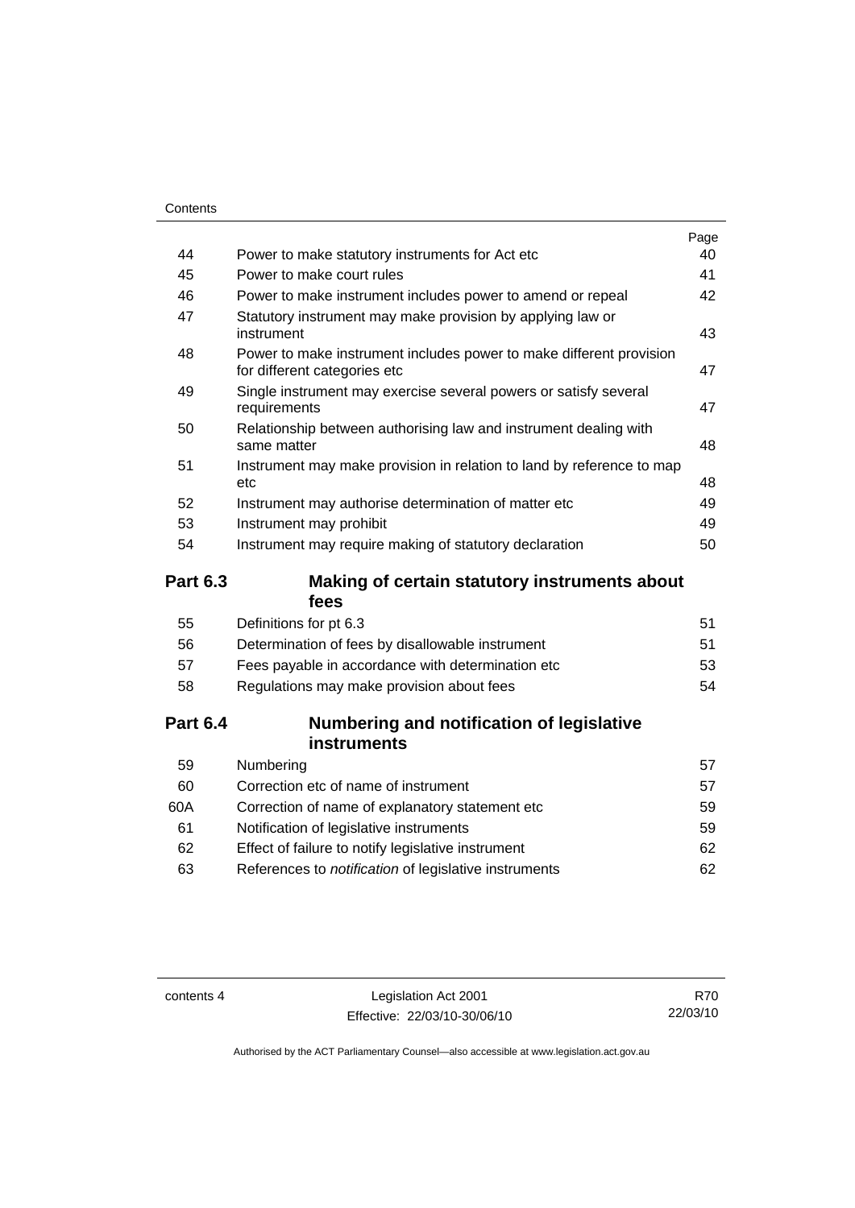| | | Page |
|---|---|---|
| 44 | Power to make statutory instruments for Act etc | 40 |
| 45 | Power to make court rules | 41 |
| 46 | Power to make instrument includes power to amend or repeal | 42 |
| 47 | Statutory instrument may make provision by applying law or instrument | 43 |
| 48 | Power to make instrument includes power to make different provision for different categories etc | 47 |
| 49 | Single instrument may exercise several powers or satisfy several requirements | 47 |
| 50 | Relationship between authorising law and instrument dealing with same matter | 48 |
| 51 | Instrument may make provision in relation to land by reference to map etc | 48 |
| 52 | Instrument may authorise determination of matter etc | 49 |
| 53 | Instrument may prohibit | 49 |
| 54 | Instrument may require making of statutory declaration | 50 |

**Part 6.3 Making of certain statutory instruments about fees**

| | | |
|---|---|---|
| 55 | Definitions for pt 6.3 | 51 |
| 56 | Determination of fees by disallowable instrument | 51 |
| 57 | Fees payable in accordance with determination etc | 53 |
| 58 | Regulations may make provision about fees | 54 |

**Part 6.4 Numbering and notification of legislative instruments**

| | | |
|---|---|---|
| 59 | Numbering | 57 |
| 60 | Correction etc of name of instrument | 57 |
| 60A | Correction of name of explanatory statement etc | 59 |
| 61 | Notification of legislative instruments | 59 |
| 62 | Effect of failure to notify legislative instrument | 62 |
| 63 | References to *notification* of legislative instruments | 62 |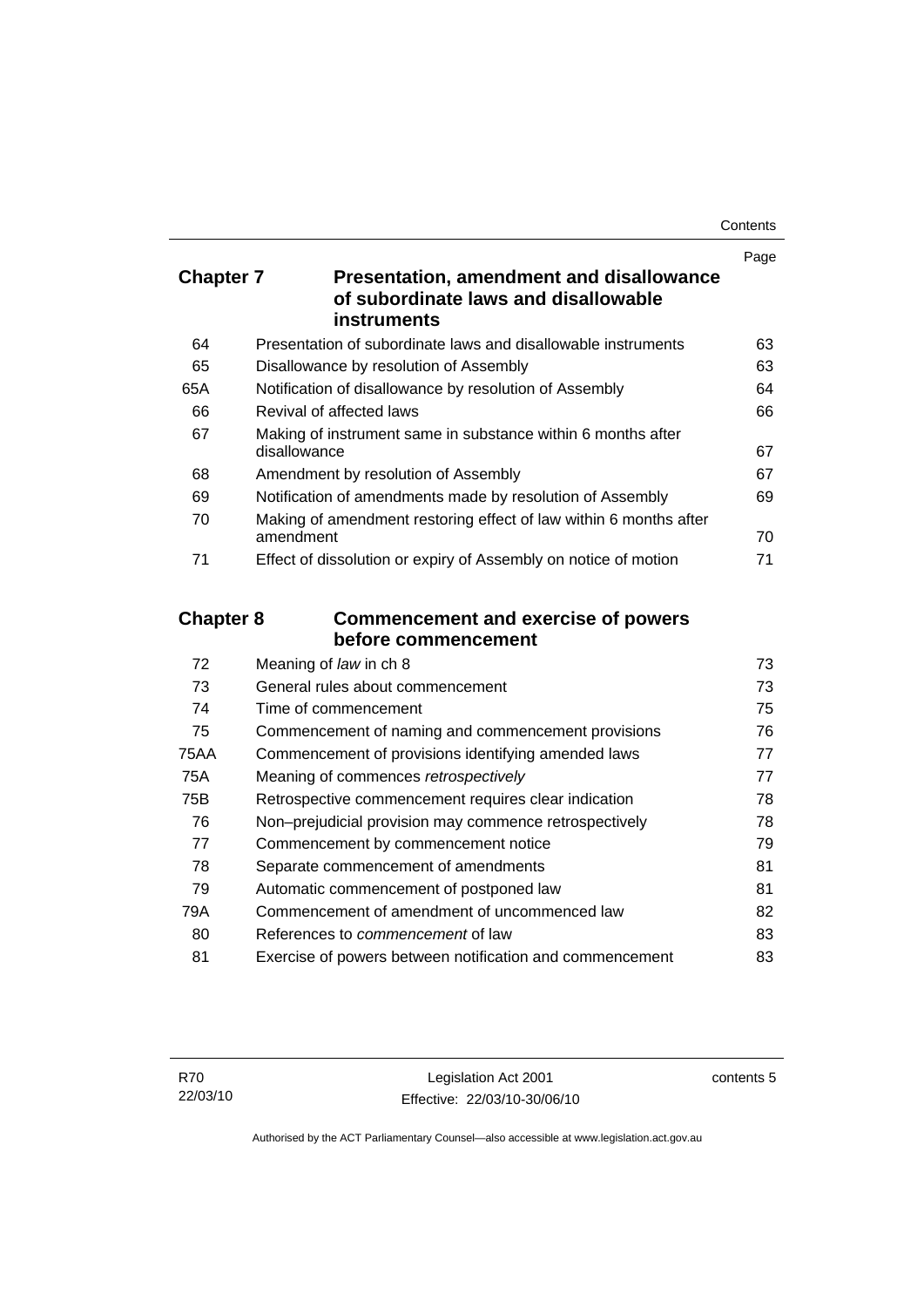| | | Page |
|---|---|---|
| **Chapter 7** | **Presentation, amendment and disallowance of subordinate laws and disallowable instruments** | |
| 64 | Presentation of subordinate laws and disallowable instruments | 63 |
| 65 | Disallowance by resolution of Assembly | 63 |
| 65A | Notification of disallowance by resolution of Assembly | 64 |
| 66 | Revival of affected laws | 66 |
| 67 | Making of instrument same in substance within 6 months after disallowance | 67 |
| 68 | Amendment by resolution of Assembly | 67 |
| 69 | Notification of amendments made by resolution of Assembly | 69 |
| 70 | Making of amendment restoring effect of law within 6 months after amendment | 70 |
| 71 | Effect of dissolution or expiry of Assembly on notice of motion | 71 |

| | | |
|---|---|---|
| **Chapter 8** | **Commencement and exercise of powers before commencement** | |
| 72 | Meaning of *law* in ch 8 | 73 |
| 73 | General rules about commencement | 73 |
| 74 | Time of commencement | 75 |
| 75 | Commencement of naming and commencement provisions | 76 |
| 75AA | Commencement of provisions identifying amended laws | 77 |
| 75A | Meaning of commences *retrospectively* | 77 |
| 75B | Retrospective commencement requires clear indication | 78 |
| 76 | Non–prejudicial provision may commence retrospectively | 78 |
| 77 | Commencement by commencement notice | 79 |
| 78 | Separate commencement of amendments | 81 |
| 79 | Automatic commencement of postponed law | 81 |
| 79A | Commencement of amendment of uncommenced law | 82 |
| 80 | References to *commencement* of law | 83 |
| 81 | Exercise of powers between notification and commencement | 83 |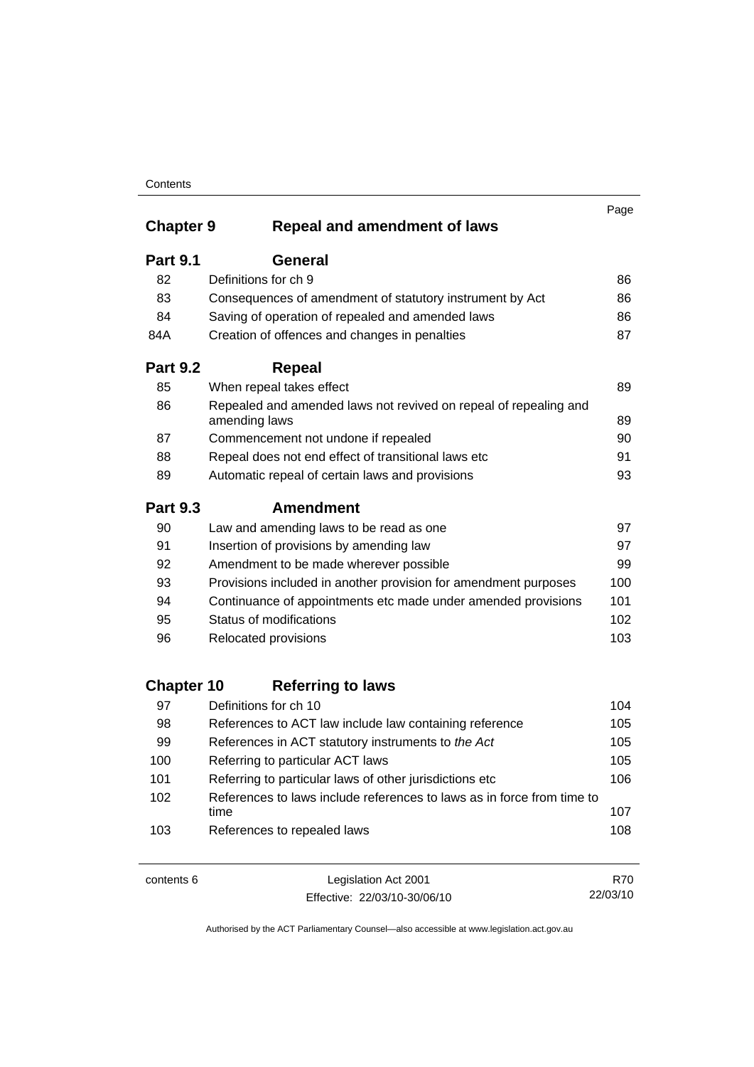| | | Page |
|---|---|---|
| **Chapter 9** | **Repeal and amendment of laws** | |
| **Part 9.1** | **General** | |
| 82 | Definitions for ch 9 | 86 |
| 83 | Consequences of amendment of statutory instrument by Act | 86 |
| 84 | Saving of operation of repealed and amended laws | 86 |
| 84A | Creation of offences and changes in penalties | 87 |
| **Part 9.2** | **Repeal** | |
| 85 | When repeal takes effect | 89 |
| 86 | Repealed and amended laws not revived on repeal of repealing and amending laws | 89 |
| 87 | Commencement not undone if repealed | 90 |
| 88 | Repeal does not end effect of transitional laws etc | 91 |
| 89 | Automatic repeal of certain laws and provisions | 93 |
| **Part 9.3** | **Amendment** | |
| 90 | Law and amending laws to be read as one | 97 |
| 91 | Insertion of provisions by amending law | 97 |
| 92 | Amendment to be made wherever possible | 99 |
| 93 | Provisions included in another provision for amendment purposes | 100 |
| 94 | Continuance of appointments etc made under amended provisions | 101 |
| 95 | Status of modifications | 102 |
| 96 | Relocated provisions | 103 |
| **Chapter 10** | **Referring to laws** | |
| 97 | Definitions for ch 10 | 104 |
| 98 | References to ACT law include law containing reference | 105 |
| 99 | References in ACT statutory instruments to *the Act* | 105 |
| 100 | Referring to particular ACT laws | 105 |
| 101 | Referring to particular laws of other jurisdictions etc | 106 |
| 102 | References to laws include references to laws as in force from time to time | 107 |
| 103 | References to repealed laws | 108 |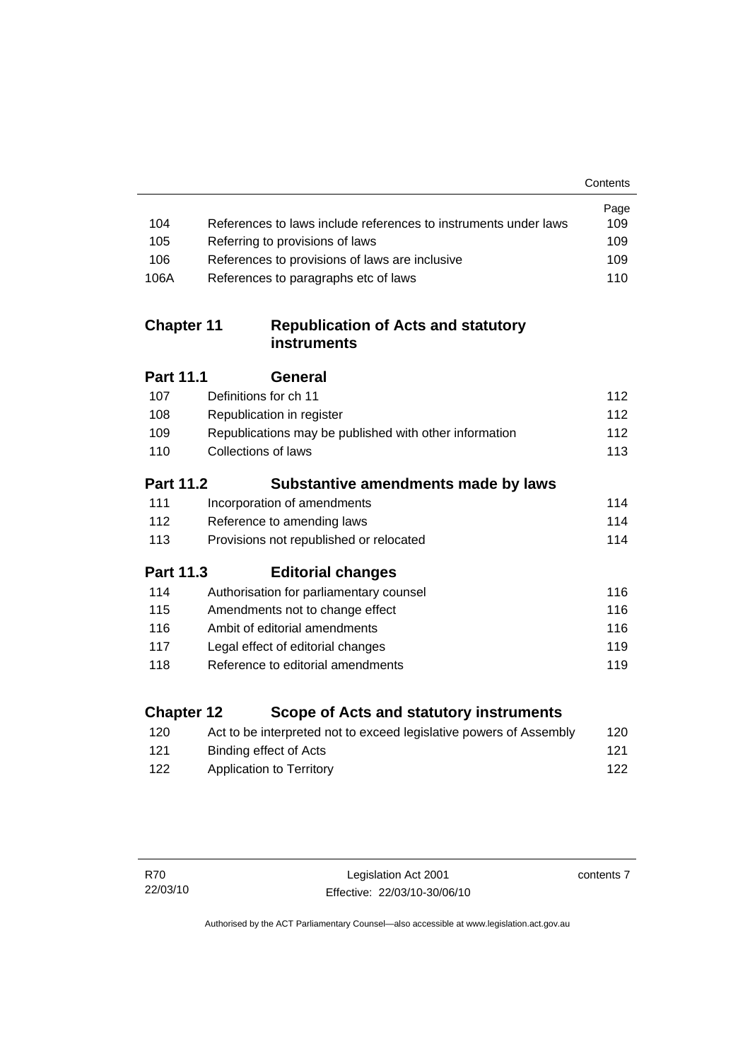| | | Page |
|---|---|---|
| 104 | References to laws include references to instruments under laws | 109 |
| 105 | Referring to provisions of laws | 109 |
| 106 | References to provisions of laws are inclusive | 109 |
| 106A | References to paragraphs etc of laws | 110 |

## Chapter 11 Republication of Acts and statutory instruments

### Part 11.1 General

| | | |
|---|---|---|
| 107 | Definitions for ch 11 | 112 |
| 108 | Republication in register | 112 |
| 109 | Republications may be published with other information | 112 |
| 110 | Collections of laws | 113 |

### Part 11.2 Substantive amendments made by laws

| | | |
|---|---|---|
| 111 | Incorporation of amendments | 114 |
| 112 | Reference to amending laws | 114 |
| 113 | Provisions not republished or relocated | 114 |

### Part 11.3 Editorial changes

| | | |
|---|---|---|
| 114 | Authorisation for parliamentary counsel | 116 |
| 115 | Amendments not to change effect | 116 |
| 116 | Ambit of editorial amendments | 116 |
| 117 | Legal effect of editorial changes | 119 |
| 118 | Reference to editorial amendments | 119 |

## Chapter 12 Scope of Acts and statutory instruments

| | | |
|---|---|---|
| 120 | Act to be interpreted not to exceed legislative powers of Assembly | 120 |
| 121 | Binding effect of Acts | 121 |
| 122 | Application to Territory | 122 |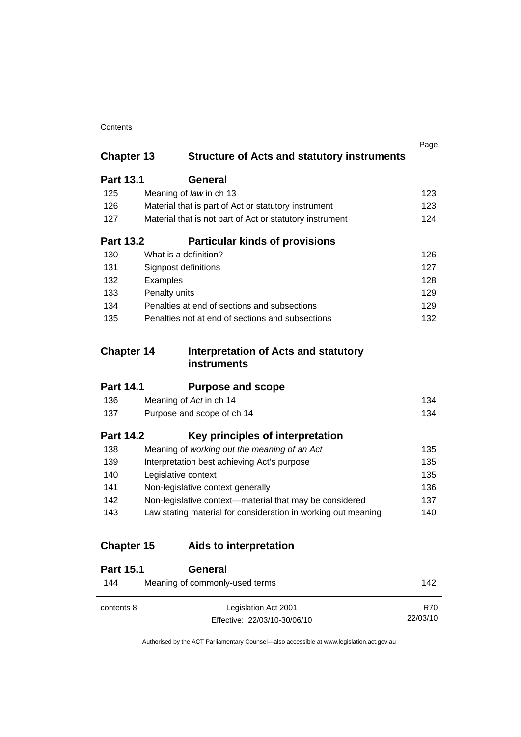| | | Page |
|---|---|---|
| **Chapter 13** | **Structure of Acts and statutory instruments** | |
| **Part 13.1** | **General** | |
| 125 | Meaning of *law* in ch 13 | 123 |
| 126 | Material that is part of Act or statutory instrument | 123 |
| 127 | Material that is not part of Act or statutory instrument | 124 |
| **Part 13.2** | **Particular kinds of provisions** | |
| 130 | What is a definition? | 126 |
| 131 | Signpost definitions | 127 |
| 132 | Examples | 128 |
| 133 | Penalty units | 129 |
| 134 | Penalties at end of sections and subsections | 129 |
| 135 | Penalties not at end of sections and subsections | 132 |
| **Chapter 14** | **Interpretation of Acts and statutory instruments** | |
| **Part 14.1** | **Purpose and scope** | |
| 136 | Meaning of *Act* in ch 14 | 134 |
| 137 | Purpose and scope of ch 14 | 134 |
| **Part 14.2** | **Key principles of interpretation** | |
| 138 | Meaning of *working out the meaning of an Act* | 135 |
| 139 | Interpretation best achieving Act's purpose | 135 |
| 140 | Legislative context | 135 |
| 141 | Non-legislative context generally | 136 |
| 142 | Non-legislative context—material that may be considered | 137 |
| 143 | Law stating material for consideration in working out meaning | 140 |
| **Chapter 15** | **Aids to interpretation** | |
| **Part 15.1** | **General** | |
| 144 | Meaning of commonly-used terms | 142 |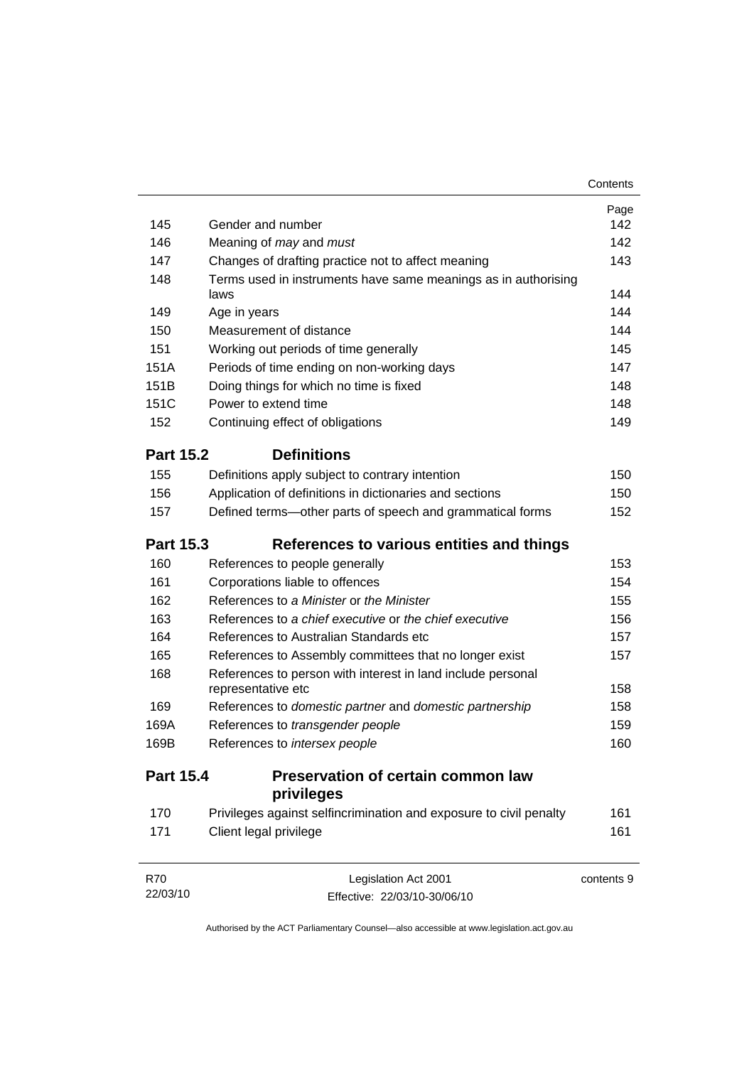| | | Page |
|---|---|---|
| 145 | Gender and number | 142 |
| 146 | Meaning of *may* and *must* | 142 |
| 147 | Changes of drafting practice not to affect meaning | 143 |
| 148 | Terms used in instruments have same meanings as in authorising laws | 144 |
| 149 | Age in years | 144 |
| 150 | Measurement of distance | 144 |
| 151 | Working out periods of time generally | 145 |
| 151A | Periods of time ending on non-working days | 147 |
| 151B | Doing things for which no time is fixed | 148 |
| 151C | Power to extend time | 148 |
| 152 | Continuing effect of obligations | 149 |

## Part 15.2 Definitions

| | | |
|---|---|---|
| 155 | Definitions apply subject to contrary intention | 150 |
| 156 | Application of definitions in dictionaries and sections | 150 |
| 157 | Defined terms—other parts of speech and grammatical forms | 152 |

## Part 15.3 References to various entities and things

| | | |
|---|---|---|
| 160 | References to people generally | 153 |
| 161 | Corporations liable to offences | 154 |
| 162 | References to *a Minister* or *the Minister* | 155 |
| 163 | References to *a chief executive* or *the chief executive* | 156 |
| 164 | References to Australian Standards etc | 157 |
| 165 | References to Assembly committees that no longer exist | 157 |
| 168 | References to person with interest in land include personal representative etc | 158 |
| 169 | References to *domestic partner* and *domestic partnership* | 158 |
| 169A | References to *transgender people* | 159 |
| 169B | References to *intersex people* | 160 |

## Part 15.4 Preservation of certain common law privileges

| | | |
|---|---|---|
| 170 | Privileges against selfincrimination and exposure to civil penalty | 161 |
| 171 | Client legal privilege | 161 |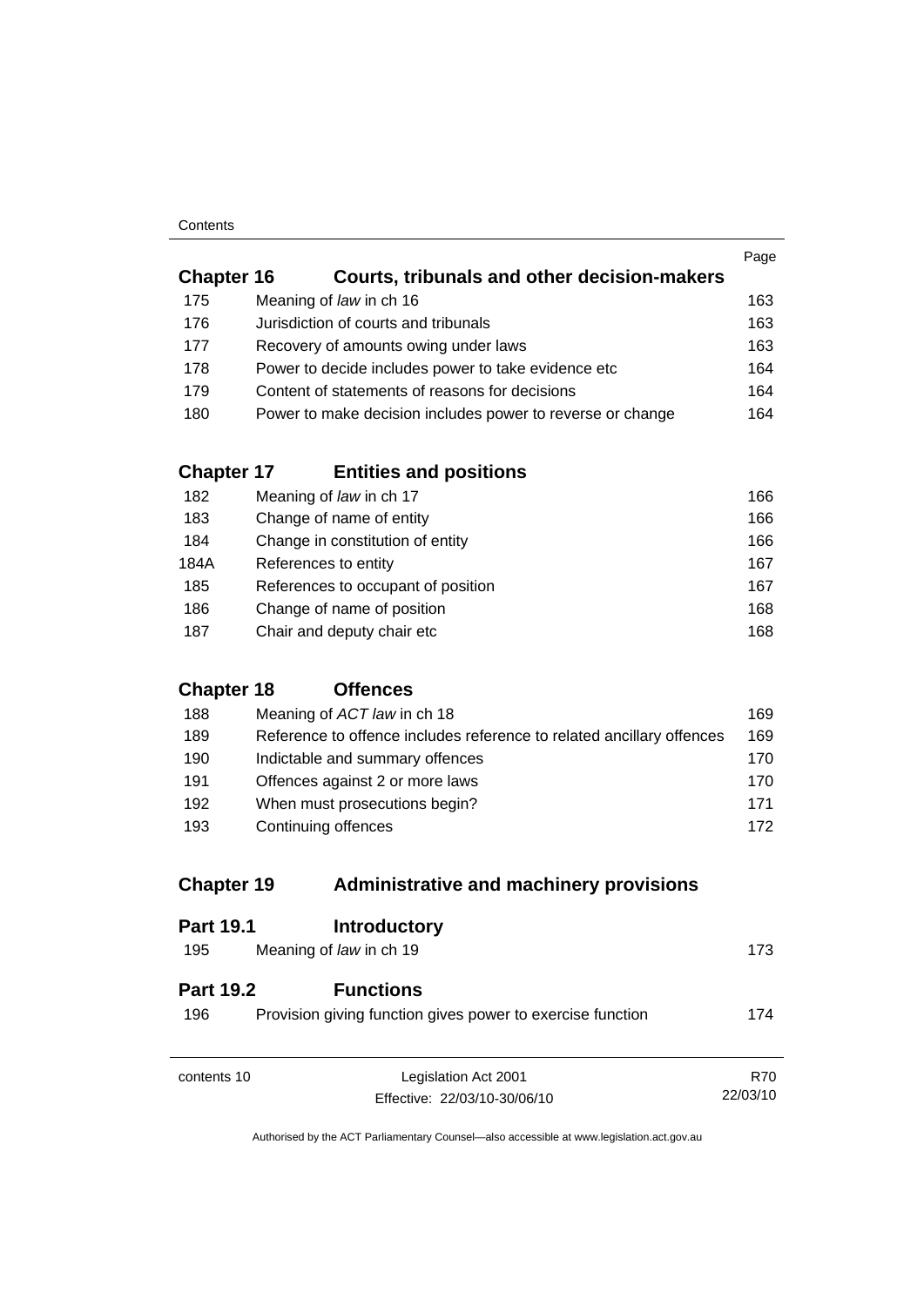| | | Page |
|---|---|---|
| **Chapter 16** | **Courts, tribunals and other decision-makers** | |
| 175 | Meaning of *law* in ch 16 | 163 |
| 176 | Jurisdiction of courts and tribunals | 163 |
| 177 | Recovery of amounts owing under laws | 163 |
| 178 | Power to decide includes power to take evidence etc | 164 |
| 179 | Content of statements of reasons for decisions | 164 |
| 180 | Power to make decision includes power to reverse or change | 164 |
| **Chapter 17** | **Entities and positions** | |
| 182 | Meaning of *law* in ch 17 | 166 |
| 183 | Change of name of entity | 166 |
| 184 | Change in constitution of entity | 166 |
| 184A | References to entity | 167 |
| 185 | References to occupant of position | 167 |
| 186 | Change of name of position | 168 |
| 187 | Chair and deputy chair etc | 168 |
| **Chapter 18** | **Offences** | |
| 188 | Meaning of *ACT law* in ch 18 | 169 |
| 189 | Reference to offence includes reference to related ancillary offences | 169 |
| 190 | Indictable and summary offences | 170 |
| 191 | Offences against 2 or more laws | 170 |
| 192 | When must prosecutions begin? | 171 |
| 193 | Continuing offences | 172 |
| **Chapter 19** | **Administrative and machinery provisions** | |
| **Part 19.1** | **Introductory** | |
| 195 | Meaning of *law* in ch 19 | 173 |
| **Part 19.2** | **Functions** | |
| 196 | Provision giving function gives power to exercise function | 174 |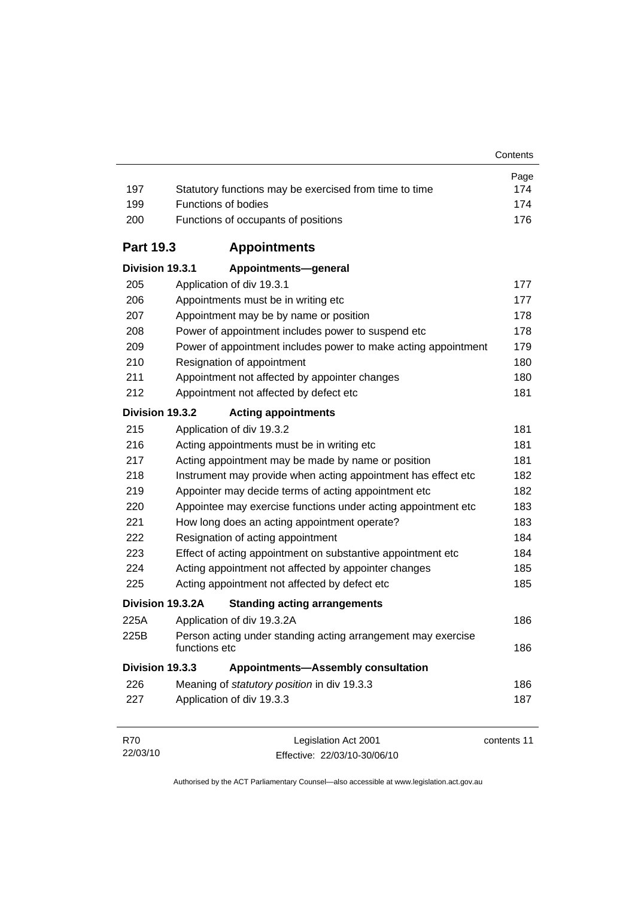| | | Page |
|---|---|---|
| 197 | Statutory functions may be exercised from time to time | 174 |
| 199 | Functions of bodies | 174 |
| 200 | Functions of occupants of positions | 176 |

## Part 19.3 Appointments

### Division 19.3.1 Appointments—general

| | | |
|---|---|---|
| 205 | Application of div 19.3.1 | 177 |
| 206 | Appointments must be in writing etc | 177 |
| 207 | Appointment may be by name or position | 178 |
| 208 | Power of appointment includes power to suspend etc | 178 |
| 209 | Power of appointment includes power to make acting appointment | 179 |
| 210 | Resignation of appointment | 180 |
| 211 | Appointment not affected by appointer changes | 180 |
| 212 | Appointment not affected by defect etc | 181 |

### Division 19.3.2 Acting appointments

| | | |
|---|---|---|
| 215 | Application of div 19.3.2 | 181 |
| 216 | Acting appointments must be in writing etc | 181 |
| 217 | Acting appointment may be made by name or position | 181 |
| 218 | Instrument may provide when acting appointment has effect etc | 182 |
| 219 | Appointer may decide terms of acting appointment etc | 182 |
| 220 | Appointee may exercise functions under acting appointment etc | 183 |
| 221 | How long does an acting appointment operate? | 183 |
| 222 | Resignation of acting appointment | 184 |
| 223 | Effect of acting appointment on substantive appointment etc | 184 |
| 224 | Acting appointment not affected by appointer changes | 185 |
| 225 | Acting appointment not affected by defect etc | 185 |

### Division 19.3.2A Standing acting arrangements

| | | |
|---|---|---|
| 225A | Application of div 19.3.2A | 186 |
| 225B | Person acting under standing acting arrangement may exercise functions etc | 186 |

### Division 19.3.3 Appointments—Assembly consultation

| | | |
|---|---|---|
| 226 | Meaning of *statutory position* in div 19.3.3 | 186 |
| 227 | Application of div 19.3.3 | 187 |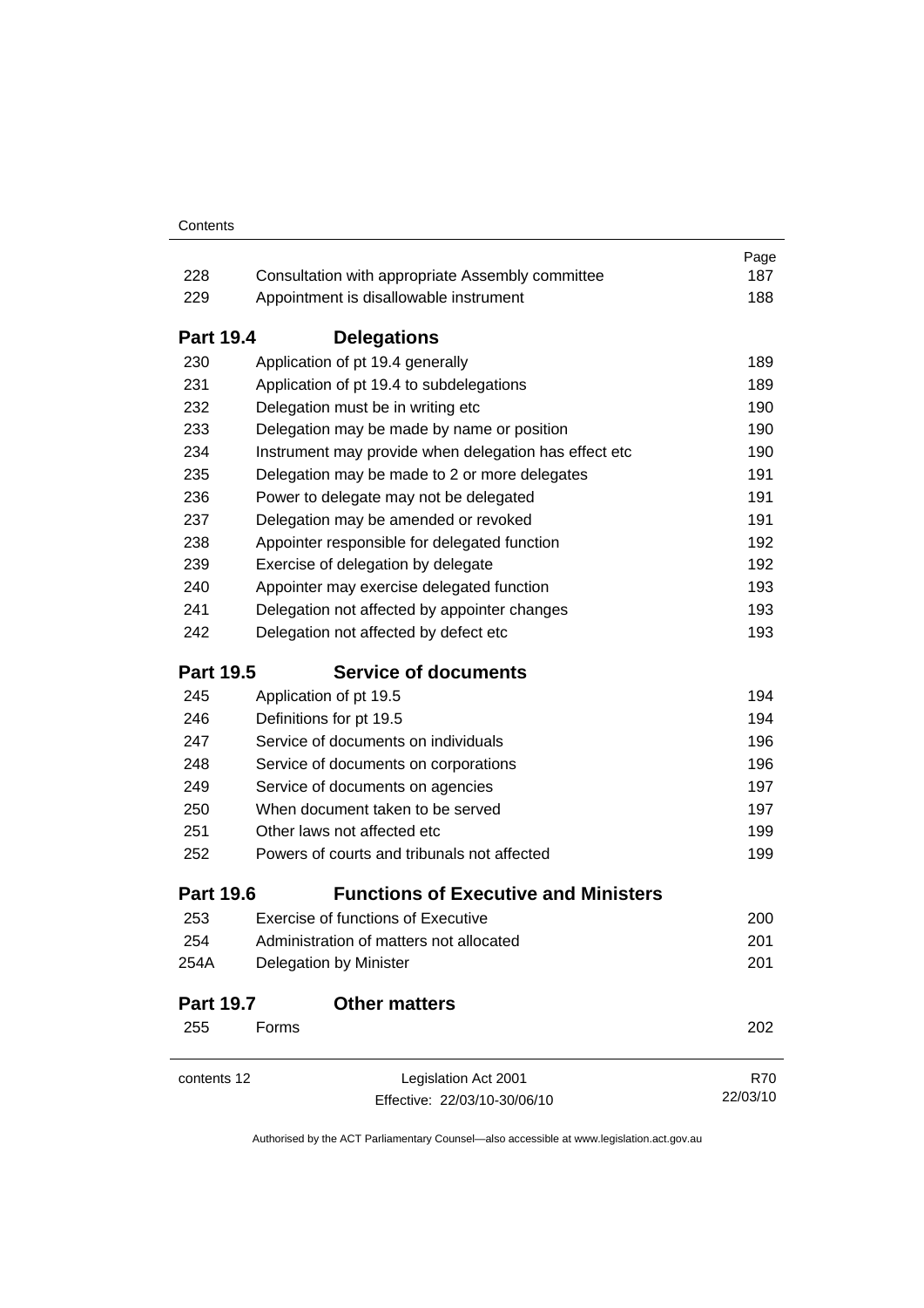| | | Page |
|---|---|---|
| 228 | Consultation with appropriate Assembly committee | 187 |
| 229 | Appointment is disallowable instrument | 188 |

## Part 19.4 Delegations

| | | |
|---|---|---|
| 230 | Application of pt 19.4 generally | 189 |
| 231 | Application of pt 19.4 to subdelegations | 189 |
| 232 | Delegation must be in writing etc | 190 |
| 233 | Delegation may be made by name or position | 190 |
| 234 | Instrument may provide when delegation has effect etc | 190 |
| 235 | Delegation may be made to 2 or more delegates | 191 |
| 236 | Power to delegate may not be delegated | 191 |
| 237 | Delegation may be amended or revoked | 191 |
| 238 | Appointer responsible for delegated function | 192 |
| 239 | Exercise of delegation by delegate | 192 |
| 240 | Appointer may exercise delegated function | 193 |
| 241 | Delegation not affected by appointer changes | 193 |
| 242 | Delegation not affected by defect etc | 193 |

## Part 19.5 Service of documents

| | | |
|---|---|---|
| 245 | Application of pt 19.5 | 194 |
| 246 | Definitions for pt 19.5 | 194 |
| 247 | Service of documents on individuals | 196 |
| 248 | Service of documents on corporations | 196 |
| 249 | Service of documents on agencies | 197 |
| 250 | When document taken to be served | 197 |
| 251 | Other laws not affected etc | 199 |
| 252 | Powers of courts and tribunals not affected | 199 |

## Part 19.6 Functions of Executive and Ministers

| | | |
|---|---|---|
| 253 | Exercise of functions of Executive | 200 |
| 254 | Administration of matters not allocated | 201 |
| 254A | Delegation by Minister | 201 |

## Part 19.7 Other matters

| | | |
|---|---|---|
| 255 | Forms | 202 |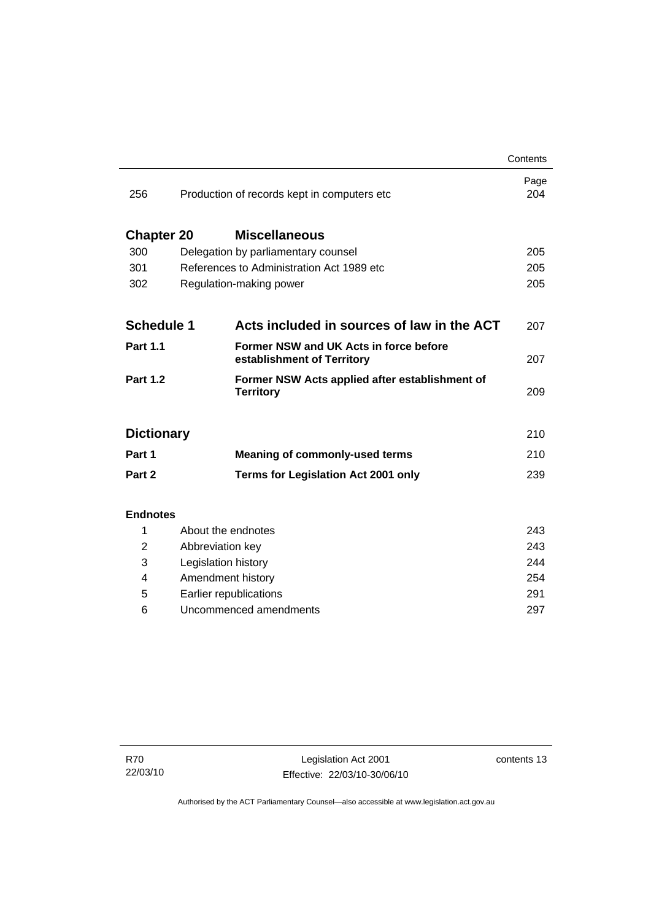| | | Page |
|---|---|---|
| 256 | Production of records kept in computers etc | 204 |
| **Chapter 20** | **Miscellaneous** | |
| 300 | Delegation by parliamentary counsel | 205 |
| 301 | References to Administration Act 1989 etc | 205 |
| 302 | Regulation-making power | 205 |
| **Schedule 1** | **Acts included in sources of law in the ACT** | 207 |
| **Part 1.1** | **Former NSW and UK Acts in force before establishment of Territory** | 207 |
| **Part 1.2** | **Former NSW Acts applied after establishment of Territory** | 209 |
| **Dictionary** | | 210 |
| **Part 1** | **Meaning of commonly-used terms** | 210 |
| **Part 2** | **Terms for Legislation Act 2001 only** | 239 |

**Endnotes**

| | | |
|---|---|---|
| 1 | About the endnotes | 243 |
| 2 | Abbreviation key | 243 |
| 3 | Legislation history | 244 |
| 4 | Amendment history | 254 |
| 5 | Earlier republications | 291 |
| 6 | Uncommenced amendments | 297 |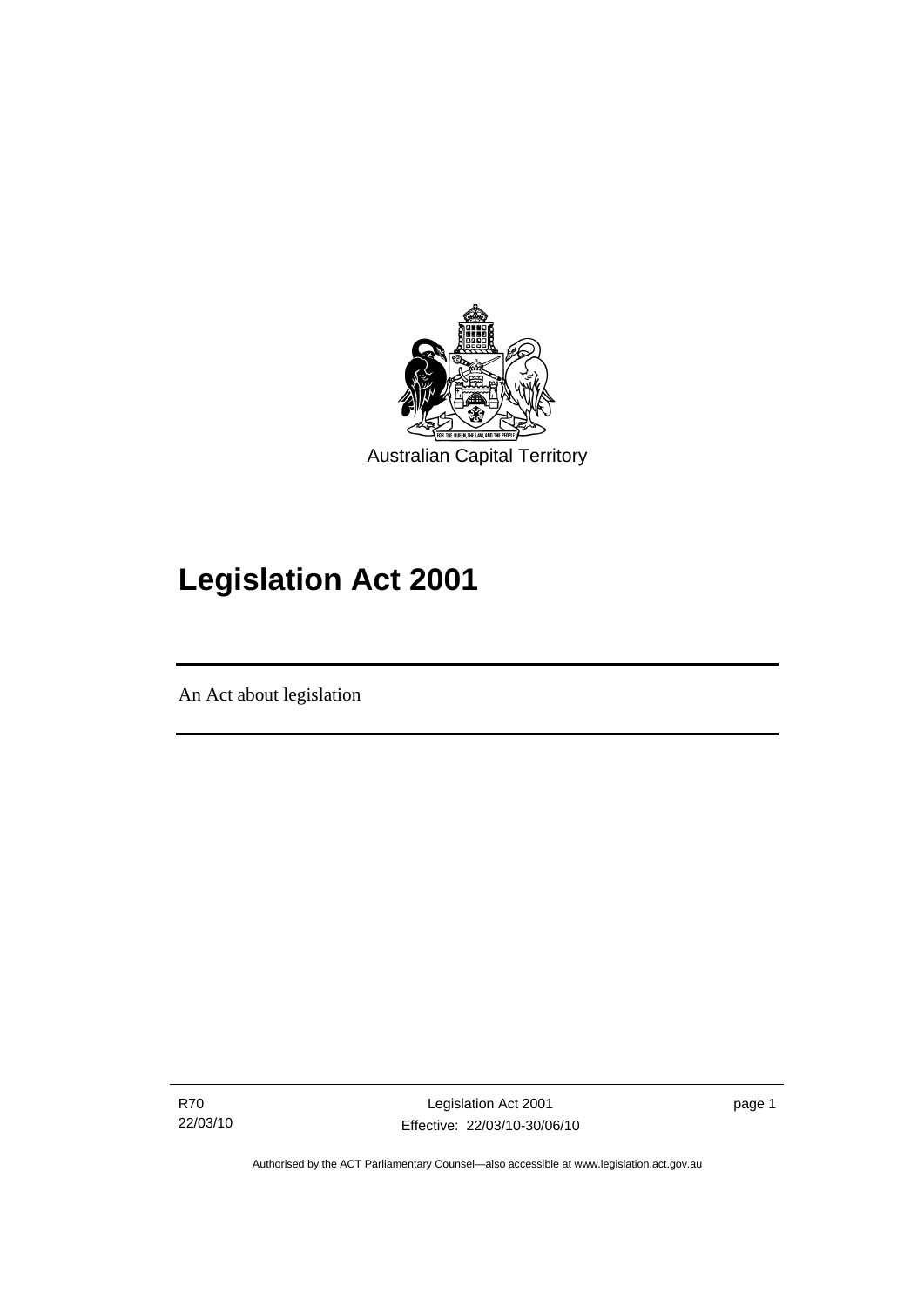Australian Capital Territory

# Legislation Act 2001

An Act about legislation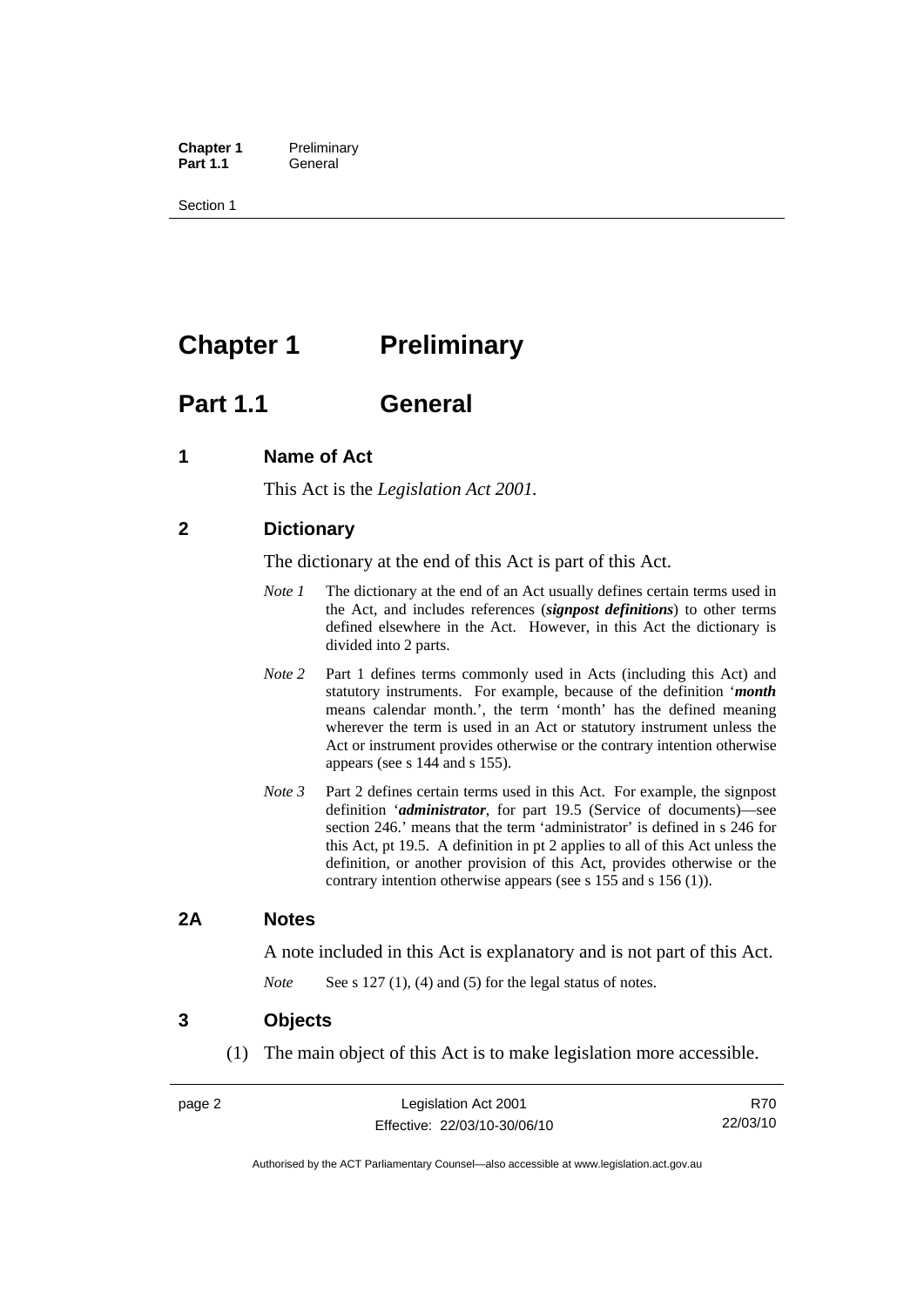# Chapter 1 Preliminary

## Part 1.1 General

### 1 Name of Act

This Act is the *Legislation Act 2001*.

### 2 Dictionary

The dictionary at the end of this Act is part of this Act.

*Note 1* The dictionary at the end of an Act usually defines certain terms used in the Act, and includes references (***signpost definitions***) to other terms defined elsewhere in the Act. However, in this Act the dictionary is divided into 2 parts.

*Note 2* Part 1 defines terms commonly used in Acts (including this Act) and statutory instruments. For example, because of the definition '***month*** means calendar month.', the term 'month' has the defined meaning wherever the term is used in an Act or statutory instrument unless the Act or instrument provides otherwise or the contrary intention otherwise appears (see s 144 and s 155).

*Note 3* Part 2 defines certain terms used in this Act. For example, the signpost definition '***administrator***, for part 19.5 (Service of documents)—see section 246.' means that the term 'administrator' is defined in s 246 for this Act, pt 19.5. A definition in pt 2 applies to all of this Act unless the definition, or another provision of this Act, provides otherwise or the contrary intention otherwise appears (see s 155 and s 156 (1)).

### 2A Notes

A note included in this Act is explanatory and is not part of this Act.

*Note* See s 127 (1), (4) and (5) for the legal status of notes.

### 3 Objects

(1) The main object of this Act is to make legislation more accessible.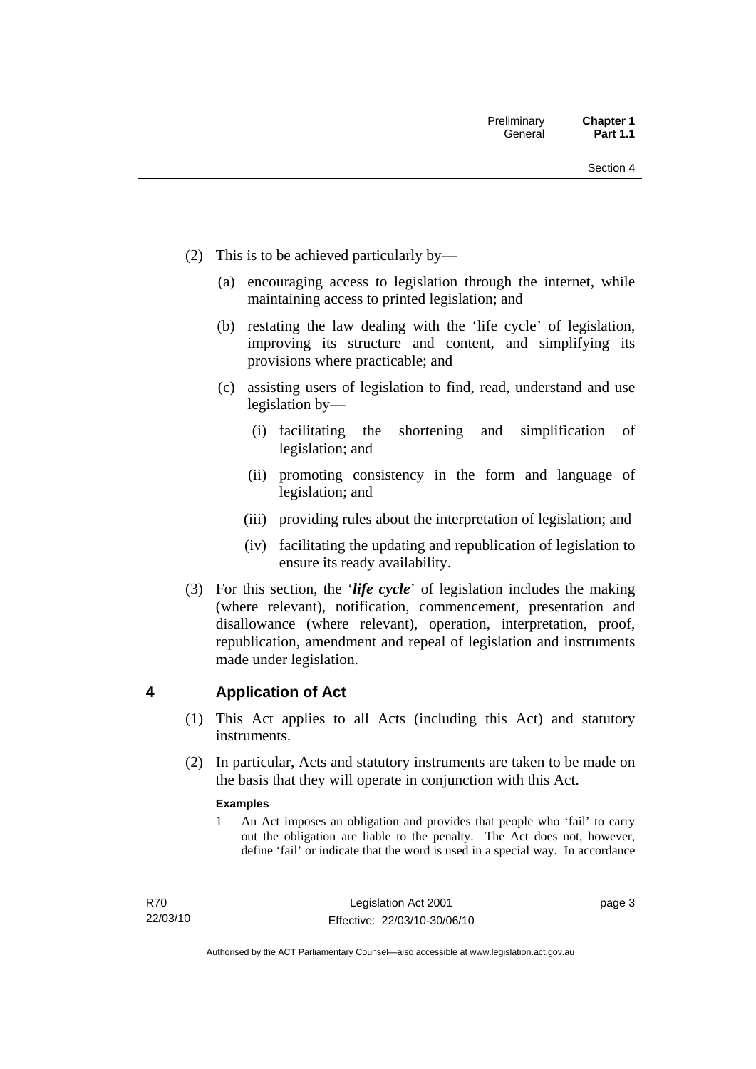(2) This is to be achieved particularly by—

(a) encouraging access to legislation through the internet, while maintaining access to printed legislation; and

(b) restating the law dealing with the 'life cycle' of legislation, improving its structure and content, and simplifying its provisions where practicable; and

(c) assisting users of legislation to find, read, understand and use legislation by—

(i) facilitating the shortening and simplification of legislation; and

(ii) promoting consistency in the form and language of legislation; and

(iii) providing rules about the interpretation of legislation; and

(iv) facilitating the updating and republication of legislation to ensure its ready availability.

(3) For this section, the '***life cycle***' of legislation includes the making (where relevant), notification, commencement, presentation and disallowance (where relevant), operation, interpretation, proof, republication, amendment and repeal of legislation and instruments made under legislation.

## 4 Application of Act

(1) This Act applies to all Acts (including this Act) and statutory instruments.

(2) In particular, Acts and statutory instruments are taken to be made on the basis that they will operate in conjunction with this Act.

**Examples**

1 An Act imposes an obligation and provides that people who 'fail' to carry out the obligation are liable to the penalty. The Act does not, however, define 'fail' or indicate that the word is used in a special way. In accordance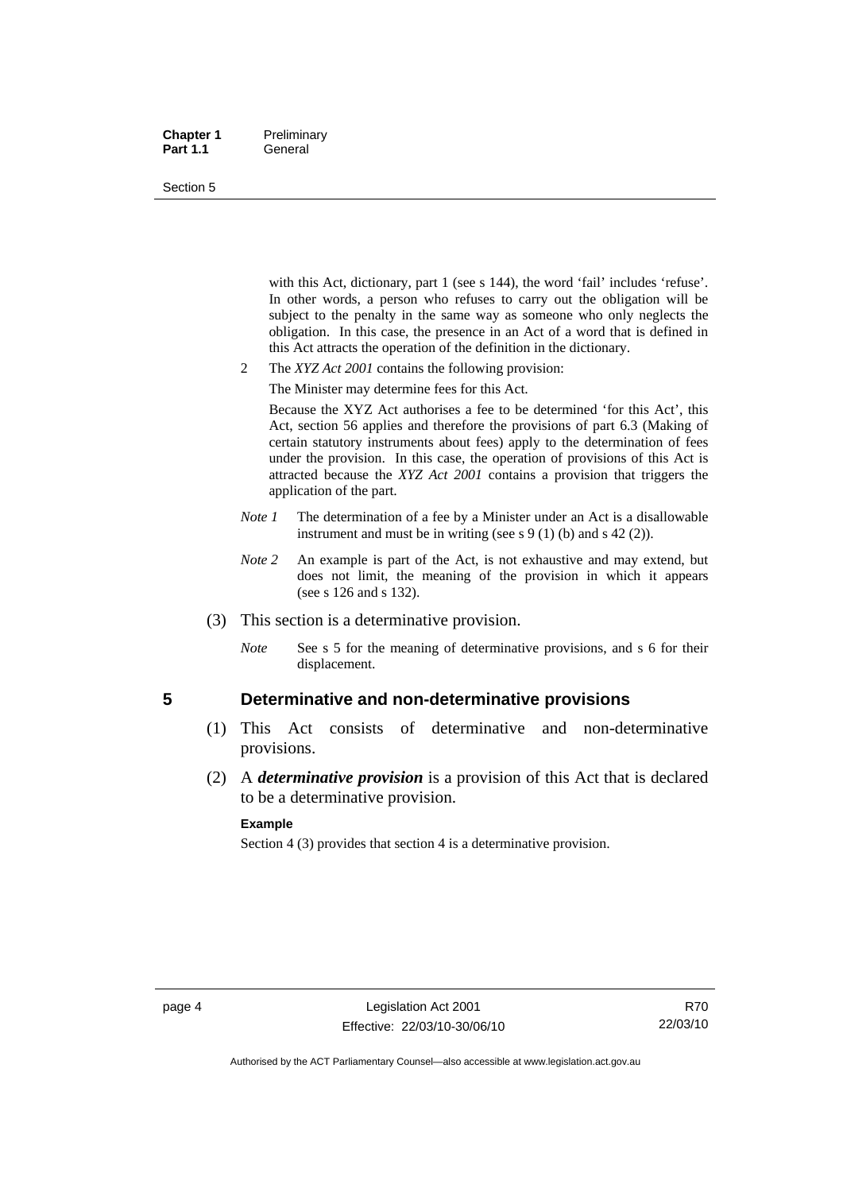with this Act, dictionary, part 1 (see s 144), the word 'fail' includes 'refuse'. In other words, a person who refuses to carry out the obligation will be subject to the penalty in the same way as someone who only neglects the obligation. In this case, the presence in an Act of a word that is defined in this Act attracts the operation of the definition in the dictionary.

2 The *XYZ Act 2001* contains the following provision:

The Minister may determine fees for this Act.

Because the XYZ Act authorises a fee to be determined 'for this Act', this Act, section 56 applies and therefore the provisions of part 6.3 (Making of certain statutory instruments about fees) apply to the determination of fees under the provision. In this case, the operation of provisions of this Act is attracted because the *XYZ Act 2001* contains a provision that triggers the application of the part.

*Note 1* The determination of a fee by a Minister under an Act is a disallowable instrument and must be in writing (see s 9 (1) (b) and s 42 (2)).

*Note 2* An example is part of the Act, is not exhaustive and may extend, but does not limit, the meaning of the provision in which it appears (see s 126 and s 132).

(3) This section is a determinative provision.

*Note* See s 5 for the meaning of determinative provisions, and s 6 for their displacement.

## 5 Determinative and non-determinative provisions

(1) This Act consists of determinative and non-determinative provisions.

(2) A ***determinative provision*** is a provision of this Act that is declared to be a determinative provision.

**Example**

Section 4 (3) provides that section 4 is a determinative provision.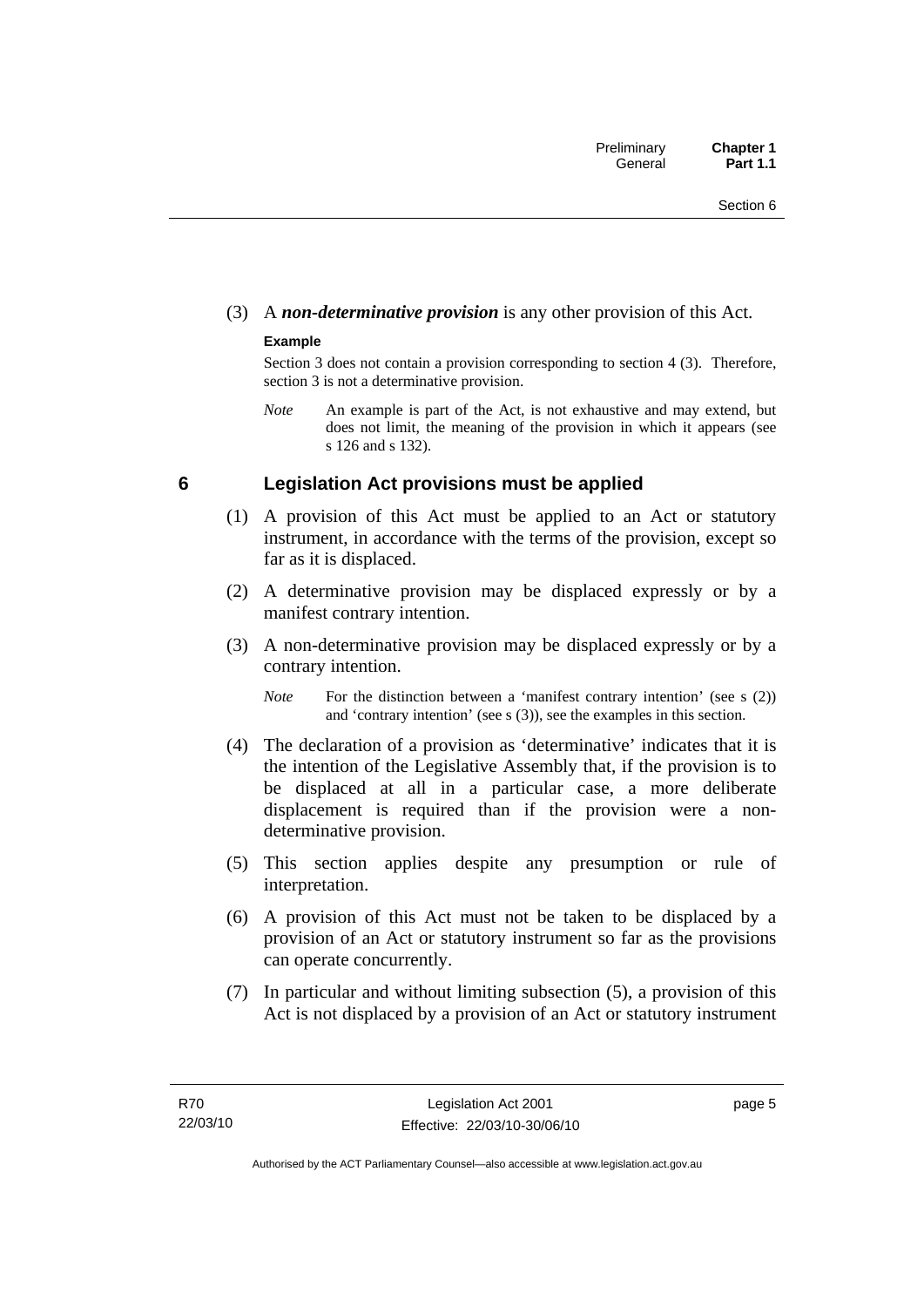(3) A ***non-determinative provision*** is any other provision of this Act.

**Example**

Section 3 does not contain a provision corresponding to section 4 (3). Therefore, section 3 is not a determinative provision.

*Note* An example is part of the Act, is not exhaustive and may extend, but does not limit, the meaning of the provision in which it appears (see s 126 and s 132).

## 6 Legislation Act provisions must be applied

(1) A provision of this Act must be applied to an Act or statutory instrument, in accordance with the terms of the provision, except so far as it is displaced.

(2) A determinative provision may be displaced expressly or by a manifest contrary intention.

(3) A non-determinative provision may be displaced expressly or by a contrary intention.

*Note* For the distinction between a 'manifest contrary intention' (see s (2)) and 'contrary intention' (see s (3)), see the examples in this section.

(4) The declaration of a provision as 'determinative' indicates that it is the intention of the Legislative Assembly that, if the provision is to be displaced at all in a particular case, a more deliberate displacement is required than if the provision were a non-determinative provision.

(5) This section applies despite any presumption or rule of interpretation.

(6) A provision of this Act must not be taken to be displaced by a provision of an Act or statutory instrument so far as the provisions can operate concurrently.

(7) In particular and without limiting subsection (5), a provision of this Act is not displaced by a provision of an Act or statutory instrument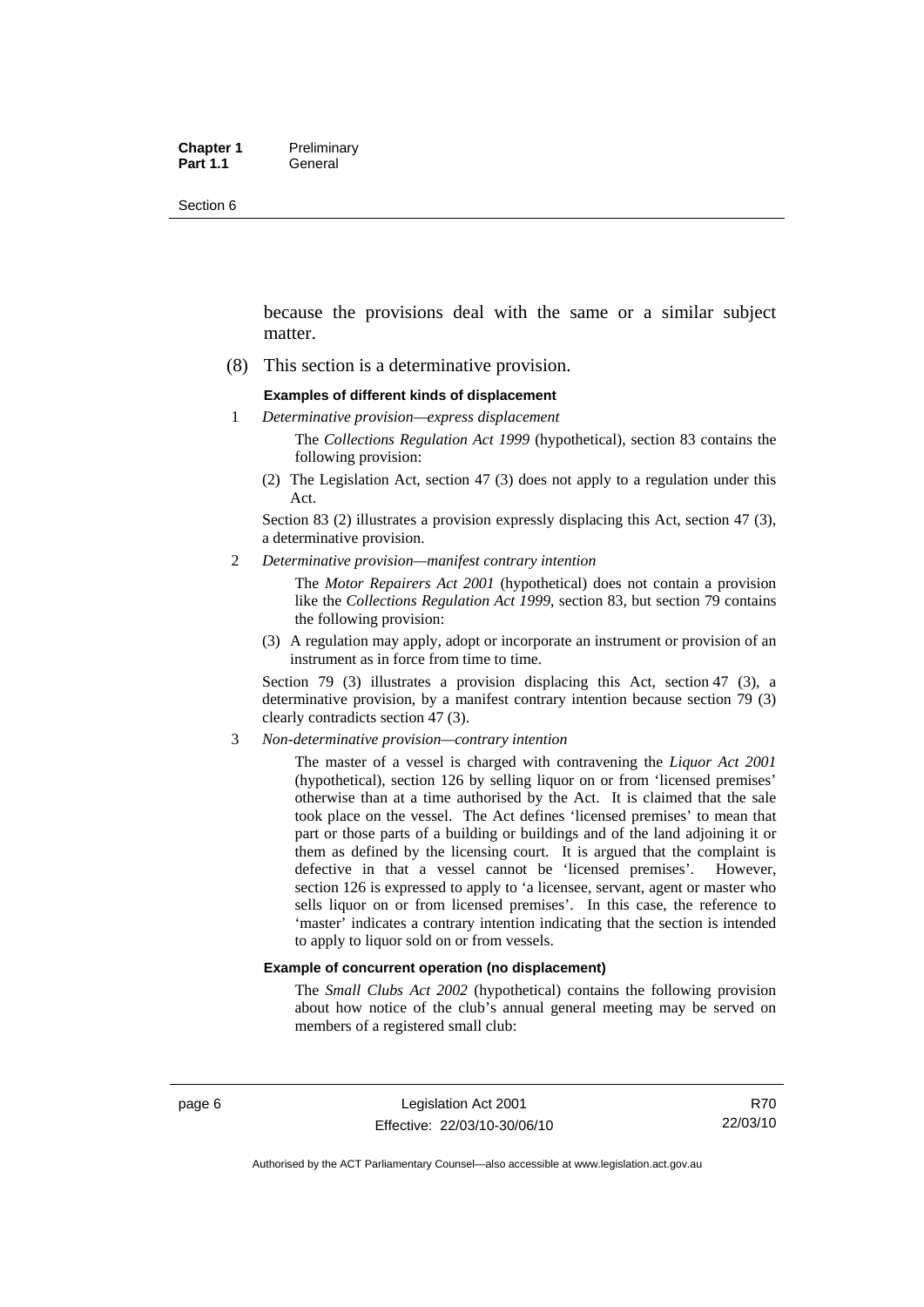because the provisions deal with the same or a similar subject matter.

(8) This section is a determinative provision.

**Examples of different kinds of displacement**

1 *Determinative provision—express displacement*

The *Collections Regulation Act 1999* (hypothetical), section 83 contains the following provision:

(2) The Legislation Act, section 47 (3) does not apply to a regulation under this Act.

Section 83 (2) illustrates a provision expressly displacing this Act, section 47 (3), a determinative provision.

2 *Determinative provision—manifest contrary intention*

The *Motor Repairers Act 2001* (hypothetical) does not contain a provision like the *Collections Regulation Act 1999*, section 83, but section 79 contains the following provision:

(3) A regulation may apply, adopt or incorporate an instrument or provision of an instrument as in force from time to time.

Section 79 (3) illustrates a provision displacing this Act, section 47 (3), a determinative provision, by a manifest contrary intention because section 79 (3) clearly contradicts section 47 (3).

3 *Non-determinative provision—contrary intention*

The master of a vessel is charged with contravening the *Liquor Act 2001* (hypothetical), section 126 by selling liquor on or from 'licensed premises' otherwise than at a time authorised by the Act. It is claimed that the sale took place on the vessel. The Act defines 'licensed premises' to mean that part or those parts of a building or buildings and of the land adjoining it or them as defined by the licensing court. It is argued that the complaint is defective in that a vessel cannot be 'licensed premises'. However, section 126 is expressed to apply to 'a licensee, servant, agent or master who sells liquor on or from licensed premises'. In this case, the reference to 'master' indicates a contrary intention indicating that the section is intended to apply to liquor sold on or from vessels.

**Example of concurrent operation (no displacement)**

The *Small Clubs Act 2002* (hypothetical) contains the following provision about how notice of the club's annual general meeting may be served on members of a registered small club: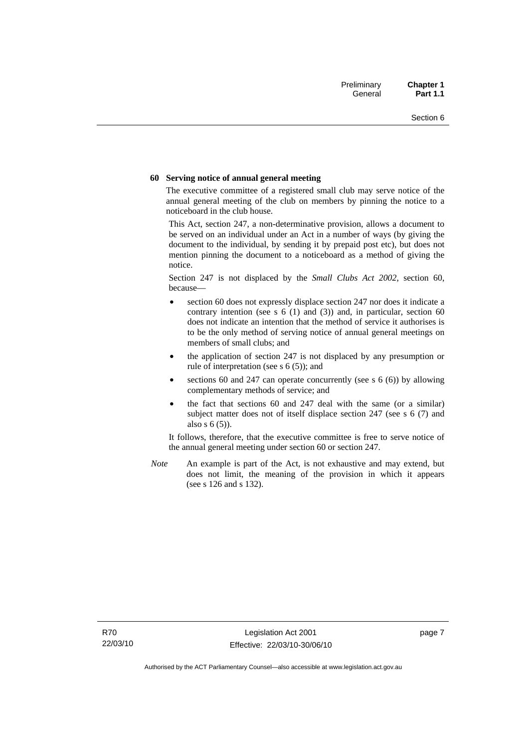**60 Serving notice of annual general meeting**

The executive committee of a registered small club may serve notice of the annual general meeting of the club on members by pinning the notice to a noticeboard in the club house.

This Act, section 247, a non-determinative provision, allows a document to be served on an individual under an Act in a number of ways (by giving the document to the individual, by sending it by prepaid post etc), but does not mention pinning the document to a noticeboard as a method of giving the notice.

Section 247 is not displaced by the *Small Clubs Act 2002*, section 60, because—

- section 60 does not expressly displace section 247 nor does it indicate a contrary intention (see s 6 (1) and (3)) and, in particular, section 60 does not indicate an intention that the method of service it authorises is to be the only method of serving notice of annual general meetings on members of small clubs; and
- the application of section 247 is not displaced by any presumption or rule of interpretation (see s 6 (5)); and
- sections 60 and 247 can operate concurrently (see s 6 (6)) by allowing complementary methods of service; and
- the fact that sections 60 and 247 deal with the same (or a similar) subject matter does not of itself displace section 247 (see s 6 (7) and also s 6 (5)).

It follows, therefore, that the executive committee is free to serve notice of the annual general meeting under section 60 or section 247.

*Note* An example is part of the Act, is not exhaustive and may extend, but does not limit, the meaning of the provision in which it appears (see s 126 and s 132).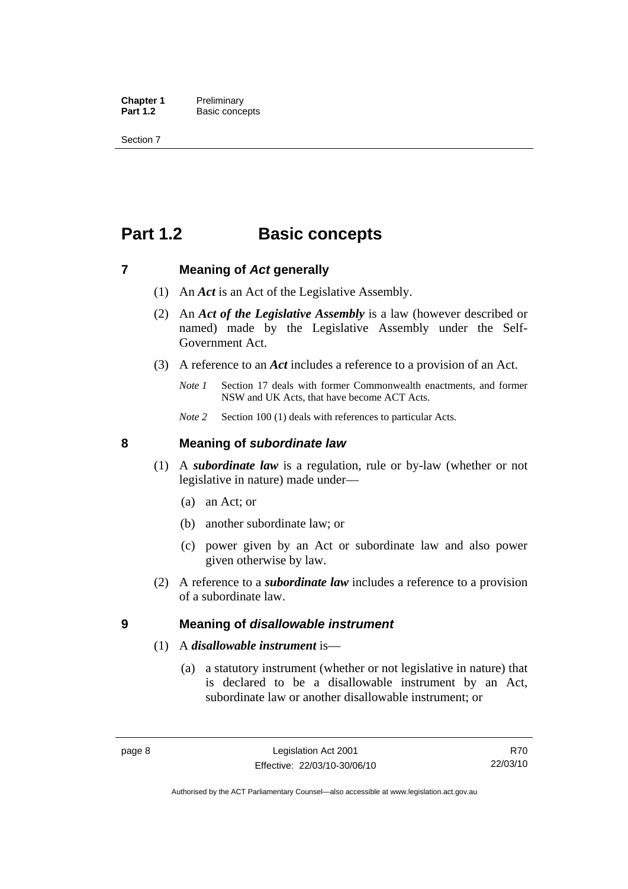# Part 1.2 Basic concepts

## 7 Meaning of *Act* generally

(1) An ***Act*** is an Act of the Legislative Assembly.

(2) An ***Act of the Legislative Assembly*** is a law (however described or named) made by the Legislative Assembly under the Self-Government Act.

(3) A reference to an ***Act*** includes a reference to a provision of an Act.

*Note 1* Section 17 deals with former Commonwealth enactments, and former NSW and UK Acts, that have become ACT Acts.

*Note 2* Section 100 (1) deals with references to particular Acts.

## 8 Meaning of *subordinate law*

(1) A ***subordinate law*** is a regulation, rule or by-law (whether or not legislative in nature) made under—

(a) an Act; or

(b) another subordinate law; or

(c) power given by an Act or subordinate law and also power given otherwise by law.

(2) A reference to a ***subordinate law*** includes a reference to a provision of a subordinate law.

## 9 Meaning of *disallowable instrument*

(1) A ***disallowable instrument*** is—

(a) a statutory instrument (whether or not legislative in nature) that is declared to be a disallowable instrument by an Act, subordinate law or another disallowable instrument; or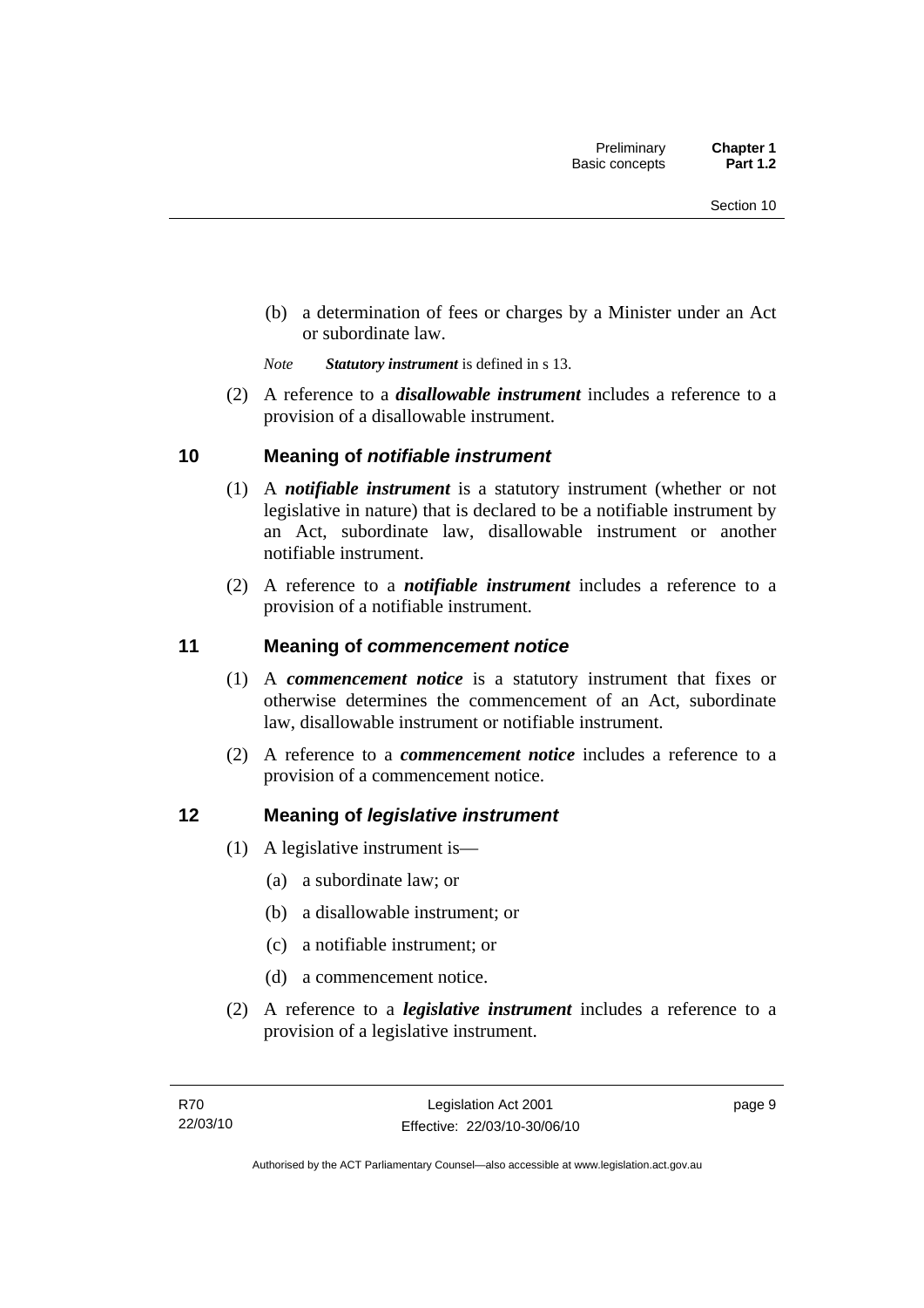(b) a determination of fees or charges by a Minister under an Act or subordinate law.

*Note* ***Statutory instrument*** is defined in s 13.

(2) A reference to a ***disallowable instrument*** includes a reference to a provision of a disallowable instrument.

## 10 Meaning of *notifiable instrument*

(1) A ***notifiable instrument*** is a statutory instrument (whether or not legislative in nature) that is declared to be a notifiable instrument by an Act, subordinate law, disallowable instrument or another notifiable instrument.

(2) A reference to a ***notifiable instrument*** includes a reference to a provision of a notifiable instrument.

## 11 Meaning of *commencement notice*

(1) A ***commencement notice*** is a statutory instrument that fixes or otherwise determines the commencement of an Act, subordinate law, disallowable instrument or notifiable instrument.

(2) A reference to a ***commencement notice*** includes a reference to a provision of a commencement notice.

## 12 Meaning of *legislative instrument*

(1) A legislative instrument is—

(a) a subordinate law; or

(b) a disallowable instrument; or

(c) a notifiable instrument; or

(d) a commencement notice.

(2) A reference to a ***legislative instrument*** includes a reference to a provision of a legislative instrument.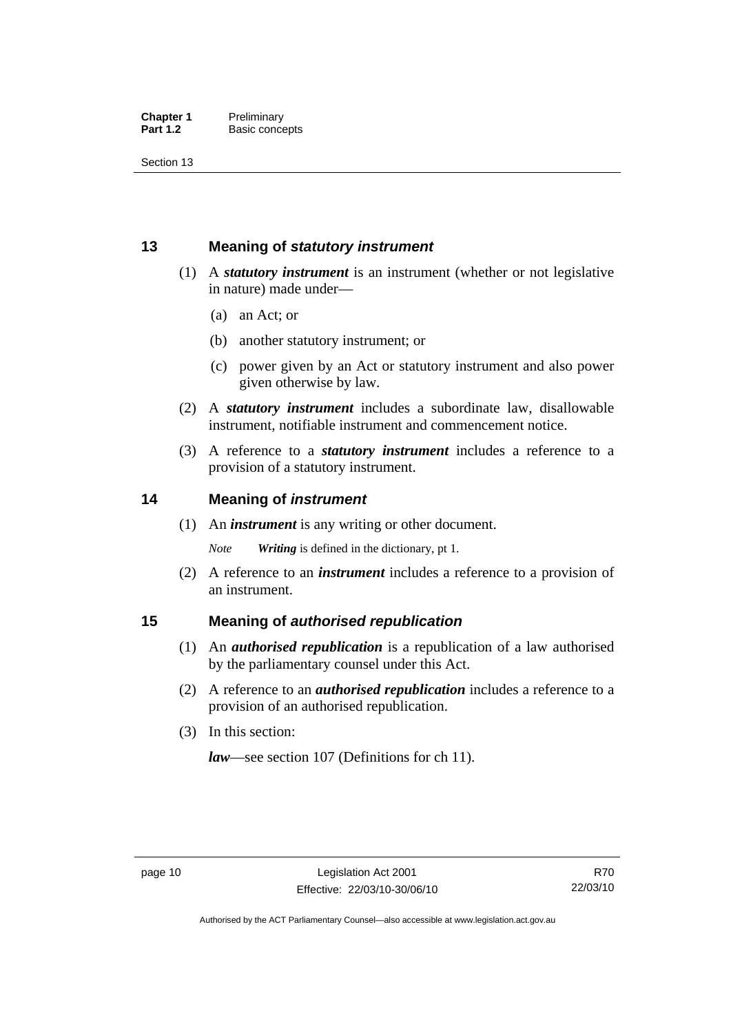## 13 Meaning of *statutory instrument*

(1) A ***statutory instrument*** is an instrument (whether or not legislative in nature) made under—

(a) an Act; or

(b) another statutory instrument; or

(c) power given by an Act or statutory instrument and also power given otherwise by law.

(2) A ***statutory instrument*** includes a subordinate law, disallowable instrument, notifiable instrument and commencement notice.

(3) A reference to a ***statutory instrument*** includes a reference to a provision of a statutory instrument.

## 14 Meaning of *instrument*

(1) An ***instrument*** is any writing or other document.

*Note* ***Writing*** is defined in the dictionary, pt 1.

(2) A reference to an ***instrument*** includes a reference to a provision of an instrument.

## 15 Meaning of *authorised republication*

(1) An ***authorised republication*** is a republication of a law authorised by the parliamentary counsel under this Act.

(2) A reference to an ***authorised republication*** includes a reference to a provision of an authorised republication.

(3) In this section:

***law***—see section 107 (Definitions for ch 11).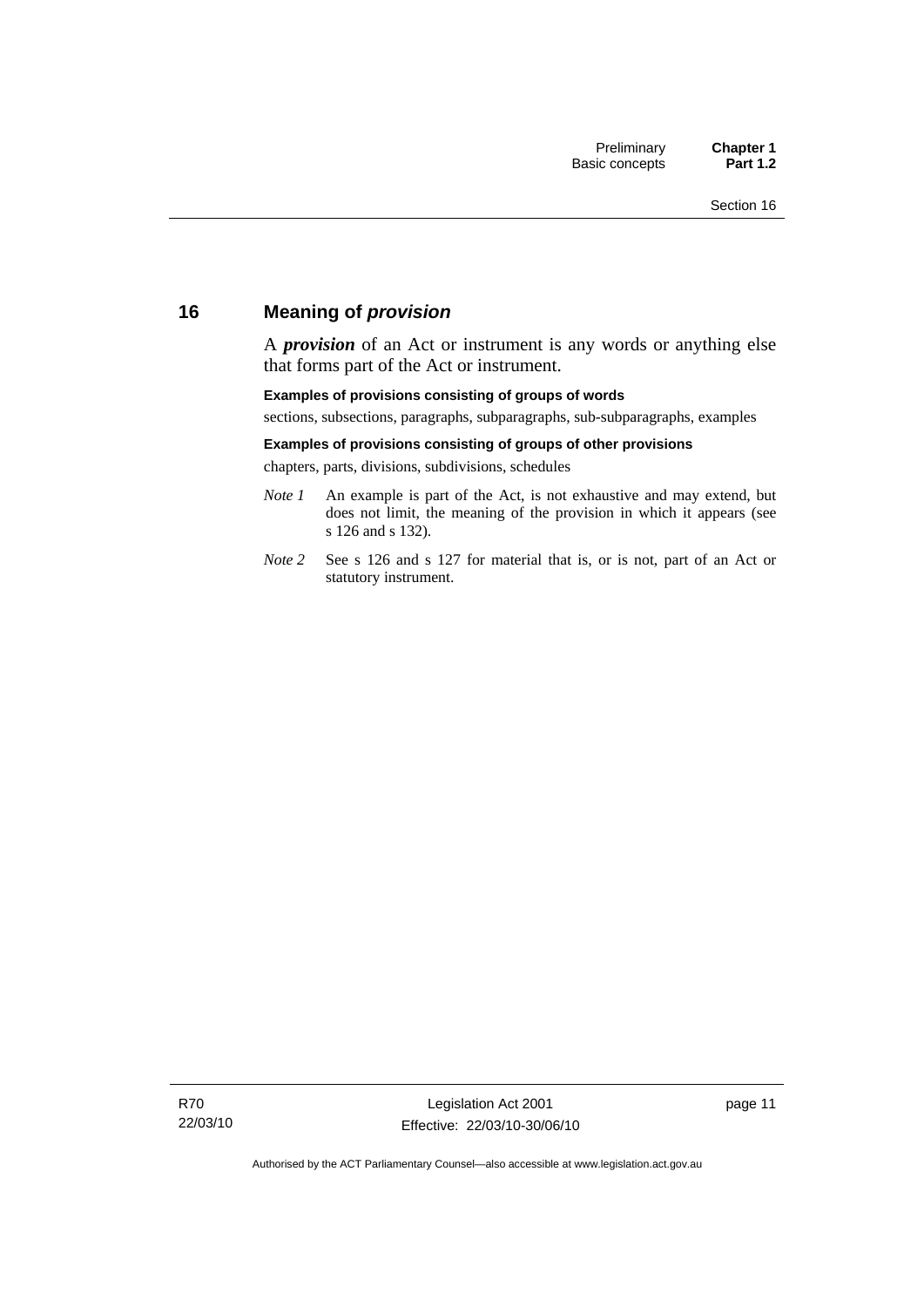## 16 Meaning of ***provision***

A ***provision*** of an Act or instrument is any words or anything else that forms part of the Act or instrument.

**Examples of provisions consisting of groups of words**

sections, subsections, paragraphs, subparagraphs, sub-subparagraphs, examples

**Examples of provisions consisting of groups of other provisions**

chapters, parts, divisions, subdivisions, schedules

*Note 1* An example is part of the Act, is not exhaustive and may extend, but does not limit, the meaning of the provision in which it appears (see s 126 and s 132).

*Note 2* See s 126 and s 127 for material that is, or is not, part of an Act or statutory instrument.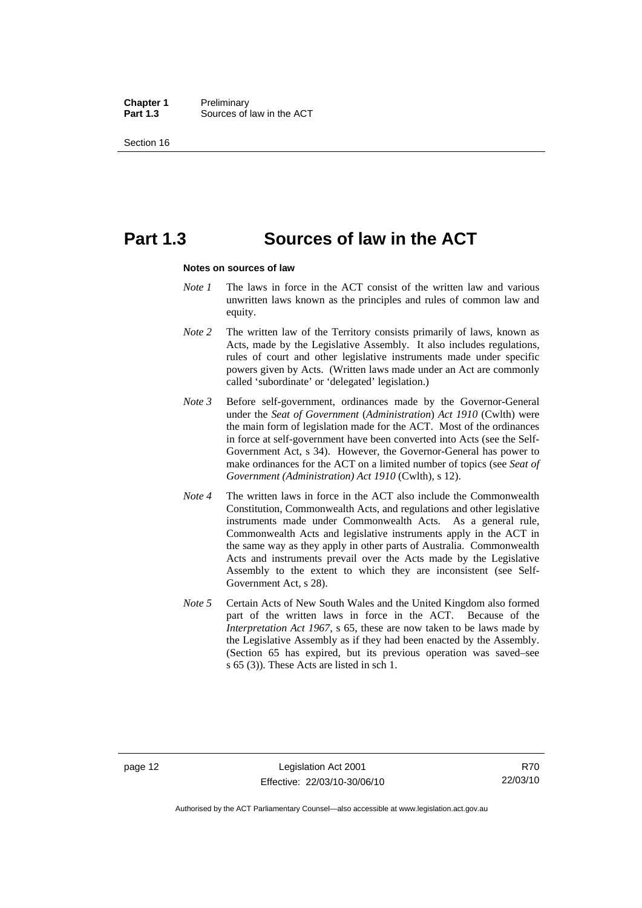# Part 1.3 Sources of law in the ACT

**Notes on sources of law**

*Note 1* The laws in force in the ACT consist of the written law and various unwritten laws known as the principles and rules of common law and equity.

*Note 2* The written law of the Territory consists primarily of laws, known as Acts, made by the Legislative Assembly. It also includes regulations, rules of court and other legislative instruments made under specific powers given by Acts. (Written laws made under an Act are commonly called 'subordinate' or 'delegated' legislation.)

*Note 3* Before self-government, ordinances made by the Governor-General under the *Seat of Government* (*Administration*) *Act 1910* (Cwlth) were the main form of legislation made for the ACT. Most of the ordinances in force at self-government have been converted into Acts (see the Self-Government Act, s 34). However, the Governor-General has power to make ordinances for the ACT on a limited number of topics (see *Seat of Government (Administration) Act 1910* (Cwlth), s 12).

*Note 4* The written laws in force in the ACT also include the Commonwealth Constitution, Commonwealth Acts, and regulations and other legislative instruments made under Commonwealth Acts. As a general rule, Commonwealth Acts and legislative instruments apply in the ACT in the same way as they apply in other parts of Australia. Commonwealth Acts and instruments prevail over the Acts made by the Legislative Assembly to the extent to which they are inconsistent (see Self-Government Act, s 28).

*Note 5* Certain Acts of New South Wales and the United Kingdom also formed part of the written laws in force in the ACT. Because of the *Interpretation Act 1967*, s 65, these are now taken to be laws made by the Legislative Assembly as if they had been enacted by the Assembly. (Section 65 has expired, but its previous operation was saved–see s 65 (3)). These Acts are listed in sch 1.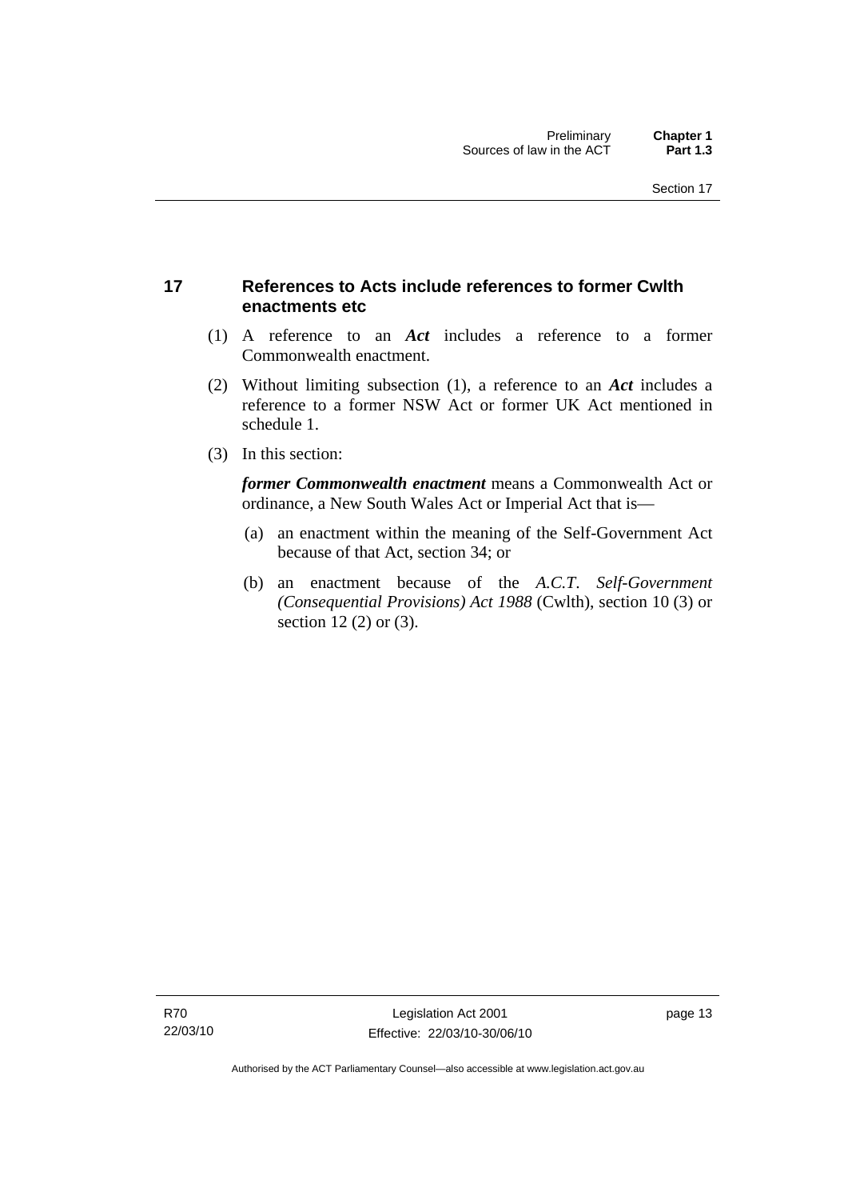## 17 References to Acts include references to former Cwlth enactments etc

(1) A reference to an ***Act*** includes a reference to a former Commonwealth enactment.

(2) Without limiting subsection (1), a reference to an ***Act*** includes a reference to a former NSW Act or former UK Act mentioned in schedule 1.

(3) In this section:

***former Commonwealth enactment*** means a Commonwealth Act or ordinance, a New South Wales Act or Imperial Act that is—

(a) an enactment within the meaning of the Self-Government Act because of that Act, section 34; or

(b) an enactment because of the *A.C.T. Self-Government (Consequential Provisions) Act 1988* (Cwlth), section 10 (3) or section 12 (2) or (3).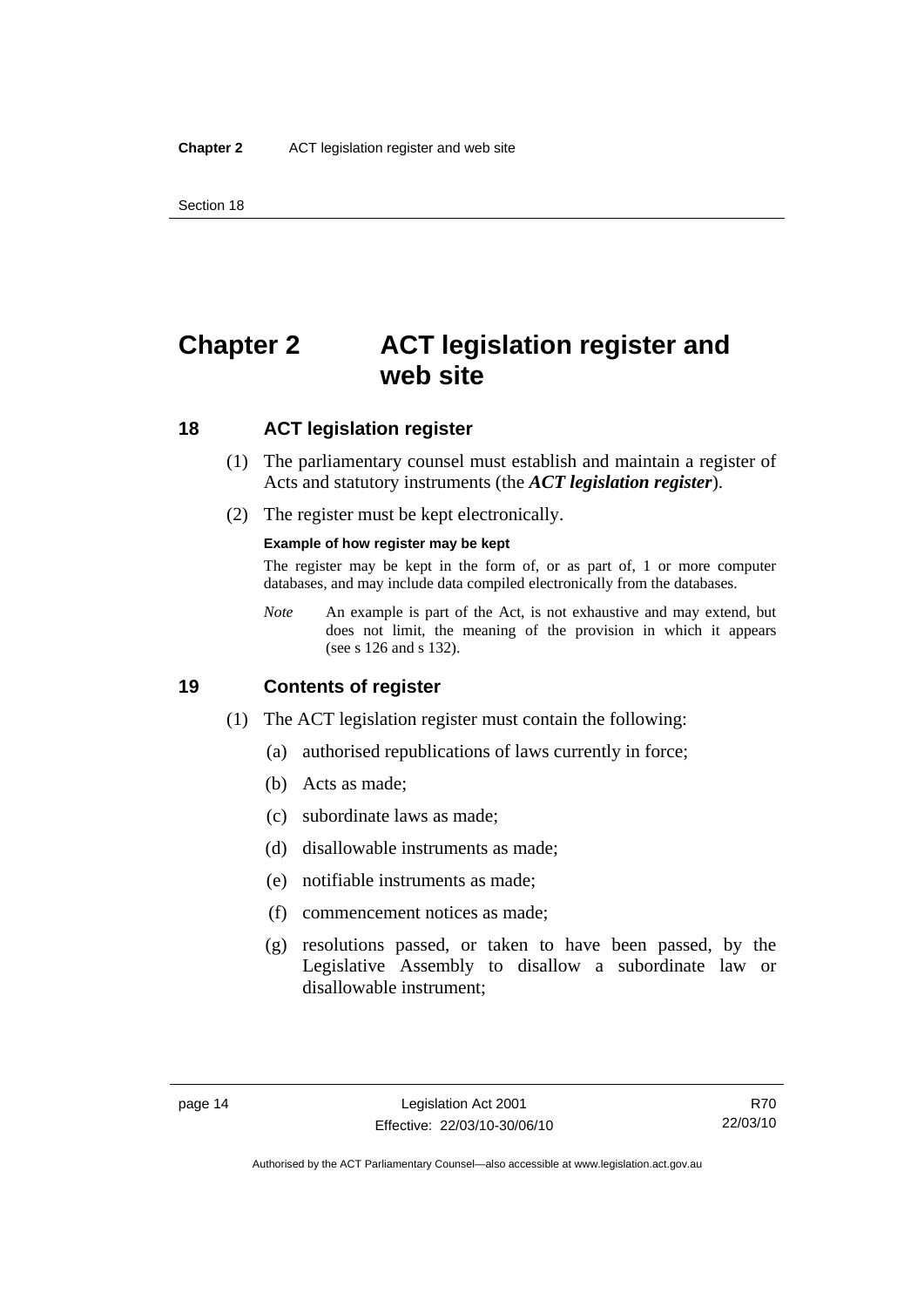# Chapter 2 ACT legislation register and web site

## 18 ACT legislation register

(1) The parliamentary counsel must establish and maintain a register of Acts and statutory instruments (the ***ACT legislation register***).

(2) The register must be kept electronically.

**Example of how register may be kept**

The register may be kept in the form of, or as part of, 1 or more computer databases, and may include data compiled electronically from the databases.

*Note* An example is part of the Act, is not exhaustive and may extend, but does not limit, the meaning of the provision in which it appears (see s 126 and s 132).

## 19 Contents of register

(1) The ACT legislation register must contain the following:

(a) authorised republications of laws currently in force;

(b) Acts as made;

(c) subordinate laws as made;

(d) disallowable instruments as made;

(e) notifiable instruments as made;

(f) commencement notices as made;

(g) resolutions passed, or taken to have been passed, by the Legislative Assembly to disallow a subordinate law or disallowable instrument;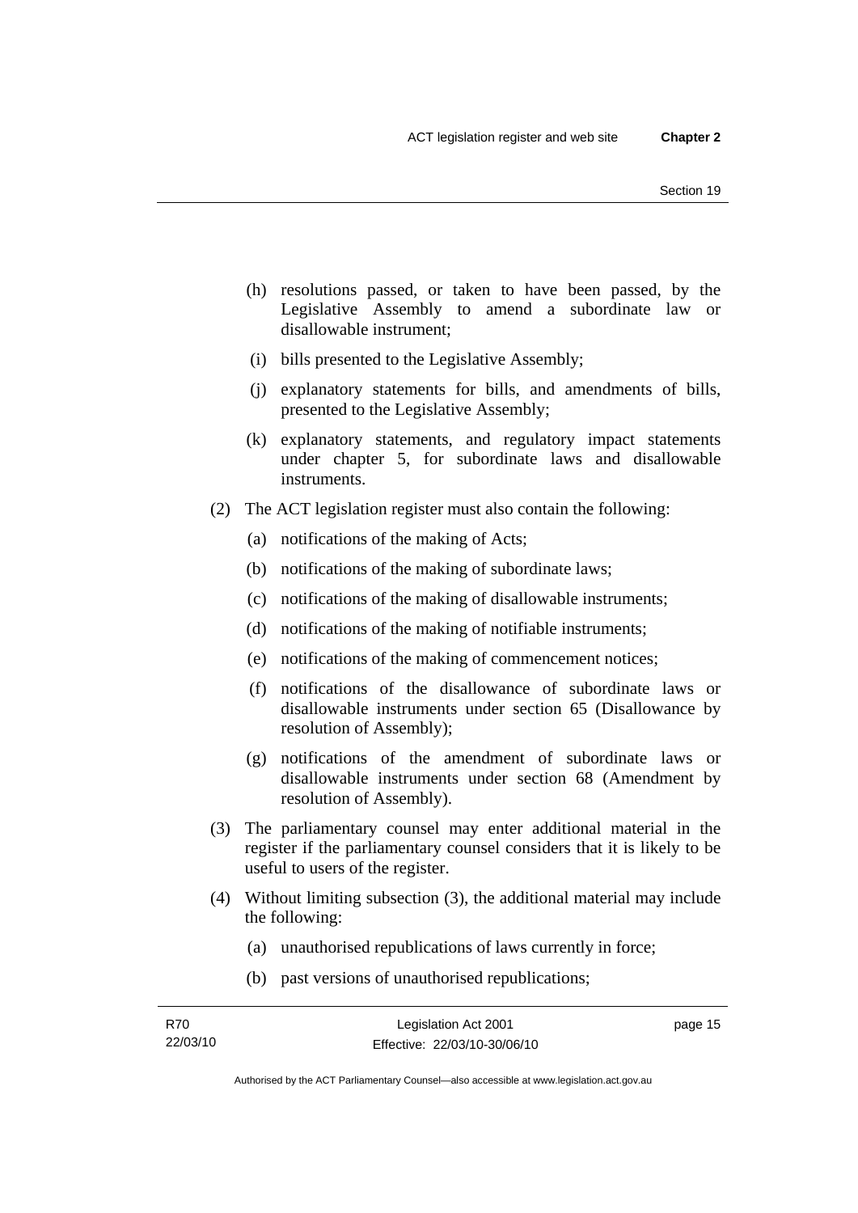(h) resolutions passed, or taken to have been passed, by the Legislative Assembly to amend a subordinate law or disallowable instrument;

(i) bills presented to the Legislative Assembly;

(j) explanatory statements for bills, and amendments of bills, presented to the Legislative Assembly;

(k) explanatory statements, and regulatory impact statements under chapter 5, for subordinate laws and disallowable instruments.

(2) The ACT legislation register must also contain the following:

(a) notifications of the making of Acts;

(b) notifications of the making of subordinate laws;

(c) notifications of the making of disallowable instruments;

(d) notifications of the making of notifiable instruments;

(e) notifications of the making of commencement notices;

(f) notifications of the disallowance of subordinate laws or disallowable instruments under section 65 (Disallowance by resolution of Assembly);

(g) notifications of the amendment of subordinate laws or disallowable instruments under section 68 (Amendment by resolution of Assembly).

(3) The parliamentary counsel may enter additional material in the register if the parliamentary counsel considers that it is likely to be useful to users of the register.

(4) Without limiting subsection (3), the additional material may include the following:

(a) unauthorised republications of laws currently in force;

(b) past versions of unauthorised republications;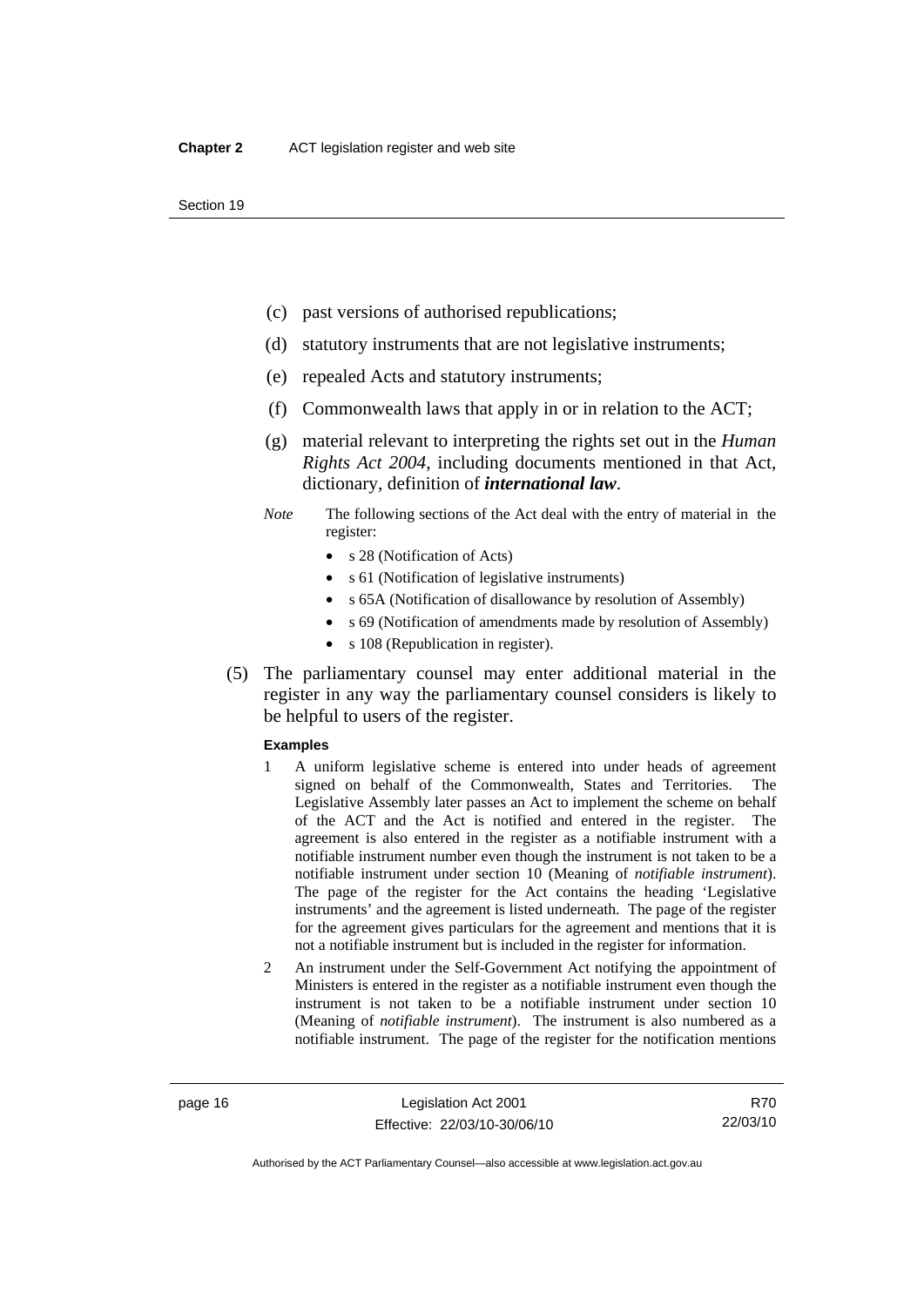(c) past versions of authorised republications;

(d) statutory instruments that are not legislative instruments;

(e) repealed Acts and statutory instruments;

(f) Commonwealth laws that apply in or in relation to the ACT;

(g) material relevant to interpreting the rights set out in the *Human Rights Act 2004*, including documents mentioned in that Act, dictionary, definition of ***international law***.

*Note* The following sections of the Act deal with the entry of material in the register:

- s 28 (Notification of Acts)
- s 61 (Notification of legislative instruments)
- s 65A (Notification of disallowance by resolution of Assembly)
- s 69 (Notification of amendments made by resolution of Assembly)
- s 108 (Republication in register).

(5) The parliamentary counsel may enter additional material in the register in any way the parliamentary counsel considers is likely to be helpful to users of the register.

**Examples**

1 A uniform legislative scheme is entered into under heads of agreement signed on behalf of the Commonwealth, States and Territories. The Legislative Assembly later passes an Act to implement the scheme on behalf of the ACT and the Act is notified and entered in the register. The agreement is also entered in the register as a notifiable instrument with a notifiable instrument number even though the instrument is not taken to be a notifiable instrument under section 10 (Meaning of *notifiable instrument*). The page of the register for the Act contains the heading 'Legislative instruments' and the agreement is listed underneath. The page of the register for the agreement gives particulars for the agreement and mentions that it is not a notifiable instrument but is included in the register for information.

2 An instrument under the Self-Government Act notifying the appointment of Ministers is entered in the register as a notifiable instrument even though the instrument is not taken to be a notifiable instrument under section 10 (Meaning of *notifiable instrument*). The instrument is also numbered as a notifiable instrument. The page of the register for the notification mentions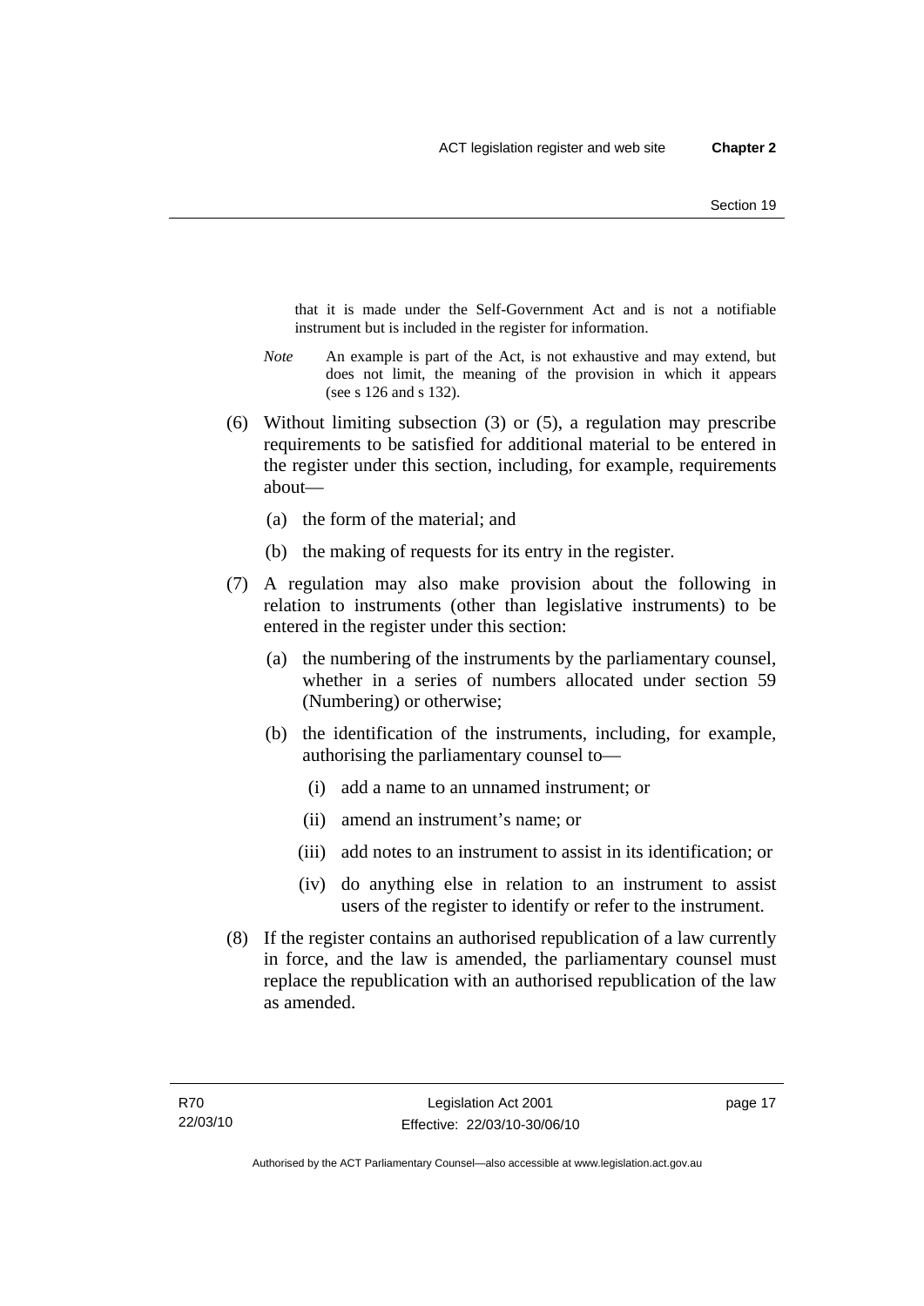that it is made under the Self-Government Act and is not a notifiable instrument but is included in the register for information.

*Note* An example is part of the Act, is not exhaustive and may extend, but does not limit, the meaning of the provision in which it appears (see s 126 and s 132).

(6) Without limiting subsection (3) or (5), a regulation may prescribe requirements to be satisfied for additional material to be entered in the register under this section, including, for example, requirements about—

(a) the form of the material; and

(b) the making of requests for its entry in the register.

(7) A regulation may also make provision about the following in relation to instruments (other than legislative instruments) to be entered in the register under this section:

(a) the numbering of the instruments by the parliamentary counsel, whether in a series of numbers allocated under section 59 (Numbering) or otherwise;

(b) the identification of the instruments, including, for example, authorising the parliamentary counsel to—

(i) add a name to an unnamed instrument; or

(ii) amend an instrument's name; or

(iii) add notes to an instrument to assist in its identification; or

(iv) do anything else in relation to an instrument to assist users of the register to identify or refer to the instrument.

(8) If the register contains an authorised republication of a law currently in force, and the law is amended, the parliamentary counsel must replace the republication with an authorised republication of the law as amended.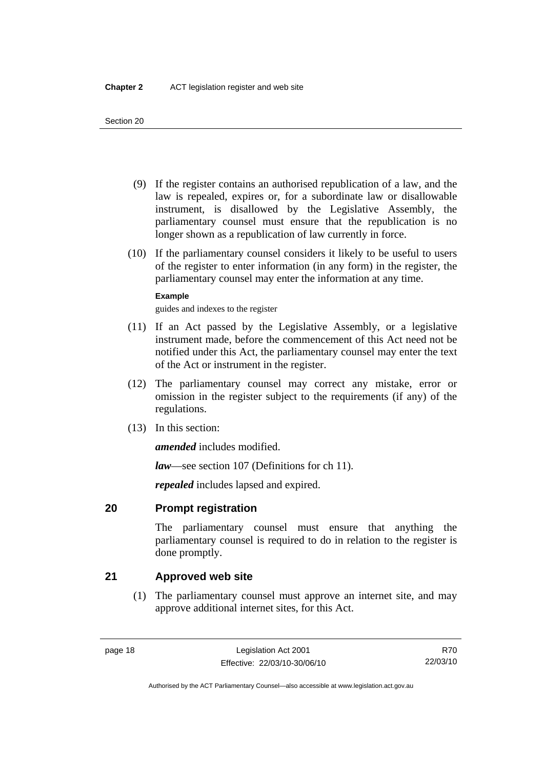(9) If the register contains an authorised republication of a law, and the law is repealed, expires or, for a subordinate law or disallowable instrument, is disallowed by the Legislative Assembly, the parliamentary counsel must ensure that the republication is no longer shown as a republication of law currently in force.

(10) If the parliamentary counsel considers it likely to be useful to users of the register to enter information (in any form) in the register, the parliamentary counsel may enter the information at any time.

**Example**

guides and indexes to the register

(11) If an Act passed by the Legislative Assembly, or a legislative instrument made, before the commencement of this Act need not be notified under this Act, the parliamentary counsel may enter the text of the Act or instrument in the register.

(12) The parliamentary counsel may correct any mistake, error or omission in the register subject to the requirements (if any) of the regulations.

(13) In this section:

***amended*** includes modified.

***law***—see section 107 (Definitions for ch 11).

***repealed*** includes lapsed and expired.

## 20 Prompt registration

The parliamentary counsel must ensure that anything the parliamentary counsel is required to do in relation to the register is done promptly.

## 21 Approved web site

(1) The parliamentary counsel must approve an internet site, and may approve additional internet sites, for this Act.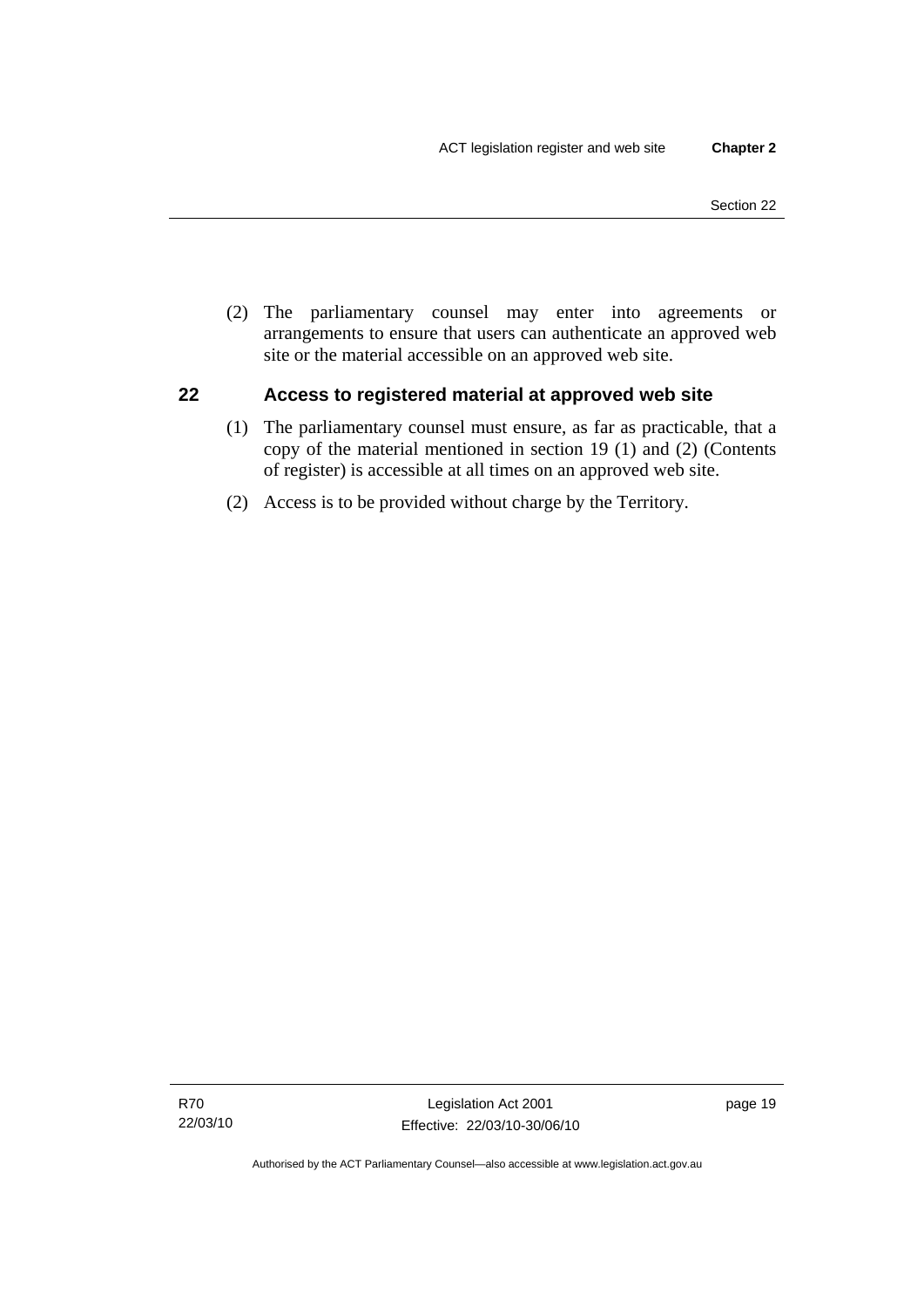(2) The parliamentary counsel may enter into agreements or arrangements to ensure that users can authenticate an approved web site or the material accessible on an approved web site.

## 22 Access to registered material at approved web site

(1) The parliamentary counsel must ensure, as far as practicable, that a copy of the material mentioned in section 19 (1) and (2) (Contents of register) is accessible at all times on an approved web site.

(2) Access is to be provided without charge by the Territory.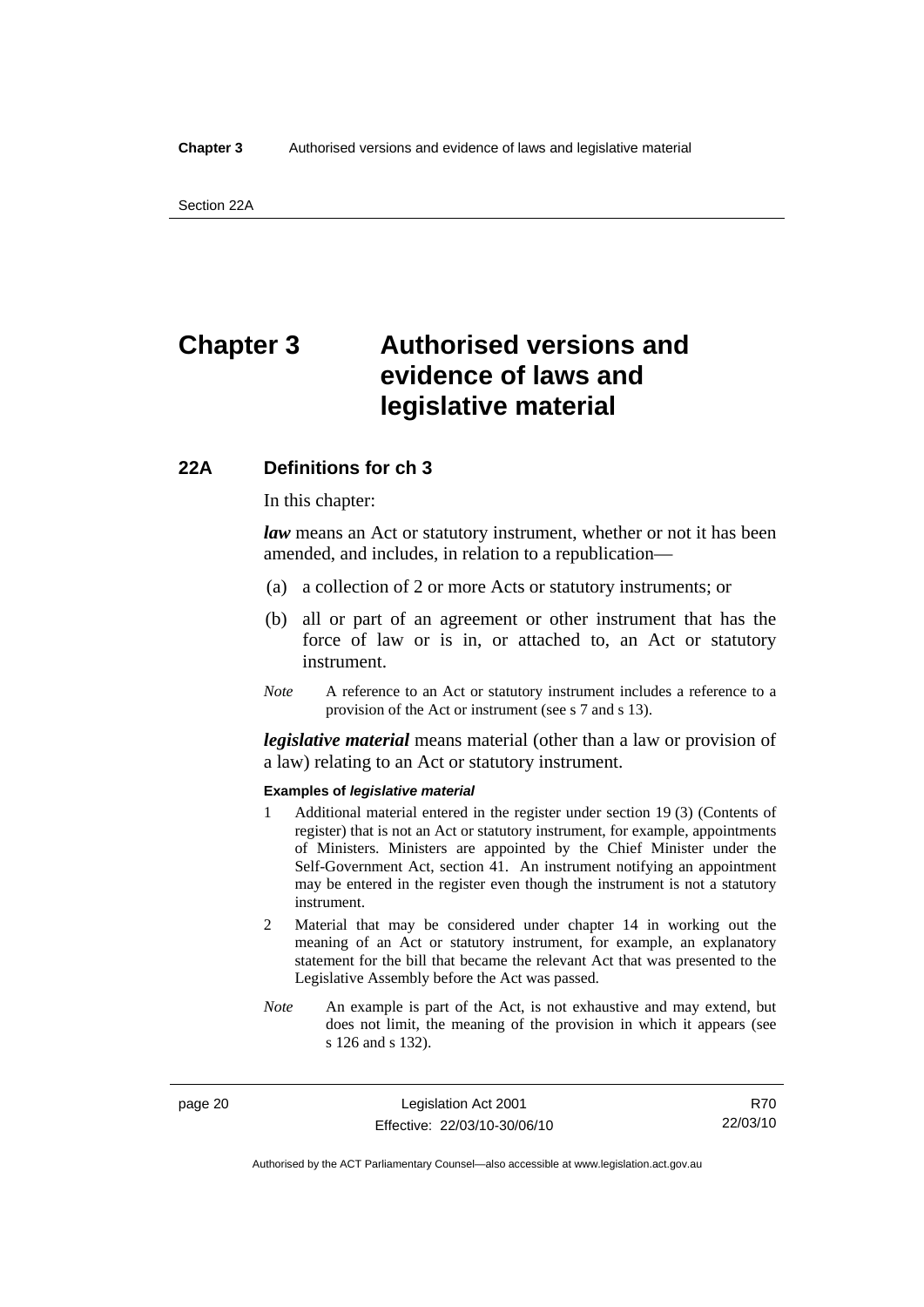# Chapter 3 Authorised versions and evidence of laws and legislative material

## 22A Definitions for ch 3

In this chapter:

***law*** means an Act or statutory instrument, whether or not it has been amended, and includes, in relation to a republication—

(a) a collection of 2 or more Acts or statutory instruments; or

(b) all or part of an agreement or other instrument that has the force of law or is in, or attached to, an Act or statutory instrument.

*Note* A reference to an Act or statutory instrument includes a reference to a provision of the Act or instrument (see s 7 and s 13).

***legislative material*** means material (other than a law or provision of a law) relating to an Act or statutory instrument.

**Examples of *legislative material***

1 Additional material entered in the register under section 19 (3) (Contents of register) that is not an Act or statutory instrument, for example, appointments of Ministers. Ministers are appointed by the Chief Minister under the Self-Government Act, section 41. An instrument notifying an appointment may be entered in the register even though the instrument is not a statutory instrument.

2 Material that may be considered under chapter 14 in working out the meaning of an Act or statutory instrument, for example, an explanatory statement for the bill that became the relevant Act that was presented to the Legislative Assembly before the Act was passed.

*Note* An example is part of the Act, is not exhaustive and may extend, but does not limit, the meaning of the provision in which it appears (see s 126 and s 132).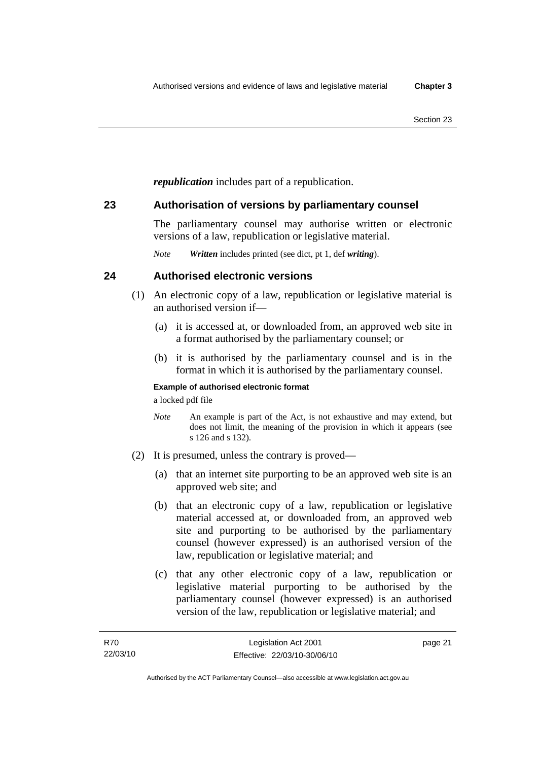***republication*** includes part of a republication.

## 23 Authorisation of versions by parliamentary counsel

The parliamentary counsel may authorise written or electronic versions of a law, republication or legislative material.

*Note* ***Written*** includes printed (see dict, pt 1, def ***writing***).

## 24 Authorised electronic versions

(1) An electronic copy of a law, republication or legislative material is an authorised version if—

(a) it is accessed at, or downloaded from, an approved web site in a format authorised by the parliamentary counsel; or

(b) it is authorised by the parliamentary counsel and is in the format in which it is authorised by the parliamentary counsel.

**Example of authorised electronic format**

a locked pdf file

*Note* An example is part of the Act, is not exhaustive and may extend, but does not limit, the meaning of the provision in which it appears (see s 126 and s 132).

(2) It is presumed, unless the contrary is proved—

(a) that an internet site purporting to be an approved web site is an approved web site; and

(b) that an electronic copy of a law, republication or legislative material accessed at, or downloaded from, an approved web site and purporting to be authorised by the parliamentary counsel (however expressed) is an authorised version of the law, republication or legislative material; and

(c) that any other electronic copy of a law, republication or legislative material purporting to be authorised by the parliamentary counsel (however expressed) is an authorised version of the law, republication or legislative material; and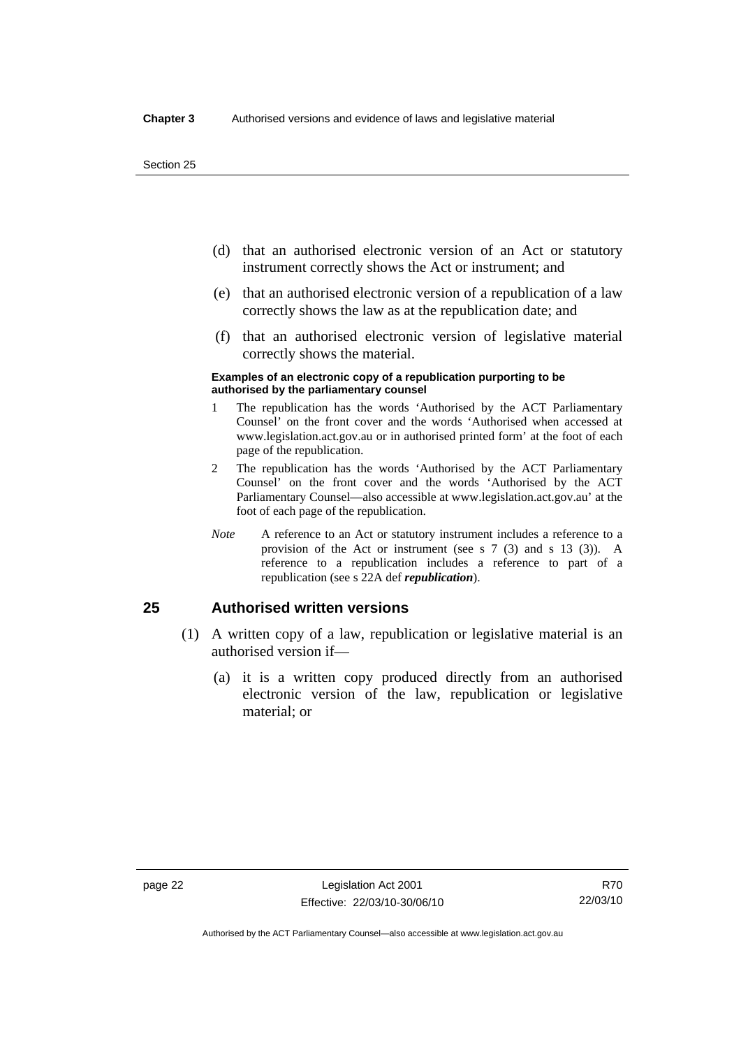(d) that an authorised electronic version of an Act or statutory instrument correctly shows the Act or instrument; and

(e) that an authorised electronic version of a republication of a law correctly shows the law as at the republication date; and

(f) that an authorised electronic version of legislative material correctly shows the material.

**Examples of an electronic copy of a republication purporting to be authorised by the parliamentary counsel**

1 The republication has the words 'Authorised by the ACT Parliamentary Counsel' on the front cover and the words 'Authorised when accessed at www.legislation.act.gov.au or in authorised printed form' at the foot of each page of the republication.

2 The republication has the words 'Authorised by the ACT Parliamentary Counsel' on the front cover and the words 'Authorised by the ACT Parliamentary Counsel—also accessible at www.legislation.act.gov.au' at the foot of each page of the republication.

*Note* A reference to an Act or statutory instrument includes a reference to a provision of the Act or instrument (see s 7 (3) and s 13 (3)). A reference to a republication includes a reference to part of a republication (see s 22A def ***republication***).

## 25 Authorised written versions

(1) A written copy of a law, republication or legislative material is an authorised version if—

(a) it is a written copy produced directly from an authorised electronic version of the law, republication or legislative material; or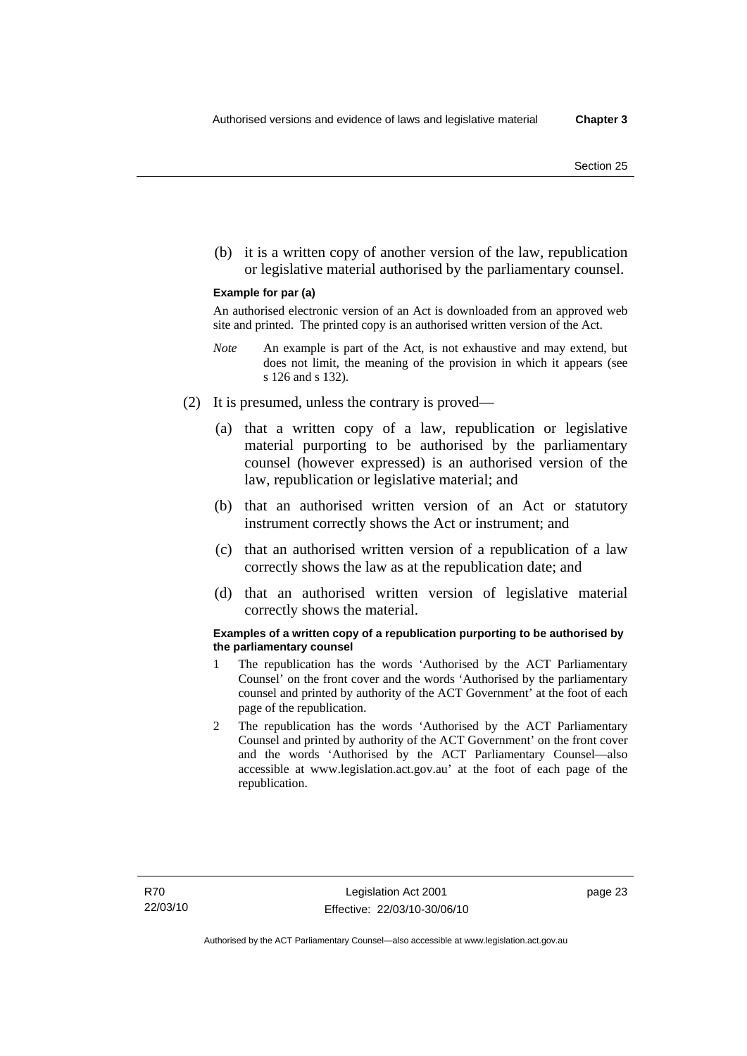(b) it is a written copy of another version of the law, republication or legislative material authorised by the parliamentary counsel.

**Example for par (a)**

An authorised electronic version of an Act is downloaded from an approved web site and printed. The printed copy is an authorised written version of the Act.

*Note* An example is part of the Act, is not exhaustive and may extend, but does not limit, the meaning of the provision in which it appears (see s 126 and s 132).

(2) It is presumed, unless the contrary is proved—

(a) that a written copy of a law, republication or legislative material purporting to be authorised by the parliamentary counsel (however expressed) is an authorised version of the law, republication or legislative material; and

(b) that an authorised written version of an Act or statutory instrument correctly shows the Act or instrument; and

(c) that an authorised written version of a republication of a law correctly shows the law as at the republication date; and

(d) that an authorised written version of legislative material correctly shows the material.

**Examples of a written copy of a republication purporting to be authorised by the parliamentary counsel**

1 The republication has the words 'Authorised by the ACT Parliamentary Counsel' on the front cover and the words 'Authorised by the parliamentary counsel and printed by authority of the ACT Government' at the foot of each page of the republication.

2 The republication has the words 'Authorised by the ACT Parliamentary Counsel and printed by authority of the ACT Government' on the front cover and the words 'Authorised by the ACT Parliamentary Counsel—also accessible at www.legislation.act.gov.au' at the foot of each page of the republication.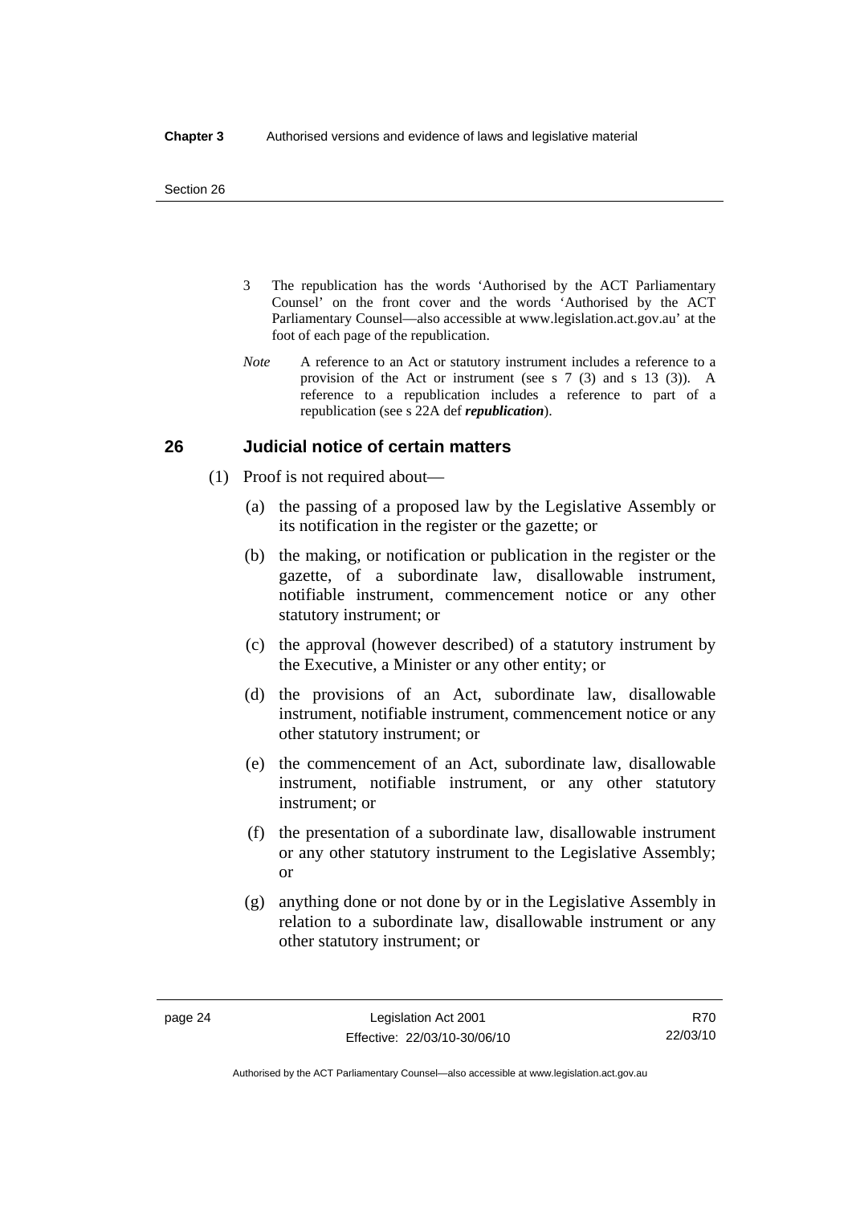3 The republication has the words 'Authorised by the ACT Parliamentary Counsel' on the front cover and the words 'Authorised by the ACT Parliamentary Counsel—also accessible at www.legislation.act.gov.au' at the foot of each page of the republication.

*Note* A reference to an Act or statutory instrument includes a reference to a provision of the Act or instrument (see s 7 (3) and s 13 (3)). A reference to a republication includes a reference to part of a republication (see s 22A def ***republication***).

## 26 Judicial notice of certain matters

(1) Proof is not required about—

(a) the passing of a proposed law by the Legislative Assembly or its notification in the register or the gazette; or

(b) the making, or notification or publication in the register or the gazette, of a subordinate law, disallowable instrument, notifiable instrument, commencement notice or any other statutory instrument; or

(c) the approval (however described) of a statutory instrument by the Executive, a Minister or any other entity; or

(d) the provisions of an Act, subordinate law, disallowable instrument, notifiable instrument, commencement notice or any other statutory instrument; or

(e) the commencement of an Act, subordinate law, disallowable instrument, notifiable instrument, or any other statutory instrument; or

(f) the presentation of a subordinate law, disallowable instrument or any other statutory instrument to the Legislative Assembly; or

(g) anything done or not done by or in the Legislative Assembly in relation to a subordinate law, disallowable instrument or any other statutory instrument; or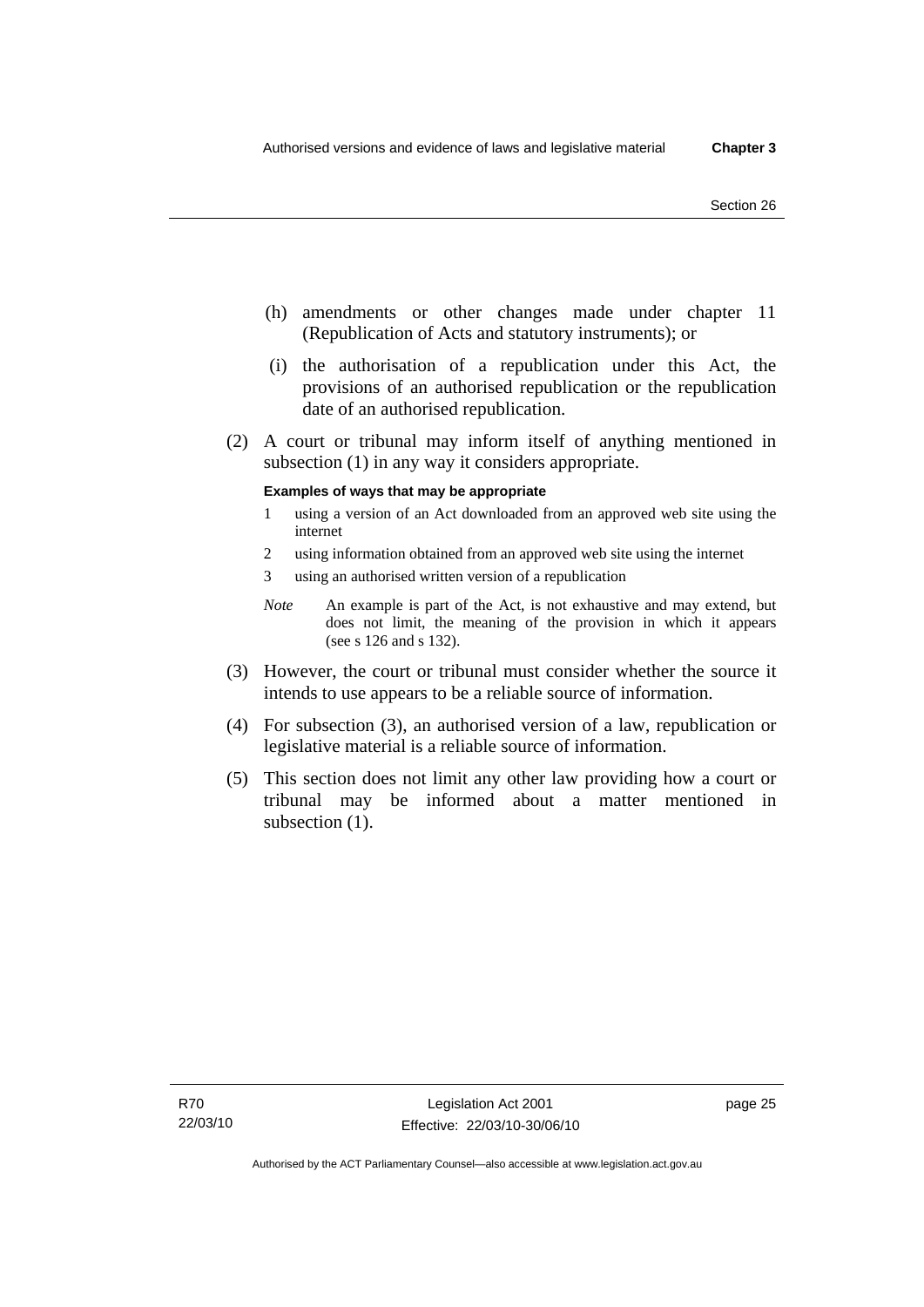(h) amendments or other changes made under chapter 11 (Republication of Acts and statutory instruments); or

(i) the authorisation of a republication under this Act, the provisions of an authorised republication or the republication date of an authorised republication.

(2) A court or tribunal may inform itself of anything mentioned in subsection (1) in any way it considers appropriate.

**Examples of ways that may be appropriate**

1 using a version of an Act downloaded from an approved web site using the internet

2 using information obtained from an approved web site using the internet

3 using an authorised written version of a republication

*Note* An example is part of the Act, is not exhaustive and may extend, but does not limit, the meaning of the provision in which it appears (see s 126 and s 132).

(3) However, the court or tribunal must consider whether the source it intends to use appears to be a reliable source of information.

(4) For subsection (3), an authorised version of a law, republication or legislative material is a reliable source of information.

(5) This section does not limit any other law providing how a court or tribunal may be informed about a matter mentioned in subsection (1).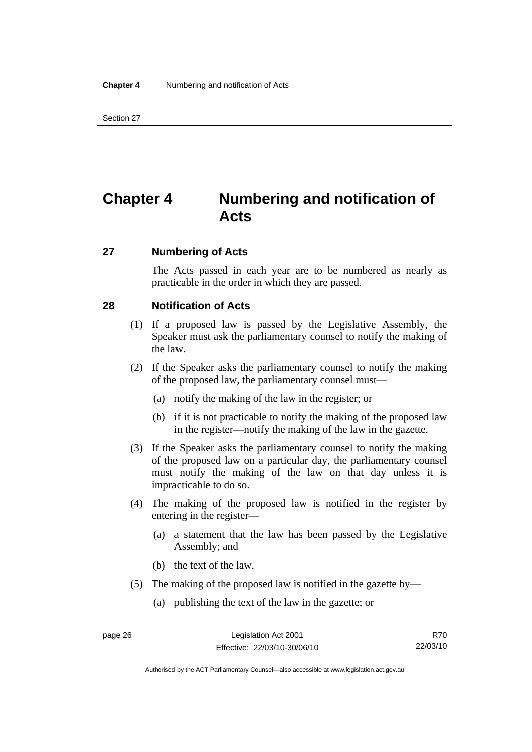# Chapter 4 Numbering and notification of Acts

## 27 Numbering of Acts

The Acts passed in each year are to be numbered as nearly as practicable in the order in which they are passed.

## 28 Notification of Acts

(1) If a proposed law is passed by the Legislative Assembly, the Speaker must ask the parliamentary counsel to notify the making of the law.

(2) If the Speaker asks the parliamentary counsel to notify the making of the proposed law, the parliamentary counsel must—

(a) notify the making of the law in the register; or

(b) if it is not practicable to notify the making of the proposed law in the register—notify the making of the law in the gazette.

(3) If the Speaker asks the parliamentary counsel to notify the making of the proposed law on a particular day, the parliamentary counsel must notify the making of the law on that day unless it is impracticable to do so.

(4) The making of the proposed law is notified in the register by entering in the register—

(a) a statement that the law has been passed by the Legislative Assembly; and

(b) the text of the law.

(5) The making of the proposed law is notified in the gazette by—

(a) publishing the text of the law in the gazette; or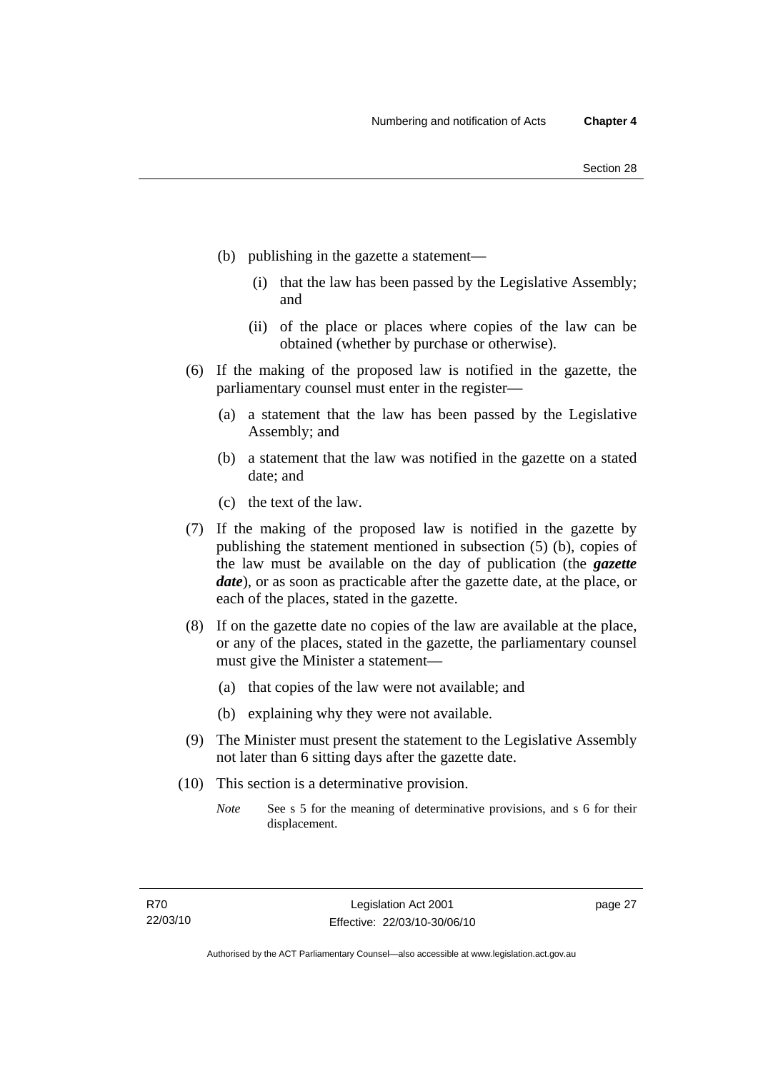(b) publishing in the gazette a statement—

   (i) that the law has been passed by the Legislative Assembly; and

   (ii) of the place or places where copies of the law can be obtained (whether by purchase or otherwise).

(6) If the making of the proposed law is notified in the gazette, the parliamentary counsel must enter in the register—

   (a) a statement that the law has been passed by the Legislative Assembly; and

   (b) a statement that the law was notified in the gazette on a stated date; and

   (c) the text of the law.

(7) If the making of the proposed law is notified in the gazette by publishing the statement mentioned in subsection (5) (b), copies of the law must be available on the day of publication (the ***gazette date***), or as soon as practicable after the gazette date, at the place, or each of the places, stated in the gazette.

(8) If on the gazette date no copies of the law are available at the place, or any of the places, stated in the gazette, the parliamentary counsel must give the Minister a statement—

   (a) that copies of the law were not available; and

   (b) explaining why they were not available.

(9) The Minister must present the statement to the Legislative Assembly not later than 6 sitting days after the gazette date.

(10) This section is a determinative provision.

*Note* See s 5 for the meaning of determinative provisions, and s 6 for their displacement.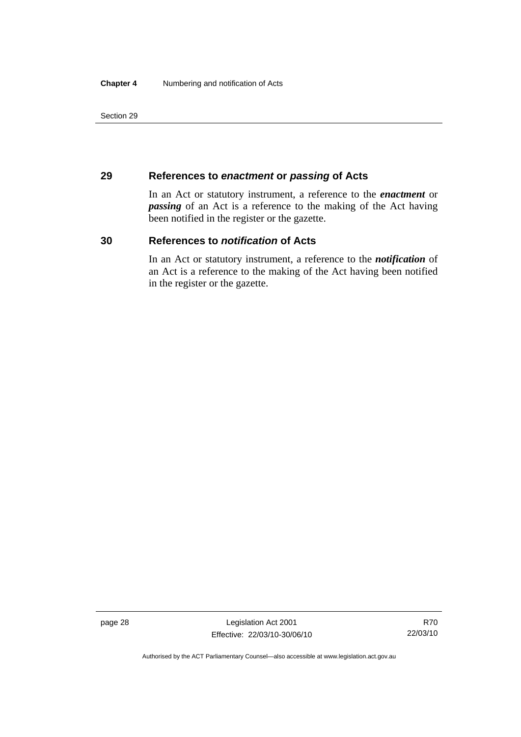## 29 References to *enactment* or *passing* of Acts

In an Act or statutory instrument, a reference to the ***enactment*** or ***passing*** of an Act is a reference to the making of the Act having been notified in the register or the gazette.

## 30 References to *notification* of Acts

In an Act or statutory instrument, a reference to the ***notification*** of an Act is a reference to the making of the Act having been notified in the register or the gazette.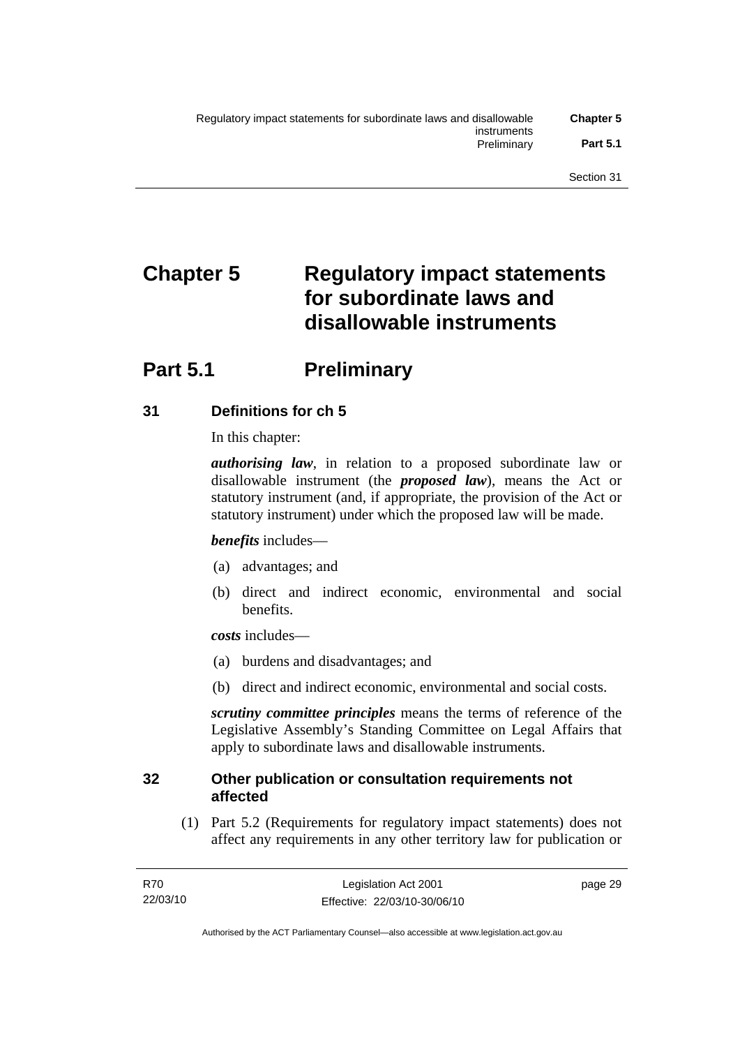# Chapter 5 Regulatory impact statements for subordinate laws and disallowable instruments

## Part 5.1 Preliminary

### 31 Definitions for ch 5

In this chapter:

***authorising law***, in relation to a proposed subordinate law or disallowable instrument (the ***proposed law***), means the Act or statutory instrument (and, if appropriate, the provision of the Act or statutory instrument) under which the proposed law will be made.

***benefits*** includes—

(a) advantages; and

(b) direct and indirect economic, environmental and social benefits.

***costs*** includes—

(a) burdens and disadvantages; and

(b) direct and indirect economic, environmental and social costs.

***scrutiny committee principles*** means the terms of reference of the Legislative Assembly's Standing Committee on Legal Affairs that apply to subordinate laws and disallowable instruments.

### 32 Other publication or consultation requirements not affected

(1) Part 5.2 (Requirements for regulatory impact statements) does not affect any requirements in any other territory law for publication or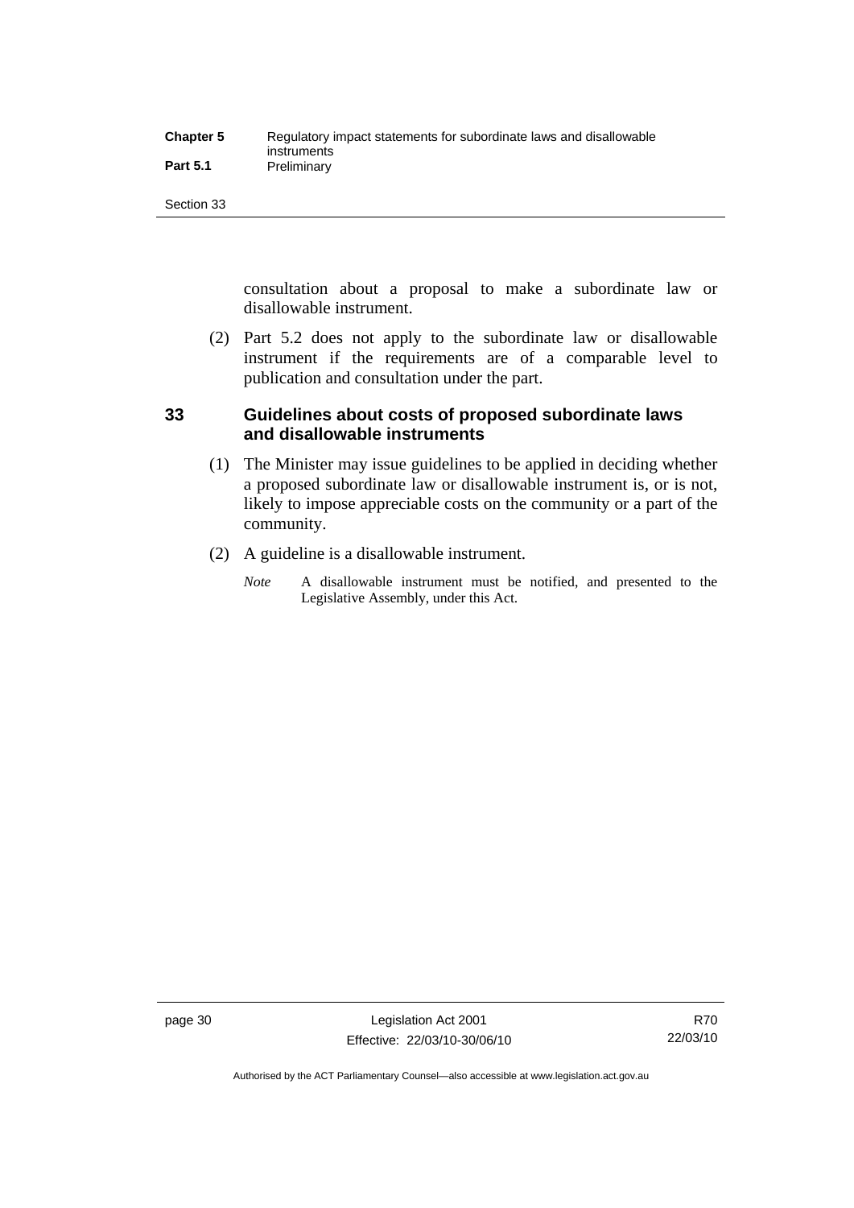consultation about a proposal to make a subordinate law or disallowable instrument.

(2) Part 5.2 does not apply to the subordinate law or disallowable instrument if the requirements are of a comparable level to publication and consultation under the part.

## 33 Guidelines about costs of proposed subordinate laws and disallowable instruments

(1) The Minister may issue guidelines to be applied in deciding whether a proposed subordinate law or disallowable instrument is, or is not, likely to impose appreciable costs on the community or a part of the community.

(2) A guideline is a disallowable instrument.

*Note* A disallowable instrument must be notified, and presented to the Legislative Assembly, under this Act.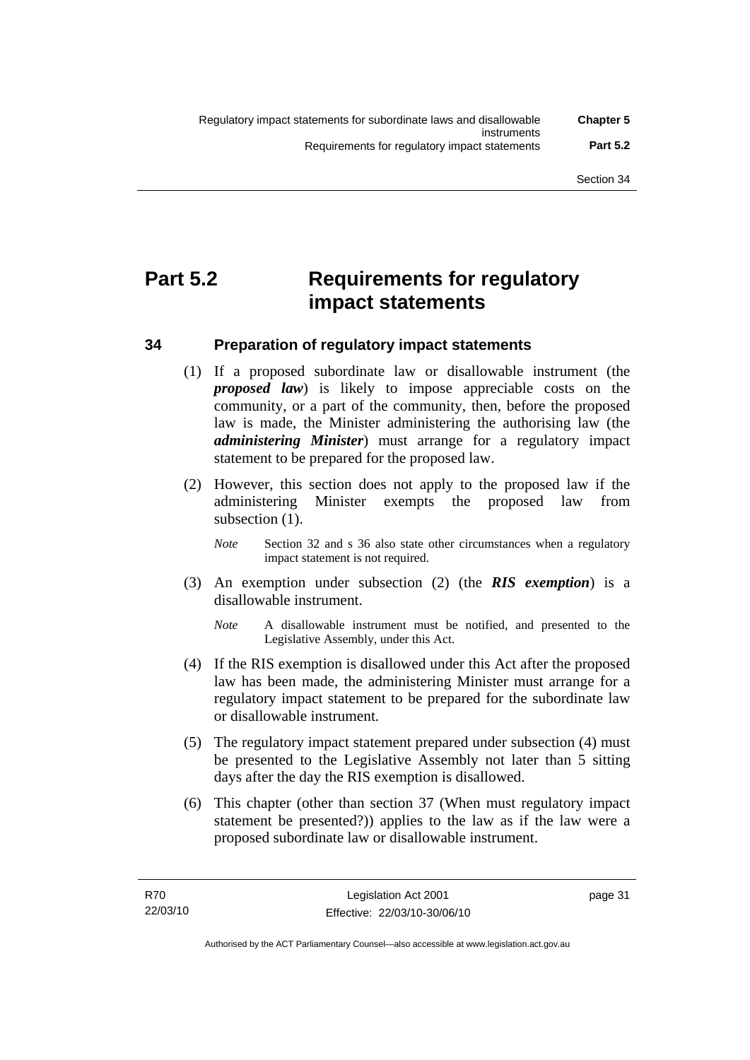# Part 5.2 Requirements for regulatory impact statements

## 34 Preparation of regulatory impact statements

(1) If a proposed subordinate law or disallowable instrument (the ***proposed law***) is likely to impose appreciable costs on the community, or a part of the community, then, before the proposed law is made, the Minister administering the authorising law (the ***administering Minister***) must arrange for a regulatory impact statement to be prepared for the proposed law.

(2) However, this section does not apply to the proposed law if the administering Minister exempts the proposed law from subsection (1).

*Note* Section 32 and s 36 also state other circumstances when a regulatory impact statement is not required.

(3) An exemption under subsection (2) (the ***RIS exemption***) is a disallowable instrument.

*Note* A disallowable instrument must be notified, and presented to the Legislative Assembly, under this Act.

(4) If the RIS exemption is disallowed under this Act after the proposed law has been made, the administering Minister must arrange for a regulatory impact statement to be prepared for the subordinate law or disallowable instrument.

(5) The regulatory impact statement prepared under subsection (4) must be presented to the Legislative Assembly not later than 5 sitting days after the day the RIS exemption is disallowed.

(6) This chapter (other than section 37 (When must regulatory impact statement be presented?)) applies to the law as if the law were a proposed subordinate law or disallowable instrument.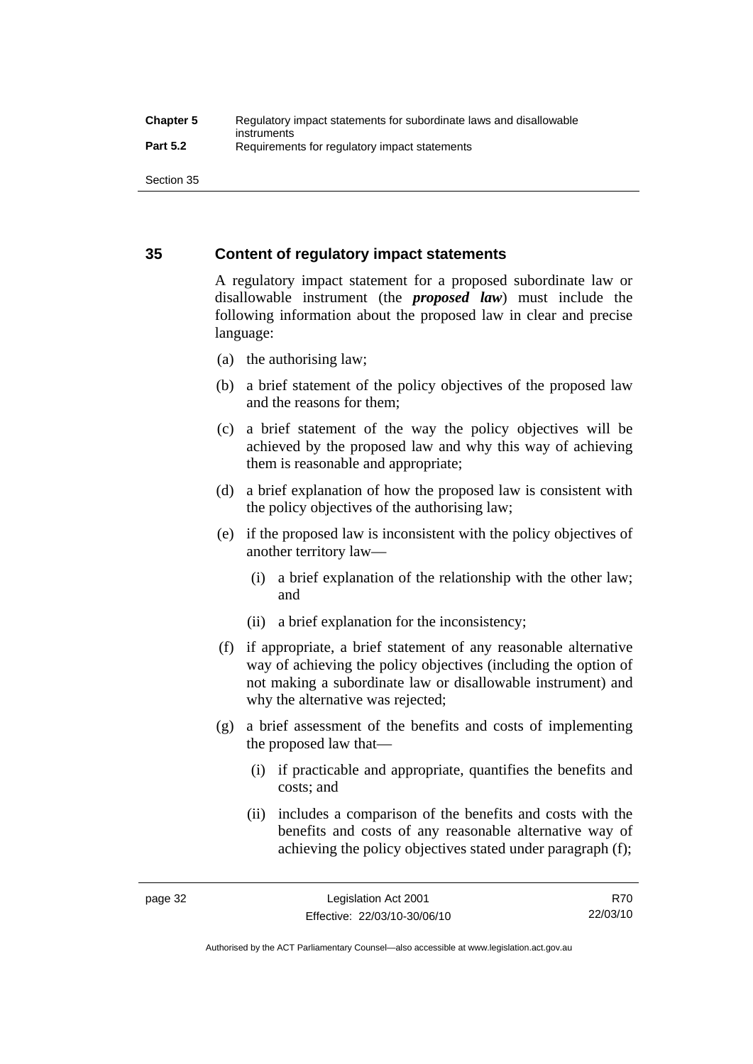## 35 Content of regulatory impact statements

A regulatory impact statement for a proposed subordinate law or disallowable instrument (the ***proposed law***) must include the following information about the proposed law in clear and precise language:

(a) the authorising law;

(b) a brief statement of the policy objectives of the proposed law and the reasons for them;

(c) a brief statement of the way the policy objectives will be achieved by the proposed law and why this way of achieving them is reasonable and appropriate;

(d) a brief explanation of how the proposed law is consistent with the policy objectives of the authorising law;

(e) if the proposed law is inconsistent with the policy objectives of another territory law—

(i) a brief explanation of the relationship with the other law; and

(ii) a brief explanation for the inconsistency;

(f) if appropriate, a brief statement of any reasonable alternative way of achieving the policy objectives (including the option of not making a subordinate law or disallowable instrument) and why the alternative was rejected;

(g) a brief assessment of the benefits and costs of implementing the proposed law that—

(i) if practicable and appropriate, quantifies the benefits and costs; and

(ii) includes a comparison of the benefits and costs with the benefits and costs of any reasonable alternative way of achieving the policy objectives stated under paragraph (f);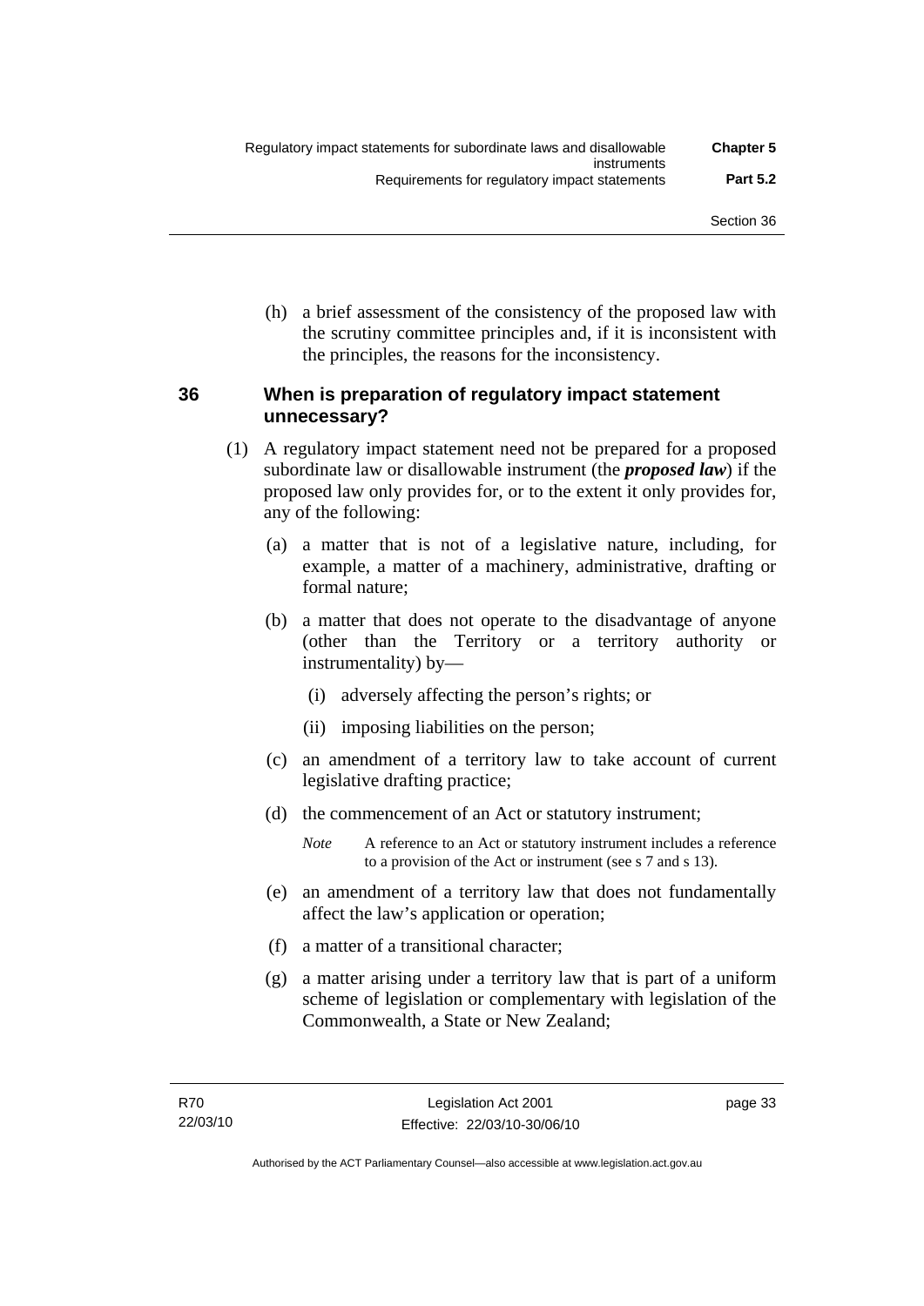(h) a brief assessment of the consistency of the proposed law with the scrutiny committee principles and, if it is inconsistent with the principles, the reasons for the inconsistency.

## 36 When is preparation of regulatory impact statement unnecessary?

(1) A regulatory impact statement need not be prepared for a proposed subordinate law or disallowable instrument (the ***proposed law***) if the proposed law only provides for, or to the extent it only provides for, any of the following:

(a) a matter that is not of a legislative nature, including, for example, a matter of a machinery, administrative, drafting or formal nature;

(b) a matter that does not operate to the disadvantage of anyone (other than the Territory or a territory authority or instrumentality) by—

(i) adversely affecting the person's rights; or

(ii) imposing liabilities on the person;

(c) an amendment of a territory law to take account of current legislative drafting practice;

(d) the commencement of an Act or statutory instrument;

*Note* A reference to an Act or statutory instrument includes a reference to a provision of the Act or instrument (see s 7 and s 13).

(e) an amendment of a territory law that does not fundamentally affect the law's application or operation;

(f) a matter of a transitional character;

(g) a matter arising under a territory law that is part of a uniform scheme of legislation or complementary with legislation of the Commonwealth, a State or New Zealand;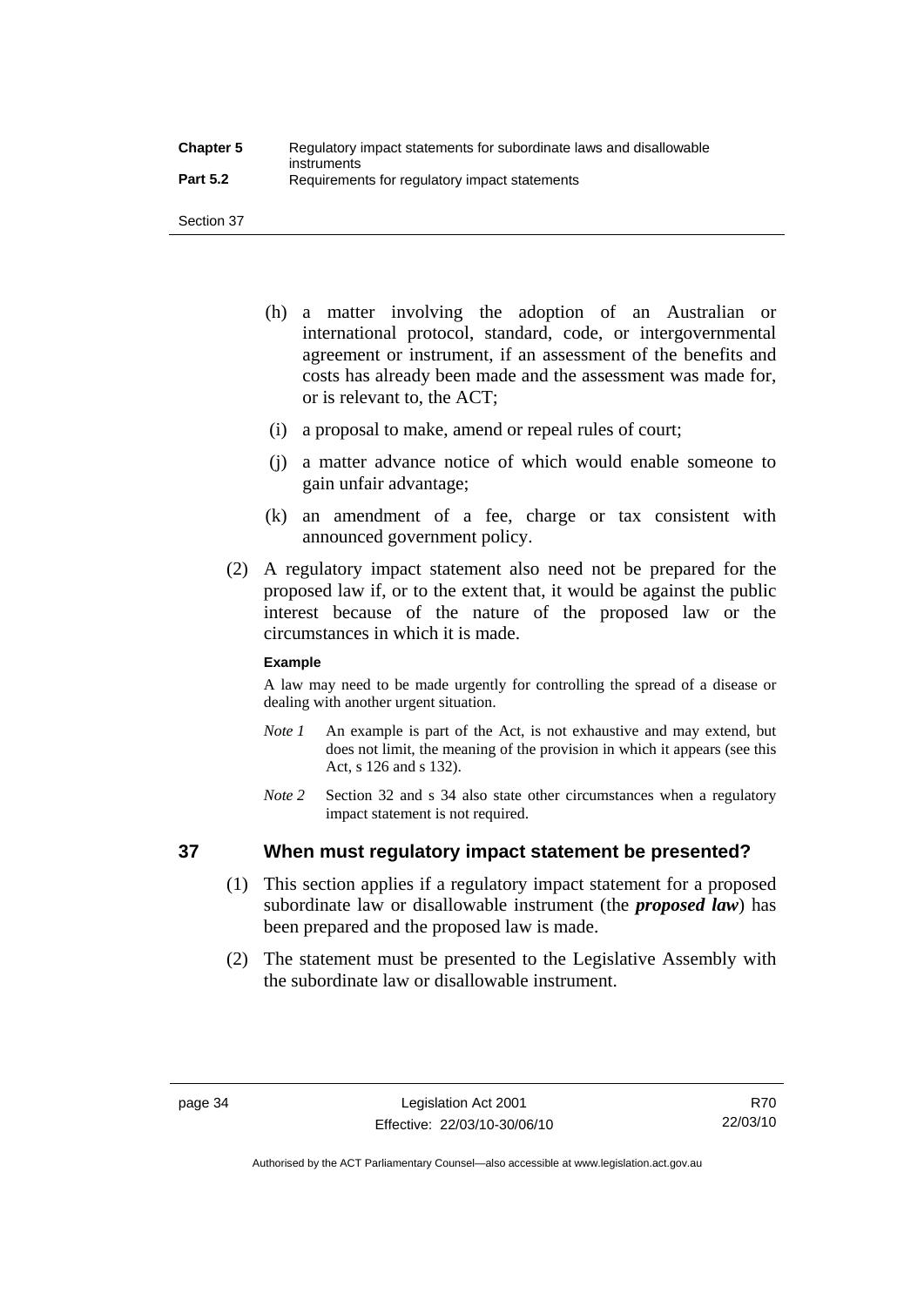(h) a matter involving the adoption of an Australian or international protocol, standard, code, or intergovernmental agreement or instrument, if an assessment of the benefits and costs has already been made and the assessment was made for, or is relevant to, the ACT;

(i) a proposal to make, amend or repeal rules of court;

(j) a matter advance notice of which would enable someone to gain unfair advantage;

(k) an amendment of a fee, charge or tax consistent with announced government policy.

(2) A regulatory impact statement also need not be prepared for the proposed law if, or to the extent that, it would be against the public interest because of the nature of the proposed law or the circumstances in which it is made.

**Example**

A law may need to be made urgently for controlling the spread of a disease or dealing with another urgent situation.

*Note 1* An example is part of the Act, is not exhaustive and may extend, but does not limit, the meaning of the provision in which it appears (see this Act, s 126 and s 132).

*Note 2* Section 32 and s 34 also state other circumstances when a regulatory impact statement is not required.

## 37 When must regulatory impact statement be presented?

(1) This section applies if a regulatory impact statement for a proposed subordinate law or disallowable instrument (the ***proposed law***) has been prepared and the proposed law is made.

(2) The statement must be presented to the Legislative Assembly with the subordinate law or disallowable instrument.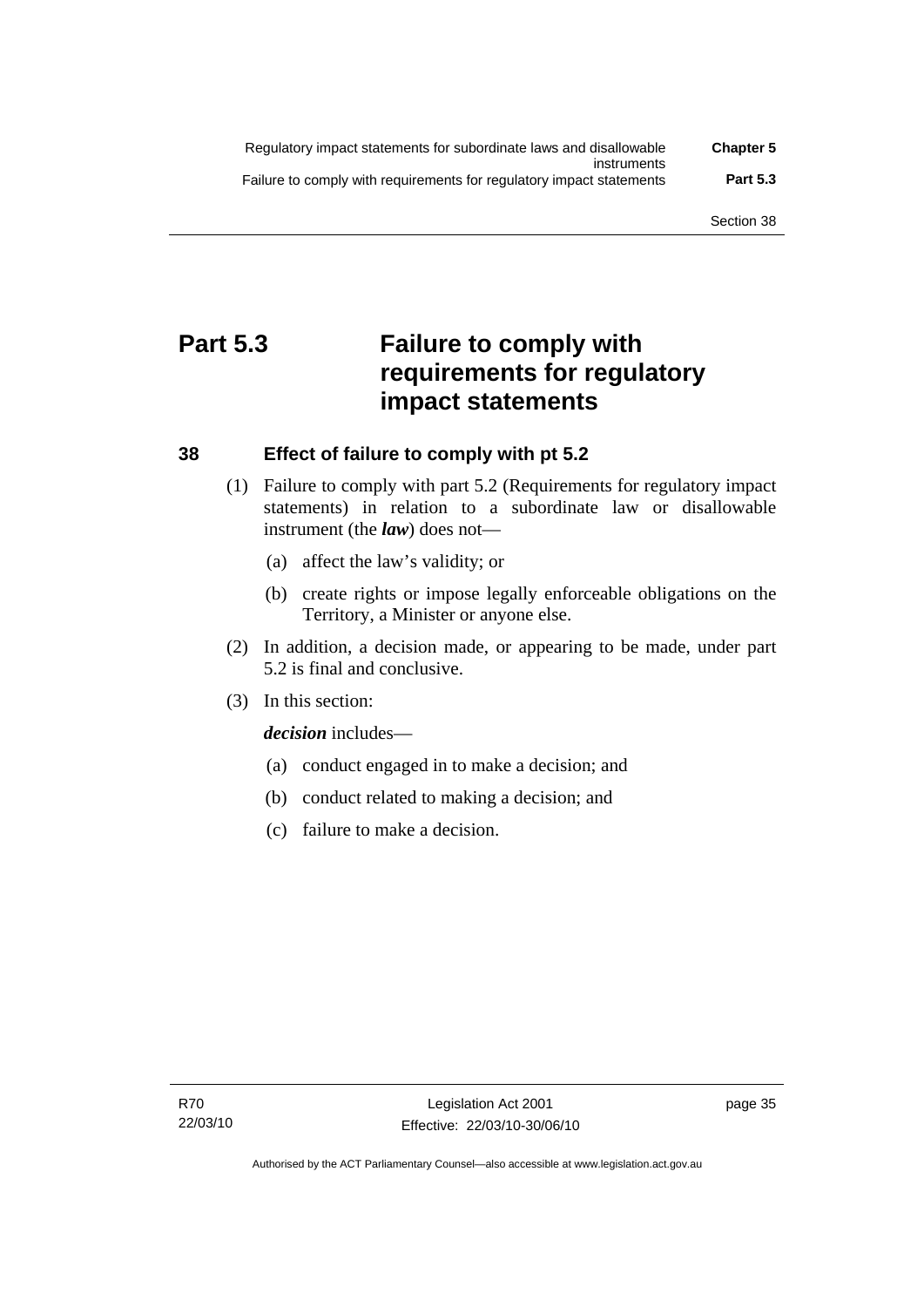# Part 5.3 Failure to comply with requirements for regulatory impact statements

## 38 Effect of failure to comply with pt 5.2

(1) Failure to comply with part 5.2 (Requirements for regulatory impact statements) in relation to a subordinate law or disallowable instrument (the ***law***) does not—

(a) affect the law's validity; or

(b) create rights or impose legally enforceable obligations on the Territory, a Minister or anyone else.

(2) In addition, a decision made, or appearing to be made, under part 5.2 is final and conclusive.

(3) In this section:

***decision*** includes—

(a) conduct engaged in to make a decision; and

(b) conduct related to making a decision; and

(c) failure to make a decision.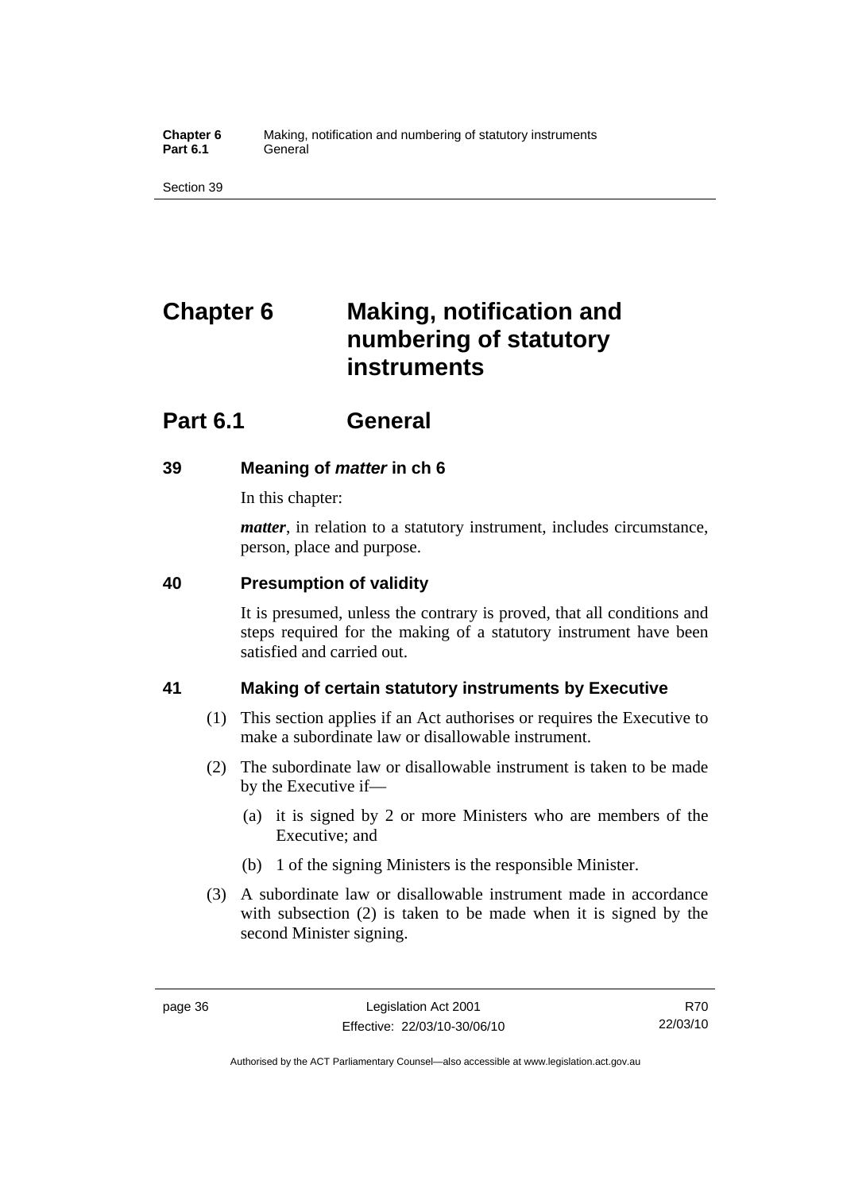# Chapter 6 Making, notification and numbering of statutory instruments

## Part 6.1 General

### 39 Meaning of *matter* in ch 6

In this chapter:

***matter***, in relation to a statutory instrument, includes circumstance, person, place and purpose.

### 40 Presumption of validity

It is presumed, unless the contrary is proved, that all conditions and steps required for the making of a statutory instrument have been satisfied and carried out.

### 41 Making of certain statutory instruments by Executive

(1) This section applies if an Act authorises or requires the Executive to make a subordinate law or disallowable instrument.

(2) The subordinate law or disallowable instrument is taken to be made by the Executive if—

- (a) it is signed by 2 or more Ministers who are members of the Executive; and
- (b) 1 of the signing Ministers is the responsible Minister.

(3) A subordinate law or disallowable instrument made in accordance with subsection (2) is taken to be made when it is signed by the second Minister signing.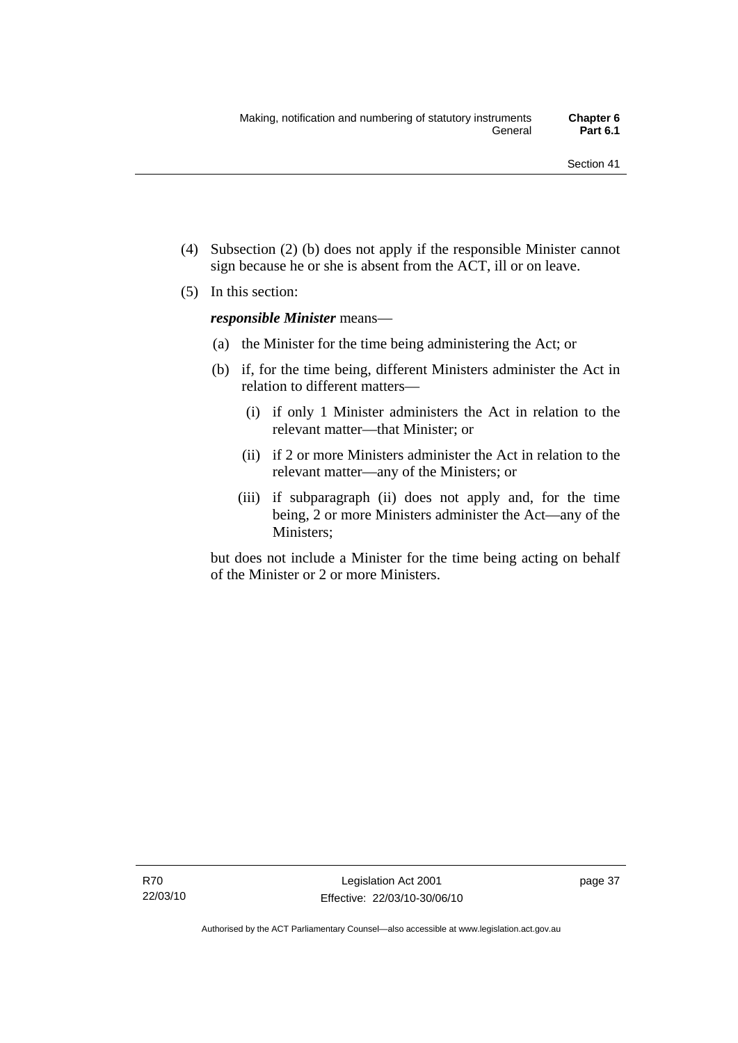(4) Subsection (2) (b) does not apply if the responsible Minister cannot sign because he or she is absent from the ACT, ill or on leave.

(5) In this section:

***responsible Minister*** means—

(a) the Minister for the time being administering the Act; or

(b) if, for the time being, different Ministers administer the Act in relation to different matters—

(i) if only 1 Minister administers the Act in relation to the relevant matter—that Minister; or

(ii) if 2 or more Ministers administer the Act in relation to the relevant matter—any of the Ministers; or

(iii) if subparagraph (ii) does not apply and, for the time being, 2 or more Ministers administer the Act—any of the Ministers;

but does not include a Minister for the time being acting on behalf of the Minister or 2 or more Ministers.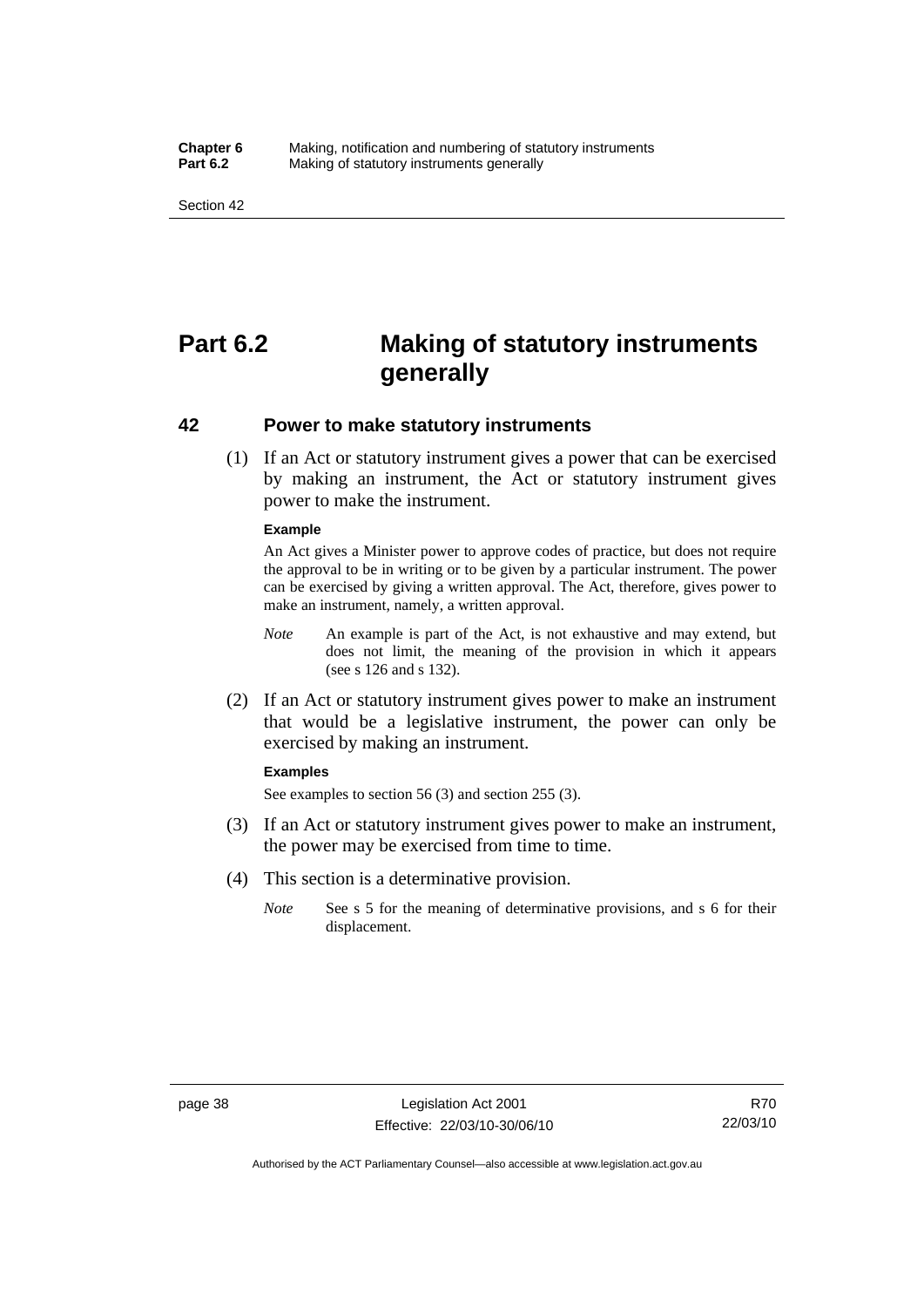# Part 6.2 Making of statutory instruments generally

## 42 Power to make statutory instruments

(1) If an Act or statutory instrument gives a power that can be exercised by making an instrument, the Act or statutory instrument gives power to make the instrument.

**Example**

An Act gives a Minister power to approve codes of practice, but does not require the approval to be in writing or to be given by a particular instrument. The power can be exercised by giving a written approval. The Act, therefore, gives power to make an instrument, namely, a written approval.

*Note* An example is part of the Act, is not exhaustive and may extend, but does not limit, the meaning of the provision in which it appears (see s 126 and s 132).

(2) If an Act or statutory instrument gives power to make an instrument that would be a legislative instrument, the power can only be exercised by making an instrument.

**Examples**

See examples to section 56 (3) and section 255 (3).

(3) If an Act or statutory instrument gives power to make an instrument, the power may be exercised from time to time.

(4) This section is a determinative provision.

*Note* See s 5 for the meaning of determinative provisions, and s 6 for their displacement.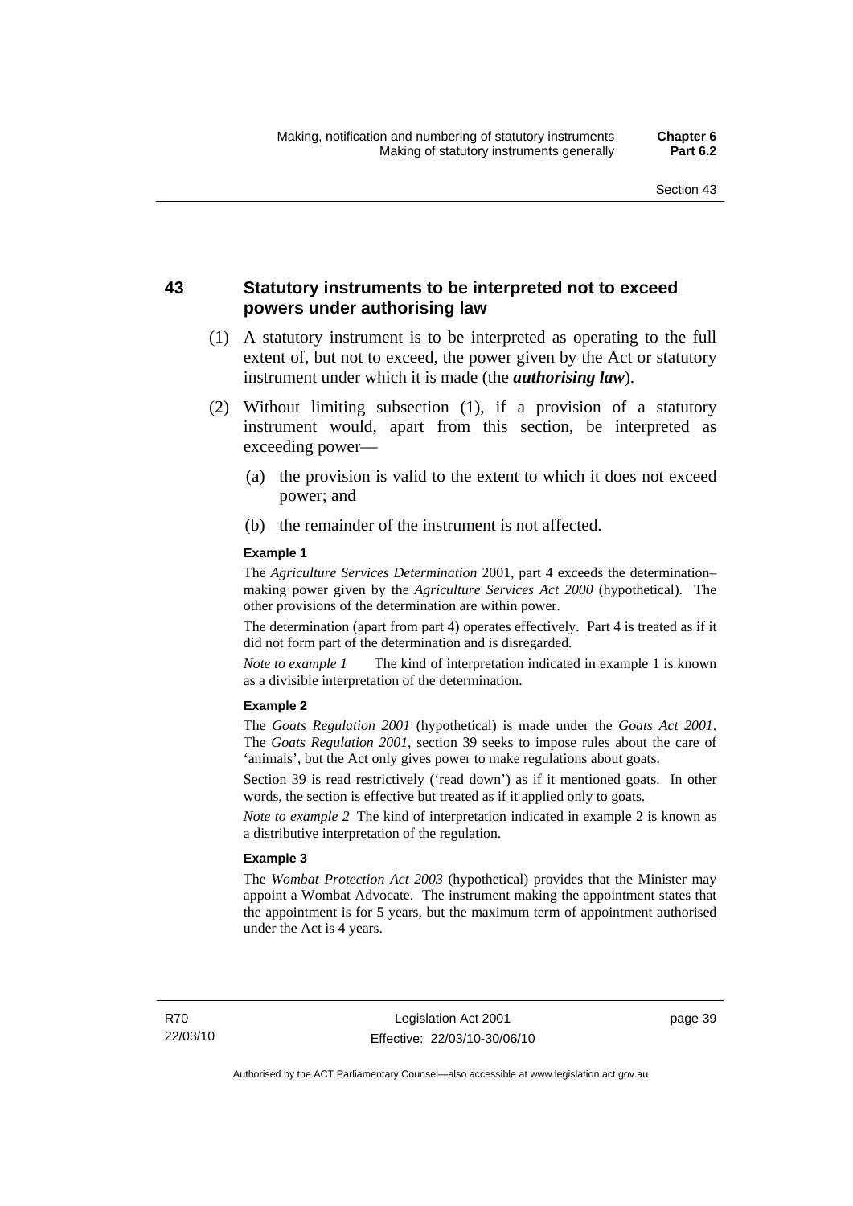## 43 Statutory instruments to be interpreted not to exceed powers under authorising law

(1) A statutory instrument is to be interpreted as operating to the full extent of, but not to exceed, the power given by the Act or statutory instrument under which it is made (the ***authorising law***).

(2) Without limiting subsection (1), if a provision of a statutory instrument would, apart from this section, be interpreted as exceeding power—

(a) the provision is valid to the extent to which it does not exceed power; and

(b) the remainder of the instrument is not affected.

**Example 1**

The *Agriculture Services Determination* 2001, part 4 exceeds the determination–making power given by the *Agriculture Services Act 2000* (hypothetical). The other provisions of the determination are within power.

The determination (apart from part 4) operates effectively. Part 4 is treated as if it did not form part of the determination and is disregarded.

*Note to example 1* The kind of interpretation indicated in example 1 is known as a divisible interpretation of the determination.

**Example 2**

The *Goats Regulation 2001* (hypothetical) is made under the *Goats Act 2001*. The *Goats Regulation 2001*, section 39 seeks to impose rules about the care of 'animals', but the Act only gives power to make regulations about goats.

Section 39 is read restrictively ('read down') as if it mentioned goats. In other words, the section is effective but treated as if it applied only to goats.

*Note to example 2* The kind of interpretation indicated in example 2 is known as a distributive interpretation of the regulation.

**Example 3**

The *Wombat Protection Act 2003* (hypothetical) provides that the Minister may appoint a Wombat Advocate. The instrument making the appointment states that the appointment is for 5 years, but the maximum term of appointment authorised under the Act is 4 years.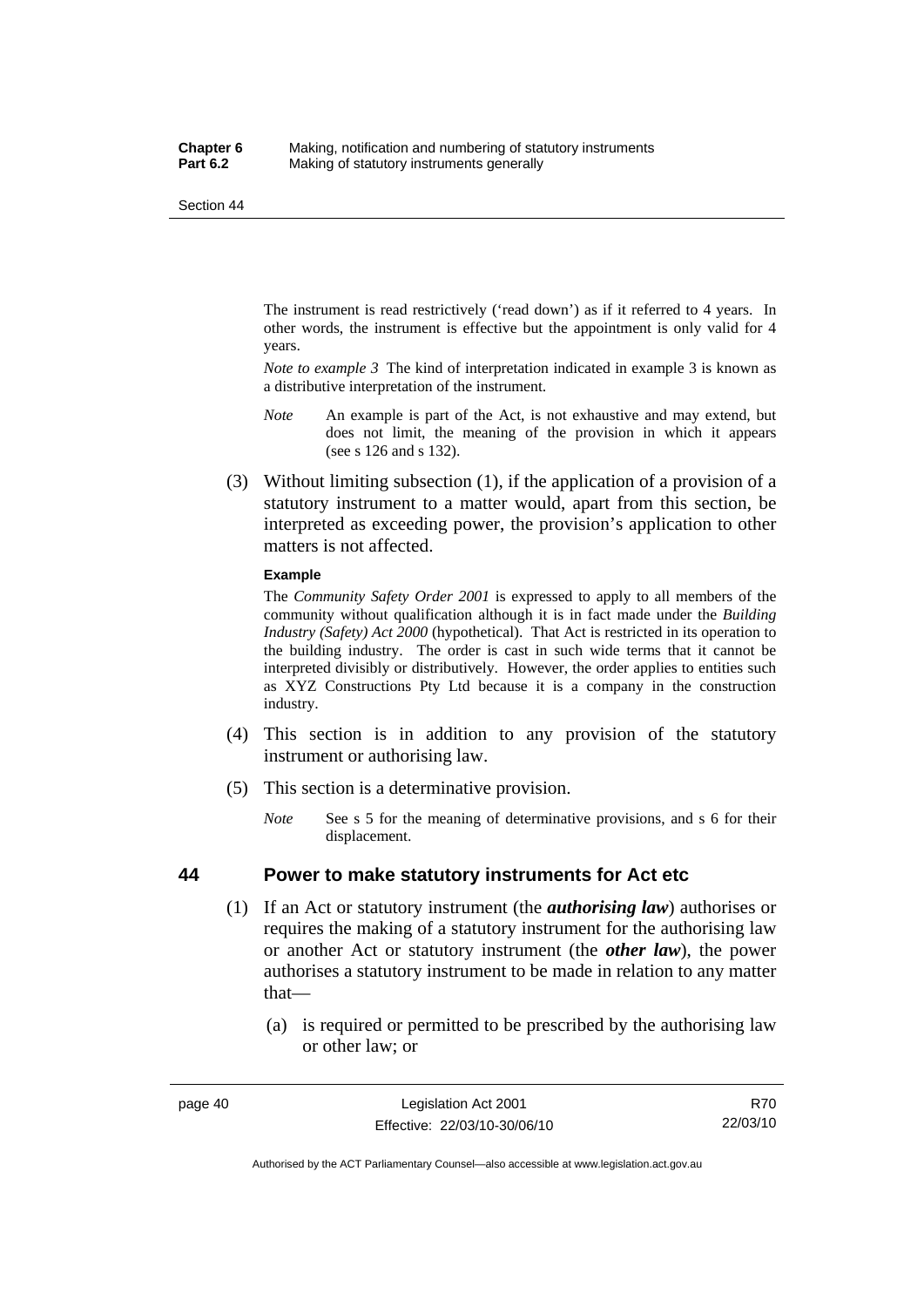The instrument is read restrictively ('read down') as if it referred to 4 years. In other words, the instrument is effective but the appointment is only valid for 4 years.

*Note to example 3* The kind of interpretation indicated in example 3 is known as a distributive interpretation of the instrument.

*Note* An example is part of the Act, is not exhaustive and may extend, but does not limit, the meaning of the provision in which it appears (see s 126 and s 132).

(3) Without limiting subsection (1), if the application of a provision of a statutory instrument to a matter would, apart from this section, be interpreted as exceeding power, the provision's application to other matters is not affected.

**Example**

The *Community Safety Order 2001* is expressed to apply to all members of the community without qualification although it is in fact made under the *Building Industry (Safety) Act 2000* (hypothetical). That Act is restricted in its operation to the building industry. The order is cast in such wide terms that it cannot be interpreted divisibly or distributively. However, the order applies to entities such as XYZ Constructions Pty Ltd because it is a company in the construction industry.

(4) This section is in addition to any provision of the statutory instrument or authorising law.

(5) This section is a determinative provision.

*Note* See s 5 for the meaning of determinative provisions, and s 6 for their displacement.

## 44 Power to make statutory instruments for Act etc

(1) If an Act or statutory instrument (the ***authorising law***) authorises or requires the making of a statutory instrument for the authorising law or another Act or statutory instrument (the ***other law***), the power authorises a statutory instrument to be made in relation to any matter that—

(a) is required or permitted to be prescribed by the authorising law or other law; or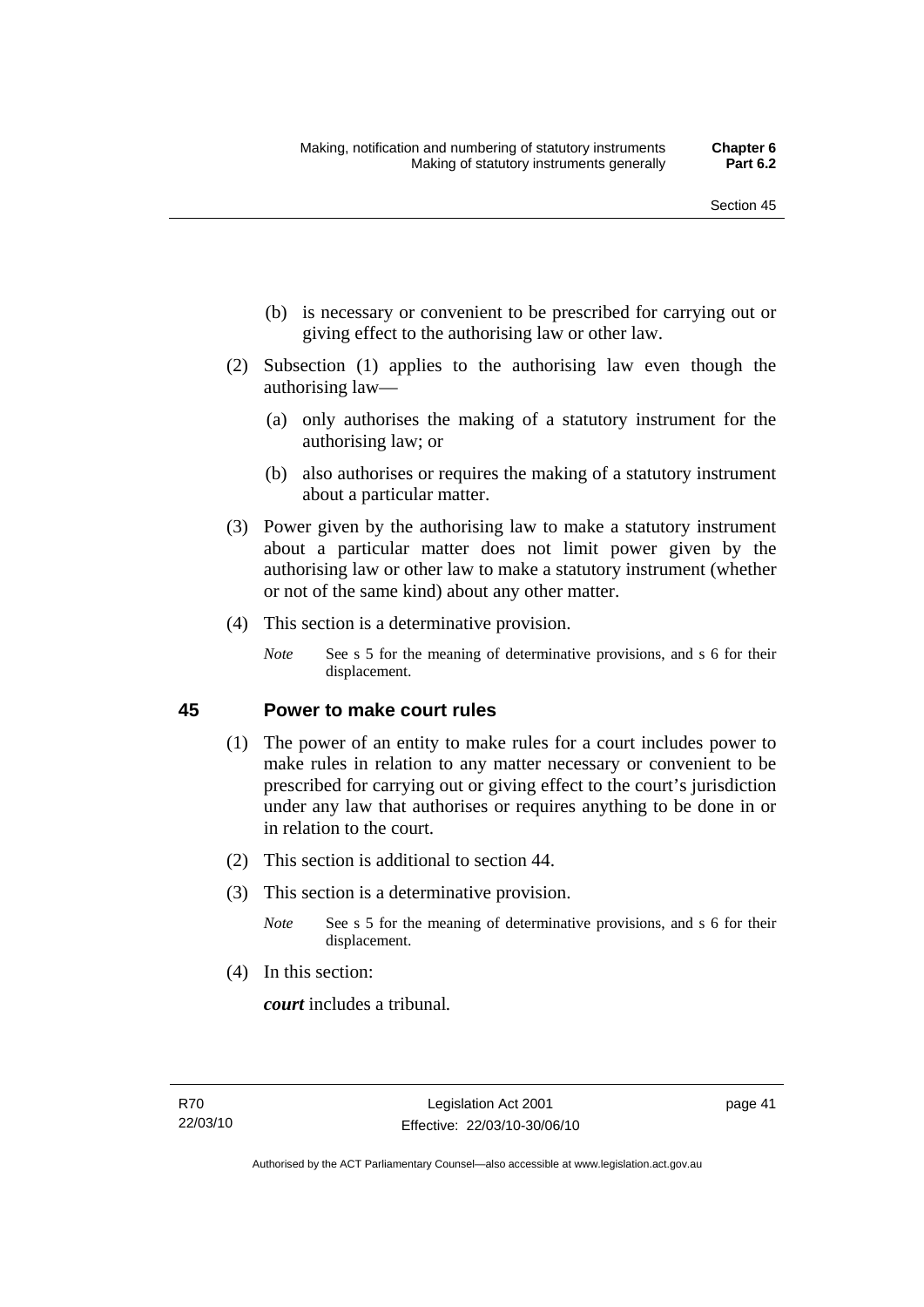(b) is necessary or convenient to be prescribed for carrying out or giving effect to the authorising law or other law.

(2) Subsection (1) applies to the authorising law even though the authorising law—

(a) only authorises the making of a statutory instrument for the authorising law; or

(b) also authorises or requires the making of a statutory instrument about a particular matter.

(3) Power given by the authorising law to make a statutory instrument about a particular matter does not limit power given by the authorising law or other law to make a statutory instrument (whether or not of the same kind) about any other matter.

(4) This section is a determinative provision.

*Note* See s 5 for the meaning of determinative provisions, and s 6 for their displacement.

## 45 Power to make court rules

(1) The power of an entity to make rules for a court includes power to make rules in relation to any matter necessary or convenient to be prescribed for carrying out or giving effect to the court's jurisdiction under any law that authorises or requires anything to be done in or in relation to the court.

(2) This section is additional to section 44.

(3) This section is a determinative provision.

*Note* See s 5 for the meaning of determinative provisions, and s 6 for their displacement.

(4) In this section:

***court*** includes a tribunal.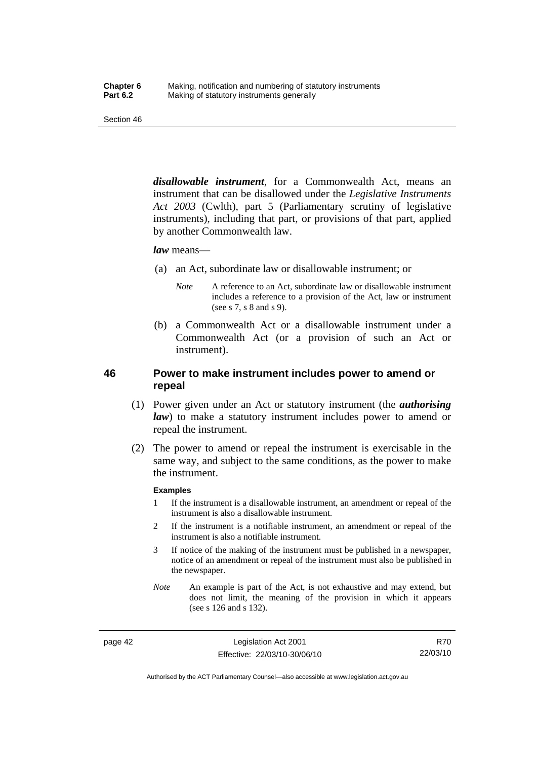***disallowable instrument***, for a Commonwealth Act, means an instrument that can be disallowed under the *Legislative Instruments Act 2003* (Cwlth), part 5 (Parliamentary scrutiny of legislative instruments), including that part, or provisions of that part, applied by another Commonwealth law.

***law*** means—

(a) an Act, subordinate law or disallowable instrument; or

*Note* A reference to an Act, subordinate law or disallowable instrument includes a reference to a provision of the Act, law or instrument (see s 7, s 8 and s 9).

(b) a Commonwealth Act or a disallowable instrument under a Commonwealth Act (or a provision of such an Act or instrument).

## 46 Power to make instrument includes power to amend or repeal

(1) Power given under an Act or statutory instrument (the ***authorising law***) to make a statutory instrument includes power to amend or repeal the instrument.

(2) The power to amend or repeal the instrument is exercisable in the same way, and subject to the same conditions, as the power to make the instrument.

**Examples**

1 If the instrument is a disallowable instrument, an amendment or repeal of the instrument is also a disallowable instrument.

2 If the instrument is a notifiable instrument, an amendment or repeal of the instrument is also a notifiable instrument.

3 If notice of the making of the instrument must be published in a newspaper, notice of an amendment or repeal of the instrument must also be published in the newspaper.

*Note* An example is part of the Act, is not exhaustive and may extend, but does not limit, the meaning of the provision in which it appears (see s 126 and s 132).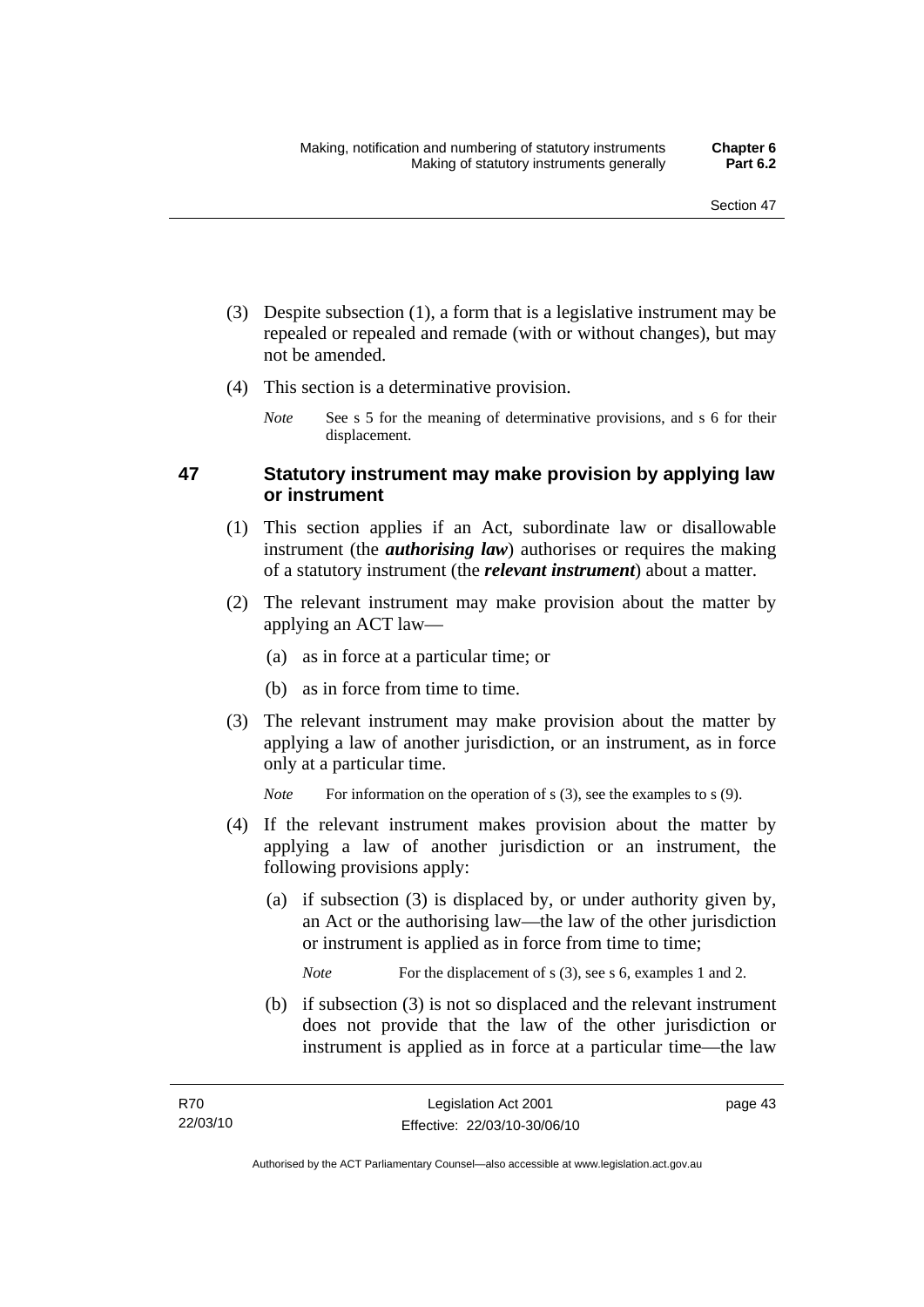(3) Despite subsection (1), a form that is a legislative instrument may be repealed or repealed and remade (with or without changes), but may not be amended.

(4) This section is a determinative provision.

*Note* See s 5 for the meaning of determinative provisions, and s 6 for their displacement.

### 47 Statutory instrument may make provision by applying law or instrument

(1) This section applies if an Act, subordinate law or disallowable instrument (the ***authorising law***) authorises or requires the making of a statutory instrument (the ***relevant instrument***) about a matter.

(2) The relevant instrument may make provision about the matter by applying an ACT law—

(a) as in force at a particular time; or

(b) as in force from time to time.

(3) The relevant instrument may make provision about the matter by applying a law of another jurisdiction, or an instrument, as in force only at a particular time.

*Note* For information on the operation of s (3), see the examples to s (9).

(4) If the relevant instrument makes provision about the matter by applying a law of another jurisdiction or an instrument, the following provisions apply:

(a) if subsection (3) is displaced by, or under authority given by, an Act or the authorising law—the law of the other jurisdiction or instrument is applied as in force from time to time;

*Note* For the displacement of s (3), see s 6, examples 1 and 2.

(b) if subsection (3) is not so displaced and the relevant instrument does not provide that the law of the other jurisdiction or instrument is applied as in force at a particular time—the law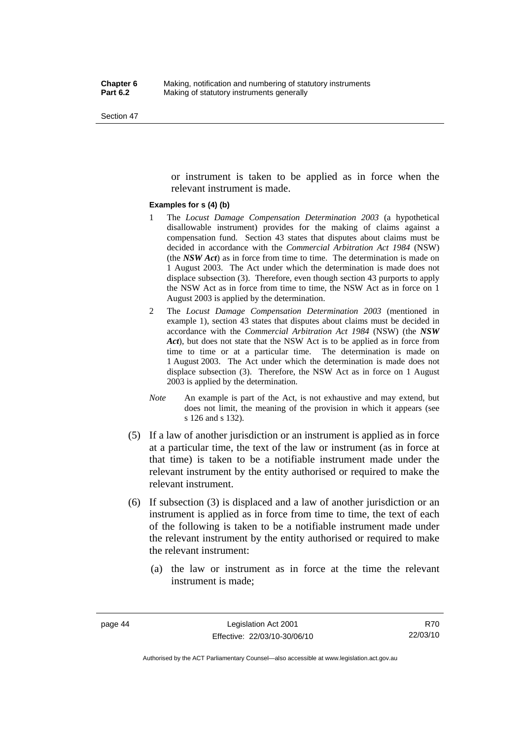or instrument is taken to be applied as in force when the relevant instrument is made.

**Examples for s (4) (b)**

1. The *Locust Damage Compensation Determination 2003* (a hypothetical disallowable instrument) provides for the making of claims against a compensation fund. Section 43 states that disputes about claims must be decided in accordance with the *Commercial Arbitration Act 1984* (NSW) (the ***NSW Act***) as in force from time to time. The determination is made on 1 August 2003. The Act under which the determination is made does not displace subsection (3). Therefore, even though section 43 purports to apply the NSW Act as in force from time to time, the NSW Act as in force on 1 August 2003 is applied by the determination.
2. The *Locust Damage Compensation Determination 2003* (mentioned in example 1), section 43 states that disputes about claims must be decided in accordance with the *Commercial Arbitration Act 1984* (NSW) (the ***NSW Act***), but does not state that the NSW Act is to be applied as in force from time to time or at a particular time. The determination is made on 1 August 2003. The Act under which the determination is made does not displace subsection (3). Therefore, the NSW Act as in force on 1 August 2003 is applied by the determination.

*Note* An example is part of the Act, is not exhaustive and may extend, but does not limit, the meaning of the provision in which it appears (see s 126 and s 132).

(5) If a law of another jurisdiction or an instrument is applied as in force at a particular time, the text of the law or instrument (as in force at that time) is taken to be a notifiable instrument made under the relevant instrument by the entity authorised or required to make the relevant instrument.

(6) If subsection (3) is displaced and a law of another jurisdiction or an instrument is applied as in force from time to time, the text of each of the following is taken to be a notifiable instrument made under the relevant instrument by the entity authorised or required to make the relevant instrument:

(a) the law or instrument as in force at the time the relevant instrument is made;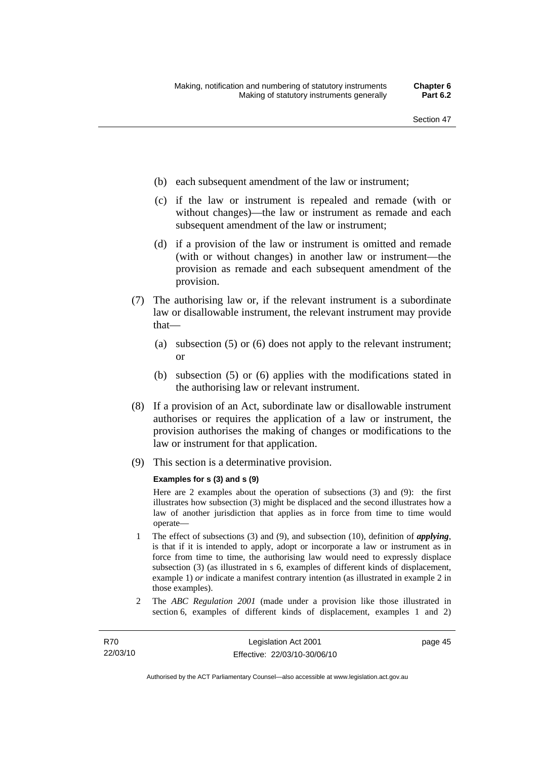(b) each subsequent amendment of the law or instrument;

(c) if the law or instrument is repealed and remade (with or without changes)—the law or instrument as remade and each subsequent amendment of the law or instrument;

(d) if a provision of the law or instrument is omitted and remade (with or without changes) in another law or instrument—the provision as remade and each subsequent amendment of the provision.

(7) The authorising law or, if the relevant instrument is a subordinate law or disallowable instrument, the relevant instrument may provide that—

(a) subsection (5) or (6) does not apply to the relevant instrument; or

(b) subsection (5) or (6) applies with the modifications stated in the authorising law or relevant instrument.

(8) If a provision of an Act, subordinate law or disallowable instrument authorises or requires the application of a law or instrument, the provision authorises the making of changes or modifications to the law or instrument for that application.

(9) This section is a determinative provision.

**Examples for s (3) and s (9)**

Here are 2 examples about the operation of subsections (3) and (9): the first illustrates how subsection (3) might be displaced and the second illustrates how a law of another jurisdiction that applies as in force from time to time would operate—

1 The effect of subsections (3) and (9), and subsection (10), definition of ***applying***, is that if it is intended to apply, adopt or incorporate a law or instrument as in force from time to time, the authorising law would need to expressly displace subsection (3) (as illustrated in s 6, examples of different kinds of displacement, example 1) *or* indicate a manifest contrary intention (as illustrated in example 2 in those examples).

2 The *ABC Regulation 2001* (made under a provision like those illustrated in section 6, examples of different kinds of displacement, examples 1 and 2)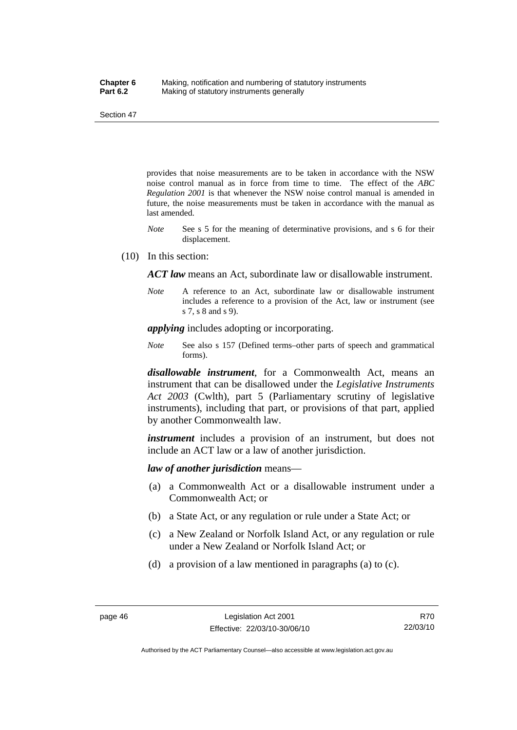provides that noise measurements are to be taken in accordance with the NSW noise control manual as in force from time to time. The effect of the *ABC Regulation 2001* is that whenever the NSW noise control manual is amended in future, the noise measurements must be taken in accordance with the manual as last amended.

*Note* See s 5 for the meaning of determinative provisions, and s 6 for their displacement.

(10) In this section:

***ACT law*** means an Act, subordinate law or disallowable instrument.

*Note* A reference to an Act, subordinate law or disallowable instrument includes a reference to a provision of the Act, law or instrument (see s 7, s 8 and s 9).

***applying*** includes adopting or incorporating.

*Note* See also s 157 (Defined terms–other parts of speech and grammatical forms).

***disallowable instrument***, for a Commonwealth Act, means an instrument that can be disallowed under the *Legislative Instruments Act 2003* (Cwlth), part 5 (Parliamentary scrutiny of legislative instruments), including that part, or provisions of that part, applied by another Commonwealth law.

***instrument*** includes a provision of an instrument, but does not include an ACT law or a law of another jurisdiction.

***law of another jurisdiction*** means—

(a) a Commonwealth Act or a disallowable instrument under a Commonwealth Act; or

(b) a State Act, or any regulation or rule under a State Act; or

(c) a New Zealand or Norfolk Island Act, or any regulation or rule under a New Zealand or Norfolk Island Act; or

(d) a provision of a law mentioned in paragraphs (a) to (c).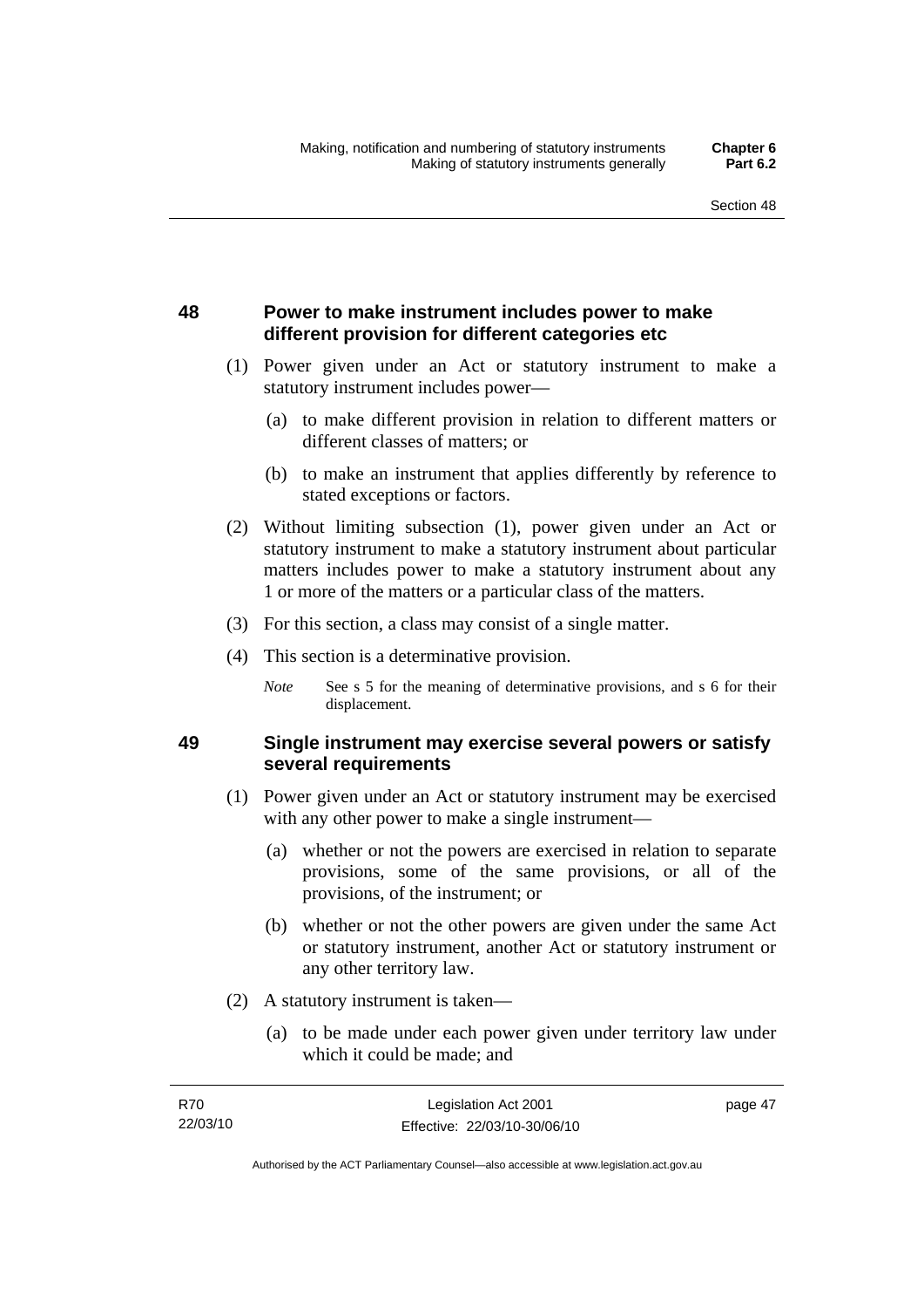## 48 Power to make instrument includes power to make different provision for different categories etc

(1) Power given under an Act or statutory instrument to make a statutory instrument includes power—

(a) to make different provision in relation to different matters or different classes of matters; or

(b) to make an instrument that applies differently by reference to stated exceptions or factors.

(2) Without limiting subsection (1), power given under an Act or statutory instrument to make a statutory instrument about particular matters includes power to make a statutory instrument about any 1 or more of the matters or a particular class of the matters.

(3) For this section, a class may consist of a single matter.

(4) This section is a determinative provision.

*Note* See s 5 for the meaning of determinative provisions, and s 6 for their displacement.

## 49 Single instrument may exercise several powers or satisfy several requirements

(1) Power given under an Act or statutory instrument may be exercised with any other power to make a single instrument—

(a) whether or not the powers are exercised in relation to separate provisions, some of the same provisions, or all of the provisions, of the instrument; or

(b) whether or not the other powers are given under the same Act or statutory instrument, another Act or statutory instrument or any other territory law.

(2) A statutory instrument is taken—

(a) to be made under each power given under territory law under which it could be made; and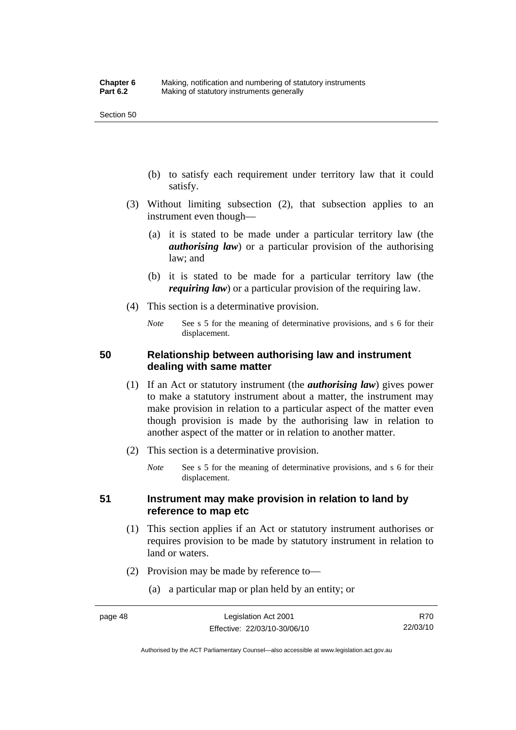(b) to satisfy each requirement under territory law that it could satisfy.

(3) Without limiting subsection (2), that subsection applies to an instrument even though—

(a) it is stated to be made under a particular territory law (the ***authorising law***) or a particular provision of the authorising law; and

(b) it is stated to be made for a particular territory law (the ***requiring law***) or a particular provision of the requiring law.

(4) This section is a determinative provision.

*Note* See s 5 for the meaning of determinative provisions, and s 6 for their displacement.

## 50 Relationship between authorising law and instrument dealing with same matter

(1) If an Act or statutory instrument (the ***authorising law***) gives power to make a statutory instrument about a matter, the instrument may make provision in relation to a particular aspect of the matter even though provision is made by the authorising law in relation to another aspect of the matter or in relation to another matter.

(2) This section is a determinative provision.

*Note* See s 5 for the meaning of determinative provisions, and s 6 for their displacement.

## 51 Instrument may make provision in relation to land by reference to map etc

(1) This section applies if an Act or statutory instrument authorises or requires provision to be made by statutory instrument in relation to land or waters.

(2) Provision may be made by reference to—

(a) a particular map or plan held by an entity; or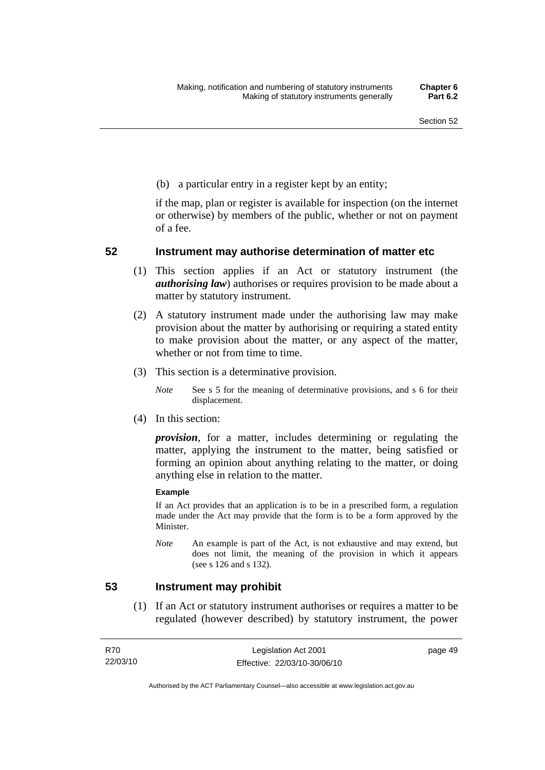(b) a particular entry in a register kept by an entity;

if the map, plan or register is available for inspection (on the internet or otherwise) by members of the public, whether or not on payment of a fee.

## 52 Instrument may authorise determination of matter etc

(1) This section applies if an Act or statutory instrument (the ***authorising law***) authorises or requires provision to be made about a matter by statutory instrument.

(2) A statutory instrument made under the authorising law may make provision about the matter by authorising or requiring a stated entity to make provision about the matter, or any aspect of the matter, whether or not from time to time.

(3) This section is a determinative provision.

*Note* See s 5 for the meaning of determinative provisions, and s 6 for their displacement.

(4) In this section:

***provision***, for a matter, includes determining or regulating the matter, applying the instrument to the matter, being satisfied or forming an opinion about anything relating to the matter, or doing anything else in relation to the matter.

**Example**

If an Act provides that an application is to be in a prescribed form, a regulation made under the Act may provide that the form is to be a form approved by the Minister.

*Note* An example is part of the Act, is not exhaustive and may extend, but does not limit, the meaning of the provision in which it appears (see s 126 and s 132).

## 53 Instrument may prohibit

(1) If an Act or statutory instrument authorises or requires a matter to be regulated (however described) by statutory instrument, the power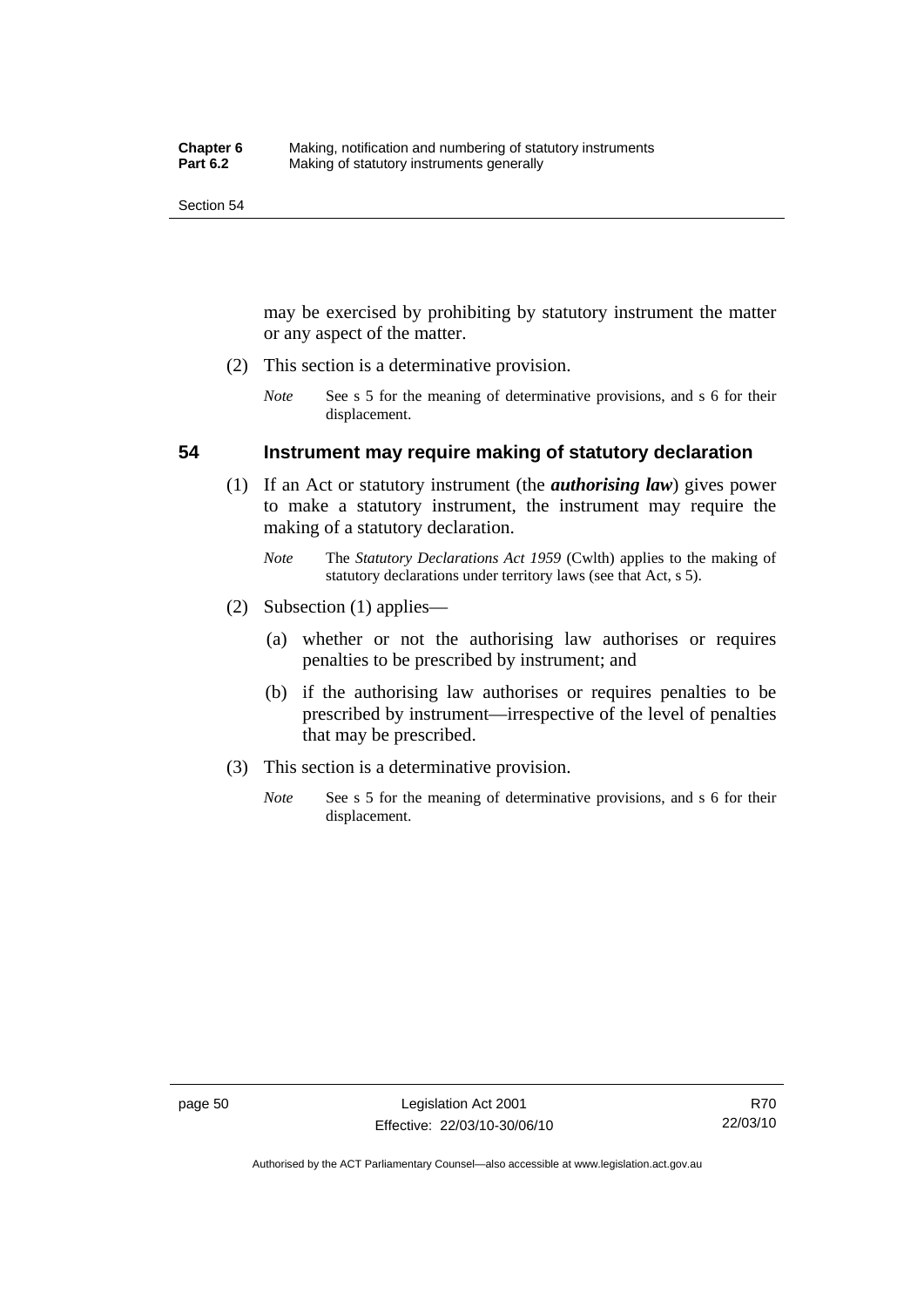may be exercised by prohibiting by statutory instrument the matter or any aspect of the matter.

(2) This section is a determinative provision.

*Note* See s 5 for the meaning of determinative provisions, and s 6 for their displacement.

## 54 Instrument may require making of statutory declaration

(1) If an Act or statutory instrument (the ***authorising law***) gives power to make a statutory instrument, the instrument may require the making of a statutory declaration.

*Note* The *Statutory Declarations Act 1959* (Cwlth) applies to the making of statutory declarations under territory laws (see that Act, s 5).

(2) Subsection (1) applies—

(a) whether or not the authorising law authorises or requires penalties to be prescribed by instrument; and

(b) if the authorising law authorises or requires penalties to be prescribed by instrument—irrespective of the level of penalties that may be prescribed.

(3) This section is a determinative provision.

*Note* See s 5 for the meaning of determinative provisions, and s 6 for their displacement.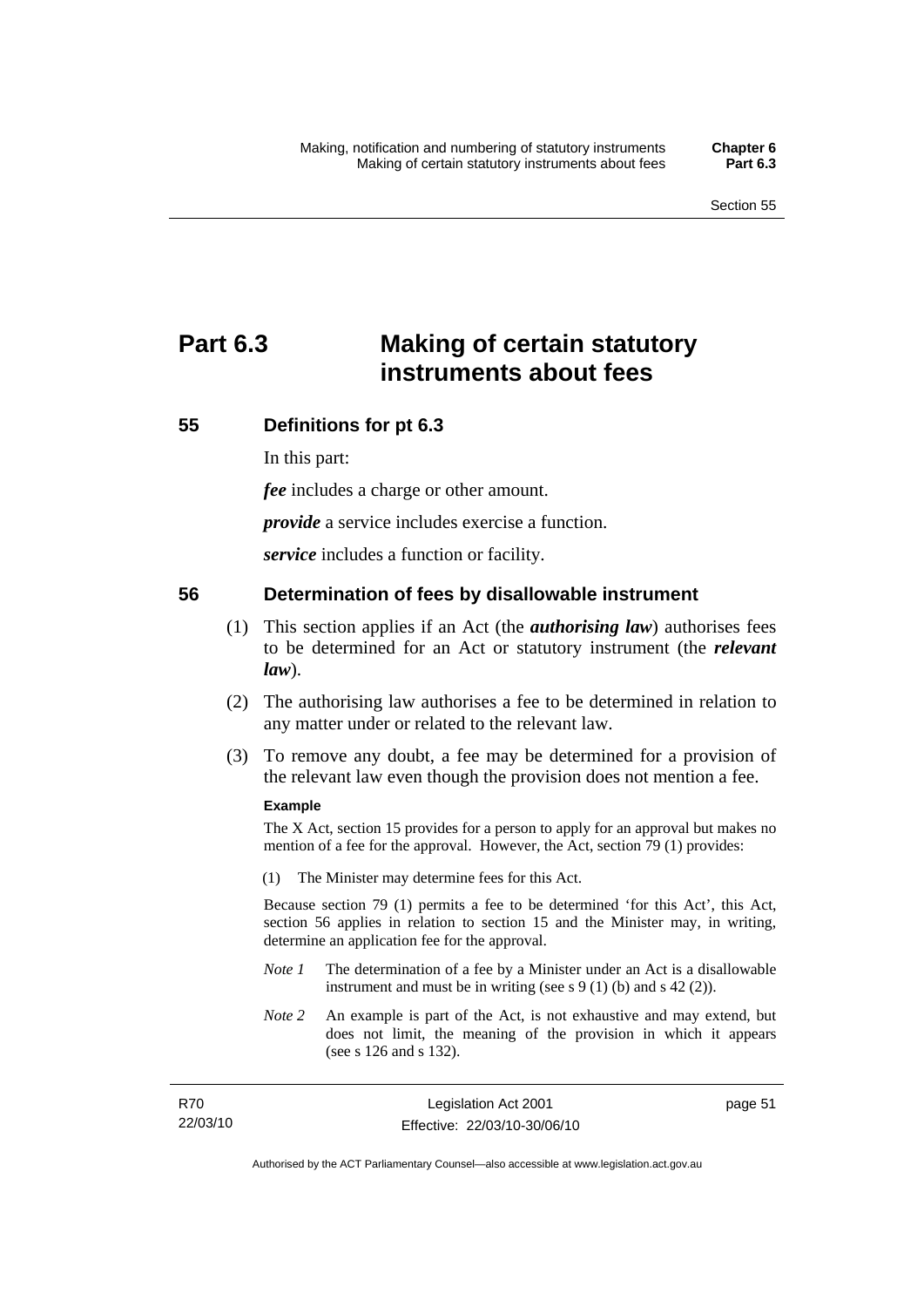# Part 6.3 Making of certain statutory instruments about fees

## 55 Definitions for pt 6.3

In this part:

***fee*** includes a charge or other amount.

***provide*** a service includes exercise a function.

***service*** includes a function or facility.

## 56 Determination of fees by disallowable instrument

(1) This section applies if an Act (the ***authorising law***) authorises fees to be determined for an Act or statutory instrument (the ***relevant law***).

(2) The authorising law authorises a fee to be determined in relation to any matter under or related to the relevant law.

(3) To remove any doubt, a fee may be determined for a provision of the relevant law even though the provision does not mention a fee.

**Example**

The X Act, section 15 provides for a person to apply for an approval but makes no mention of a fee for the approval. However, the Act, section 79 (1) provides:

(1) The Minister may determine fees for this Act.

Because section 79 (1) permits a fee to be determined 'for this Act', this Act, section 56 applies in relation to section 15 and the Minister may, in writing, determine an application fee for the approval.

*Note 1* The determination of a fee by a Minister under an Act is a disallowable instrument and must be in writing (see s 9 (1) (b) and s 42 (2)).

*Note 2* An example is part of the Act, is not exhaustive and may extend, but does not limit, the meaning of the provision in which it appears (see s 126 and s 132).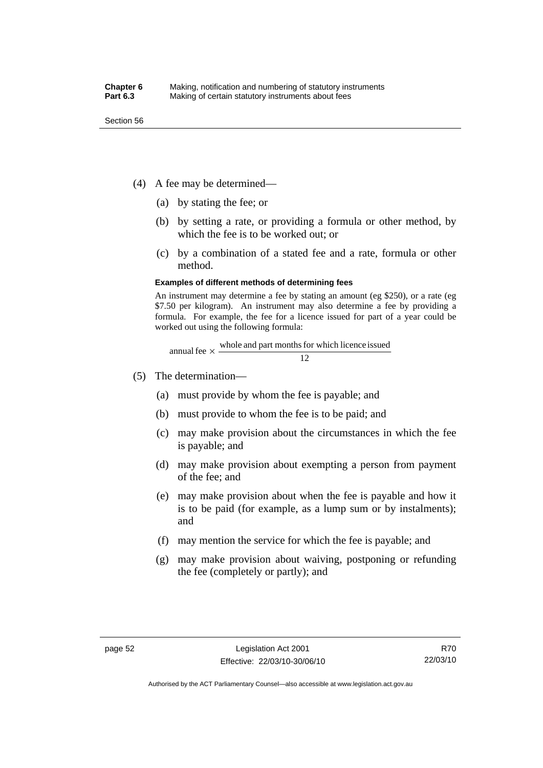(4) A fee may be determined—

(a) by stating the fee; or

(b) by setting a rate, or providing a formula or other method, by which the fee is to be worked out; or

(c) by a combination of a stated fee and a rate, formula or other method.

**Examples of different methods of determining fees**

An instrument may determine a fee by stating an amount (eg $250), or a rate (eg $7.50 per kilogram). An instrument may also determine a fee by providing a formula. For example, the fee for a licence issued for part of a year could be worked out using the following formula:

$$\text{annual fee} \times \frac{\text{whole and part months for which licence issued}}{12}$$

(5) The determination—

(a) must provide by whom the fee is payable; and

(b) must provide to whom the fee is to be paid; and

(c) may make provision about the circumstances in which the fee is payable; and

(d) may make provision about exempting a person from payment of the fee; and

(e) may make provision about when the fee is payable and how it is to be paid (for example, as a lump sum or by instalments); and

(f) may mention the service for which the fee is payable; and

(g) may make provision about waiving, postponing or refunding the fee (completely or partly); and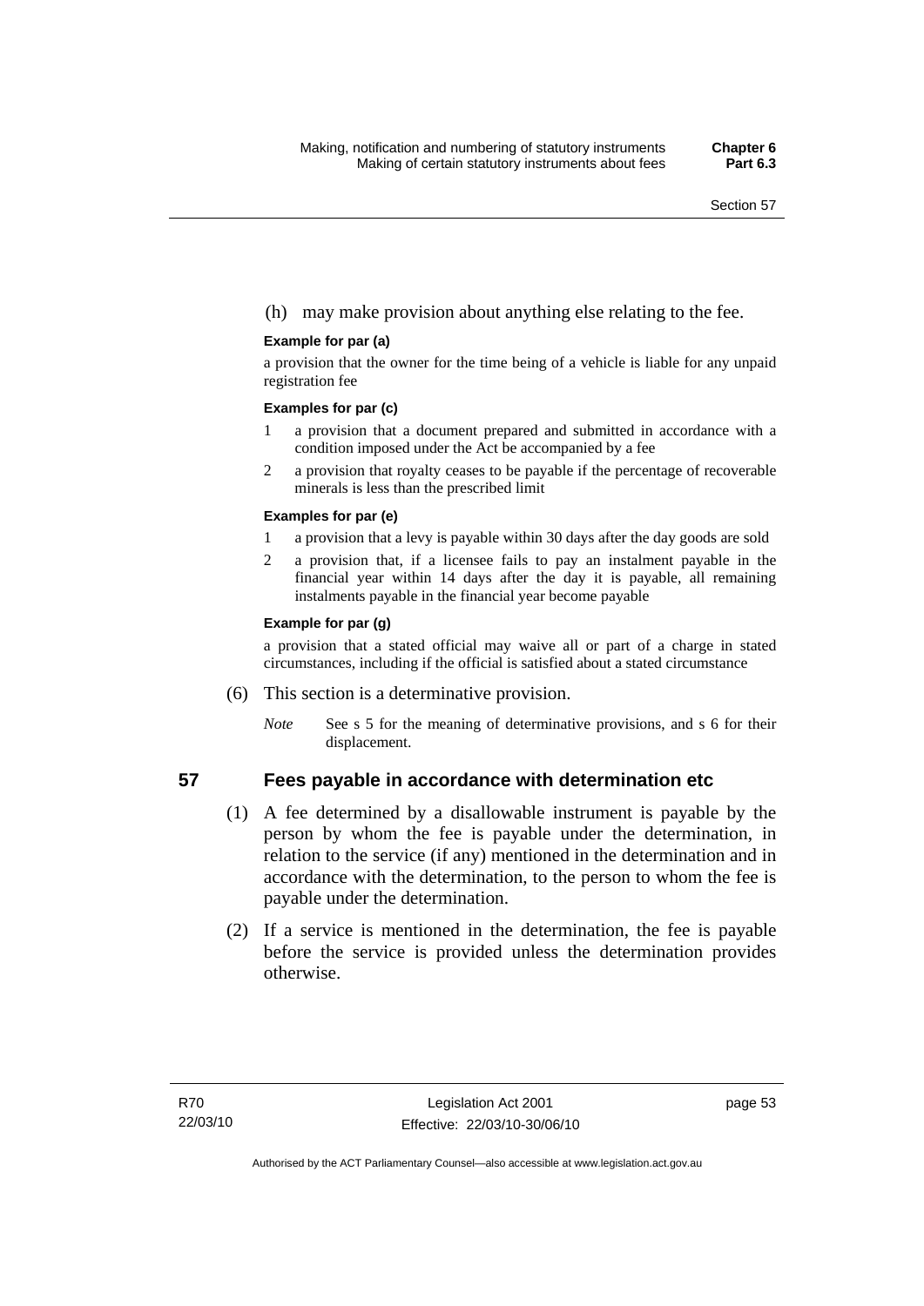(h) may make provision about anything else relating to the fee.

**Example for par (a)**

a provision that the owner for the time being of a vehicle is liable for any unpaid registration fee

**Examples for par (c)**

1 a provision that a document prepared and submitted in accordance with a condition imposed under the Act be accompanied by a fee

2 a provision that royalty ceases to be payable if the percentage of recoverable minerals is less than the prescribed limit

**Examples for par (e)**

1 a provision that a levy is payable within 30 days after the day goods are sold

2 a provision that, if a licensee fails to pay an instalment payable in the financial year within 14 days after the day it is payable, all remaining instalments payable in the financial year become payable

**Example for par (g)**

a provision that a stated official may waive all or part of a charge in stated circumstances, including if the official is satisfied about a stated circumstance

(6) This section is a determinative provision.

*Note* See s 5 for the meaning of determinative provisions, and s 6 for their displacement.

## 57 Fees payable in accordance with determination etc

(1) A fee determined by a disallowable instrument is payable by the person by whom the fee is payable under the determination, in relation to the service (if any) mentioned in the determination and in accordance with the determination, to the person to whom the fee is payable under the determination.

(2) If a service is mentioned in the determination, the fee is payable before the service is provided unless the determination provides otherwise.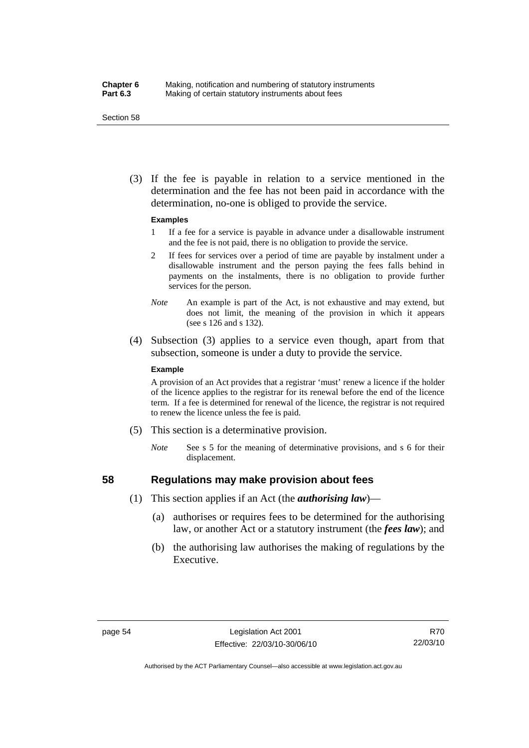(3) If the fee is payable in relation to a service mentioned in the determination and the fee has not been paid in accordance with the determination, no-one is obliged to provide the service.

**Examples**

1 If a fee for a service is payable in advance under a disallowable instrument and the fee is not paid, there is no obligation to provide the service.

2 If fees for services over a period of time are payable by instalment under a disallowable instrument and the person paying the fees falls behind in payments on the instalments, there is no obligation to provide further services for the person.

*Note* An example is part of the Act, is not exhaustive and may extend, but does not limit, the meaning of the provision in which it appears (see s 126 and s 132).

(4) Subsection (3) applies to a service even though, apart from that subsection, someone is under a duty to provide the service.

**Example**

A provision of an Act provides that a registrar 'must' renew a licence if the holder of the licence applies to the registrar for its renewal before the end of the licence term. If a fee is determined for renewal of the licence, the registrar is not required to renew the licence unless the fee is paid.

(5) This section is a determinative provision.

*Note* See s 5 for the meaning of determinative provisions, and s 6 for their displacement.

## 58 Regulations may make provision about fees

(1) This section applies if an Act (the ***authorising law***)—

(a) authorises or requires fees to be determined for the authorising law, or another Act or a statutory instrument (the ***fees law***); and

(b) the authorising law authorises the making of regulations by the Executive.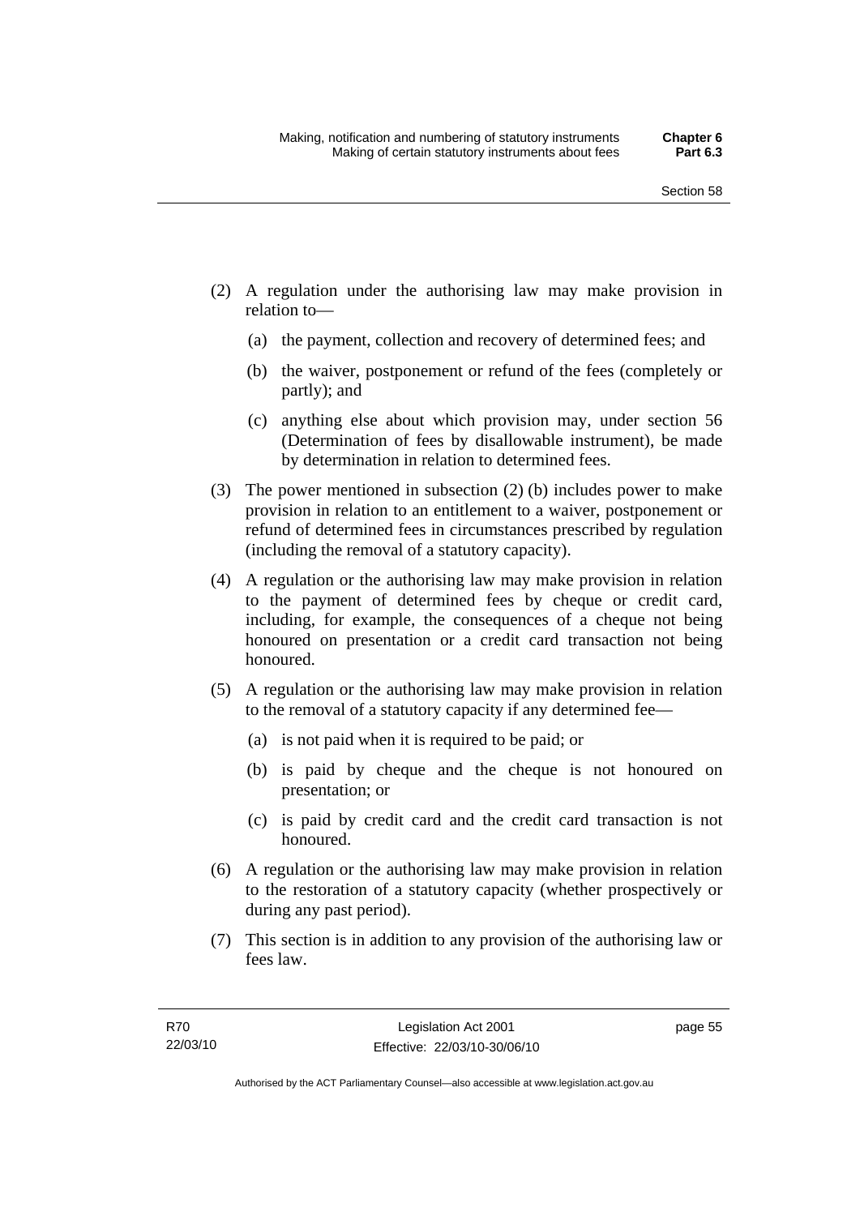(2) A regulation under the authorising law may make provision in relation to—

(a) the payment, collection and recovery of determined fees; and

(b) the waiver, postponement or refund of the fees (completely or partly); and

(c) anything else about which provision may, under section 56 (Determination of fees by disallowable instrument), be made by determination in relation to determined fees.

(3) The power mentioned in subsection (2) (b) includes power to make provision in relation to an entitlement to a waiver, postponement or refund of determined fees in circumstances prescribed by regulation (including the removal of a statutory capacity).

(4) A regulation or the authorising law may make provision in relation to the payment of determined fees by cheque or credit card, including, for example, the consequences of a cheque not being honoured on presentation or a credit card transaction not being honoured.

(5) A regulation or the authorising law may make provision in relation to the removal of a statutory capacity if any determined fee—

(a) is not paid when it is required to be paid; or

(b) is paid by cheque and the cheque is not honoured on presentation; or

(c) is paid by credit card and the credit card transaction is not honoured.

(6) A regulation or the authorising law may make provision in relation to the restoration of a statutory capacity (whether prospectively or during any past period).

(7) This section is in addition to any provision of the authorising law or fees law.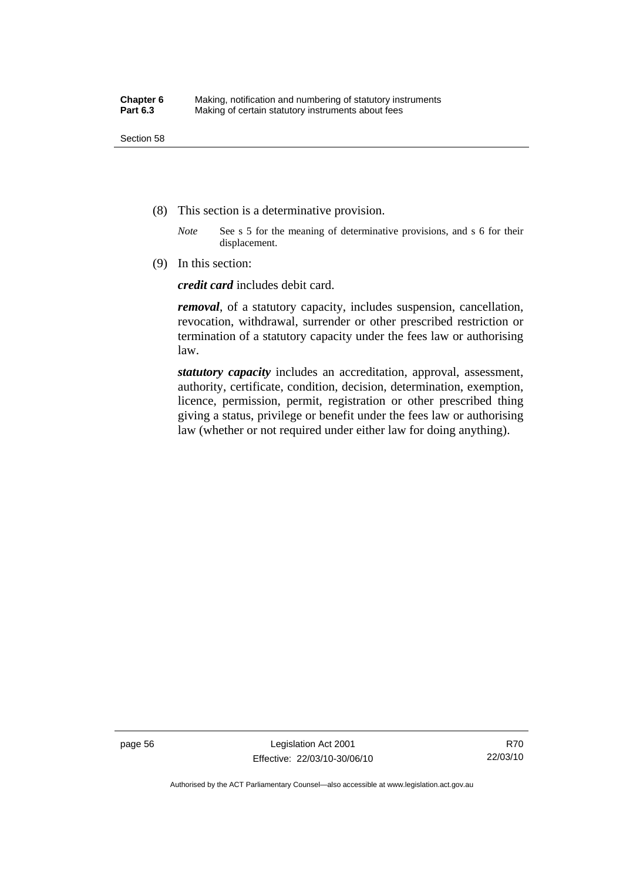(8) This section is a determinative provision.

*Note* See s 5 for the meaning of determinative provisions, and s 6 for their displacement.

(9) In this section:

***credit card*** includes debit card.

***removal***, of a statutory capacity, includes suspension, cancellation, revocation, withdrawal, surrender or other prescribed restriction or termination of a statutory capacity under the fees law or authorising law.

***statutory capacity*** includes an accreditation, approval, assessment, authority, certificate, condition, decision, determination, exemption, licence, permission, permit, registration or other prescribed thing giving a status, privilege or benefit under the fees law or authorising law (whether or not required under either law for doing anything).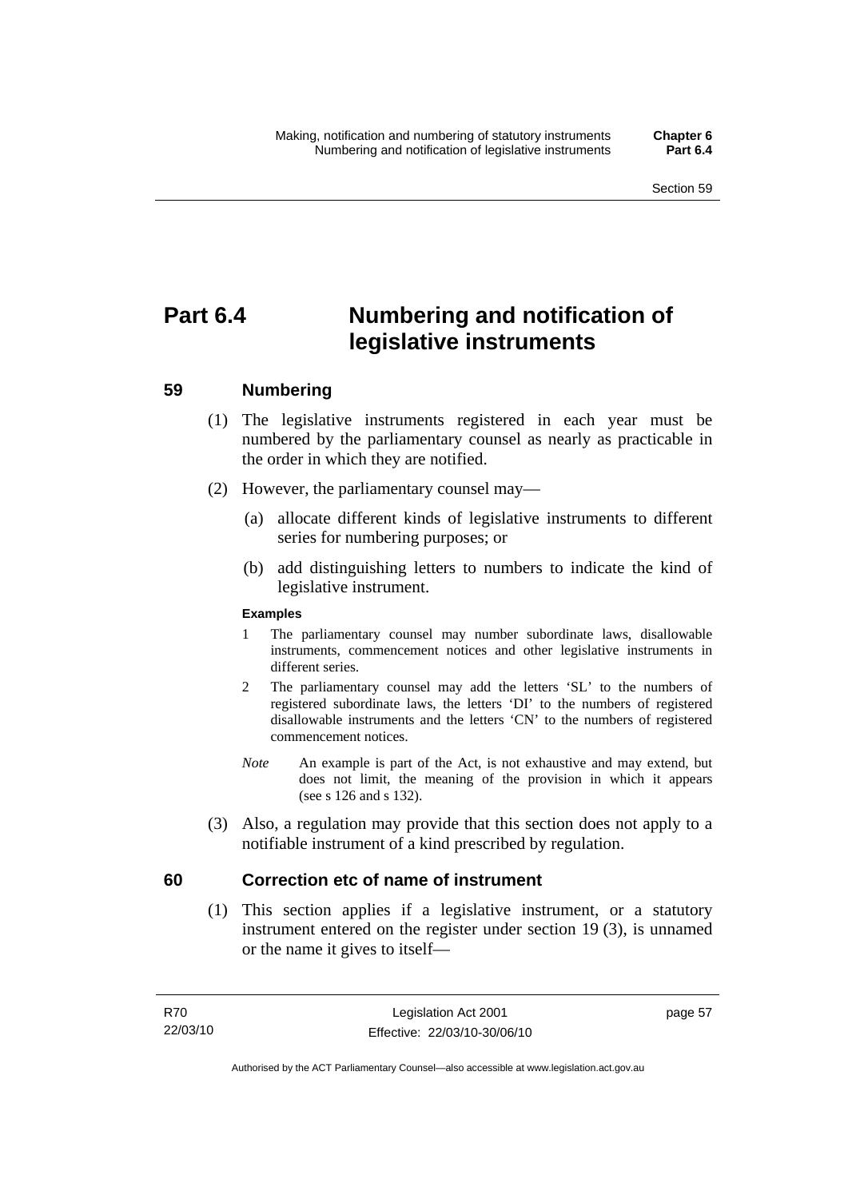# Part 6.4 Numbering and notification of legislative instruments

## 59 Numbering

(1) The legislative instruments registered in each year must be numbered by the parliamentary counsel as nearly as practicable in the order in which they are notified.

(2) However, the parliamentary counsel may—

(a) allocate different kinds of legislative instruments to different series for numbering purposes; or

(b) add distinguishing letters to numbers to indicate the kind of legislative instrument.

**Examples**

1 The parliamentary counsel may number subordinate laws, disallowable instruments, commencement notices and other legislative instruments in different series.

2 The parliamentary counsel may add the letters 'SL' to the numbers of registered subordinate laws, the letters 'DI' to the numbers of registered disallowable instruments and the letters 'CN' to the numbers of registered commencement notices.

*Note* An example is part of the Act, is not exhaustive and may extend, but does not limit, the meaning of the provision in which it appears (see s 126 and s 132).

(3) Also, a regulation may provide that this section does not apply to a notifiable instrument of a kind prescribed by regulation.

## 60 Correction etc of name of instrument

(1) This section applies if a legislative instrument, or a statutory instrument entered on the register under section 19 (3), is unnamed or the name it gives to itself—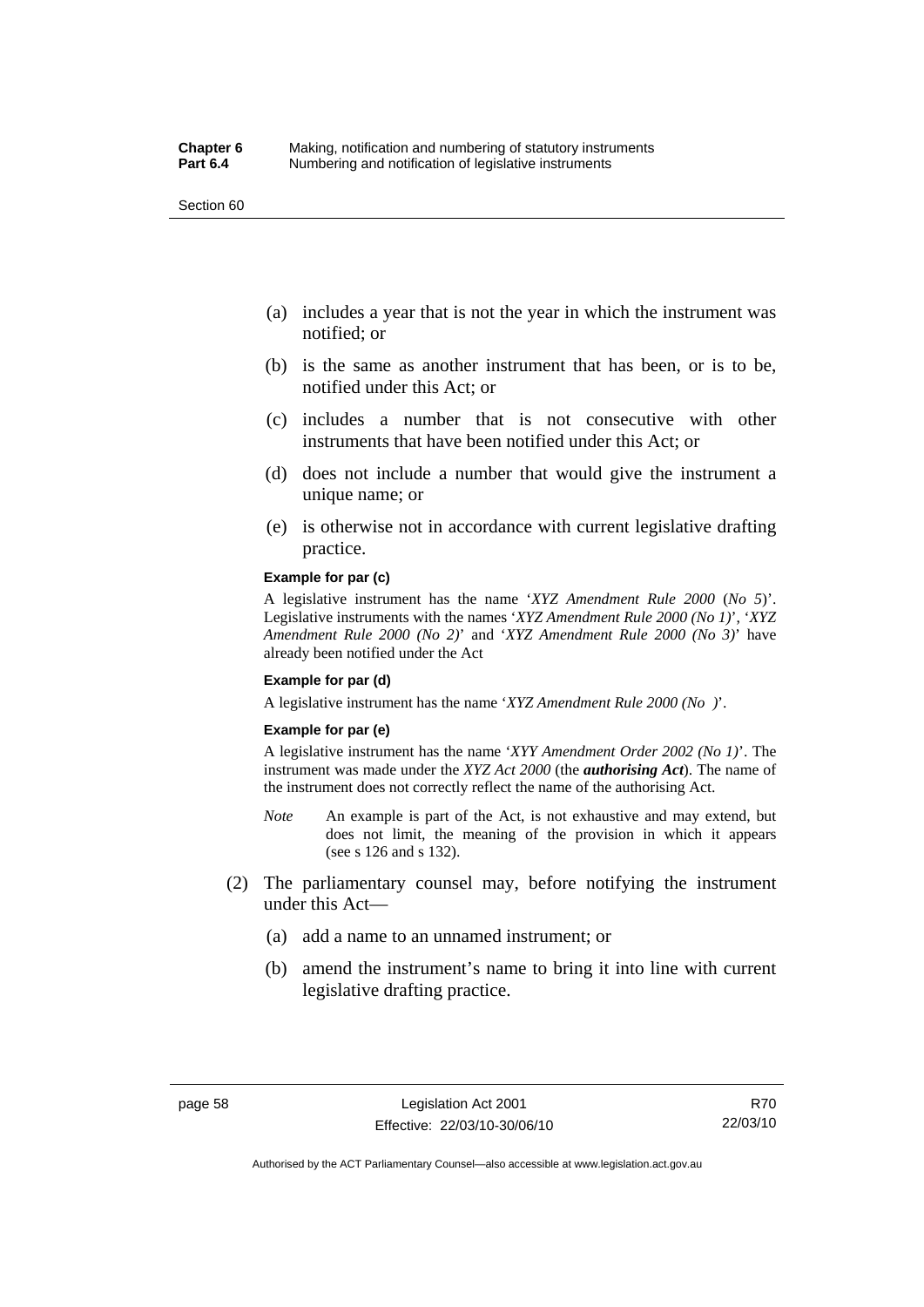(a) includes a year that is not the year in which the instrument was notified; or

(b) is the same as another instrument that has been, or is to be, notified under this Act; or

(c) includes a number that is not consecutive with other instruments that have been notified under this Act; or

(d) does not include a number that would give the instrument a unique name; or

(e) is otherwise not in accordance with current legislative drafting practice.

**Example for par (c)**

A legislative instrument has the name '*XYZ Amendment Rule 2000* (*No 5*)'. Legislative instruments with the names '*XYZ Amendment Rule 2000 (No 1)*', '*XYZ Amendment Rule 2000 (No 2)*' and '*XYZ Amendment Rule 2000 (No 3)*' have already been notified under the Act

**Example for par (d)**

A legislative instrument has the name '*XYZ Amendment Rule 2000 (No )*'.

**Example for par (e)**

A legislative instrument has the name '*XYY Amendment Order 2002 (No 1)*'. The instrument was made under the *XYZ Act 2000* (the ***authorising Act***). The name of the instrument does not correctly reflect the name of the authorising Act.

*Note* An example is part of the Act, is not exhaustive and may extend, but does not limit, the meaning of the provision in which it appears (see s 126 and s 132).

(2) The parliamentary counsel may, before notifying the instrument under this Act—

(a) add a name to an unnamed instrument; or

(b) amend the instrument's name to bring it into line with current legislative drafting practice.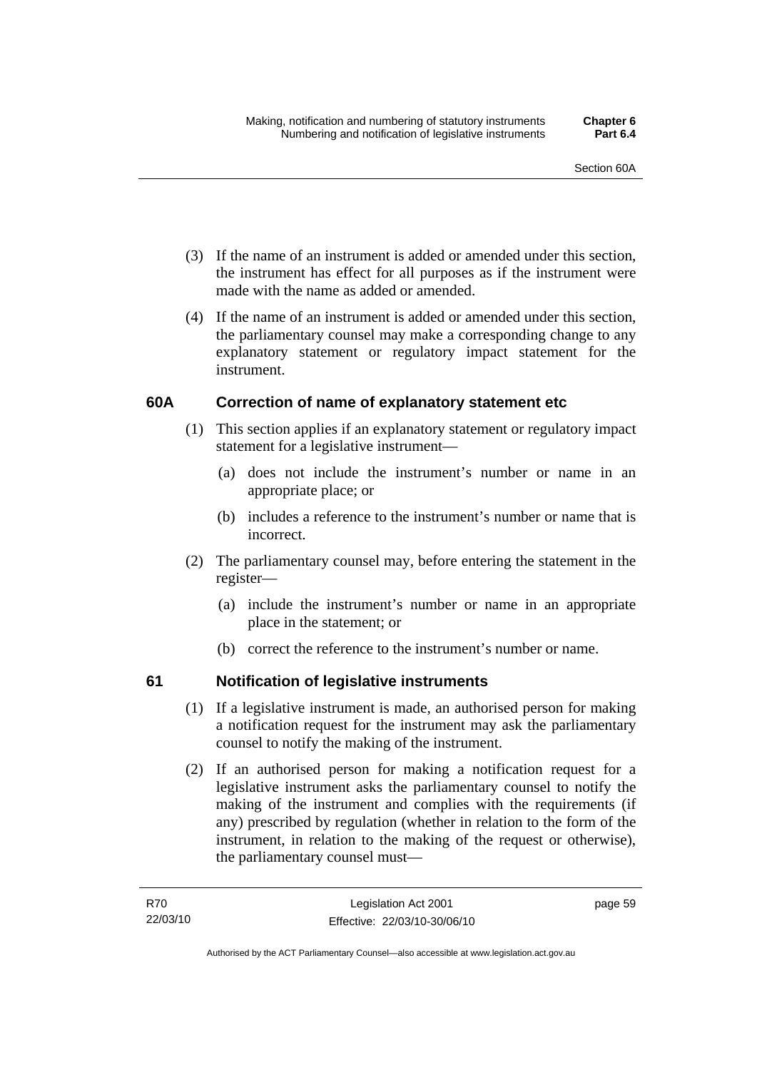(3) If the name of an instrument is added or amended under this section, the instrument has effect for all purposes as if the instrument were made with the name as added or amended.

(4) If the name of an instrument is added or amended under this section, the parliamentary counsel may make a corresponding change to any explanatory statement or regulatory impact statement for the instrument.

### 60A Correction of name of explanatory statement etc

(1) This section applies if an explanatory statement or regulatory impact statement for a legislative instrument—

(a) does not include the instrument's number or name in an appropriate place; or

(b) includes a reference to the instrument's number or name that is incorrect.

(2) The parliamentary counsel may, before entering the statement in the register—

(a) include the instrument's number or name in an appropriate place in the statement; or

(b) correct the reference to the instrument's number or name.

### 61 Notification of legislative instruments

(1) If a legislative instrument is made, an authorised person for making a notification request for the instrument may ask the parliamentary counsel to notify the making of the instrument.

(2) If an authorised person for making a notification request for a legislative instrument asks the parliamentary counsel to notify the making of the instrument and complies with the requirements (if any) prescribed by regulation (whether in relation to the form of the instrument, in relation to the making of the request or otherwise), the parliamentary counsel must—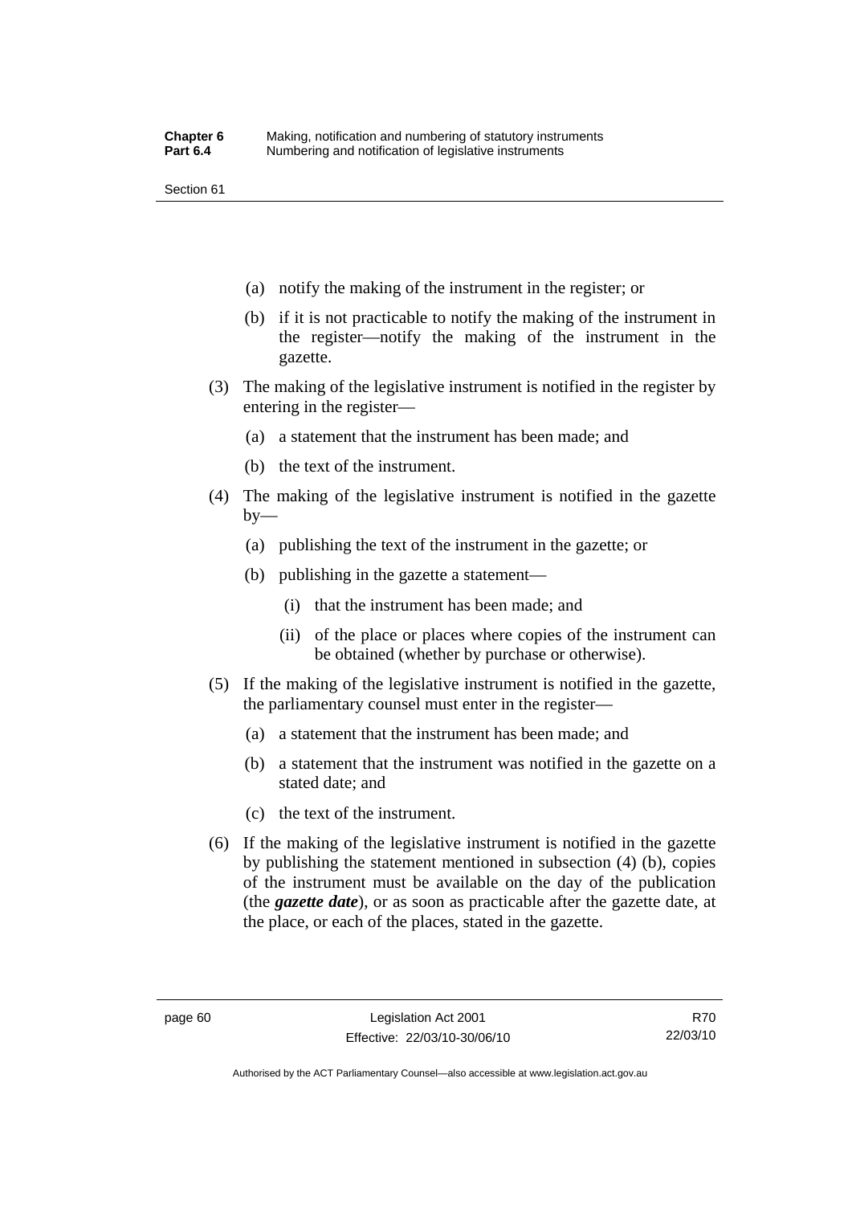(a) notify the making of the instrument in the register; or

(b) if it is not practicable to notify the making of the instrument in the register—notify the making of the instrument in the gazette.

(3) The making of the legislative instrument is notified in the register by entering in the register—

(a) a statement that the instrument has been made; and

(b) the text of the instrument.

(4) The making of the legislative instrument is notified in the gazette by—

(a) publishing the text of the instrument in the gazette; or

(b) publishing in the gazette a statement—

(i) that the instrument has been made; and

(ii) of the place or places where copies of the instrument can be obtained (whether by purchase or otherwise).

(5) If the making of the legislative instrument is notified in the gazette, the parliamentary counsel must enter in the register—

(a) a statement that the instrument has been made; and

(b) a statement that the instrument was notified in the gazette on a stated date; and

(c) the text of the instrument.

(6) If the making of the legislative instrument is notified in the gazette by publishing the statement mentioned in subsection (4) (b), copies of the instrument must be available on the day of the publication (the ***gazette date***), or as soon as practicable after the gazette date, at the place, or each of the places, stated in the gazette.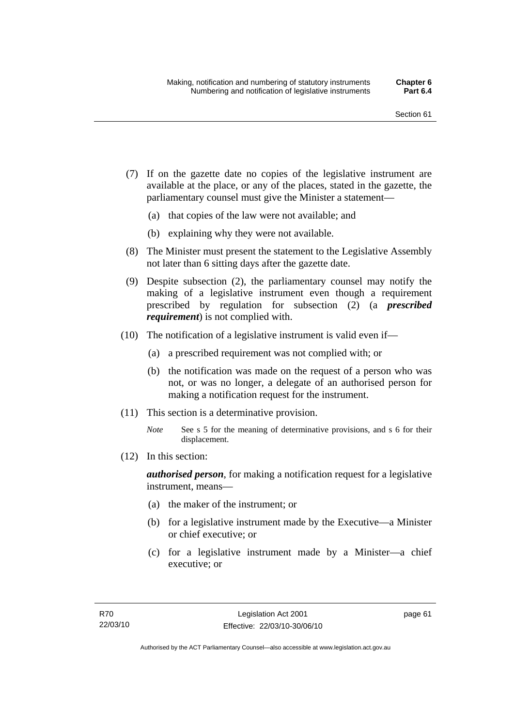(7) If on the gazette date no copies of the legislative instrument are available at the place, or any of the places, stated in the gazette, the parliamentary counsel must give the Minister a statement—

(a) that copies of the law were not available; and

(b) explaining why they were not available.

(8) The Minister must present the statement to the Legislative Assembly not later than 6 sitting days after the gazette date.

(9) Despite subsection (2), the parliamentary counsel may notify the making of a legislative instrument even though a requirement prescribed by regulation for subsection (2) (a ***prescribed requirement***) is not complied with.

(10) The notification of a legislative instrument is valid even if—

(a) a prescribed requirement was not complied with; or

(b) the notification was made on the request of a person who was not, or was no longer, a delegate of an authorised person for making a notification request for the instrument.

(11) This section is a determinative provision.

*Note* See s 5 for the meaning of determinative provisions, and s 6 for their displacement.

(12) In this section:

***authorised person***, for making a notification request for a legislative instrument, means—

(a) the maker of the instrument; or

(b) for a legislative instrument made by the Executive—a Minister or chief executive; or

(c) for a legislative instrument made by a Minister—a chief executive; or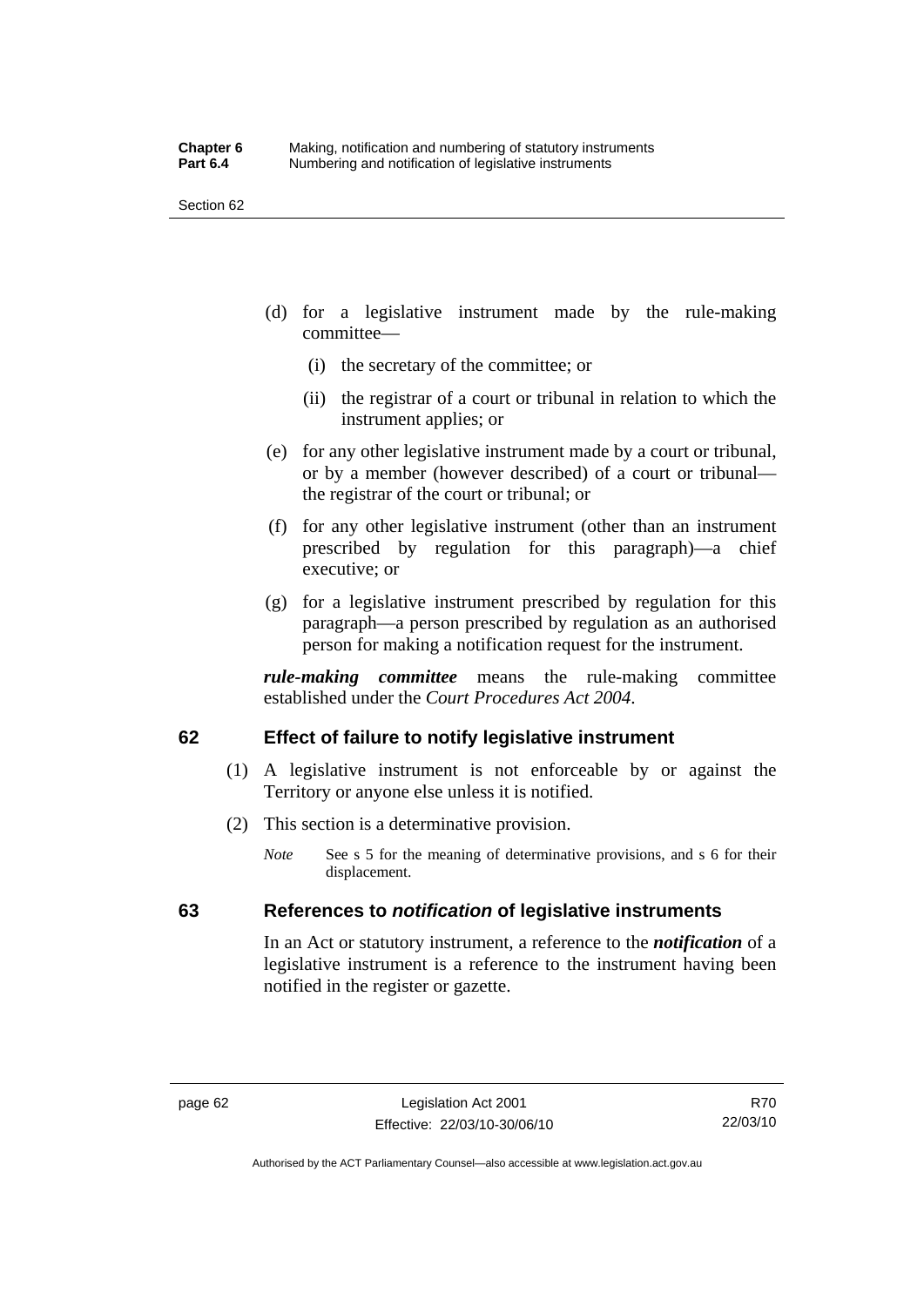(d) for a legislative instrument made by the rule-making committee—

  (i) the secretary of the committee; or

  (ii) the registrar of a court or tribunal in relation to which the instrument applies; or

(e) for any other legislative instrument made by a court or tribunal, or by a member (however described) of a court or tribunal—the registrar of the court or tribunal; or

(f) for any other legislative instrument (other than an instrument prescribed by regulation for this paragraph)—a chief executive; or

(g) for a legislative instrument prescribed by regulation for this paragraph—a person prescribed by regulation as an authorised person for making a notification request for the instrument.

***rule-making committee*** means the rule-making committee established under the *Court Procedures Act 2004*.

## 62 Effect of failure to notify legislative instrument

(1) A legislative instrument is not enforceable by or against the Territory or anyone else unless it is notified.

(2) This section is a determinative provision.

*Note* See s 5 for the meaning of determinative provisions, and s 6 for their displacement.

## 63 References to *notification* of legislative instruments

In an Act or statutory instrument, a reference to the ***notification*** of a legislative instrument is a reference to the instrument having been notified in the register or gazette.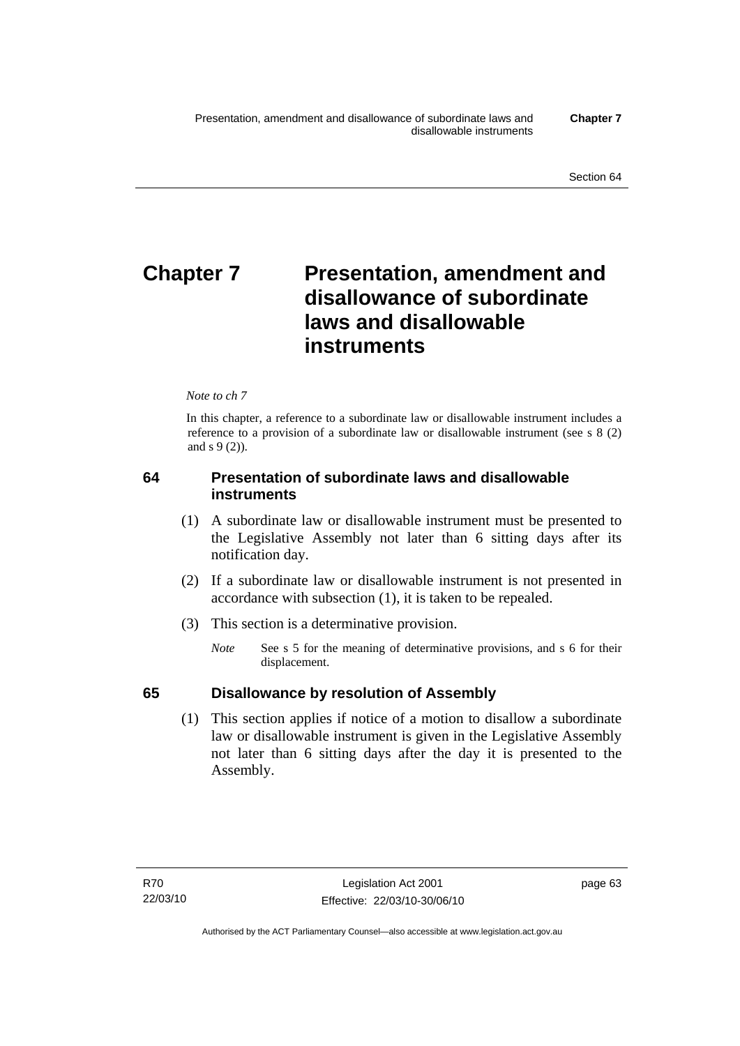# Chapter 7 Presentation, amendment and disallowance of subordinate laws and disallowable instruments

*Note to ch 7*

In this chapter, a reference to a subordinate law or disallowable instrument includes a reference to a provision of a subordinate law or disallowable instrument (see s 8 (2) and s 9 (2)).

### 64 Presentation of subordinate laws and disallowable instruments

(1) A subordinate law or disallowable instrument must be presented to the Legislative Assembly not later than 6 sitting days after its notification day.

(2) If a subordinate law or disallowable instrument is not presented in accordance with subsection (1), it is taken to be repealed.

(3) This section is a determinative provision.

*Note* See s 5 for the meaning of determinative provisions, and s 6 for their displacement.

### 65 Disallowance by resolution of Assembly

(1) This section applies if notice of a motion to disallow a subordinate law or disallowable instrument is given in the Legislative Assembly not later than 6 sitting days after the day it is presented to the Assembly.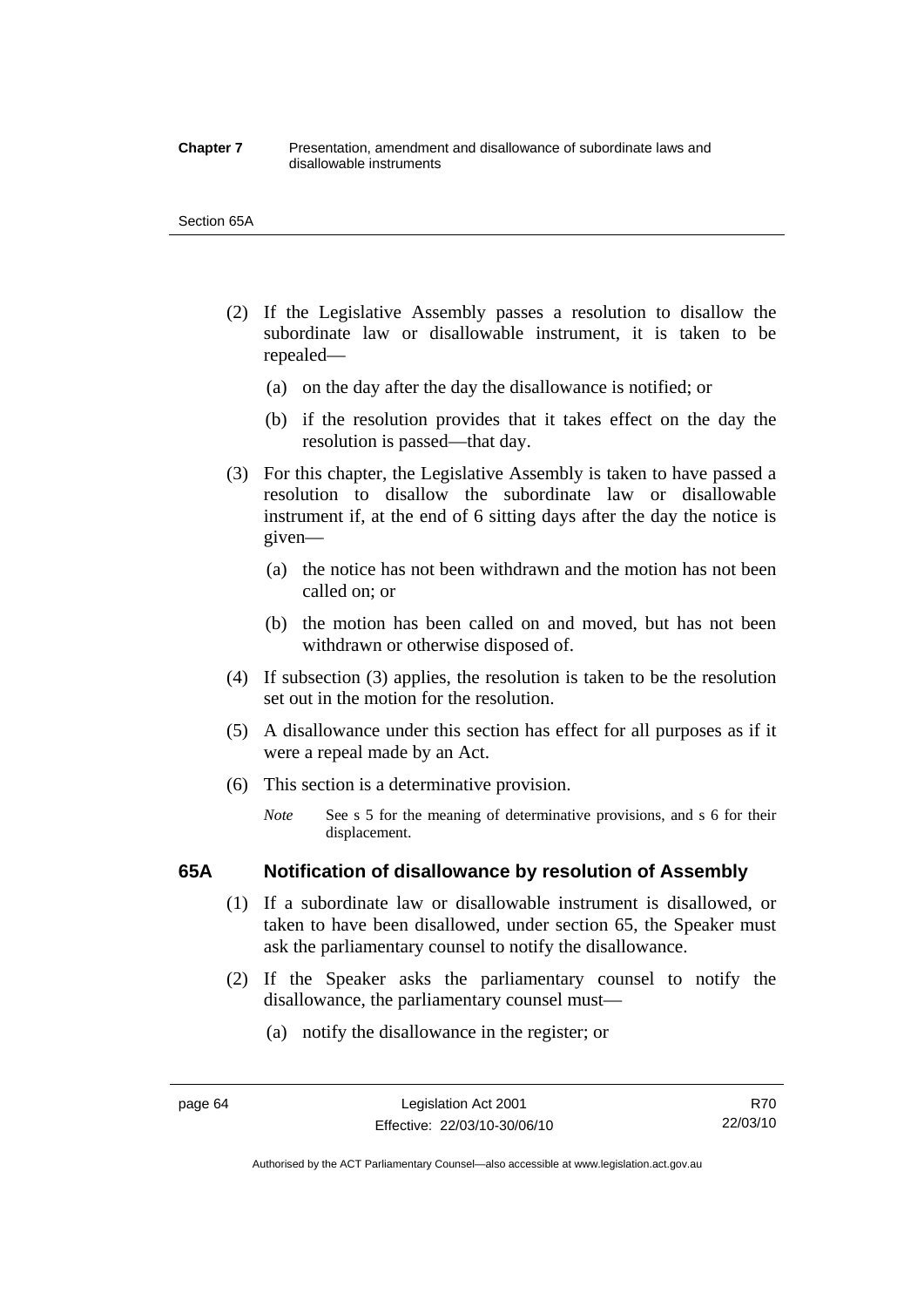(2) If the Legislative Assembly passes a resolution to disallow the subordinate law or disallowable instrument, it is taken to be repealed—

(a) on the day after the day the disallowance is notified; or

(b) if the resolution provides that it takes effect on the day the resolution is passed—that day.

(3) For this chapter, the Legislative Assembly is taken to have passed a resolution to disallow the subordinate law or disallowable instrument if, at the end of 6 sitting days after the day the notice is given—

(a) the notice has not been withdrawn and the motion has not been called on; or

(b) the motion has been called on and moved, but has not been withdrawn or otherwise disposed of.

(4) If subsection (3) applies, the resolution is taken to be the resolution set out in the motion for the resolution.

(5) A disallowance under this section has effect for all purposes as if it were a repeal made by an Act.

(6) This section is a determinative provision.

*Note* See s 5 for the meaning of determinative provisions, and s 6 for their displacement.

## 65A Notification of disallowance by resolution of Assembly

(1) If a subordinate law or disallowable instrument is disallowed, or taken to have been disallowed, under section 65, the Speaker must ask the parliamentary counsel to notify the disallowance.

(2) If the Speaker asks the parliamentary counsel to notify the disallowance, the parliamentary counsel must—

(a) notify the disallowance in the register; or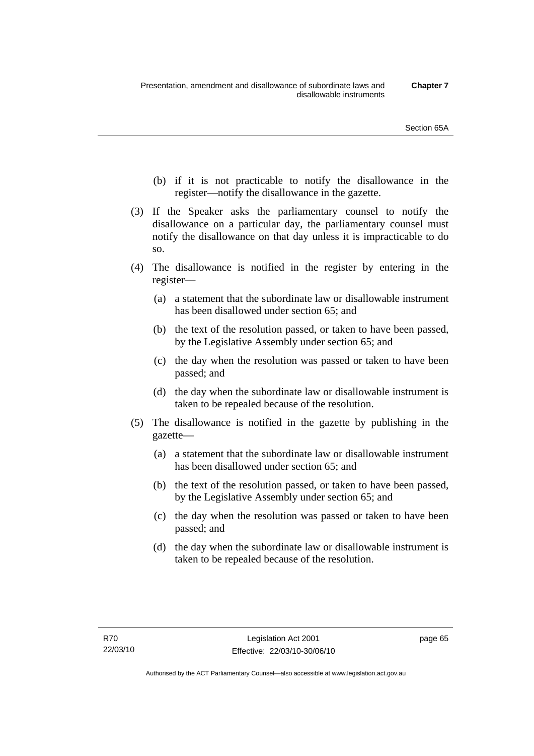(b) if it is not practicable to notify the disallowance in the register—notify the disallowance in the gazette.

(3) If the Speaker asks the parliamentary counsel to notify the disallowance on a particular day, the parliamentary counsel must notify the disallowance on that day unless it is impracticable to do so.

(4) The disallowance is notified in the register by entering in the register—

   (a) a statement that the subordinate law or disallowable instrument has been disallowed under section 65; and

   (b) the text of the resolution passed, or taken to have been passed, by the Legislative Assembly under section 65; and

   (c) the day when the resolution was passed or taken to have been passed; and

   (d) the day when the subordinate law or disallowable instrument is taken to be repealed because of the resolution.

(5) The disallowance is notified in the gazette by publishing in the gazette—

   (a) a statement that the subordinate law or disallowable instrument has been disallowed under section 65; and

   (b) the text of the resolution passed, or taken to have been passed, by the Legislative Assembly under section 65; and

   (c) the day when the resolution was passed or taken to have been passed; and

   (d) the day when the subordinate law or disallowable instrument is taken to be repealed because of the resolution.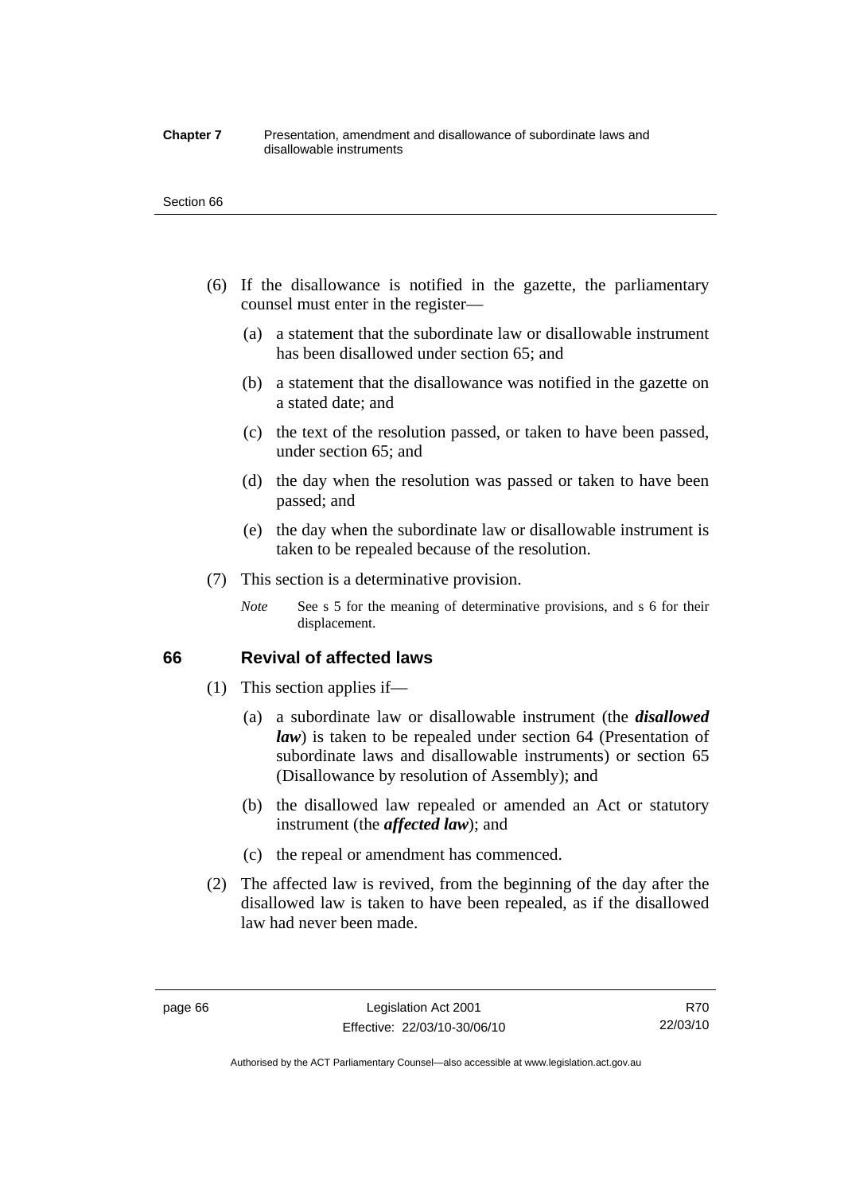(6) If the disallowance is notified in the gazette, the parliamentary counsel must enter in the register—

(a) a statement that the subordinate law or disallowable instrument has been disallowed under section 65; and

(b) a statement that the disallowance was notified in the gazette on a stated date; and

(c) the text of the resolution passed, or taken to have been passed, under section 65; and

(d) the day when the resolution was passed or taken to have been passed; and

(e) the day when the subordinate law or disallowable instrument is taken to be repealed because of the resolution.

(7) This section is a determinative provision.

*Note* See s 5 for the meaning of determinative provisions, and s 6 for their displacement.

## 66 Revival of affected laws

(1) This section applies if—

(a) a subordinate law or disallowable instrument (the ***disallowed law***) is taken to be repealed under section 64 (Presentation of subordinate laws and disallowable instruments) or section 65 (Disallowance by resolution of Assembly); and

(b) the disallowed law repealed or amended an Act or statutory instrument (the ***affected law***); and

(c) the repeal or amendment has commenced.

(2) The affected law is revived, from the beginning of the day after the disallowed law is taken to have been repealed, as if the disallowed law had never been made.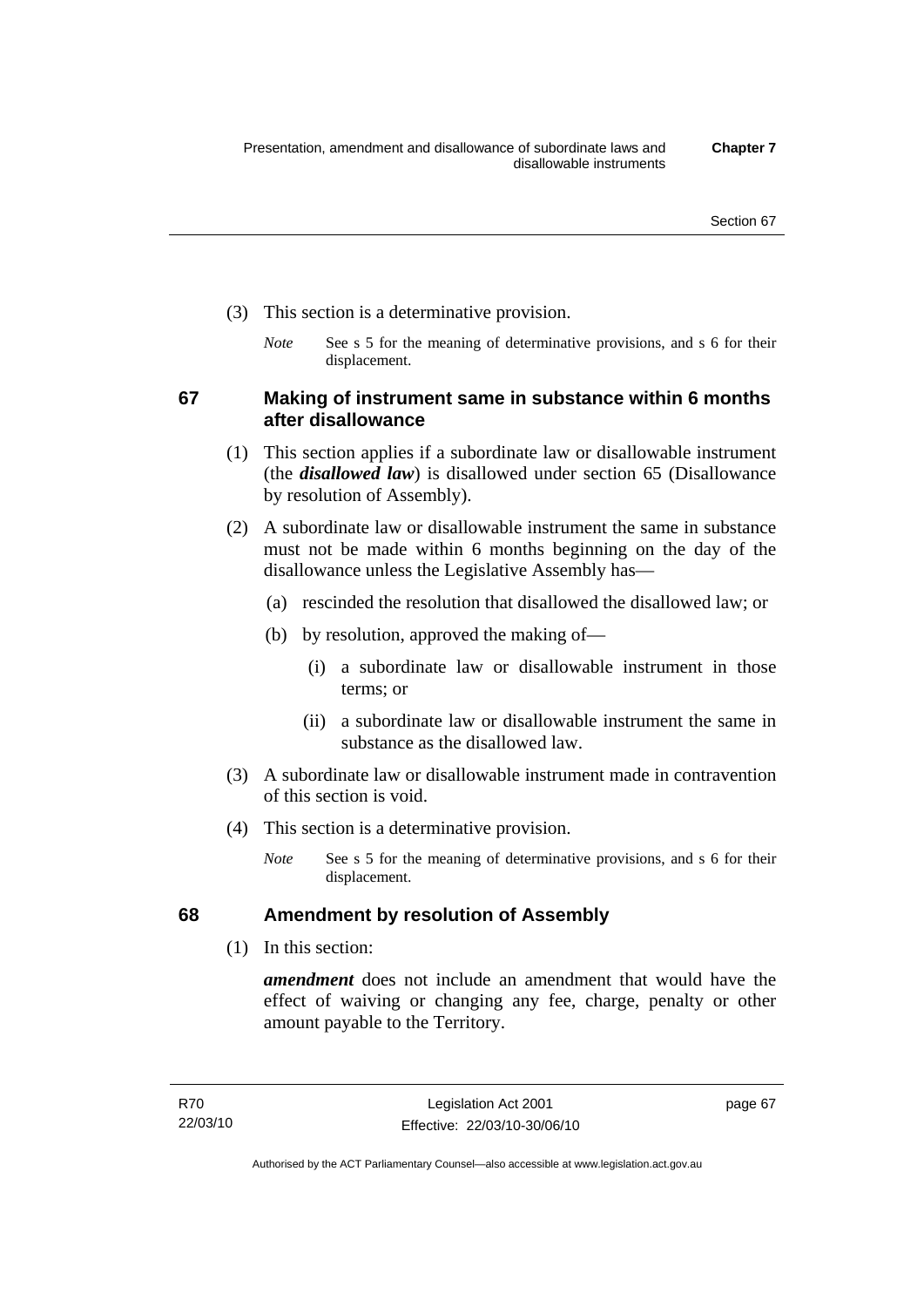(3) This section is a determinative provision.

*Note* See s 5 for the meaning of determinative provisions, and s 6 for their displacement.

## 67 Making of instrument same in substance within 6 months after disallowance

(1) This section applies if a subordinate law or disallowable instrument (the ***disallowed law***) is disallowed under section 65 (Disallowance by resolution of Assembly).

(2) A subordinate law or disallowable instrument the same in substance must not be made within 6 months beginning on the day of the disallowance unless the Legislative Assembly has—

(a) rescinded the resolution that disallowed the disallowed law; or

(b) by resolution, approved the making of—

(i) a subordinate law or disallowable instrument in those terms; or

(ii) a subordinate law or disallowable instrument the same in substance as the disallowed law.

(3) A subordinate law or disallowable instrument made in contravention of this section is void.

(4) This section is a determinative provision.

*Note* See s 5 for the meaning of determinative provisions, and s 6 for their displacement.

## 68 Amendment by resolution of Assembly

(1) In this section:

***amendment*** does not include an amendment that would have the effect of waiving or changing any fee, charge, penalty or other amount payable to the Territory.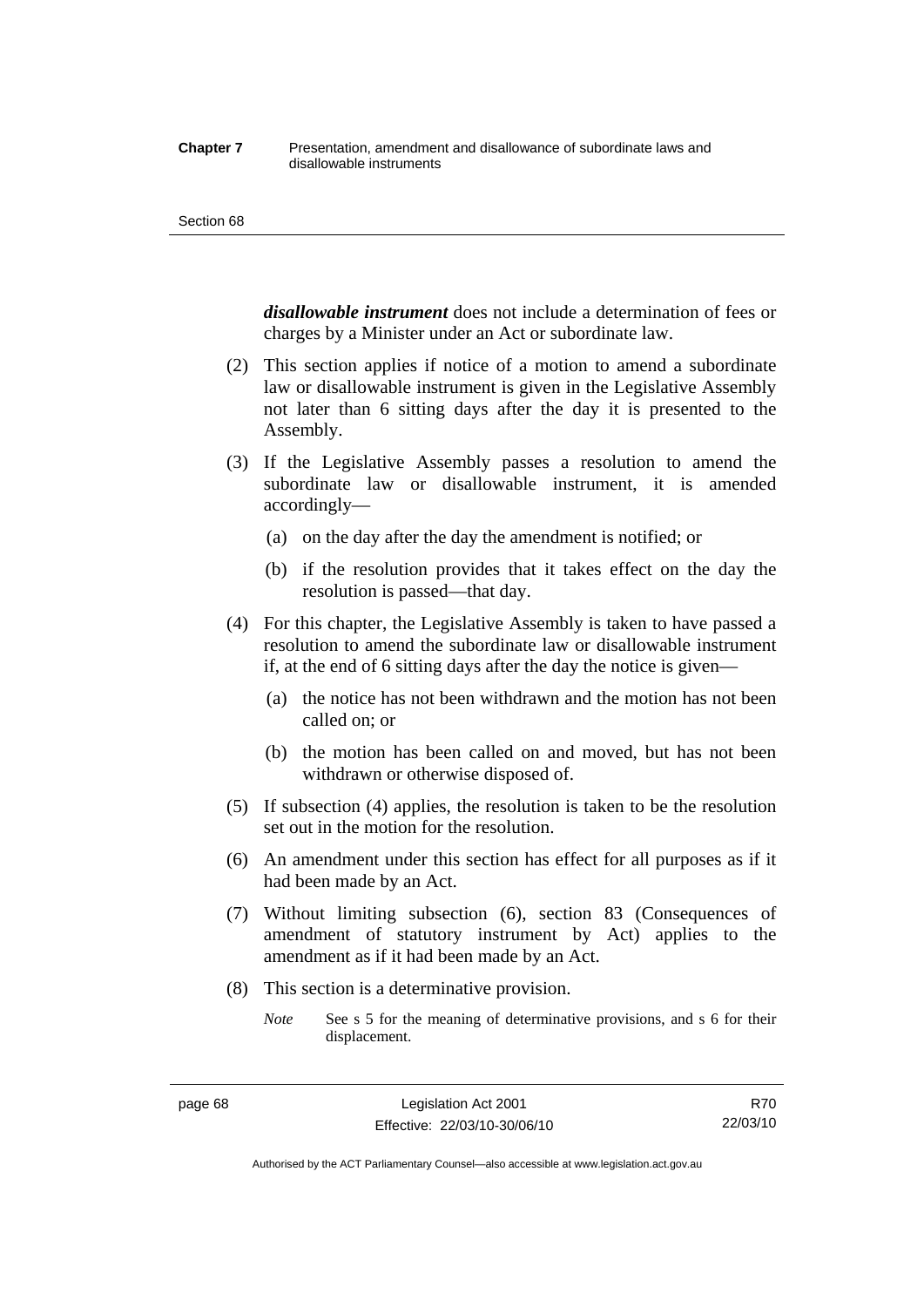***disallowable instrument*** does not include a determination of fees or charges by a Minister under an Act or subordinate law.

(2) This section applies if notice of a motion to amend a subordinate law or disallowable instrument is given in the Legislative Assembly not later than 6 sitting days after the day it is presented to the Assembly.

(3) If the Legislative Assembly passes a resolution to amend the subordinate law or disallowable instrument, it is amended accordingly—

(a) on the day after the day the amendment is notified; or

(b) if the resolution provides that it takes effect on the day the resolution is passed—that day.

(4) For this chapter, the Legislative Assembly is taken to have passed a resolution to amend the subordinate law or disallowable instrument if, at the end of 6 sitting days after the day the notice is given—

(a) the notice has not been withdrawn and the motion has not been called on; or

(b) the motion has been called on and moved, but has not been withdrawn or otherwise disposed of.

(5) If subsection (4) applies, the resolution is taken to be the resolution set out in the motion for the resolution.

(6) An amendment under this section has effect for all purposes as if it had been made by an Act.

(7) Without limiting subsection (6), section 83 (Consequences of amendment of statutory instrument by Act) applies to the amendment as if it had been made by an Act.

(8) This section is a determinative provision.

*Note* See s 5 for the meaning of determinative provisions, and s 6 for their displacement.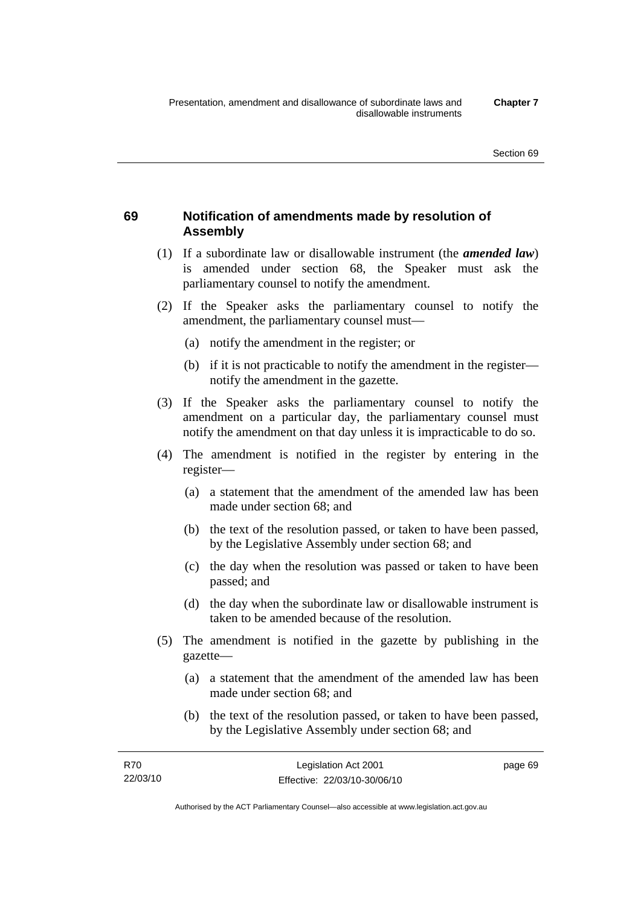## 69 Notification of amendments made by resolution of Assembly

(1) If a subordinate law or disallowable instrument (the ***amended law***) is amended under section 68, the Speaker must ask the parliamentary counsel to notify the amendment.

(2) If the Speaker asks the parliamentary counsel to notify the amendment, the parliamentary counsel must—

(a) notify the amendment in the register; or

(b) if it is not practicable to notify the amendment in the register—notify the amendment in the gazette.

(3) If the Speaker asks the parliamentary counsel to notify the amendment on a particular day, the parliamentary counsel must notify the amendment on that day unless it is impracticable to do so.

(4) The amendment is notified in the register by entering in the register—

(a) a statement that the amendment of the amended law has been made under section 68; and

(b) the text of the resolution passed, or taken to have been passed, by the Legislative Assembly under section 68; and

(c) the day when the resolution was passed or taken to have been passed; and

(d) the day when the subordinate law or disallowable instrument is taken to be amended because of the resolution.

(5) The amendment is notified in the gazette by publishing in the gazette—

(a) a statement that the amendment of the amended law has been made under section 68; and

(b) the text of the resolution passed, or taken to have been passed, by the Legislative Assembly under section 68; and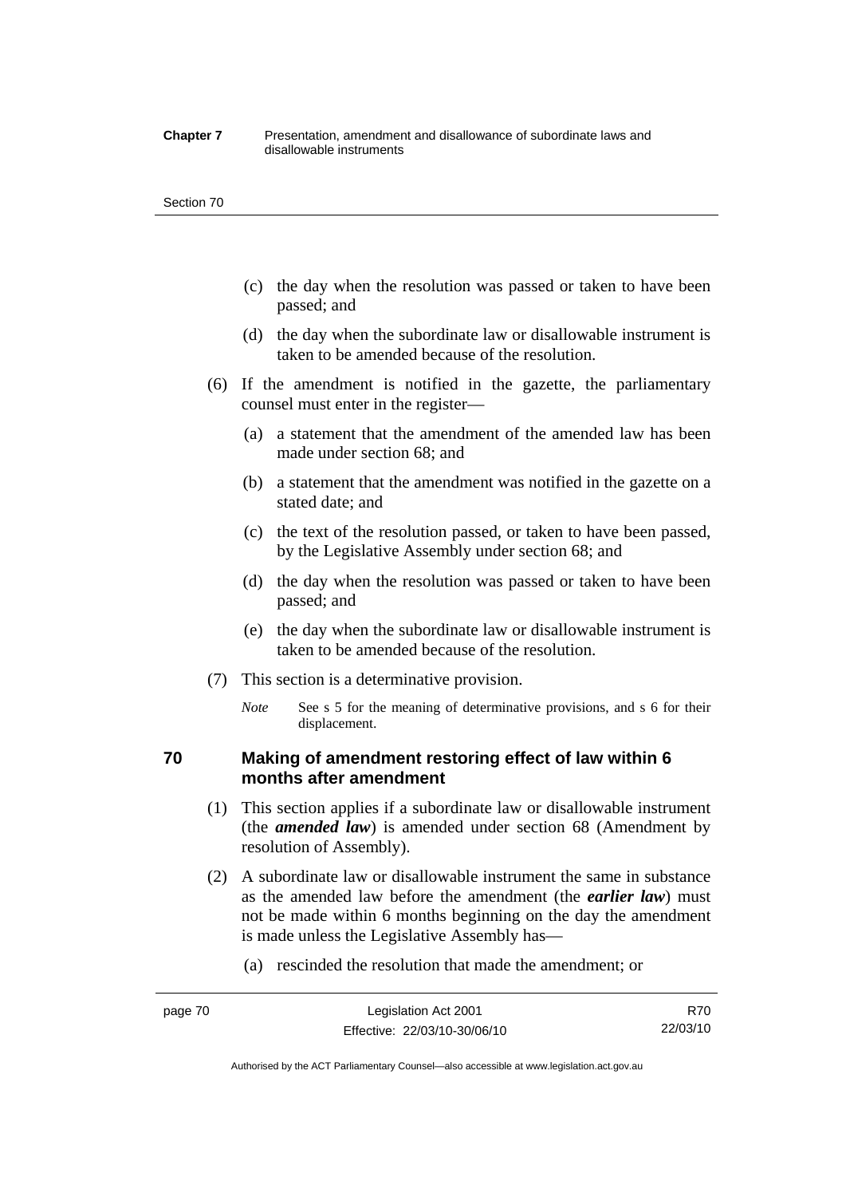(c) the day when the resolution was passed or taken to have been passed; and

(d) the day when the subordinate law or disallowable instrument is taken to be amended because of the resolution.

(6) If the amendment is notified in the gazette, the parliamentary counsel must enter in the register—

(a) a statement that the amendment of the amended law has been made under section 68; and

(b) a statement that the amendment was notified in the gazette on a stated date; and

(c) the text of the resolution passed, or taken to have been passed, by the Legislative Assembly under section 68; and

(d) the day when the resolution was passed or taken to have been passed; and

(e) the day when the subordinate law or disallowable instrument is taken to be amended because of the resolution.

(7) This section is a determinative provision.

*Note* See s 5 for the meaning of determinative provisions, and s 6 for their displacement.

## 70 Making of amendment restoring effect of law within 6 months after amendment

(1) This section applies if a subordinate law or disallowable instrument (the ***amended law***) is amended under section 68 (Amendment by resolution of Assembly).

(2) A subordinate law or disallowable instrument the same in substance as the amended law before the amendment (the ***earlier law***) must not be made within 6 months beginning on the day the amendment is made unless the Legislative Assembly has—

(a) rescinded the resolution that made the amendment; or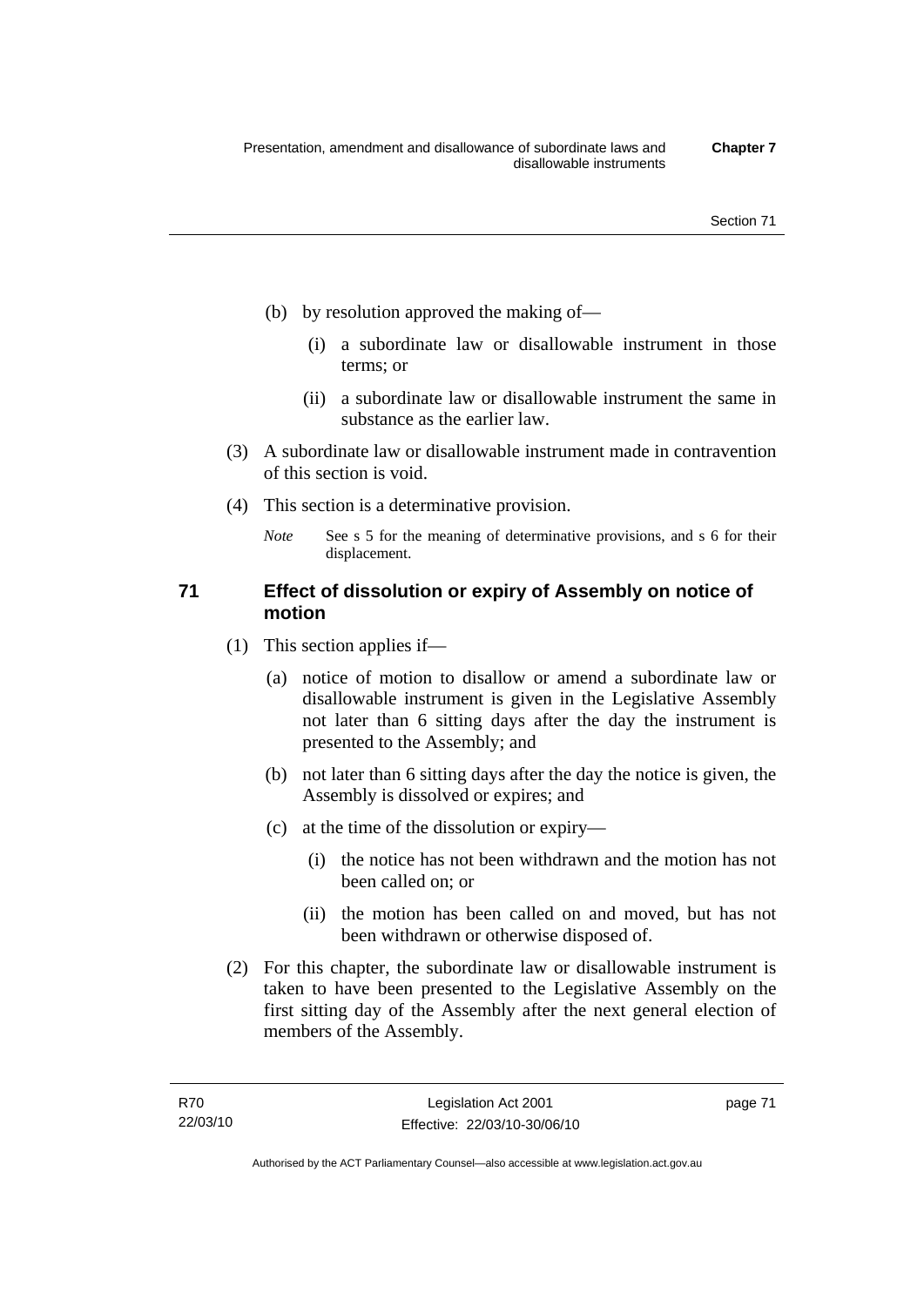(b) by resolution approved the making of—

  (i) a subordinate law or disallowable instrument in those terms; or

  (ii) a subordinate law or disallowable instrument the same in substance as the earlier law.

(3) A subordinate law or disallowable instrument made in contravention of this section is void.

(4) This section is a determinative provision.

*Note* See s 5 for the meaning of determinative provisions, and s 6 for their displacement.

### 71 Effect of dissolution or expiry of Assembly on notice of motion

(1) This section applies if—

  (a) notice of motion to disallow or amend a subordinate law or disallowable instrument is given in the Legislative Assembly not later than 6 sitting days after the day the instrument is presented to the Assembly; and

  (b) not later than 6 sitting days after the day the notice is given, the Assembly is dissolved or expires; and

  (c) at the time of the dissolution or expiry—

    (i) the notice has not been withdrawn and the motion has not been called on; or

    (ii) the motion has been called on and moved, but has not been withdrawn or otherwise disposed of.

(2) For this chapter, the subordinate law or disallowable instrument is taken to have been presented to the Legislative Assembly on the first sitting day of the Assembly after the next general election of members of the Assembly.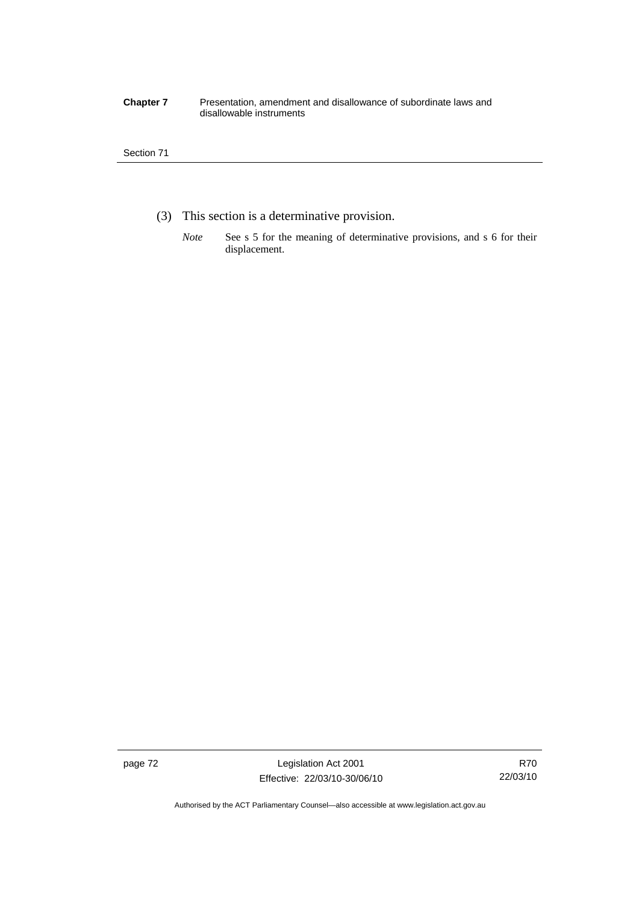(3) This section is a determinative provision.

*Note* See s 5 for the meaning of determinative provisions, and s 6 for their displacement.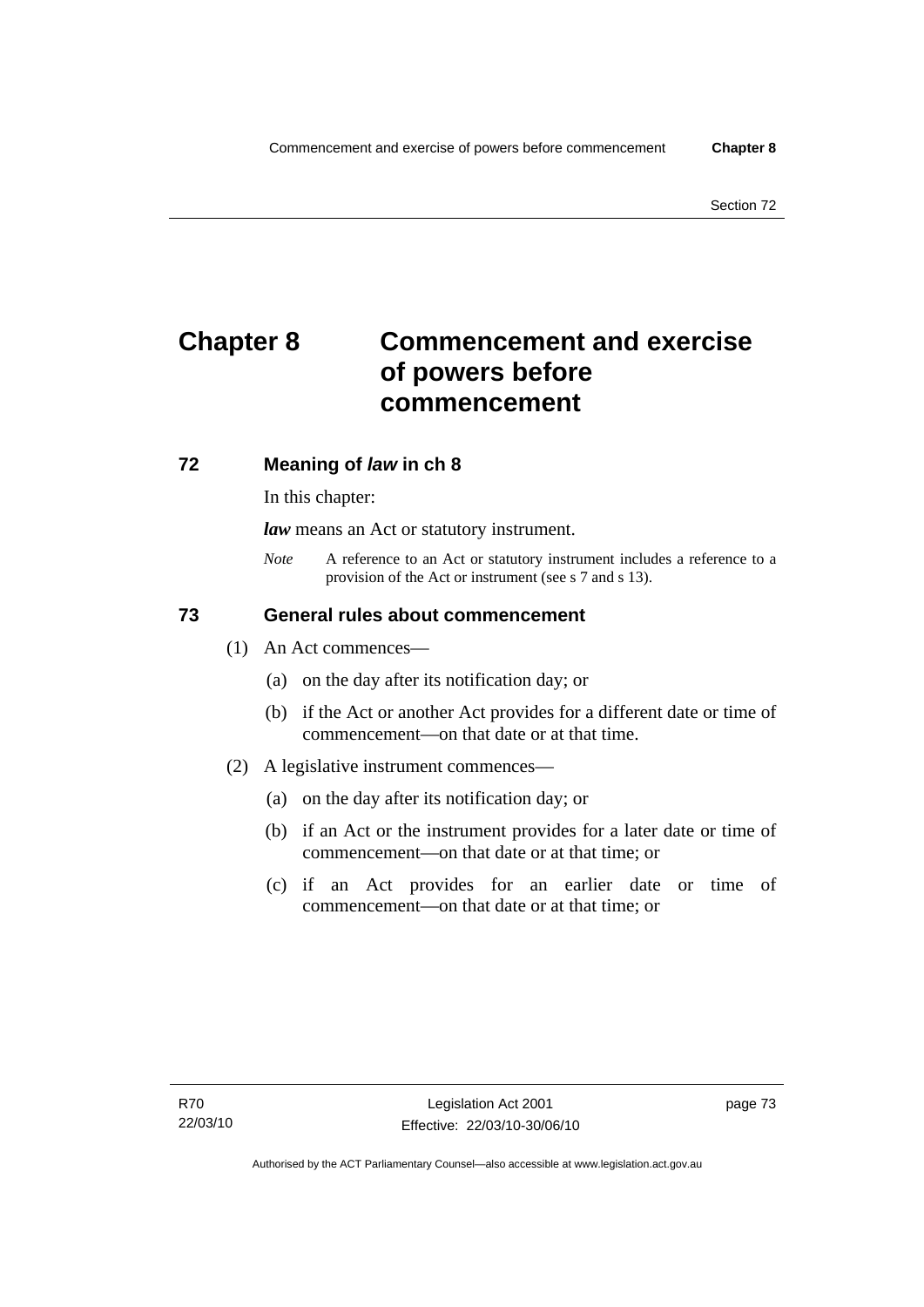# Chapter 8 Commencement and exercise of powers before commencement

## 72 Meaning of *law* in ch 8

In this chapter:

***law*** means an Act or statutory instrument.

*Note* A reference to an Act or statutory instrument includes a reference to a provision of the Act or instrument (see s 7 and s 13).

## 73 General rules about commencement

(1) An Act commences—

(a) on the day after its notification day; or

(b) if the Act or another Act provides for a different date or time of commencement—on that date or at that time.

(2) A legislative instrument commences—

(a) on the day after its notification day; or

(b) if an Act or the instrument provides for a later date or time of commencement—on that date or at that time; or

(c) if an Act provides for an earlier date or time of commencement—on that date or at that time; or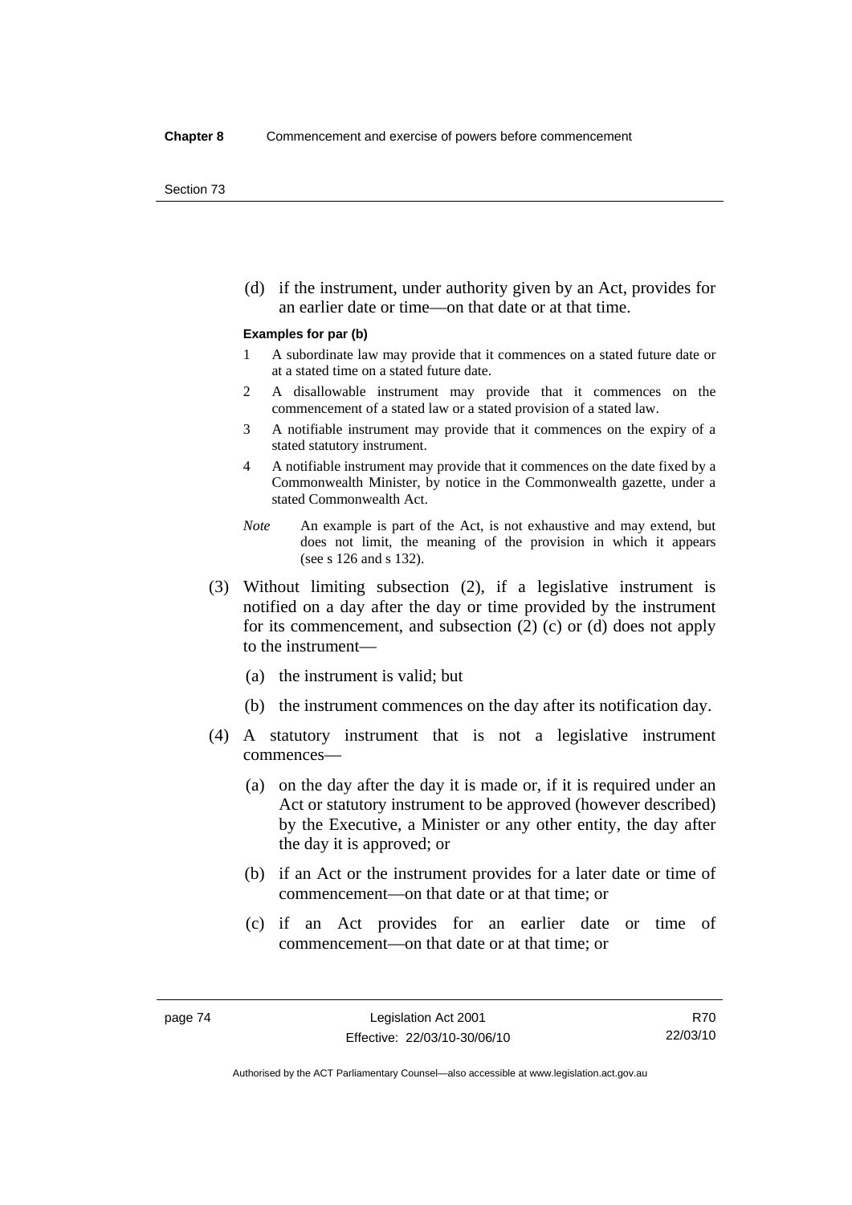(d) if the instrument, under authority given by an Act, provides for an earlier date or time—on that date or at that time.

**Examples for par (b)**

1. A subordinate law may provide that it commences on a stated future date or at a stated time on a stated future date.
2. A disallowable instrument may provide that it commences on the commencement of a stated law or a stated provision of a stated law.
3. A notifiable instrument may provide that it commences on the expiry of a stated statutory instrument.
4. A notifiable instrument may provide that it commences on the date fixed by a Commonwealth Minister, by notice in the Commonwealth gazette, under a stated Commonwealth Act.

*Note* An example is part of the Act, is not exhaustive and may extend, but does not limit, the meaning of the provision in which it appears (see s 126 and s 132).

(3) Without limiting subsection (2), if a legislative instrument is notified on a day after the day or time provided by the instrument for its commencement, and subsection (2) (c) or (d) does not apply to the instrument—

(a) the instrument is valid; but

(b) the instrument commences on the day after its notification day.

(4) A statutory instrument that is not a legislative instrument commences—

(a) on the day after the day it is made or, if it is required under an Act or statutory instrument to be approved (however described) by the Executive, a Minister or any other entity, the day after the day it is approved; or

(b) if an Act or the instrument provides for a later date or time of commencement—on that date or at that time; or

(c) if an Act provides for an earlier date or time of commencement—on that date or at that time; or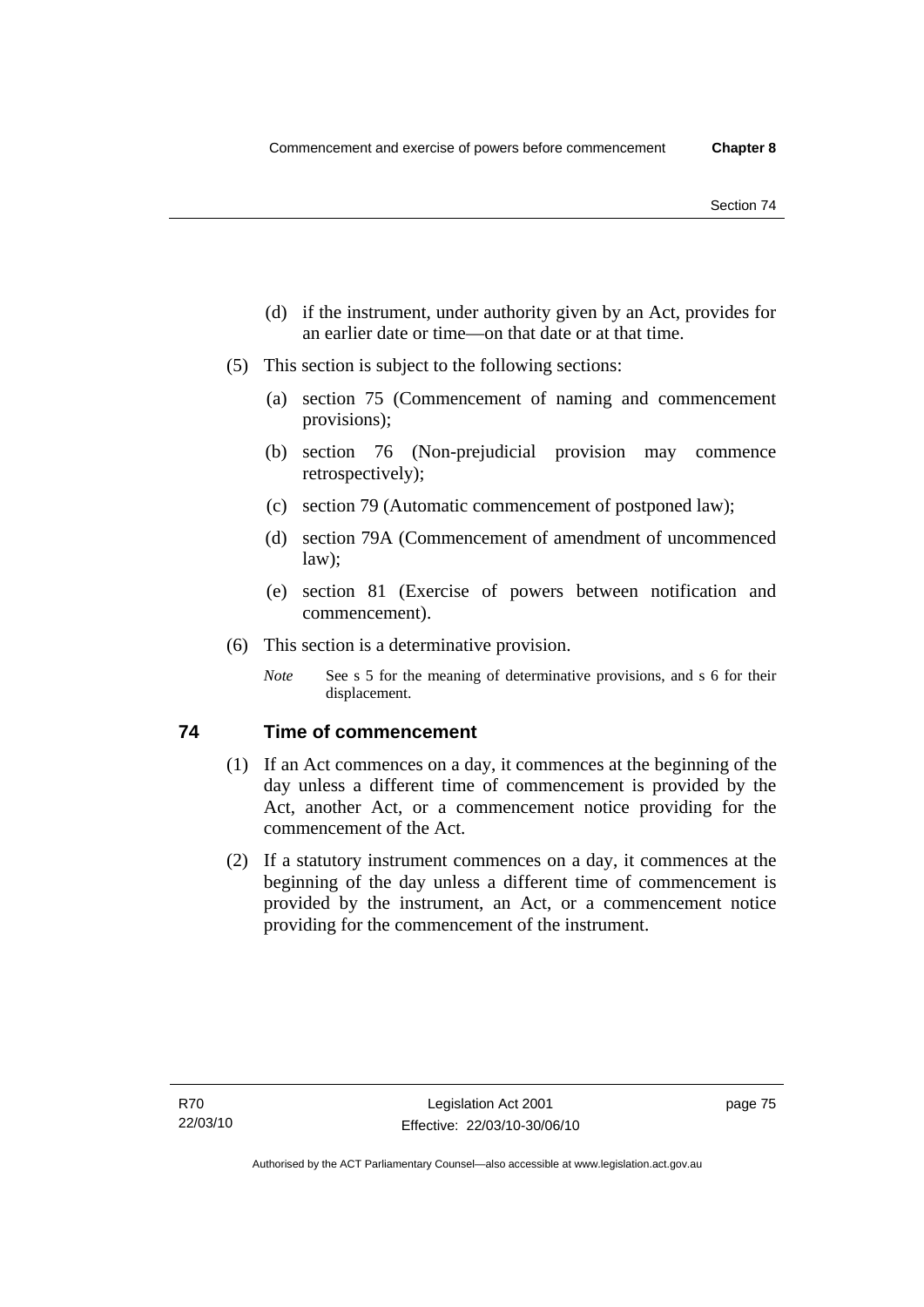(d) if the instrument, under authority given by an Act, provides for an earlier date or time—on that date or at that time.

(5) This section is subject to the following sections:

(a) section 75 (Commencement of naming and commencement provisions);

(b) section 76 (Non-prejudicial provision may commence retrospectively);

(c) section 79 (Automatic commencement of postponed law);

(d) section 79A (Commencement of amendment of uncommenced law);

(e) section 81 (Exercise of powers between notification and commencement).

(6) This section is a determinative provision.

*Note* See s 5 for the meaning of determinative provisions, and s 6 for their displacement.

## 74 Time of commencement

(1) If an Act commences on a day, it commences at the beginning of the day unless a different time of commencement is provided by the Act, another Act, or a commencement notice providing for the commencement of the Act.

(2) If a statutory instrument commences on a day, it commences at the beginning of the day unless a different time of commencement is provided by the instrument, an Act, or a commencement notice providing for the commencement of the instrument.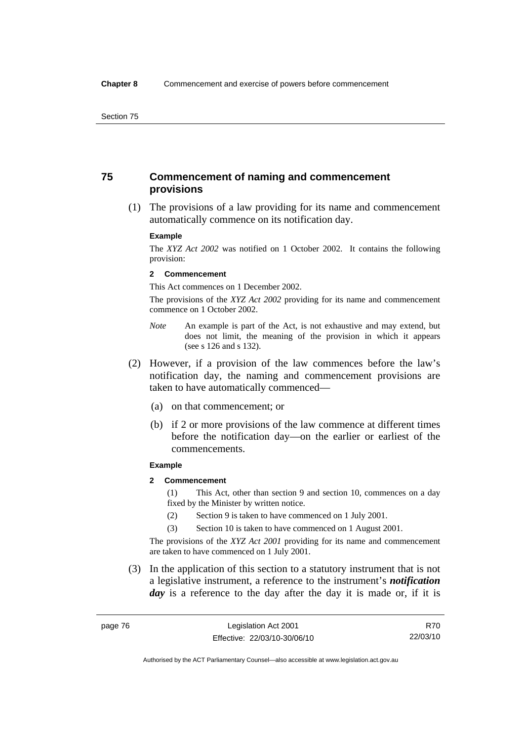## 75 Commencement of naming and commencement provisions

(1) The provisions of a law providing for its name and commencement automatically commence on its notification day.

**Example**

The *XYZ Act 2002* was notified on 1 October 2002. It contains the following provision:

**2 Commencement**

This Act commences on 1 December 2002.

The provisions of the *XYZ Act 2002* providing for its name and commencement commence on 1 October 2002.

*Note* An example is part of the Act, is not exhaustive and may extend, but does not limit, the meaning of the provision in which it appears (see s 126 and s 132).

(2) However, if a provision of the law commences before the law's notification day, the naming and commencement provisions are taken to have automatically commenced—

(a) on that commencement; or

(b) if 2 or more provisions of the law commence at different times before the notification day—on the earlier or earliest of the commencements.

**Example**

**2 Commencement**

(1) This Act, other than section 9 and section 10, commences on a day fixed by the Minister by written notice.

(2) Section 9 is taken to have commenced on 1 July 2001.

(3) Section 10 is taken to have commenced on 1 August 2001.

The provisions of the *XYZ Act 2001* providing for its name and commencement are taken to have commenced on 1 July 2001.

(3) In the application of this section to a statutory instrument that is not a legislative instrument, a reference to the instrument's ***notification day*** is a reference to the day after the day it is made or, if it is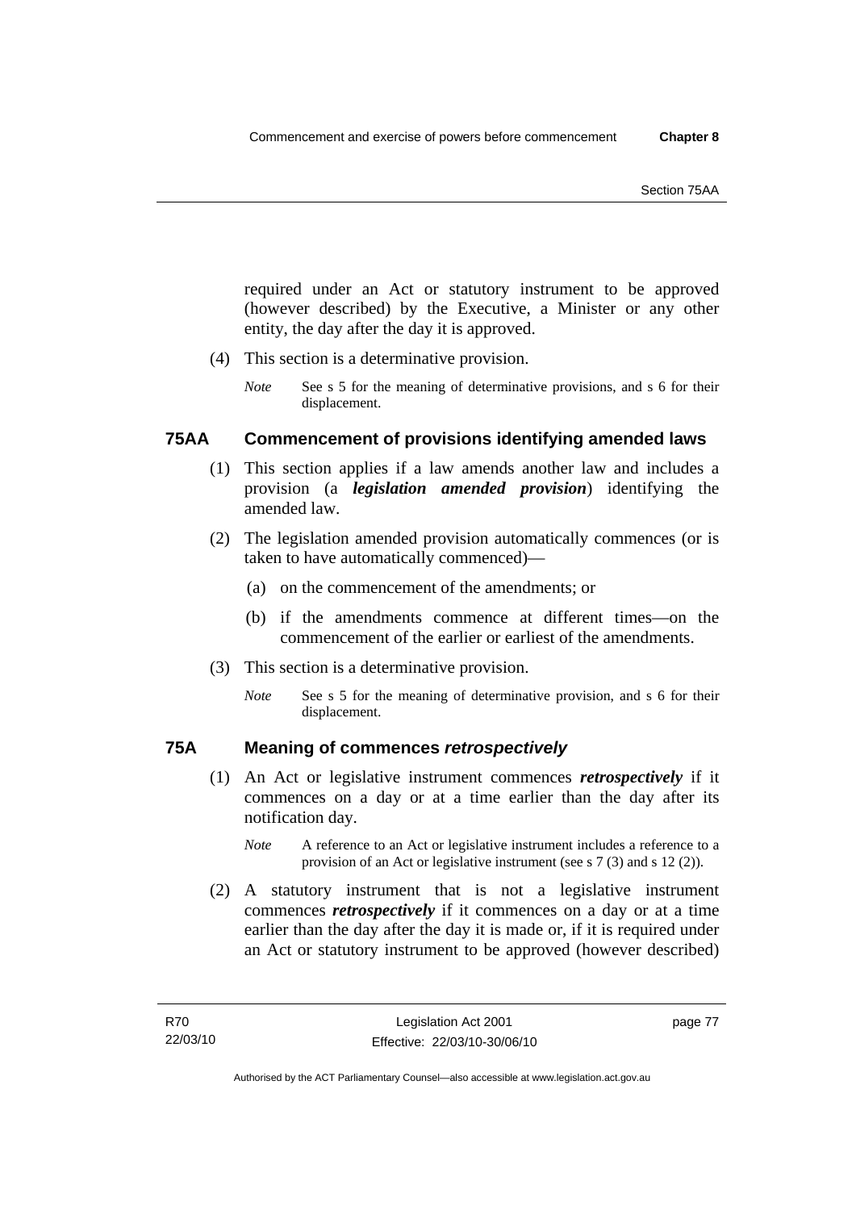required under an Act or statutory instrument to be approved (however described) by the Executive, a Minister or any other entity, the day after the day it is approved.

(4) This section is a determinative provision.

*Note* See s 5 for the meaning of determinative provisions, and s 6 for their displacement.

## 75AA Commencement of provisions identifying amended laws

(1) This section applies if a law amends another law and includes a provision (a ***legislation amended provision***) identifying the amended law.

(2) The legislation amended provision automatically commences (or is taken to have automatically commenced)—

(a) on the commencement of the amendments; or

(b) if the amendments commence at different times—on the commencement of the earlier or earliest of the amendments.

(3) This section is a determinative provision.

*Note* See s 5 for the meaning of determinative provision, and s 6 for their displacement.

## 75A Meaning of commences *retrospectively*

(1) An Act or legislative instrument commences ***retrospectively*** if it commences on a day or at a time earlier than the day after its notification day.

*Note* A reference to an Act or legislative instrument includes a reference to a provision of an Act or legislative instrument (see s 7 (3) and s 12 (2)).

(2) A statutory instrument that is not a legislative instrument commences ***retrospectively*** if it commences on a day or at a time earlier than the day after the day it is made or, if it is required under an Act or statutory instrument to be approved (however described)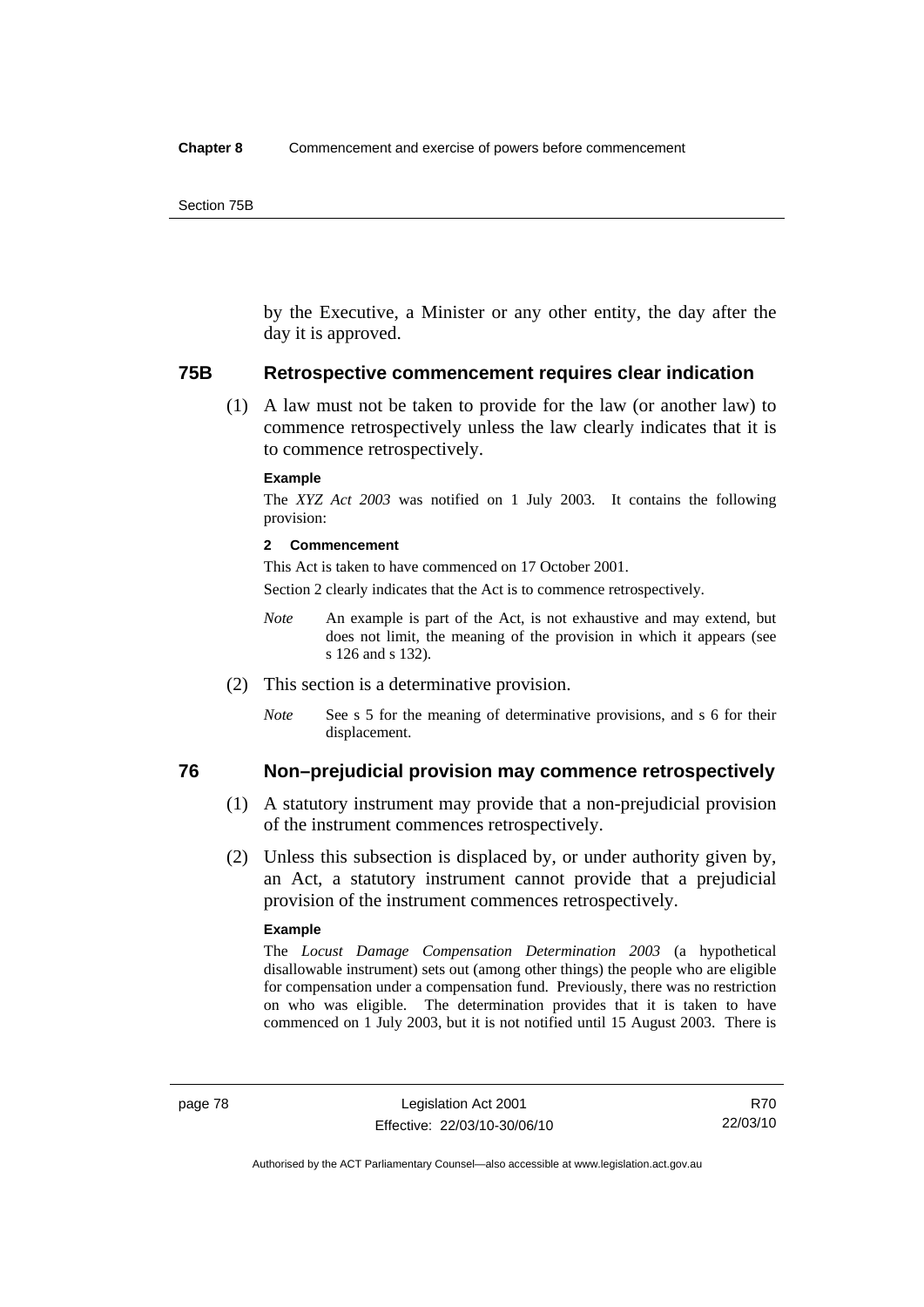by the Executive, a Minister or any other entity, the day after the day it is approved.

## 75B Retrospective commencement requires clear indication

(1) A law must not be taken to provide for the law (or another law) to commence retrospectively unless the law clearly indicates that it is to commence retrospectively.

**Example**

The *XYZ Act 2003* was notified on 1 July 2003. It contains the following provision:

**2 Commencement**

This Act is taken to have commenced on 17 October 2001.

Section 2 clearly indicates that the Act is to commence retrospectively.

*Note* An example is part of the Act, is not exhaustive and may extend, but does not limit, the meaning of the provision in which it appears (see s 126 and s 132).

(2) This section is a determinative provision.

*Note* See s 5 for the meaning of determinative provisions, and s 6 for their displacement.

## 76 Non–prejudicial provision may commence retrospectively

(1) A statutory instrument may provide that a non-prejudicial provision of the instrument commences retrospectively.

(2) Unless this subsection is displaced by, or under authority given by, an Act, a statutory instrument cannot provide that a prejudicial provision of the instrument commences retrospectively.

**Example**

The *Locust Damage Compensation Determination 2003* (a hypothetical disallowable instrument) sets out (among other things) the people who are eligible for compensation under a compensation fund. Previously, there was no restriction on who was eligible. The determination provides that it is taken to have commenced on 1 July 2003, but it is not notified until 15 August 2003. There is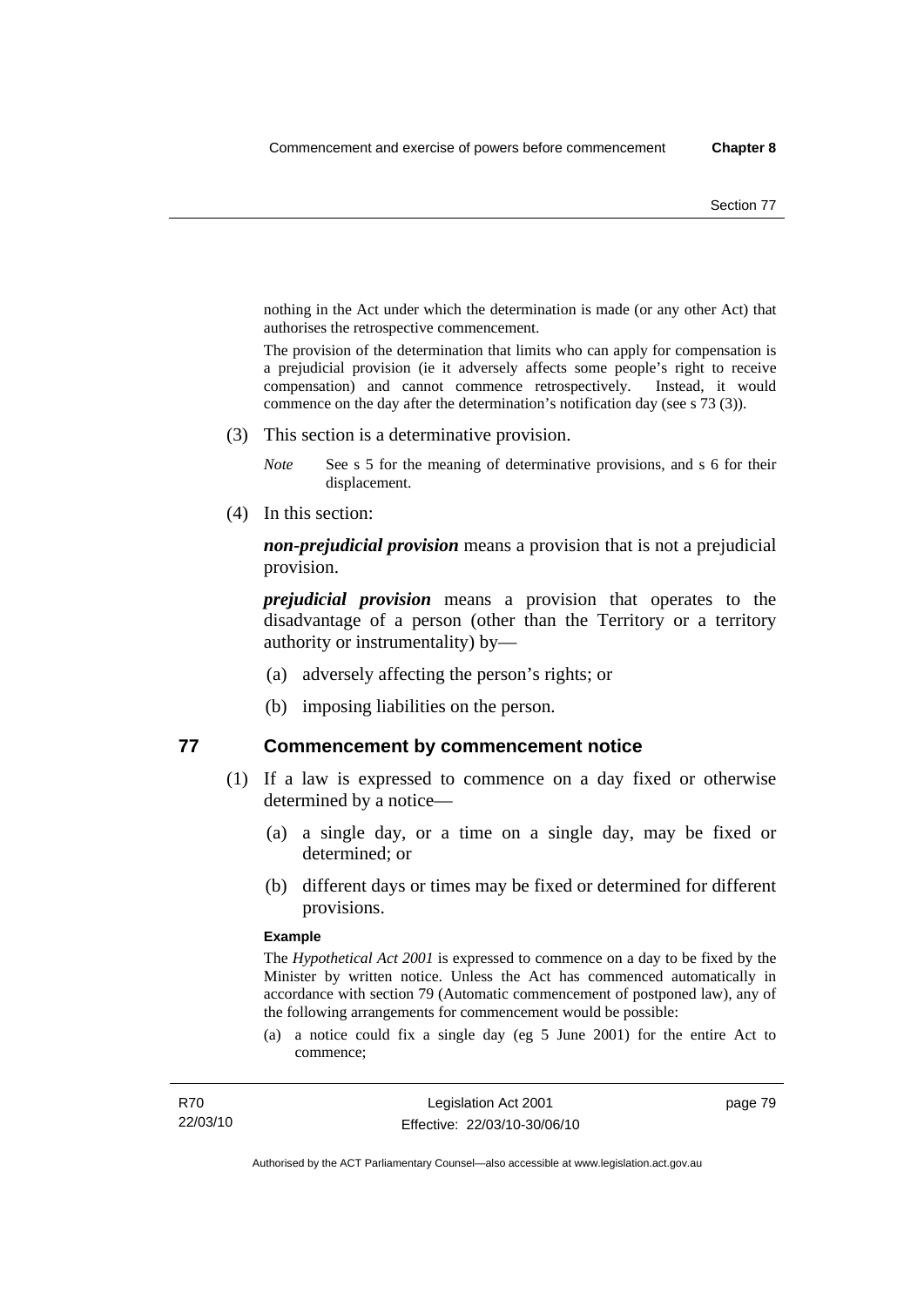nothing in the Act under which the determination is made (or any other Act) that authorises the retrospective commencement.

The provision of the determination that limits who can apply for compensation is a prejudicial provision (ie it adversely affects some people's right to receive compensation) and cannot commence retrospectively. Instead, it would commence on the day after the determination's notification day (see s 73 (3)).

(3) This section is a determinative provision.

*Note* See s 5 for the meaning of determinative provisions, and s 6 for their displacement.

(4) In this section:

***non-prejudicial provision*** means a provision that is not a prejudicial provision.

***prejudicial provision*** means a provision that operates to the disadvantage of a person (other than the Territory or a territory authority or instrumentality) by—

(a) adversely affecting the person's rights; or

(b) imposing liabilities on the person.

## 77 Commencement by commencement notice

(1) If a law is expressed to commence on a day fixed or otherwise determined by a notice—

(a) a single day, or a time on a single day, may be fixed or determined; or

(b) different days or times may be fixed or determined for different provisions.

**Example**

The *Hypothetical Act 2001* is expressed to commence on a day to be fixed by the Minister by written notice. Unless the Act has commenced automatically in accordance with section 79 (Automatic commencement of postponed law), any of the following arrangements for commencement would be possible:

(a) a notice could fix a single day (eg 5 June 2001) for the entire Act to commence;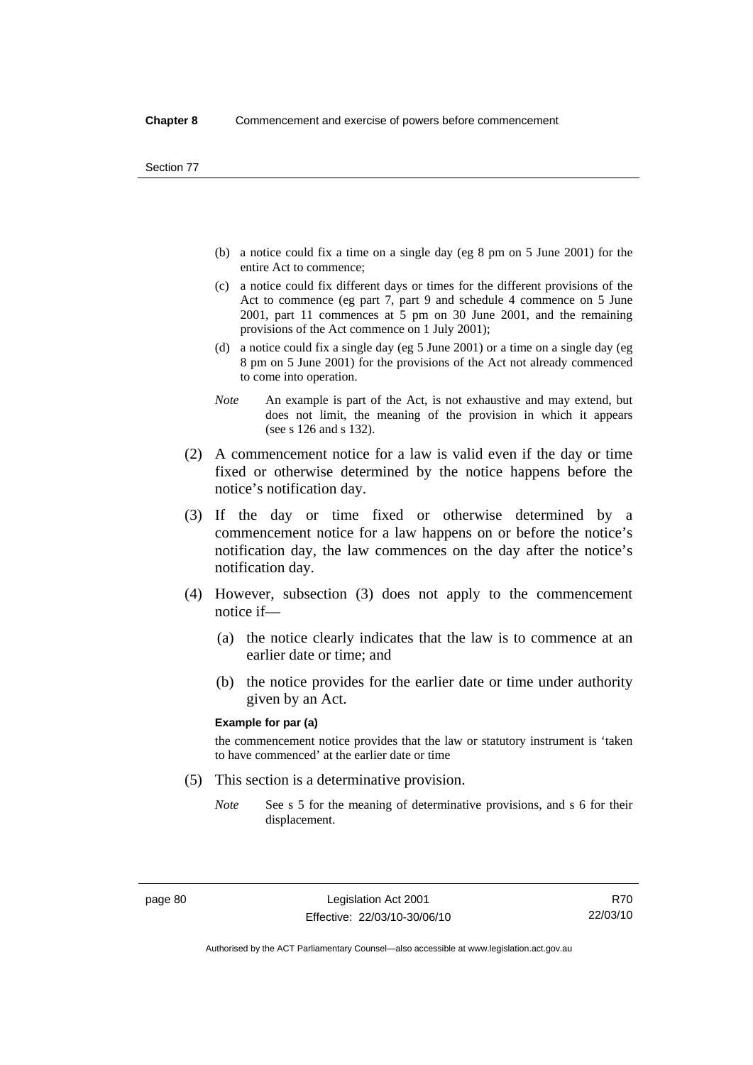(b) a notice could fix a time on a single day (eg 8 pm on 5 June 2001) for the entire Act to commence;

(c) a notice could fix different days or times for the different provisions of the Act to commence (eg part 7, part 9 and schedule 4 commence on 5 June 2001, part 11 commences at 5 pm on 30 June 2001, and the remaining provisions of the Act commence on 1 July 2001);

(d) a notice could fix a single day (eg 5 June 2001) or a time on a single day (eg 8 pm on 5 June 2001) for the provisions of the Act not already commenced to come into operation.

*Note* An example is part of the Act, is not exhaustive and may extend, but does not limit, the meaning of the provision in which it appears (see s 126 and s 132).

(2) A commencement notice for a law is valid even if the day or time fixed or otherwise determined by the notice happens before the notice's notification day.

(3) If the day or time fixed or otherwise determined by a commencement notice for a law happens on or before the notice's notification day, the law commences on the day after the notice's notification day.

(4) However, subsection (3) does not apply to the commencement notice if—

(a) the notice clearly indicates that the law is to commence at an earlier date or time; and

(b) the notice provides for the earlier date or time under authority given by an Act.

**Example for par (a)**

the commencement notice provides that the law or statutory instrument is 'taken to have commenced' at the earlier date or time

(5) This section is a determinative provision.

*Note* See s 5 for the meaning of determinative provisions, and s 6 for their displacement.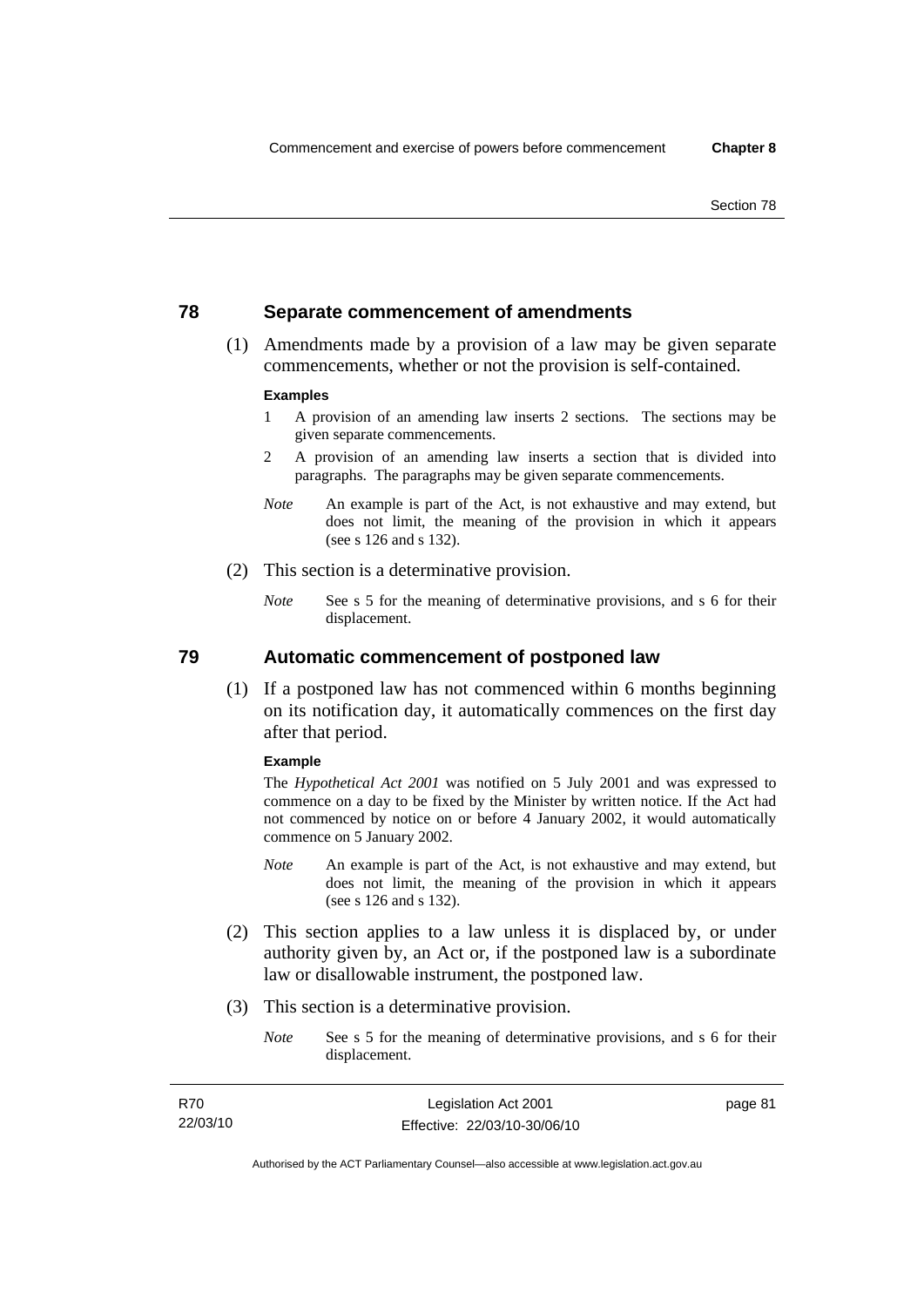## 78 Separate commencement of amendments

(1) Amendments made by a provision of a law may be given separate commencements, whether or not the provision is self-contained.

**Examples**

1 A provision of an amending law inserts 2 sections. The sections may be given separate commencements.

2 A provision of an amending law inserts a section that is divided into paragraphs. The paragraphs may be given separate commencements.

*Note* An example is part of the Act, is not exhaustive and may extend, but does not limit, the meaning of the provision in which it appears (see s 126 and s 132).

(2) This section is a determinative provision.

*Note* See s 5 for the meaning of determinative provisions, and s 6 for their displacement.

## 79 Automatic commencement of postponed law

(1) If a postponed law has not commenced within 6 months beginning on its notification day, it automatically commences on the first day after that period.

**Example**

The *Hypothetical Act 2001* was notified on 5 July 2001 and was expressed to commence on a day to be fixed by the Minister by written notice. If the Act had not commenced by notice on or before 4 January 2002, it would automatically commence on 5 January 2002.

*Note* An example is part of the Act, is not exhaustive and may extend, but does not limit, the meaning of the provision in which it appears (see s 126 and s 132).

(2) This section applies to a law unless it is displaced by, or under authority given by, an Act or, if the postponed law is a subordinate law or disallowable instrument, the postponed law.

(3) This section is a determinative provision.

*Note* See s 5 for the meaning of determinative provisions, and s 6 for their displacement.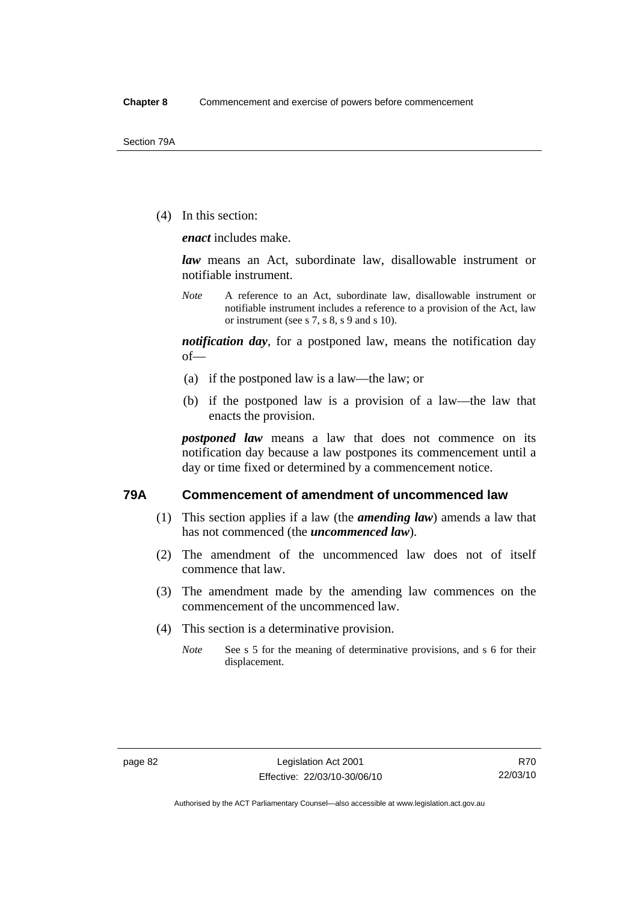(4) In this section:

***enact*** includes make.

***law*** means an Act, subordinate law, disallowable instrument or notifiable instrument.

*Note* A reference to an Act, subordinate law, disallowable instrument or notifiable instrument includes a reference to a provision of the Act, law or instrument (see s 7, s 8, s 9 and s 10).

***notification day***, for a postponed law, means the notification day of—

(a) if the postponed law is a law—the law; or

(b) if the postponed law is a provision of a law—the law that enacts the provision.

***postponed law*** means a law that does not commence on its notification day because a law postpones its commencement until a day or time fixed or determined by a commencement notice.

## 79A Commencement of amendment of uncommenced law

(1) This section applies if a law (the ***amending law***) amends a law that has not commenced (the ***uncommenced law***).

(2) The amendment of the uncommenced law does not of itself commence that law.

(3) The amendment made by the amending law commences on the commencement of the uncommenced law.

(4) This section is a determinative provision.

*Note* See s 5 for the meaning of determinative provisions, and s 6 for their displacement.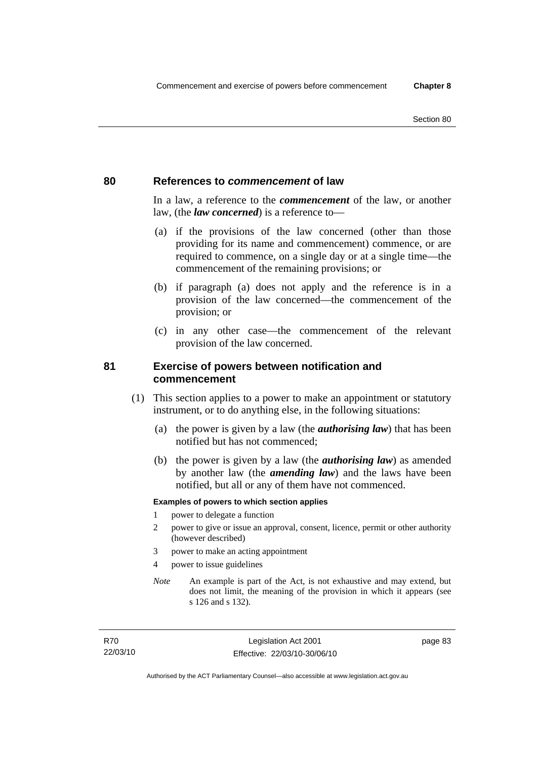## 80 References to *commencement* of law

In a law, a reference to the ***commencement*** of the law, or another law, (the ***law concerned***) is a reference to—

(a) if the provisions of the law concerned (other than those providing for its name and commencement) commence, or are required to commence, on a single day or at a single time—the commencement of the remaining provisions; or

(b) if paragraph (a) does not apply and the reference is in a provision of the law concerned—the commencement of the provision; or

(c) in any other case—the commencement of the relevant provision of the law concerned.

## 81 Exercise of powers between notification and commencement

(1) This section applies to a power to make an appointment or statutory instrument, or to do anything else, in the following situations:

(a) the power is given by a law (the ***authorising law***) that has been notified but has not commenced;

(b) the power is given by a law (the ***authorising law***) as amended by another law (the ***amending law***) and the laws have been notified, but all or any of them have not commenced.

**Examples of powers to which section applies**

1 power to delegate a function

2 power to give or issue an approval, consent, licence, permit or other authority (however described)

3 power to make an acting appointment

4 power to issue guidelines

*Note* An example is part of the Act, is not exhaustive and may extend, but does not limit, the meaning of the provision in which it appears (see s 126 and s 132).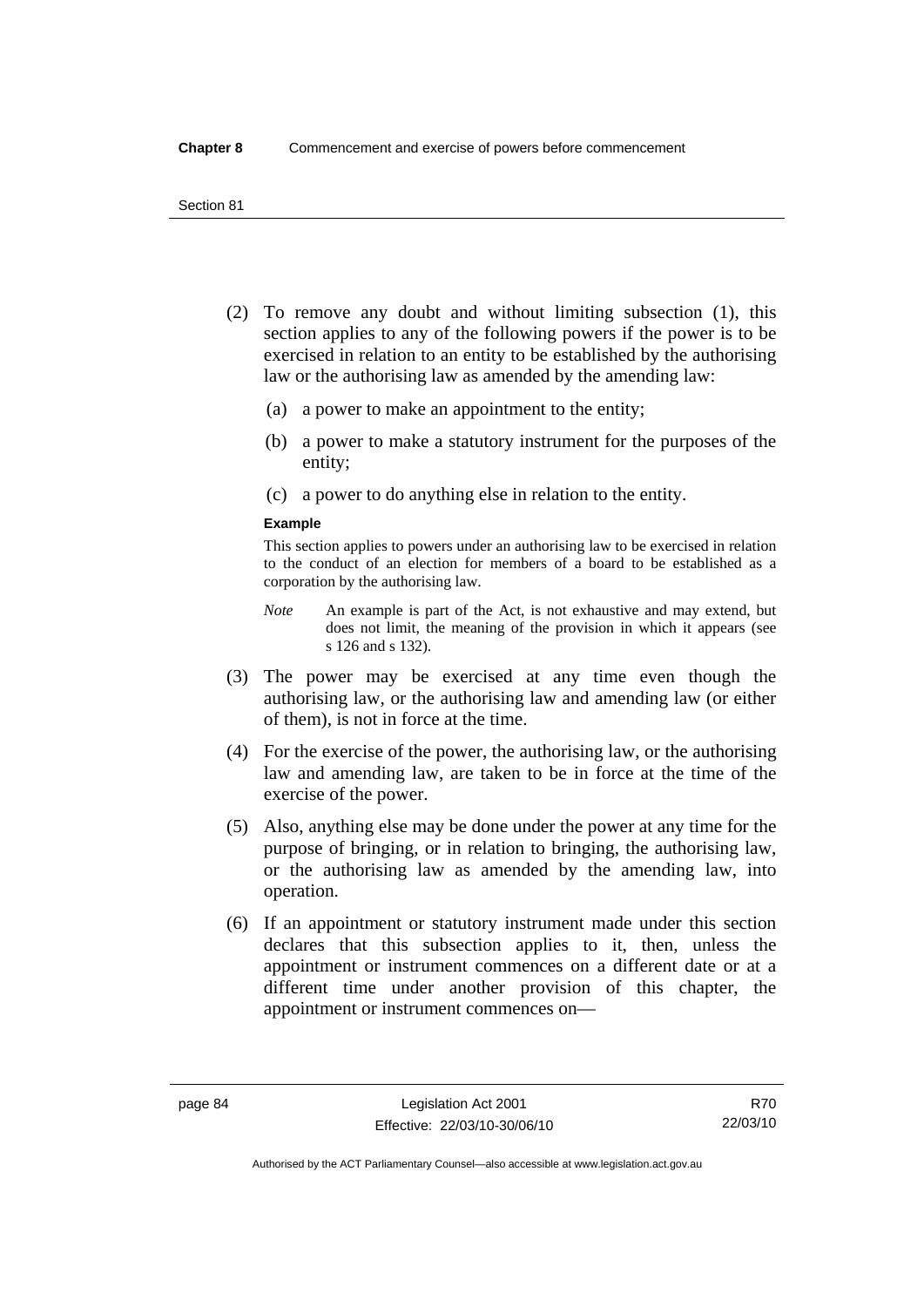(2) To remove any doubt and without limiting subsection (1), this section applies to any of the following powers if the power is to be exercised in relation to an entity to be established by the authorising law or the authorising law as amended by the amending law:

(a) a power to make an appointment to the entity;

(b) a power to make a statutory instrument for the purposes of the entity;

(c) a power to do anything else in relation to the entity.

**Example**

This section applies to powers under an authorising law to be exercised in relation to the conduct of an election for members of a board to be established as a corporation by the authorising law.

*Note* An example is part of the Act, is not exhaustive and may extend, but does not limit, the meaning of the provision in which it appears (see s 126 and s 132).

(3) The power may be exercised at any time even though the authorising law, or the authorising law and amending law (or either of them), is not in force at the time.

(4) For the exercise of the power, the authorising law, or the authorising law and amending law, are taken to be in force at the time of the exercise of the power.

(5) Also, anything else may be done under the power at any time for the purpose of bringing, or in relation to bringing, the authorising law, or the authorising law as amended by the amending law, into operation.

(6) If an appointment or statutory instrument made under this section declares that this subsection applies to it, then, unless the appointment or instrument commences on a different date or at a different time under another provision of this chapter, the appointment or instrument commences on—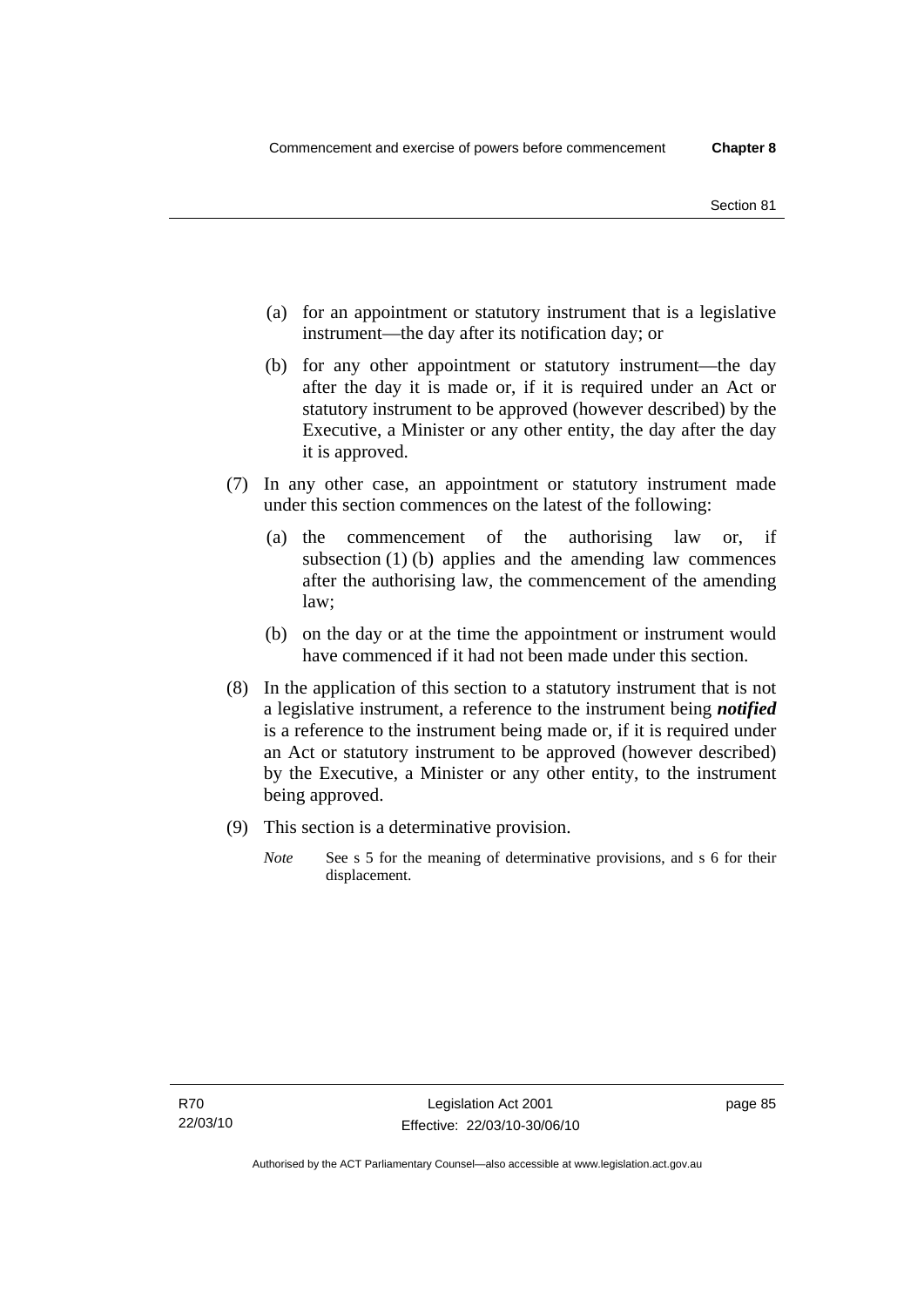(a) for an appointment or statutory instrument that is a legislative instrument—the day after its notification day; or

(b) for any other appointment or statutory instrument—the day after the day it is made or, if it is required under an Act or statutory instrument to be approved (however described) by the Executive, a Minister or any other entity, the day after the day it is approved.

(7) In any other case, an appointment or statutory instrument made under this section commences on the latest of the following:

(a) the commencement of the authorising law or, if subsection (1) (b) applies and the amending law commences after the authorising law, the commencement of the amending law;

(b) on the day or at the time the appointment or instrument would have commenced if it had not been made under this section.

(8) In the application of this section to a statutory instrument that is not a legislative instrument, a reference to the instrument being ***notified*** is a reference to the instrument being made or, if it is required under an Act or statutory instrument to be approved (however described) by the Executive, a Minister or any other entity, to the instrument being approved.

(9) This section is a determinative provision.

*Note* See s 5 for the meaning of determinative provisions, and s 6 for their displacement.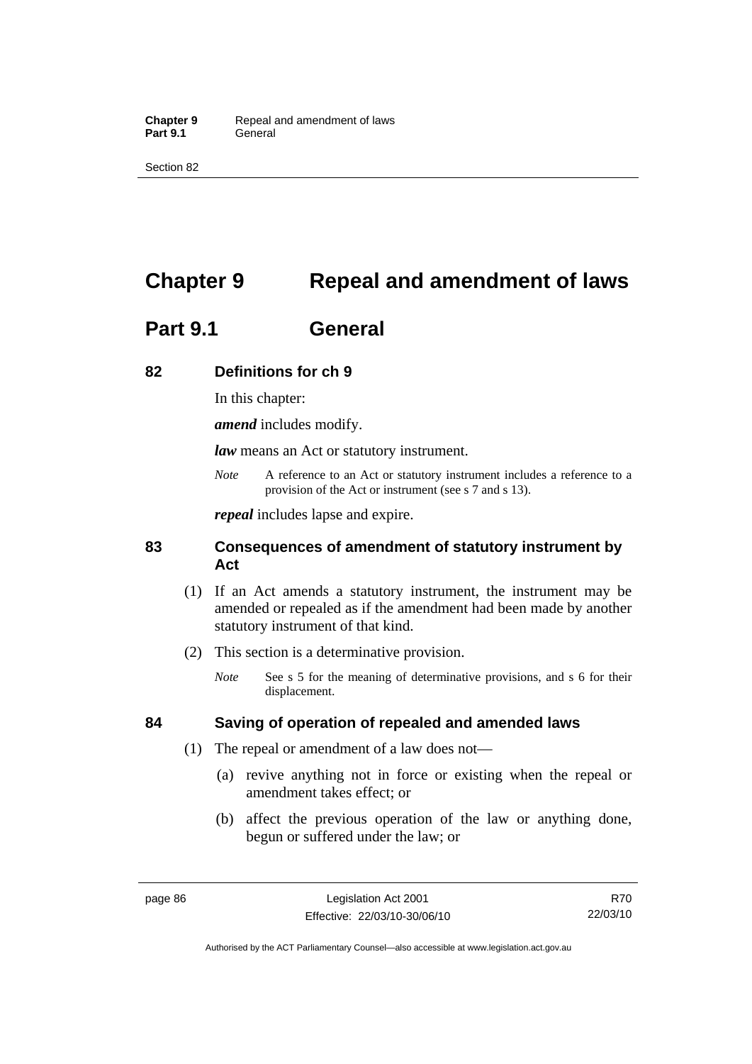# Chapter 9 Repeal and amendment of laws

## Part 9.1 General

### 82 Definitions for ch 9

In this chapter:

***amend*** includes modify.

***law*** means an Act or statutory instrument.

*Note* A reference to an Act or statutory instrument includes a reference to a provision of the Act or instrument (see s 7 and s 13).

***repeal*** includes lapse and expire.

### 83 Consequences of amendment of statutory instrument by Act

(1) If an Act amends a statutory instrument, the instrument may be amended or repealed as if the amendment had been made by another statutory instrument of that kind.

(2) This section is a determinative provision.

*Note* See s 5 for the meaning of determinative provisions, and s 6 for their displacement.

### 84 Saving of operation of repealed and amended laws

(1) The repeal or amendment of a law does not—

(a) revive anything not in force or existing when the repeal or amendment takes effect; or

(b) affect the previous operation of the law or anything done, begun or suffered under the law; or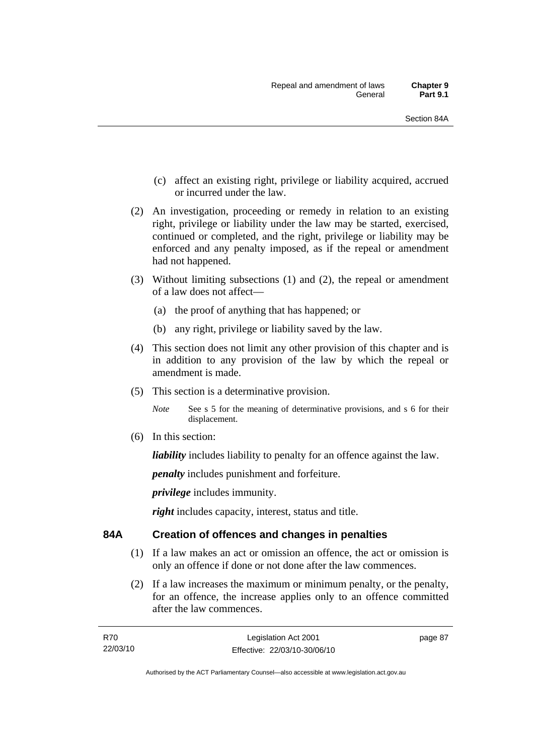(c) affect an existing right, privilege or liability acquired, accrued or incurred under the law.

(2) An investigation, proceeding or remedy in relation to an existing right, privilege or liability under the law may be started, exercised, continued or completed, and the right, privilege or liability may be enforced and any penalty imposed, as if the repeal or amendment had not happened.

(3) Without limiting subsections (1) and (2), the repeal or amendment of a law does not affect—

(a) the proof of anything that has happened; or

(b) any right, privilege or liability saved by the law.

(4) This section does not limit any other provision of this chapter and is in addition to any provision of the law by which the repeal or amendment is made.

(5) This section is a determinative provision.

*Note* See s 5 for the meaning of determinative provisions, and s 6 for their displacement.

(6) In this section:

***liability*** includes liability to penalty for an offence against the law.

***penalty*** includes punishment and forfeiture.

***privilege*** includes immunity.

***right*** includes capacity, interest, status and title.

## 84A Creation of offences and changes in penalties

(1) If a law makes an act or omission an offence, the act or omission is only an offence if done or not done after the law commences.

(2) If a law increases the maximum or minimum penalty, or the penalty, for an offence, the increase applies only to an offence committed after the law commences.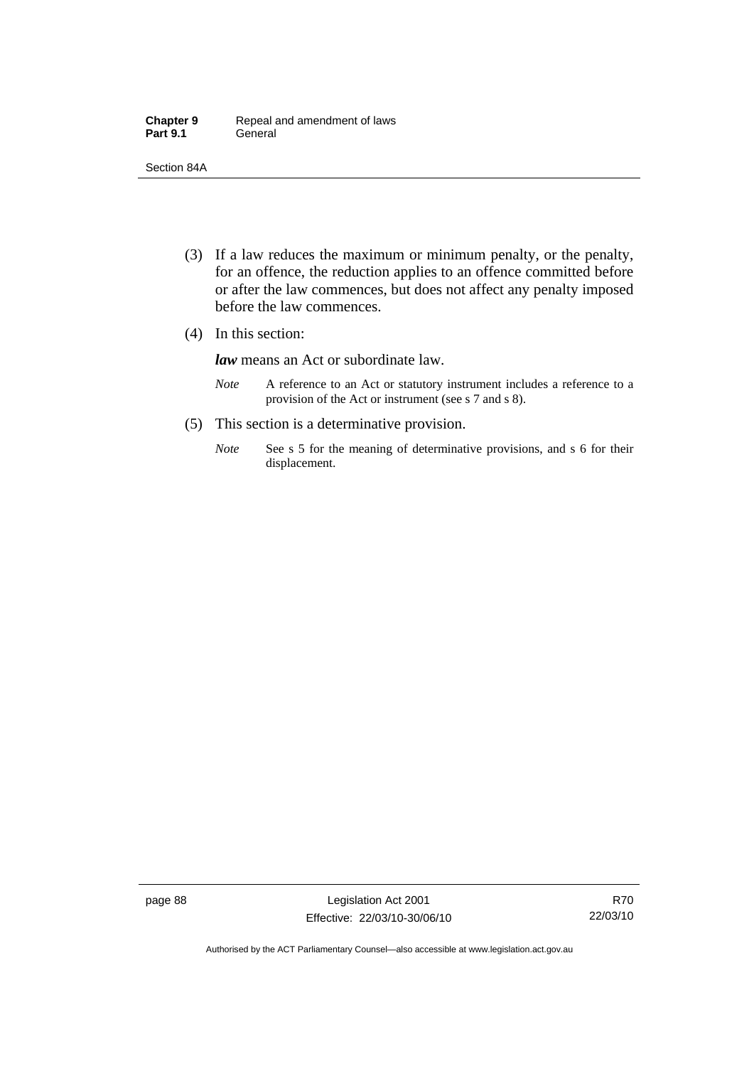(3) If a law reduces the maximum or minimum penalty, or the penalty, for an offence, the reduction applies to an offence committed before or after the law commences, but does not affect any penalty imposed before the law commences.

(4) In this section:

***law*** means an Act or subordinate law.

*Note* A reference to an Act or statutory instrument includes a reference to a provision of the Act or instrument (see s 7 and s 8).

(5) This section is a determinative provision.

*Note* See s 5 for the meaning of determinative provisions, and s 6 for their displacement.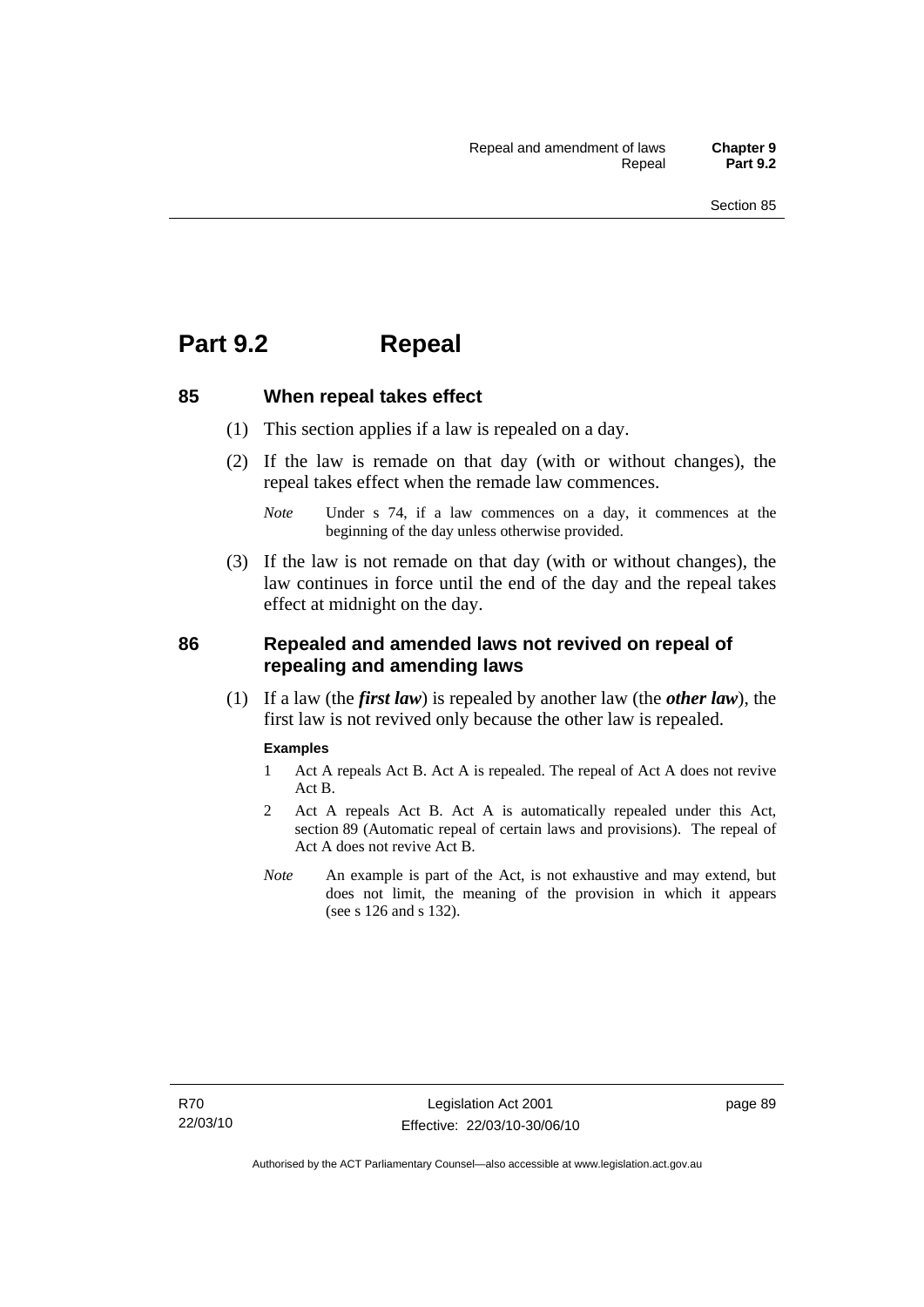# Part 9.2 Repeal

## 85 When repeal takes effect

(1) This section applies if a law is repealed on a day.

(2) If the law is remade on that day (with or without changes), the repeal takes effect when the remade law commences.

*Note* Under s 74, if a law commences on a day, it commences at the beginning of the day unless otherwise provided.

(3) If the law is not remade on that day (with or without changes), the law continues in force until the end of the day and the repeal takes effect at midnight on the day.

## 86 Repealed and amended laws not revived on repeal of repealing and amending laws

(1) If a law (the ***first law***) is repealed by another law (the ***other law***), the first law is not revived only because the other law is repealed.

**Examples**

1 Act A repeals Act B. Act A is repealed. The repeal of Act A does not revive Act B.

2 Act A repeals Act B. Act A is automatically repealed under this Act, section 89 (Automatic repeal of certain laws and provisions). The repeal of Act A does not revive Act B.

*Note* An example is part of the Act, is not exhaustive and may extend, but does not limit, the meaning of the provision in which it appears (see s 126 and s 132).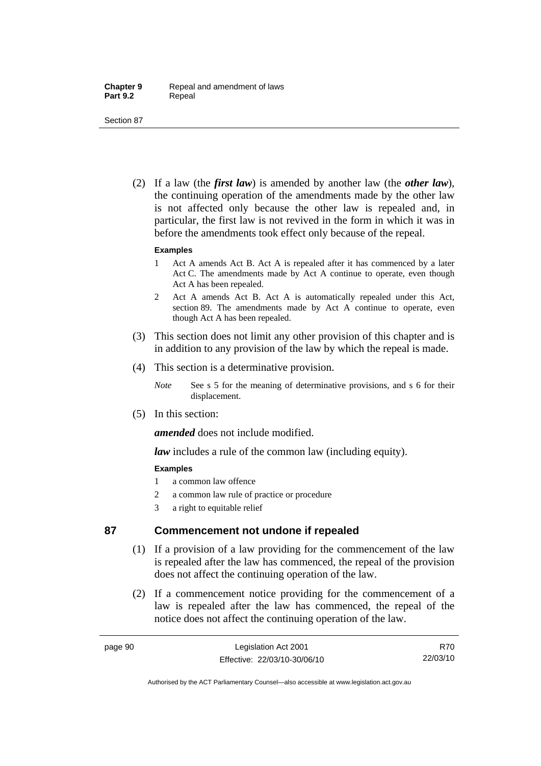(2) If a law (the ***first law***) is amended by another law (the ***other law***), the continuing operation of the amendments made by the other law is not affected only because the other law is repealed and, in particular, the first law is not revived in the form in which it was in before the amendments took effect only because of the repeal.

**Examples**

1 Act A amends Act B. Act A is repealed after it has commenced by a later Act C. The amendments made by Act A continue to operate, even though Act A has been repealed.

2 Act A amends Act B. Act A is automatically repealed under this Act, section 89. The amendments made by Act A continue to operate, even though Act A has been repealed.

(3) This section does not limit any other provision of this chapter and is in addition to any provision of the law by which the repeal is made.

(4) This section is a determinative provision.

*Note* See s 5 for the meaning of determinative provisions, and s 6 for their displacement.

(5) In this section:

***amended*** does not include modified.

***law*** includes a rule of the common law (including equity).

**Examples**

1 a common law offence

2 a common law rule of practice or procedure

3 a right to equitable relief

## 87 Commencement not undone if repealed

(1) If a provision of a law providing for the commencement of the law is repealed after the law has commenced, the repeal of the provision does not affect the continuing operation of the law.

(2) If a commencement notice providing for the commencement of a law is repealed after the law has commenced, the repeal of the notice does not affect the continuing operation of the law.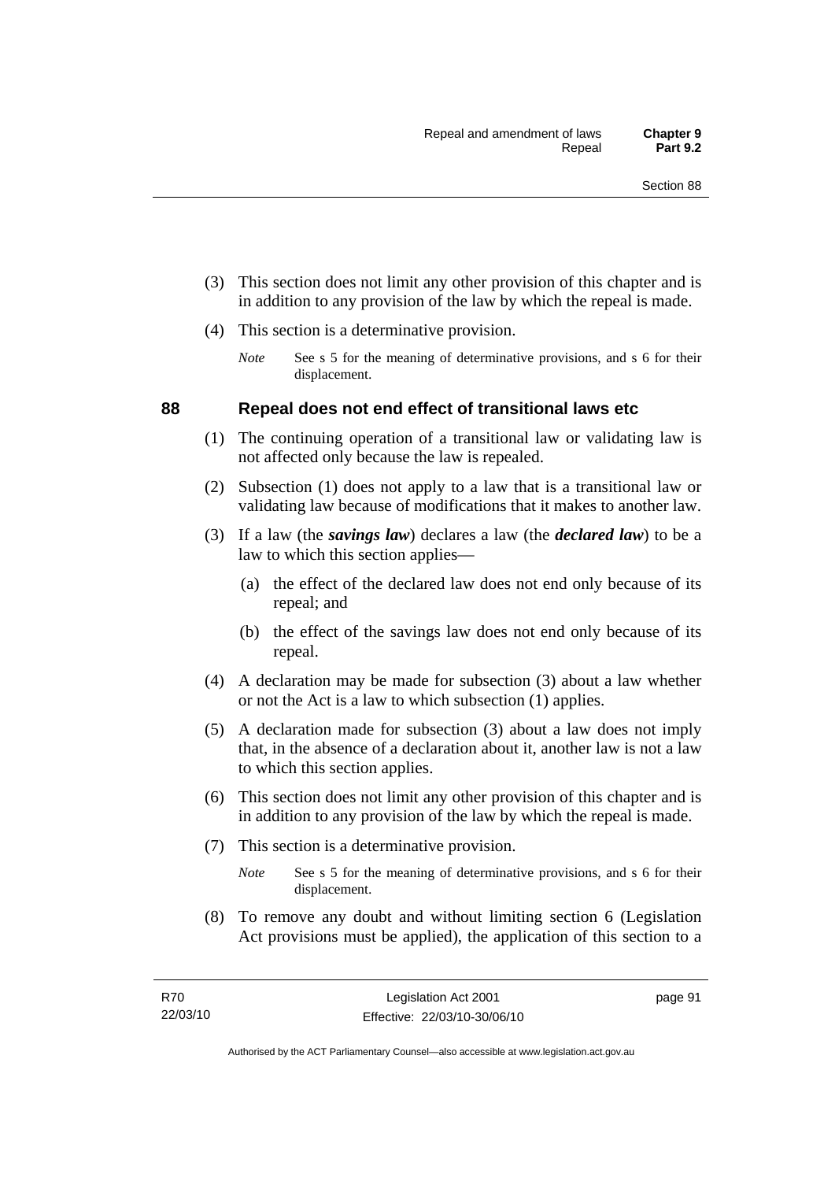(3) This section does not limit any other provision of this chapter and is in addition to any provision of the law by which the repeal is made.

(4) This section is a determinative provision.

*Note* See s 5 for the meaning of determinative provisions, and s 6 for their displacement.

## 88 Repeal does not end effect of transitional laws etc

(1) The continuing operation of a transitional law or validating law is not affected only because the law is repealed.

(2) Subsection (1) does not apply to a law that is a transitional law or validating law because of modifications that it makes to another law.

(3) If a law (the ***savings law***) declares a law (the ***declared law***) to be a law to which this section applies—

(a) the effect of the declared law does not end only because of its repeal; and

(b) the effect of the savings law does not end only because of its repeal.

(4) A declaration may be made for subsection (3) about a law whether or not the Act is a law to which subsection (1) applies.

(5) A declaration made for subsection (3) about a law does not imply that, in the absence of a declaration about it, another law is not a law to which this section applies.

(6) This section does not limit any other provision of this chapter and is in addition to any provision of the law by which the repeal is made.

(7) This section is a determinative provision.

*Note* See s 5 for the meaning of determinative provisions, and s 6 for their displacement.

(8) To remove any doubt and without limiting section 6 (Legislation Act provisions must be applied), the application of this section to a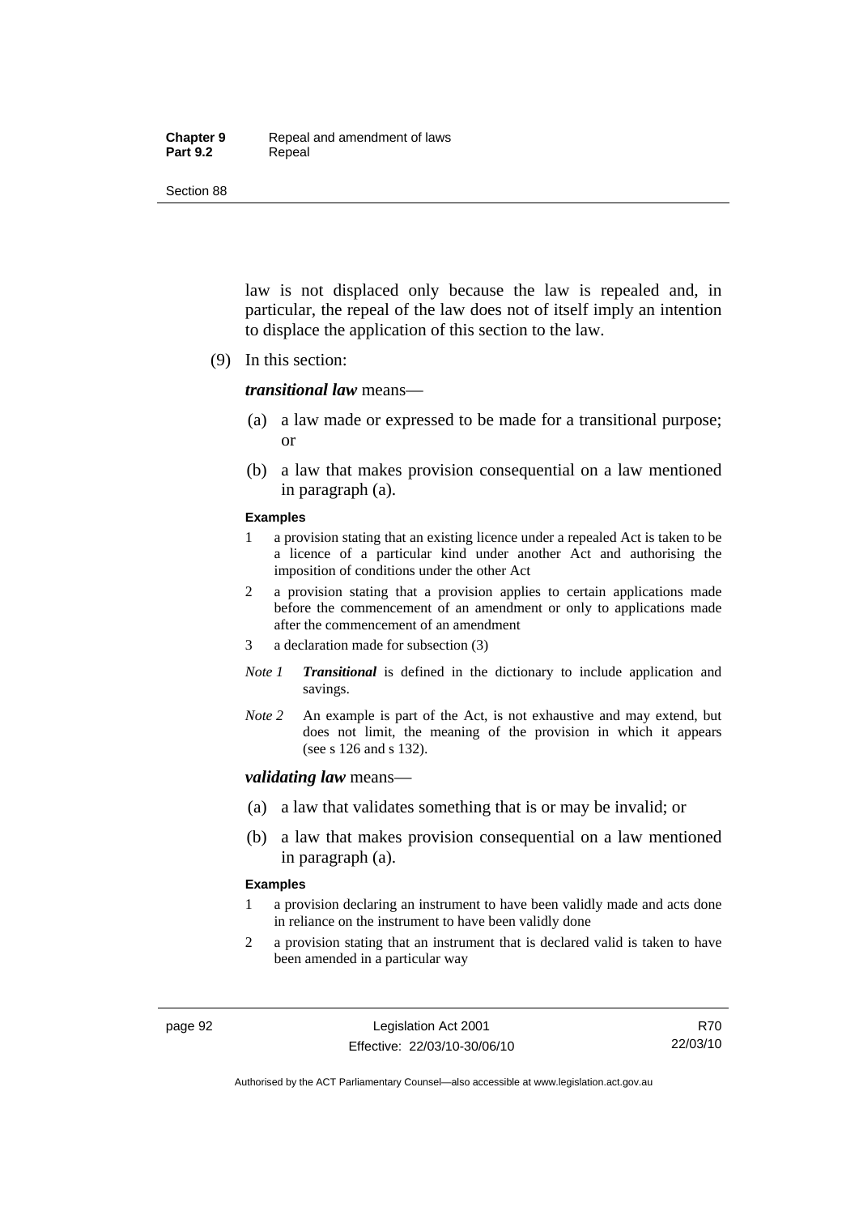law is not displaced only because the law is repealed and, in particular, the repeal of the law does not of itself imply an intention to displace the application of this section to the law.

(9) In this section:

***transitional law*** means—

(a) a law made or expressed to be made for a transitional purpose; or

(b) a law that makes provision consequential on a law mentioned in paragraph (a).

**Examples**

1 a provision stating that an existing licence under a repealed Act is taken to be a licence of a particular kind under another Act and authorising the imposition of conditions under the other Act

2 a provision stating that a provision applies to certain applications made before the commencement of an amendment or only to applications made after the commencement of an amendment

3 a declaration made for subsection (3)

*Note 1* ***Transitional*** is defined in the dictionary to include application and savings.

*Note 2* An example is part of the Act, is not exhaustive and may extend, but does not limit, the meaning of the provision in which it appears (see s 126 and s 132).

***validating law*** means—

(a) a law that validates something that is or may be invalid; or

(b) a law that makes provision consequential on a law mentioned in paragraph (a).

**Examples**

1 a provision declaring an instrument to have been validly made and acts done in reliance on the instrument to have been validly done

2 a provision stating that an instrument that is declared valid is taken to have been amended in a particular way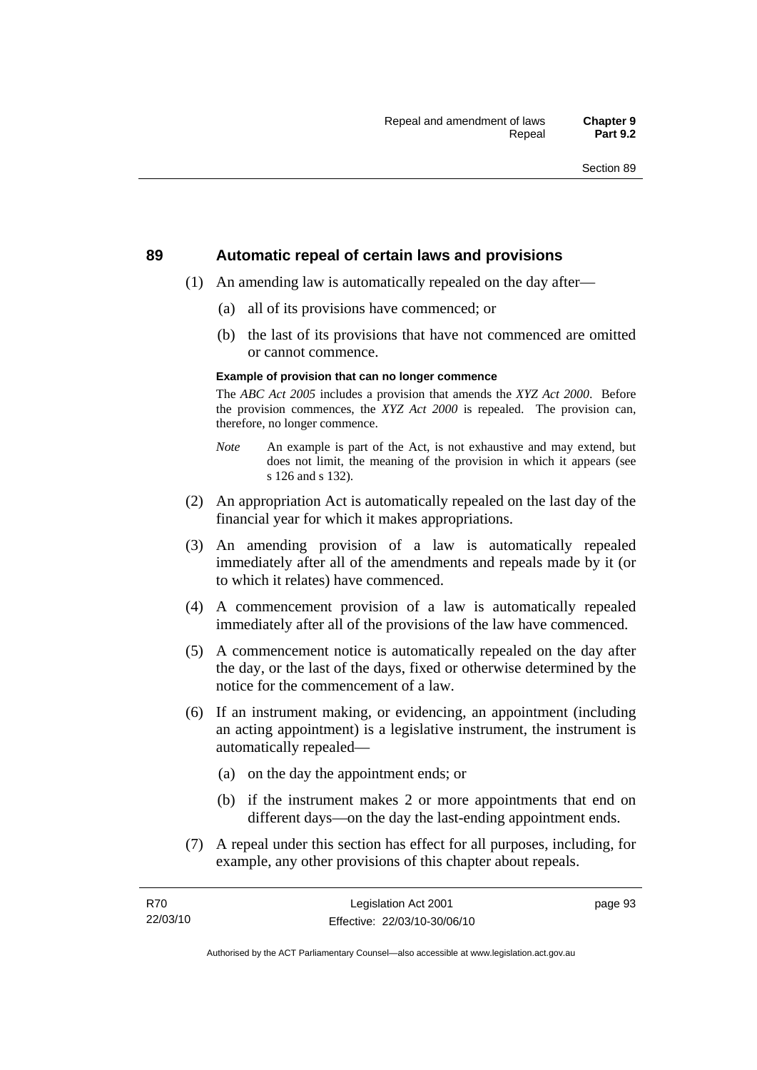## 89 Automatic repeal of certain laws and provisions

(1) An amending law is automatically repealed on the day after—

(a) all of its provisions have commenced; or

(b) the last of its provisions that have not commenced are omitted or cannot commence.

**Example of provision that can no longer commence**

The *ABC Act 2005* includes a provision that amends the *XYZ Act 2000*. Before the provision commences, the *XYZ Act 2000* is repealed. The provision can, therefore, no longer commence.

*Note* An example is part of the Act, is not exhaustive and may extend, but does not limit, the meaning of the provision in which it appears (see s 126 and s 132).

(2) An appropriation Act is automatically repealed on the last day of the financial year for which it makes appropriations.

(3) An amending provision of a law is automatically repealed immediately after all of the amendments and repeals made by it (or to which it relates) have commenced.

(4) A commencement provision of a law is automatically repealed immediately after all of the provisions of the law have commenced.

(5) A commencement notice is automatically repealed on the day after the day, or the last of the days, fixed or otherwise determined by the notice for the commencement of a law.

(6) If an instrument making, or evidencing, an appointment (including an acting appointment) is a legislative instrument, the instrument is automatically repealed—

(a) on the day the appointment ends; or

(b) if the instrument makes 2 or more appointments that end on different days—on the day the last-ending appointment ends.

(7) A repeal under this section has effect for all purposes, including, for example, any other provisions of this chapter about repeals.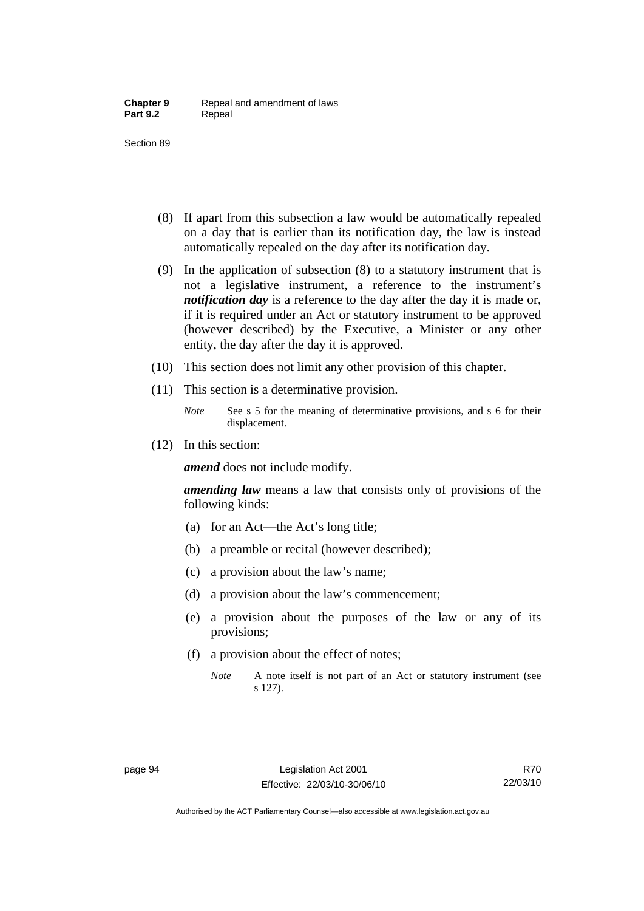(8) If apart from this subsection a law would be automatically repealed on a day that is earlier than its notification day, the law is instead automatically repealed on the day after its notification day.

(9) In the application of subsection (8) to a statutory instrument that is not a legislative instrument, a reference to the instrument's ***notification day*** is a reference to the day after the day it is made or, if it is required under an Act or statutory instrument to be approved (however described) by the Executive, a Minister or any other entity, the day after the day it is approved.

(10) This section does not limit any other provision of this chapter.

(11) This section is a determinative provision.

*Note* See s 5 for the meaning of determinative provisions, and s 6 for their displacement.

(12) In this section:

***amend*** does not include modify.

***amending law*** means a law that consists only of provisions of the following kinds:

(a) for an Act—the Act's long title;

(b) a preamble or recital (however described);

(c) a provision about the law's name;

(d) a provision about the law's commencement;

(e) a provision about the purposes of the law or any of its provisions;

(f) a provision about the effect of notes;

*Note* A note itself is not part of an Act or statutory instrument (see s 127).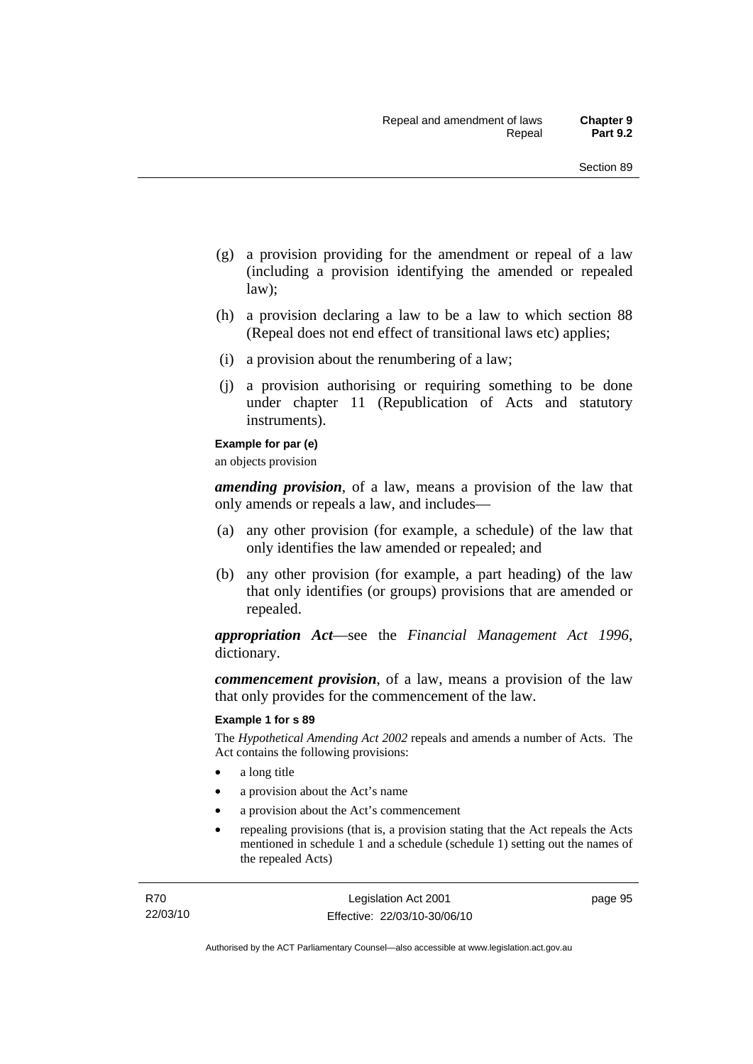(g) a provision providing for the amendment or repeal of a law (including a provision identifying the amended or repealed law);

(h) a provision declaring a law to be a law to which section 88 (Repeal does not end effect of transitional laws etc) applies;

(i) a provision about the renumbering of a law;

(j) a provision authorising or requiring something to be done under chapter 11 (Republication of Acts and statutory instruments).

**Example for par (e)**

an objects provision

***amending provision***, of a law, means a provision of the law that only amends or repeals a law, and includes—

(a) any other provision (for example, a schedule) of the law that only identifies the law amended or repealed; and

(b) any other provision (for example, a part heading) of the law that only identifies (or groups) provisions that are amended or repealed.

***appropriation Act***—see the *Financial Management Act 1996*, dictionary.

***commencement provision***, of a law, means a provision of the law that only provides for the commencement of the law.

**Example 1 for s 89**

The *Hypothetical Amending Act 2002* repeals and amends a number of Acts. The Act contains the following provisions:

- a long title
- a provision about the Act's name
- a provision about the Act's commencement
- repealing provisions (that is, a provision stating that the Act repeals the Acts mentioned in schedule 1 and a schedule (schedule 1) setting out the names of the repealed Acts)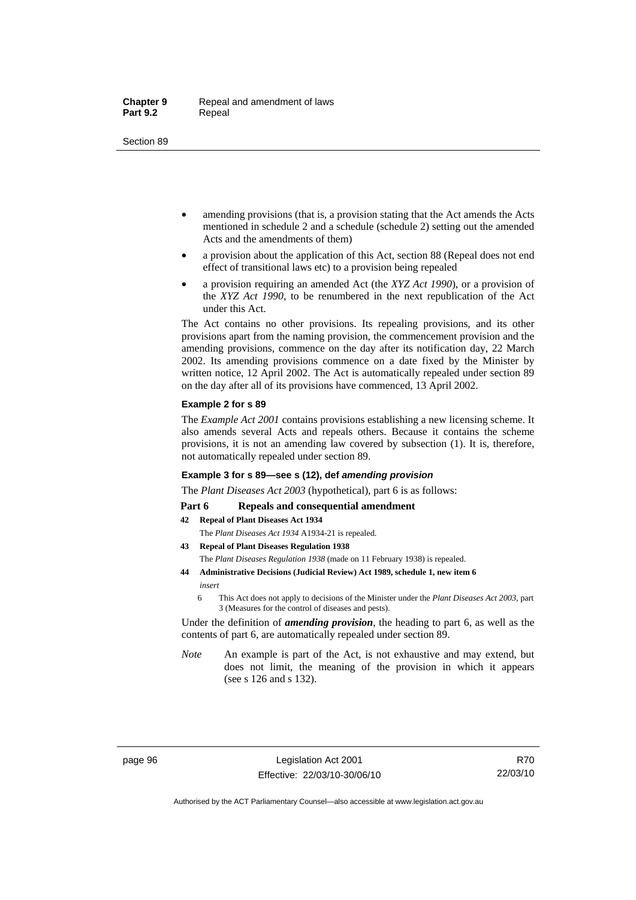- amending provisions (that is, a provision stating that the Act amends the Acts mentioned in schedule 2 and a schedule (schedule 2) setting out the amended Acts and the amendments of them)
- a provision about the application of this Act, section 88 (Repeal does not end effect of transitional laws etc) to a provision being repealed
- a provision requiring an amended Act (the *XYZ Act 1990*), or a provision of the *XYZ Act 1990*, to be renumbered in the next republication of the Act under this Act.

The Act contains no other provisions. Its repealing provisions, and its other provisions apart from the naming provision, the commencement provision and the amending provisions, commence on the day after its notification day, 22 March 2002. Its amending provisions commence on a date fixed by the Minister by written notice, 12 April 2002. The Act is automatically repealed under section 89 on the day after all of its provisions have commenced, 13 April 2002.

**Example 2 for s 89**

The *Example Act 2001* contains provisions establishing a new licensing scheme. It also amends several Acts and repeals others. Because it contains the scheme provisions, it is not an amending law covered by subsection (1). It is, therefore, not automatically repealed under section 89.

**Example 3 for s 89—see s (12), def *amending provision***

The *Plant Diseases Act 2003* (hypothetical), part 6 is as follows:

**Part 6 Repeals and consequential amendment**

**42 Repeal of Plant Diseases Act 1934**

The *Plant Diseases Act 1934* A1934-21 is repealed.

**43 Repeal of Plant Diseases Regulation 1938**

The *Plant Diseases Regulation 1938* (made on 11 February 1938) is repealed.

**44 Administrative Decisions (Judicial Review) Act 1989, schedule 1, new item 6**

*insert*

6 This Act does not apply to decisions of the Minister under the *Plant Diseases Act 2003*, part 3 (Measures for the control of diseases and pests).

Under the definition of ***amending provision***, the heading to part 6, as well as the contents of part 6, are automatically repealed under section 89.

*Note* An example is part of the Act, is not exhaustive and may extend, but does not limit, the meaning of the provision in which it appears (see s 126 and s 132).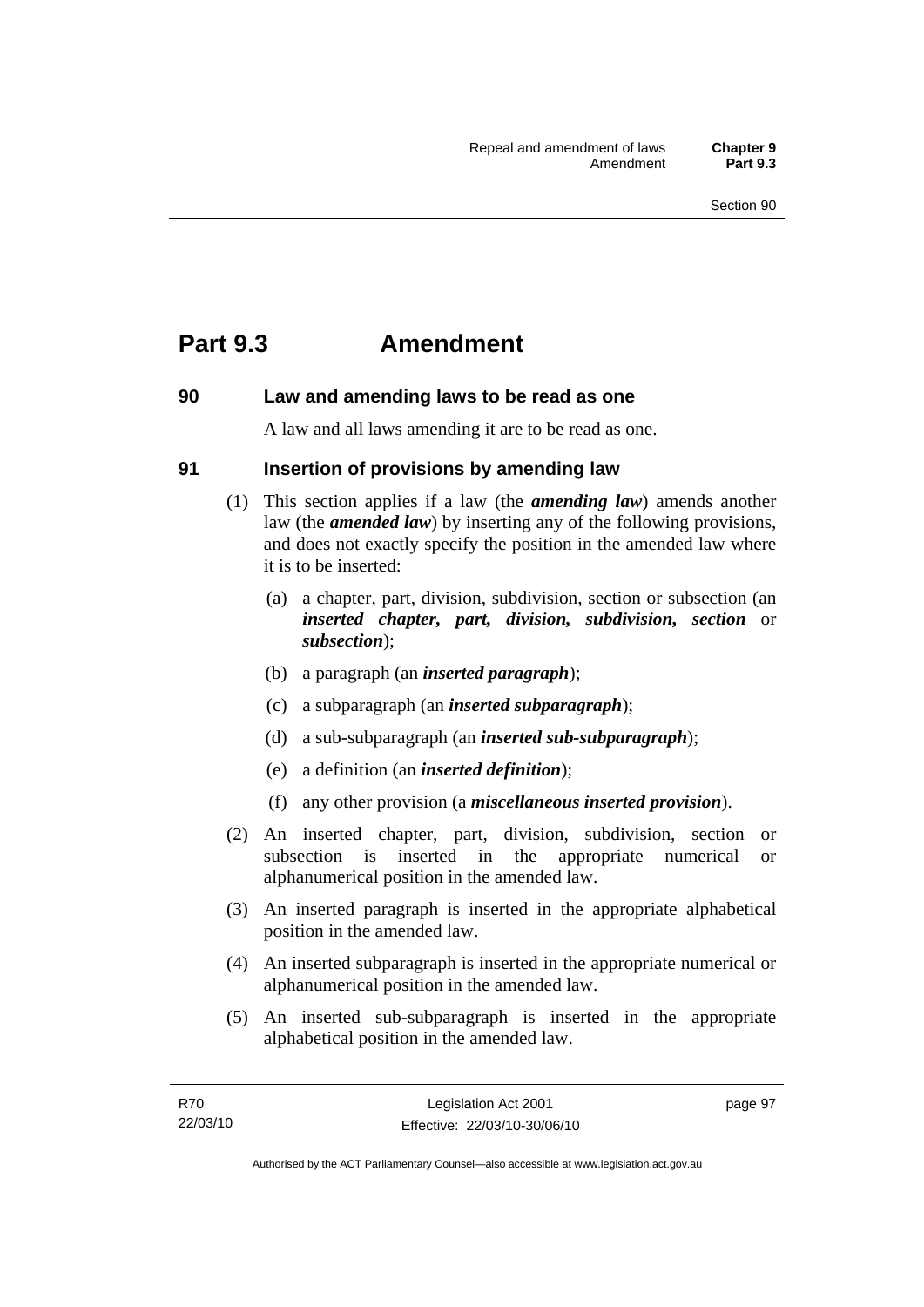# Part 9.3 Amendment

## 90 Law and amending laws to be read as one

A law and all laws amending it are to be read as one.

## 91 Insertion of provisions by amending law

(1) This section applies if a law (the ***amending law***) amends another law (the ***amended law***) by inserting any of the following provisions, and does not exactly specify the position in the amended law where it is to be inserted:

(a) a chapter, part, division, subdivision, section or subsection (an ***inserted chapter, part, division, subdivision, section*** or ***subsection***);

(b) a paragraph (an ***inserted paragraph***);

(c) a subparagraph (an ***inserted subparagraph***);

(d) a sub-subparagraph (an ***inserted sub-subparagraph***);

(e) a definition (an ***inserted definition***);

(f) any other provision (a ***miscellaneous inserted provision***).

(2) An inserted chapter, part, division, subdivision, section or subsection is inserted in the appropriate numerical or alphanumerical position in the amended law.

(3) An inserted paragraph is inserted in the appropriate alphabetical position in the amended law.

(4) An inserted subparagraph is inserted in the appropriate numerical or alphanumerical position in the amended law.

(5) An inserted sub-subparagraph is inserted in the appropriate alphabetical position in the amended law.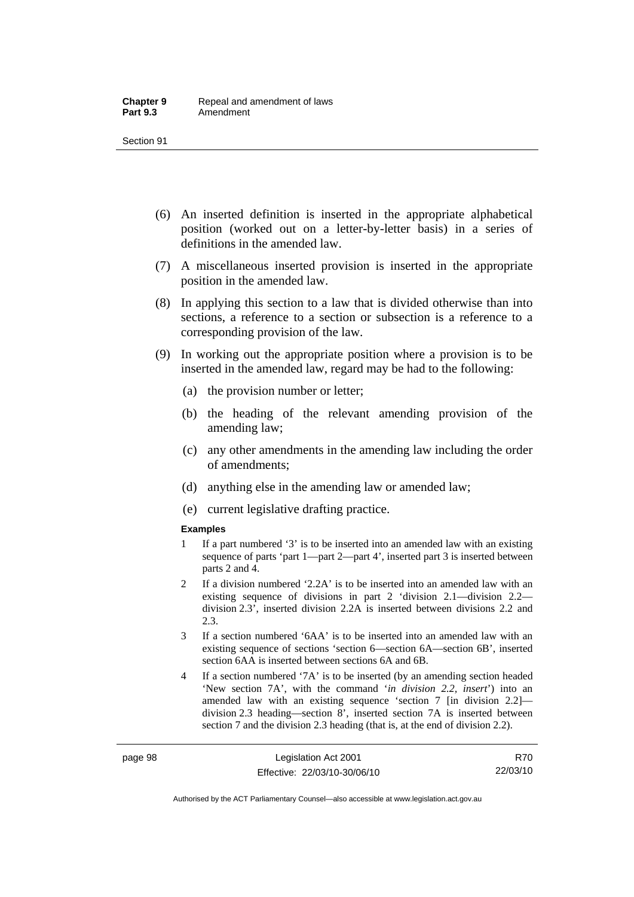(6) An inserted definition is inserted in the appropriate alphabetical position (worked out on a letter-by-letter basis) in a series of definitions in the amended law.

(7) A miscellaneous inserted provision is inserted in the appropriate position in the amended law.

(8) In applying this section to a law that is divided otherwise than into sections, a reference to a section or subsection is a reference to a corresponding provision of the law.

(9) In working out the appropriate position where a provision is to be inserted in the amended law, regard may be had to the following:

(a) the provision number or letter;

(b) the heading of the relevant amending provision of the amending law;

(c) any other amendments in the amending law including the order of amendments;

(d) anything else in the amending law or amended law;

(e) current legislative drafting practice.

**Examples**

1 If a part numbered '3' is to be inserted into an amended law with an existing sequence of parts 'part 1—part 2—part 4', inserted part 3 is inserted between parts 2 and 4.

2 If a division numbered '2.2A' is to be inserted into an amended law with an existing sequence of divisions in part 2 'division 2.1—division 2.2—division 2.3', inserted division 2.2A is inserted between divisions 2.2 and 2.3.

3 If a section numbered '6AA' is to be inserted into an amended law with an existing sequence of sections 'section 6—section 6A—section 6B', inserted section 6AA is inserted between sections 6A and 6B.

4 If a section numbered '7A' is to be inserted (by an amending section headed 'New section 7A', with the command '*in division 2.2, insert*') into an amended law with an existing sequence 'section 7 [in division 2.2]—division 2.3 heading—section 8', inserted section 7A is inserted between section 7 and the division 2.3 heading (that is, at the end of division 2.2).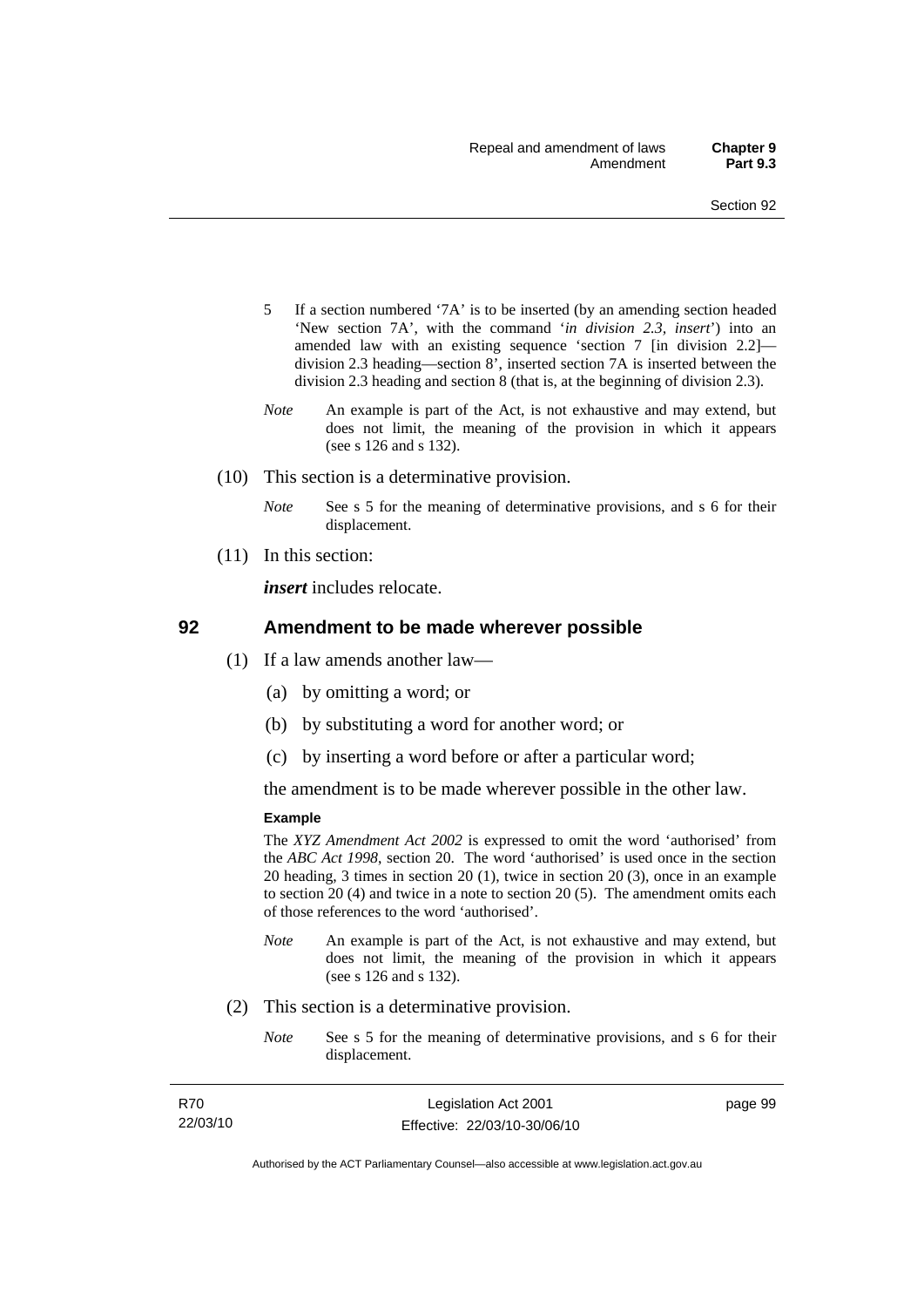5 If a section numbered '7A' is to be inserted (by an amending section headed 'New section 7A', with the command '*in division 2.3, insert*') into an amended law with an existing sequence 'section 7 [in division 2.2]—division 2.3 heading—section 8', inserted section 7A is inserted between the division 2.3 heading and section 8 (that is, at the beginning of division 2.3).

*Note* An example is part of the Act, is not exhaustive and may extend, but does not limit, the meaning of the provision in which it appears (see s 126 and s 132).

(10) This section is a determinative provision.

*Note* See s 5 for the meaning of determinative provisions, and s 6 for their displacement.

(11) In this section:

***insert*** includes relocate.

## 92 Amendment to be made wherever possible

(1) If a law amends another law—

(a) by omitting a word; or

(b) by substituting a word for another word; or

(c) by inserting a word before or after a particular word;

the amendment is to be made wherever possible in the other law.

**Example**

The *XYZ Amendment Act 2002* is expressed to omit the word 'authorised' from the *ABC Act 1998*, section 20. The word 'authorised' is used once in the section 20 heading, 3 times in section 20 (1), twice in section 20 (3), once in an example to section 20 (4) and twice in a note to section 20 (5). The amendment omits each of those references to the word 'authorised'.

*Note* An example is part of the Act, is not exhaustive and may extend, but does not limit, the meaning of the provision in which it appears (see s 126 and s 132).

(2) This section is a determinative provision.

*Note* See s 5 for the meaning of determinative provisions, and s 6 for their displacement.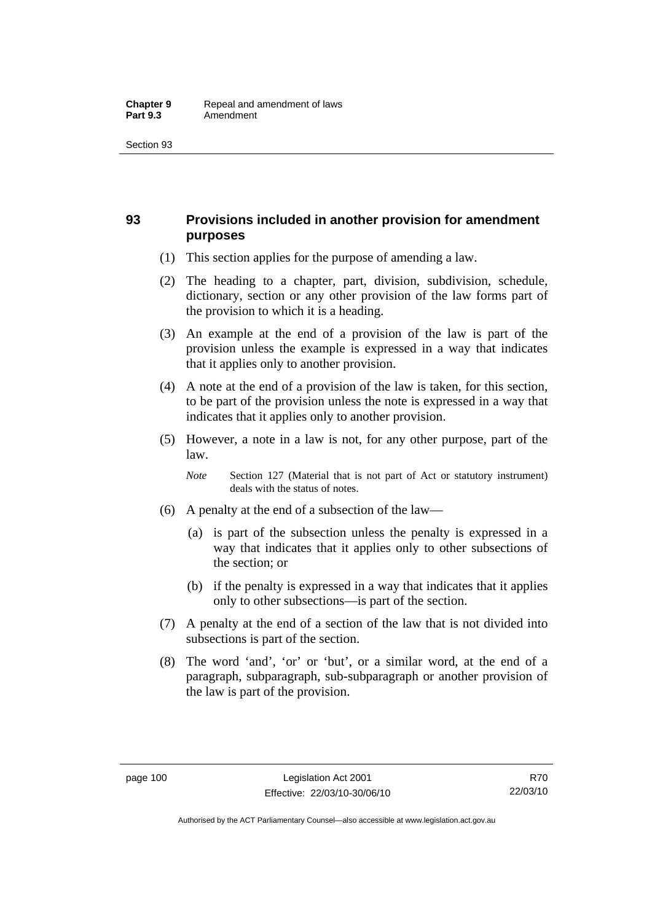## 93 Provisions included in another provision for amendment purposes

(1) This section applies for the purpose of amending a law.

(2) The heading to a chapter, part, division, subdivision, schedule, dictionary, section or any other provision of the law forms part of the provision to which it is a heading.

(3) An example at the end of a provision of the law is part of the provision unless the example is expressed in a way that indicates that it applies only to another provision.

(4) A note at the end of a provision of the law is taken, for this section, to be part of the provision unless the note is expressed in a way that indicates that it applies only to another provision.

(5) However, a note in a law is not, for any other purpose, part of the law.

*Note* Section 127 (Material that is not part of Act or statutory instrument) deals with the status of notes.

(6) A penalty at the end of a subsection of the law—

(a) is part of the subsection unless the penalty is expressed in a way that indicates that it applies only to other subsections of the section; or

(b) if the penalty is expressed in a way that indicates that it applies only to other subsections—is part of the section.

(7) A penalty at the end of a section of the law that is not divided into subsections is part of the section.

(8) The word 'and', 'or' or 'but', or a similar word, at the end of a paragraph, subparagraph, sub-subparagraph or another provision of the law is part of the provision.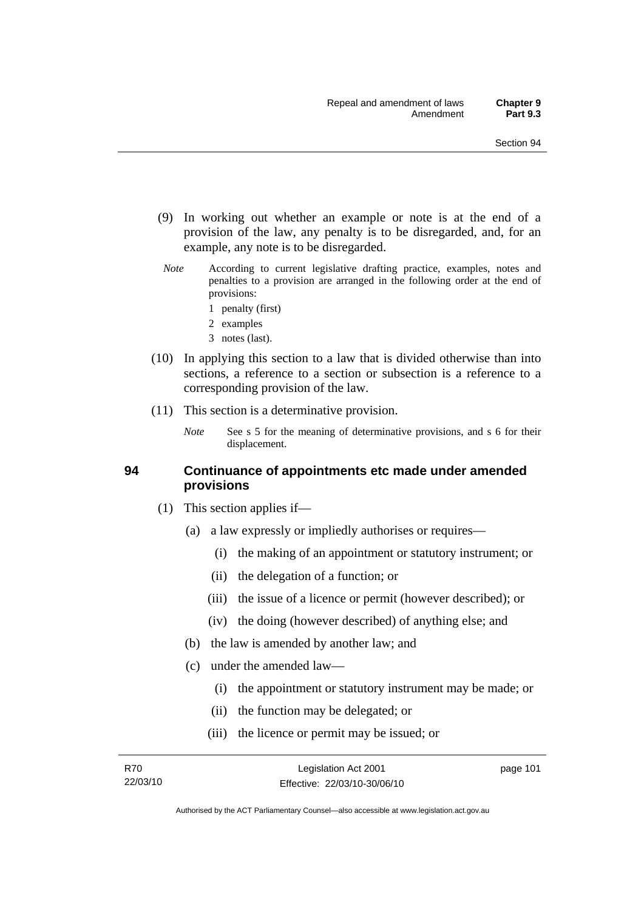(9) In working out whether an example or note is at the end of a provision of the law, any penalty is to be disregarded, and, for an example, any note is to be disregarded.

*Note* According to current legislative drafting practice, examples, notes and penalties to a provision are arranged in the following order at the end of provisions:

1 penalty (first)

2 examples

3 notes (last).

(10) In applying this section to a law that is divided otherwise than into sections, a reference to a section or subsection is a reference to a corresponding provision of the law.

(11) This section is a determinative provision.

*Note* See s 5 for the meaning of determinative provisions, and s 6 for their displacement.

## 94 Continuance of appointments etc made under amended provisions

(1) This section applies if—

(a) a law expressly or impliedly authorises or requires—

(i) the making of an appointment or statutory instrument; or

(ii) the delegation of a function; or

(iii) the issue of a licence or permit (however described); or

(iv) the doing (however described) of anything else; and

(b) the law is amended by another law; and

(c) under the amended law—

(i) the appointment or statutory instrument may be made; or

(ii) the function may be delegated; or

(iii) the licence or permit may be issued; or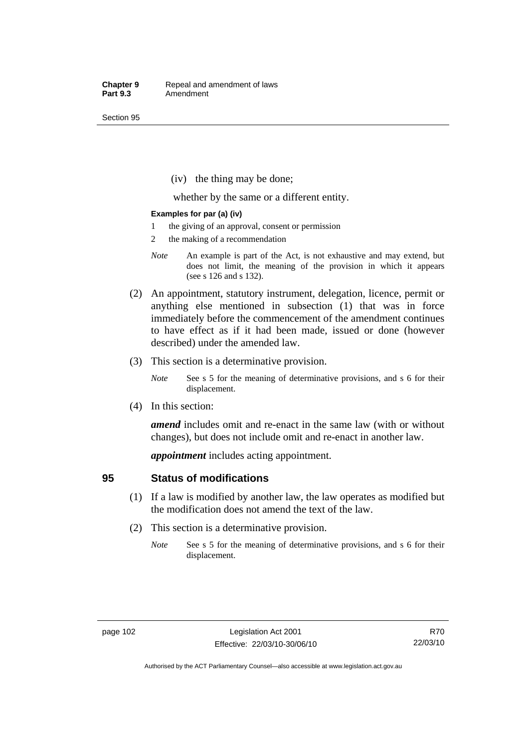(iv) the thing may be done;

whether by the same or a different entity.

**Examples for par (a) (iv)**

1 the giving of an approval, consent or permission

2 the making of a recommendation

*Note* An example is part of the Act, is not exhaustive and may extend, but does not limit, the meaning of the provision in which it appears (see s 126 and s 132).

(2) An appointment, statutory instrument, delegation, licence, permit or anything else mentioned in subsection (1) that was in force immediately before the commencement of the amendment continues to have effect as if it had been made, issued or done (however described) under the amended law.

(3) This section is a determinative provision.

*Note* See s 5 for the meaning of determinative provisions, and s 6 for their displacement.

(4) In this section:

***amend*** includes omit and re-enact in the same law (with or without changes), but does not include omit and re-enact in another law.

***appointment*** includes acting appointment.

## 95 Status of modifications

(1) If a law is modified by another law, the law operates as modified but the modification does not amend the text of the law.

(2) This section is a determinative provision.

*Note* See s 5 for the meaning of determinative provisions, and s 6 for their displacement.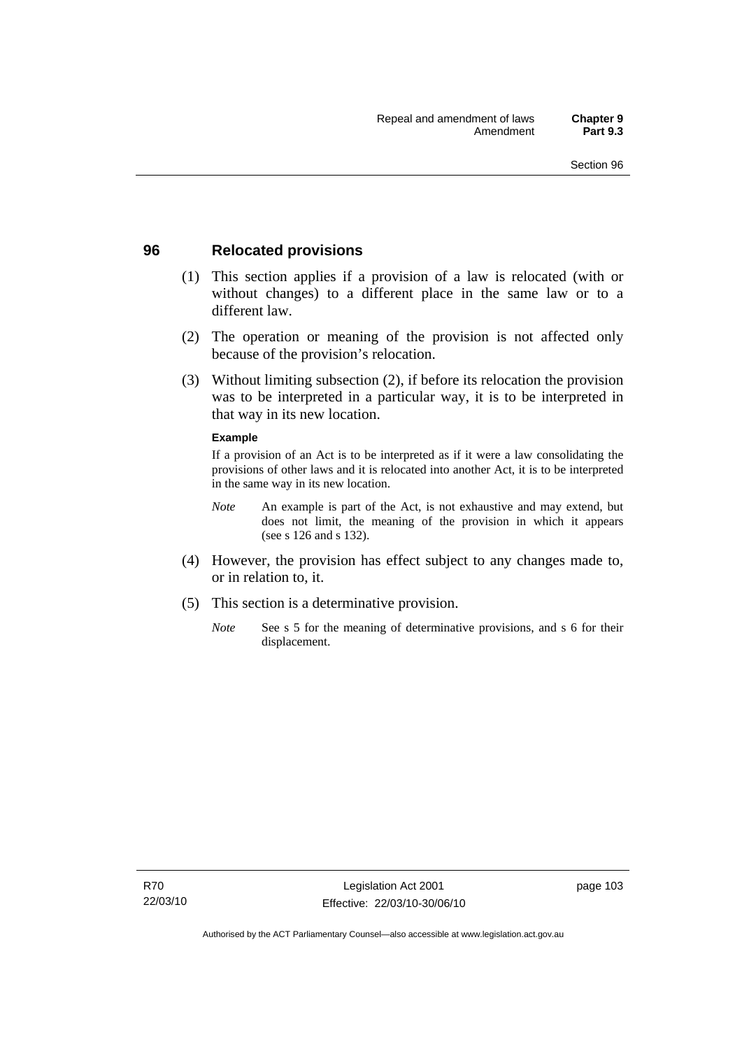## 96 Relocated provisions

(1) This section applies if a provision of a law is relocated (with or without changes) to a different place in the same law or to a different law.

(2) The operation or meaning of the provision is not affected only because of the provision's relocation.

(3) Without limiting subsection (2), if before its relocation the provision was to be interpreted in a particular way, it is to be interpreted in that way in its new location.

**Example**

If a provision of an Act is to be interpreted as if it were a law consolidating the provisions of other laws and it is relocated into another Act, it is to be interpreted in the same way in its new location.

*Note* An example is part of the Act, is not exhaustive and may extend, but does not limit, the meaning of the provision in which it appears (see s 126 and s 132).

(4) However, the provision has effect subject to any changes made to, or in relation to, it.

(5) This section is a determinative provision.

*Note* See s 5 for the meaning of determinative provisions, and s 6 for their displacement.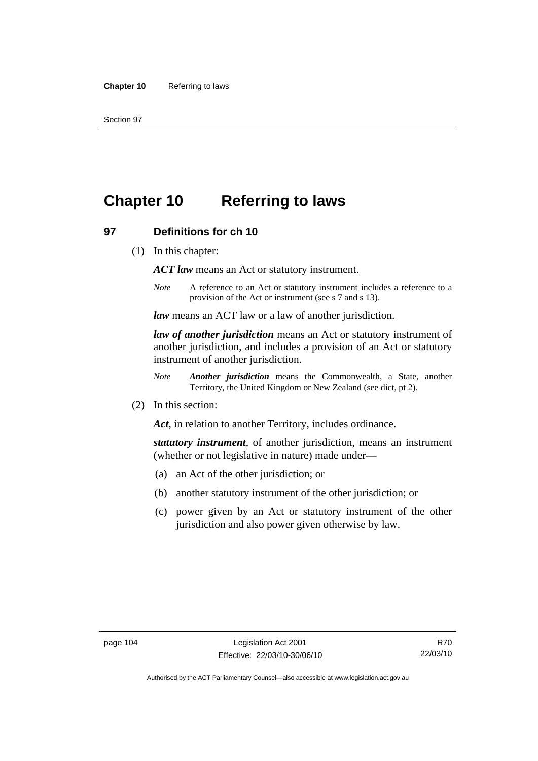# Chapter 10 Referring to laws

## 97 Definitions for ch 10

(1) In this chapter:

***ACT law*** means an Act or statutory instrument.

*Note* A reference to an Act or statutory instrument includes a reference to a provision of the Act or instrument (see s 7 and s 13).

***law*** means an ACT law or a law of another jurisdiction.

***law of another jurisdiction*** means an Act or statutory instrument of another jurisdiction, and includes a provision of an Act or statutory instrument of another jurisdiction.

*Note* ***Another jurisdiction*** means the Commonwealth, a State, another Territory, the United Kingdom or New Zealand (see dict, pt 2).

(2) In this section:

***Act***, in relation to another Territory, includes ordinance.

***statutory instrument***, of another jurisdiction, means an instrument (whether or not legislative in nature) made under—

(a) an Act of the other jurisdiction; or

(b) another statutory instrument of the other jurisdiction; or

(c) power given by an Act or statutory instrument of the other jurisdiction and also power given otherwise by law.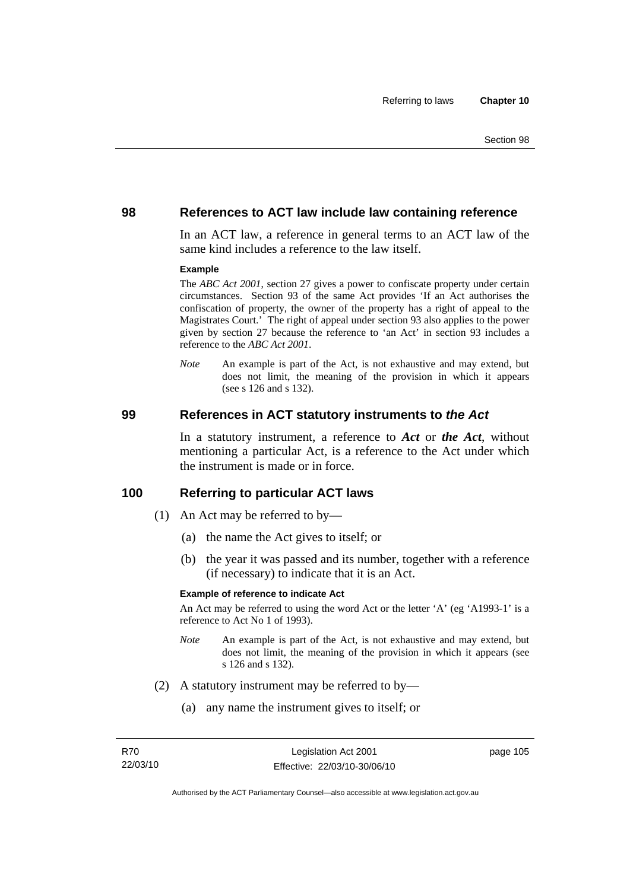## 98 References to ACT law include law containing reference

In an ACT law, a reference in general terms to an ACT law of the same kind includes a reference to the law itself.

**Example**

The *ABC Act 2001*, section 27 gives a power to confiscate property under certain circumstances. Section 93 of the same Act provides 'If an Act authorises the confiscation of property, the owner of the property has a right of appeal to the Magistrates Court.' The right of appeal under section 93 also applies to the power given by section 27 because the reference to 'an Act' in section 93 includes a reference to the *ABC Act 2001*.

*Note* An example is part of the Act, is not exhaustive and may extend, but does not limit, the meaning of the provision in which it appears (see s 126 and s 132).

## 99 References in ACT statutory instruments to *the Act*

In a statutory instrument, a reference to ***Act*** or ***the Act***, without mentioning a particular Act, is a reference to the Act under which the instrument is made or in force.

## 100 Referring to particular ACT laws

(1) An Act may be referred to by—

(a) the name the Act gives to itself; or

(b) the year it was passed and its number, together with a reference (if necessary) to indicate that it is an Act.

**Example of reference to indicate Act**

An Act may be referred to using the word Act or the letter 'A' (eg 'A1993-1' is a reference to Act No 1 of 1993).

*Note* An example is part of the Act, is not exhaustive and may extend, but does not limit, the meaning of the provision in which it appears (see s 126 and s 132).

(2) A statutory instrument may be referred to by—

(a) any name the instrument gives to itself; or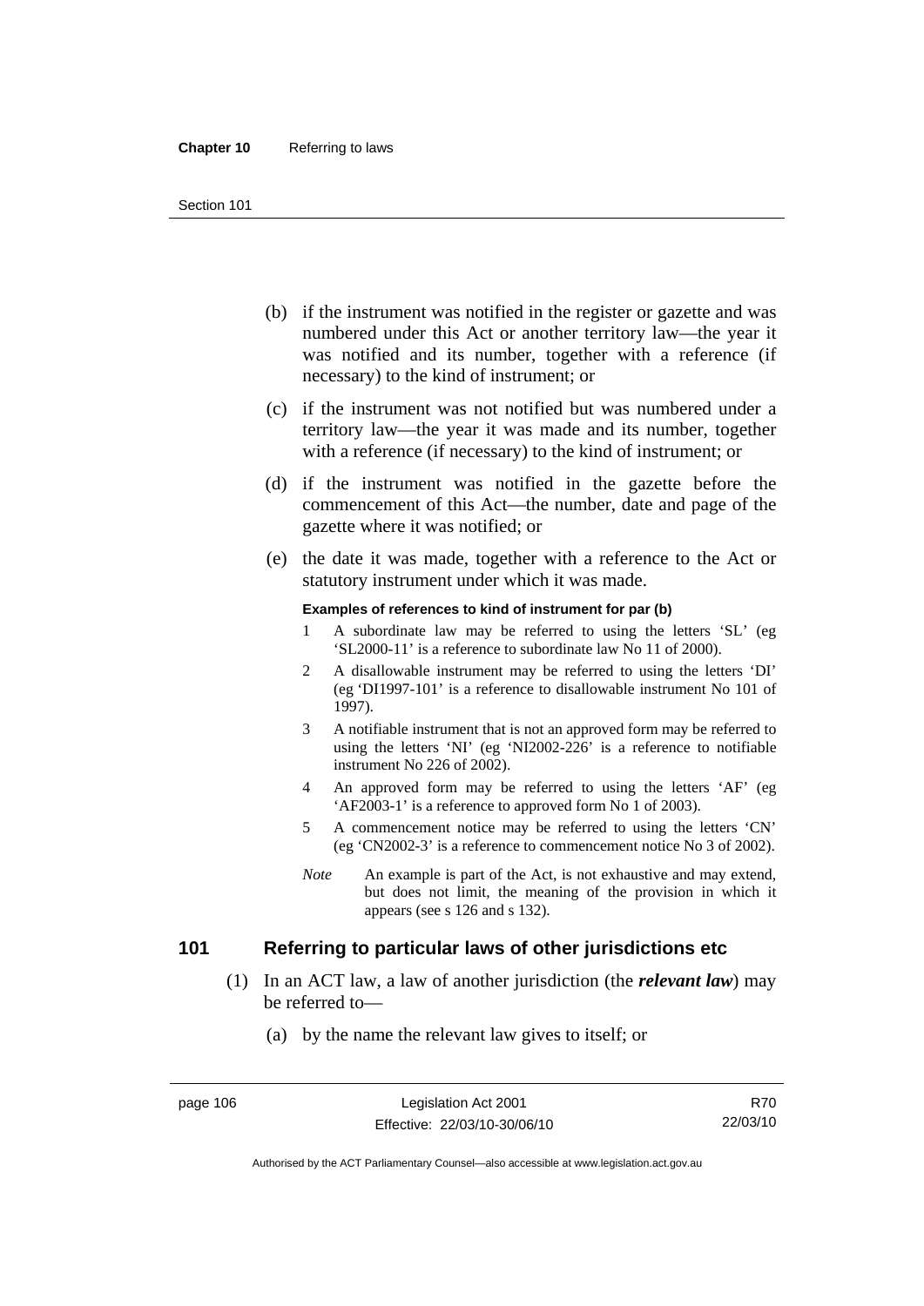(b) if the instrument was notified in the register or gazette and was numbered under this Act or another territory law—the year it was notified and its number, together with a reference (if necessary) to the kind of instrument; or

(c) if the instrument was not notified but was numbered under a territory law—the year it was made and its number, together with a reference (if necessary) to the kind of instrument; or

(d) if the instrument was notified in the gazette before the commencement of this Act—the number, date and page of the gazette where it was notified; or

(e) the date it was made, together with a reference to the Act or statutory instrument under which it was made.

**Examples of references to kind of instrument for par (b)**

1 A subordinate law may be referred to using the letters 'SL' (eg 'SL2000-11' is a reference to subordinate law No 11 of 2000).

2 A disallowable instrument may be referred to using the letters 'DI' (eg 'DI1997-101' is a reference to disallowable instrument No 101 of 1997).

3 A notifiable instrument that is not an approved form may be referred to using the letters 'NI' (eg 'NI2002-226' is a reference to notifiable instrument No 226 of 2002).

4 An approved form may be referred to using the letters 'AF' (eg 'AF2003-1' is a reference to approved form No 1 of 2003).

5 A commencement notice may be referred to using the letters 'CN' (eg 'CN2002-3' is a reference to commencement notice No 3 of 2002).

*Note* An example is part of the Act, is not exhaustive and may extend, but does not limit, the meaning of the provision in which it appears (see s 126 and s 132).

## 101 Referring to particular laws of other jurisdictions etc

(1) In an ACT law, a law of another jurisdiction (the ***relevant law***) may be referred to—

(a) by the name the relevant law gives to itself; or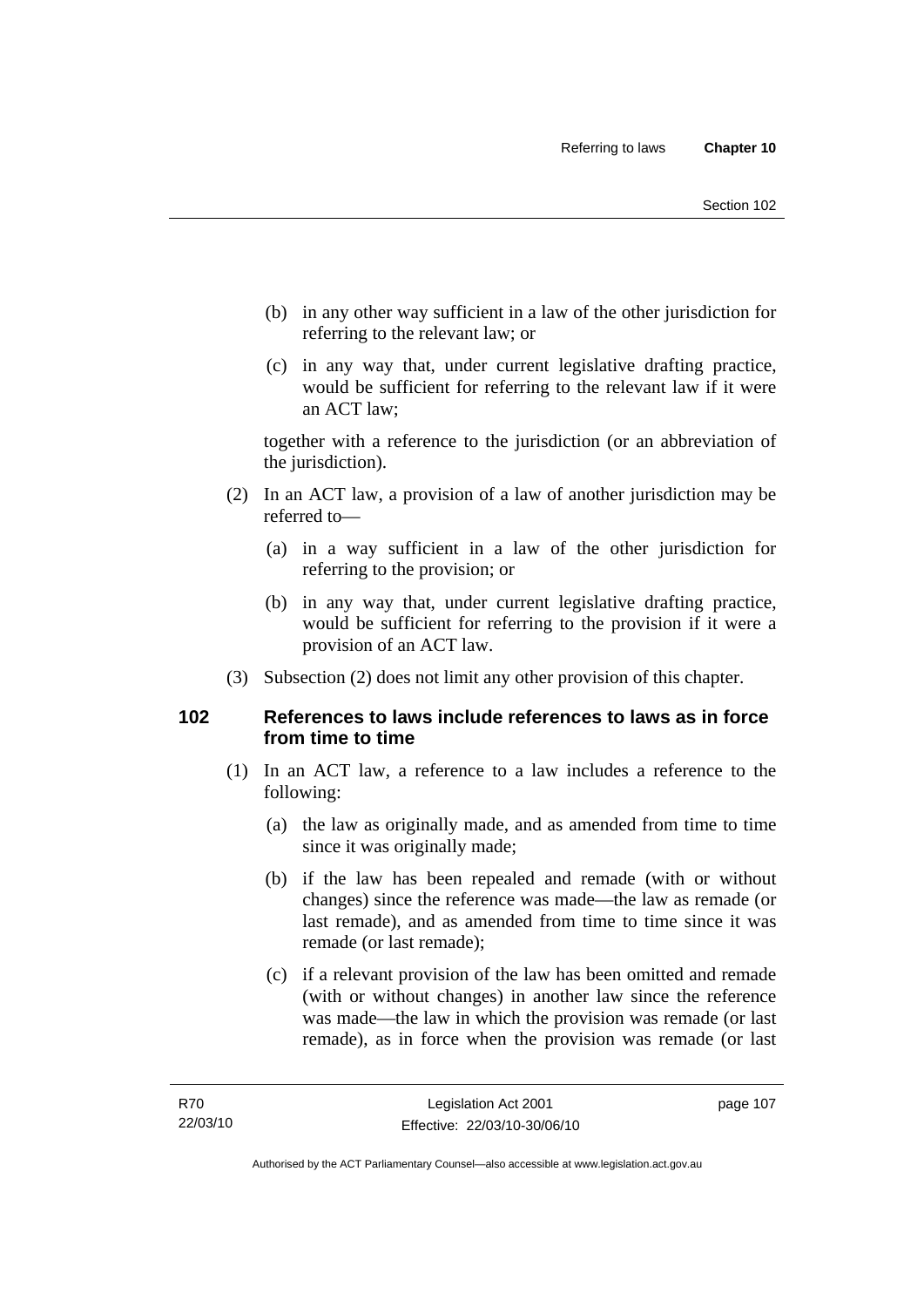(b) in any other way sufficient in a law of the other jurisdiction for referring to the relevant law; or

(c) in any way that, under current legislative drafting practice, would be sufficient for referring to the relevant law if it were an ACT law;

together with a reference to the jurisdiction (or an abbreviation of the jurisdiction).

(2) In an ACT law, a provision of a law of another jurisdiction may be referred to—

(a) in a way sufficient in a law of the other jurisdiction for referring to the provision; or

(b) in any way that, under current legislative drafting practice, would be sufficient for referring to the provision if it were a provision of an ACT law.

(3) Subsection (2) does not limit any other provision of this chapter.

## 102 References to laws include references to laws as in force from time to time

(1) In an ACT law, a reference to a law includes a reference to the following:

(a) the law as originally made, and as amended from time to time since it was originally made;

(b) if the law has been repealed and remade (with or without changes) since the reference was made—the law as remade (or last remade), and as amended from time to time since it was remade (or last remade);

(c) if a relevant provision of the law has been omitted and remade (with or without changes) in another law since the reference was made—the law in which the provision was remade (or last remade), as in force when the provision was remade (or last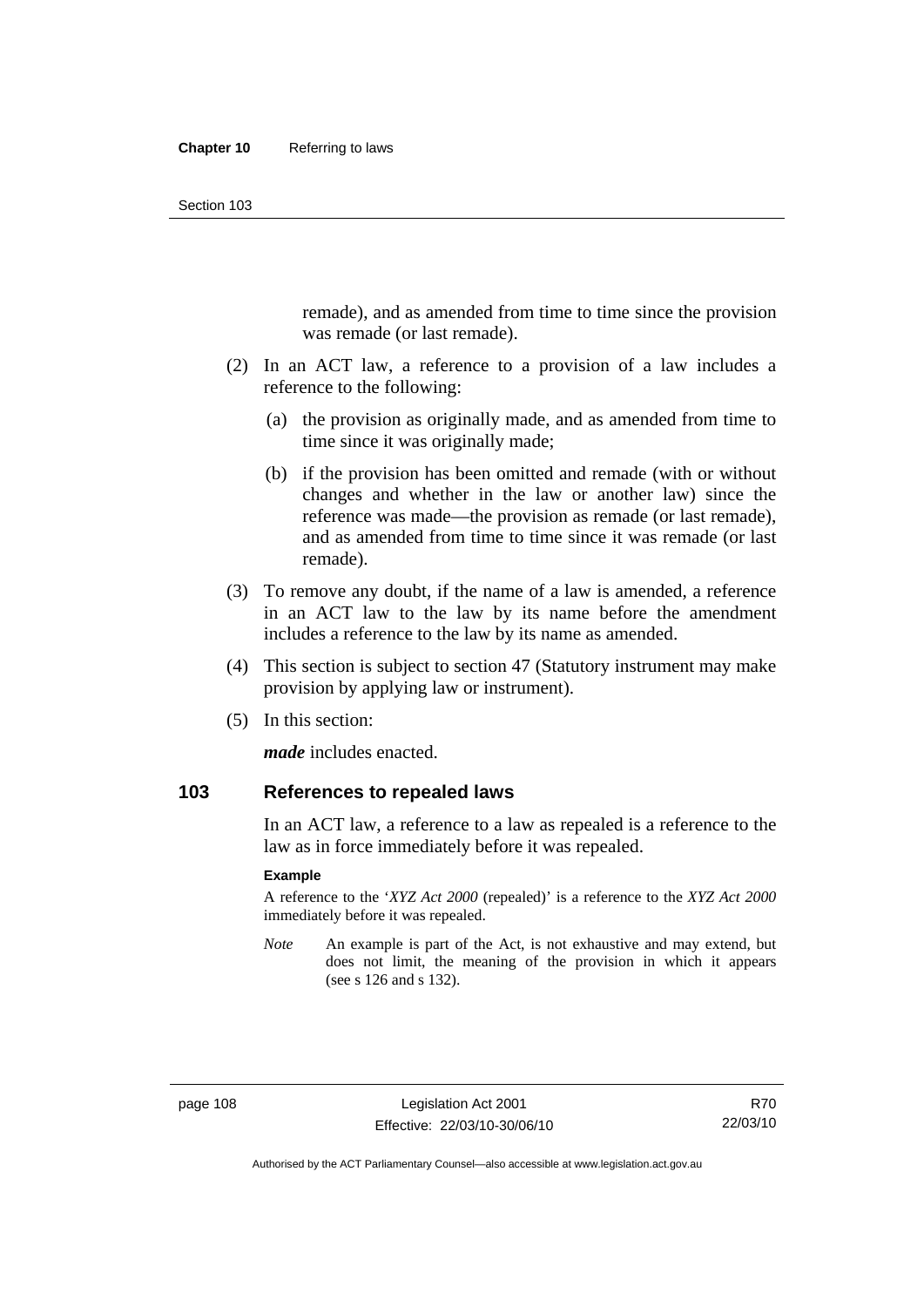remade), and as amended from time to time since the provision was remade (or last remade).

(2) In an ACT law, a reference to a provision of a law includes a reference to the following:

(a) the provision as originally made, and as amended from time to time since it was originally made;

(b) if the provision has been omitted and remade (with or without changes and whether in the law or another law) since the reference was made—the provision as remade (or last remade), and as amended from time to time since it was remade (or last remade).

(3) To remove any doubt, if the name of a law is amended, a reference in an ACT law to the law by its name before the amendment includes a reference to the law by its name as amended.

(4) This section is subject to section 47 (Statutory instrument may make provision by applying law or instrument).

(5) In this section:

***made*** includes enacted.

## 103 References to repealed laws

In an ACT law, a reference to a law as repealed is a reference to the law as in force immediately before it was repealed.

**Example**

A reference to the '*XYZ Act 2000* (repealed)' is a reference to the *XYZ Act 2000* immediately before it was repealed.

*Note* An example is part of the Act, is not exhaustive and may extend, but does not limit, the meaning of the provision in which it appears (see s 126 and s 132).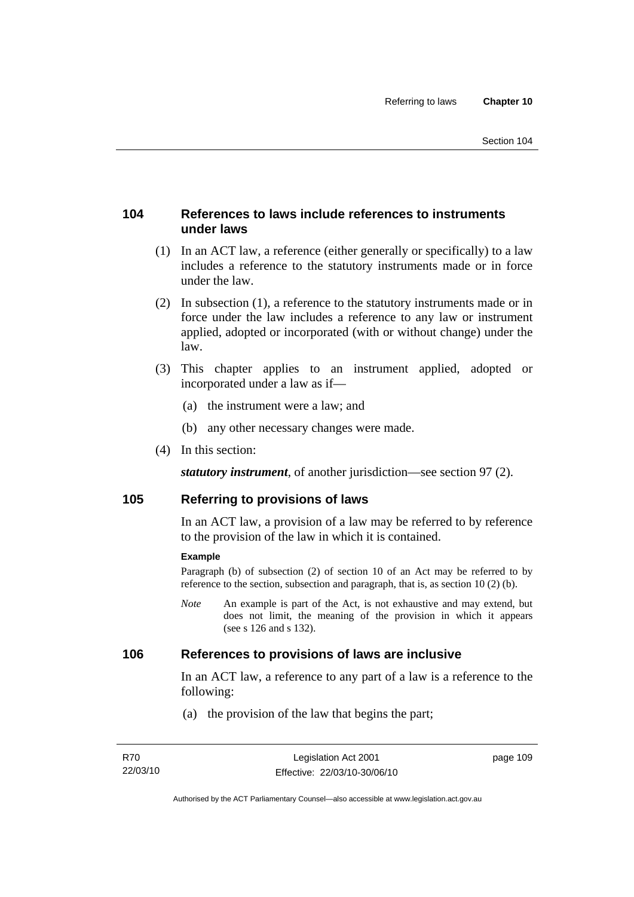## 104 References to laws include references to instruments under laws

(1) In an ACT law, a reference (either generally or specifically) to a law includes a reference to the statutory instruments made or in force under the law.

(2) In subsection (1), a reference to the statutory instruments made or in force under the law includes a reference to any law or instrument applied, adopted or incorporated (with or without change) under the law.

(3) This chapter applies to an instrument applied, adopted or incorporated under a law as if—

(a) the instrument were a law; and

(b) any other necessary changes were made.

(4) In this section:

***statutory instrument***, of another jurisdiction—see section 97 (2).

## 105 Referring to provisions of laws

In an ACT law, a provision of a law may be referred to by reference to the provision of the law in which it is contained.

**Example**

Paragraph (b) of subsection (2) of section 10 of an Act may be referred to by reference to the section, subsection and paragraph, that is, as section 10 (2) (b).

*Note* An example is part of the Act, is not exhaustive and may extend, but does not limit, the meaning of the provision in which it appears (see s 126 and s 132).

## 106 References to provisions of laws are inclusive

In an ACT law, a reference to any part of a law is a reference to the following:

(a) the provision of the law that begins the part;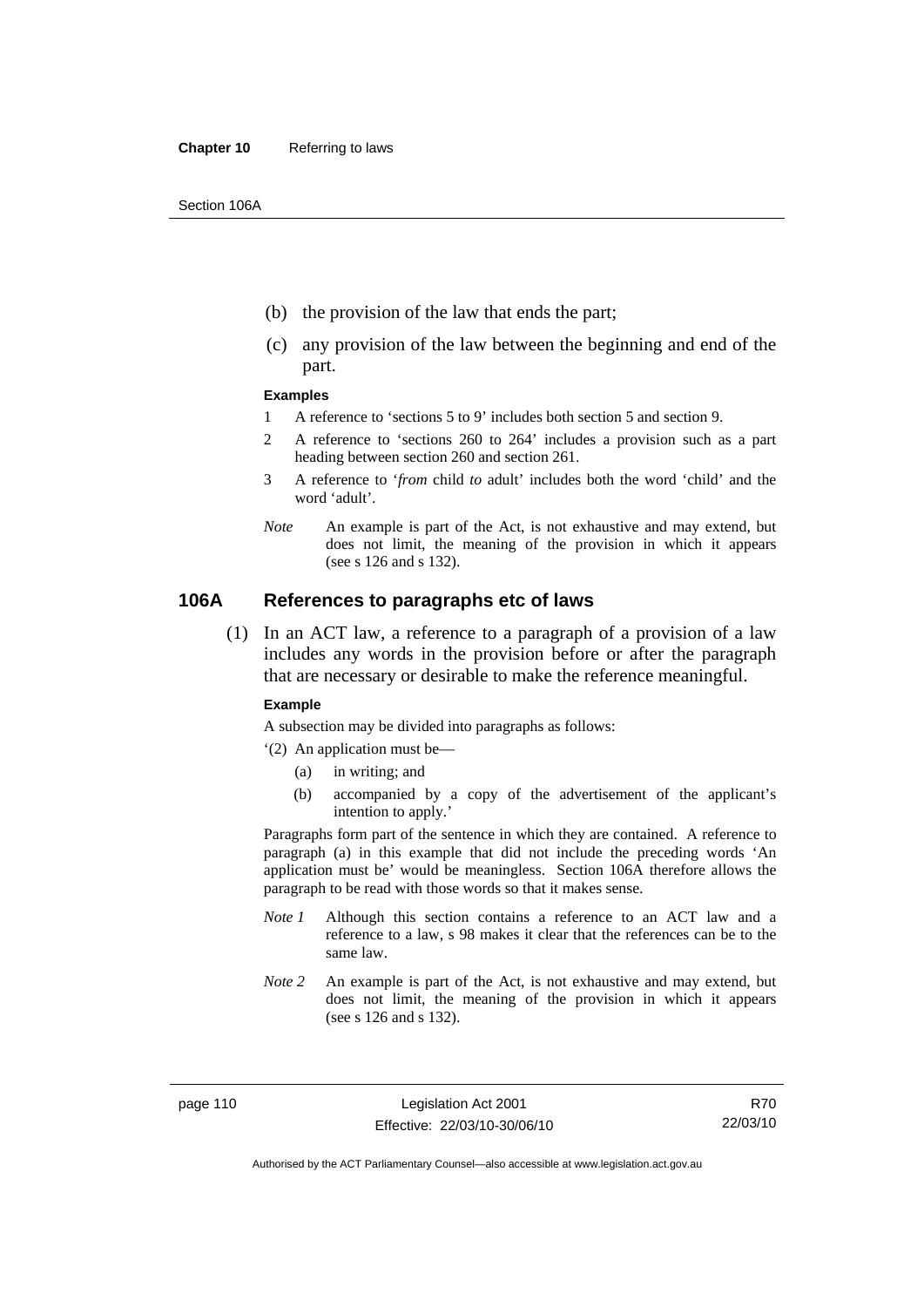(b) the provision of the law that ends the part;

(c) any provision of the law between the beginning and end of the part.

**Examples**

1 A reference to 'sections 5 to 9' includes both section 5 and section 9.

2 A reference to 'sections 260 to 264' includes a provision such as a part heading between section 260 and section 261.

3 A reference to '*from* child *to* adult' includes both the word 'child' and the word 'adult'.

*Note* An example is part of the Act, is not exhaustive and may extend, but does not limit, the meaning of the provision in which it appears (see s 126 and s 132).

## 106A References to paragraphs etc of laws

(1) In an ACT law, a reference to a paragraph of a provision of a law includes any words in the provision before or after the paragraph that are necessary or desirable to make the reference meaningful.

**Example**

A subsection may be divided into paragraphs as follows:

'(2) An application must be—

(a) in writing; and

(b) accompanied by a copy of the advertisement of the applicant's intention to apply.'

Paragraphs form part of the sentence in which they are contained. A reference to paragraph (a) in this example that did not include the preceding words 'An application must be' would be meaningless. Section 106A therefore allows the paragraph to be read with those words so that it makes sense.

*Note 1* Although this section contains a reference to an ACT law and a reference to a law, s 98 makes it clear that the references can be to the same law.

*Note 2* An example is part of the Act, is not exhaustive and may extend, but does not limit, the meaning of the provision in which it appears (see s 126 and s 132).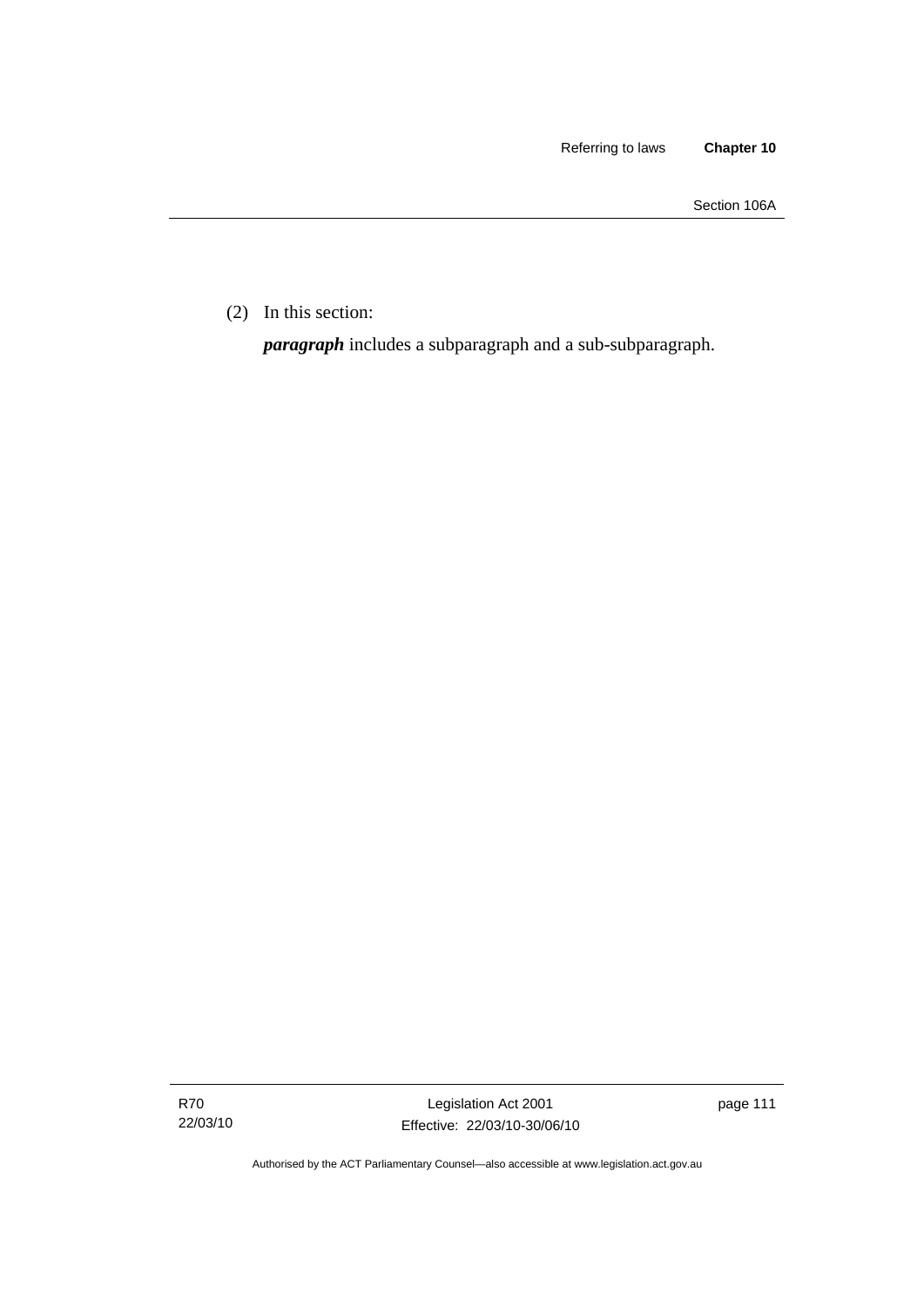(2) In this section:

***paragraph*** includes a subparagraph and a sub-subparagraph.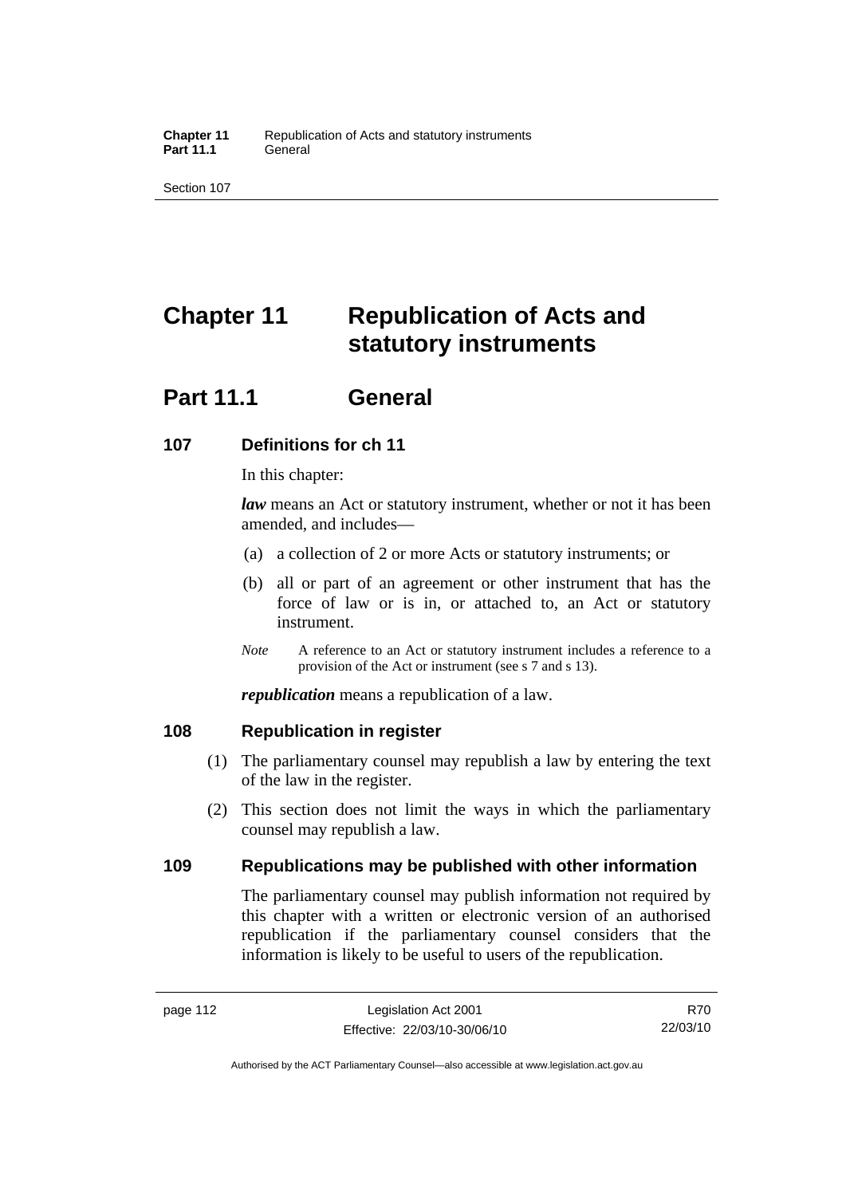# Chapter 11 Republication of Acts and statutory instruments

## Part 11.1 General

### 107 Definitions for ch 11

In this chapter:

***law*** means an Act or statutory instrument, whether or not it has been amended, and includes—

(a) a collection of 2 or more Acts or statutory instruments; or

(b) all or part of an agreement or other instrument that has the force of law or is in, or attached to, an Act or statutory instrument.

*Note* A reference to an Act or statutory instrument includes a reference to a provision of the Act or instrument (see s 7 and s 13).

***republication*** means a republication of a law.

### 108 Republication in register

(1) The parliamentary counsel may republish a law by entering the text of the law in the register.

(2) This section does not limit the ways in which the parliamentary counsel may republish a law.

### 109 Republications may be published with other information

The parliamentary counsel may publish information not required by this chapter with a written or electronic version of an authorised republication if the parliamentary counsel considers that the information is likely to be useful to users of the republication.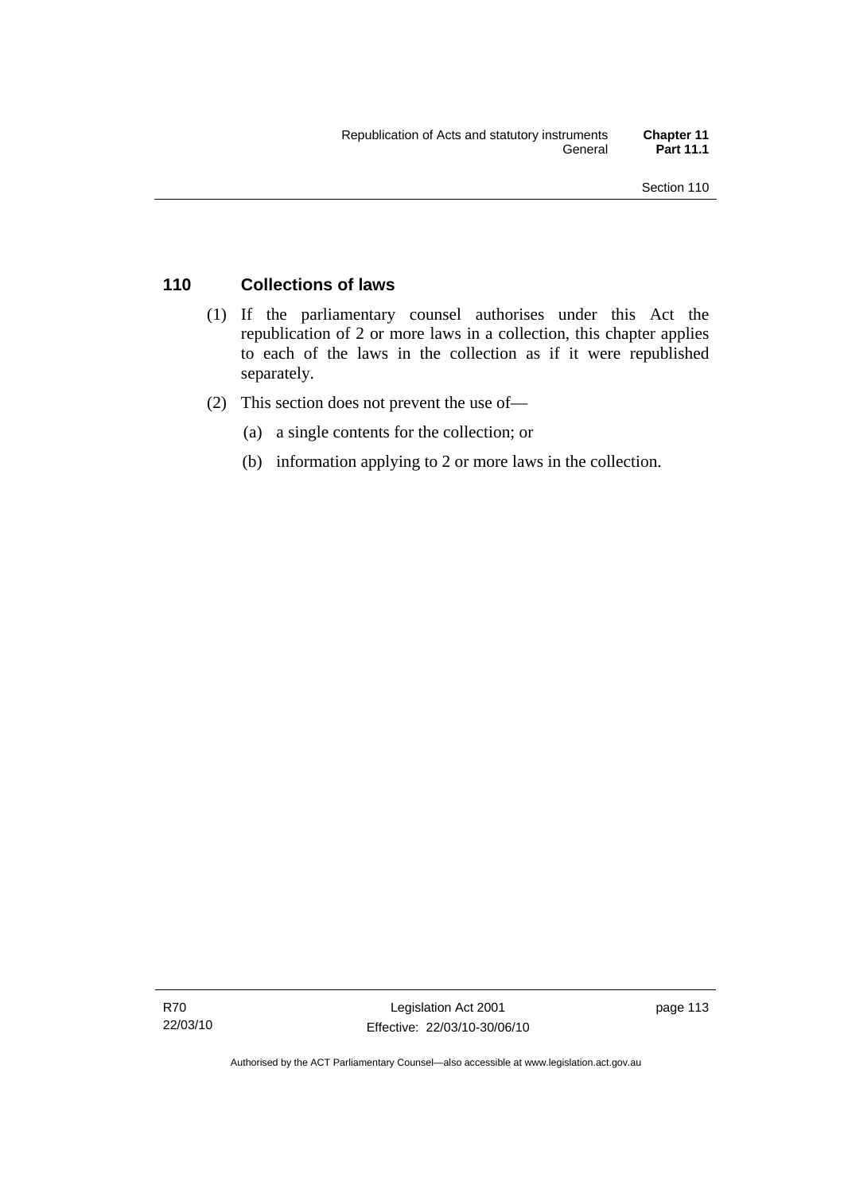## 110 Collections of laws

(1) If the parliamentary counsel authorises under this Act the republication of 2 or more laws in a collection, this chapter applies to each of the laws in the collection as if it were republished separately.

(2) This section does not prevent the use of—

(a) a single contents for the collection; or

(b) information applying to 2 or more laws in the collection.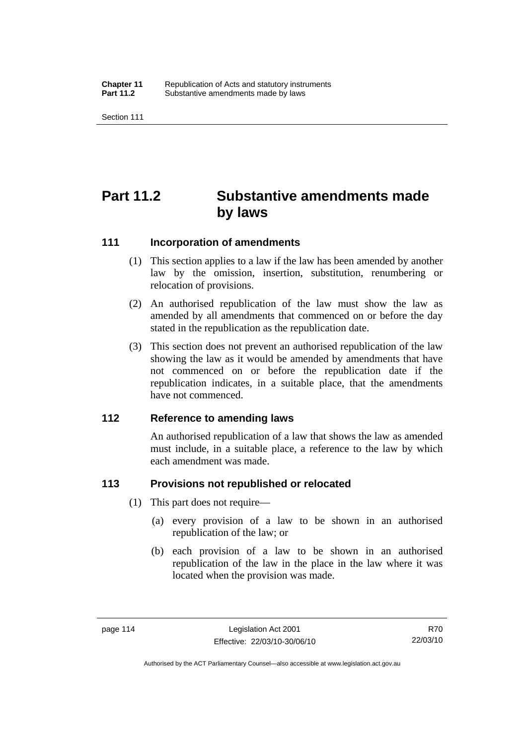# Part 11.2 Substantive amendments made by laws

### 111 Incorporation of amendments

(1) This section applies to a law if the law has been amended by another law by the omission, insertion, substitution, renumbering or relocation of provisions.

(2) An authorised republication of the law must show the law as amended by all amendments that commenced on or before the day stated in the republication as the republication date.

(3) This section does not prevent an authorised republication of the law showing the law as it would be amended by amendments that have not commenced on or before the republication date if the republication indicates, in a suitable place, that the amendments have not commenced.

### 112 Reference to amending laws

An authorised republication of a law that shows the law as amended must include, in a suitable place, a reference to the law by which each amendment was made.

### 113 Provisions not republished or relocated

(1) This part does not require—

(a) every provision of a law to be shown in an authorised republication of the law; or

(b) each provision of a law to be shown in an authorised republication of the law in the place in the law where it was located when the provision was made.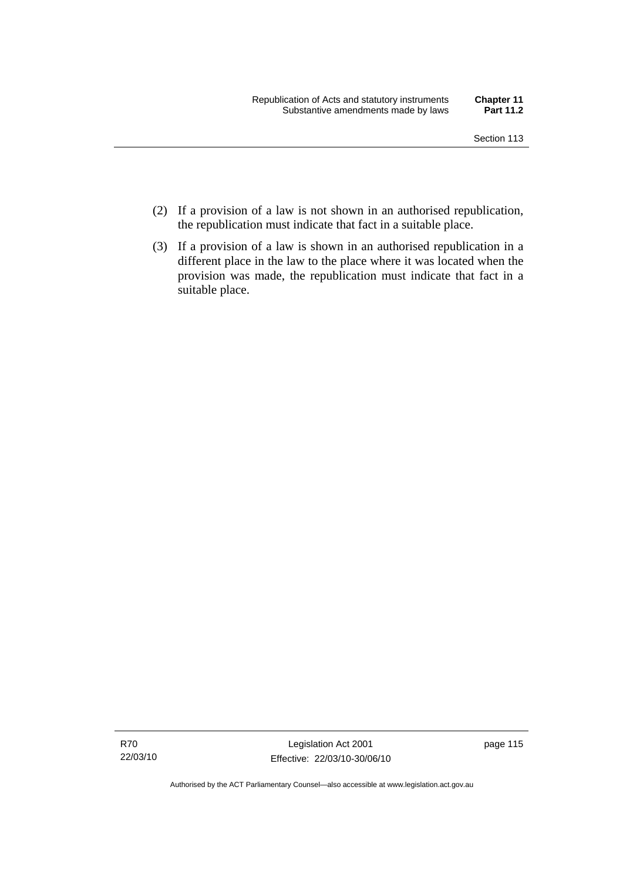(2) If a provision of a law is not shown in an authorised republication, the republication must indicate that fact in a suitable place.

(3) If a provision of a law is shown in an authorised republication in a different place in the law to the place where it was located when the provision was made, the republication must indicate that fact in a suitable place.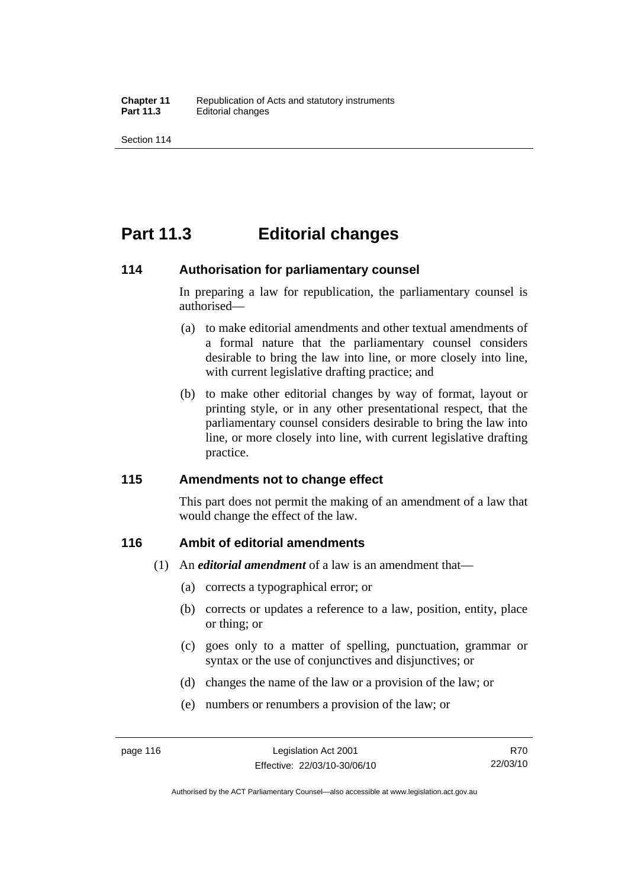# Part 11.3 Editorial changes

### 114 Authorisation for parliamentary counsel

In preparing a law for republication, the parliamentary counsel is authorised—

(a) to make editorial amendments and other textual amendments of a formal nature that the parliamentary counsel considers desirable to bring the law into line, or more closely into line, with current legislative drafting practice; and

(b) to make other editorial changes by way of format, layout or printing style, or in any other presentational respect, that the parliamentary counsel considers desirable to bring the law into line, or more closely into line, with current legislative drafting practice.

### 115 Amendments not to change effect

This part does not permit the making of an amendment of a law that would change the effect of the law.

### 116 Ambit of editorial amendments

(1) An ***editorial amendment*** of a law is an amendment that—

(a) corrects a typographical error; or

(b) corrects or updates a reference to a law, position, entity, place or thing; or

(c) goes only to a matter of spelling, punctuation, grammar or syntax or the use of conjunctives and disjunctives; or

(d) changes the name of the law or a provision of the law; or

(e) numbers or renumbers a provision of the law; or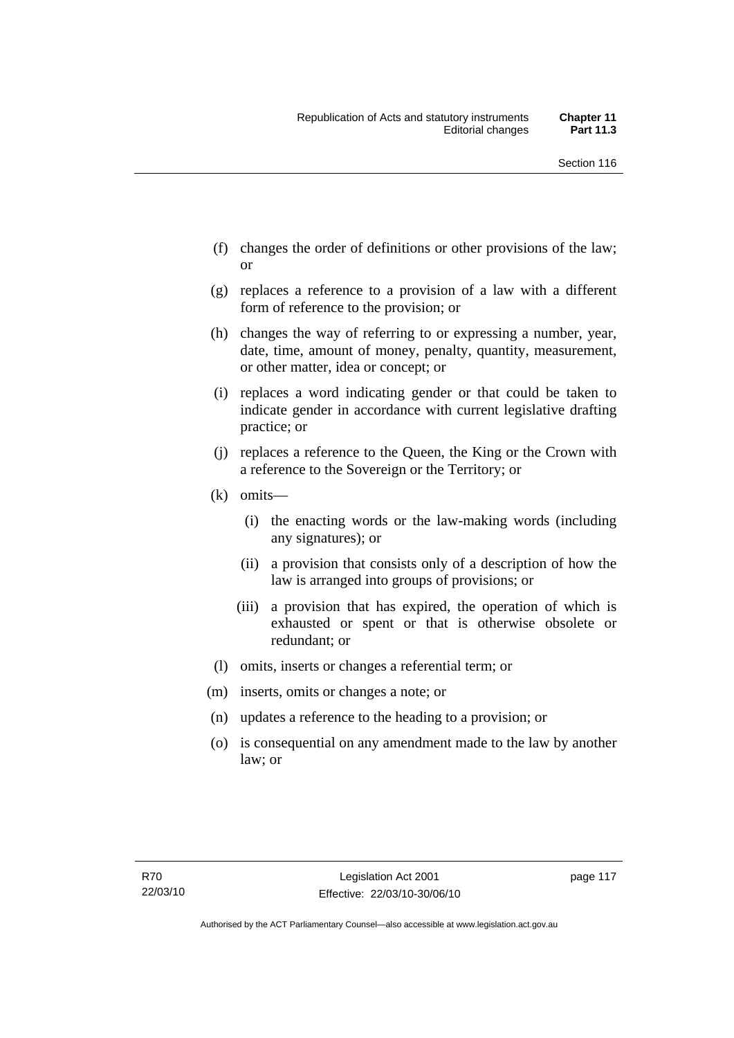(f) changes the order of definitions or other provisions of the law; or

(g) replaces a reference to a provision of a law with a different form of reference to the provision; or

(h) changes the way of referring to or expressing a number, year, date, time, amount of money, penalty, quantity, measurement, or other matter, idea or concept; or

(i) replaces a word indicating gender or that could be taken to indicate gender in accordance with current legislative drafting practice; or

(j) replaces a reference to the Queen, the King or the Crown with a reference to the Sovereign or the Territory; or

(k) omits—

 (i) the enacting words or the law-making words (including any signatures); or

 (ii) a provision that consists only of a description of how the law is arranged into groups of provisions; or

 (iii) a provision that has expired, the operation of which is exhausted or spent or that is otherwise obsolete or redundant; or

(l) omits, inserts or changes a referential term; or

(m) inserts, omits or changes a note; or

(n) updates a reference to the heading to a provision; or

(o) is consequential on any amendment made to the law by another law; or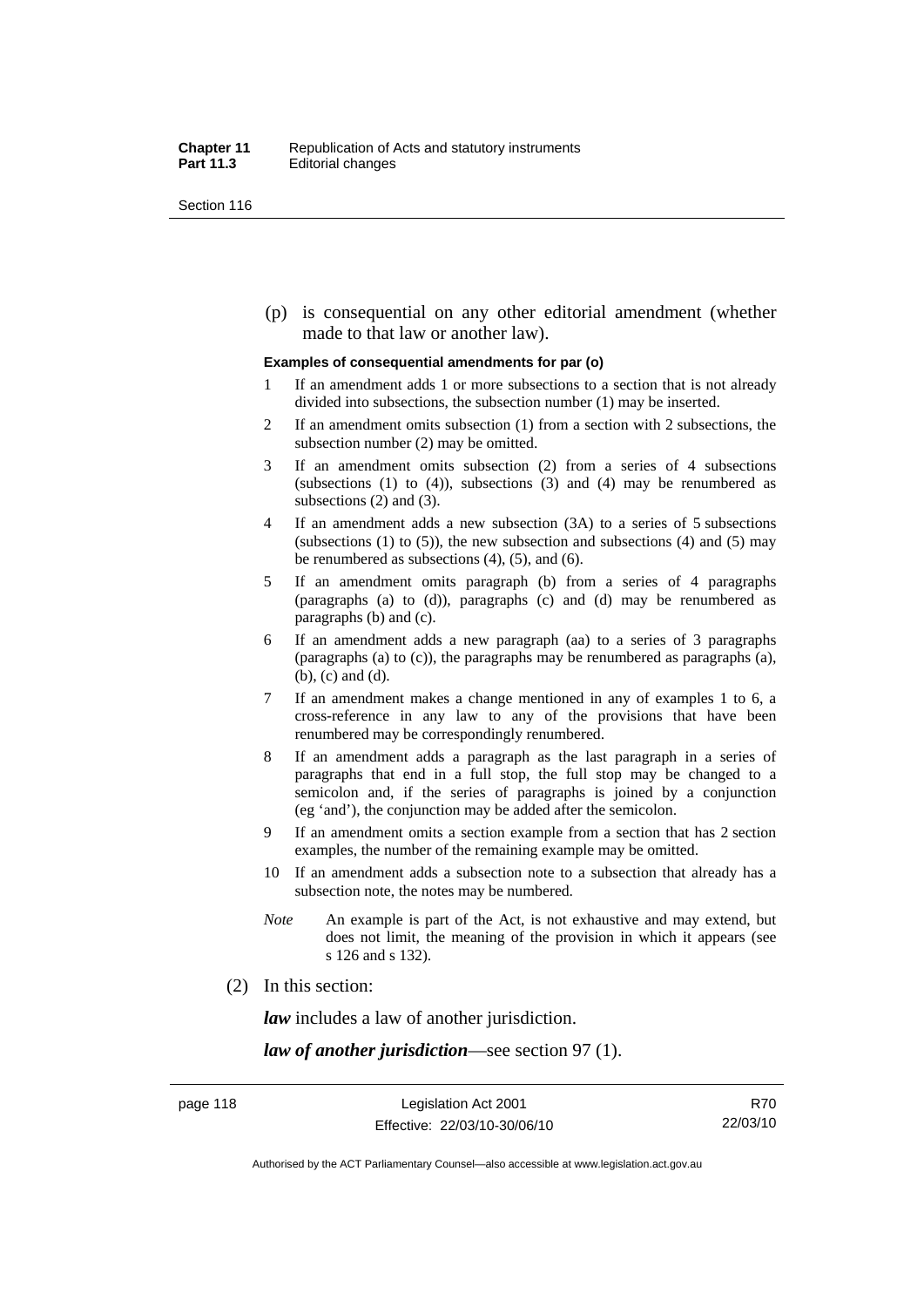(p) is consequential on any other editorial amendment (whether made to that law or another law).

**Examples of consequential amendments for par (o)**

1 If an amendment adds 1 or more subsections to a section that is not already divided into subsections, the subsection number (1) may be inserted.

2 If an amendment omits subsection (1) from a section with 2 subsections, the subsection number (2) may be omitted.

3 If an amendment omits subsection (2) from a series of 4 subsections (subsections (1) to (4)), subsections (3) and (4) may be renumbered as subsections (2) and (3).

4 If an amendment adds a new subsection (3A) to a series of 5 subsections (subsections (1) to (5)), the new subsection and subsections (4) and (5) may be renumbered as subsections (4), (5), and (6).

5 If an amendment omits paragraph (b) from a series of 4 paragraphs (paragraphs (a) to (d)), paragraphs (c) and (d) may be renumbered as paragraphs (b) and (c).

6 If an amendment adds a new paragraph (aa) to a series of 3 paragraphs (paragraphs (a) to (c)), the paragraphs may be renumbered as paragraphs (a), (b), (c) and (d).

7 If an amendment makes a change mentioned in any of examples 1 to 6, a cross-reference in any law to any of the provisions that have been renumbered may be correspondingly renumbered.

8 If an amendment adds a paragraph as the last paragraph in a series of paragraphs that end in a full stop, the full stop may be changed to a semicolon and, if the series of paragraphs is joined by a conjunction (eg 'and'), the conjunction may be added after the semicolon.

9 If an amendment omits a section example from a section that has 2 section examples, the number of the remaining example may be omitted.

10 If an amendment adds a subsection note to a subsection that already has a subsection note, the notes may be numbered.

*Note* An example is part of the Act, is not exhaustive and may extend, but does not limit, the meaning of the provision in which it appears (see s 126 and s 132).

(2) In this section:

***law*** includes a law of another jurisdiction.

***law of another jurisdiction***—see section 97 (1).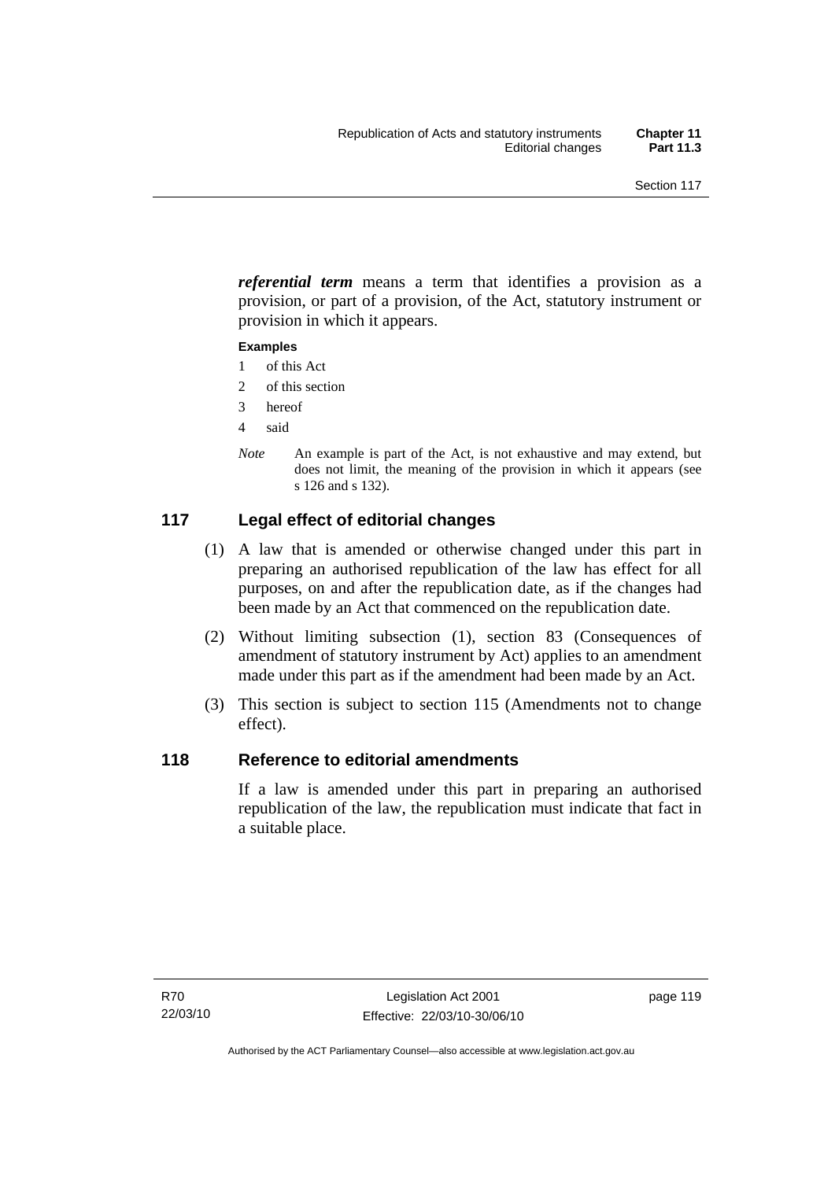***referential term*** means a term that identifies a provision as a provision, or part of a provision, of the Act, statutory instrument or provision in which it appears.

**Examples**

1 of this Act
2 of this section
3 hereof
4 said

*Note* An example is part of the Act, is not exhaustive and may extend, but does not limit, the meaning of the provision in which it appears (see s 126 and s 132).

## 117 Legal effect of editorial changes

(1) A law that is amended or otherwise changed under this part in preparing an authorised republication of the law has effect for all purposes, on and after the republication date, as if the changes had been made by an Act that commenced on the republication date.

(2) Without limiting subsection (1), section 83 (Consequences of amendment of statutory instrument by Act) applies to an amendment made under this part as if the amendment had been made by an Act.

(3) This section is subject to section 115 (Amendments not to change effect).

## 118 Reference to editorial amendments

If a law is amended under this part in preparing an authorised republication of the law, the republication must indicate that fact in a suitable place.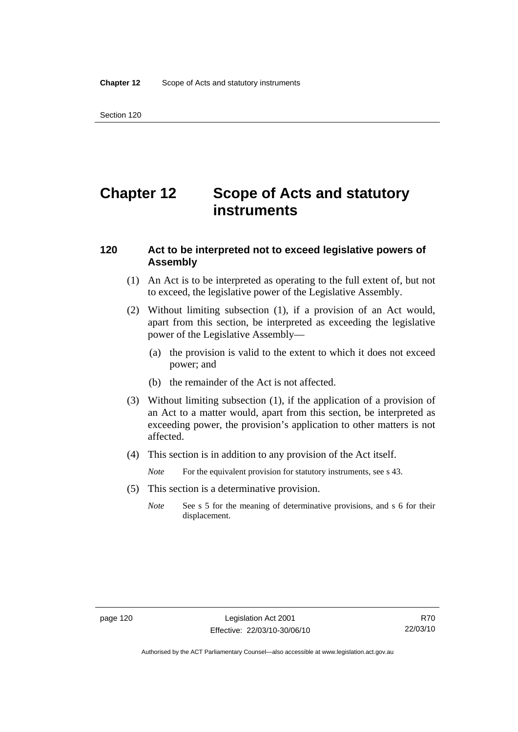# Chapter 12 Scope of Acts and statutory instruments

## 120 Act to be interpreted not to exceed legislative powers of Assembly

(1) An Act is to be interpreted as operating to the full extent of, but not to exceed, the legislative power of the Legislative Assembly.

(2) Without limiting subsection (1), if a provision of an Act would, apart from this section, be interpreted as exceeding the legislative power of the Legislative Assembly—

(a) the provision is valid to the extent to which it does not exceed power; and

(b) the remainder of the Act is not affected.

(3) Without limiting subsection (1), if the application of a provision of an Act to a matter would, apart from this section, be interpreted as exceeding power, the provision's application to other matters is not affected.

(4) This section is in addition to any provision of the Act itself.

*Note* For the equivalent provision for statutory instruments, see s 43.

(5) This section is a determinative provision.

*Note* See s 5 for the meaning of determinative provisions, and s 6 for their displacement.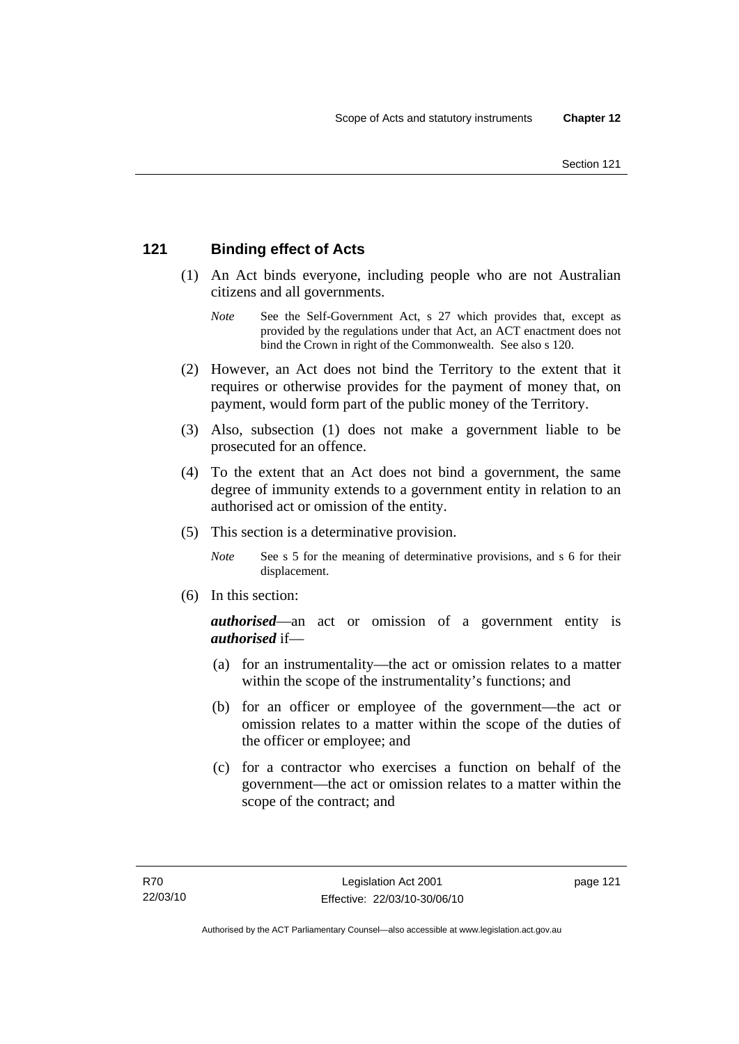## 121 Binding effect of Acts

(1) An Act binds everyone, including people who are not Australian citizens and all governments.

*Note* See the Self-Government Act, s 27 which provides that, except as provided by the regulations under that Act, an ACT enactment does not bind the Crown in right of the Commonwealth. See also s 120.

(2) However, an Act does not bind the Territory to the extent that it requires or otherwise provides for the payment of money that, on payment, would form part of the public money of the Territory.

(3) Also, subsection (1) does not make a government liable to be prosecuted for an offence.

(4) To the extent that an Act does not bind a government, the same degree of immunity extends to a government entity in relation to an authorised act or omission of the entity.

(5) This section is a determinative provision.

*Note* See s 5 for the meaning of determinative provisions, and s 6 for their displacement.

(6) In this section:

***authorised***—an act or omission of a government entity is ***authorised*** if—

(a) for an instrumentality—the act or omission relates to a matter within the scope of the instrumentality's functions; and

(b) for an officer or employee of the government—the act or omission relates to a matter within the scope of the duties of the officer or employee; and

(c) for a contractor who exercises a function on behalf of the government—the act or omission relates to a matter within the scope of the contract; and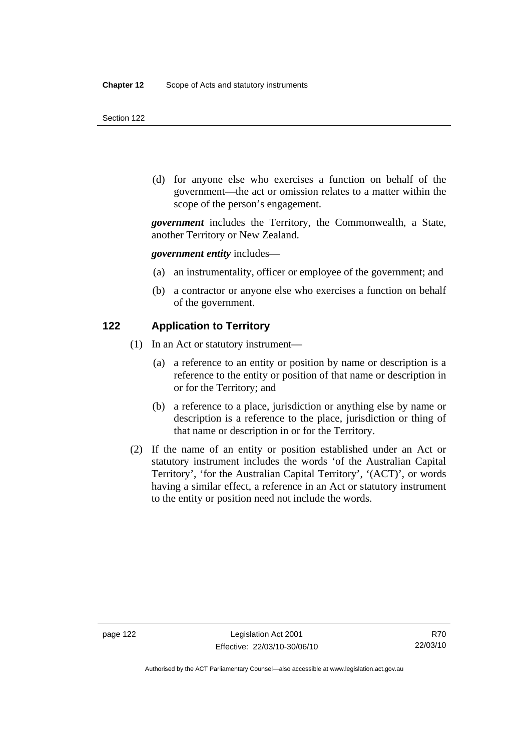(d) for anyone else who exercises a function on behalf of the government—the act or omission relates to a matter within the scope of the person's engagement.

***government*** includes the Territory, the Commonwealth, a State, another Territory or New Zealand.

***government entity*** includes—

(a) an instrumentality, officer or employee of the government; and

(b) a contractor or anyone else who exercises a function on behalf of the government.

## 122 Application to Territory

(1) In an Act or statutory instrument—

(a) a reference to an entity or position by name or description is a reference to the entity or position of that name or description in or for the Territory; and

(b) a reference to a place, jurisdiction or anything else by name or description is a reference to the place, jurisdiction or thing of that name or description in or for the Territory.

(2) If the name of an entity or position established under an Act or statutory instrument includes the words 'of the Australian Capital Territory', 'for the Australian Capital Territory', '(ACT)', or words having a similar effect, a reference in an Act or statutory instrument to the entity or position need not include the words.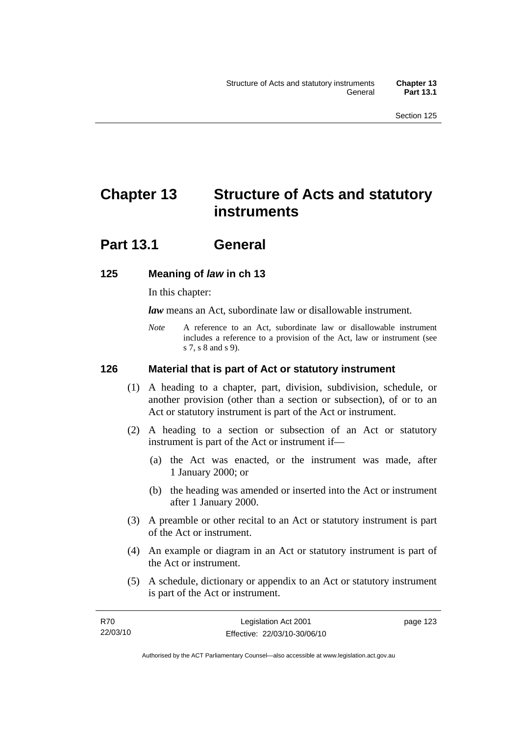# Chapter 13 Structure of Acts and statutory instruments

## Part 13.1 General

### 125 Meaning of *law* in ch 13

In this chapter:

***law*** means an Act, subordinate law or disallowable instrument.

*Note* A reference to an Act, subordinate law or disallowable instrument includes a reference to a provision of the Act, law or instrument (see s 7, s 8 and s 9).

### 126 Material that is part of Act or statutory instrument

(1) A heading to a chapter, part, division, subdivision, schedule, or another provision (other than a section or subsection), of or to an Act or statutory instrument is part of the Act or instrument.

(2) A heading to a section or subsection of an Act or statutory instrument is part of the Act or instrument if—

(a) the Act was enacted, or the instrument was made, after 1 January 2000; or

(b) the heading was amended or inserted into the Act or instrument after 1 January 2000.

(3) A preamble or other recital to an Act or statutory instrument is part of the Act or instrument.

(4) An example or diagram in an Act or statutory instrument is part of the Act or instrument.

(5) A schedule, dictionary or appendix to an Act or statutory instrument is part of the Act or instrument.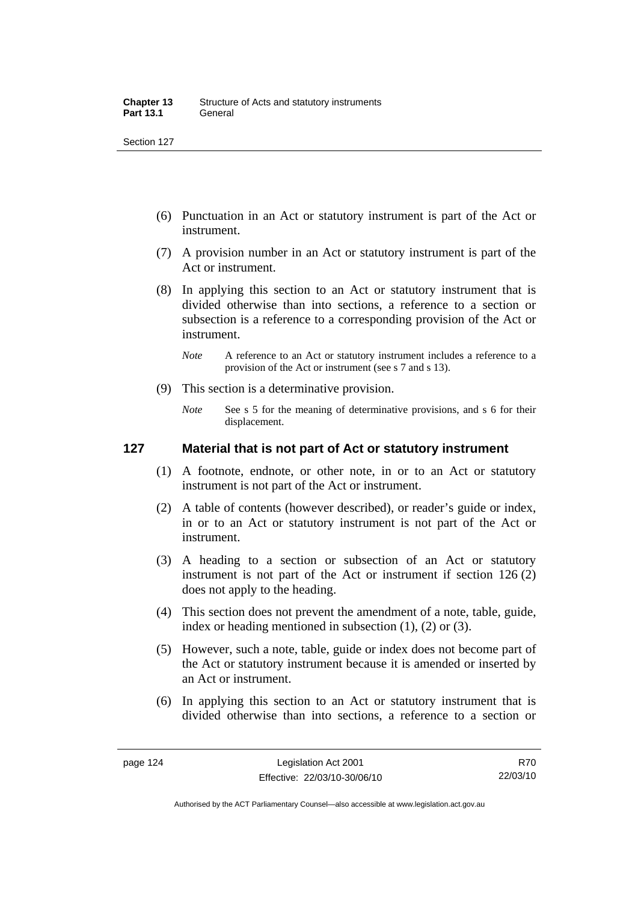(6) Punctuation in an Act or statutory instrument is part of the Act or instrument.

(7) A provision number in an Act or statutory instrument is part of the Act or instrument.

(8) In applying this section to an Act or statutory instrument that is divided otherwise than into sections, a reference to a section or subsection is a reference to a corresponding provision of the Act or instrument.

*Note* A reference to an Act or statutory instrument includes a reference to a provision of the Act or instrument (see s 7 and s 13).

(9) This section is a determinative provision.

*Note* See s 5 for the meaning of determinative provisions, and s 6 for their displacement.

## 127 Material that is not part of Act or statutory instrument

(1) A footnote, endnote, or other note, in or to an Act or statutory instrument is not part of the Act or instrument.

(2) A table of contents (however described), or reader's guide or index, in or to an Act or statutory instrument is not part of the Act or instrument.

(3) A heading to a section or subsection of an Act or statutory instrument is not part of the Act or instrument if section 126 (2) does not apply to the heading.

(4) This section does not prevent the amendment of a note, table, guide, index or heading mentioned in subsection (1), (2) or (3).

(5) However, such a note, table, guide or index does not become part of the Act or statutory instrument because it is amended or inserted by an Act or instrument.

(6) In applying this section to an Act or statutory instrument that is divided otherwise than into sections, a reference to a section or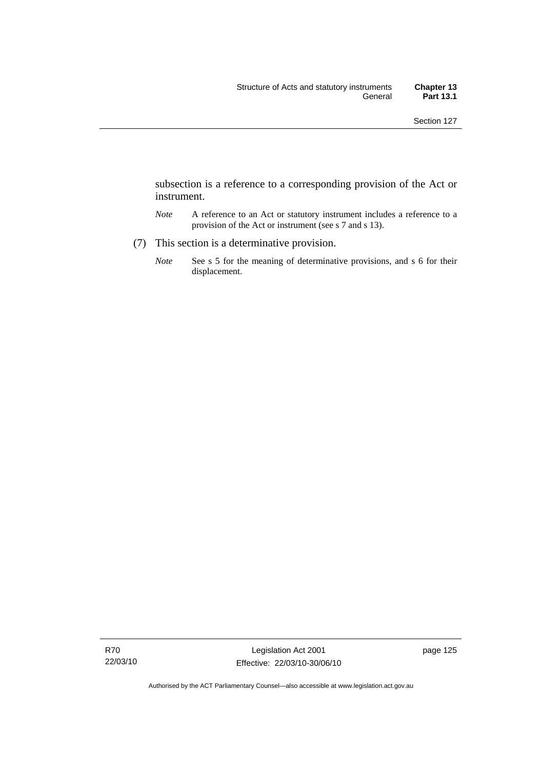subsection is a reference to a corresponding provision of the Act or instrument.

*Note* A reference to an Act or statutory instrument includes a reference to a provision of the Act or instrument (see s 7 and s 13).

(7) This section is a determinative provision.

*Note* See s 5 for the meaning of determinative provisions, and s 6 for their displacement.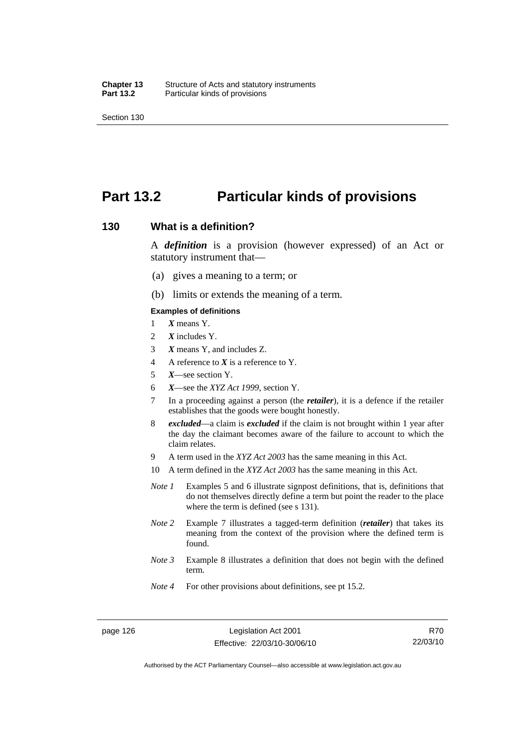# Part 13.2 Particular kinds of provisions

## 130 What is a definition?

A ***definition*** is a provision (however expressed) of an Act or statutory instrument that—

(a) gives a meaning to a term; or

(b) limits or extends the meaning of a term.

**Examples of definitions**

1 ***X*** means Y.

2 ***X*** includes Y.

3 ***X*** means Y, and includes Z.

4 A reference to ***X*** is a reference to Y.

5 ***X***—see section Y.

6 ***X***—see the *XYZ Act 1999*, section Y.

7 In a proceeding against a person (the ***retailer***), it is a defence if the retailer establishes that the goods were bought honestly.

8 ***excluded***—a claim is ***excluded*** if the claim is not brought within 1 year after the day the claimant becomes aware of the failure to account to which the claim relates.

9 A term used in the *XYZ Act 2003* has the same meaning in this Act.

10 A term defined in the *XYZ Act 2003* has the same meaning in this Act.

*Note 1* Examples 5 and 6 illustrate signpost definitions, that is, definitions that do not themselves directly define a term but point the reader to the place where the term is defined (see s 131).

*Note 2* Example 7 illustrates a tagged-term definition (***retailer***) that takes its meaning from the context of the provision where the defined term is found.

*Note 3* Example 8 illustrates a definition that does not begin with the defined term.

*Note 4* For other provisions about definitions, see pt 15.2.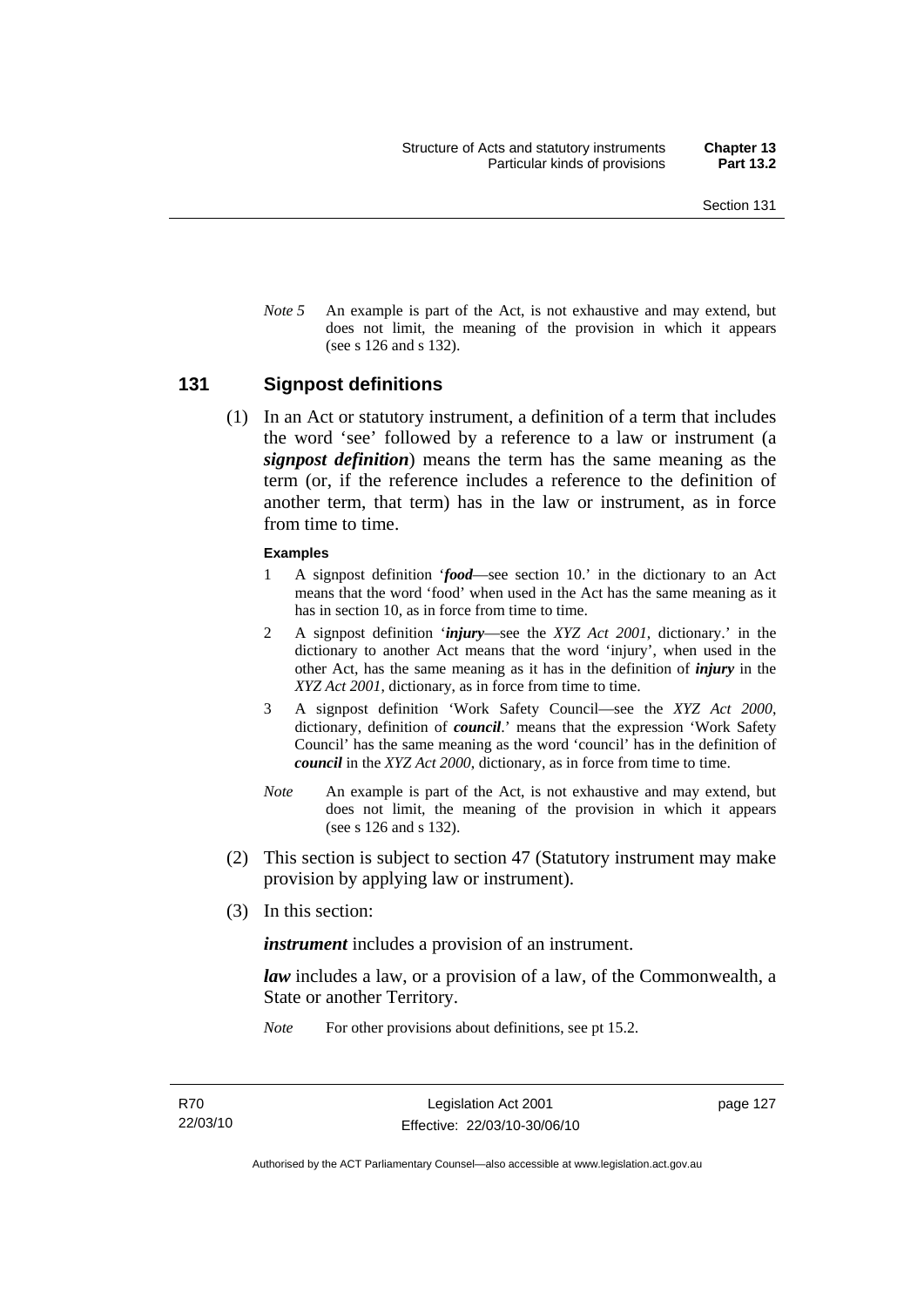*Note 5* An example is part of the Act, is not exhaustive and may extend, but does not limit, the meaning of the provision in which it appears (see s 126 and s 132).

## 131 Signpost definitions

(1) In an Act or statutory instrument, a definition of a term that includes the word 'see' followed by a reference to a law or instrument (a ***signpost definition***) means the term has the same meaning as the term (or, if the reference includes a reference to the definition of another term, that term) has in the law or instrument, as in force from time to time.

**Examples**

1 A signpost definition '***food***—see section 10.' in the dictionary to an Act means that the word 'food' when used in the Act has the same meaning as it has in section 10, as in force from time to time.

2 A signpost definition '***injury***—see the *XYZ Act 2001*, dictionary.' in the dictionary to another Act means that the word 'injury', when used in the other Act, has the same meaning as it has in the definition of ***injury*** in the *XYZ Act 2001*, dictionary, as in force from time to time.

3 A signpost definition 'Work Safety Council—see the *XYZ Act 2000*, dictionary, definition of ***council***.' means that the expression 'Work Safety Council' has the same meaning as the word 'council' has in the definition of ***council*** in the *XYZ Act 2000*, dictionary, as in force from time to time.

*Note* An example is part of the Act, is not exhaustive and may extend, but does not limit, the meaning of the provision in which it appears (see s 126 and s 132).

(2) This section is subject to section 47 (Statutory instrument may make provision by applying law or instrument).

(3) In this section:

***instrument*** includes a provision of an instrument.

***law*** includes a law, or a provision of a law, of the Commonwealth, a State or another Territory.

*Note* For other provisions about definitions, see pt 15.2.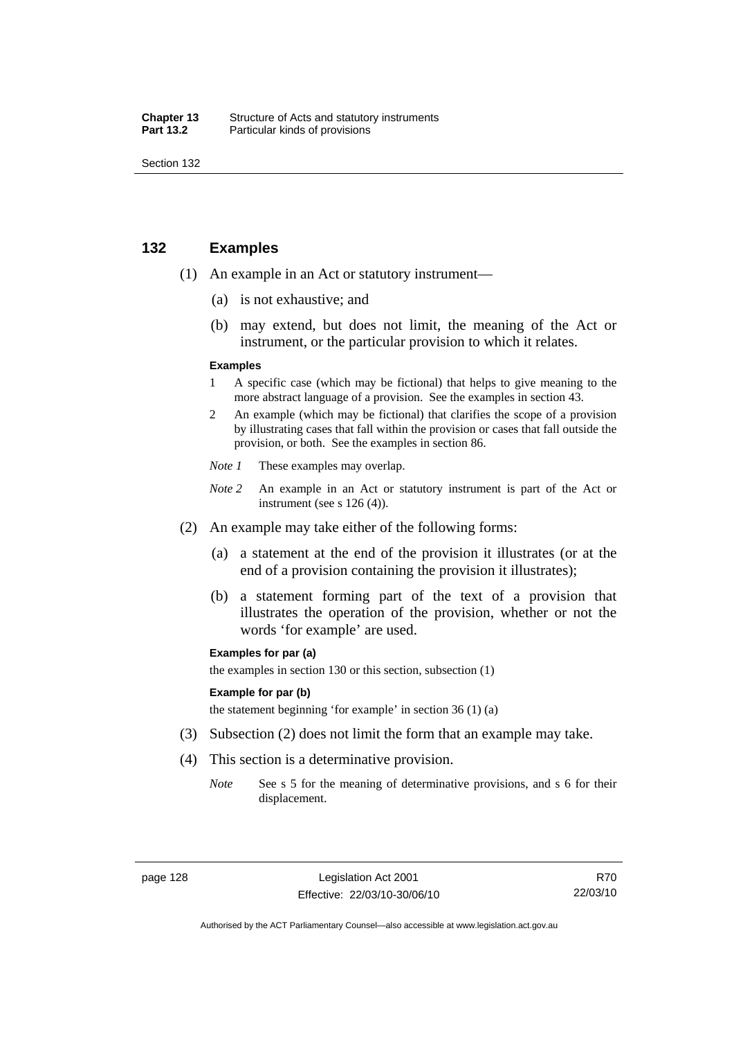## 132 Examples

(1) An example in an Act or statutory instrument—

(a) is not exhaustive; and

(b) may extend, but does not limit, the meaning of the Act or instrument, or the particular provision to which it relates.

**Examples**

1 A specific case (which may be fictional) that helps to give meaning to the more abstract language of a provision. See the examples in section 43.

2 An example (which may be fictional) that clarifies the scope of a provision by illustrating cases that fall within the provision or cases that fall outside the provision, or both. See the examples in section 86.

*Note 1* These examples may overlap.

*Note 2* An example in an Act or statutory instrument is part of the Act or instrument (see s 126 (4)).

(2) An example may take either of the following forms:

(a) a statement at the end of the provision it illustrates (or at the end of a provision containing the provision it illustrates);

(b) a statement forming part of the text of a provision that illustrates the operation of the provision, whether or not the words 'for example' are used.

**Examples for par (a)**

the examples in section 130 or this section, subsection (1)

**Example for par (b)**

the statement beginning 'for example' in section 36 (1) (a)

(3) Subsection (2) does not limit the form that an example may take.

(4) This section is a determinative provision.

*Note* See s 5 for the meaning of determinative provisions, and s 6 for their displacement.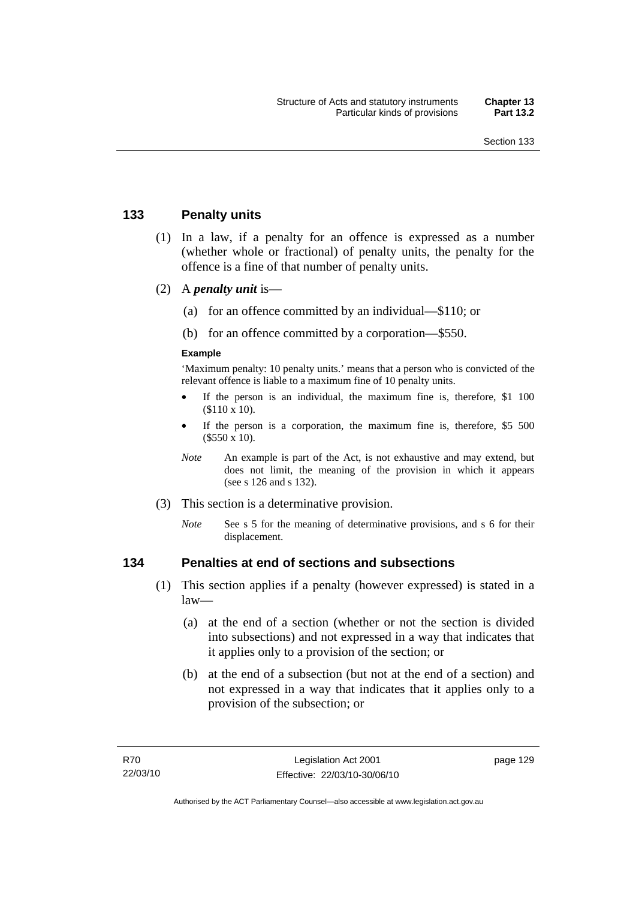## 133 Penalty units

(1) In a law, if a penalty for an offence is expressed as a number (whether whole or fractional) of penalty units, the penalty for the offence is a fine of that number of penalty units.

(2) A ***penalty unit*** is—

(a) for an offence committed by an individual—$110; or

(b) for an offence committed by a corporation—$550.

**Example**

'Maximum penalty: 10 penalty units.' means that a person who is convicted of the relevant offence is liable to a maximum fine of 10 penalty units.

- If the person is an individual, the maximum fine is, therefore, $1 100 ($110 x 10).
- If the person is a corporation, the maximum fine is, therefore, $5 500 ($550 x 10).

*Note* An example is part of the Act, is not exhaustive and may extend, but does not limit, the meaning of the provision in which it appears (see s 126 and s 132).

(3) This section is a determinative provision.

*Note* See s 5 for the meaning of determinative provisions, and s 6 for their displacement.

## 134 Penalties at end of sections and subsections

(1) This section applies if a penalty (however expressed) is stated in a law—

(a) at the end of a section (whether or not the section is divided into subsections) and not expressed in a way that indicates that it applies only to a provision of the section; or

(b) at the end of a subsection (but not at the end of a section) and not expressed in a way that indicates that it applies only to a provision of the subsection; or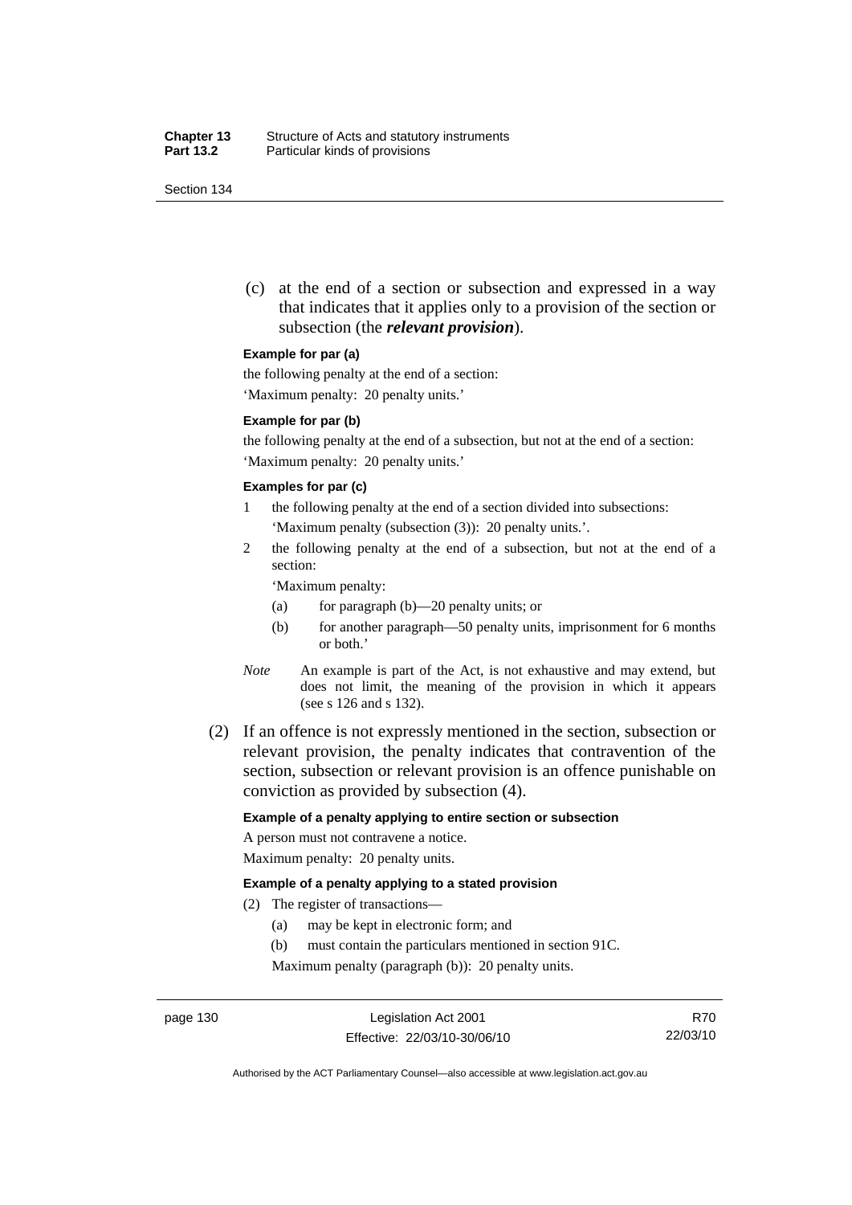(c) at the end of a section or subsection and expressed in a way that indicates that it applies only to a provision of the section or subsection (the ***relevant provision***).

**Example for par (a)**

the following penalty at the end of a section:

'Maximum penalty: 20 penalty units.'

**Example for par (b)**

the following penalty at the end of a subsection, but not at the end of a section:

'Maximum penalty: 20 penalty units.'

**Examples for par (c)**

1 the following penalty at the end of a section divided into subsections:

'Maximum penalty (subsection (3)): 20 penalty units.'.

2 the following penalty at the end of a subsection, but not at the end of a section:

'Maximum penalty:

(a) for paragraph (b)—20 penalty units; or

(b) for another paragraph—50 penalty units, imprisonment for 6 months or both.'

*Note* An example is part of the Act, is not exhaustive and may extend, but does not limit, the meaning of the provision in which it appears (see s 126 and s 132).

(2) If an offence is not expressly mentioned in the section, subsection or relevant provision, the penalty indicates that contravention of the section, subsection or relevant provision is an offence punishable on conviction as provided by subsection (4).

**Example of a penalty applying to entire section or subsection**

A person must not contravene a notice.

Maximum penalty: 20 penalty units.

**Example of a penalty applying to a stated provision**

(2) The register of transactions—

(a) may be kept in electronic form; and

(b) must contain the particulars mentioned in section 91C.

Maximum penalty (paragraph (b)): 20 penalty units.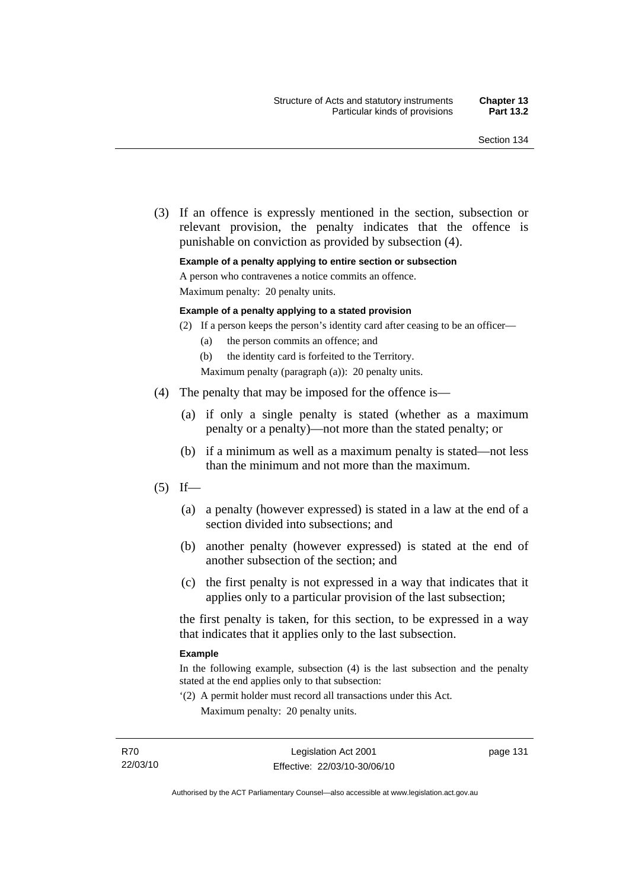(3) If an offence is expressly mentioned in the section, subsection or relevant provision, the penalty indicates that the offence is punishable on conviction as provided by subsection (4).

**Example of a penalty applying to entire section or subsection**

A person who contravenes a notice commits an offence.

Maximum penalty: 20 penalty units.

**Example of a penalty applying to a stated provision**

(2) If a person keeps the person's identity card after ceasing to be an officer—

(a) the person commits an offence; and

(b) the identity card is forfeited to the Territory.

Maximum penalty (paragraph (a)): 20 penalty units.

(4) The penalty that may be imposed for the offence is—

(a) if only a single penalty is stated (whether as a maximum penalty or a penalty)—not more than the stated penalty; or

(b) if a minimum as well as a maximum penalty is stated—not less than the minimum and not more than the maximum.

(5) If—

(a) a penalty (however expressed) is stated in a law at the end of a section divided into subsections; and

(b) another penalty (however expressed) is stated at the end of another subsection of the section; and

(c) the first penalty is not expressed in a way that indicates that it applies only to a particular provision of the last subsection;

the first penalty is taken, for this section, to be expressed in a way that indicates that it applies only to the last subsection.

**Example**

In the following example, subsection (4) is the last subsection and the penalty stated at the end applies only to that subsection:

'(2) A permit holder must record all transactions under this Act.

Maximum penalty: 20 penalty units.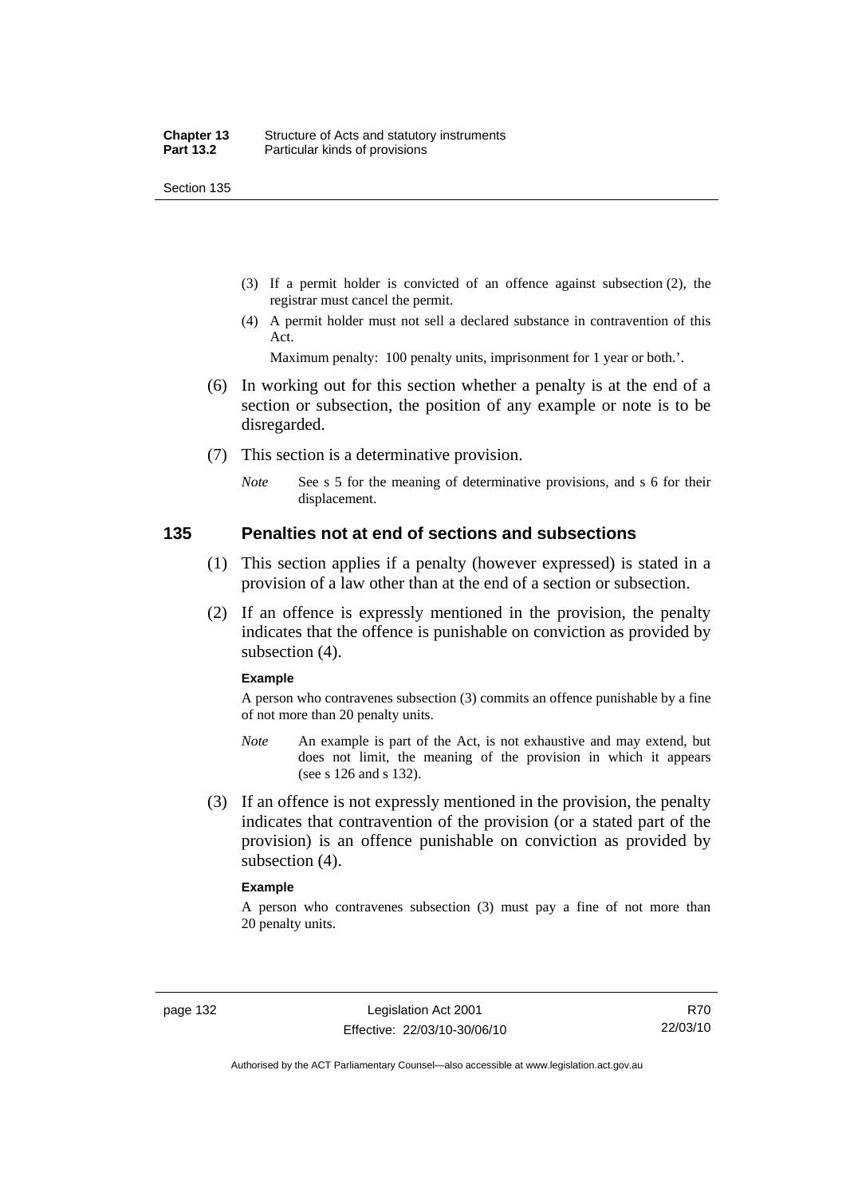(3) If a permit holder is convicted of an offence against subsection (2), the registrar must cancel the permit.

(4) A permit holder must not sell a declared substance in contravention of this Act.

Maximum penalty: 100 penalty units, imprisonment for 1 year or both.'.

(6) In working out for this section whether a penalty is at the end of a section or subsection, the position of any example or note is to be disregarded.

(7) This section is a determinative provision.

*Note* See s 5 for the meaning of determinative provisions, and s 6 for their displacement.

## 135 Penalties not at end of sections and subsections

(1) This section applies if a penalty (however expressed) is stated in a provision of a law other than at the end of a section or subsection.

(2) If an offence is expressly mentioned in the provision, the penalty indicates that the offence is punishable on conviction as provided by subsection (4).

**Example**

A person who contravenes subsection (3) commits an offence punishable by a fine of not more than 20 penalty units.

*Note* An example is part of the Act, is not exhaustive and may extend, but does not limit, the meaning of the provision in which it appears (see s 126 and s 132).

(3) If an offence is not expressly mentioned in the provision, the penalty indicates that contravention of the provision (or a stated part of the provision) is an offence punishable on conviction as provided by subsection (4).

**Example**

A person who contravenes subsection (3) must pay a fine of not more than 20 penalty units.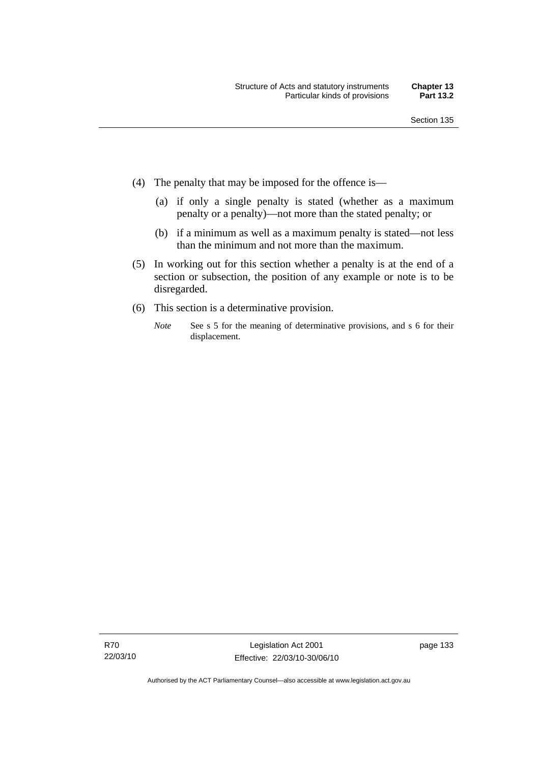(4) The penalty that may be imposed for the offence is—

  (a) if only a single penalty is stated (whether as a maximum penalty or a penalty)—not more than the stated penalty; or

  (b) if a minimum as well as a maximum penalty is stated—not less than the minimum and not more than the maximum.

(5) In working out for this section whether a penalty is at the end of a section or subsection, the position of any example or note is to be disregarded.

(6) This section is a determinative provision.

*Note* See s 5 for the meaning of determinative provisions, and s 6 for their displacement.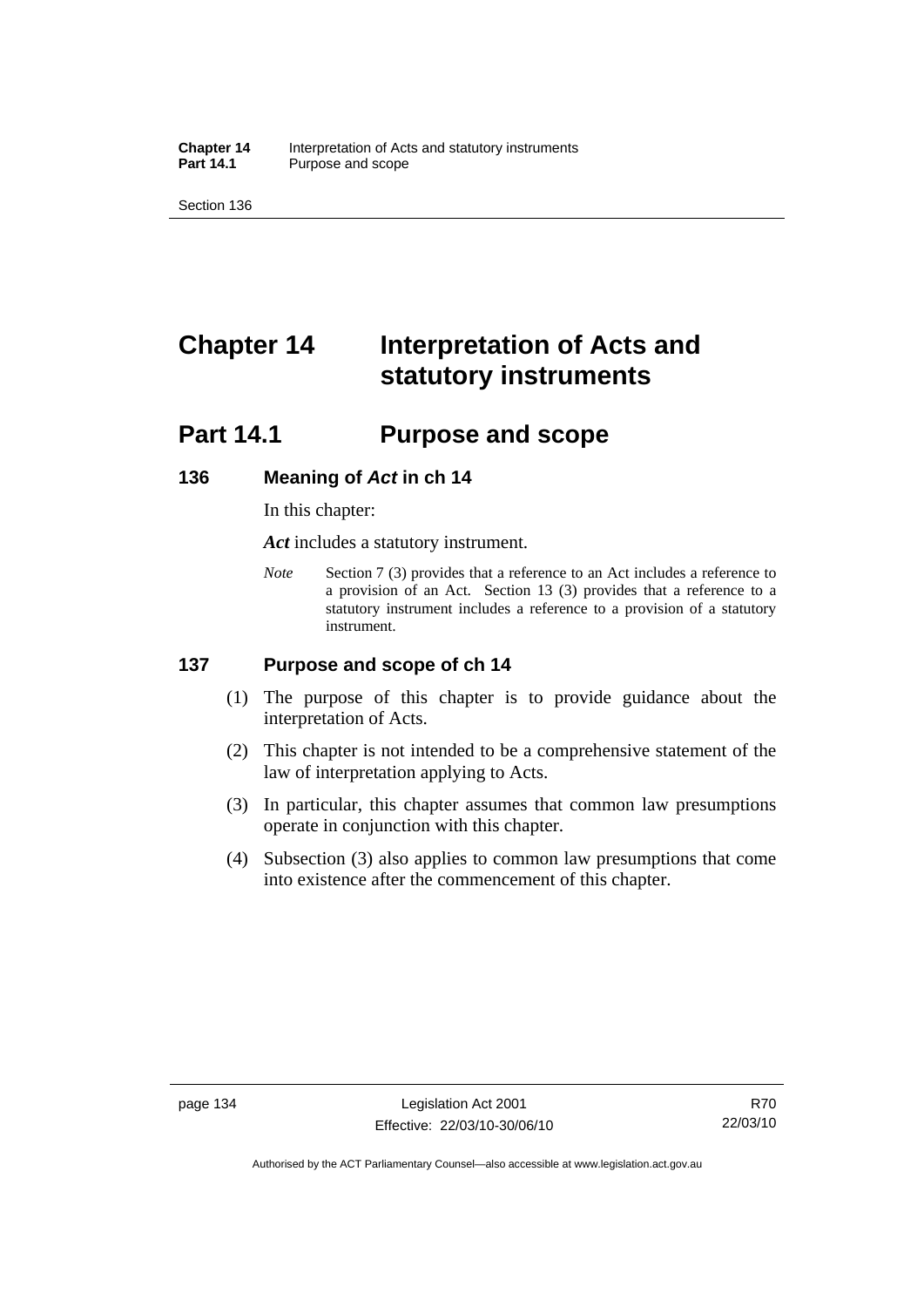# Chapter 14 Interpretation of Acts and statutory instruments

## Part 14.1 Purpose and scope

### 136 Meaning of *Act* in ch 14

In this chapter:

***Act*** includes a statutory instrument.

*Note* Section 7 (3) provides that a reference to an Act includes a reference to a provision of an Act. Section 13 (3) provides that a reference to a statutory instrument includes a reference to a provision of a statutory instrument.

### 137 Purpose and scope of ch 14

(1) The purpose of this chapter is to provide guidance about the interpretation of Acts.

(2) This chapter is not intended to be a comprehensive statement of the law of interpretation applying to Acts.

(3) In particular, this chapter assumes that common law presumptions operate in conjunction with this chapter.

(4) Subsection (3) also applies to common law presumptions that come into existence after the commencement of this chapter.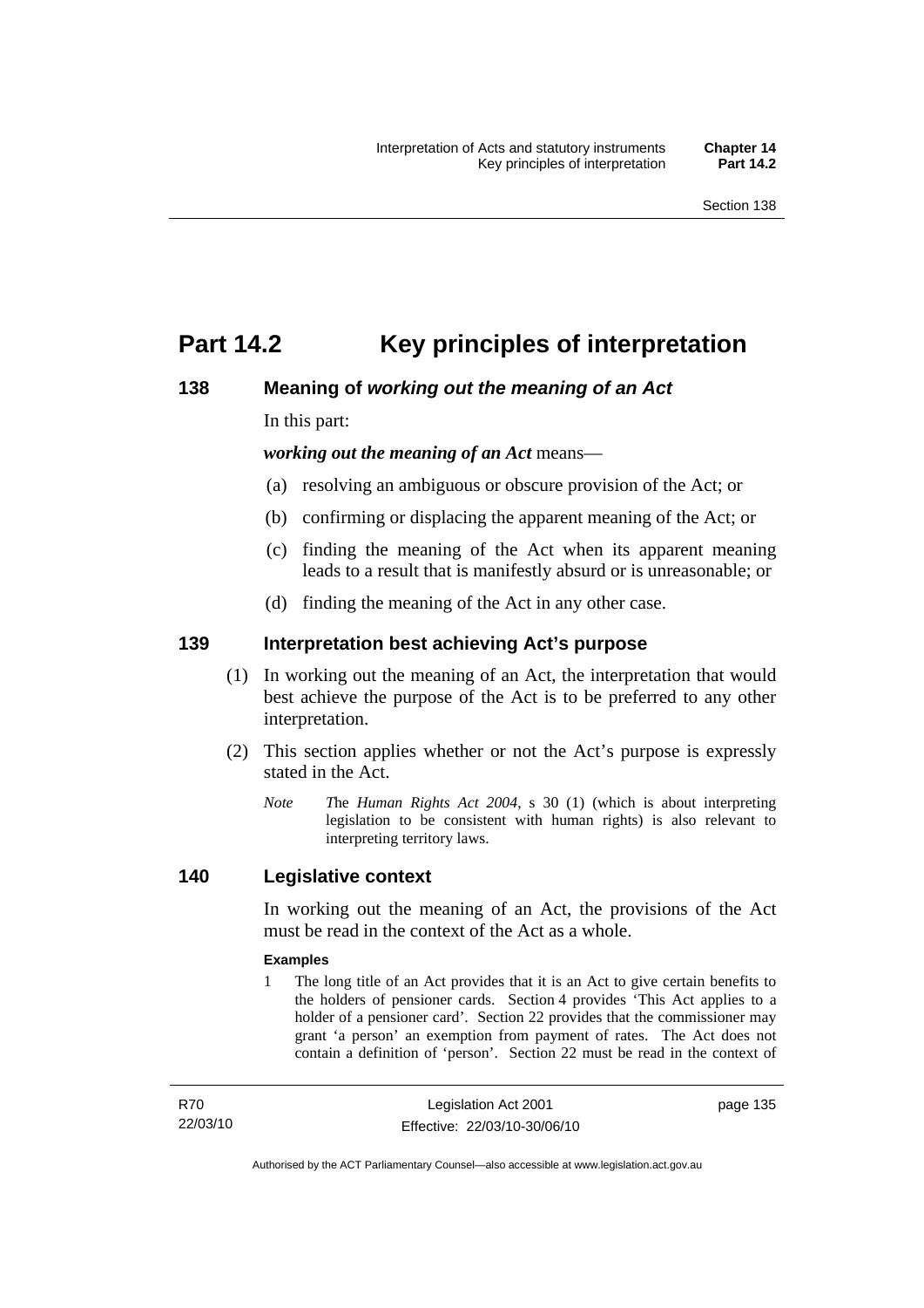# Part 14.2 Key principles of interpretation

## 138 Meaning of *working out the meaning of an Act*

In this part:

***working out the meaning of an Act*** means—

(a) resolving an ambiguous or obscure provision of the Act; or

(b) confirming or displacing the apparent meaning of the Act; or

(c) finding the meaning of the Act when its apparent meaning leads to a result that is manifestly absurd or is unreasonable; or

(d) finding the meaning of the Act in any other case.

## 139 Interpretation best achieving Act's purpose

(1) In working out the meaning of an Act, the interpretation that would best achieve the purpose of the Act is to be preferred to any other interpretation.

(2) This section applies whether or not the Act's purpose is expressly stated in the Act.

*Note* The *Human Rights Act 2004*, s 30 (1) (which is about interpreting legislation to be consistent with human rights) is also relevant to interpreting territory laws.

## 140 Legislative context

In working out the meaning of an Act, the provisions of the Act must be read in the context of the Act as a whole.

**Examples**

1 The long title of an Act provides that it is an Act to give certain benefits to the holders of pensioner cards. Section 4 provides 'This Act applies to a holder of a pensioner card'. Section 22 provides that the commissioner may grant 'a person' an exemption from payment of rates. The Act does not contain a definition of 'person'. Section 22 must be read in the context of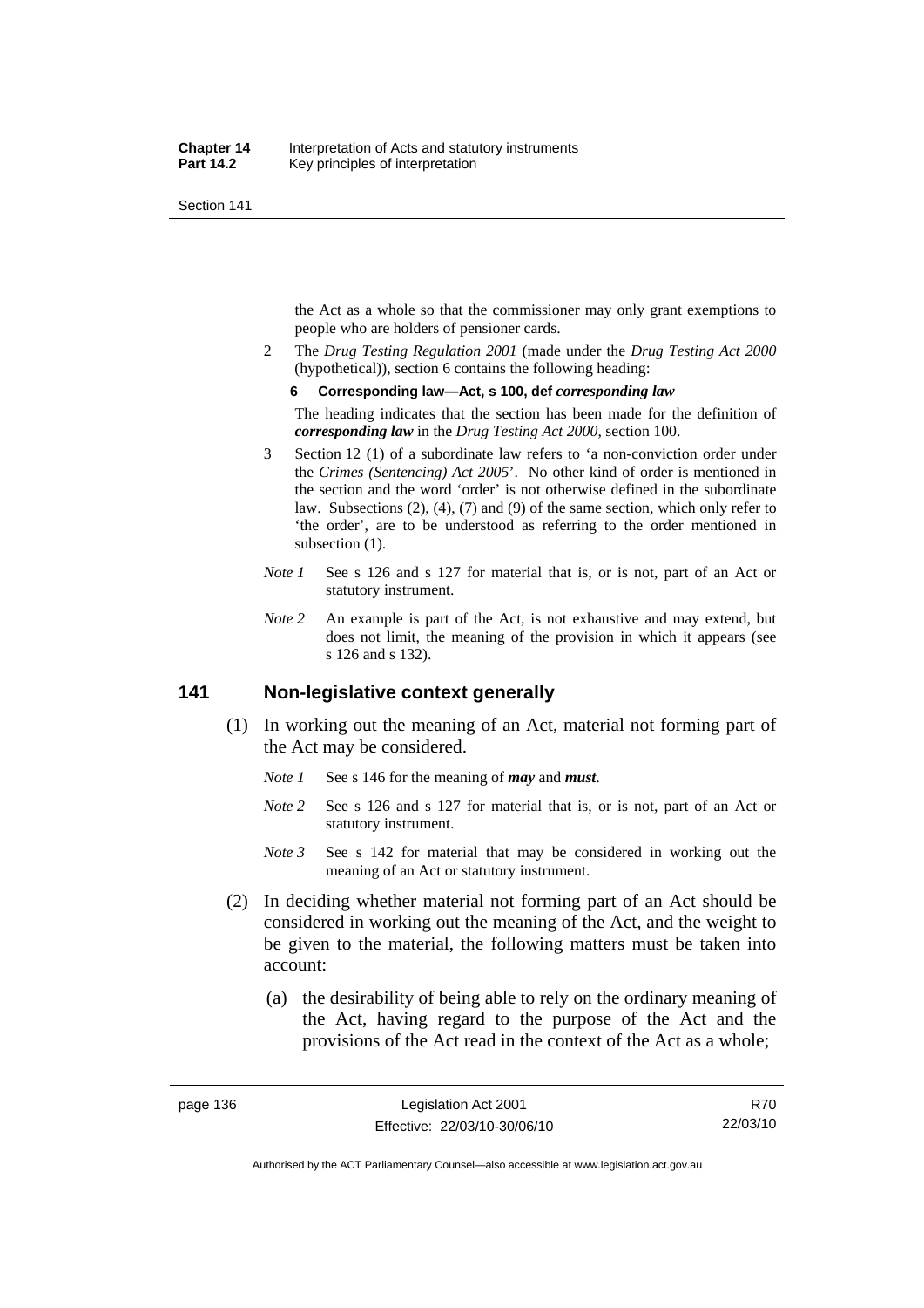the Act as a whole so that the commissioner may only grant exemptions to people who are holders of pensioner cards.

2 The *Drug Testing Regulation 2001* (made under the *Drug Testing Act 2000* (hypothetical)), section 6 contains the following heading:

**6 Corresponding law—Act, s 100, def *corresponding law***

The heading indicates that the section has been made for the definition of ***corresponding law*** in the *Drug Testing Act 2000*, section 100.

3 Section 12 (1) of a subordinate law refers to 'a non-conviction order under the *Crimes (Sentencing) Act 2005*'. No other kind of order is mentioned in the section and the word 'order' is not otherwise defined in the subordinate law. Subsections (2), (4), (7) and (9) of the same section, which only refer to 'the order', are to be understood as referring to the order mentioned in subsection (1).

*Note 1* See s 126 and s 127 for material that is, or is not, part of an Act or statutory instrument.

*Note 2* An example is part of the Act, is not exhaustive and may extend, but does not limit, the meaning of the provision in which it appears (see s 126 and s 132).

## 141 Non-legislative context generally

(1) In working out the meaning of an Act, material not forming part of the Act may be considered.

*Note 1* See s 146 for the meaning of ***may*** and ***must***.

*Note 2* See s 126 and s 127 for material that is, or is not, part of an Act or statutory instrument.

*Note 3* See s 142 for material that may be considered in working out the meaning of an Act or statutory instrument.

(2) In deciding whether material not forming part of an Act should be considered in working out the meaning of the Act, and the weight to be given to the material, the following matters must be taken into account:

(a) the desirability of being able to rely on the ordinary meaning of the Act, having regard to the purpose of the Act and the provisions of the Act read in the context of the Act as a whole;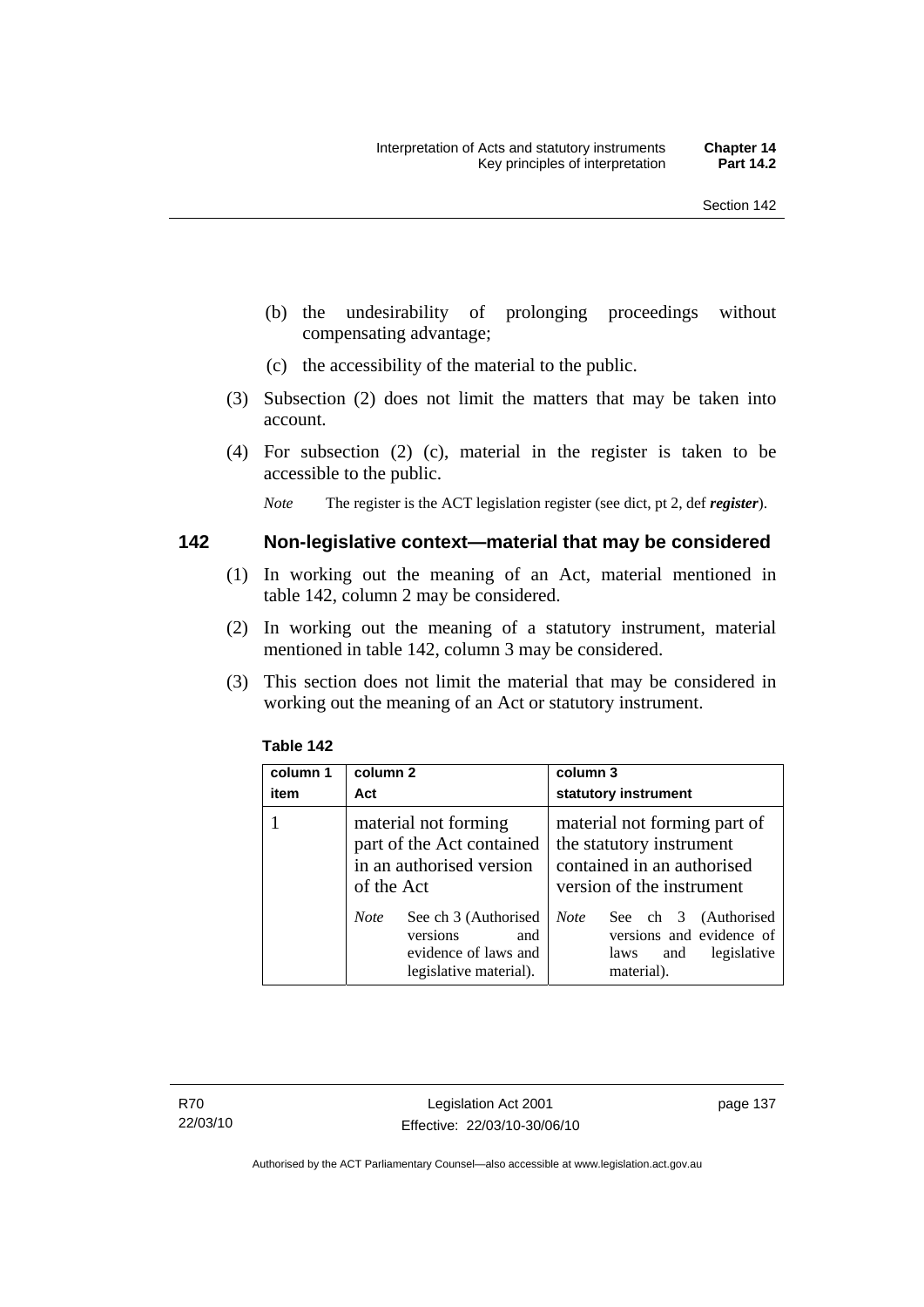(b) the undesirability of prolonging proceedings without compensating advantage;

(c) the accessibility of the material to the public.

(3) Subsection (2) does not limit the matters that may be taken into account.

(4) For subsection (2) (c), material in the register is taken to be accessible to the public.

*Note* The register is the ACT legislation register (see dict, pt 2, def ***register***).

## 142 Non-legislative context—material that may be considered

(1) In working out the meaning of an Act, material mentioned in table 142, column 2 may be considered.

(2) In working out the meaning of a statutory instrument, material mentioned in table 142, column 3 may be considered.

(3) This section does not limit the material that may be considered in working out the meaning of an Act or statutory instrument.

**Table 142**

| column 1 item | column 2 Act | column 3 statutory instrument |
|---|---|---|
| 1 | material not forming part of the Act contained in an authorised version of the Act<br><br>*Note* See ch 3 (Authorised versions and evidence of laws and legislative material). | material not forming part of the statutory instrument contained in an authorised version of the instrument<br><br>*Note* See ch 3 (Authorised versions and evidence of laws and legislative material). |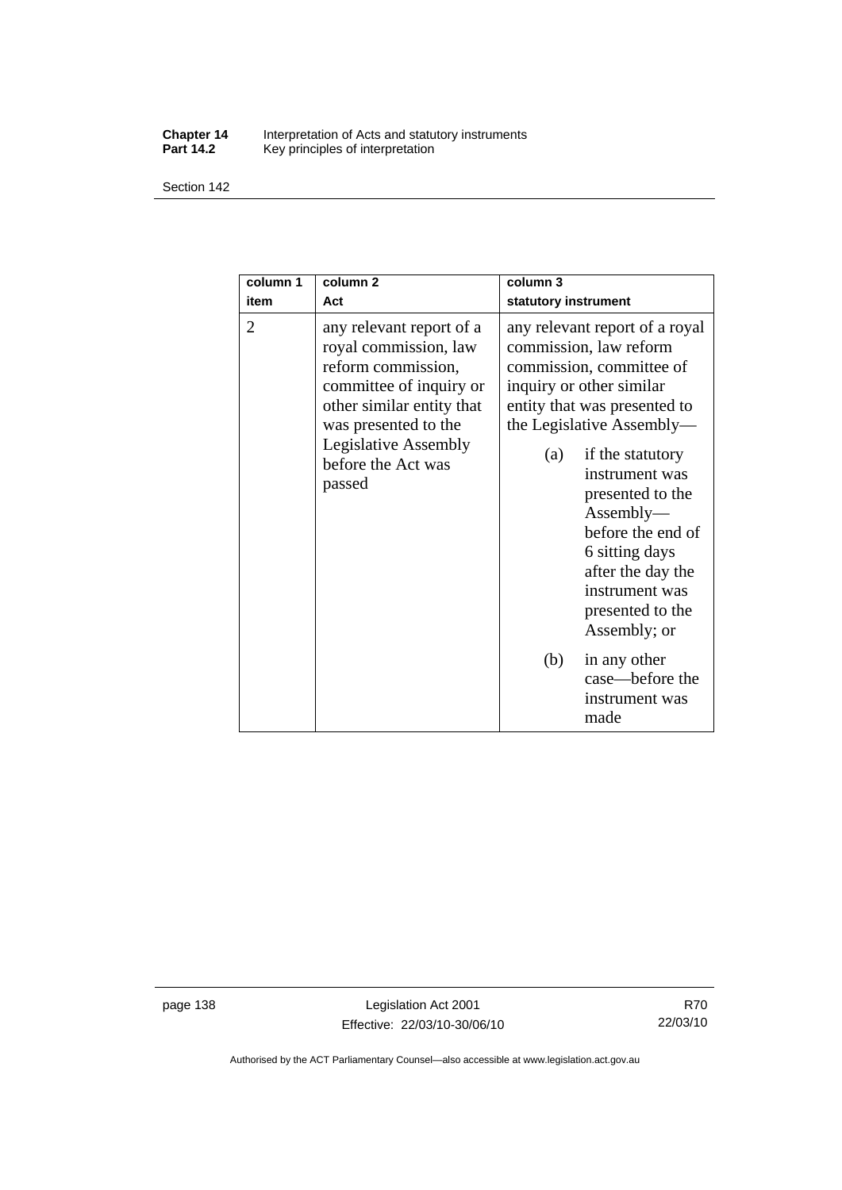| column 1 item | column 2 Act | column 3 statutory instrument |
|---|---|---|
| 2 | any relevant report of a royal commission, law reform commission, committee of inquiry or other similar entity that was presented to the Legislative Assembly before the Act was passed | any relevant report of a royal commission, law reform commission, committee of inquiry or other similar entity that was presented to the Legislative Assembly—<br>(a) if the statutory instrument was presented to the Assembly—before the end of 6 sitting days after the day the instrument was presented to the Assembly; or<br>(b) in any other case—before the instrument was made |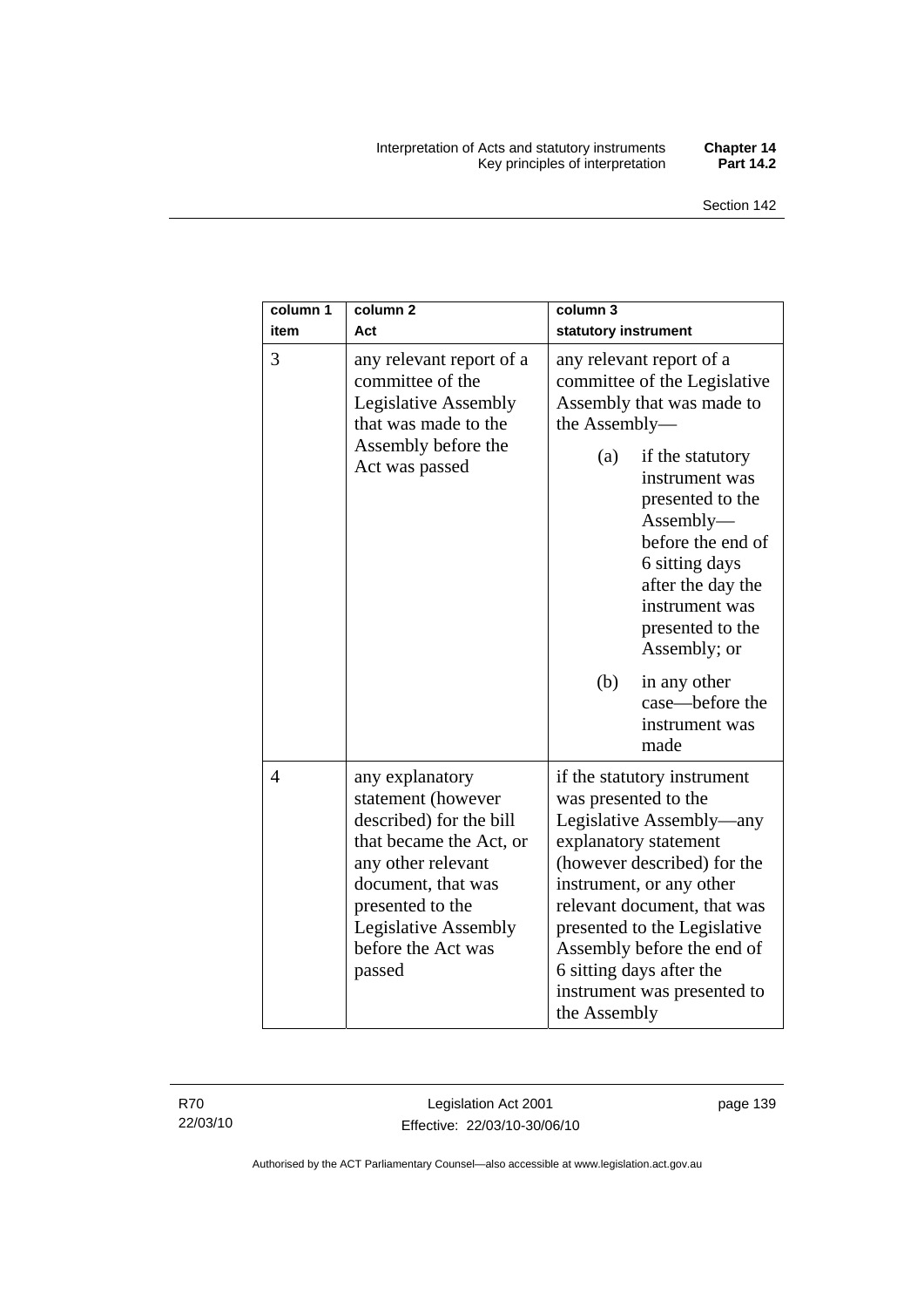| column 1<br>item | column 2<br>Act | column 3<br>statutory instrument |
| --- | --- | --- |
| 3 | any relevant report of a committee of the Legislative Assembly that was made to the Assembly before the Act was passed | any relevant report of a committee of the Legislative Assembly that was made to the Assembly—<br>(a) if the statutory instrument was presented to the Assembly—before the end of 6 sitting days after the day the instrument was presented to the Assembly; or<br>(b) in any other case—before the instrument was made |
| 4 | any explanatory statement (however described) for the bill that became the Act, or any other relevant document, that was presented to the Legislative Assembly before the Act was passed | if the statutory instrument was presented to the Legislative Assembly—any explanatory statement (however described) for the instrument, or any other relevant document, that was presented to the Legislative Assembly before the end of 6 sitting days after the instrument was presented to the Assembly |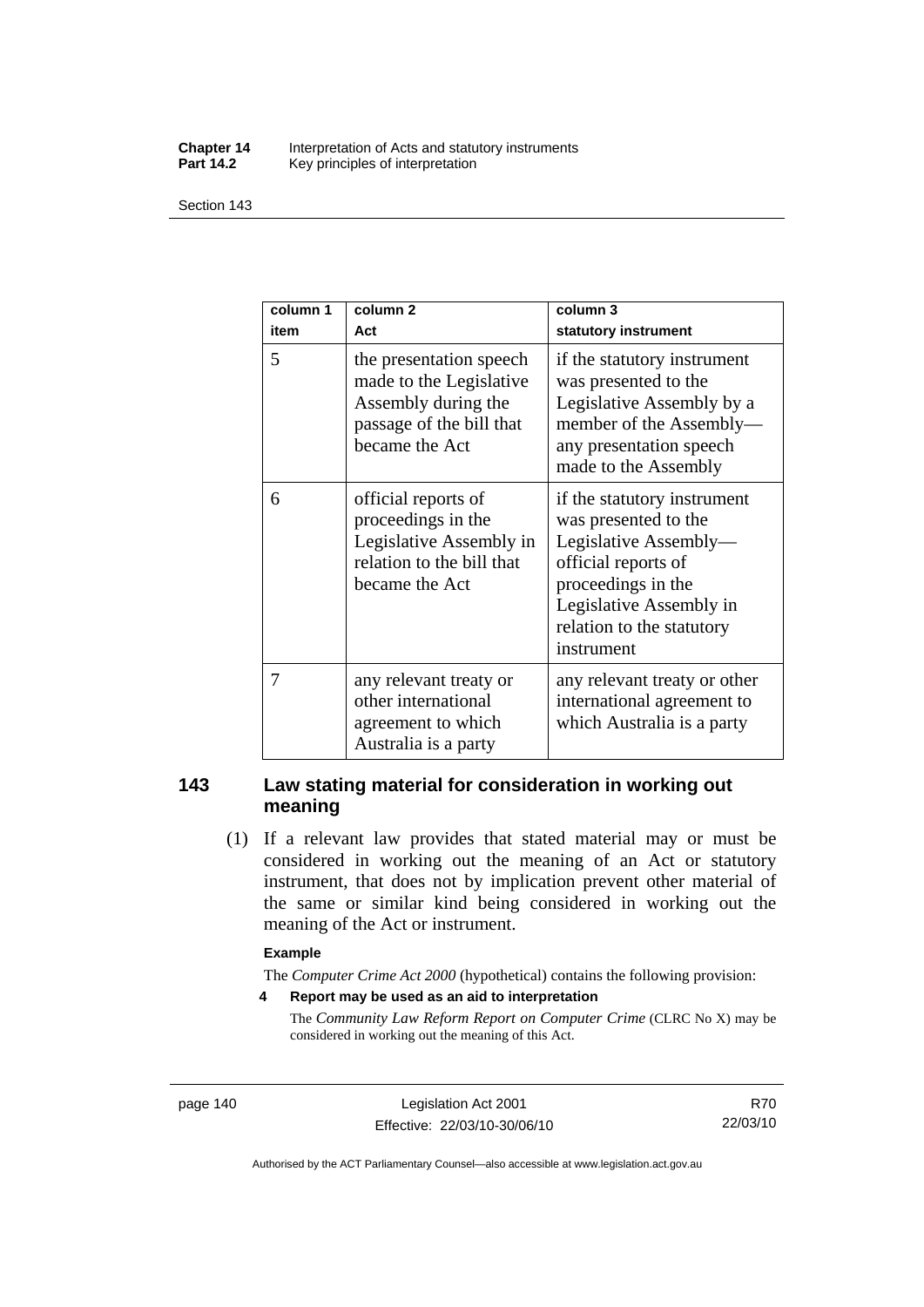| column 1 item | column 2 Act | column 3 statutory instrument |
|---|---|---|
| 5 | the presentation speech made to the Legislative Assembly during the passage of the bill that became the Act | if the statutory instrument was presented to the Legislative Assembly by a member of the Assembly—any presentation speech made to the Assembly |
| 6 | official reports of proceedings in the Legislative Assembly in relation to the bill that became the Act | if the statutory instrument was presented to the Legislative Assembly—official reports of proceedings in the Legislative Assembly in relation to the statutory instrument |
| 7 | any relevant treaty or other international agreement to which Australia is a party | any relevant treaty or other international agreement to which Australia is a party |

## 143 Law stating material for consideration in working out meaning

(1) If a relevant law provides that stated material may or must be considered in working out the meaning of an Act or statutory instrument, that does not by implication prevent other material of the same or similar kind being considered in working out the meaning of the Act or instrument.

**Example**

The *Computer Crime Act 2000* (hypothetical) contains the following provision:

**4 Report may be used as an aid to interpretation**

The *Community Law Reform Report on Computer Crime* (CLRC No X) may be considered in working out the meaning of this Act.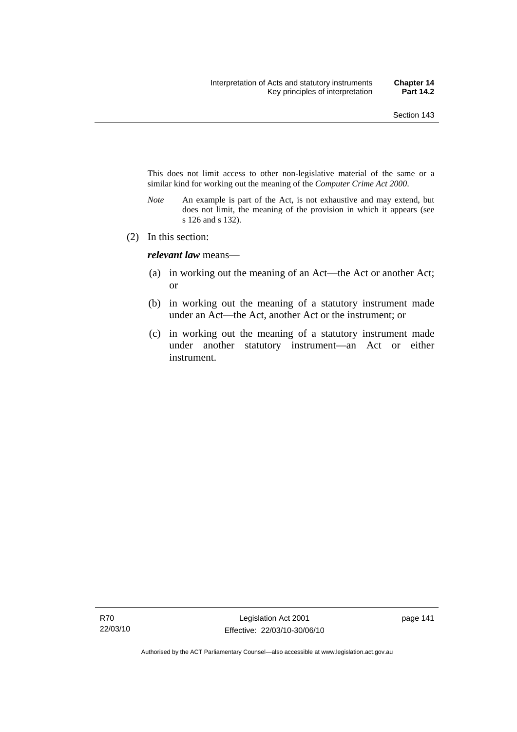This does not limit access to other non-legislative material of the same or a similar kind for working out the meaning of the *Computer Crime Act 2000*.

*Note* An example is part of the Act, is not exhaustive and may extend, but does not limit, the meaning of the provision in which it appears (see s 126 and s 132).

(2) In this section:

***relevant law*** means—

(a) in working out the meaning of an Act—the Act or another Act; or

(b) in working out the meaning of a statutory instrument made under an Act—the Act, another Act or the instrument; or

(c) in working out the meaning of a statutory instrument made under another statutory instrument—an Act or either instrument.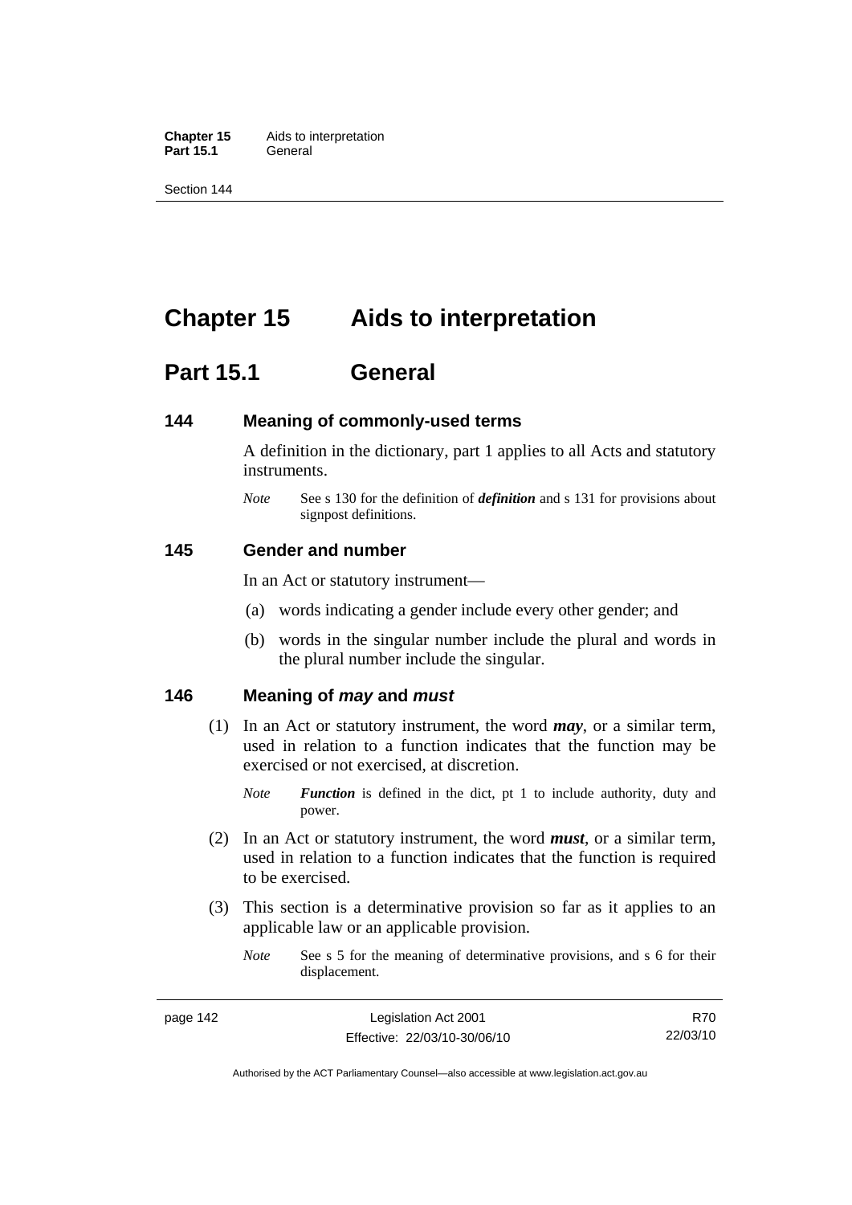# Chapter 15 Aids to interpretation

## Part 15.1 General

### 144 Meaning of commonly-used terms

A definition in the dictionary, part 1 applies to all Acts and statutory instruments.

*Note* See s 130 for the definition of ***definition*** and s 131 for provisions about signpost definitions.

### 145 Gender and number

In an Act or statutory instrument—

(a) words indicating a gender include every other gender; and

(b) words in the singular number include the plural and words in the plural number include the singular.

### 146 Meaning of *may* and *must*

(1) In an Act or statutory instrument, the word ***may***, or a similar term, used in relation to a function indicates that the function may be exercised or not exercised, at discretion.

*Note* ***Function*** is defined in the dict, pt 1 to include authority, duty and power.

(2) In an Act or statutory instrument, the word ***must***, or a similar term, used in relation to a function indicates that the function is required to be exercised.

(3) This section is a determinative provision so far as it applies to an applicable law or an applicable provision.

*Note* See s 5 for the meaning of determinative provisions, and s 6 for their displacement.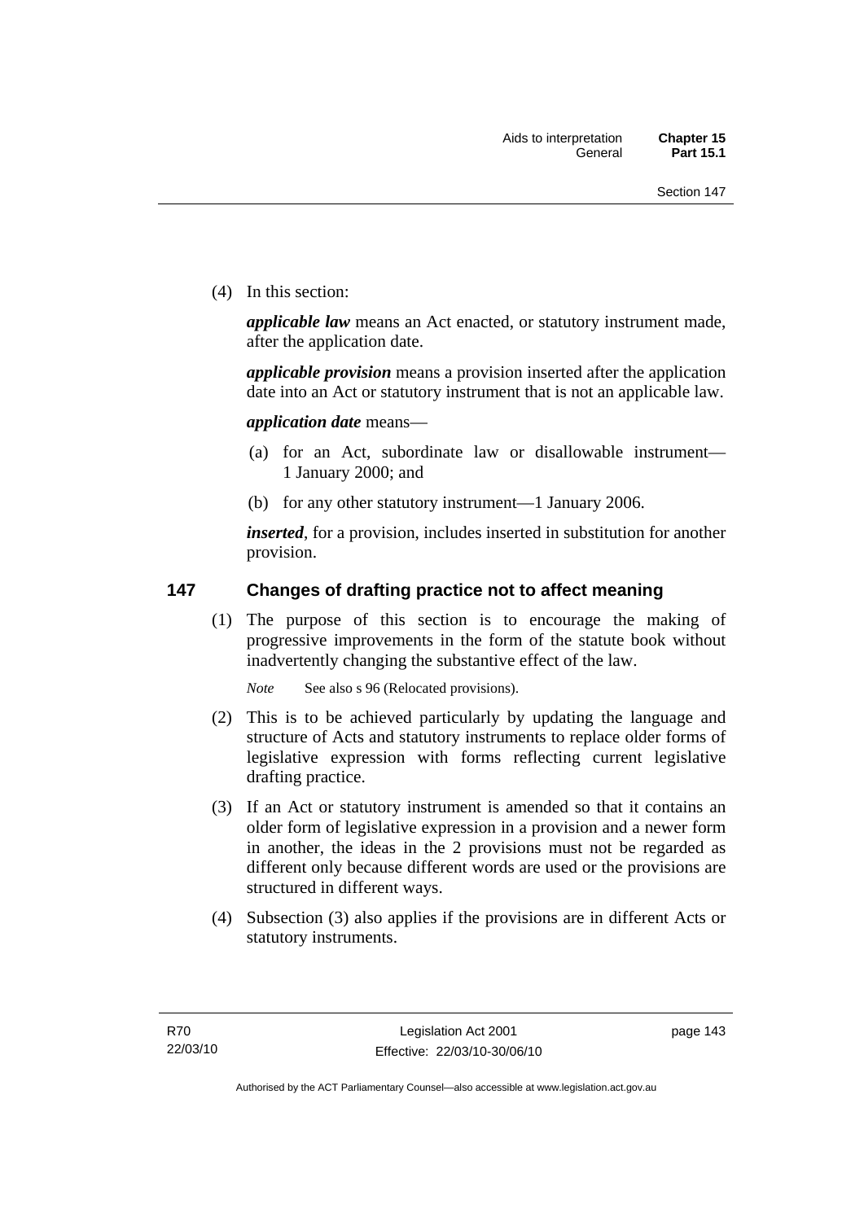(4) In this section:

***applicable law*** means an Act enacted, or statutory instrument made, after the application date.

***applicable provision*** means a provision inserted after the application date into an Act or statutory instrument that is not an applicable law.

***application date*** means—

(a) for an Act, subordinate law or disallowable instrument—1 January 2000; and

(b) for any other statutory instrument—1 January 2006.

***inserted***, for a provision, includes inserted in substitution for another provision.

## 147 Changes of drafting practice not to affect meaning

(1) The purpose of this section is to encourage the making of progressive improvements in the form of the statute book without inadvertently changing the substantive effect of the law.

*Note* See also s 96 (Relocated provisions).

(2) This is to be achieved particularly by updating the language and structure of Acts and statutory instruments to replace older forms of legislative expression with forms reflecting current legislative drafting practice.

(3) If an Act or statutory instrument is amended so that it contains an older form of legislative expression in a provision and a newer form in another, the ideas in the 2 provisions must not be regarded as different only because different words are used or the provisions are structured in different ways.

(4) Subsection (3) also applies if the provisions are in different Acts or statutory instruments.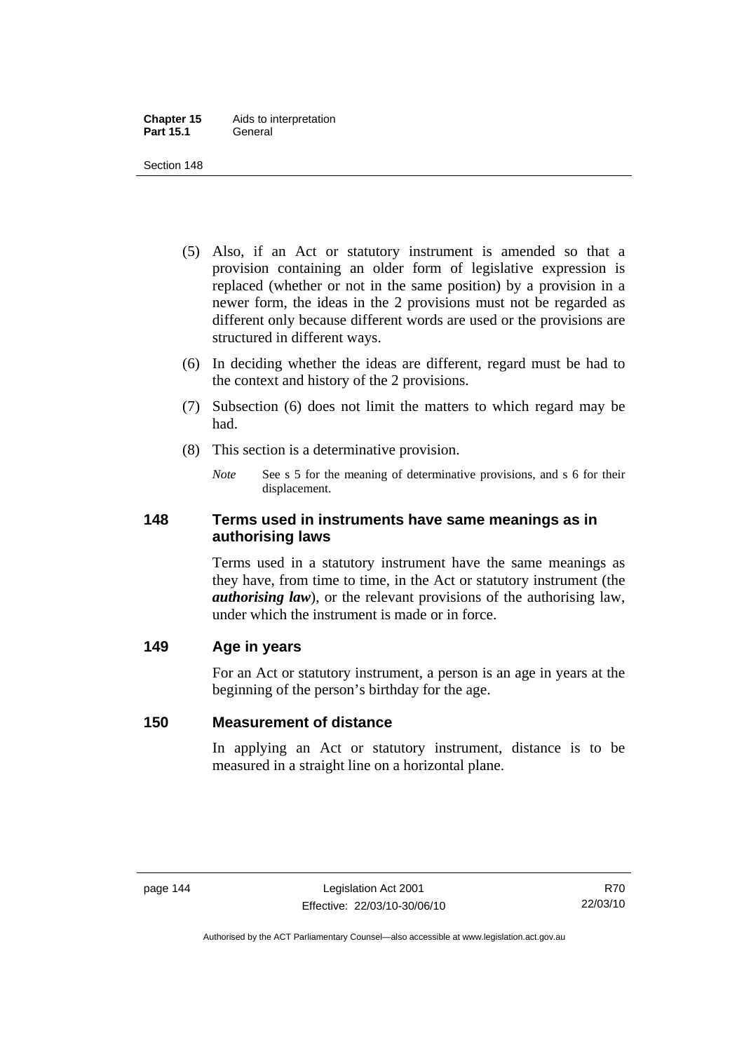(5) Also, if an Act or statutory instrument is amended so that a provision containing an older form of legislative expression is replaced (whether or not in the same position) by a provision in a newer form, the ideas in the 2 provisions must not be regarded as different only because different words are used or the provisions are structured in different ways.

(6) In deciding whether the ideas are different, regard must be had to the context and history of the 2 provisions.

(7) Subsection (6) does not limit the matters to which regard may be had.

(8) This section is a determinative provision.

*Note* See s 5 for the meaning of determinative provisions, and s 6 for their displacement.

## 148 Terms used in instruments have same meanings as in authorising laws

Terms used in a statutory instrument have the same meanings as they have, from time to time, in the Act or statutory instrument (the ***authorising law***), or the relevant provisions of the authorising law, under which the instrument is made or in force.

## 149 Age in years

For an Act or statutory instrument, a person is an age in years at the beginning of the person's birthday for the age.

## 150 Measurement of distance

In applying an Act or statutory instrument, distance is to be measured in a straight line on a horizontal plane.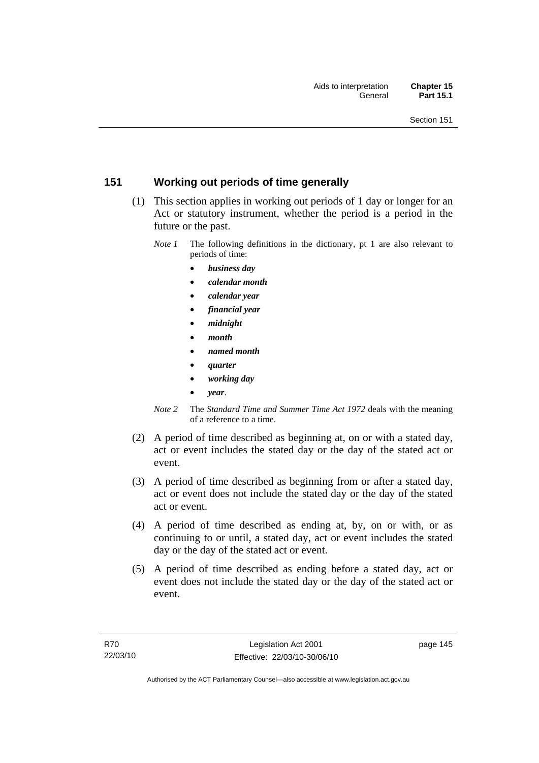## 151 Working out periods of time generally

(1) This section applies in working out periods of 1 day or longer for an Act or statutory instrument, whether the period is a period in the future or the past.

*Note 1* The following definitions in the dictionary, pt 1 are also relevant to periods of time:

- ***business day***
- ***calendar month***
- ***calendar year***
- ***financial year***
- ***midnight***
- ***month***
- ***named month***
- ***quarter***
- ***working day***
- ***year***.

*Note 2* The *Standard Time and Summer Time Act 1972* deals with the meaning of a reference to a time.

(2) A period of time described as beginning at, on or with a stated day, act or event includes the stated day or the day of the stated act or event.

(3) A period of time described as beginning from or after a stated day, act or event does not include the stated day or the day of the stated act or event.

(4) A period of time described as ending at, by, on or with, or as continuing to or until, a stated day, act or event includes the stated day or the day of the stated act or event.

(5) A period of time described as ending before a stated day, act or event does not include the stated day or the day of the stated act or event.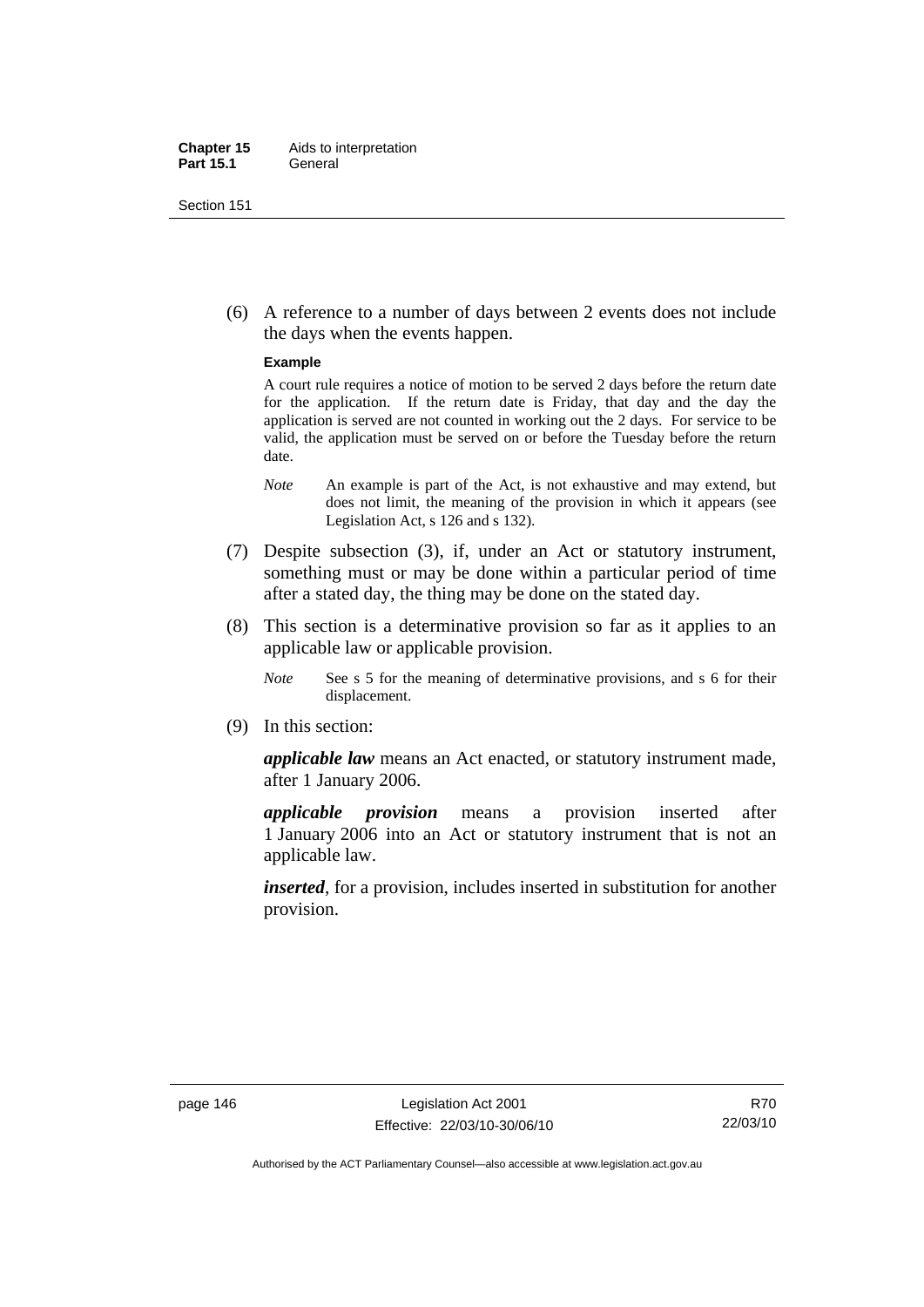(6) A reference to a number of days between 2 events does not include the days when the events happen.

**Example**

A court rule requires a notice of motion to be served 2 days before the return date for the application. If the return date is Friday, that day and the day the application is served are not counted in working out the 2 days. For service to be valid, the application must be served on or before the Tuesday before the return date.

*Note* An example is part of the Act, is not exhaustive and may extend, but does not limit, the meaning of the provision in which it appears (see Legislation Act, s 126 and s 132).

(7) Despite subsection (3), if, under an Act or statutory instrument, something must or may be done within a particular period of time after a stated day, the thing may be done on the stated day.

(8) This section is a determinative provision so far as it applies to an applicable law or applicable provision.

*Note* See s 5 for the meaning of determinative provisions, and s 6 for their displacement.

(9) In this section:

***applicable law*** means an Act enacted, or statutory instrument made, after 1 January 2006.

***applicable provision*** means a provision inserted after 1 January 2006 into an Act or statutory instrument that is not an applicable law.

***inserted***, for a provision, includes inserted in substitution for another provision.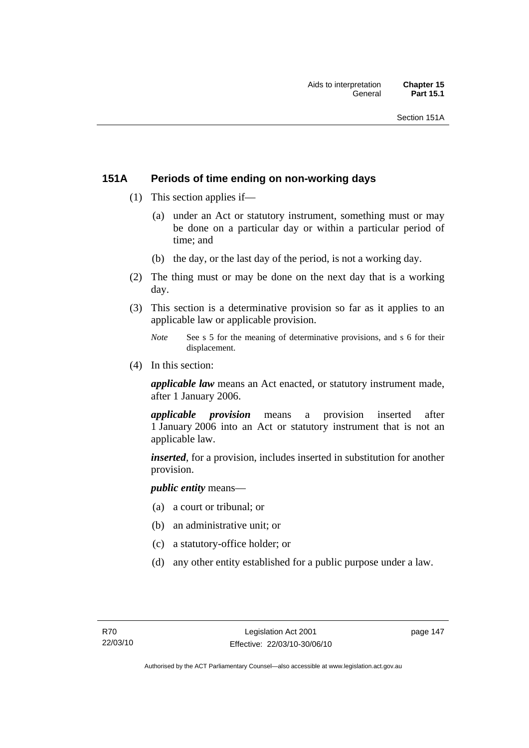## 151A Periods of time ending on non-working days

(1) This section applies if—

(a) under an Act or statutory instrument, something must or may be done on a particular day or within a particular period of time; and

(b) the day, or the last day of the period, is not a working day.

(2) The thing must or may be done on the next day that is a working day.

(3) This section is a determinative provision so far as it applies to an applicable law or applicable provision.

*Note* See s 5 for the meaning of determinative provisions, and s 6 for their displacement.

(4) In this section:

***applicable law*** means an Act enacted, or statutory instrument made, after 1 January 2006.

***applicable provision*** means a provision inserted after 1 January 2006 into an Act or statutory instrument that is not an applicable law.

***inserted***, for a provision, includes inserted in substitution for another provision.

***public entity*** means—

(a) a court or tribunal; or

(b) an administrative unit; or

(c) a statutory-office holder; or

(d) any other entity established for a public purpose under a law.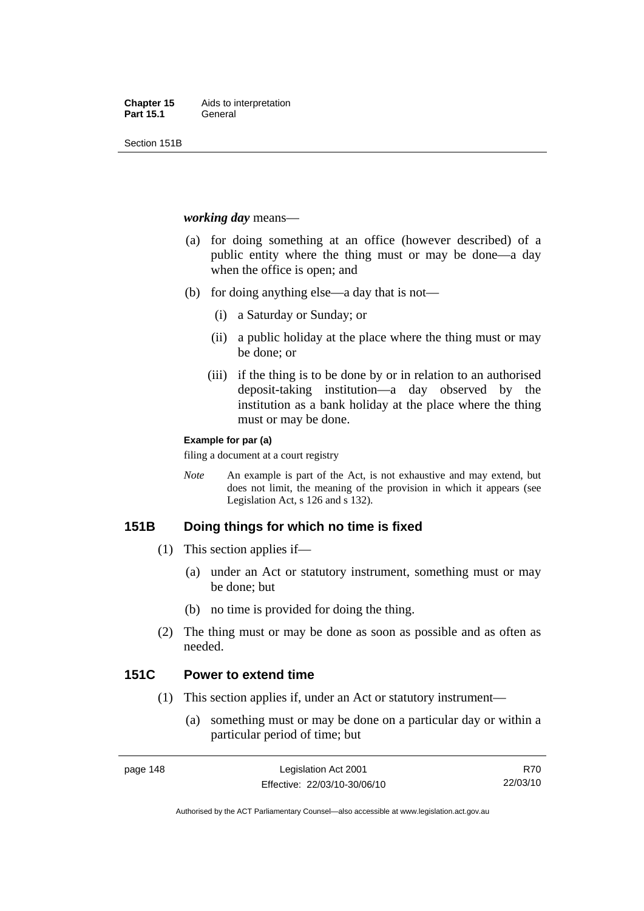***working day*** means—

(a) for doing something at an office (however described) of a public entity where the thing must or may be done—a day when the office is open; and

(b) for doing anything else—a day that is not—

(i) a Saturday or Sunday; or

(ii) a public holiday at the place where the thing must or may be done; or

(iii) if the thing is to be done by or in relation to an authorised deposit-taking institution—a day observed by the institution as a bank holiday at the place where the thing must or may be done.

**Example for par (a)**

filing a document at a court registry

*Note* An example is part of the Act, is not exhaustive and may extend, but does not limit, the meaning of the provision in which it appears (see Legislation Act, s 126 and s 132).

## 151B Doing things for which no time is fixed

(1) This section applies if—

(a) under an Act or statutory instrument, something must or may be done; but

(b) no time is provided for doing the thing.

(2) The thing must or may be done as soon as possible and as often as needed.

## 151C Power to extend time

(1) This section applies if, under an Act or statutory instrument—

(a) something must or may be done on a particular day or within a particular period of time; but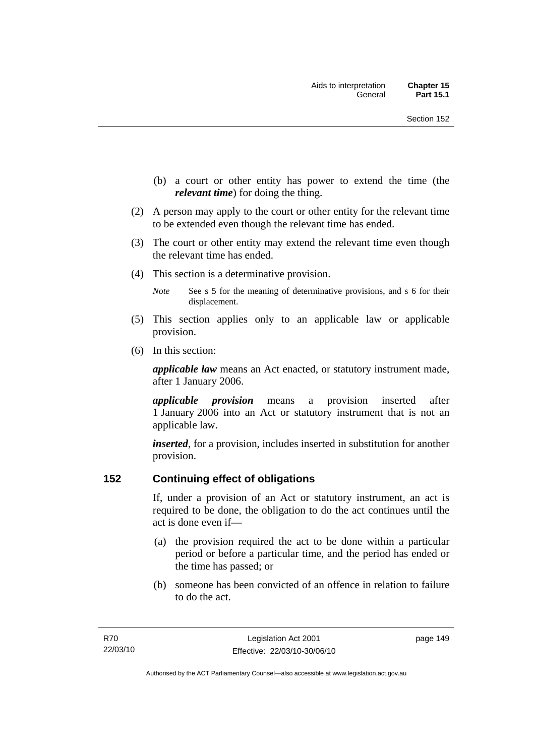(b) a court or other entity has power to extend the time (the ***relevant time***) for doing the thing.

(2) A person may apply to the court or other entity for the relevant time to be extended even though the relevant time has ended.

(3) The court or other entity may extend the relevant time even though the relevant time has ended.

(4) This section is a determinative provision.

*Note* See s 5 for the meaning of determinative provisions, and s 6 for their displacement.

(5) This section applies only to an applicable law or applicable provision.

(6) In this section:

***applicable law*** means an Act enacted, or statutory instrument made, after 1 January 2006.

***applicable provision*** means a provision inserted after 1 January 2006 into an Act or statutory instrument that is not an applicable law.

***inserted***, for a provision, includes inserted in substitution for another provision.

## 152 Continuing effect of obligations

If, under a provision of an Act or statutory instrument, an act is required to be done, the obligation to do the act continues until the act is done even if—

(a) the provision required the act to be done within a particular period or before a particular time, and the period has ended or the time has passed; or

(b) someone has been convicted of an offence in relation to failure to do the act.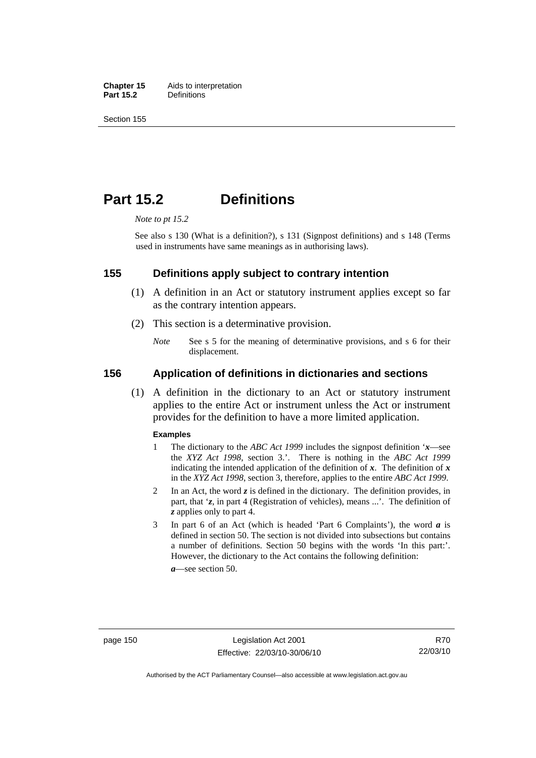# Part 15.2 Definitions

*Note to pt 15.2*

See also s 130 (What is a definition?), s 131 (Signpost definitions) and s 148 (Terms used in instruments have same meanings as in authorising laws).

## 155 Definitions apply subject to contrary intention

(1) A definition in an Act or statutory instrument applies except so far as the contrary intention appears.

(2) This section is a determinative provision.

*Note* See s 5 for the meaning of determinative provisions, and s 6 for their displacement.

## 156 Application of definitions in dictionaries and sections

(1) A definition in the dictionary to an Act or statutory instrument applies to the entire Act or instrument unless the Act or instrument provides for the definition to have a more limited application.

**Examples**

1 The dictionary to the *ABC Act 1999* includes the signpost definition '***x***—see the *XYZ Act 1998*, section 3.'. There is nothing in the *ABC Act 1999* indicating the intended application of the definition of ***x***. The definition of ***x*** in the *XYZ Act 1998*, section 3, therefore, applies to the entire *ABC Act 1999*.

2 In an Act, the word ***z*** is defined in the dictionary. The definition provides, in part, that '***z***, in part 4 (Registration of vehicles), means ...'. The definition of ***z*** applies only to part 4.

3 In part 6 of an Act (which is headed 'Part 6 Complaints'), the word ***a*** is defined in section 50. The section is not divided into subsections but contains a number of definitions. Section 50 begins with the words 'In this part:'. However, the dictionary to the Act contains the following definition:

***a***—see section 50.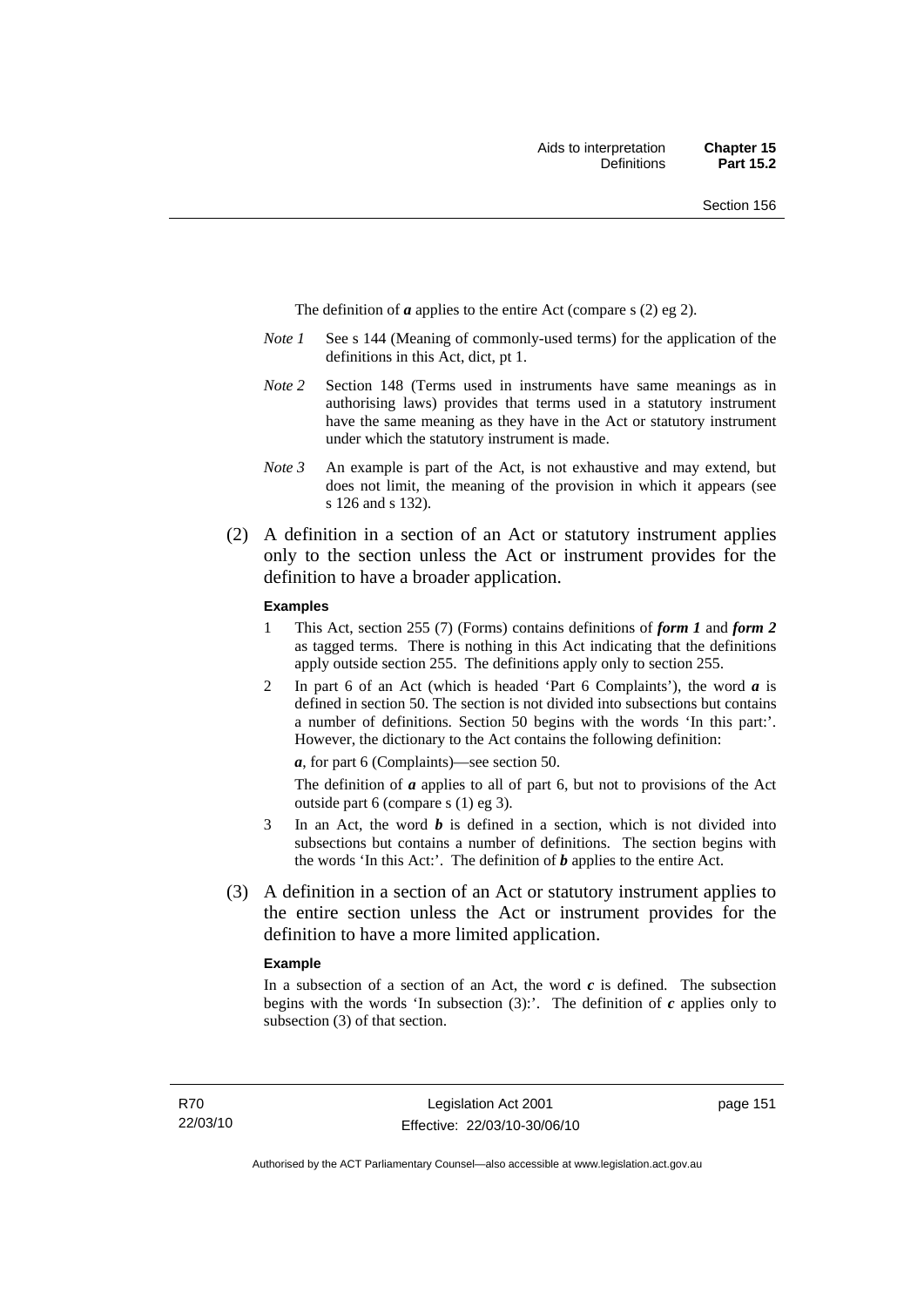The definition of ***a*** applies to the entire Act (compare s (2) eg 2).

*Note 1* See s 144 (Meaning of commonly-used terms) for the application of the definitions in this Act, dict, pt 1.

*Note 2* Section 148 (Terms used in instruments have same meanings as in authorising laws) provides that terms used in a statutory instrument have the same meaning as they have in the Act or statutory instrument under which the statutory instrument is made.

*Note 3* An example is part of the Act, is not exhaustive and may extend, but does not limit, the meaning of the provision in which it appears (see s 126 and s 132).

(2) A definition in a section of an Act or statutory instrument applies only to the section unless the Act or instrument provides for the definition to have a broader application.

**Examples**

1 This Act, section 255 (7) (Forms) contains definitions of ***form 1*** and ***form 2*** as tagged terms. There is nothing in this Act indicating that the definitions apply outside section 255. The definitions apply only to section 255.

2 In part 6 of an Act (which is headed 'Part 6 Complaints'), the word ***a*** is defined in section 50. The section is not divided into subsections but contains a number of definitions. Section 50 begins with the words 'In this part:'. However, the dictionary to the Act contains the following definition:

***a***, for part 6 (Complaints)—see section 50.

The definition of ***a*** applies to all of part 6, but not to provisions of the Act outside part 6 (compare s (1) eg 3).

3 In an Act, the word ***b*** is defined in a section, which is not divided into subsections but contains a number of definitions. The section begins with the words 'In this Act:'. The definition of ***b*** applies to the entire Act.

(3) A definition in a section of an Act or statutory instrument applies to the entire section unless the Act or instrument provides for the definition to have a more limited application.

**Example**

In a subsection of a section of an Act, the word ***c*** is defined. The subsection begins with the words 'In subsection (3):'. The definition of ***c*** applies only to subsection (3) of that section.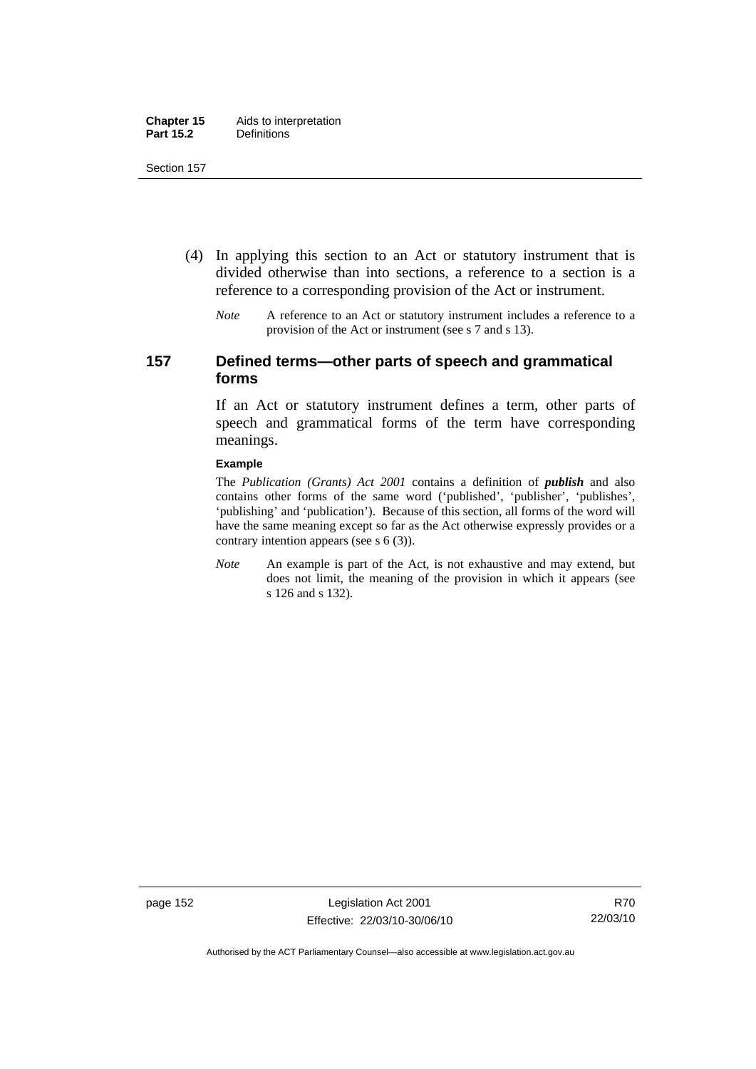(4) In applying this section to an Act or statutory instrument that is divided otherwise than into sections, a reference to a section is a reference to a corresponding provision of the Act or instrument.

*Note* A reference to an Act or statutory instrument includes a reference to a provision of the Act or instrument (see s 7 and s 13).

## 157 Defined terms—other parts of speech and grammatical forms

If an Act or statutory instrument defines a term, other parts of speech and grammatical forms of the term have corresponding meanings.

**Example**

The *Publication (Grants) Act 2001* contains a definition of ***publish*** and also contains other forms of the same word ('published', 'publisher', 'publishes', 'publishing' and 'publication'). Because of this section, all forms of the word will have the same meaning except so far as the Act otherwise expressly provides or a contrary intention appears (see s 6 (3)).

*Note* An example is part of the Act, is not exhaustive and may extend, but does not limit, the meaning of the provision in which it appears (see s 126 and s 132).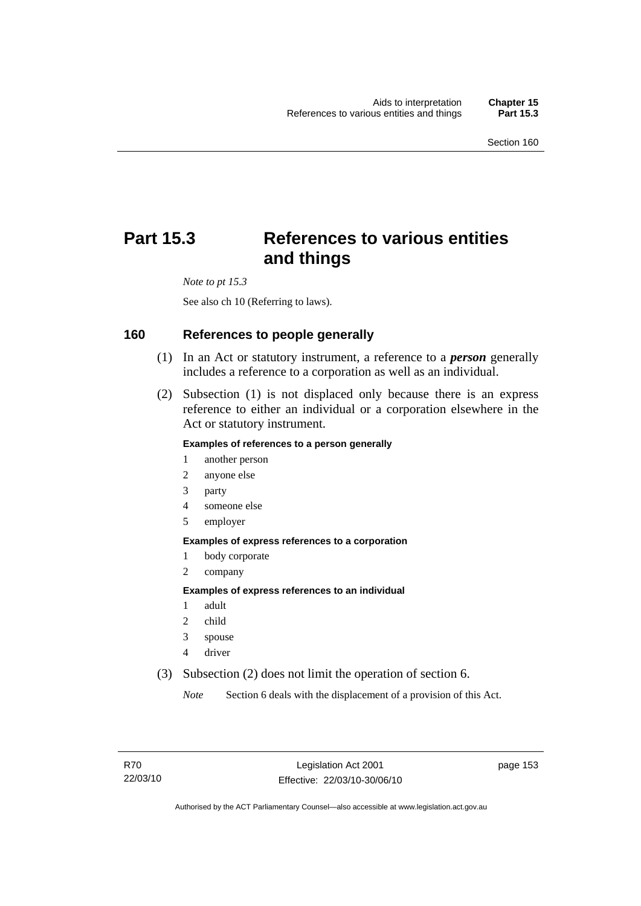# Part 15.3 References to various entities and things

*Note to pt 15.3*

See also ch 10 (Referring to laws).

## 160 References to people generally

(1) In an Act or statutory instrument, a reference to a ***person*** generally includes a reference to a corporation as well as an individual.

(2) Subsection (1) is not displaced only because there is an express reference to either an individual or a corporation elsewhere in the Act or statutory instrument.

**Examples of references to a person generally**

1 another person
2 anyone else
3 party
4 someone else
5 employer

**Examples of express references to a corporation**

1 body corporate
2 company

**Examples of express references to an individual**

1 adult
2 child
3 spouse
4 driver

(3) Subsection (2) does not limit the operation of section 6.

*Note* Section 6 deals with the displacement of a provision of this Act.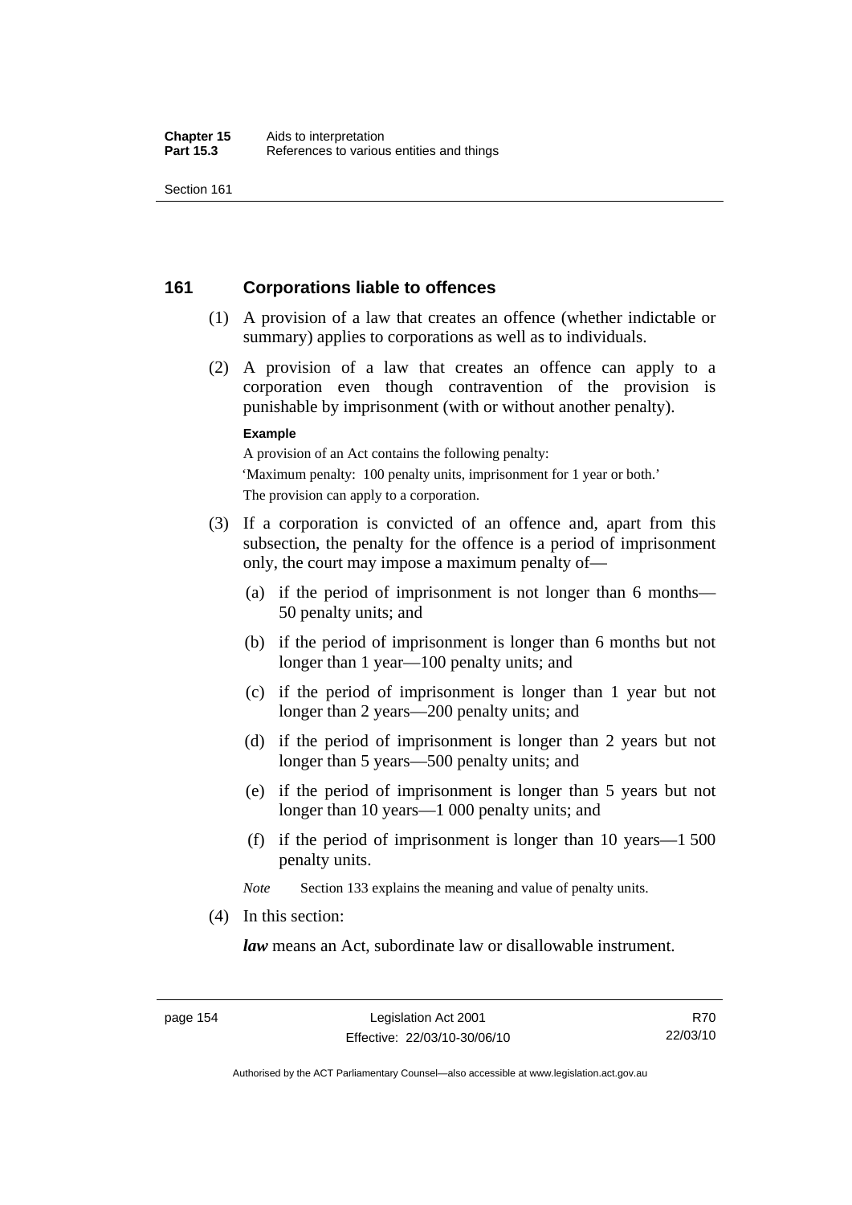## 161 Corporations liable to offences

(1) A provision of a law that creates an offence (whether indictable or summary) applies to corporations as well as to individuals.

(2) A provision of a law that creates an offence can apply to a corporation even though contravention of the provision is punishable by imprisonment (with or without another penalty).

**Example**

A provision of an Act contains the following penalty:

'Maximum penalty: 100 penalty units, imprisonment for 1 year or both.'

The provision can apply to a corporation.

(3) If a corporation is convicted of an offence and, apart from this subsection, the penalty for the offence is a period of imprisonment only, the court may impose a maximum penalty of—

(a) if the period of imprisonment is not longer than 6 months—50 penalty units; and

(b) if the period of imprisonment is longer than 6 months but not longer than 1 year—100 penalty units; and

(c) if the period of imprisonment is longer than 1 year but not longer than 2 years—200 penalty units; and

(d) if the period of imprisonment is longer than 2 years but not longer than 5 years—500 penalty units; and

(e) if the period of imprisonment is longer than 5 years but not longer than 10 years—1 000 penalty units; and

(f) if the period of imprisonment is longer than 10 years—1 500 penalty units.

*Note* Section 133 explains the meaning and value of penalty units.

(4) In this section:

***law*** means an Act, subordinate law or disallowable instrument.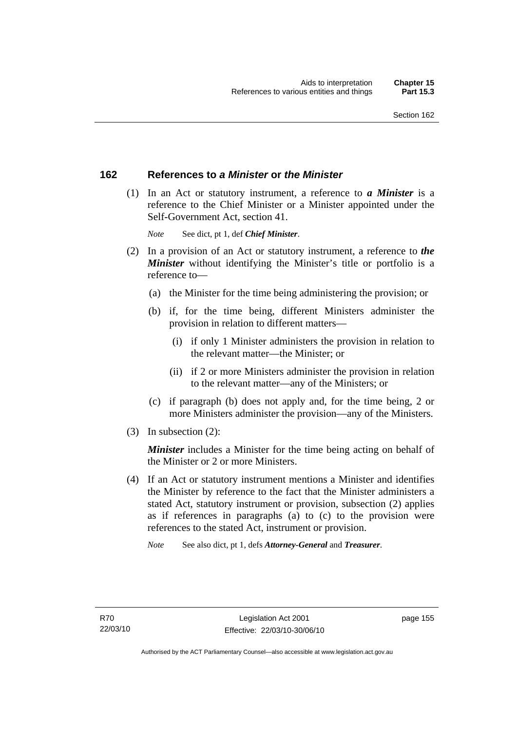## 162 References to *a Minister* or *the Minister*

(1) In an Act or statutory instrument, a reference to ***a Minister*** is a reference to the Chief Minister or a Minister appointed under the Self-Government Act, section 41.

*Note* See dict, pt 1, def ***Chief Minister***.

(2) In a provision of an Act or statutory instrument, a reference to ***the Minister*** without identifying the Minister's title or portfolio is a reference to—

(a) the Minister for the time being administering the provision; or

(b) if, for the time being, different Ministers administer the provision in relation to different matters—

(i) if only 1 Minister administers the provision in relation to the relevant matter—the Minister; or

(ii) if 2 or more Ministers administer the provision in relation to the relevant matter—any of the Ministers; or

(c) if paragraph (b) does not apply and, for the time being, 2 or more Ministers administer the provision—any of the Ministers.

(3) In subsection (2):

***Minister*** includes a Minister for the time being acting on behalf of the Minister or 2 or more Ministers.

(4) If an Act or statutory instrument mentions a Minister and identifies the Minister by reference to the fact that the Minister administers a stated Act, statutory instrument or provision, subsection (2) applies as if references in paragraphs (a) to (c) to the provision were references to the stated Act, instrument or provision.

*Note* See also dict, pt 1, defs ***Attorney-General*** and ***Treasurer***.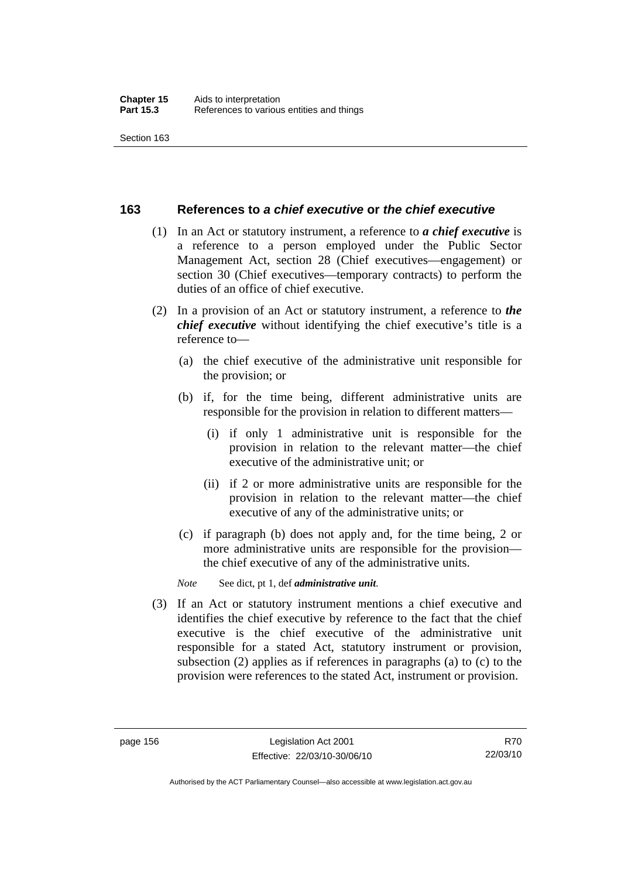## 163 References to *a chief executive* or *the chief executive*

(1) In an Act or statutory instrument, a reference to ***a chief executive*** is a reference to a person employed under the Public Sector Management Act, section 28 (Chief executives—engagement) or section 30 (Chief executives—temporary contracts) to perform the duties of an office of chief executive.

(2) In a provision of an Act or statutory instrument, a reference to ***the chief executive*** without identifying the chief executive's title is a reference to—

(a) the chief executive of the administrative unit responsible for the provision; or

(b) if, for the time being, different administrative units are responsible for the provision in relation to different matters—

(i) if only 1 administrative unit is responsible for the provision in relation to the relevant matter—the chief executive of the administrative unit; or

(ii) if 2 or more administrative units are responsible for the provision in relation to the relevant matter—the chief executive of any of the administrative units; or

(c) if paragraph (b) does not apply and, for the time being, 2 or more administrative units are responsible for the provision—the chief executive of any of the administrative units.

*Note* See dict, pt 1, def ***administrative unit***.

(3) If an Act or statutory instrument mentions a chief executive and identifies the chief executive by reference to the fact that the chief executive is the chief executive of the administrative unit responsible for a stated Act, statutory instrument or provision, subsection (2) applies as if references in paragraphs (a) to (c) to the provision were references to the stated Act, instrument or provision.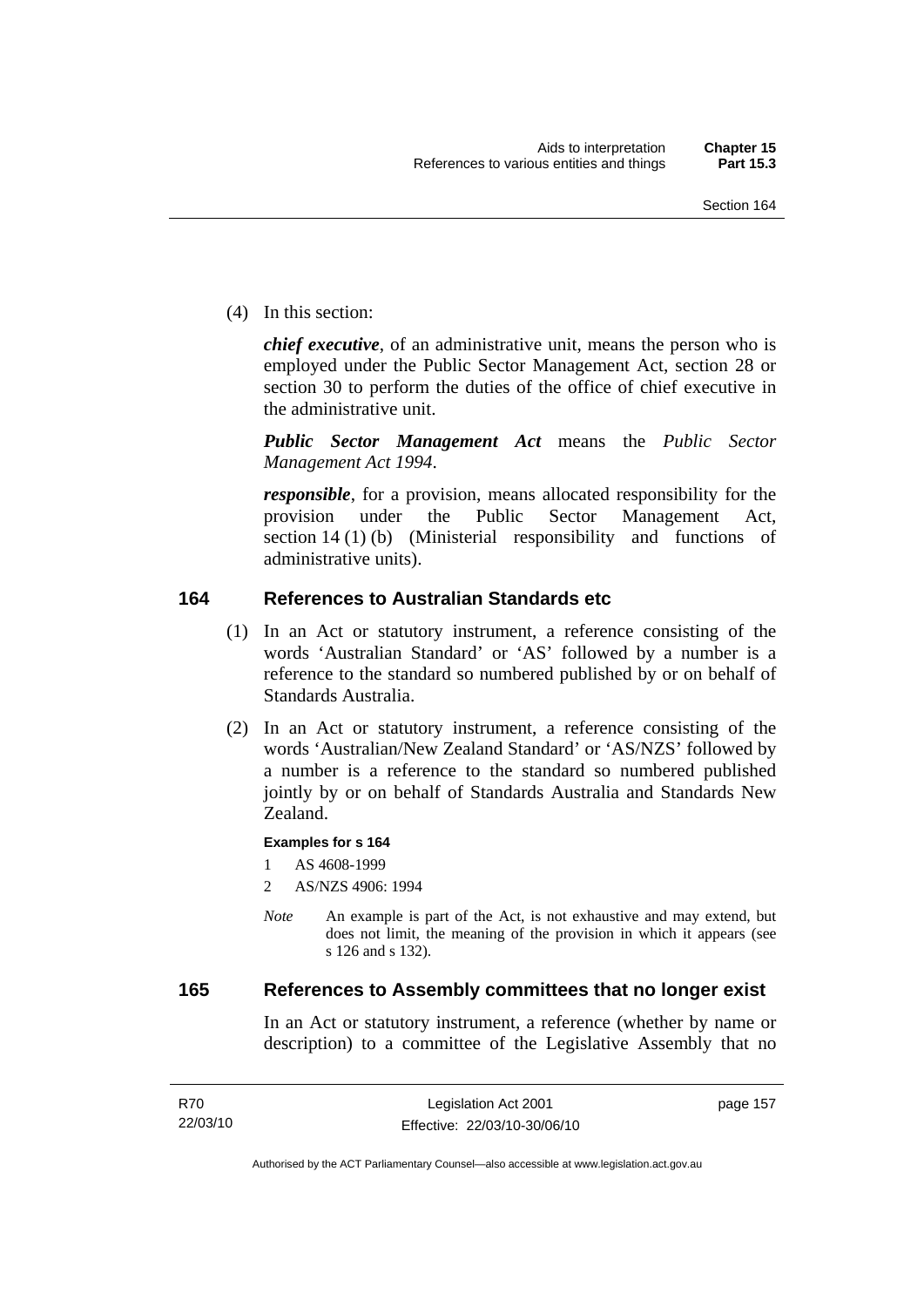(4) In this section:

*chief executive*, of an administrative unit, means the person who is employed under the Public Sector Management Act, section 28 or section 30 to perform the duties of the office of chief executive in the administrative unit.

*Public Sector Management Act* means the *Public Sector Management Act 1994*.

*responsible*, for a provision, means allocated responsibility for the provision under the Public Sector Management Act, section 14 (1) (b) (Ministerial responsibility and functions of administrative units).

## 164 References to Australian Standards etc

(1) In an Act or statutory instrument, a reference consisting of the words 'Australian Standard' or 'AS' followed by a number is a reference to the standard so numbered published by or on behalf of Standards Australia.

(2) In an Act or statutory instrument, a reference consisting of the words 'Australian/New Zealand Standard' or 'AS/NZS' followed by a number is a reference to the standard so numbered published jointly by or on behalf of Standards Australia and Standards New Zealand.

**Examples for s 164**

1 AS 4608-1999

2 AS/NZS 4906: 1994

*Note* An example is part of the Act, is not exhaustive and may extend, but does not limit, the meaning of the provision in which it appears (see s 126 and s 132).

## 165 References to Assembly committees that no longer exist

In an Act or statutory instrument, a reference (whether by name or description) to a committee of the Legislative Assembly that no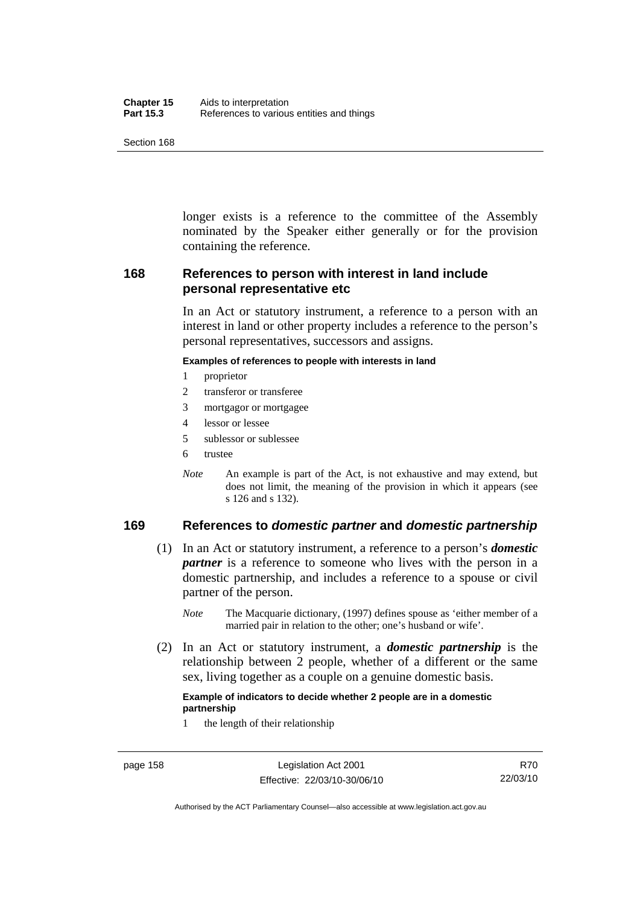longer exists is a reference to the committee of the Assembly nominated by the Speaker either generally or for the provision containing the reference.

## 168 References to person with interest in land include personal representative etc

In an Act or statutory instrument, a reference to a person with an interest in land or other property includes a reference to the person's personal representatives, successors and assigns.

**Examples of references to people with interests in land**

1 proprietor
2 transferor or transferee
3 mortgagor or mortgagee
4 lessor or lessee
5 sublessor or sublessee
6 trustee

*Note* An example is part of the Act, is not exhaustive and may extend, but does not limit, the meaning of the provision in which it appears (see s 126 and s 132).

## 169 References to *domestic partner* and *domestic partnership*

(1) In an Act or statutory instrument, a reference to a person's ***domestic partner*** is a reference to someone who lives with the person in a domestic partnership, and includes a reference to a spouse or civil partner of the person.

*Note* The Macquarie dictionary, (1997) defines spouse as 'either member of a married pair in relation to the other; one's husband or wife'.

(2) In an Act or statutory instrument, a ***domestic partnership*** is the relationship between 2 people, whether of a different or the same sex, living together as a couple on a genuine domestic basis.

**Example of indicators to decide whether 2 people are in a domestic partnership**

1 the length of their relationship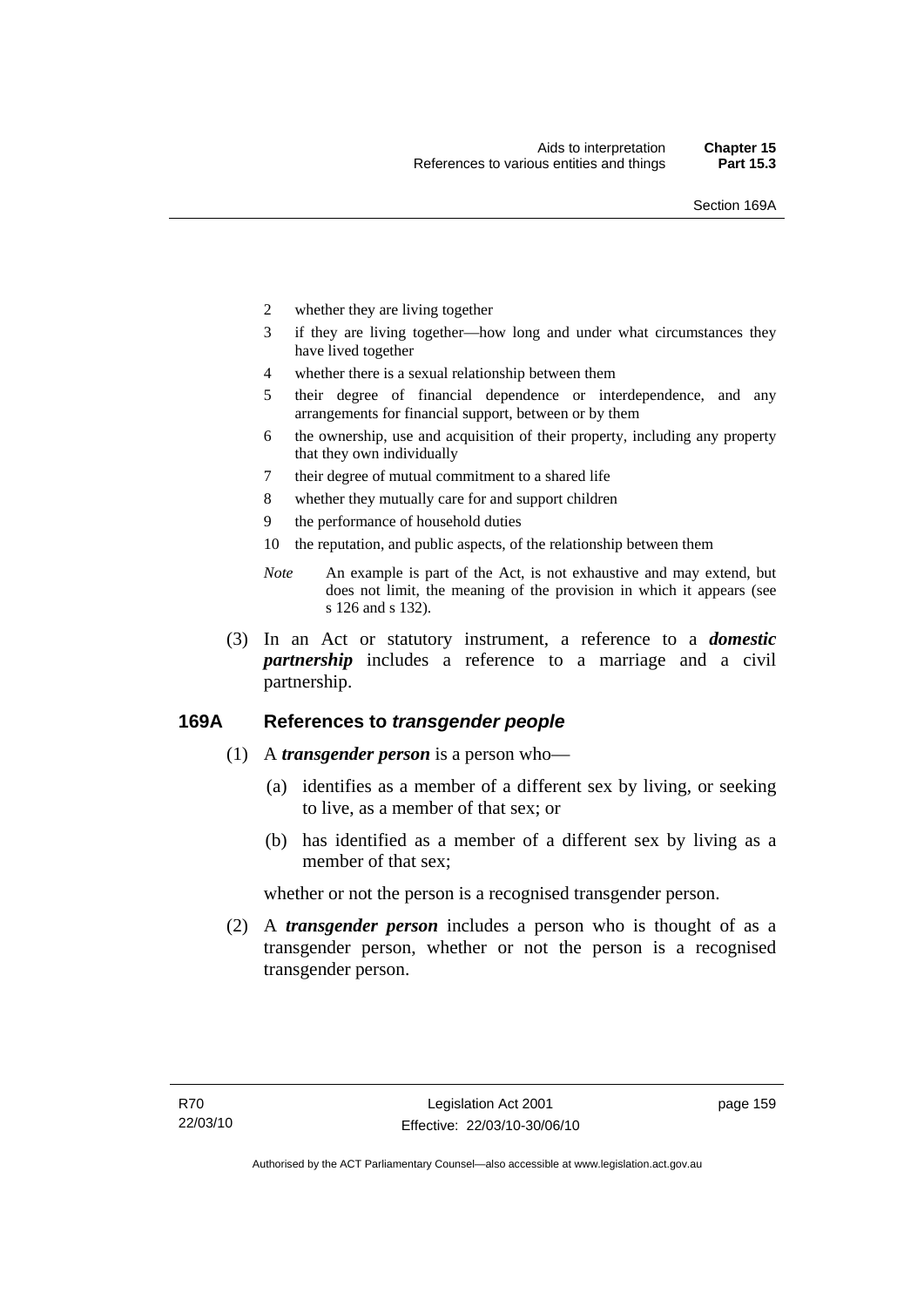2 whether they are living together

3 if they are living together—how long and under what circumstances they have lived together

4 whether there is a sexual relationship between them

5 their degree of financial dependence or interdependence, and any arrangements for financial support, between or by them

6 the ownership, use and acquisition of their property, including any property that they own individually

7 their degree of mutual commitment to a shared life

8 whether they mutually care for and support children

9 the performance of household duties

10 the reputation, and public aspects, of the relationship between them

*Note* An example is part of the Act, is not exhaustive and may extend, but does not limit, the meaning of the provision in which it appears (see s 126 and s 132).

(3) In an Act or statutory instrument, a reference to a ***domestic partnership*** includes a reference to a marriage and a civil partnership.

## 169A References to *transgender people*

(1) A ***transgender person*** is a person who—

(a) identifies as a member of a different sex by living, or seeking to live, as a member of that sex; or

(b) has identified as a member of a different sex by living as a member of that sex;

whether or not the person is a recognised transgender person.

(2) A ***transgender person*** includes a person who is thought of as a transgender person, whether or not the person is a recognised transgender person.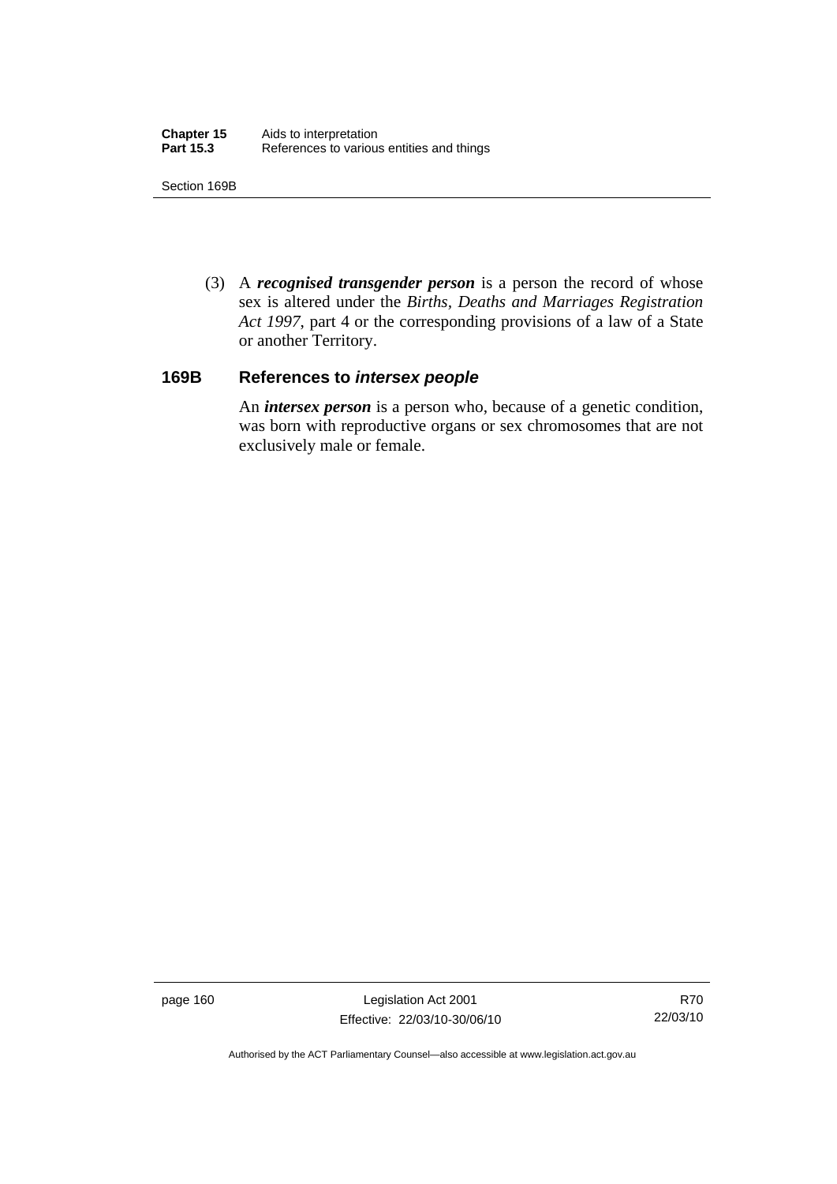(3) A ***recognised transgender person*** is a person the record of whose sex is altered under the *Births, Deaths and Marriages Registration Act 1997*, part 4 or the corresponding provisions of a law of a State or another Territory.

### 169B References to *intersex people*

An ***intersex person*** is a person who, because of a genetic condition, was born with reproductive organs or sex chromosomes that are not exclusively male or female.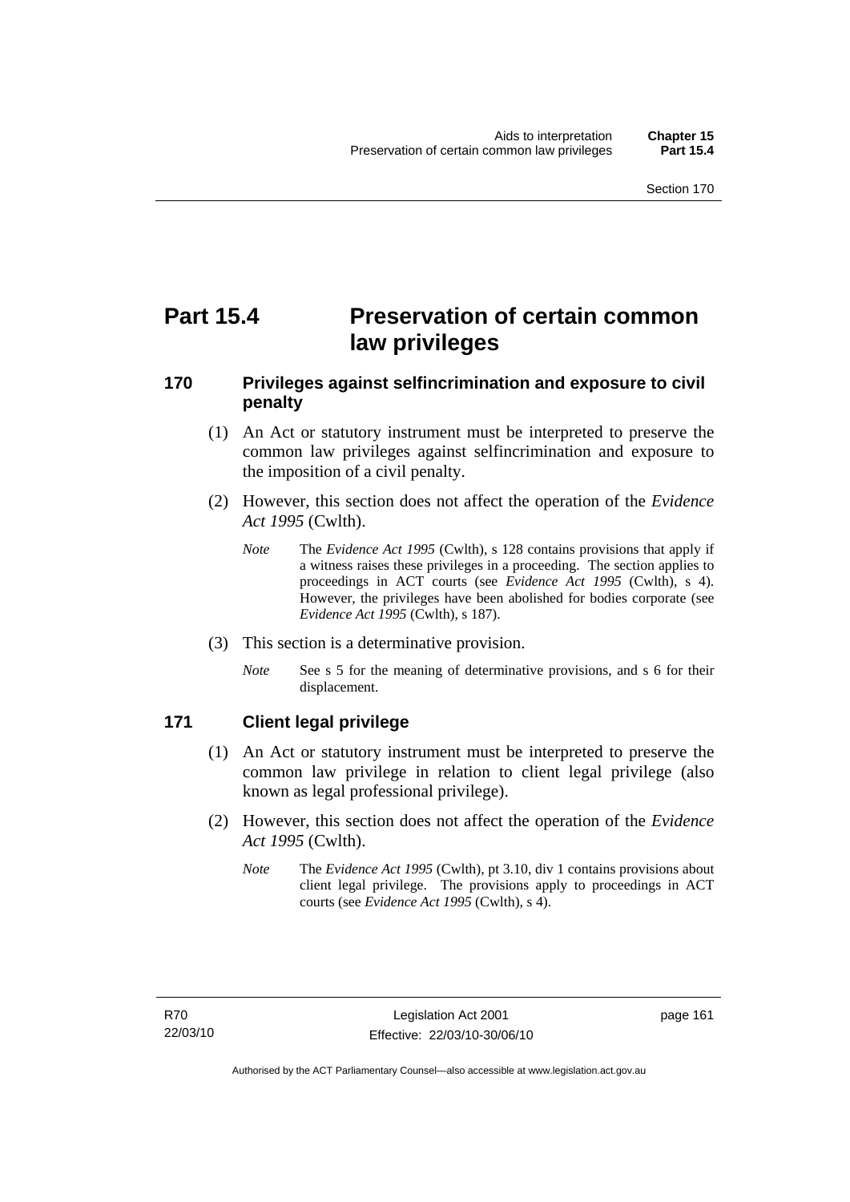# Part 15.4 Preservation of certain common law privileges

## 170 Privileges against selfincrimination and exposure to civil penalty

(1) An Act or statutory instrument must be interpreted to preserve the common law privileges against selfincrimination and exposure to the imposition of a civil penalty.

(2) However, this section does not affect the operation of the *Evidence Act 1995* (Cwlth).

*Note* The *Evidence Act 1995* (Cwlth), s 128 contains provisions that apply if a witness raises these privileges in a proceeding. The section applies to proceedings in ACT courts (see *Evidence Act 1995* (Cwlth), s 4). However, the privileges have been abolished for bodies corporate (see *Evidence Act 1995* (Cwlth), s 187).

(3) This section is a determinative provision.

*Note* See s 5 for the meaning of determinative provisions, and s 6 for their displacement.

## 171 Client legal privilege

(1) An Act or statutory instrument must be interpreted to preserve the common law privilege in relation to client legal privilege (also known as legal professional privilege).

(2) However, this section does not affect the operation of the *Evidence Act 1995* (Cwlth).

*Note* The *Evidence Act 1995* (Cwlth), pt 3.10, div 1 contains provisions about client legal privilege. The provisions apply to proceedings in ACT courts (see *Evidence Act 1995* (Cwlth), s 4).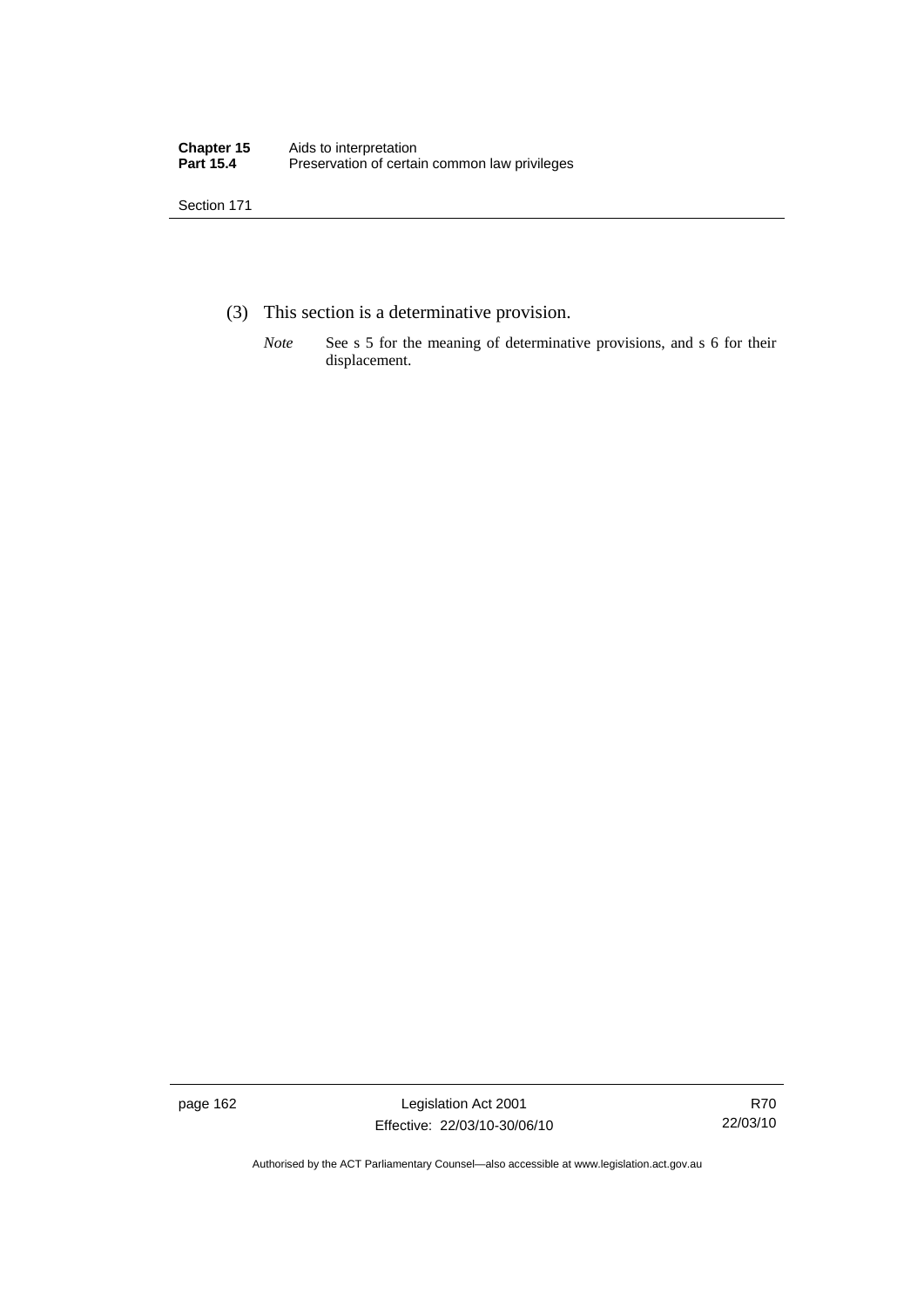(3) This section is a determinative provision.

*Note* See s 5 for the meaning of determinative provisions, and s 6 for their displacement.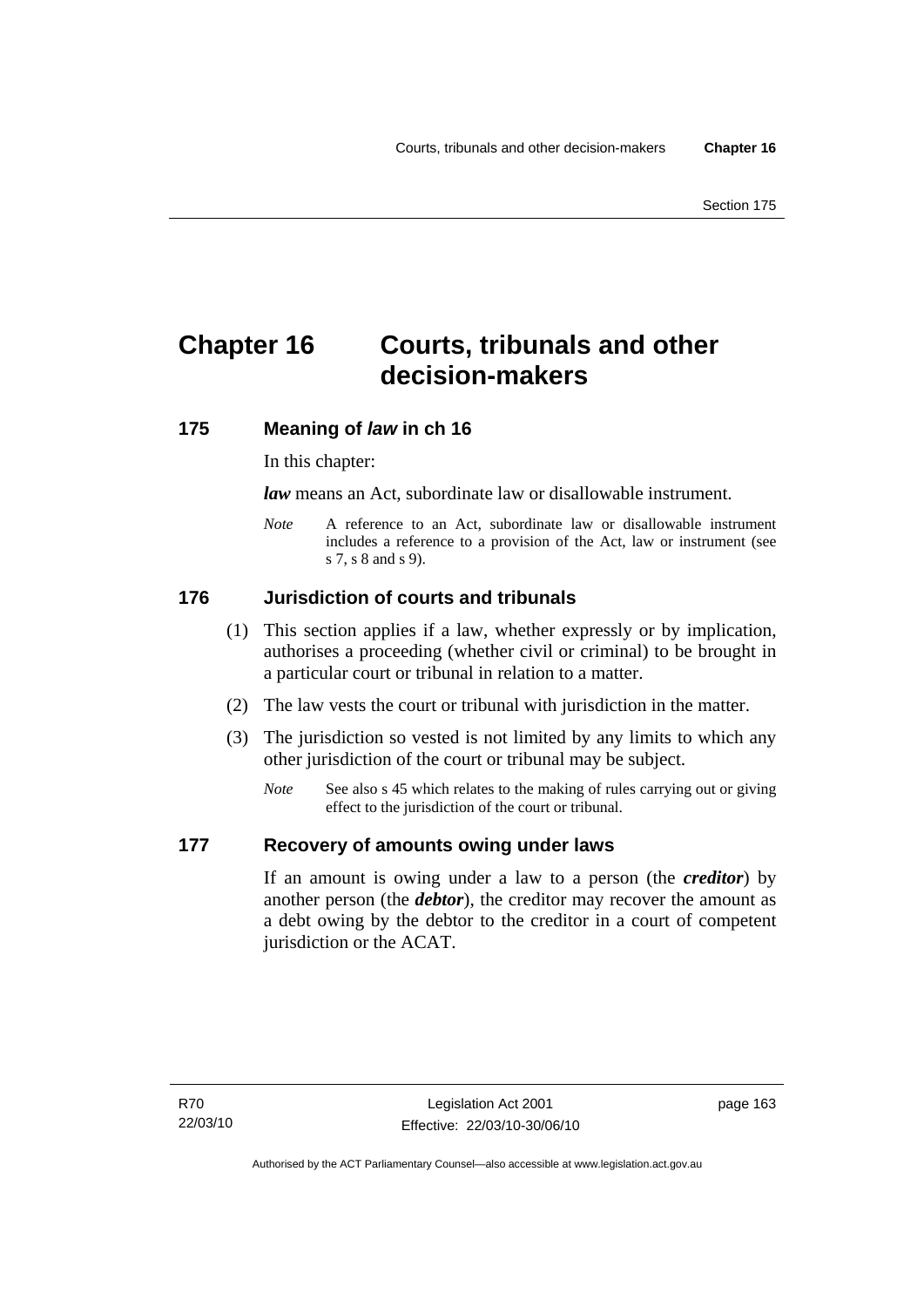# Chapter 16 Courts, tribunals and other decision-makers

## 175 Meaning of *law* in ch 16

In this chapter:

***law*** means an Act, subordinate law or disallowable instrument.

*Note* A reference to an Act, subordinate law or disallowable instrument includes a reference to a provision of the Act, law or instrument (see s 7, s 8 and s 9).

## 176 Jurisdiction of courts and tribunals

(1) This section applies if a law, whether expressly or by implication, authorises a proceeding (whether civil or criminal) to be brought in a particular court or tribunal in relation to a matter.

(2) The law vests the court or tribunal with jurisdiction in the matter.

(3) The jurisdiction so vested is not limited by any limits to which any other jurisdiction of the court or tribunal may be subject.

*Note* See also s 45 which relates to the making of rules carrying out or giving effect to the jurisdiction of the court or tribunal.

## 177 Recovery of amounts owing under laws

If an amount is owing under a law to a person (the ***creditor***) by another person (the ***debtor***), the creditor may recover the amount as a debt owing by the debtor to the creditor in a court of competent jurisdiction or the ACAT.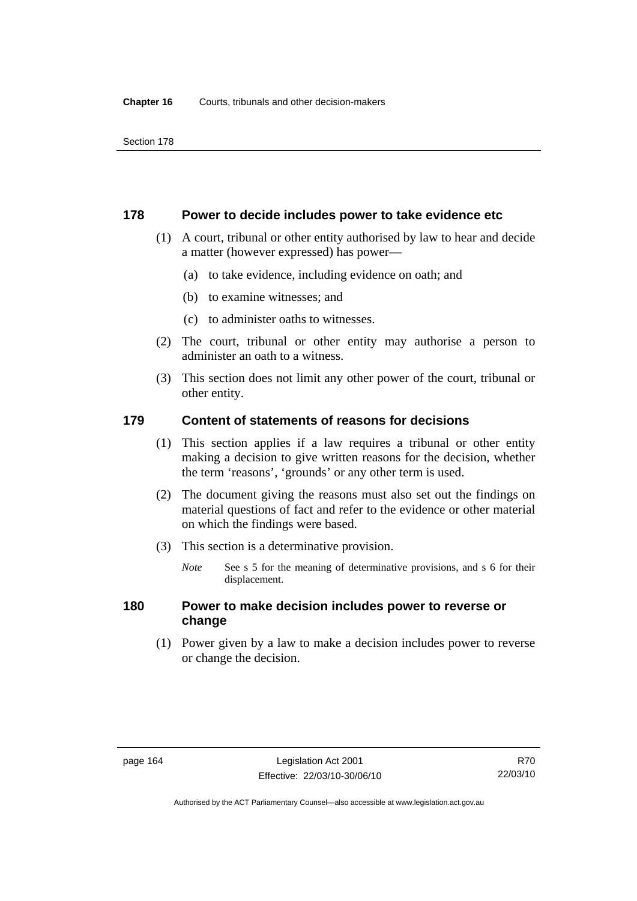## 178 Power to decide includes power to take evidence etc

(1) A court, tribunal or other entity authorised by law to hear and decide a matter (however expressed) has power—

(a) to take evidence, including evidence on oath; and

(b) to examine witnesses; and

(c) to administer oaths to witnesses.

(2) The court, tribunal or other entity may authorise a person to administer an oath to a witness.

(3) This section does not limit any other power of the court, tribunal or other entity.

## 179 Content of statements of reasons for decisions

(1) This section applies if a law requires a tribunal or other entity making a decision to give written reasons for the decision, whether the term 'reasons', 'grounds' or any other term is used.

(2) The document giving the reasons must also set out the findings on material questions of fact and refer to the evidence or other material on which the findings were based.

(3) This section is a determinative provision.

*Note* See s 5 for the meaning of determinative provisions, and s 6 for their displacement.

## 180 Power to make decision includes power to reverse or change

(1) Power given by a law to make a decision includes power to reverse or change the decision.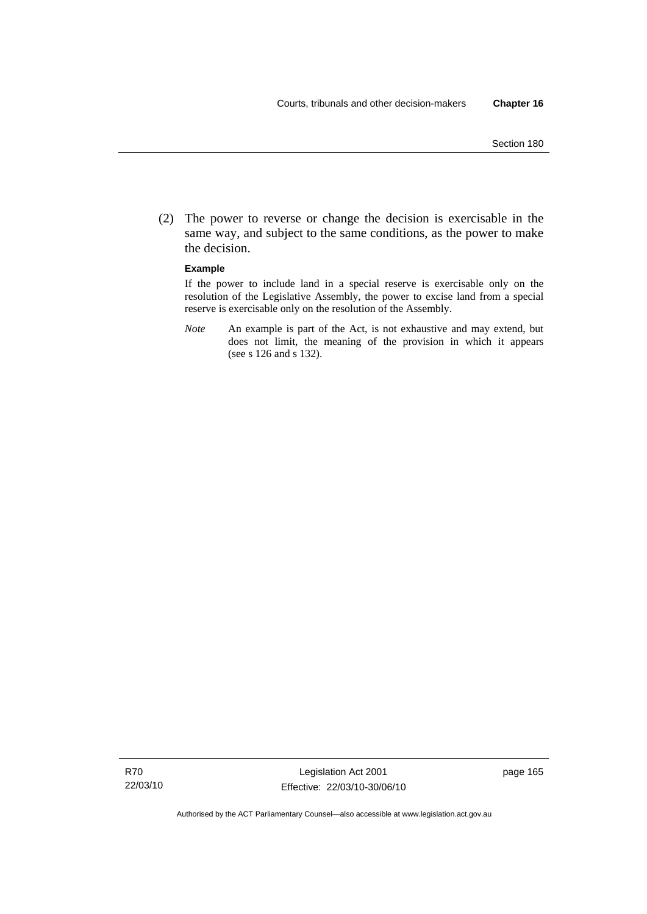(2) The power to reverse or change the decision is exercisable in the same way, and subject to the same conditions, as the power to make the decision.

**Example**

If the power to include land in a special reserve is exercisable only on the resolution of the Legislative Assembly, the power to excise land from a special reserve is exercisable only on the resolution of the Assembly.

*Note* An example is part of the Act, is not exhaustive and may extend, but does not limit, the meaning of the provision in which it appears (see s 126 and s 132).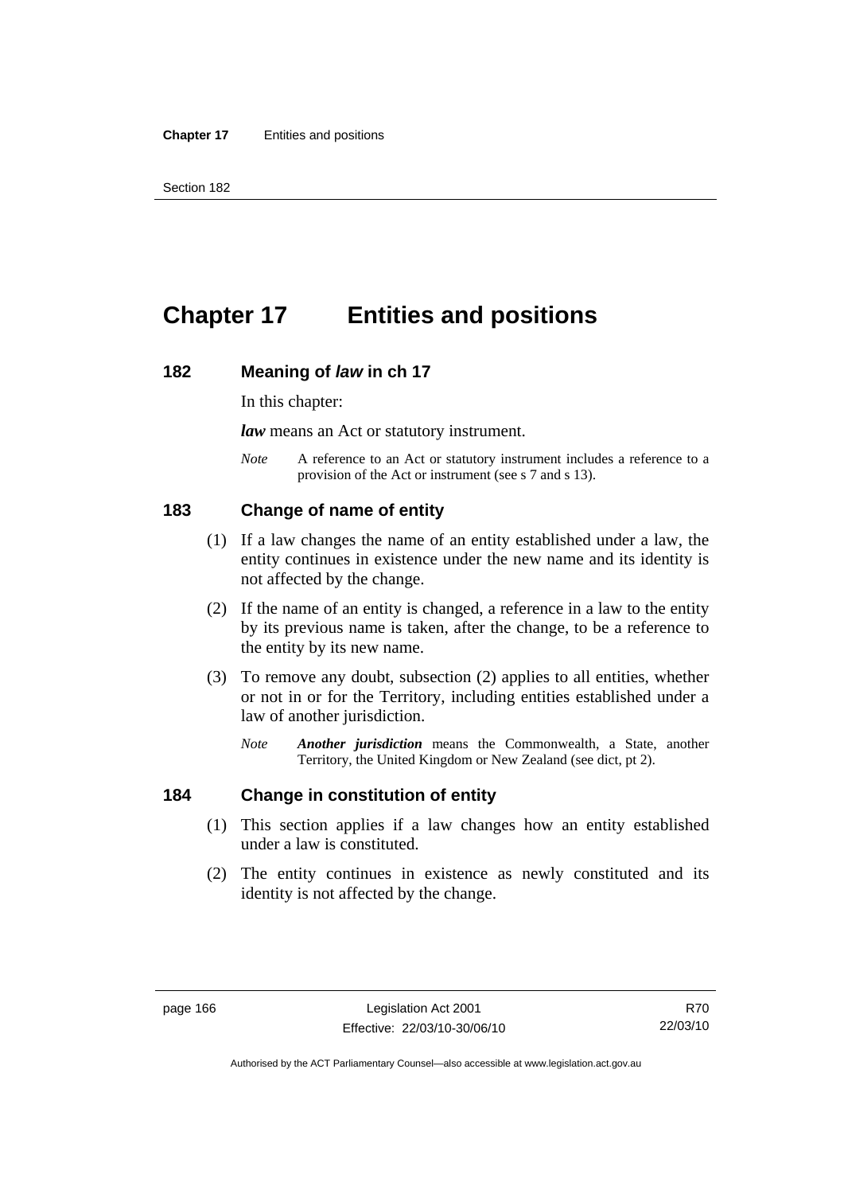# Chapter 17 Entities and positions

## 182 Meaning of *law* in ch 17

In this chapter:

***law*** means an Act or statutory instrument.

*Note* A reference to an Act or statutory instrument includes a reference to a provision of the Act or instrument (see s 7 and s 13).

## 183 Change of name of entity

(1) If a law changes the name of an entity established under a law, the entity continues in existence under the new name and its identity is not affected by the change.

(2) If the name of an entity is changed, a reference in a law to the entity by its previous name is taken, after the change, to be a reference to the entity by its new name.

(3) To remove any doubt, subsection (2) applies to all entities, whether or not in or for the Territory, including entities established under a law of another jurisdiction.

*Note* ***Another jurisdiction*** means the Commonwealth, a State, another Territory, the United Kingdom or New Zealand (see dict, pt 2).

## 184 Change in constitution of entity

(1) This section applies if a law changes how an entity established under a law is constituted.

(2) The entity continues in existence as newly constituted and its identity is not affected by the change.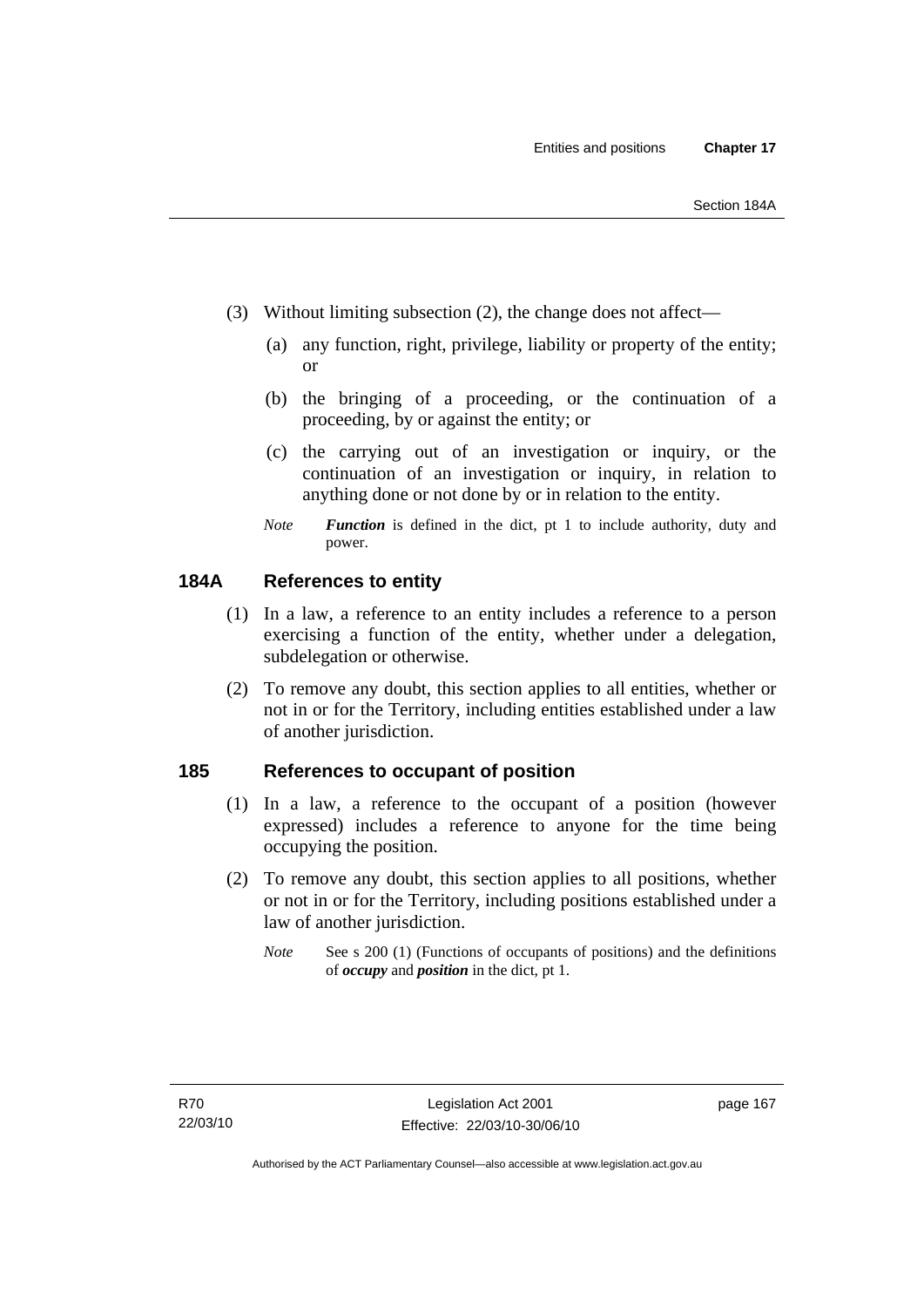(3) Without limiting subsection (2), the change does not affect—

(a) any function, right, privilege, liability or property of the entity; or

(b) the bringing of a proceeding, or the continuation of a proceeding, by or against the entity; or

(c) the carrying out of an investigation or inquiry, or the continuation of an investigation or inquiry, in relation to anything done or not done by or in relation to the entity.

*Note* ***Function*** is defined in the dict, pt 1 to include authority, duty and power.

## 184A References to entity

(1) In a law, a reference to an entity includes a reference to a person exercising a function of the entity, whether under a delegation, subdelegation or otherwise.

(2) To remove any doubt, this section applies to all entities, whether or not in or for the Territory, including entities established under a law of another jurisdiction.

## 185 References to occupant of position

(1) In a law, a reference to the occupant of a position (however expressed) includes a reference to anyone for the time being occupying the position.

(2) To remove any doubt, this section applies to all positions, whether or not in or for the Territory, including positions established under a law of another jurisdiction.

*Note* See s 200 (1) (Functions of occupants of positions) and the definitions of ***occupy*** and ***position*** in the dict, pt 1.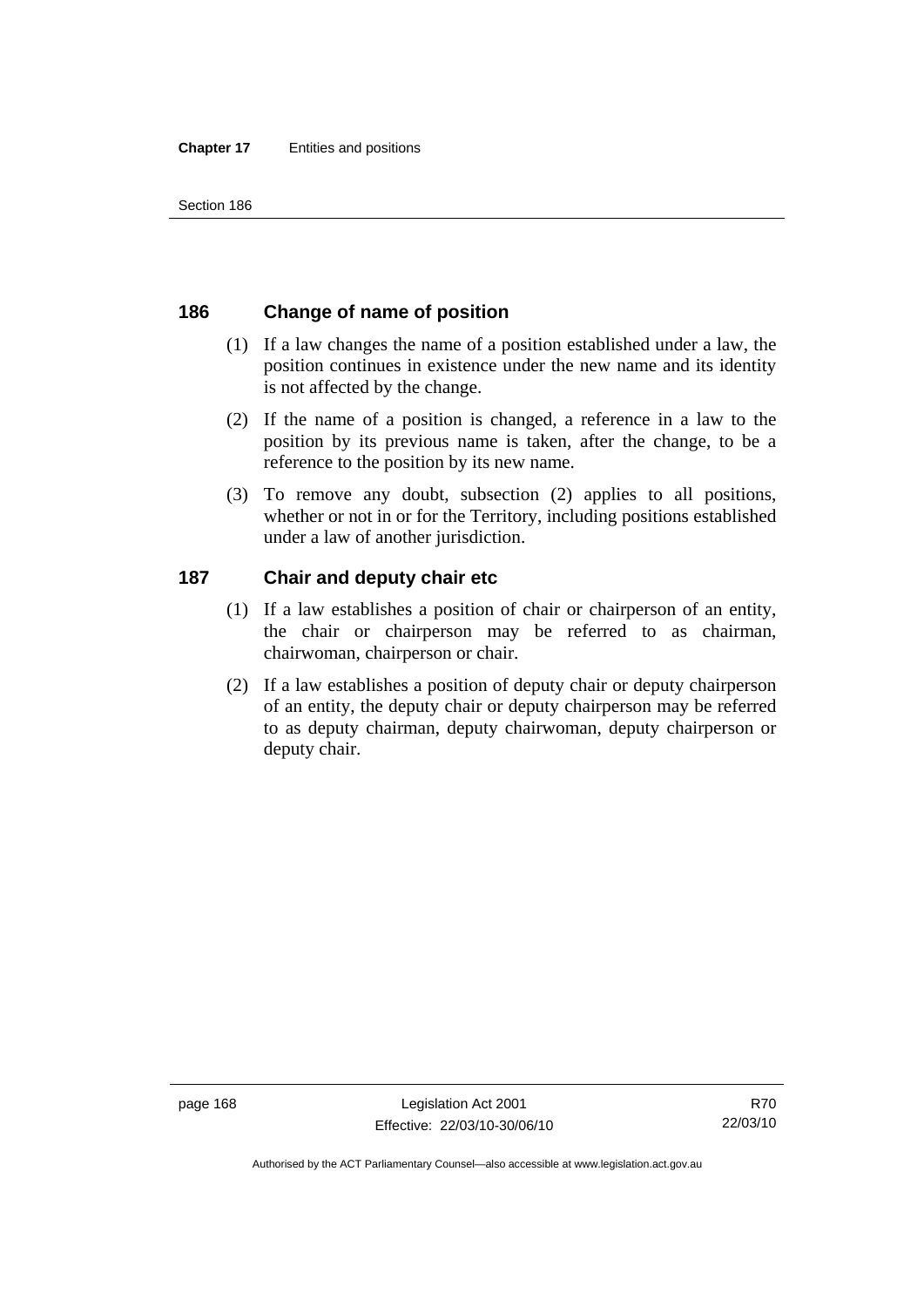## 186 Change of name of position

(1) If a law changes the name of a position established under a law, the position continues in existence under the new name and its identity is not affected by the change.

(2) If the name of a position is changed, a reference in a law to the position by its previous name is taken, after the change, to be a reference to the position by its new name.

(3) To remove any doubt, subsection (2) applies to all positions, whether or not in or for the Territory, including positions established under a law of another jurisdiction.

## 187 Chair and deputy chair etc

(1) If a law establishes a position of chair or chairperson of an entity, the chair or chairperson may be referred to as chairman, chairwoman, chairperson or chair.

(2) If a law establishes a position of deputy chair or deputy chairperson of an entity, the deputy chair or deputy chairperson may be referred to as deputy chairman, deputy chairwoman, deputy chairperson or deputy chair.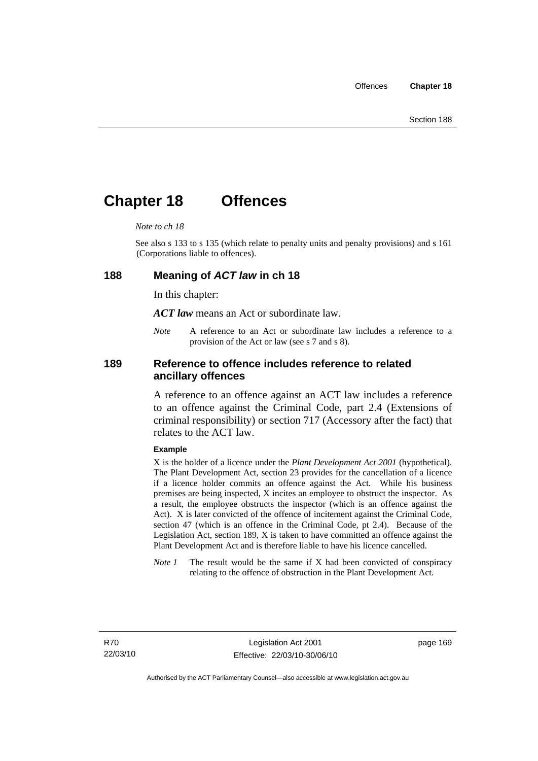# Chapter 18 Offences

*Note to ch 18*

See also s 133 to s 135 (which relate to penalty units and penalty provisions) and s 161 (Corporations liable to offences).

## 188 Meaning of *ACT law* in ch 18

In this chapter:

***ACT law*** means an Act or subordinate law.

*Note* A reference to an Act or subordinate law includes a reference to a provision of the Act or law (see s 7 and s 8).

## 189 Reference to offence includes reference to related ancillary offences

A reference to an offence against an ACT law includes a reference to an offence against the Criminal Code, part 2.4 (Extensions of criminal responsibility) or section 717 (Accessory after the fact) that relates to the ACT law.

**Example**

X is the holder of a licence under the *Plant Development Act 2001* (hypothetical). The Plant Development Act, section 23 provides for the cancellation of a licence if a licence holder commits an offence against the Act. While his business premises are being inspected, X incites an employee to obstruct the inspector. As a result, the employee obstructs the inspector (which is an offence against the Act). X is later convicted of the offence of incitement against the Criminal Code, section 47 (which is an offence in the Criminal Code, pt 2.4). Because of the Legislation Act, section 189, X is taken to have committed an offence against the Plant Development Act and is therefore liable to have his licence cancelled.

*Note 1* The result would be the same if X had been convicted of conspiracy relating to the offence of obstruction in the Plant Development Act.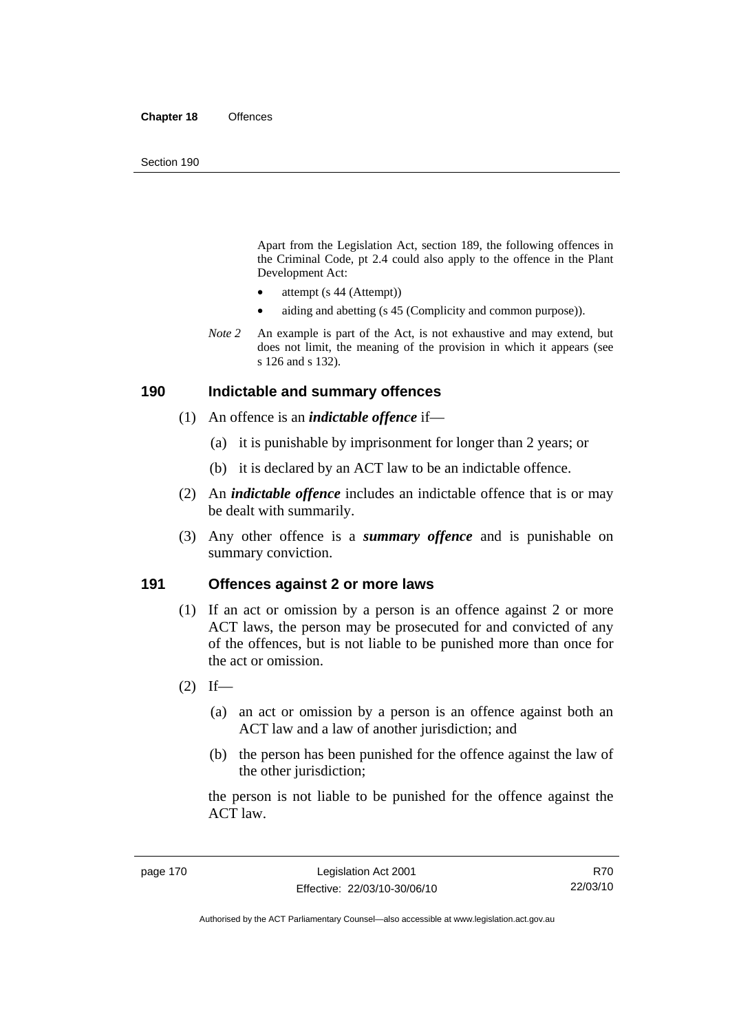Apart from the Legislation Act, section 189, the following offences in the Criminal Code, pt 2.4 could also apply to the offence in the Plant Development Act:

- attempt (s 44 (Attempt))
- aiding and abetting (s 45 (Complicity and common purpose)).

*Note 2* An example is part of the Act, is not exhaustive and may extend, but does not limit, the meaning of the provision in which it appears (see s 126 and s 132).

## 190 Indictable and summary offences

(1) An offence is an ***indictable offence*** if—

(a) it is punishable by imprisonment for longer than 2 years; or

(b) it is declared by an ACT law to be an indictable offence.

(2) An ***indictable offence*** includes an indictable offence that is or may be dealt with summarily.

(3) Any other offence is a ***summary offence*** and is punishable on summary conviction.

## 191 Offences against 2 or more laws

(1) If an act or omission by a person is an offence against 2 or more ACT laws, the person may be prosecuted for and convicted of any of the offences, but is not liable to be punished more than once for the act or omission.

(2) If—

(a) an act or omission by a person is an offence against both an ACT law and a law of another jurisdiction; and

(b) the person has been punished for the offence against the law of the other jurisdiction;

the person is not liable to be punished for the offence against the ACT law.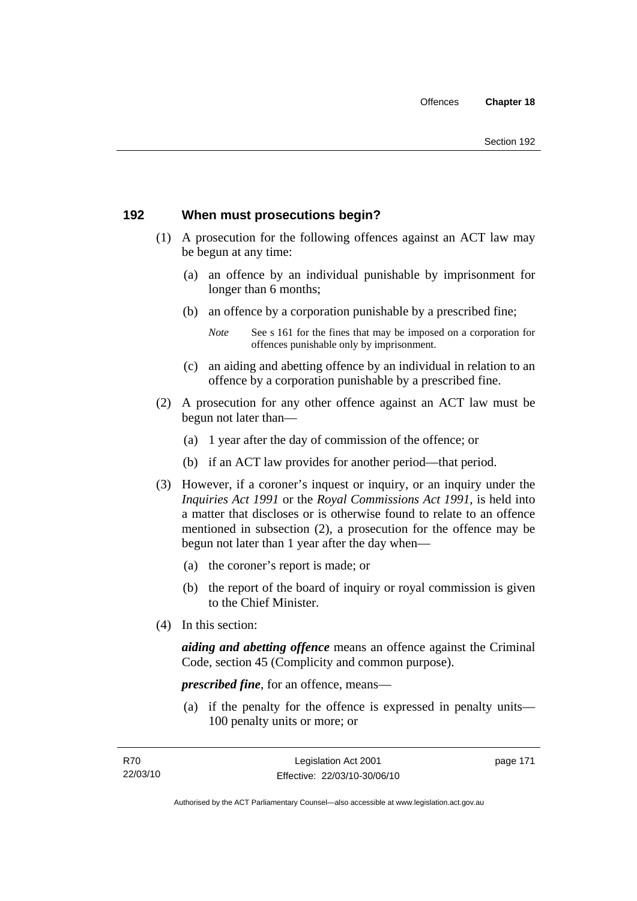## 192 When must prosecutions begin?

(1) A prosecution for the following offences against an ACT law may be begun at any time:

(a) an offence by an individual punishable by imprisonment for longer than 6 months;

(b) an offence by a corporation punishable by a prescribed fine;

*Note* See s 161 for the fines that may be imposed on a corporation for offences punishable only by imprisonment.

(c) an aiding and abetting offence by an individual in relation to an offence by a corporation punishable by a prescribed fine.

(2) A prosecution for any other offence against an ACT law must be begun not later than—

(a) 1 year after the day of commission of the offence; or

(b) if an ACT law provides for another period—that period.

(3) However, if a coroner's inquest or inquiry, or an inquiry under the *Inquiries Act 1991* or the *Royal Commissions Act 1991*, is held into a matter that discloses or is otherwise found to relate to an offence mentioned in subsection (2), a prosecution for the offence may be begun not later than 1 year after the day when—

(a) the coroner's report is made; or

(b) the report of the board of inquiry or royal commission is given to the Chief Minister.

(4) In this section:

***aiding and abetting offence*** means an offence against the Criminal Code, section 45 (Complicity and common purpose).

***prescribed fine***, for an offence, means—

(a) if the penalty for the offence is expressed in penalty units—100 penalty units or more; or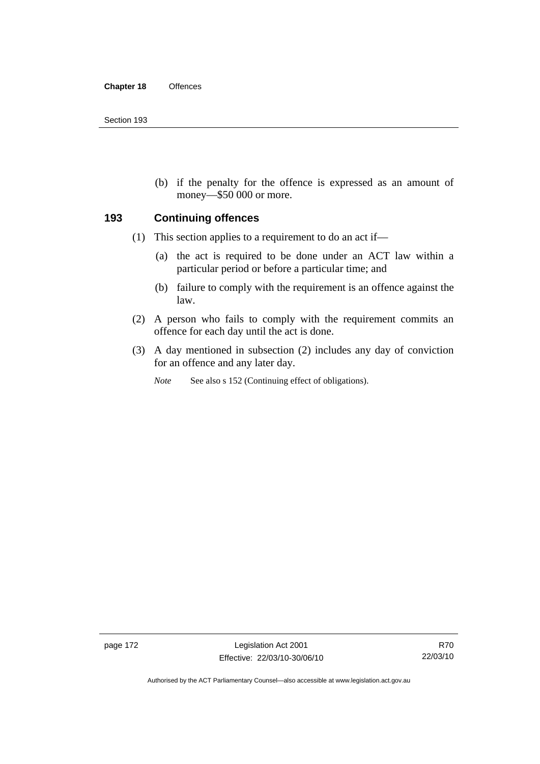(b) if the penalty for the offence is expressed as an amount of money—$50 000 or more.

## 193 Continuing offences

(1) This section applies to a requirement to do an act if—

(a) the act is required to be done under an ACT law within a particular period or before a particular time; and

(b) failure to comply with the requirement is an offence against the law.

(2) A person who fails to comply with the requirement commits an offence for each day until the act is done.

(3) A day mentioned in subsection (2) includes any day of conviction for an offence and any later day.

*Note* See also s 152 (Continuing effect of obligations).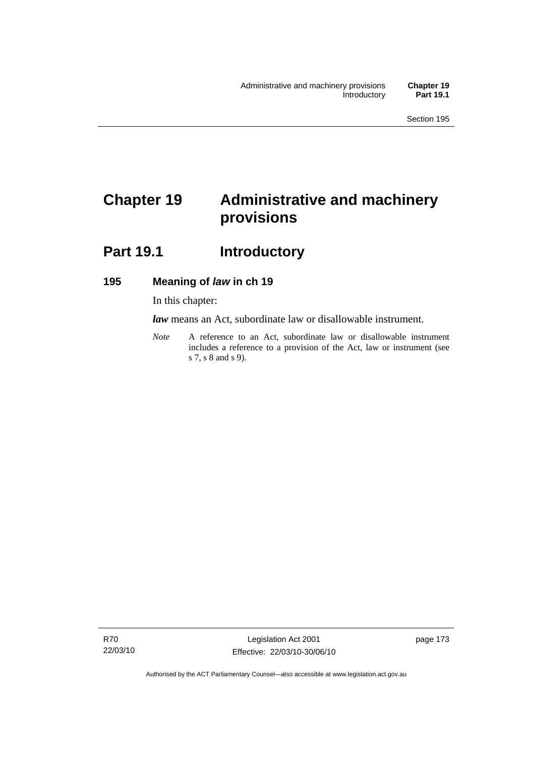# Chapter 19 Administrative and machinery provisions

## Part 19.1 Introductory

### 195 Meaning of *law* in ch 19

In this chapter:

***law*** means an Act, subordinate law or disallowable instrument.

*Note* A reference to an Act, subordinate law or disallowable instrument includes a reference to a provision of the Act, law or instrument (see s 7, s 8 and s 9).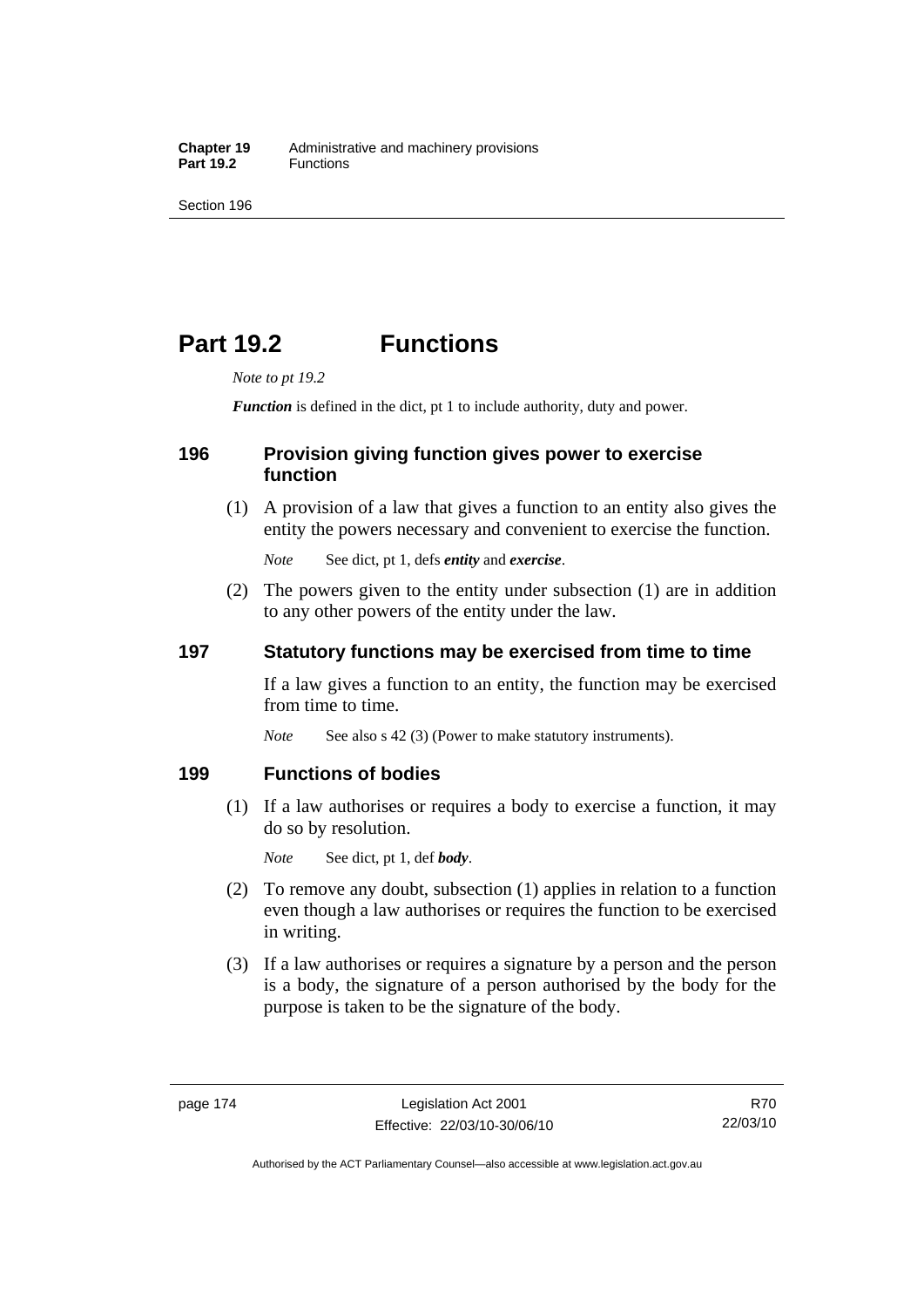# Part 19.2 Functions

*Note to pt 19.2*

***Function*** is defined in the dict, pt 1 to include authority, duty and power.

## 196 Provision giving function gives power to exercise function

(1) A provision of a law that gives a function to an entity also gives the entity the powers necessary and convenient to exercise the function.

*Note* See dict, pt 1, defs ***entity*** and ***exercise***.

(2) The powers given to the entity under subsection (1) are in addition to any other powers of the entity under the law.

## 197 Statutory functions may be exercised from time to time

If a law gives a function to an entity, the function may be exercised from time to time.

*Note* See also s 42 (3) (Power to make statutory instruments).

## 199 Functions of bodies

(1) If a law authorises or requires a body to exercise a function, it may do so by resolution.

*Note* See dict, pt 1, def ***body***.

(2) To remove any doubt, subsection (1) applies in relation to a function even though a law authorises or requires the function to be exercised in writing.

(3) If a law authorises or requires a signature by a person and the person is a body, the signature of a person authorised by the body for the purpose is taken to be the signature of the body.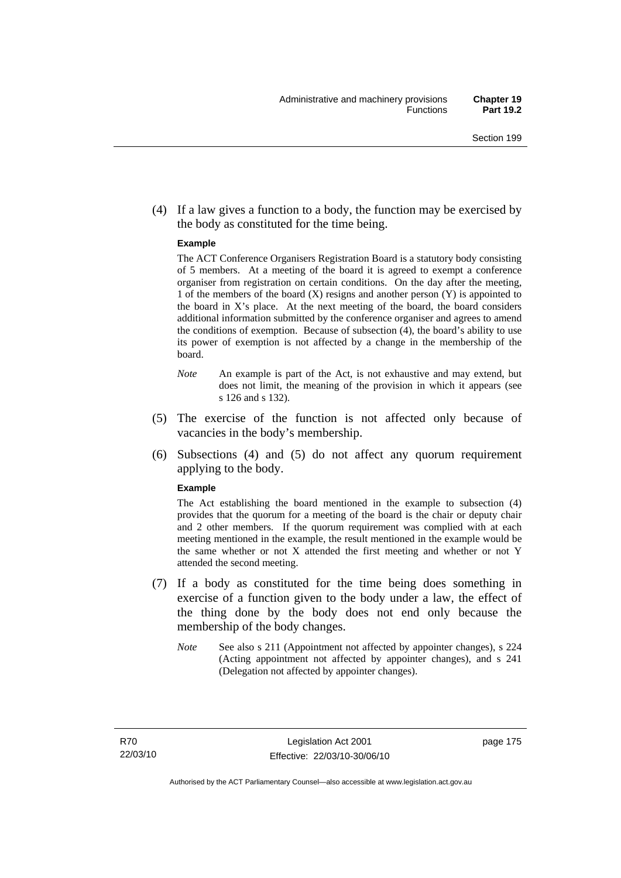(4) If a law gives a function to a body, the function may be exercised by the body as constituted for the time being.

**Example**

The ACT Conference Organisers Registration Board is a statutory body consisting of 5 members. At a meeting of the board it is agreed to exempt a conference organiser from registration on certain conditions. On the day after the meeting, 1 of the members of the board (X) resigns and another person (Y) is appointed to the board in X's place. At the next meeting of the board, the board considers additional information submitted by the conference organiser and agrees to amend the conditions of exemption. Because of subsection (4), the board's ability to use its power of exemption is not affected by a change in the membership of the board.

*Note* An example is part of the Act, is not exhaustive and may extend, but does not limit, the meaning of the provision in which it appears (see s 126 and s 132).

(5) The exercise of the function is not affected only because of vacancies in the body's membership.

(6) Subsections (4) and (5) do not affect any quorum requirement applying to the body.

**Example**

The Act establishing the board mentioned in the example to subsection (4) provides that the quorum for a meeting of the board is the chair or deputy chair and 2 other members. If the quorum requirement was complied with at each meeting mentioned in the example, the result mentioned in the example would be the same whether or not X attended the first meeting and whether or not Y attended the second meeting.

(7) If a body as constituted for the time being does something in exercise of a function given to the body under a law, the effect of the thing done by the body does not end only because the membership of the body changes.

*Note* See also s 211 (Appointment not affected by appointer changes), s 224 (Acting appointment not affected by appointer changes), and s 241 (Delegation not affected by appointer changes).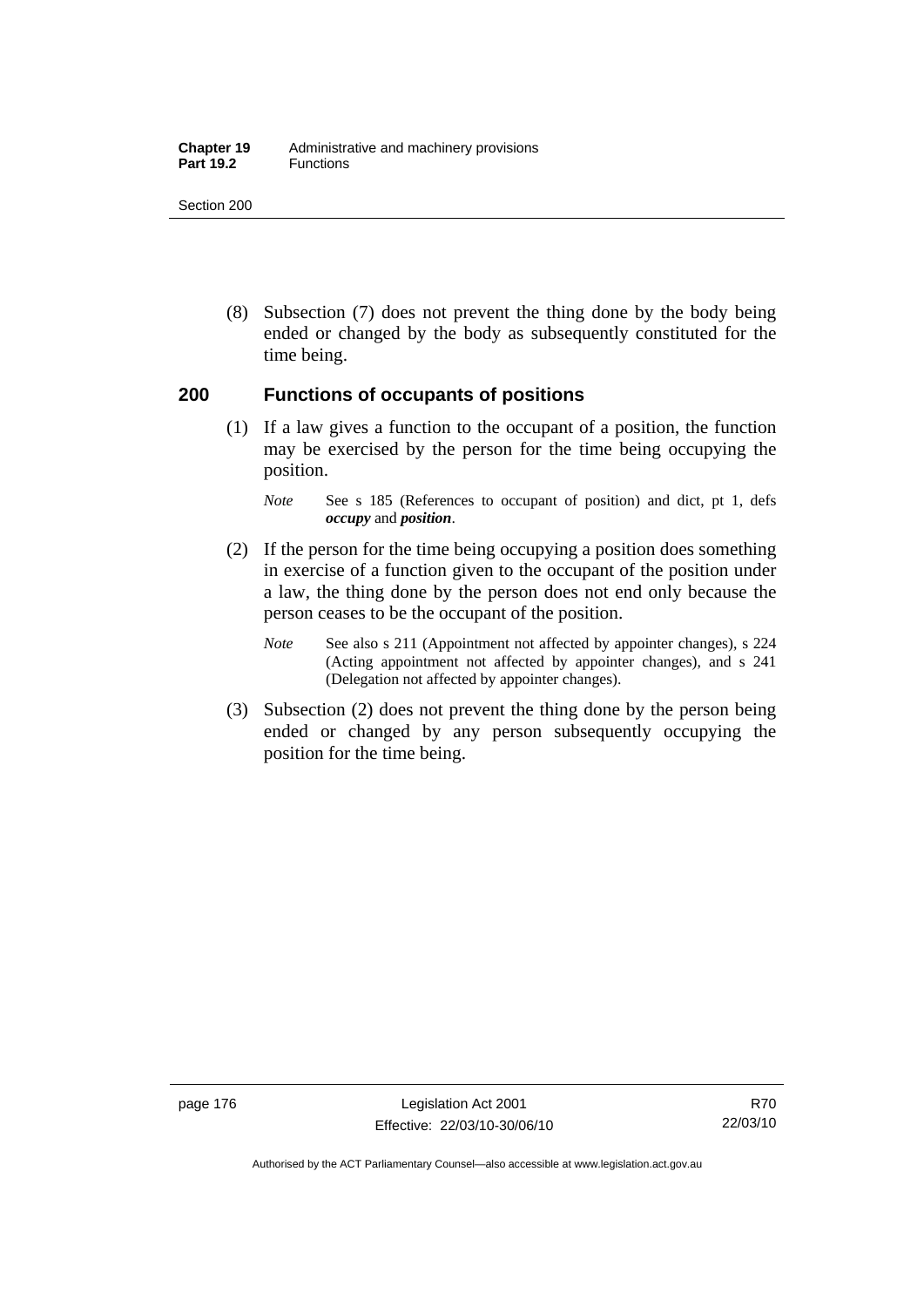(8) Subsection (7) does not prevent the thing done by the body being ended or changed by the body as subsequently constituted for the time being.

## 200 Functions of occupants of positions

(1) If a law gives a function to the occupant of a position, the function may be exercised by the person for the time being occupying the position.

*Note* See s 185 (References to occupant of position) and dict, pt 1, defs ***occupy*** and ***position***.

(2) If the person for the time being occupying a position does something in exercise of a function given to the occupant of the position under a law, the thing done by the person does not end only because the person ceases to be the occupant of the position.

*Note* See also s 211 (Appointment not affected by appointer changes), s 224 (Acting appointment not affected by appointer changes), and s 241 (Delegation not affected by appointer changes).

(3) Subsection (2) does not prevent the thing done by the person being ended or changed by any person subsequently occupying the position for the time being.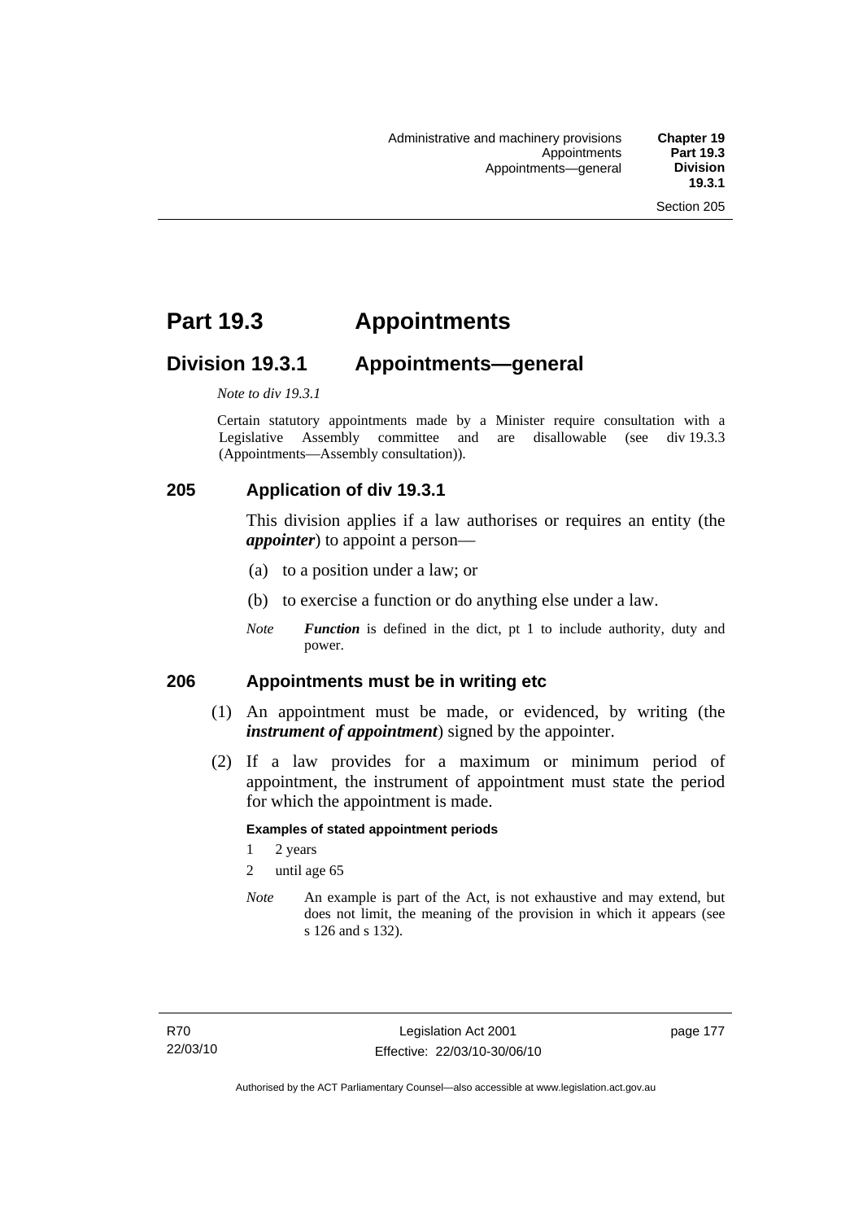# Part 19.3 Appointments

## Division 19.3.1 Appointments—general

*Note to div 19.3.1*

Certain statutory appointments made by a Minister require consultation with a Legislative Assembly committee and are disallowable (see div 19.3.3 (Appointments—Assembly consultation)).

### 205 Application of div 19.3.1

This division applies if a law authorises or requires an entity (the ***appointer***) to appoint a person—

(a) to a position under a law; or

(b) to exercise a function or do anything else under a law.

*Note* ***Function*** is defined in the dict, pt 1 to include authority, duty and power.

### 206 Appointments must be in writing etc

(1) An appointment must be made, or evidenced, by writing (the ***instrument of appointment***) signed by the appointer.

(2) If a law provides for a maximum or minimum period of appointment, the instrument of appointment must state the period for which the appointment is made.

**Examples of stated appointment periods**

1 2 years

2 until age 65

*Note* An example is part of the Act, is not exhaustive and may extend, but does not limit, the meaning of the provision in which it appears (see s 126 and s 132).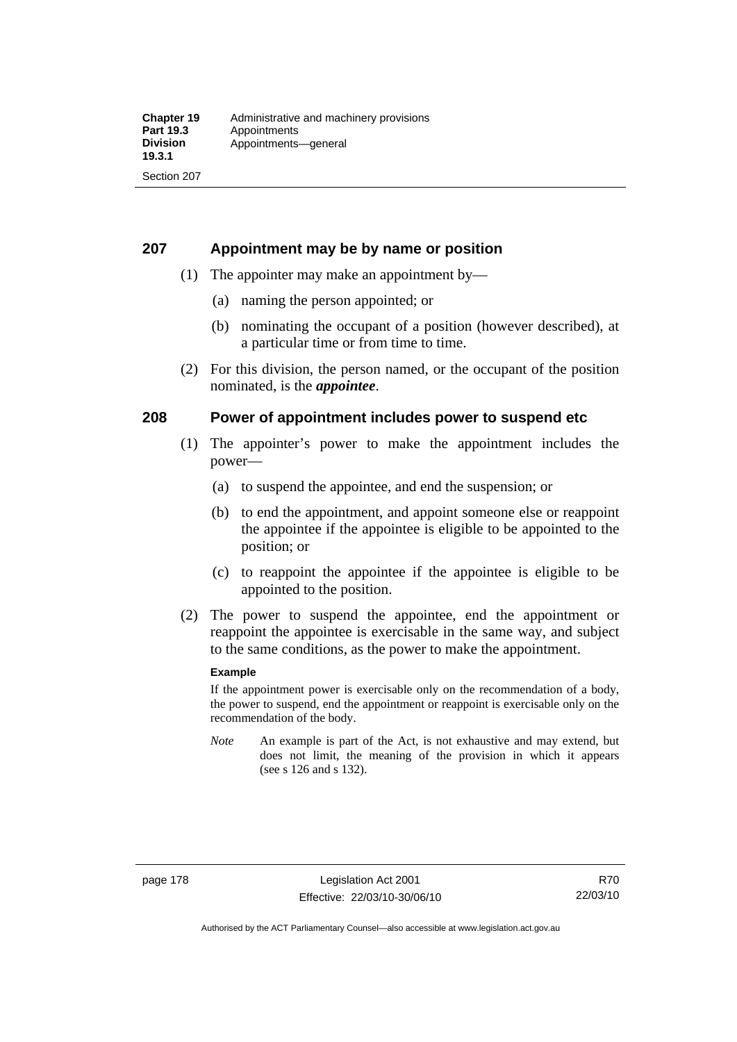## 207 Appointment may be by name or position

(1) The appointer may make an appointment by—

(a) naming the person appointed; or

(b) nominating the occupant of a position (however described), at a particular time or from time to time.

(2) For this division, the person named, or the occupant of the position nominated, is the ***appointee***.

## 208 Power of appointment includes power to suspend etc

(1) The appointer's power to make the appointment includes the power—

(a) to suspend the appointee, and end the suspension; or

(b) to end the appointment, and appoint someone else or reappoint the appointee if the appointee is eligible to be appointed to the position; or

(c) to reappoint the appointee if the appointee is eligible to be appointed to the position.

(2) The power to suspend the appointee, end the appointment or reappoint the appointee is exercisable in the same way, and subject to the same conditions, as the power to make the appointment.

**Example**

If the appointment power is exercisable only on the recommendation of a body, the power to suspend, end the appointment or reappoint is exercisable only on the recommendation of the body.

*Note* An example is part of the Act, is not exhaustive and may extend, but does not limit, the meaning of the provision in which it appears (see s 126 and s 132).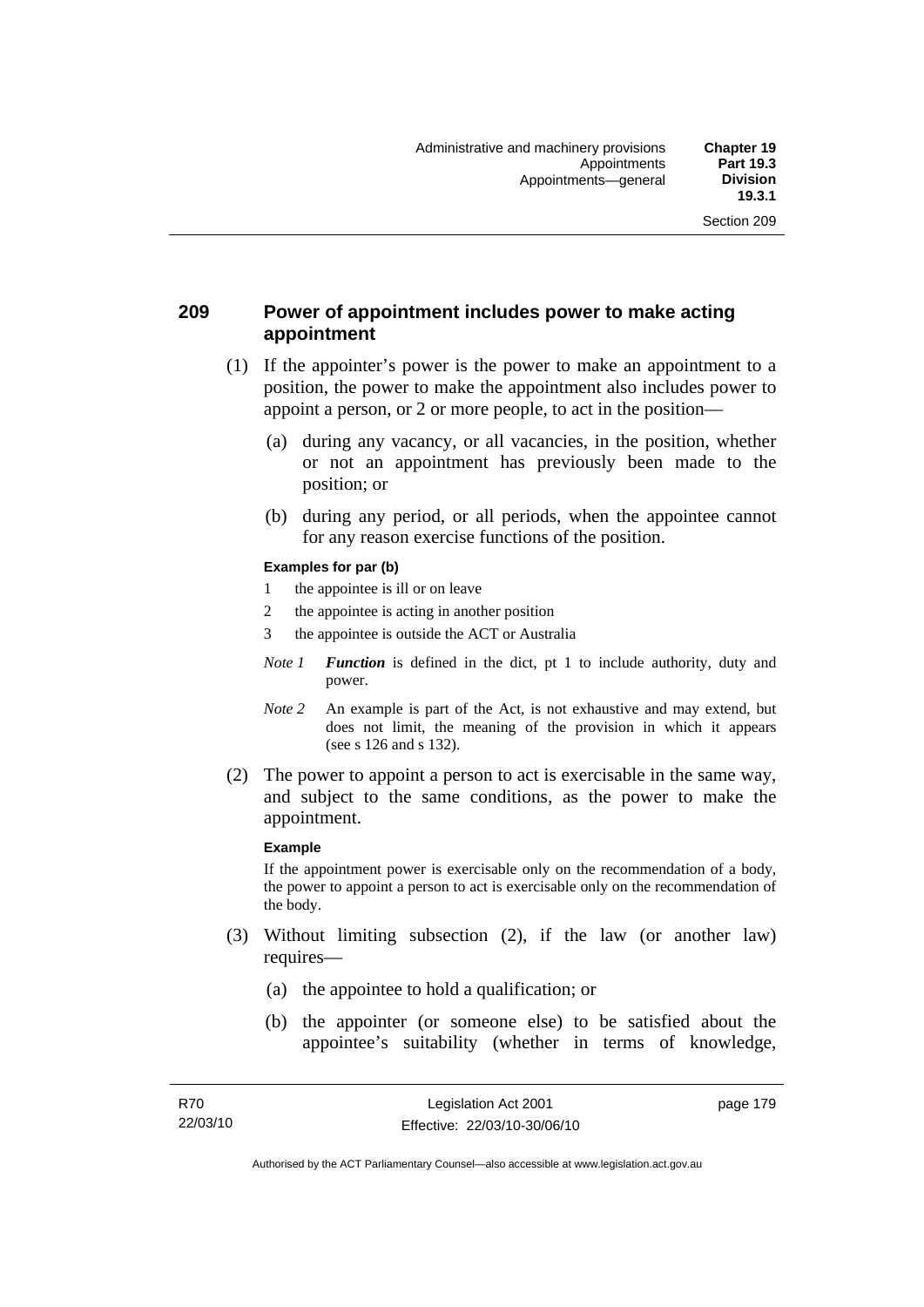## 209 Power of appointment includes power to make acting appointment

(1) If the appointer's power is the power to make an appointment to a position, the power to make the appointment also includes power to appoint a person, or 2 or more people, to act in the position—

(a) during any vacancy, or all vacancies, in the position, whether or not an appointment has previously been made to the position; or

(b) during any period, or all periods, when the appointee cannot for any reason exercise functions of the position.

**Examples for par (b)**

1 the appointee is ill or on leave

2 the appointee is acting in another position

3 the appointee is outside the ACT or Australia

*Note 1* ***Function*** is defined in the dict, pt 1 to include authority, duty and power.

*Note 2* An example is part of the Act, is not exhaustive and may extend, but does not limit, the meaning of the provision in which it appears (see s 126 and s 132).

(2) The power to appoint a person to act is exercisable in the same way, and subject to the same conditions, as the power to make the appointment.

**Example**

If the appointment power is exercisable only on the recommendation of a body, the power to appoint a person to act is exercisable only on the recommendation of the body.

(3) Without limiting subsection (2), if the law (or another law) requires—

(a) the appointee to hold a qualification; or

(b) the appointer (or someone else) to be satisfied about the appointee's suitability (whether in terms of knowledge,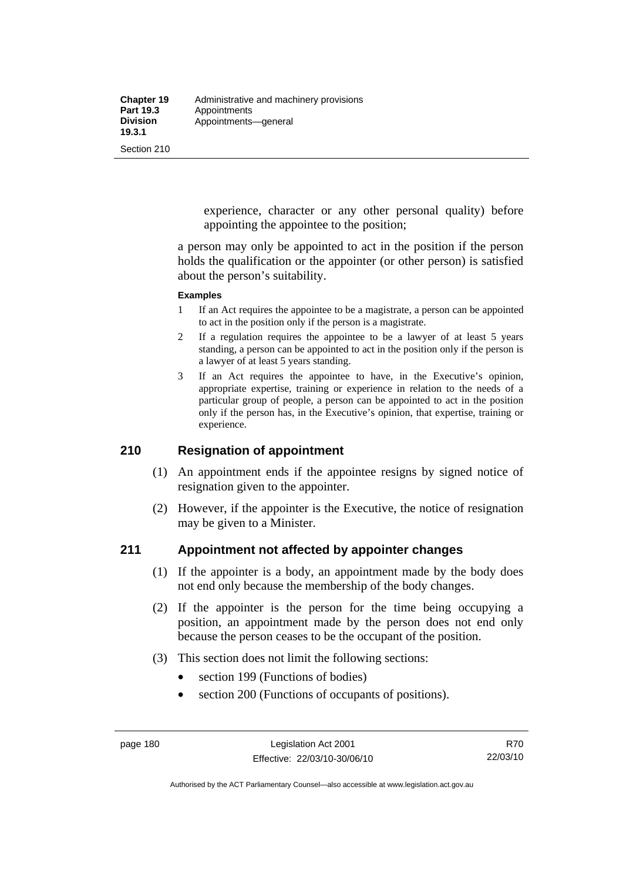experience, character or any other personal quality) before appointing the appointee to the position;

a person may only be appointed to act in the position if the person holds the qualification or the appointer (or other person) is satisfied about the person's suitability.

**Examples**

1. If an Act requires the appointee to be a magistrate, a person can be appointed to act in the position only if the person is a magistrate.
2. If a regulation requires the appointee to be a lawyer of at least 5 years standing, a person can be appointed to act in the position only if the person is a lawyer of at least 5 years standing.
3. If an Act requires the appointee to have, in the Executive's opinion, appropriate expertise, training or experience in relation to the needs of a particular group of people, a person can be appointed to act in the position only if the person has, in the Executive's opinion, that expertise, training or experience.

## 210 Resignation of appointment

(1) An appointment ends if the appointee resigns by signed notice of resignation given to the appointer.

(2) However, if the appointer is the Executive, the notice of resignation may be given to a Minister.

## 211 Appointment not affected by appointer changes

(1) If the appointer is a body, an appointment made by the body does not end only because the membership of the body changes.

(2) If the appointer is the person for the time being occupying a position, an appointment made by the person does not end only because the person ceases to be the occupant of the position.

(3) This section does not limit the following sections:

- section 199 (Functions of bodies)
- section 200 (Functions of occupants of positions).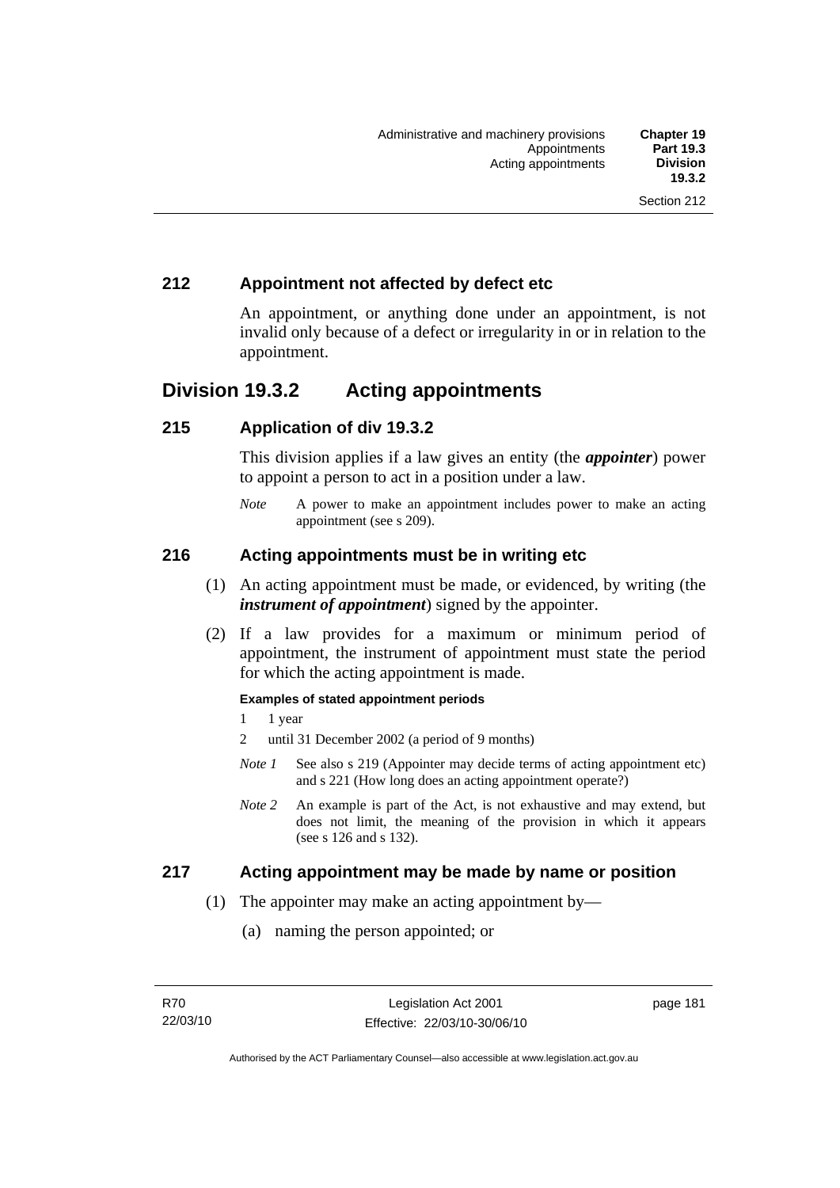## 212 Appointment not affected by defect etc

An appointment, or anything done under an appointment, is not invalid only because of a defect or irregularity in or in relation to the appointment.

# Division 19.3.2 Acting appointments

## 215 Application of div 19.3.2

This division applies if a law gives an entity (the ***appointer***) power to appoint a person to act in a position under a law.

*Note* A power to make an appointment includes power to make an acting appointment (see s 209).

## 216 Acting appointments must be in writing etc

(1) An acting appointment must be made, or evidenced, by writing (the ***instrument of appointment***) signed by the appointer.

(2) If a law provides for a maximum or minimum period of appointment, the instrument of appointment must state the period for which the acting appointment is made.

**Examples of stated appointment periods**

1 1 year

2 until 31 December 2002 (a period of 9 months)

*Note 1* See also s 219 (Appointer may decide terms of acting appointment etc) and s 221 (How long does an acting appointment operate?)

*Note 2* An example is part of the Act, is not exhaustive and may extend, but does not limit, the meaning of the provision in which it appears (see s 126 and s 132).

## 217 Acting appointment may be made by name or position

(1) The appointer may make an acting appointment by—

(a) naming the person appointed; or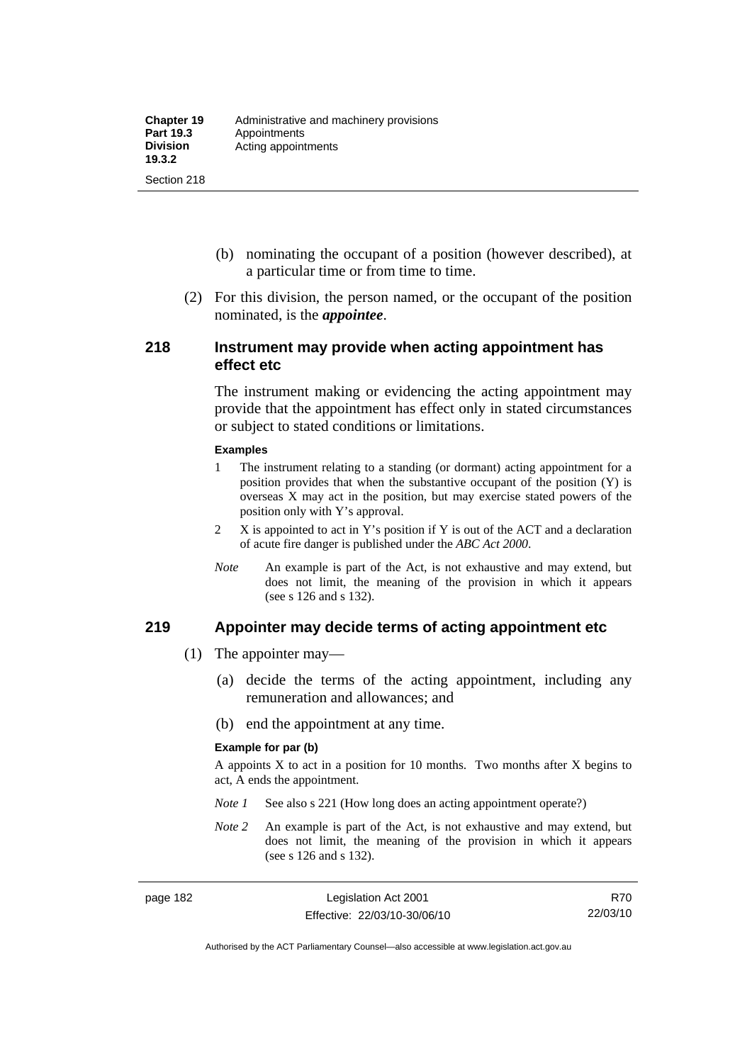(b) nominating the occupant of a position (however described), at a particular time or from time to time.

(2) For this division, the person named, or the occupant of the position nominated, is the ***appointee***.

## 218 Instrument may provide when acting appointment has effect etc

The instrument making or evidencing the acting appointment may provide that the appointment has effect only in stated circumstances or subject to stated conditions or limitations.

**Examples**

1 The instrument relating to a standing (or dormant) acting appointment for a position provides that when the substantive occupant of the position (Y) is overseas X may act in the position, but may exercise stated powers of the position only with Y's approval.

2 X is appointed to act in Y's position if Y is out of the ACT and a declaration of acute fire danger is published under the *ABC Act 2000*.

*Note* An example is part of the Act, is not exhaustive and may extend, but does not limit, the meaning of the provision in which it appears (see s 126 and s 132).

## 219 Appointer may decide terms of acting appointment etc

(1) The appointer may—

(a) decide the terms of the acting appointment, including any remuneration and allowances; and

(b) end the appointment at any time.

**Example for par (b)**

A appoints X to act in a position for 10 months. Two months after X begins to act, A ends the appointment.

*Note 1* See also s 221 (How long does an acting appointment operate?)

*Note 2* An example is part of the Act, is not exhaustive and may extend, but does not limit, the meaning of the provision in which it appears (see s 126 and s 132).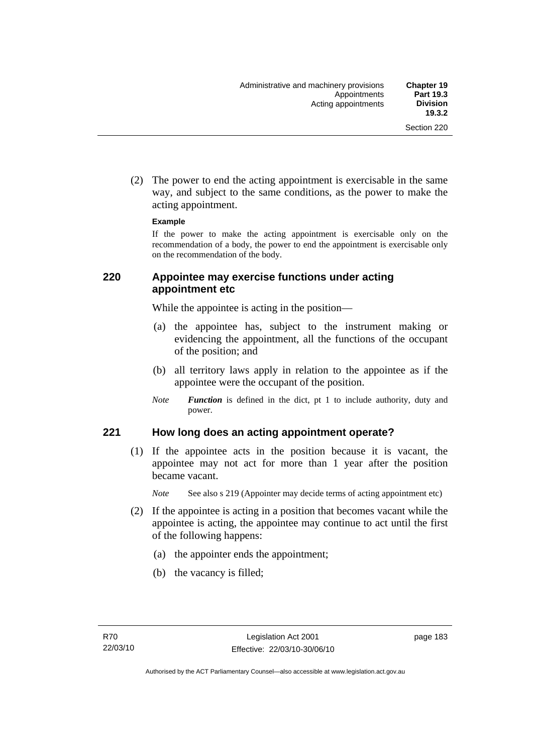(2) The power to end the acting appointment is exercisable in the same way, and subject to the same conditions, as the power to make the acting appointment.

**Example**

If the power to make the acting appointment is exercisable only on the recommendation of a body, the power to end the appointment is exercisable only on the recommendation of the body.

### 220 Appointee may exercise functions under acting appointment etc

While the appointee is acting in the position—

(a) the appointee has, subject to the instrument making or evidencing the appointment, all the functions of the occupant of the position; and

(b) all territory laws apply in relation to the appointee as if the appointee were the occupant of the position.

*Note* ***Function*** is defined in the dict, pt 1 to include authority, duty and power.

### 221 How long does an acting appointment operate?

(1) If the appointee acts in the position because it is vacant, the appointee may not act for more than 1 year after the position became vacant.

*Note* See also s 219 (Appointer may decide terms of acting appointment etc)

(2) If the appointee is acting in a position that becomes vacant while the appointee is acting, the appointee may continue to act until the first of the following happens:

(a) the appointer ends the appointment;

(b) the vacancy is filled;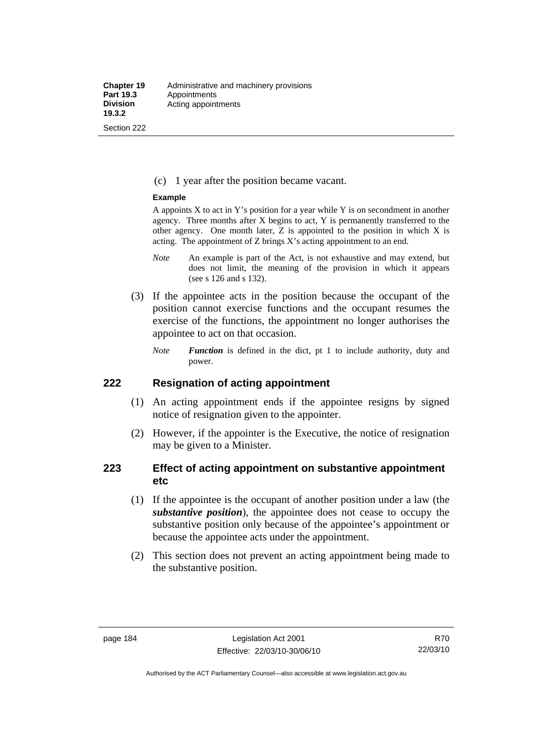(c) 1 year after the position became vacant.

**Example**

A appoints X to act in Y's position for a year while Y is on secondment in another agency. Three months after X begins to act, Y is permanently transferred to the other agency. One month later, Z is appointed to the position in which X is acting. The appointment of Z brings X's acting appointment to an end.

*Note* An example is part of the Act, is not exhaustive and may extend, but does not limit, the meaning of the provision in which it appears (see s 126 and s 132).

(3) If the appointee acts in the position because the occupant of the position cannot exercise functions and the occupant resumes the exercise of the functions, the appointment no longer authorises the appointee to act on that occasion.

*Note* ***Function*** is defined in the dict, pt 1 to include authority, duty and power.

## 222 Resignation of acting appointment

(1) An acting appointment ends if the appointee resigns by signed notice of resignation given to the appointer.

(2) However, if the appointer is the Executive, the notice of resignation may be given to a Minister.

## 223 Effect of acting appointment on substantive appointment etc

(1) If the appointee is the occupant of another position under a law (the ***substantive position***), the appointee does not cease to occupy the substantive position only because of the appointee's appointment or because the appointee acts under the appointment.

(2) This section does not prevent an acting appointment being made to the substantive position.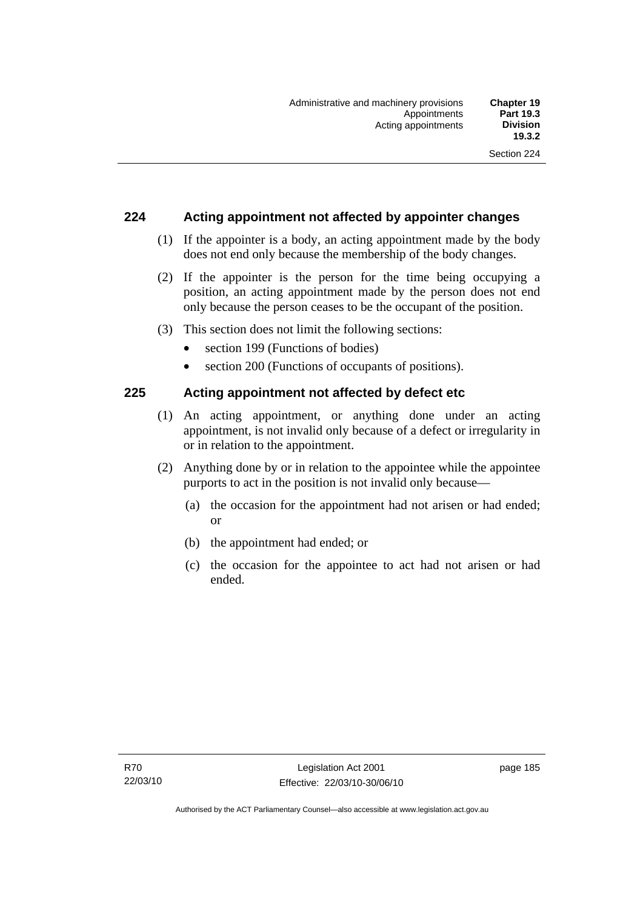## 224 Acting appointment not affected by appointer changes

(1) If the appointer is a body, an acting appointment made by the body does not end only because the membership of the body changes.

(2) If the appointer is the person for the time being occupying a position, an acting appointment made by the person does not end only because the person ceases to be the occupant of the position.

(3) This section does not limit the following sections:

- section 199 (Functions of bodies)
- section 200 (Functions of occupants of positions).

## 225 Acting appointment not affected by defect etc

(1) An acting appointment, or anything done under an acting appointment, is not invalid only because of a defect or irregularity in or in relation to the appointment.

(2) Anything done by or in relation to the appointee while the appointee purports to act in the position is not invalid only because—

(a) the occasion for the appointment had not arisen or had ended; or

(b) the appointment had ended; or

(c) the occasion for the appointee to act had not arisen or had ended.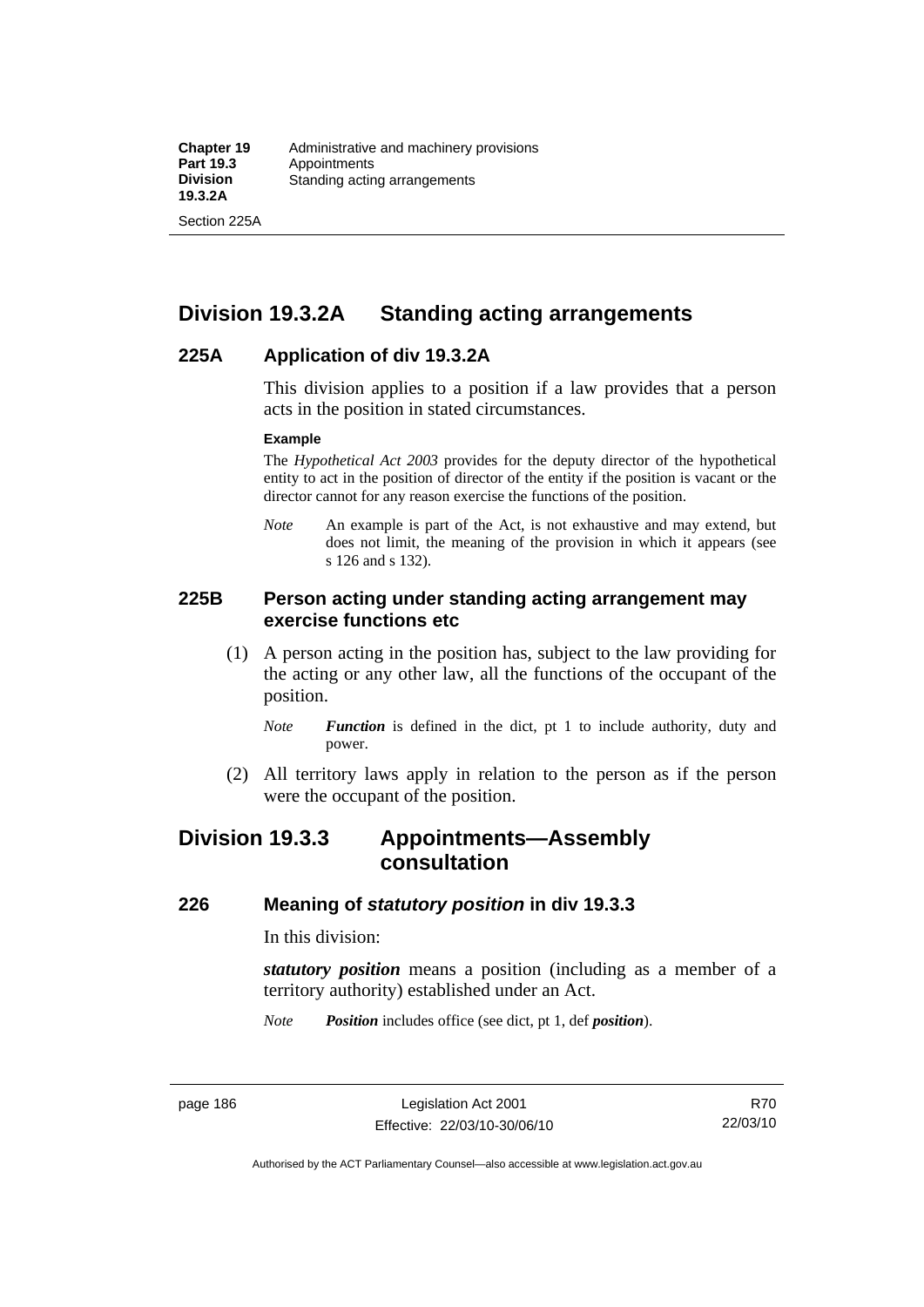## Division 19.3.2A Standing acting arrangements

### 225A Application of div 19.3.2A

This division applies to a position if a law provides that a person acts in the position in stated circumstances.

**Example**

The *Hypothetical Act 2003* provides for the deputy director of the hypothetical entity to act in the position of director of the entity if the position is vacant or the director cannot for any reason exercise the functions of the position.

*Note* An example is part of the Act, is not exhaustive and may extend, but does not limit, the meaning of the provision in which it appears (see s 126 and s 132).

### 225B Person acting under standing acting arrangement may exercise functions etc

(1) A person acting in the position has, subject to the law providing for the acting or any other law, all the functions of the occupant of the position.

*Note* ***Function*** is defined in the dict, pt 1 to include authority, duty and power.

(2) All territory laws apply in relation to the person as if the person were the occupant of the position.

## Division 19.3.3 Appointments—Assembly consultation

### 226 Meaning of *statutory position* in div 19.3.3

In this division:

***statutory position*** means a position (including as a member of a territory authority) established under an Act.

*Note* ***Position*** includes office (see dict, pt 1, def ***position***).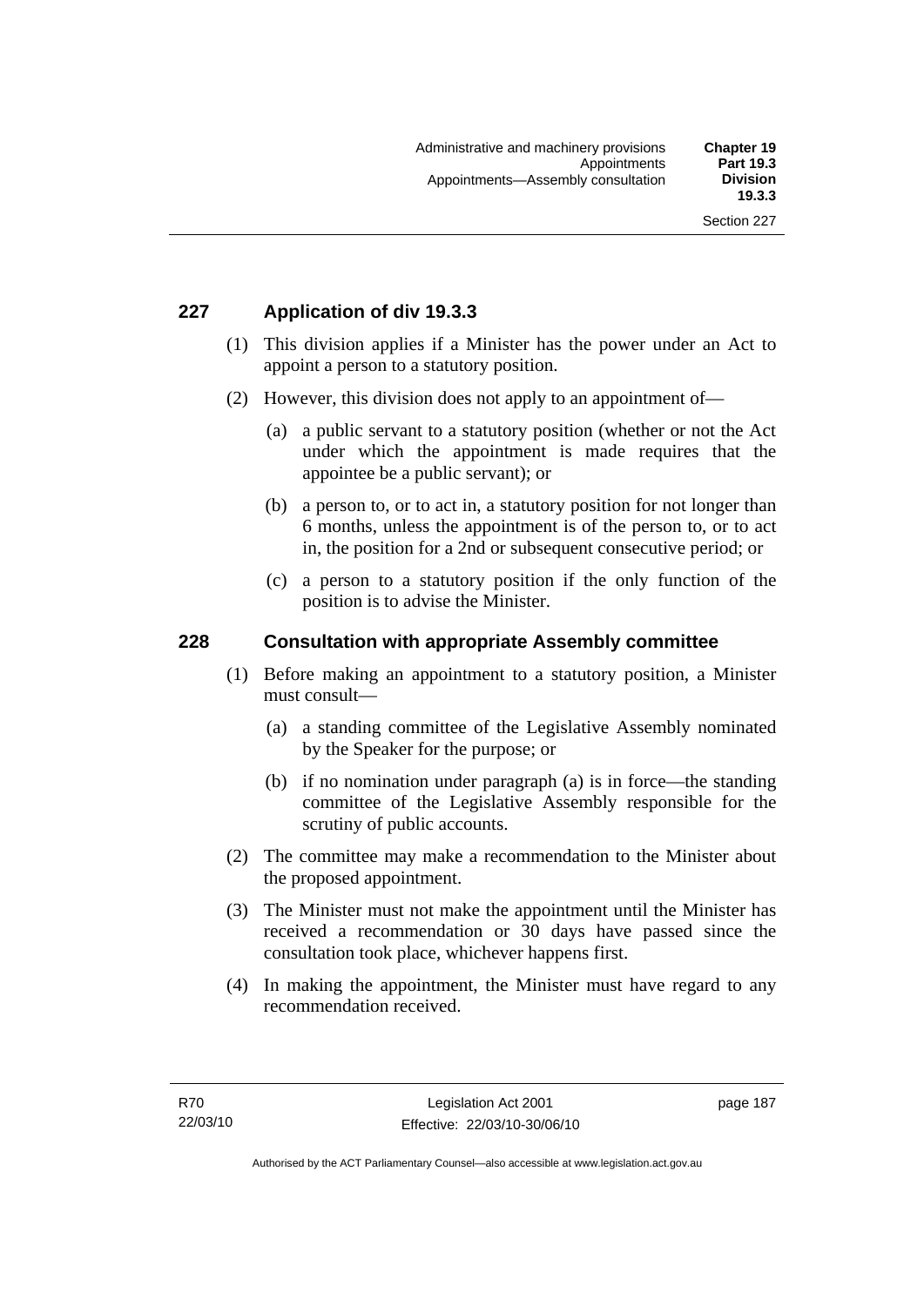## 227 Application of div 19.3.3

(1) This division applies if a Minister has the power under an Act to appoint a person to a statutory position.

(2) However, this division does not apply to an appointment of—

(a) a public servant to a statutory position (whether or not the Act under which the appointment is made requires that the appointee be a public servant); or

(b) a person to, or to act in, a statutory position for not longer than 6 months, unless the appointment is of the person to, or to act in, the position for a 2nd or subsequent consecutive period; or

(c) a person to a statutory position if the only function of the position is to advise the Minister.

## 228 Consultation with appropriate Assembly committee

(1) Before making an appointment to a statutory position, a Minister must consult—

(a) a standing committee of the Legislative Assembly nominated by the Speaker for the purpose; or

(b) if no nomination under paragraph (a) is in force—the standing committee of the Legislative Assembly responsible for the scrutiny of public accounts.

(2) The committee may make a recommendation to the Minister about the proposed appointment.

(3) The Minister must not make the appointment until the Minister has received a recommendation or 30 days have passed since the consultation took place, whichever happens first.

(4) In making the appointment, the Minister must have regard to any recommendation received.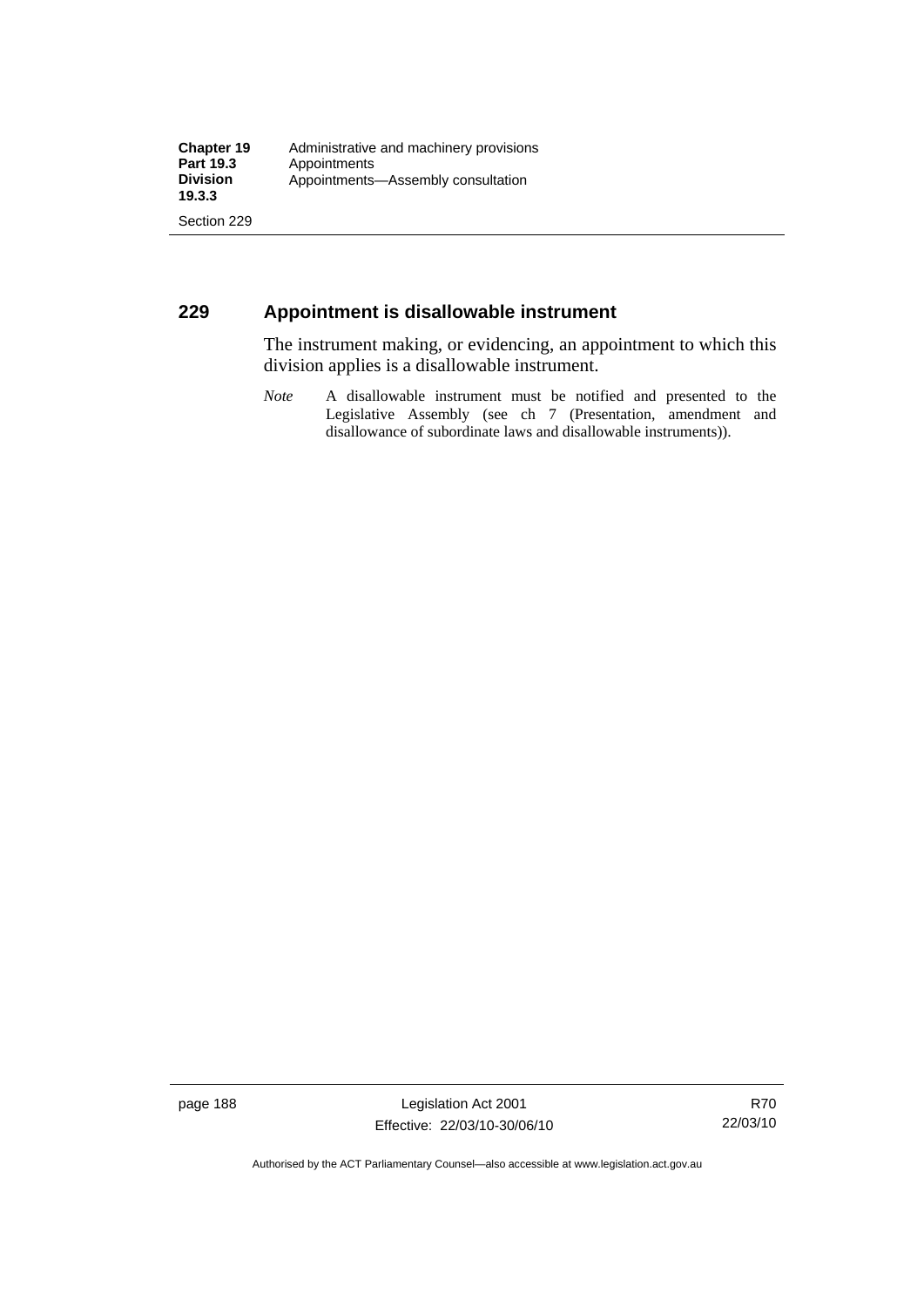## 229 Appointment is disallowable instrument

The instrument making, or evidencing, an appointment to which this division applies is a disallowable instrument.

*Note* A disallowable instrument must be notified and presented to the Legislative Assembly (see ch 7 (Presentation, amendment and disallowance of subordinate laws and disallowable instruments)).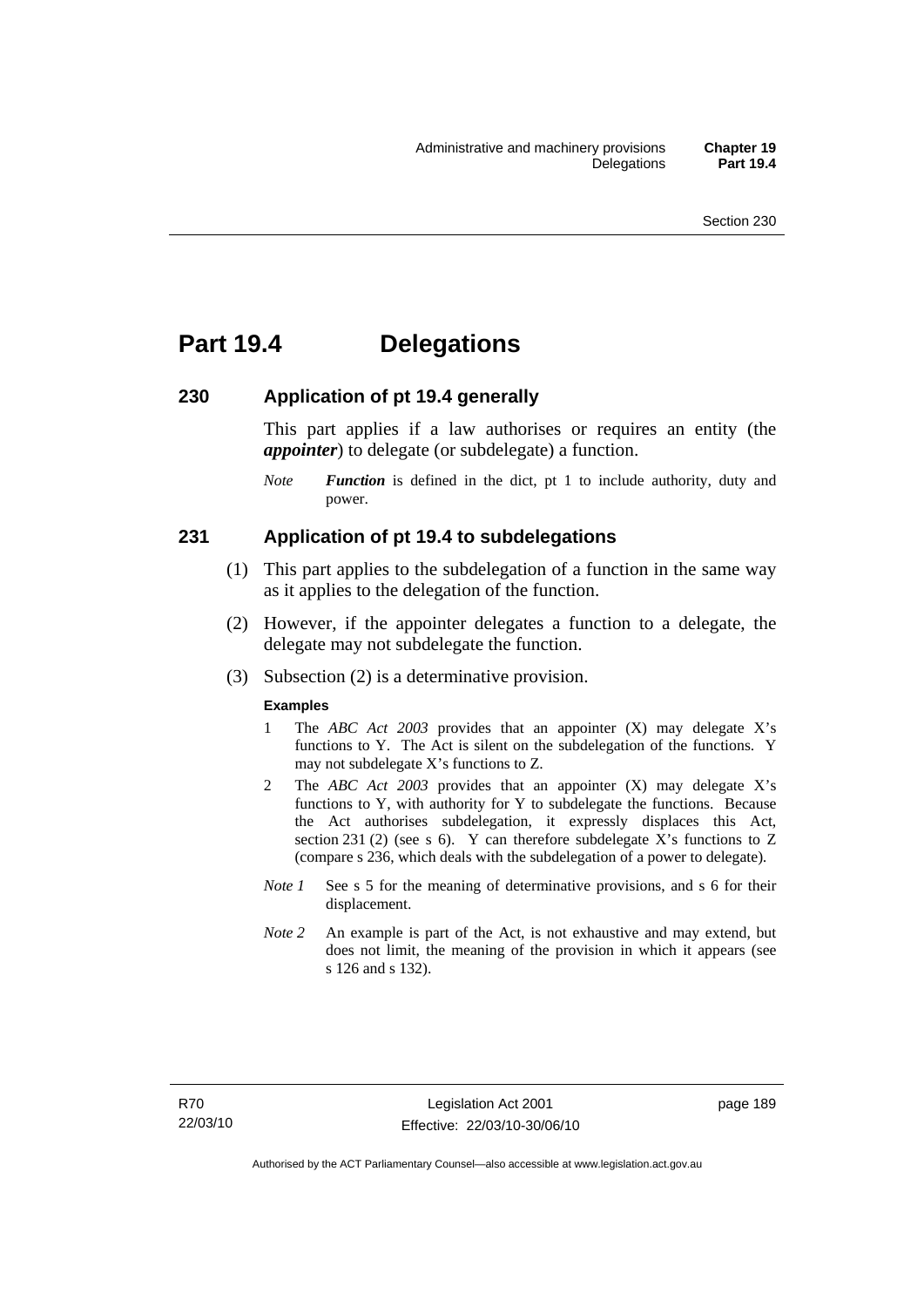# Part 19.4 Delegations

## 230 Application of pt 19.4 generally

This part applies if a law authorises or requires an entity (the ***appointer***) to delegate (or subdelegate) a function.

*Note* ***Function*** is defined in the dict, pt 1 to include authority, duty and power.

## 231 Application of pt 19.4 to subdelegations

(1) This part applies to the subdelegation of a function in the same way as it applies to the delegation of the function.

(2) However, if the appointer delegates a function to a delegate, the delegate may not subdelegate the function.

(3) Subsection (2) is a determinative provision.

**Examples**

1 The *ABC Act 2003* provides that an appointer (X) may delegate X's functions to Y. The Act is silent on the subdelegation of the functions. Y may not subdelegate X's functions to Z.

2 The *ABC Act 2003* provides that an appointer (X) may delegate X's functions to Y, with authority for Y to subdelegate the functions. Because the Act authorises subdelegation, it expressly displaces this Act, section 231 (2) (see s 6). Y can therefore subdelegate X's functions to Z (compare s 236, which deals with the subdelegation of a power to delegate).

*Note 1* See s 5 for the meaning of determinative provisions, and s 6 for their displacement.

*Note 2* An example is part of the Act, is not exhaustive and may extend, but does not limit, the meaning of the provision in which it appears (see s 126 and s 132).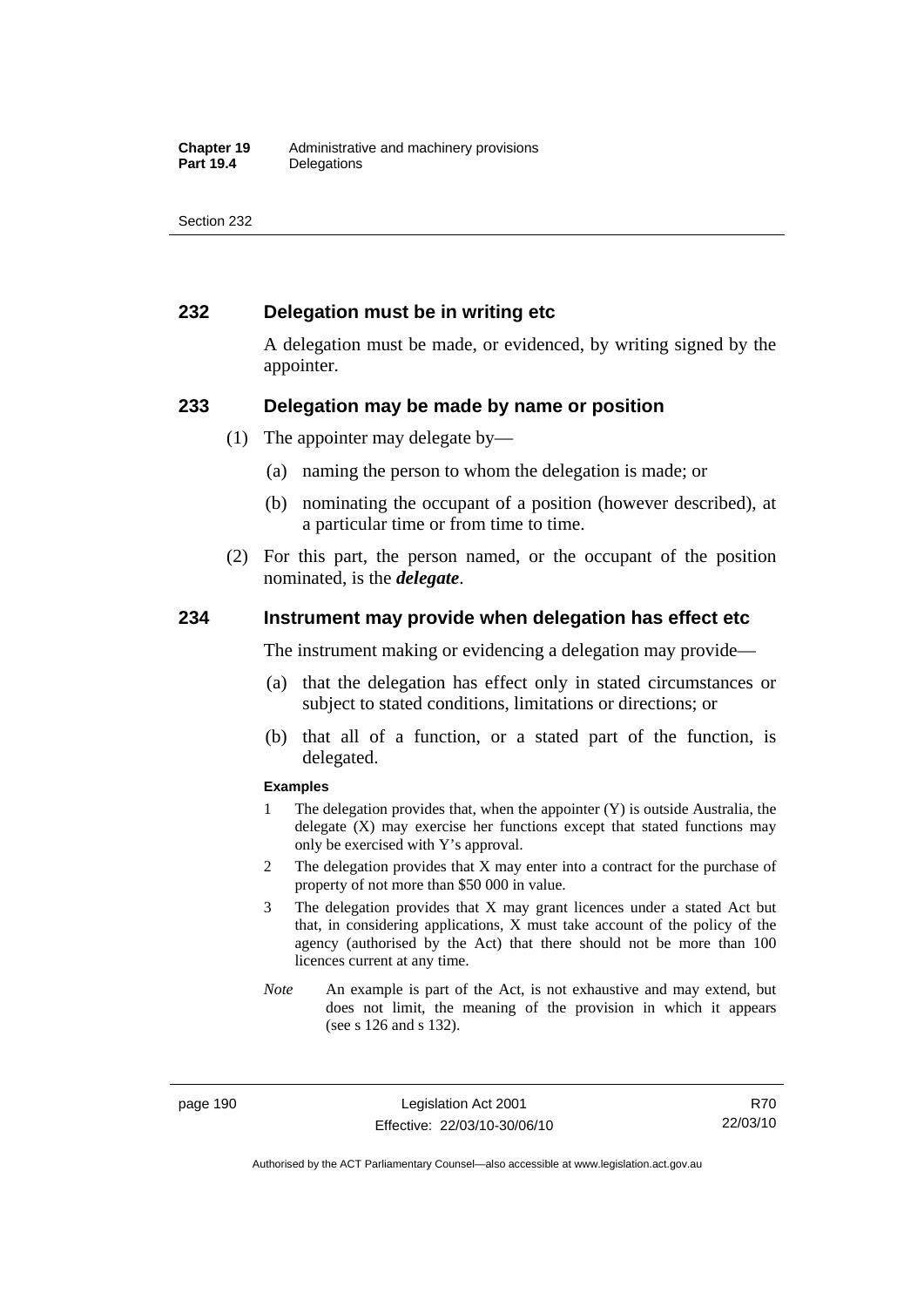## 232 Delegation must be in writing etc

A delegation must be made, or evidenced, by writing signed by the appointer.

## 233 Delegation may be made by name or position

(1) The appointer may delegate by—

(a) naming the person to whom the delegation is made; or

(b) nominating the occupant of a position (however described), at a particular time or from time to time.

(2) For this part, the person named, or the occupant of the position nominated, is the ***delegate***.

## 234 Instrument may provide when delegation has effect etc

The instrument making or evidencing a delegation may provide—

(a) that the delegation has effect only in stated circumstances or subject to stated conditions, limitations or directions; or

(b) that all of a function, or a stated part of the function, is delegated.

**Examples**

1 The delegation provides that, when the appointer (Y) is outside Australia, the delegate (X) may exercise her functions except that stated functions may only be exercised with Y's approval.

2 The delegation provides that X may enter into a contract for the purchase of property of not more than $50 000 in value.

3 The delegation provides that X may grant licences under a stated Act but that, in considering applications, X must take account of the policy of the agency (authorised by the Act) that there should not be more than 100 licences current at any time.

*Note* An example is part of the Act, is not exhaustive and may extend, but does not limit, the meaning of the provision in which it appears (see s 126 and s 132).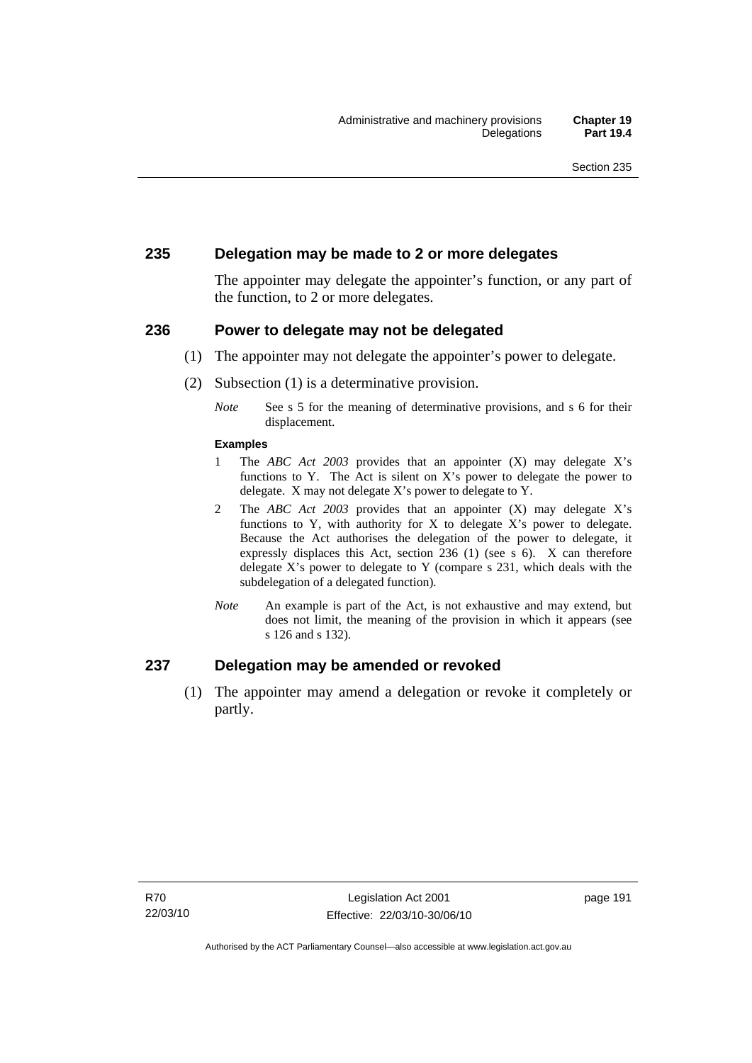## 235 Delegation may be made to 2 or more delegates

The appointer may delegate the appointer's function, or any part of the function, to 2 or more delegates.

## 236 Power to delegate may not be delegated

(1) The appointer may not delegate the appointer's power to delegate.

(2) Subsection (1) is a determinative provision.

*Note* See s 5 for the meaning of determinative provisions, and s 6 for their displacement.

**Examples**

1 The *ABC Act 2003* provides that an appointer (X) may delegate X's functions to Y. The Act is silent on X's power to delegate the power to delegate. X may not delegate X's power to delegate to Y.

2 The *ABC Act 2003* provides that an appointer (X) may delegate X's functions to Y, with authority for X to delegate X's power to delegate. Because the Act authorises the delegation of the power to delegate, it expressly displaces this Act, section 236 (1) (see s 6). X can therefore delegate X's power to delegate to Y (compare s 231, which deals with the subdelegation of a delegated function).

*Note* An example is part of the Act, is not exhaustive and may extend, but does not limit, the meaning of the provision in which it appears (see s 126 and s 132).

## 237 Delegation may be amended or revoked

(1) The appointer may amend a delegation or revoke it completely or partly.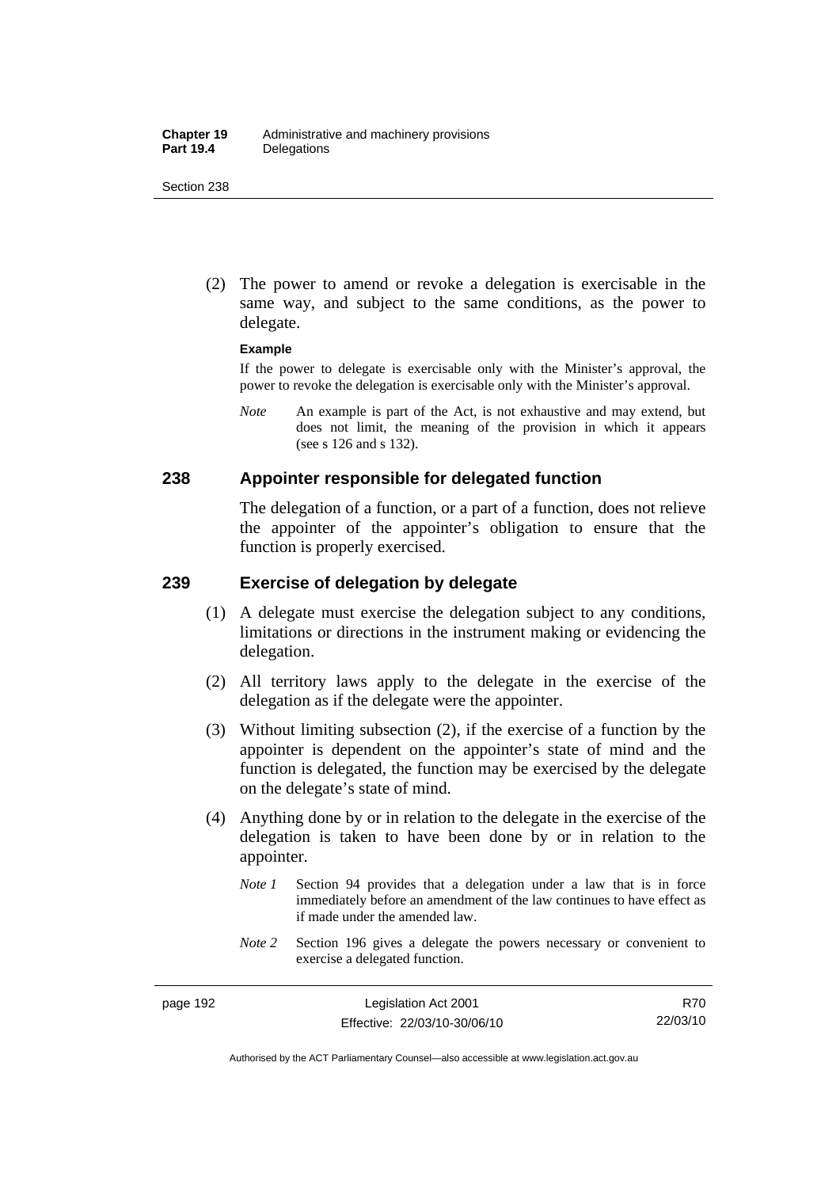(2) The power to amend or revoke a delegation is exercisable in the same way, and subject to the same conditions, as the power to delegate.

**Example**

If the power to delegate is exercisable only with the Minister's approval, the power to revoke the delegation is exercisable only with the Minister's approval.

*Note* An example is part of the Act, is not exhaustive and may extend, but does not limit, the meaning of the provision in which it appears (see s 126 and s 132).

## 238 Appointer responsible for delegated function

The delegation of a function, or a part of a function, does not relieve the appointer of the appointer's obligation to ensure that the function is properly exercised.

## 239 Exercise of delegation by delegate

(1) A delegate must exercise the delegation subject to any conditions, limitations or directions in the instrument making or evidencing the delegation.

(2) All territory laws apply to the delegate in the exercise of the delegation as if the delegate were the appointer.

(3) Without limiting subsection (2), if the exercise of a function by the appointer is dependent on the appointer's state of mind and the function is delegated, the function may be exercised by the delegate on the delegate's state of mind.

(4) Anything done by or in relation to the delegate in the exercise of the delegation is taken to have been done by or in relation to the appointer.

*Note 1* Section 94 provides that a delegation under a law that is in force immediately before an amendment of the law continues to have effect as if made under the amended law.

*Note 2* Section 196 gives a delegate the powers necessary or convenient to exercise a delegated function.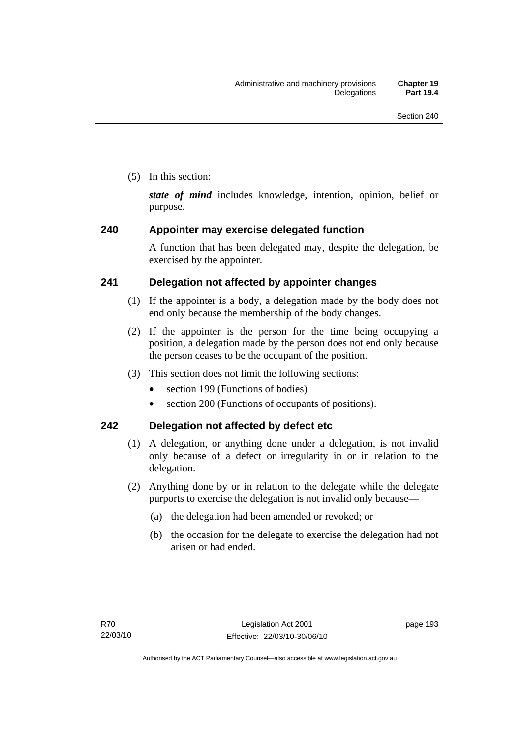(5) In this section:

***state of mind*** includes knowledge, intention, opinion, belief or purpose.

## 240 Appointer may exercise delegated function

A function that has been delegated may, despite the delegation, be exercised by the appointer.

## 241 Delegation not affected by appointer changes

(1) If the appointer is a body, a delegation made by the body does not end only because the membership of the body changes.

(2) If the appointer is the person for the time being occupying a position, a delegation made by the person does not end only because the person ceases to be the occupant of the position.

(3) This section does not limit the following sections:

- section 199 (Functions of bodies)
- section 200 (Functions of occupants of positions).

## 242 Delegation not affected by defect etc

(1) A delegation, or anything done under a delegation, is not invalid only because of a defect or irregularity in or in relation to the delegation.

(2) Anything done by or in relation to the delegate while the delegate purports to exercise the delegation is not invalid only because—

(a) the delegation had been amended or revoked; or

(b) the occasion for the delegate to exercise the delegation had not arisen or had ended.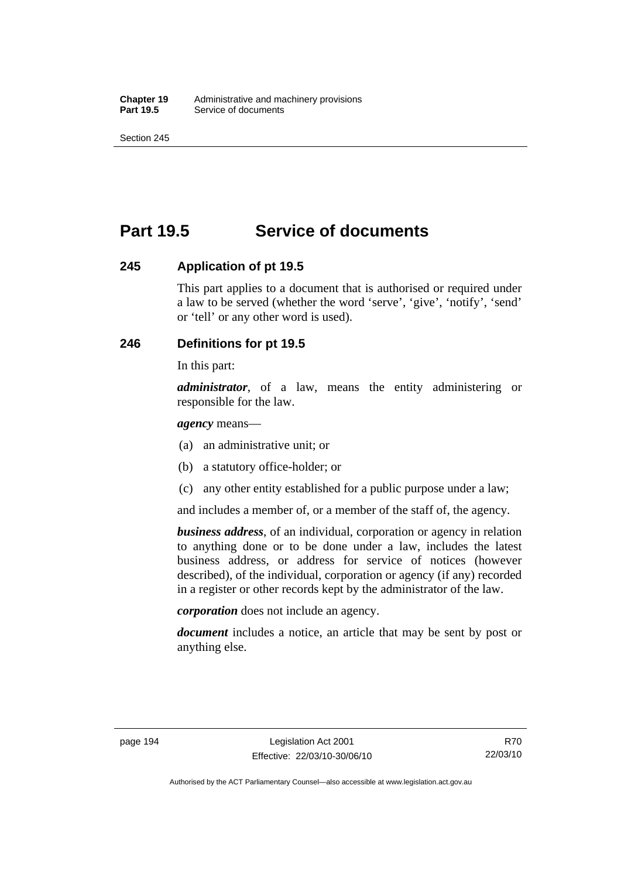# Part 19.5 Service of documents

## 245 Application of pt 19.5

This part applies to a document that is authorised or required under a law to be served (whether the word 'serve', 'give', 'notify', 'send' or 'tell' or any other word is used).

## 246 Definitions for pt 19.5

In this part:

***administrator***, of a law, means the entity administering or responsible for the law.

***agency*** means—

(a) an administrative unit; or

(b) a statutory office-holder; or

(c) any other entity established for a public purpose under a law;

and includes a member of, or a member of the staff of, the agency.

***business address***, of an individual, corporation or agency in relation to anything done or to be done under a law, includes the latest business address, or address for service of notices (however described), of the individual, corporation or agency (if any) recorded in a register or other records kept by the administrator of the law.

***corporation*** does not include an agency.

***document*** includes a notice, an article that may be sent by post or anything else.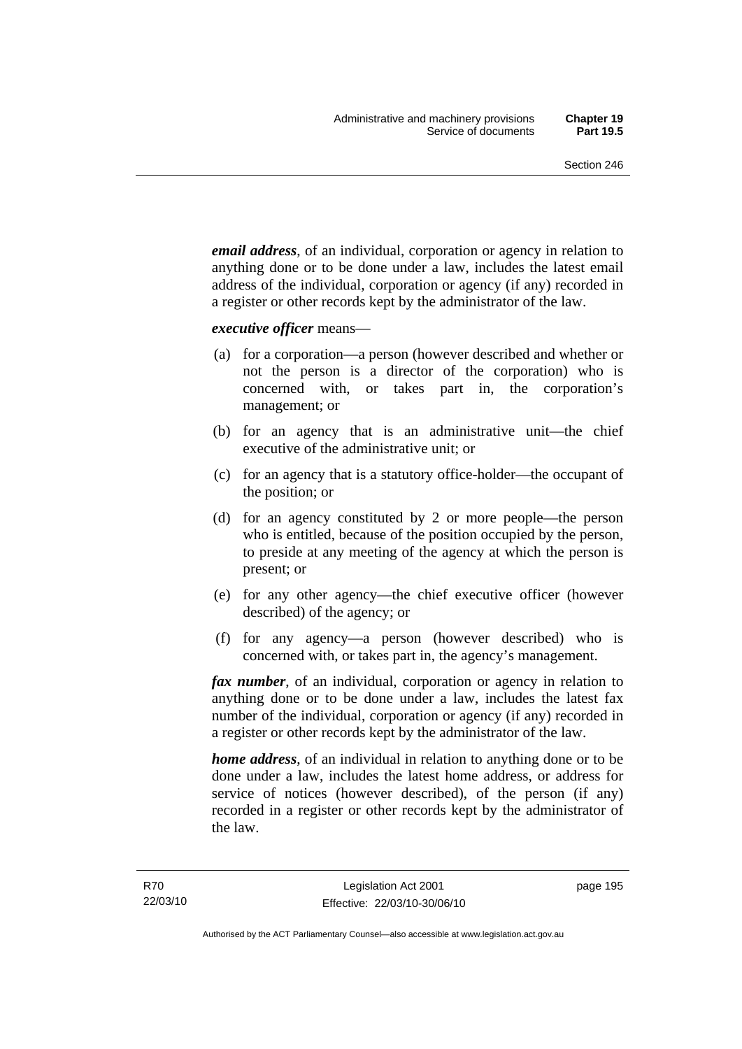***email address***, of an individual, corporation or agency in relation to anything done or to be done under a law, includes the latest email address of the individual, corporation or agency (if any) recorded in a register or other records kept by the administrator of the law.

***executive officer*** means—

(a) for a corporation—a person (however described and whether or not the person is a director of the corporation) who is concerned with, or takes part in, the corporation's management; or

(b) for an agency that is an administrative unit—the chief executive of the administrative unit; or

(c) for an agency that is a statutory office-holder—the occupant of the position; or

(d) for an agency constituted by 2 or more people—the person who is entitled, because of the position occupied by the person, to preside at any meeting of the agency at which the person is present; or

(e) for any other agency—the chief executive officer (however described) of the agency; or

(f) for any agency—a person (however described) who is concerned with, or takes part in, the agency's management.

***fax number***, of an individual, corporation or agency in relation to anything done or to be done under a law, includes the latest fax number of the individual, corporation or agency (if any) recorded in a register or other records kept by the administrator of the law.

***home address***, of an individual in relation to anything done or to be done under a law, includes the latest home address, or address for service of notices (however described), of the person (if any) recorded in a register or other records kept by the administrator of the law.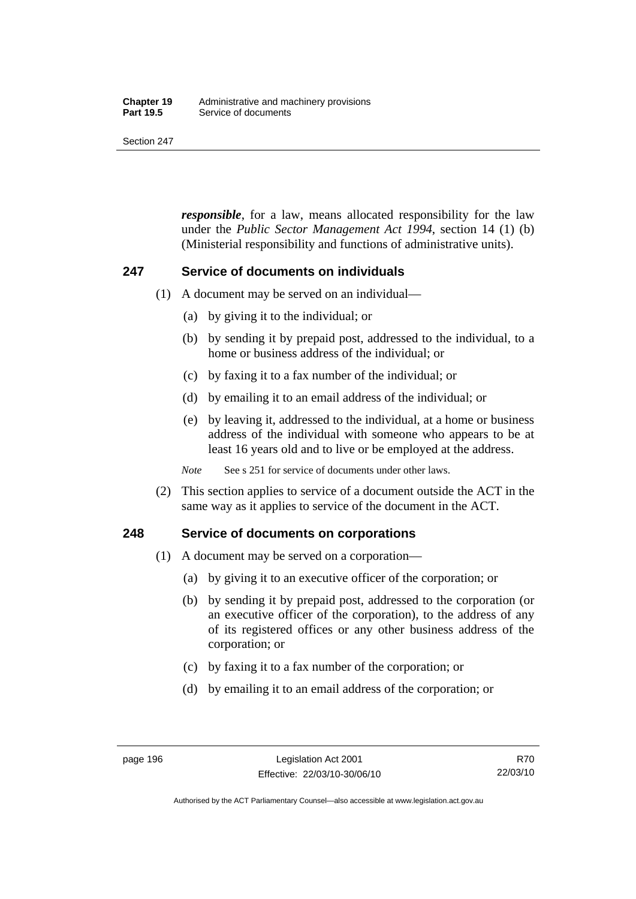***responsible***, for a law, means allocated responsibility for the law under the *Public Sector Management Act 1994*, section 14 (1) (b) (Ministerial responsibility and functions of administrative units).

## 247 Service of documents on individuals

(1) A document may be served on an individual—

(a) by giving it to the individual; or

(b) by sending it by prepaid post, addressed to the individual, to a home or business address of the individual; or

(c) by faxing it to a fax number of the individual; or

(d) by emailing it to an email address of the individual; or

(e) by leaving it, addressed to the individual, at a home or business address of the individual with someone who appears to be at least 16 years old and to live or be employed at the address.

*Note* See s 251 for service of documents under other laws.

(2) This section applies to service of a document outside the ACT in the same way as it applies to service of the document in the ACT.

## 248 Service of documents on corporations

(1) A document may be served on a corporation—

(a) by giving it to an executive officer of the corporation; or

(b) by sending it by prepaid post, addressed to the corporation (or an executive officer of the corporation), to the address of any of its registered offices or any other business address of the corporation; or

(c) by faxing it to a fax number of the corporation; or

(d) by emailing it to an email address of the corporation; or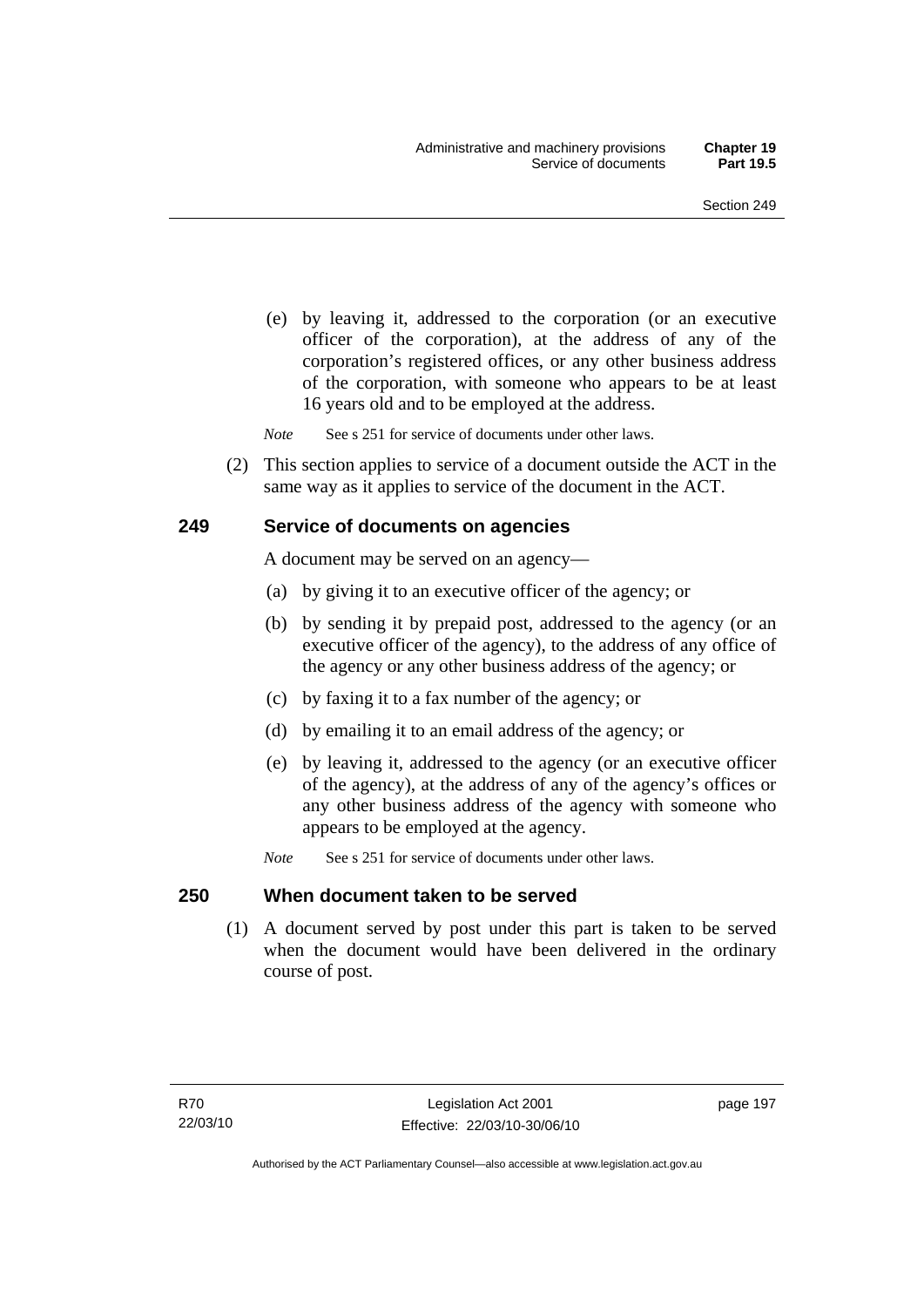(e) by leaving it, addressed to the corporation (or an executive officer of the corporation), at the address of any of the corporation's registered offices, or any other business address of the corporation, with someone who appears to be at least 16 years old and to be employed at the address.

*Note* See s 251 for service of documents under other laws.

(2) This section applies to service of a document outside the ACT in the same way as it applies to service of the document in the ACT.

### 249 Service of documents on agencies

A document may be served on an agency—

(a) by giving it to an executive officer of the agency; or

(b) by sending it by prepaid post, addressed to the agency (or an executive officer of the agency), to the address of any office of the agency or any other business address of the agency; or

(c) by faxing it to a fax number of the agency; or

(d) by emailing it to an email address of the agency; or

(e) by leaving it, addressed to the agency (or an executive officer of the agency), at the address of any of the agency's offices or any other business address of the agency with someone who appears to be employed at the agency.

*Note* See s 251 for service of documents under other laws.

### 250 When document taken to be served

(1) A document served by post under this part is taken to be served when the document would have been delivered in the ordinary course of post.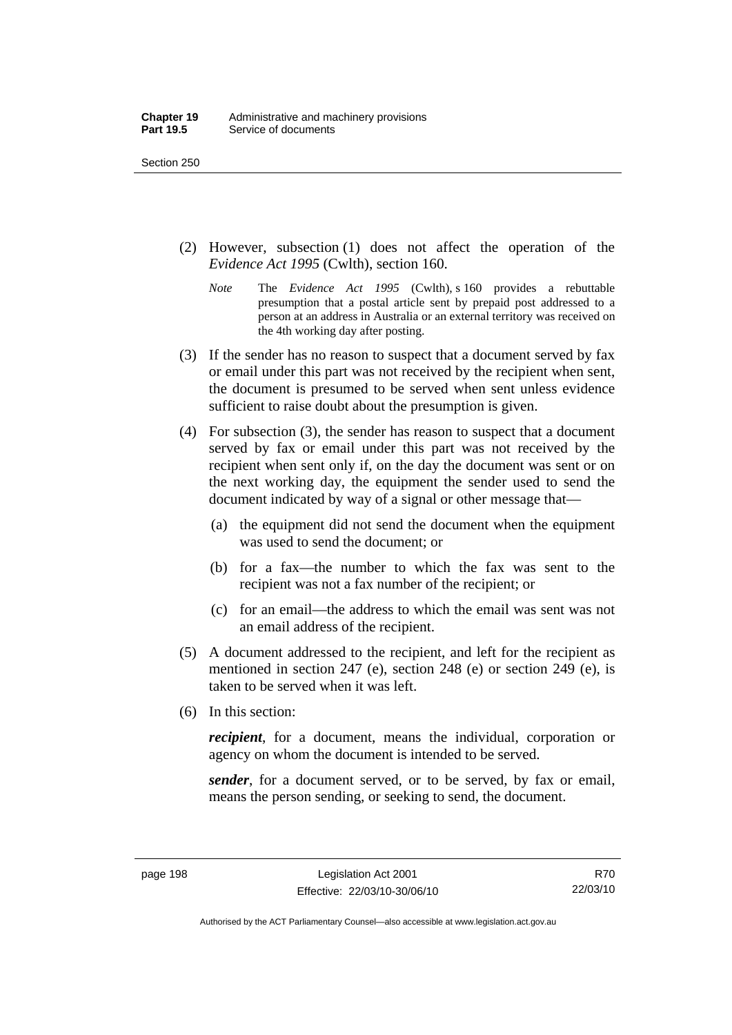(2) However, subsection (1) does not affect the operation of the *Evidence Act 1995* (Cwlth), section 160.

*Note* The *Evidence Act 1995* (Cwlth), s 160 provides a rebuttable presumption that a postal article sent by prepaid post addressed to a person at an address in Australia or an external territory was received on the 4th working day after posting.

(3) If the sender has no reason to suspect that a document served by fax or email under this part was not received by the recipient when sent, the document is presumed to be served when sent unless evidence sufficient to raise doubt about the presumption is given.

(4) For subsection (3), the sender has reason to suspect that a document served by fax or email under this part was not received by the recipient when sent only if, on the day the document was sent or on the next working day, the equipment the sender used to send the document indicated by way of a signal or other message that—

(a) the equipment did not send the document when the equipment was used to send the document; or

(b) for a fax—the number to which the fax was sent to the recipient was not a fax number of the recipient; or

(c) for an email—the address to which the email was sent was not an email address of the recipient.

(5) A document addressed to the recipient, and left for the recipient as mentioned in section 247 (e), section 248 (e) or section 249 (e), is taken to be served when it was left.

(6) In this section:

***recipient***, for a document, means the individual, corporation or agency on whom the document is intended to be served.

***sender***, for a document served, or to be served, by fax or email, means the person sending, or seeking to send, the document.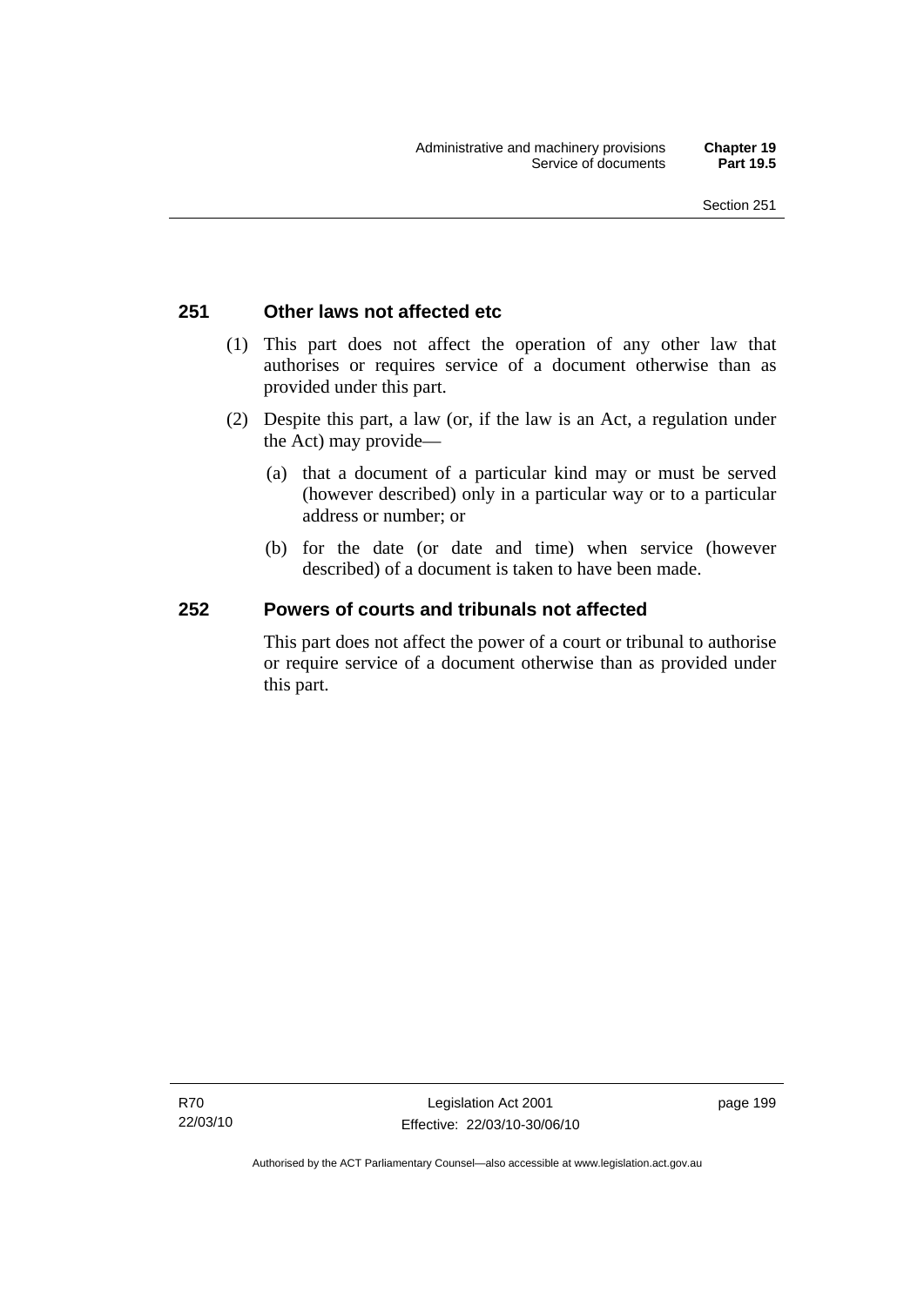## 251 Other laws not affected etc

(1) This part does not affect the operation of any other law that authorises or requires service of a document otherwise than as provided under this part.

(2) Despite this part, a law (or, if the law is an Act, a regulation under the Act) may provide—

(a) that a document of a particular kind may or must be served (however described) only in a particular way or to a particular address or number; or

(b) for the date (or date and time) when service (however described) of a document is taken to have been made.

## 252 Powers of courts and tribunals not affected

This part does not affect the power of a court or tribunal to authorise or require service of a document otherwise than as provided under this part.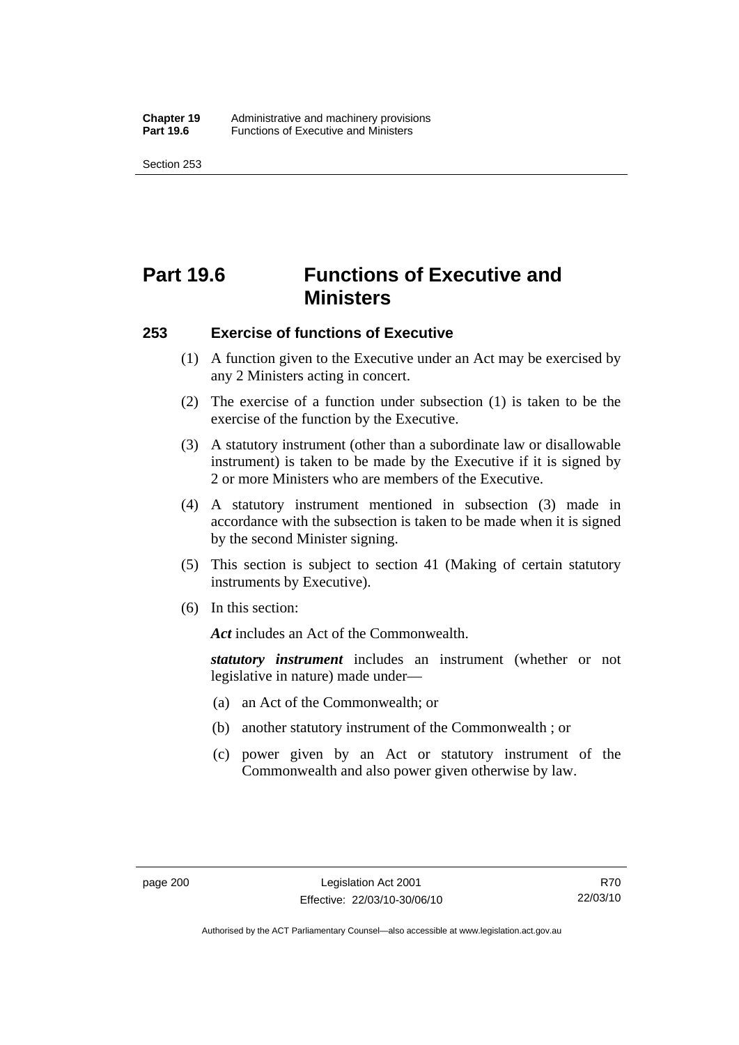# Part 19.6 Functions of Executive and Ministers

## 253 Exercise of functions of Executive

(1) A function given to the Executive under an Act may be exercised by any 2 Ministers acting in concert.

(2) The exercise of a function under subsection (1) is taken to be the exercise of the function by the Executive.

(3) A statutory instrument (other than a subordinate law or disallowable instrument) is taken to be made by the Executive if it is signed by 2 or more Ministers who are members of the Executive.

(4) A statutory instrument mentioned in subsection (3) made in accordance with the subsection is taken to be made when it is signed by the second Minister signing.

(5) This section is subject to section 41 (Making of certain statutory instruments by Executive).

(6) In this section:

***Act*** includes an Act of the Commonwealth.

***statutory instrument*** includes an instrument (whether or not legislative in nature) made under—

(a) an Act of the Commonwealth; or

(b) another statutory instrument of the Commonwealth ; or

(c) power given by an Act or statutory instrument of the Commonwealth and also power given otherwise by law.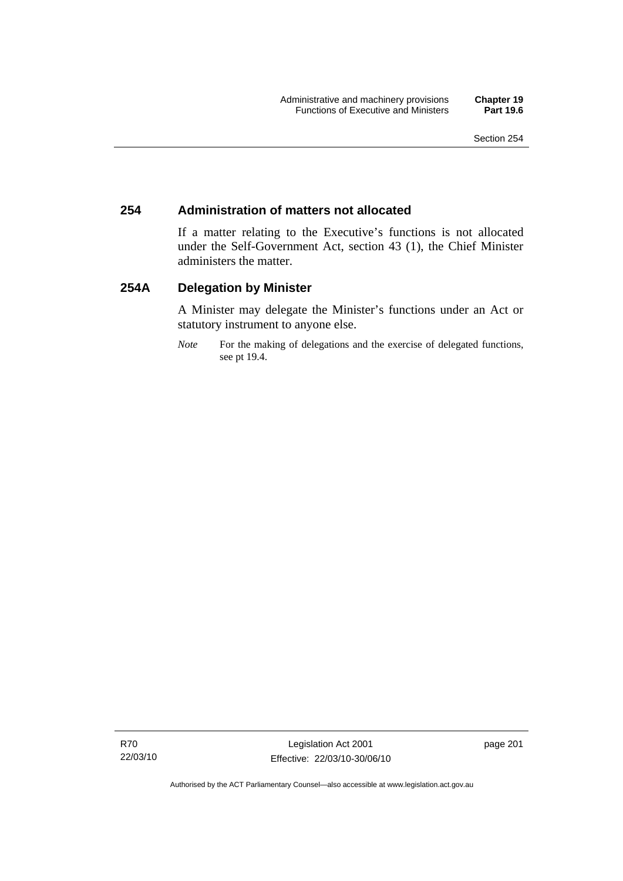## 254 Administration of matters not allocated

If a matter relating to the Executive's functions is not allocated under the Self-Government Act, section 43 (1), the Chief Minister administers the matter.

## 254A Delegation by Minister

A Minister may delegate the Minister's functions under an Act or statutory instrument to anyone else.

*Note* For the making of delegations and the exercise of delegated functions, see pt 19.4.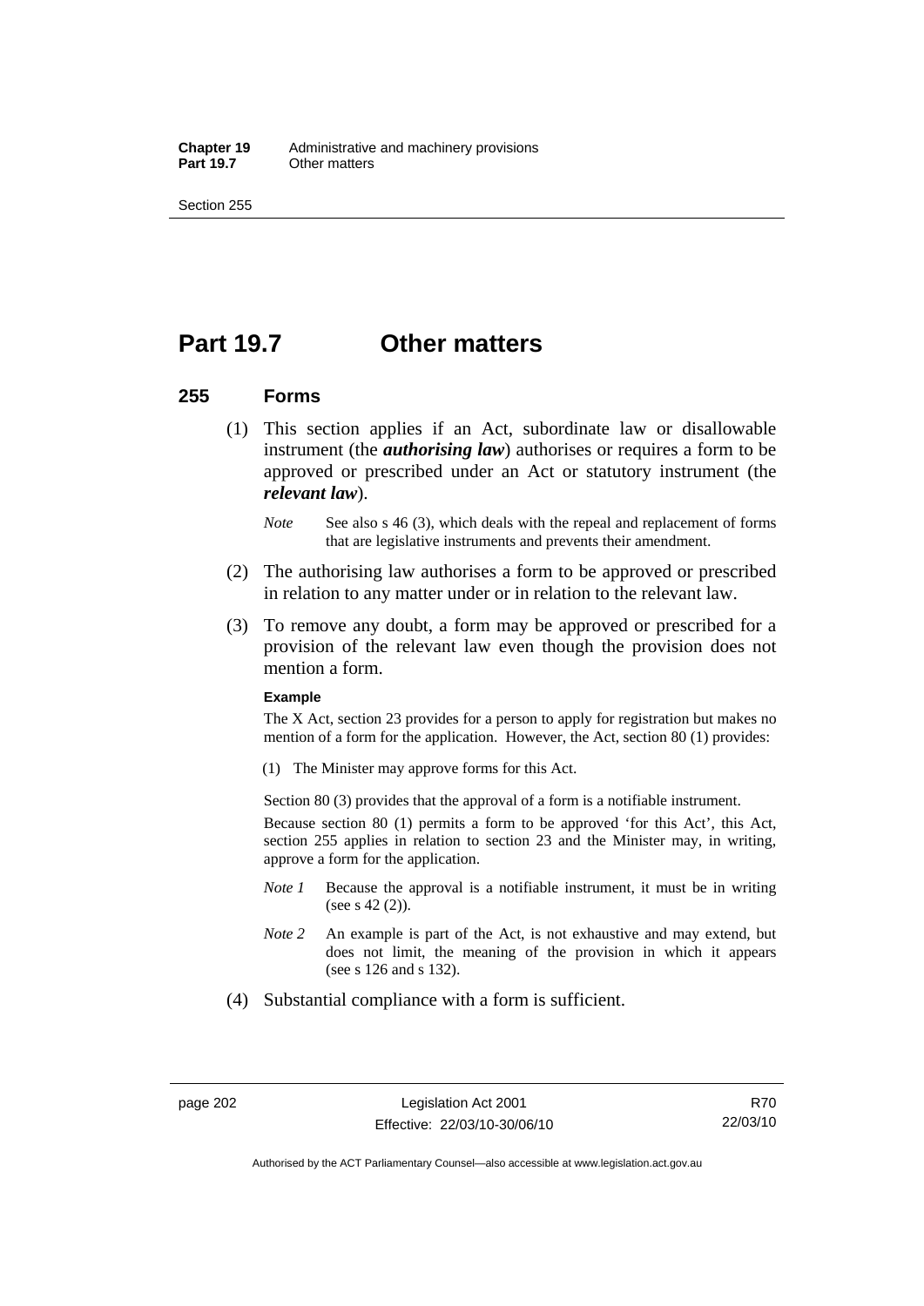# Part 19.7 Other matters

## 255 Forms

(1) This section applies if an Act, subordinate law or disallowable instrument (the ***authorising law***) authorises or requires a form to be approved or prescribed under an Act or statutory instrument (the ***relevant law***).

*Note* See also s 46 (3), which deals with the repeal and replacement of forms that are legislative instruments and prevents their amendment.

(2) The authorising law authorises a form to be approved or prescribed in relation to any matter under or in relation to the relevant law.

(3) To remove any doubt, a form may be approved or prescribed for a provision of the relevant law even though the provision does not mention a form.

**Example**

The X Act, section 23 provides for a person to apply for registration but makes no mention of a form for the application. However, the Act, section 80 (1) provides:

(1) The Minister may approve forms for this Act.

Section 80 (3) provides that the approval of a form is a notifiable instrument.

Because section 80 (1) permits a form to be approved 'for this Act', this Act, section 255 applies in relation to section 23 and the Minister may, in writing, approve a form for the application.

*Note 1* Because the approval is a notifiable instrument, it must be in writing (see s 42 (2)).

*Note 2* An example is part of the Act, is not exhaustive and may extend, but does not limit, the meaning of the provision in which it appears (see s 126 and s 132).

(4) Substantial compliance with a form is sufficient.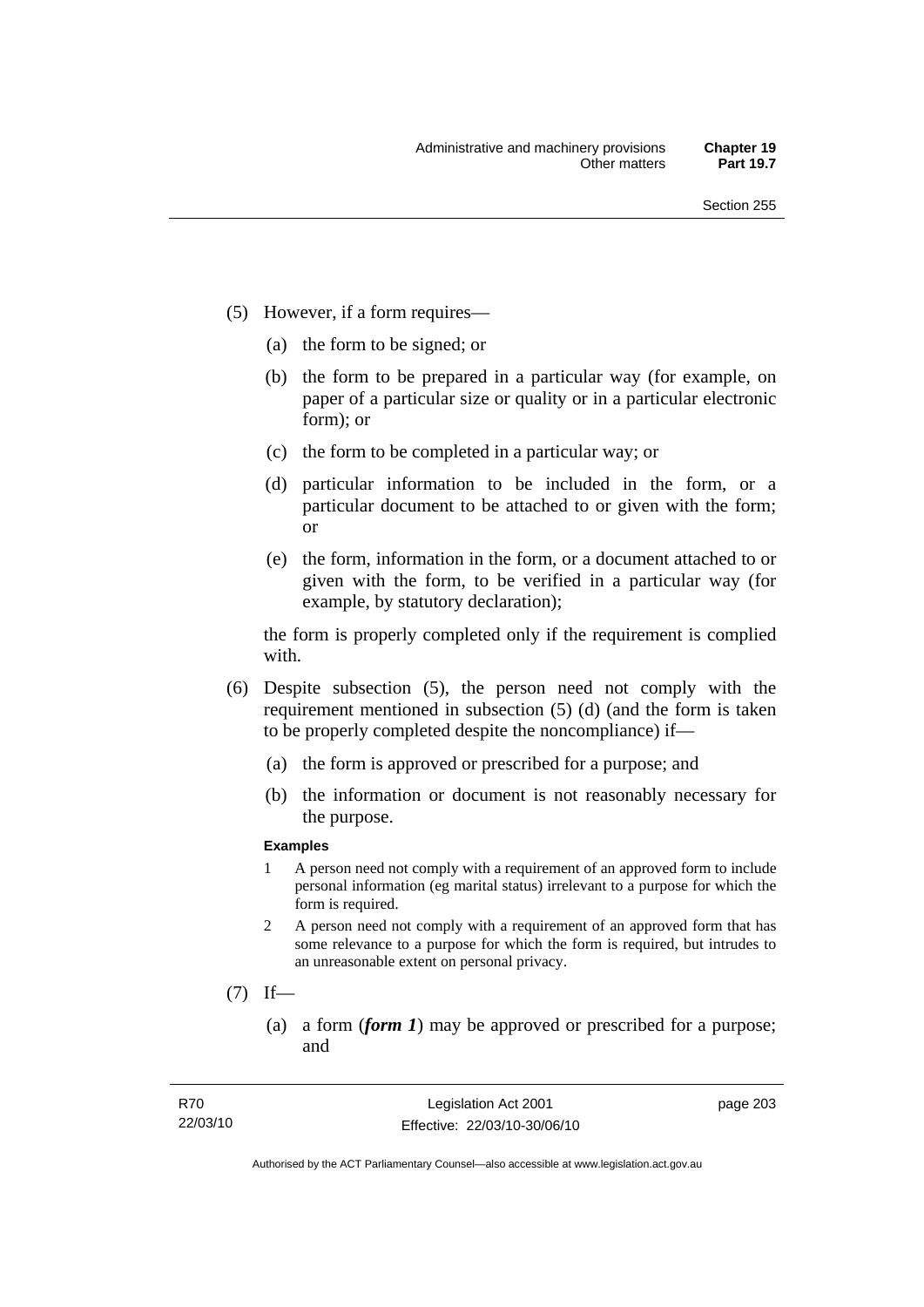(5) However, if a form requires—

(a) the form to be signed; or

(b) the form to be prepared in a particular way (for example, on paper of a particular size or quality or in a particular electronic form); or

(c) the form to be completed in a particular way; or

(d) particular information to be included in the form, or a particular document to be attached to or given with the form; or

(e) the form, information in the form, or a document attached to or given with the form, to be verified in a particular way (for example, by statutory declaration);

the form is properly completed only if the requirement is complied with.

(6) Despite subsection (5), the person need not comply with the requirement mentioned in subsection (5) (d) (and the form is taken to be properly completed despite the noncompliance) if—

(a) the form is approved or prescribed for a purpose; and

(b) the information or document is not reasonably necessary for the purpose.

**Examples**

1 A person need not comply with a requirement of an approved form to include personal information (eg marital status) irrelevant to a purpose for which the form is required.

2 A person need not comply with a requirement of an approved form that has some relevance to a purpose for which the form is required, but intrudes to an unreasonable extent on personal privacy.

(7) If—

(a) a form (***form 1***) may be approved or prescribed for a purpose; and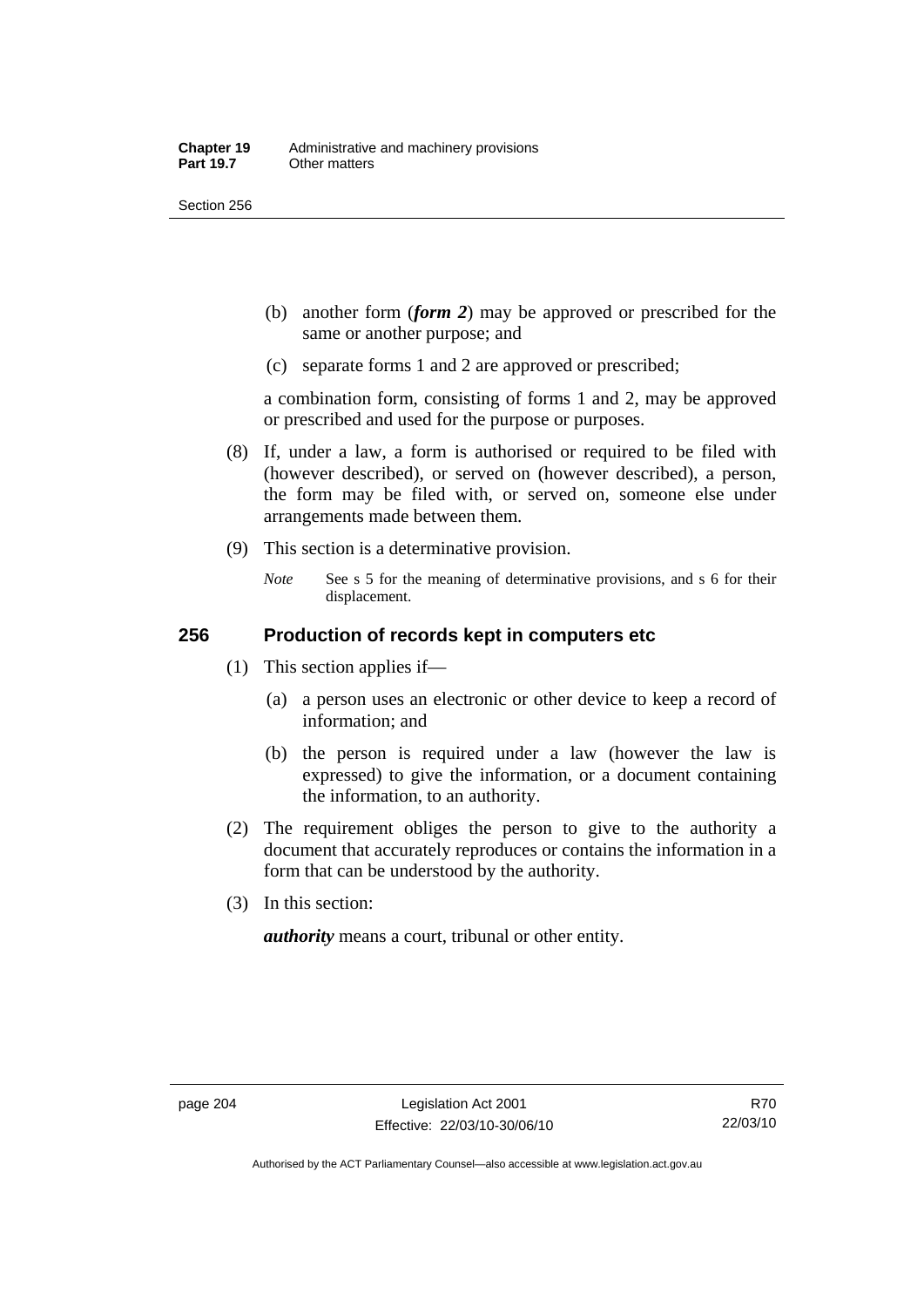(b) another form (***form 2***) may be approved or prescribed for the same or another purpose; and

(c) separate forms 1 and 2 are approved or prescribed;

a combination form, consisting of forms 1 and 2, may be approved or prescribed and used for the purpose or purposes.

(8) If, under a law, a form is authorised or required to be filed with (however described), or served on (however described), a person, the form may be filed with, or served on, someone else under arrangements made between them.

(9) This section is a determinative provision.

*Note* See s 5 for the meaning of determinative provisions, and s 6 for their displacement.

### 256 Production of records kept in computers etc

(1) This section applies if—

(a) a person uses an electronic or other device to keep a record of information; and

(b) the person is required under a law (however the law is expressed) to give the information, or a document containing the information, to an authority.

(2) The requirement obliges the person to give to the authority a document that accurately reproduces or contains the information in a form that can be understood by the authority.

(3) In this section:

***authority*** means a court, tribunal or other entity.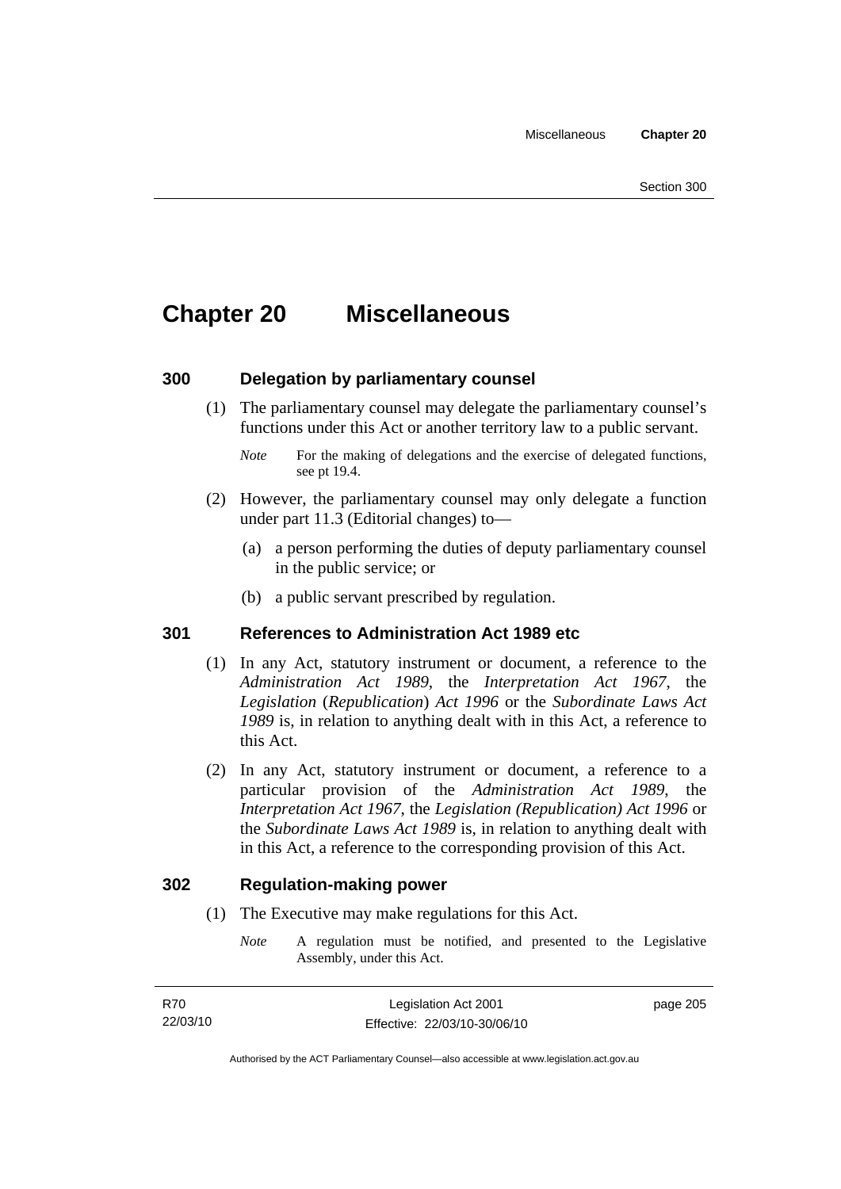# Chapter 20 Miscellaneous

## 300 Delegation by parliamentary counsel

(1) The parliamentary counsel may delegate the parliamentary counsel's functions under this Act or another territory law to a public servant.

*Note* For the making of delegations and the exercise of delegated functions, see pt 19.4.

(2) However, the parliamentary counsel may only delegate a function under part 11.3 (Editorial changes) to—

(a) a person performing the duties of deputy parliamentary counsel in the public service; or

(b) a public servant prescribed by regulation.

## 301 References to Administration Act 1989 etc

(1) In any Act, statutory instrument or document, a reference to the *Administration Act 1989*, the *Interpretation Act 1967*, the *Legislation* (*Republication*) *Act 1996* or the *Subordinate Laws Act 1989* is, in relation to anything dealt with in this Act, a reference to this Act.

(2) In any Act, statutory instrument or document, a reference to a particular provision of the *Administration Act 1989*, the *Interpretation Act 1967*, the *Legislation (Republication) Act 1996* or the *Subordinate Laws Act 1989* is, in relation to anything dealt with in this Act, a reference to the corresponding provision of this Act.

## 302 Regulation-making power

(1) The Executive may make regulations for this Act.

*Note* A regulation must be notified, and presented to the Legislative Assembly, under this Act.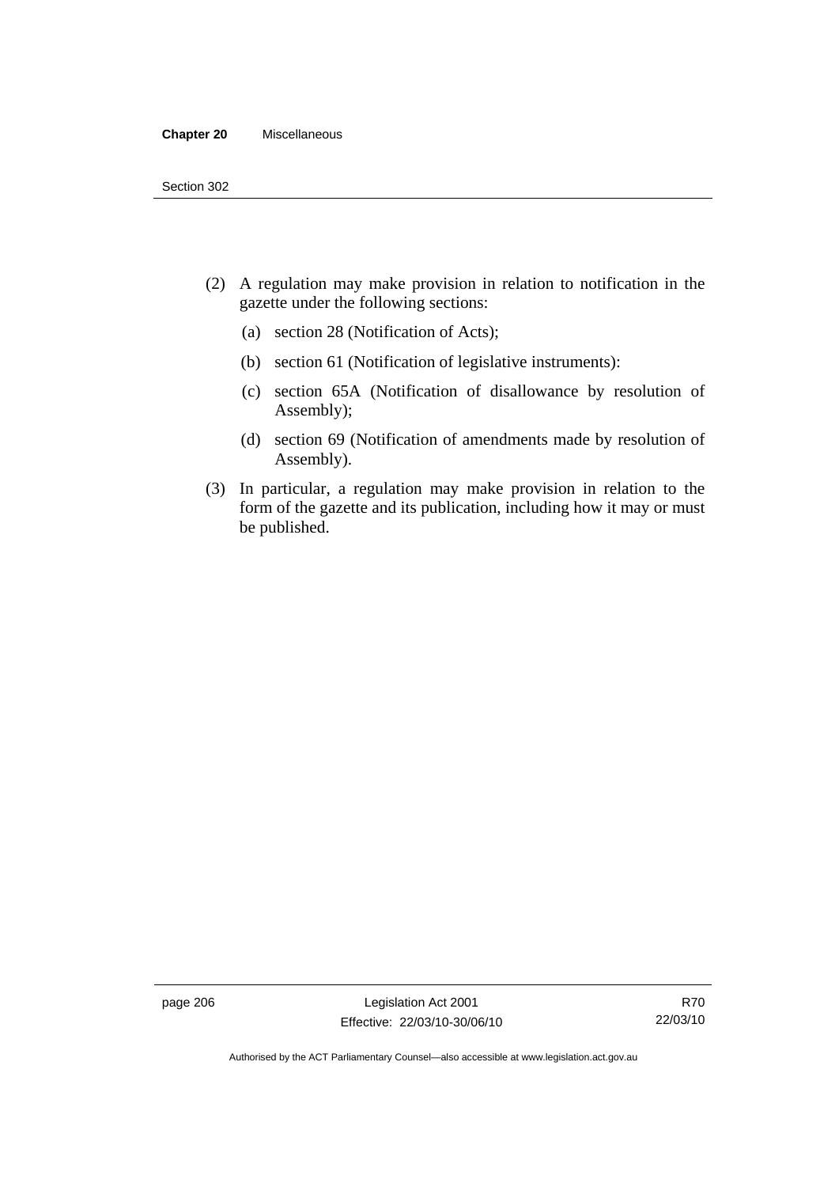(2) A regulation may make provision in relation to notification in the gazette under the following sections:

(a) section 28 (Notification of Acts);

(b) section 61 (Notification of legislative instruments):

(c) section 65A (Notification of disallowance by resolution of Assembly);

(d) section 69 (Notification of amendments made by resolution of Assembly).

(3) In particular, a regulation may make provision in relation to the form of the gazette and its publication, including how it may or must be published.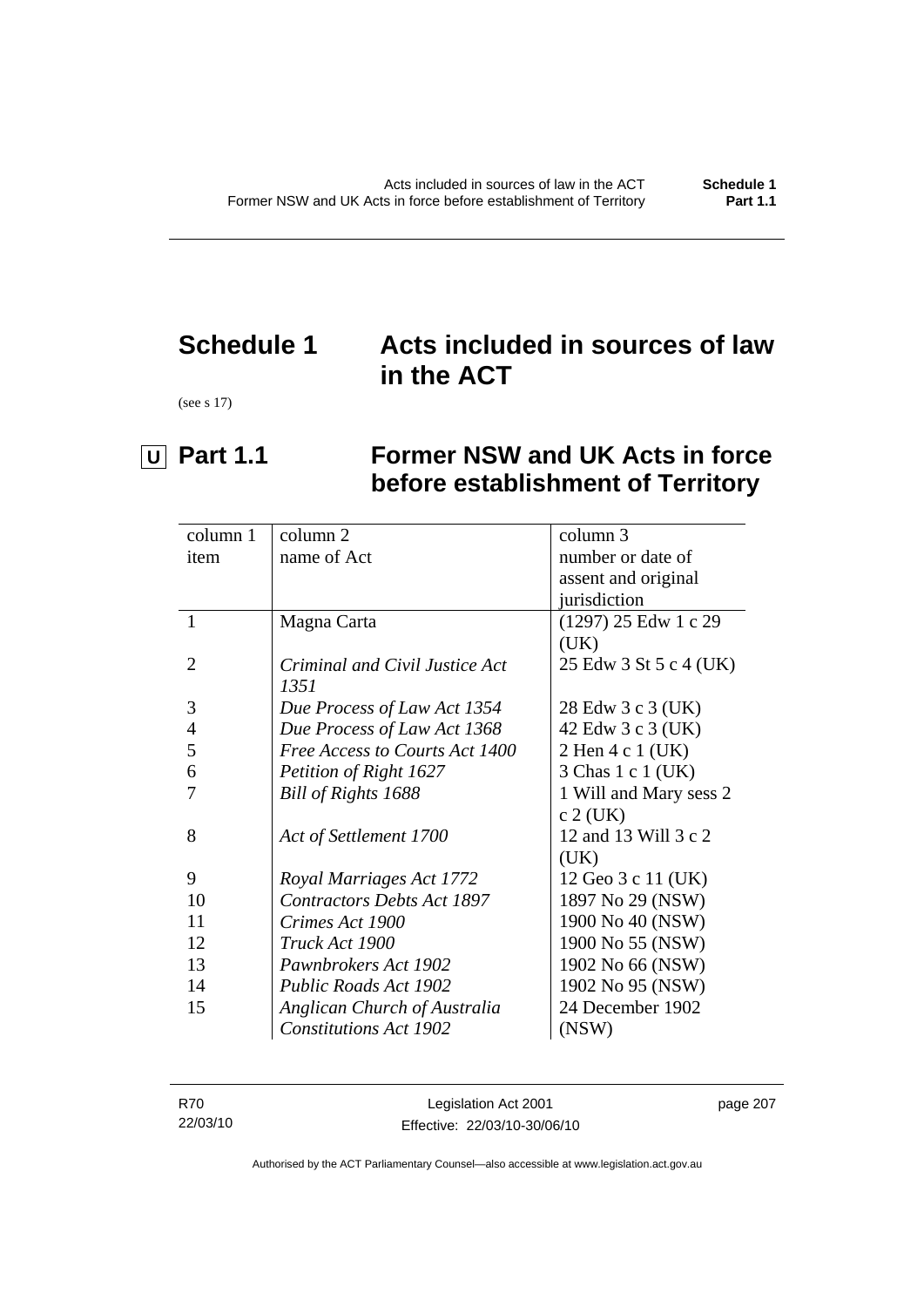# Schedule 1 Acts included in sources of law in the ACT

(see s 17)

## U Part 1.1 Former NSW and UK Acts in force before establishment of Territory

| column 1<br>item | column 2<br>name of Act | column 3<br>number or date of assent and original jurisdiction |
|---|---|---|
| 1 | Magna Carta | (1297) 25 Edw 1 c 29 (UK) |
| 2 | *Criminal and Civil Justice Act 1351* | 25 Edw 3 St 5 c 4 (UK) |
| 3 | *Due Process of Law Act 1354* | 28 Edw 3 c 3 (UK) |
| 4 | *Due Process of Law Act 1368* | 42 Edw 3 c 3 (UK) |
| 5 | *Free Access to Courts Act 1400* | 2 Hen 4 c 1 (UK) |
| 6 | *Petition of Right 1627* | 3 Chas 1 c 1 (UK) |
| 7 | *Bill of Rights 1688* | 1 Will and Mary sess 2 c 2 (UK) |
| 8 | *Act of Settlement 1700* | 12 and 13 Will 3 c 2 (UK) |
| 9 | *Royal Marriages Act 1772* | 12 Geo 3 c 11 (UK) |
| 10 | *Contractors Debts Act 1897* | 1897 No 29 (NSW) |
| 11 | *Crimes Act 1900* | 1900 No 40 (NSW) |
| 12 | *Truck Act 1900* | 1900 No 55 (NSW) |
| 13 | *Pawnbrokers Act 1902* | 1902 No 66 (NSW) |
| 14 | *Public Roads Act 1902* | 1902 No 95 (NSW) |
| 15 | *Anglican Church of Australia Constitutions Act 1902* | 24 December 1902 (NSW) |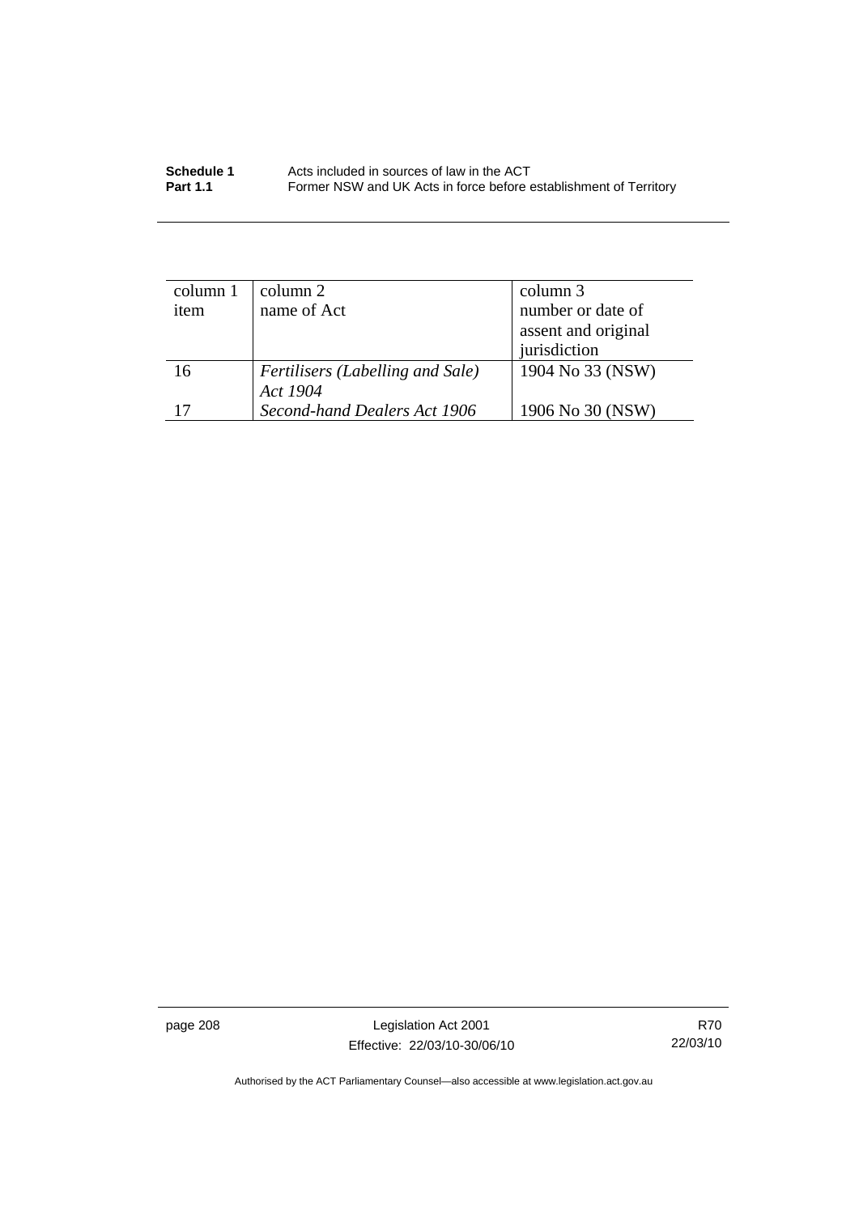| column 1 item | column 2 name of Act | column 3 number or date of assent and original jurisdiction |
|---|---|---|
| 16 | *Fertilisers (Labelling and Sale) Act 1904* | 1904 No 33 (NSW) |
| 17 | *Second-hand Dealers Act 1906* | 1906 No 30 (NSW) |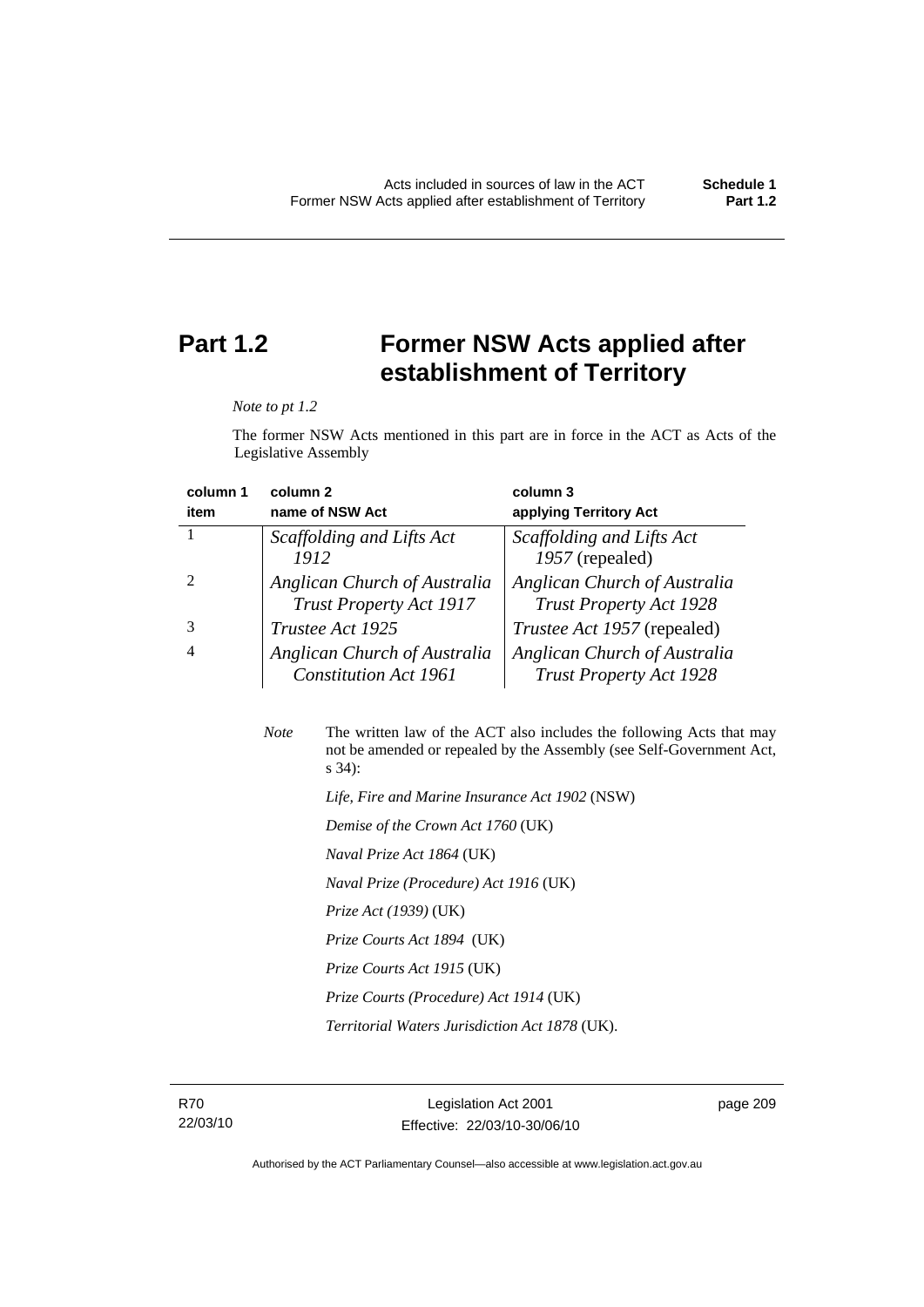# Part 1.2 Former NSW Acts applied after establishment of Territory

*Note to pt 1.2*

The former NSW Acts mentioned in this part are in force in the ACT as Acts of the Legislative Assembly

| column 1<br>item | column 2<br>name of NSW Act | column 3<br>applying Territory Act |
|---|---|---|
| 1 | *Scaffolding and Lifts Act 1912* | *Scaffolding and Lifts Act 1957* (repealed) |
| 2 | *Anglican Church of Australia Trust Property Act 1917* | *Anglican Church of Australia Trust Property Act 1928* |
| 3 | *Trustee Act 1925* | *Trustee Act 1957* (repealed) |
| 4 | *Anglican Church of Australia Constitution Act 1961* | *Anglican Church of Australia Trust Property Act 1928* |

*Note* The written law of the ACT also includes the following Acts that may not be amended or repealed by the Assembly (see Self-Government Act, s 34):

*Life, Fire and Marine Insurance Act 1902* (NSW)

*Demise of the Crown Act 1760* (UK)

*Naval Prize Act 1864* (UK)

*Naval Prize (Procedure) Act 1916* (UK)

*Prize Act (1939)* (UK)

*Prize Courts Act 1894* (UK)

*Prize Courts Act 1915* (UK)

*Prize Courts (Procedure) Act 1914* (UK)

*Territorial Waters Jurisdiction Act 1878* (UK).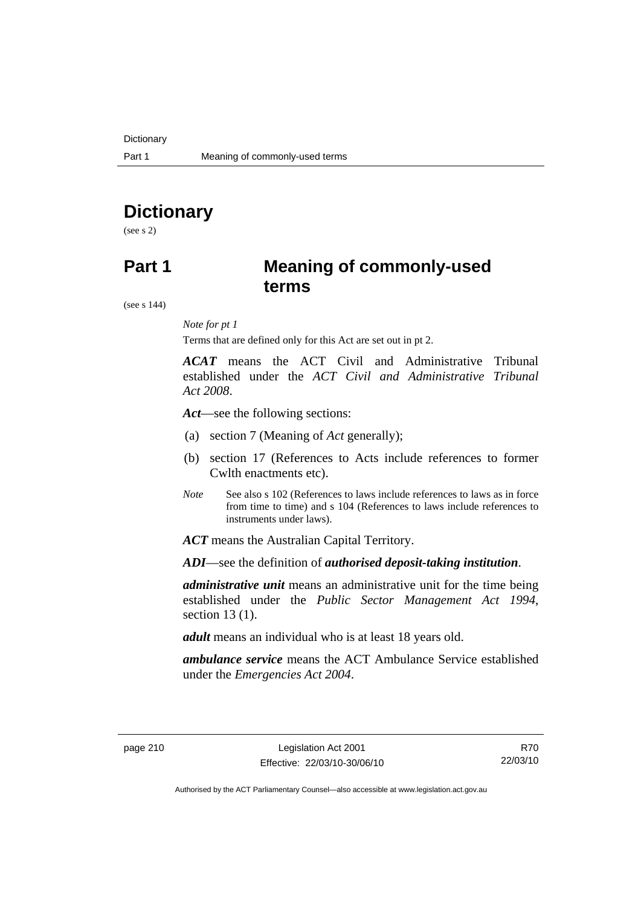# Dictionary

(see s 2)

# Part 1 Meaning of commonly-used terms

(see s 144)

*Note for pt 1*

Terms that are defined only for this Act are set out in pt 2.

***ACAT*** means the ACT Civil and Administrative Tribunal established under the *ACT Civil and Administrative Tribunal Act 2008*.

***Act***—see the following sections:

(a) section 7 (Meaning of *Act* generally);

(b) section 17 (References to Acts include references to former Cwlth enactments etc).

*Note* See also s 102 (References to laws include references to laws as in force from time to time) and s 104 (References to laws include references to instruments under laws).

***ACT*** means the Australian Capital Territory.

***ADI***—see the definition of ***authorised deposit-taking institution***.

***administrative unit*** means an administrative unit for the time being established under the *Public Sector Management Act 1994*, section 13 (1).

***adult*** means an individual who is at least 18 years old.

***ambulance service*** means the ACT Ambulance Service established under the *Emergencies Act 2004*.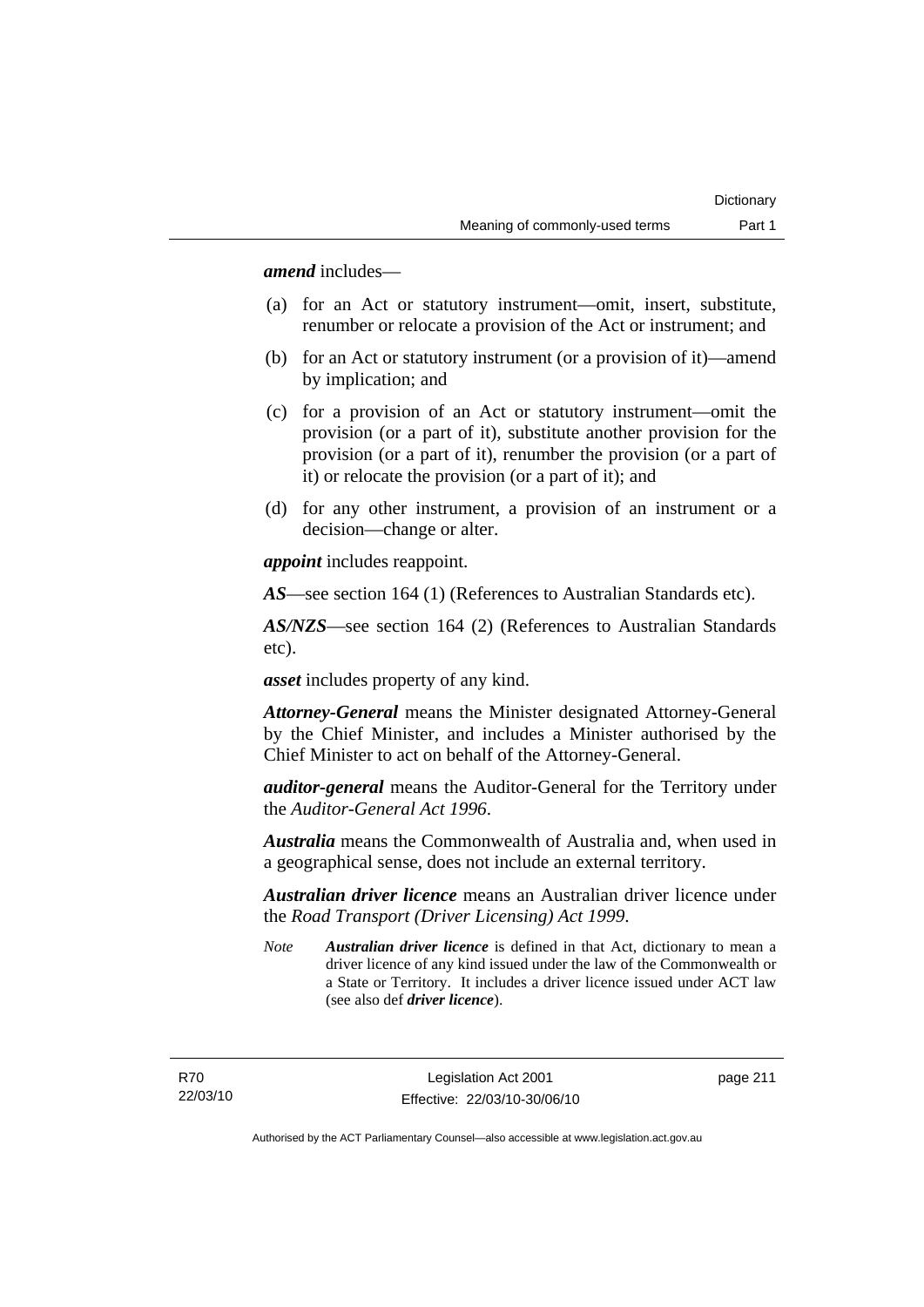***amend*** includes—

(a) for an Act or statutory instrument—omit, insert, substitute, renumber or relocate a provision of the Act or instrument; and

(b) for an Act or statutory instrument (or a provision of it)—amend by implication; and

(c) for a provision of an Act or statutory instrument—omit the provision (or a part of it), substitute another provision for the provision (or a part of it), renumber the provision (or a part of it) or relocate the provision (or a part of it); and

(d) for any other instrument, a provision of an instrument or a decision—change or alter.

***appoint*** includes reappoint.

***AS***—see section 164 (1) (References to Australian Standards etc).

***AS/NZS***—see section 164 (2) (References to Australian Standards etc).

***asset*** includes property of any kind.

***Attorney-General*** means the Minister designated Attorney-General by the Chief Minister, and includes a Minister authorised by the Chief Minister to act on behalf of the Attorney-General.

***auditor-general*** means the Auditor-General for the Territory under the *Auditor-General Act 1996*.

***Australia*** means the Commonwealth of Australia and, when used in a geographical sense, does not include an external territory.

***Australian driver licence*** means an Australian driver licence under the *Road Transport (Driver Licensing) Act 1999*.

*Note* ***Australian driver licence*** is defined in that Act, dictionary to mean a driver licence of any kind issued under the law of the Commonwealth or a State or Territory. It includes a driver licence issued under ACT law (see also def ***driver licence***).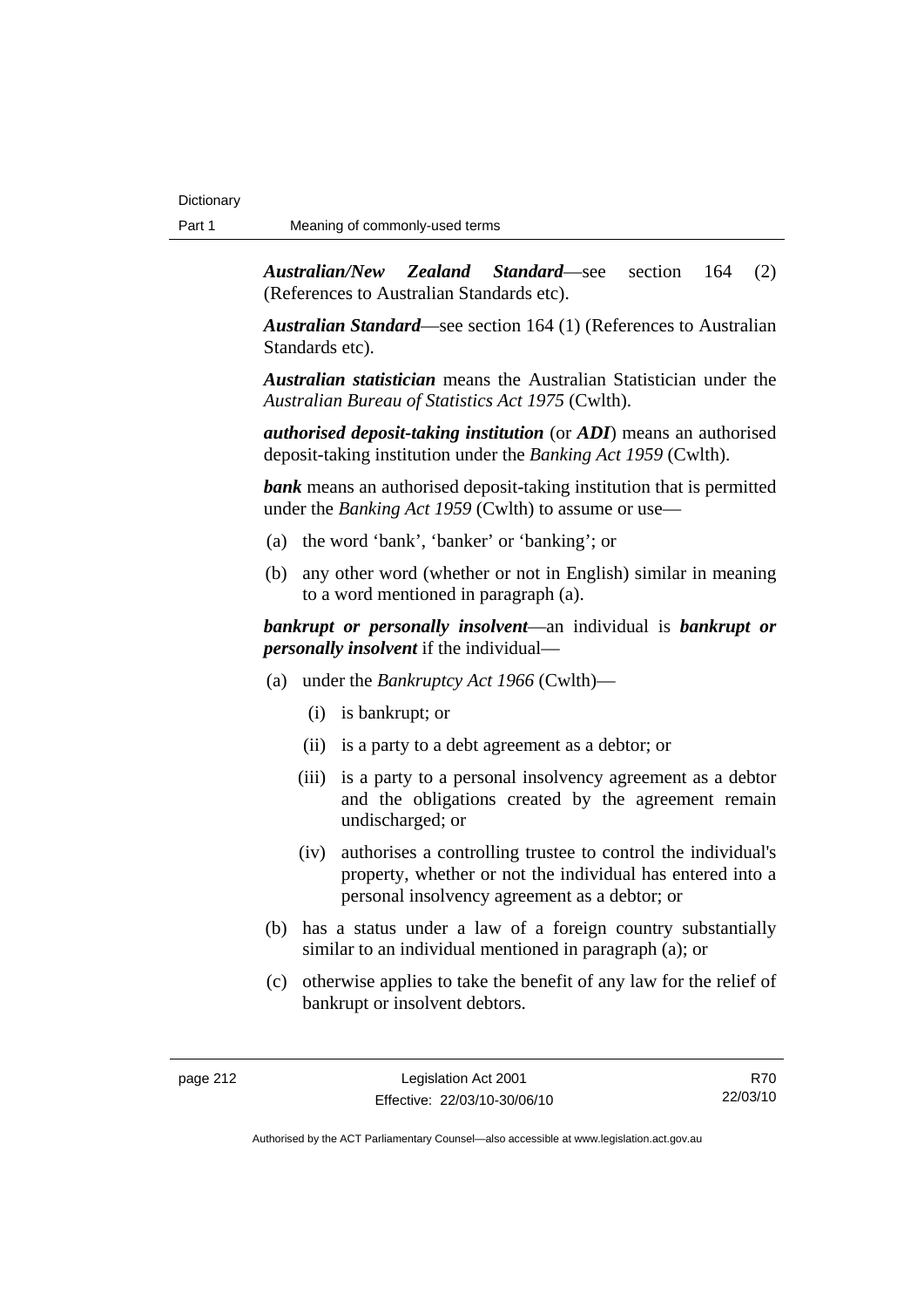***Australian/New Zealand Standard***—see section 164 (2) (References to Australian Standards etc).

***Australian Standard***—see section 164 (1) (References to Australian Standards etc).

***Australian statistician*** means the Australian Statistician under the *Australian Bureau of Statistics Act 1975* (Cwlth).

***authorised deposit-taking institution*** (or ***ADI***) means an authorised deposit-taking institution under the *Banking Act 1959* (Cwlth).

***bank*** means an authorised deposit-taking institution that is permitted under the *Banking Act 1959* (Cwlth) to assume or use—

(a) the word 'bank', 'banker' or 'banking'; or

(b) any other word (whether or not in English) similar in meaning to a word mentioned in paragraph (a).

***bankrupt or personally insolvent***—an individual is ***bankrupt or personally insolvent*** if the individual—

(a) under the *Bankruptcy Act 1966* (Cwlth)—

  (i) is bankrupt; or

  (ii) is a party to a debt agreement as a debtor; or

  (iii) is a party to a personal insolvency agreement as a debtor and the obligations created by the agreement remain undischarged; or

  (iv) authorises a controlling trustee to control the individual's property, whether or not the individual has entered into a personal insolvency agreement as a debtor; or

(b) has a status under a law of a foreign country substantially similar to an individual mentioned in paragraph (a); or

(c) otherwise applies to take the benefit of any law for the relief of bankrupt or insolvent debtors.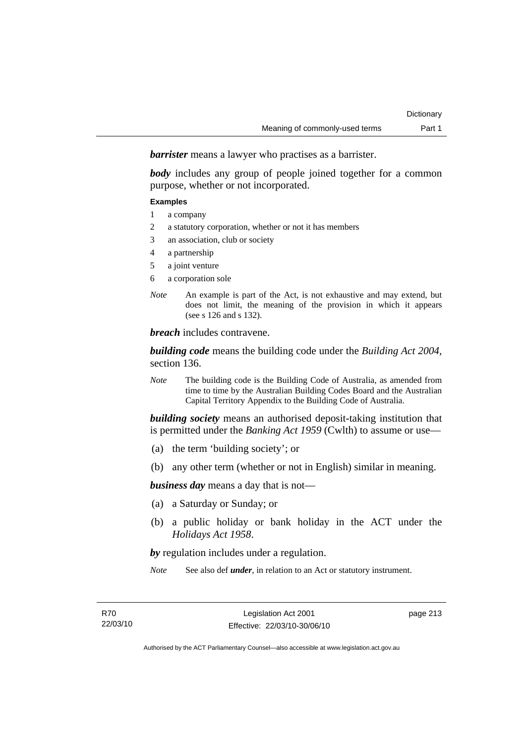***barrister*** means a lawyer who practises as a barrister.

***body*** includes any group of people joined together for a common purpose, whether or not incorporated.

**Examples**

1 a company
2 a statutory corporation, whether or not it has members
3 an association, club or society
4 a partnership
5 a joint venture
6 a corporation sole

*Note* An example is part of the Act, is not exhaustive and may extend, but does not limit, the meaning of the provision in which it appears (see s 126 and s 132).

***breach*** includes contravene.

***building code*** means the building code under the *Building Act 2004*, section 136.

*Note* The building code is the Building Code of Australia, as amended from time to time by the Australian Building Codes Board and the Australian Capital Territory Appendix to the Building Code of Australia.

***building society*** means an authorised deposit-taking institution that is permitted under the *Banking Act 1959* (Cwlth) to assume or use—

(a) the term 'building society'; or

(b) any other term (whether or not in English) similar in meaning.

***business day*** means a day that is not—

(a) a Saturday or Sunday; or

(b) a public holiday or bank holiday in the ACT under the *Holidays Act 1958*.

***by*** regulation includes under a regulation.

*Note* See also def ***under***, in relation to an Act or statutory instrument.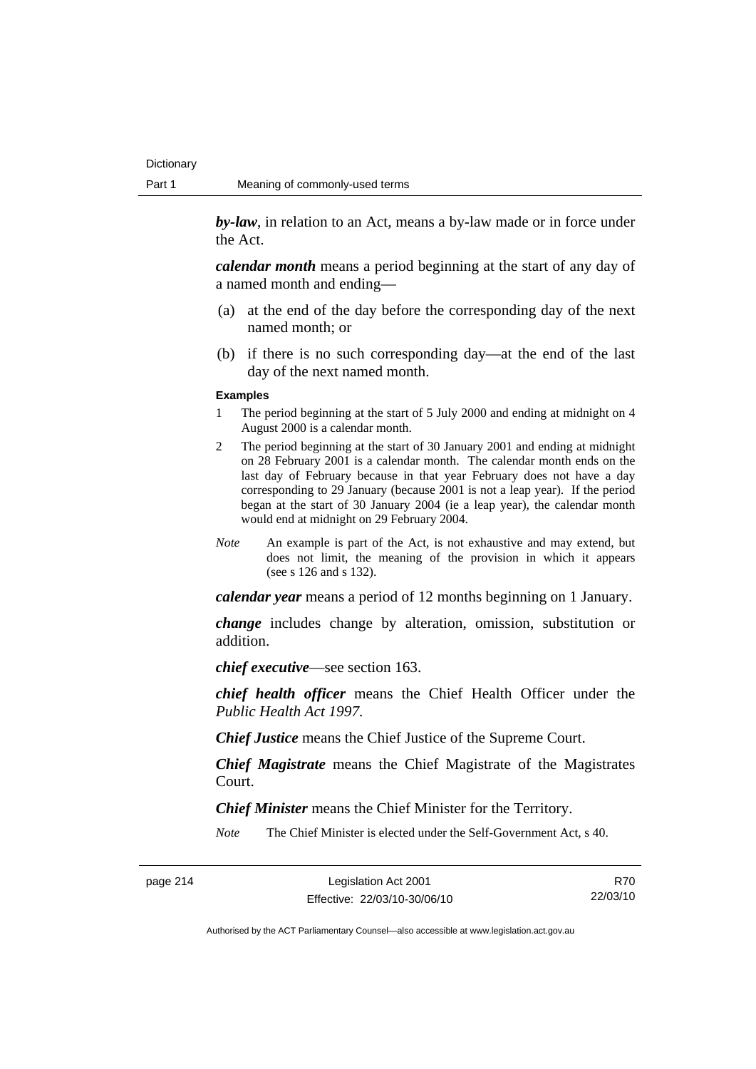***by-law***, in relation to an Act, means a by-law made or in force under the Act.

***calendar month*** means a period beginning at the start of any day of a named month and ending—

(a) at the end of the day before the corresponding day of the next named month; or

(b) if there is no such corresponding day—at the end of the last day of the next named month.

**Examples**

1 The period beginning at the start of 5 July 2000 and ending at midnight on 4 August 2000 is a calendar month.

2 The period beginning at the start of 30 January 2001 and ending at midnight on 28 February 2001 is a calendar month. The calendar month ends on the last day of February because in that year February does not have a day corresponding to 29 January (because 2001 is not a leap year). If the period began at the start of 30 January 2004 (ie a leap year), the calendar month would end at midnight on 29 February 2004.

*Note* An example is part of the Act, is not exhaustive and may extend, but does not limit, the meaning of the provision in which it appears (see s 126 and s 132).

***calendar year*** means a period of 12 months beginning on 1 January.

***change*** includes change by alteration, omission, substitution or addition.

***chief executive***—see section 163.

***chief health officer*** means the Chief Health Officer under the *Public Health Act 1997*.

***Chief Justice*** means the Chief Justice of the Supreme Court.

***Chief Magistrate*** means the Chief Magistrate of the Magistrates Court.

***Chief Minister*** means the Chief Minister for the Territory.

*Note* The Chief Minister is elected under the Self-Government Act, s 40.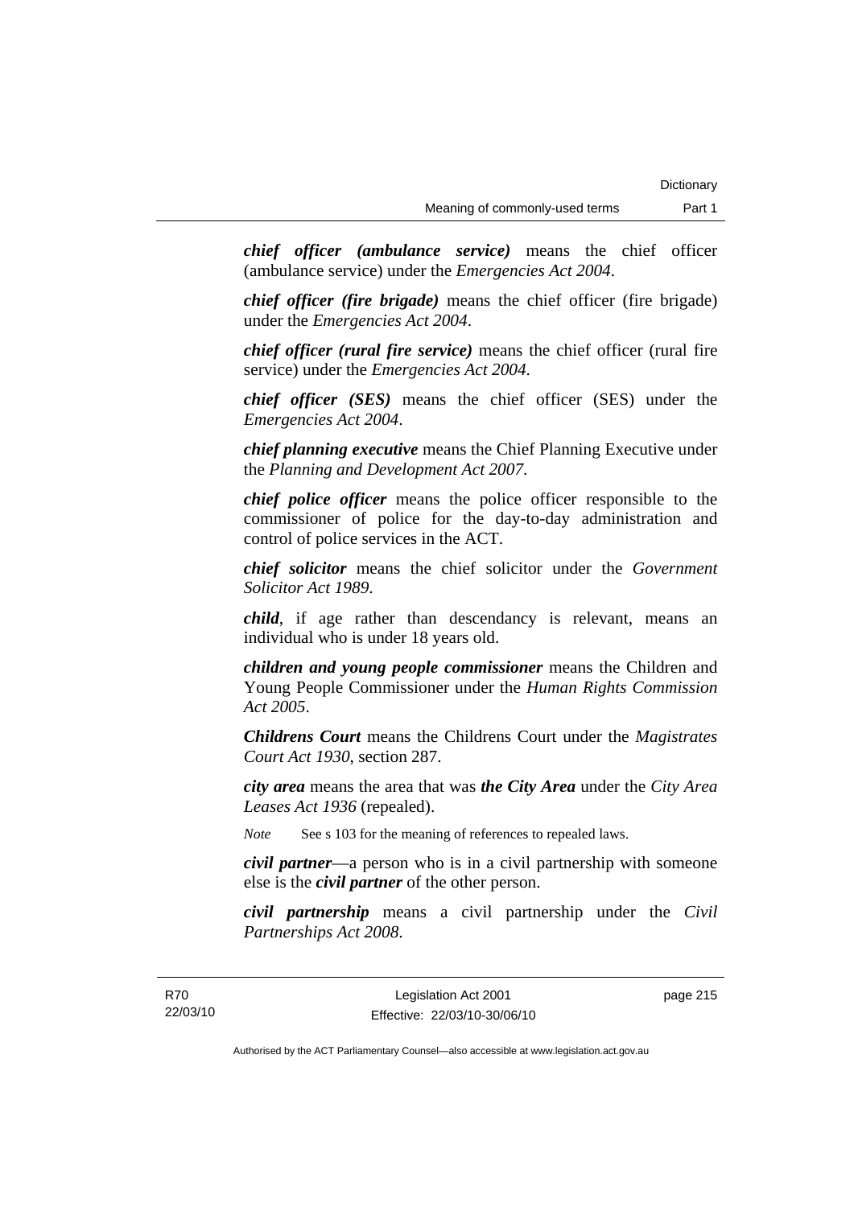***chief officer (ambulance service)*** means the chief officer (ambulance service) under the *Emergencies Act 2004*.

***chief officer (fire brigade)*** means the chief officer (fire brigade) under the *Emergencies Act 2004*.

***chief officer (rural fire service)*** means the chief officer (rural fire service) under the *Emergencies Act 2004*.

***chief officer (SES)*** means the chief officer (SES) under the *Emergencies Act 2004*.

***chief planning executive*** means the Chief Planning Executive under the *Planning and Development Act 2007*.

***chief police officer*** means the police officer responsible to the commissioner of police for the day-to-day administration and control of police services in the ACT.

***chief solicitor*** means the chief solicitor under the *Government Solicitor Act 1989*.

***child***, if age rather than descendancy is relevant, means an individual who is under 18 years old.

***children and young people commissioner*** means the Children and Young People Commissioner under the *Human Rights Commission Act 2005*.

***Childrens Court*** means the Childrens Court under the *Magistrates Court Act 1930*, section 287.

***city area*** means the area that was ***the City Area*** under the *City Area Leases Act 1936* (repealed).

*Note* See s 103 for the meaning of references to repealed laws.

***civil partner***—a person who is in a civil partnership with someone else is the ***civil partner*** of the other person.

***civil partnership*** means a civil partnership under the *Civil Partnerships Act 2008*.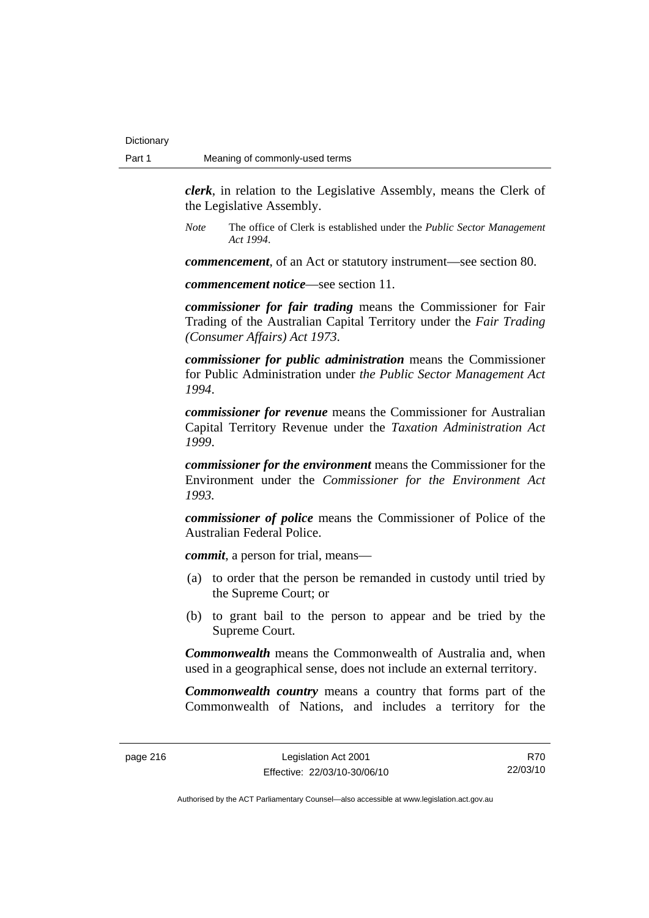***clerk***, in relation to the Legislative Assembly, means the Clerk of the Legislative Assembly.

*Note* The office of Clerk is established under the *Public Sector Management Act 1994*.

***commencement***, of an Act or statutory instrument—see section 80.

***commencement notice***—see section 11.

***commissioner for fair trading*** means the Commissioner for Fair Trading of the Australian Capital Territory under the *Fair Trading (Consumer Affairs) Act 1973*.

***commissioner for public administration*** means the Commissioner for Public Administration under *the Public Sector Management Act 1994*.

***commissioner for revenue*** means the Commissioner for Australian Capital Territory Revenue under the *Taxation Administration Act 1999*.

***commissioner for the environment*** means the Commissioner for the Environment under the *Commissioner for the Environment Act 1993*.

***commissioner of police*** means the Commissioner of Police of the Australian Federal Police.

***commit***, a person for trial, means—

(a) to order that the person be remanded in custody until tried by the Supreme Court; or

(b) to grant bail to the person to appear and be tried by the Supreme Court.

***Commonwealth*** means the Commonwealth of Australia and, when used in a geographical sense, does not include an external territory.

***Commonwealth country*** means a country that forms part of the Commonwealth of Nations, and includes a territory for the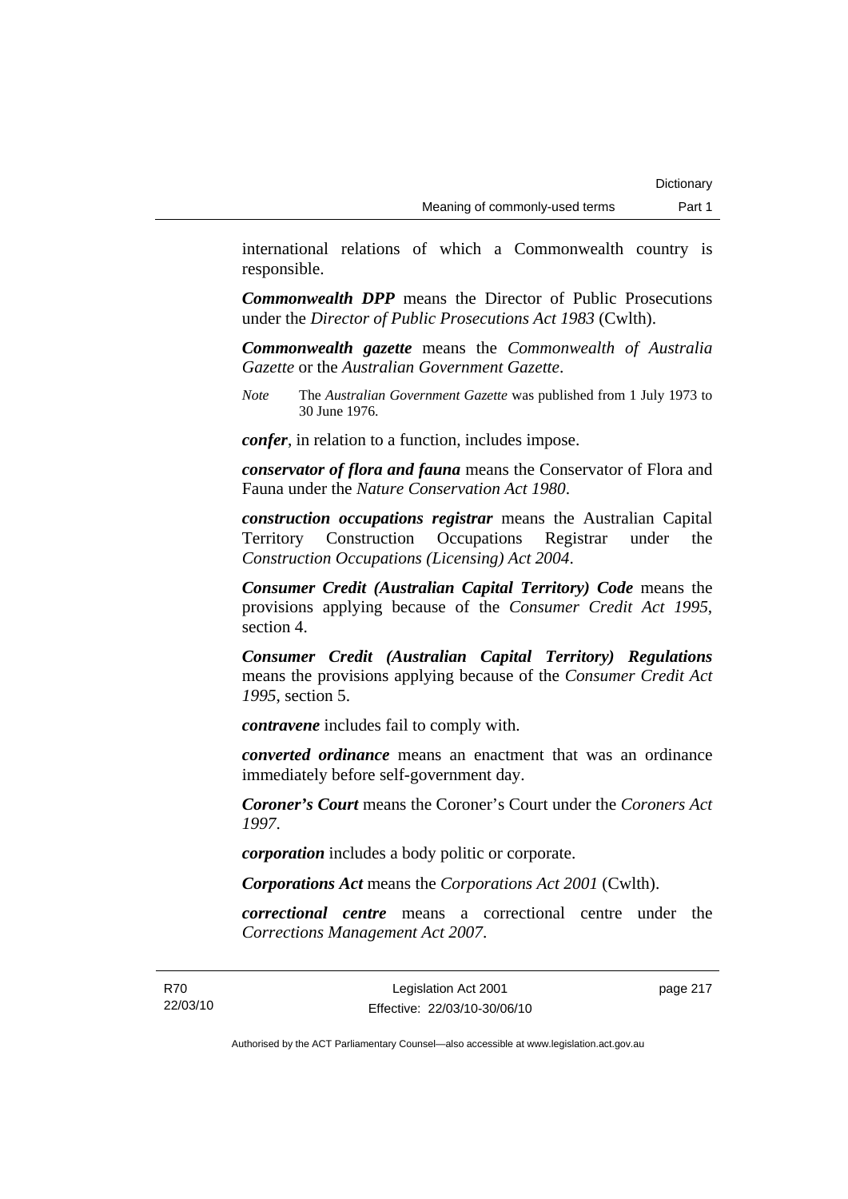international relations of which a Commonwealth country is responsible.

***Commonwealth DPP*** means the Director of Public Prosecutions under the *Director of Public Prosecutions Act 1983* (Cwlth).

***Commonwealth gazette*** means the *Commonwealth of Australia Gazette* or the *Australian Government Gazette*.

*Note* The *Australian Government Gazette* was published from 1 July 1973 to 30 June 1976.

***confer***, in relation to a function, includes impose.

***conservator of flora and fauna*** means the Conservator of Flora and Fauna under the *Nature Conservation Act 1980*.

***construction occupations registrar*** means the Australian Capital Territory Construction Occupations Registrar under the *Construction Occupations (Licensing) Act 2004*.

***Consumer Credit (Australian Capital Territory) Code*** means the provisions applying because of the *Consumer Credit Act 1995*, section 4.

***Consumer Credit (Australian Capital Territory) Regulations*** means the provisions applying because of the *Consumer Credit Act 1995*, section 5.

***contravene*** includes fail to comply with.

***converted ordinance*** means an enactment that was an ordinance immediately before self-government day.

***Coroner's Court*** means the Coroner's Court under the *Coroners Act 1997*.

***corporation*** includes a body politic or corporate.

***Corporations Act*** means the *Corporations Act 2001* (Cwlth).

***correctional centre*** means a correctional centre under the *Corrections Management Act 2007*.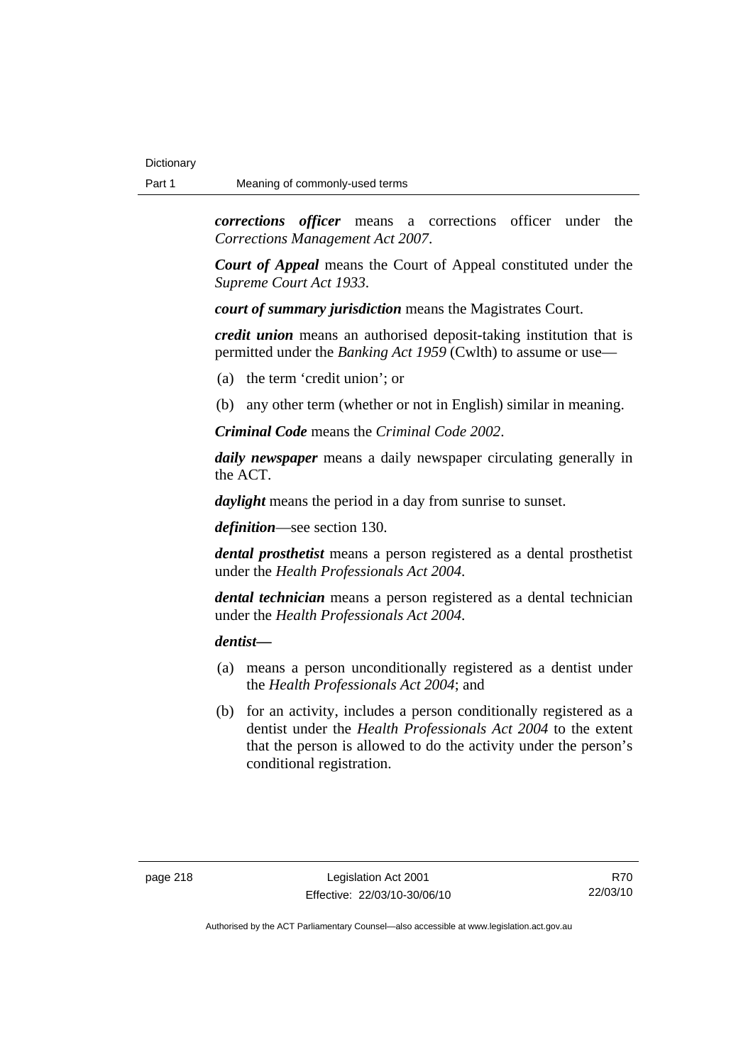***corrections officer*** means a corrections officer under the *Corrections Management Act 2007*.

***Court of Appeal*** means the Court of Appeal constituted under the *Supreme Court Act 1933*.

***court of summary jurisdiction*** means the Magistrates Court.

***credit union*** means an authorised deposit-taking institution that is permitted under the *Banking Act 1959* (Cwlth) to assume or use—

(a) the term 'credit union'; or

(b) any other term (whether or not in English) similar in meaning.

***Criminal Code*** means the *Criminal Code 2002*.

***daily newspaper*** means a daily newspaper circulating generally in the ACT.

***daylight*** means the period in a day from sunrise to sunset.

***definition***—see section 130.

***dental prosthetist*** means a person registered as a dental prosthetist under the *Health Professionals Act 2004*.

***dental technician*** means a person registered as a dental technician under the *Health Professionals Act 2004*.

***dentist—***

(a) means a person unconditionally registered as a dentist under the *Health Professionals Act 2004*; and

(b) for an activity, includes a person conditionally registered as a dentist under the *Health Professionals Act 2004* to the extent that the person is allowed to do the activity under the person's conditional registration.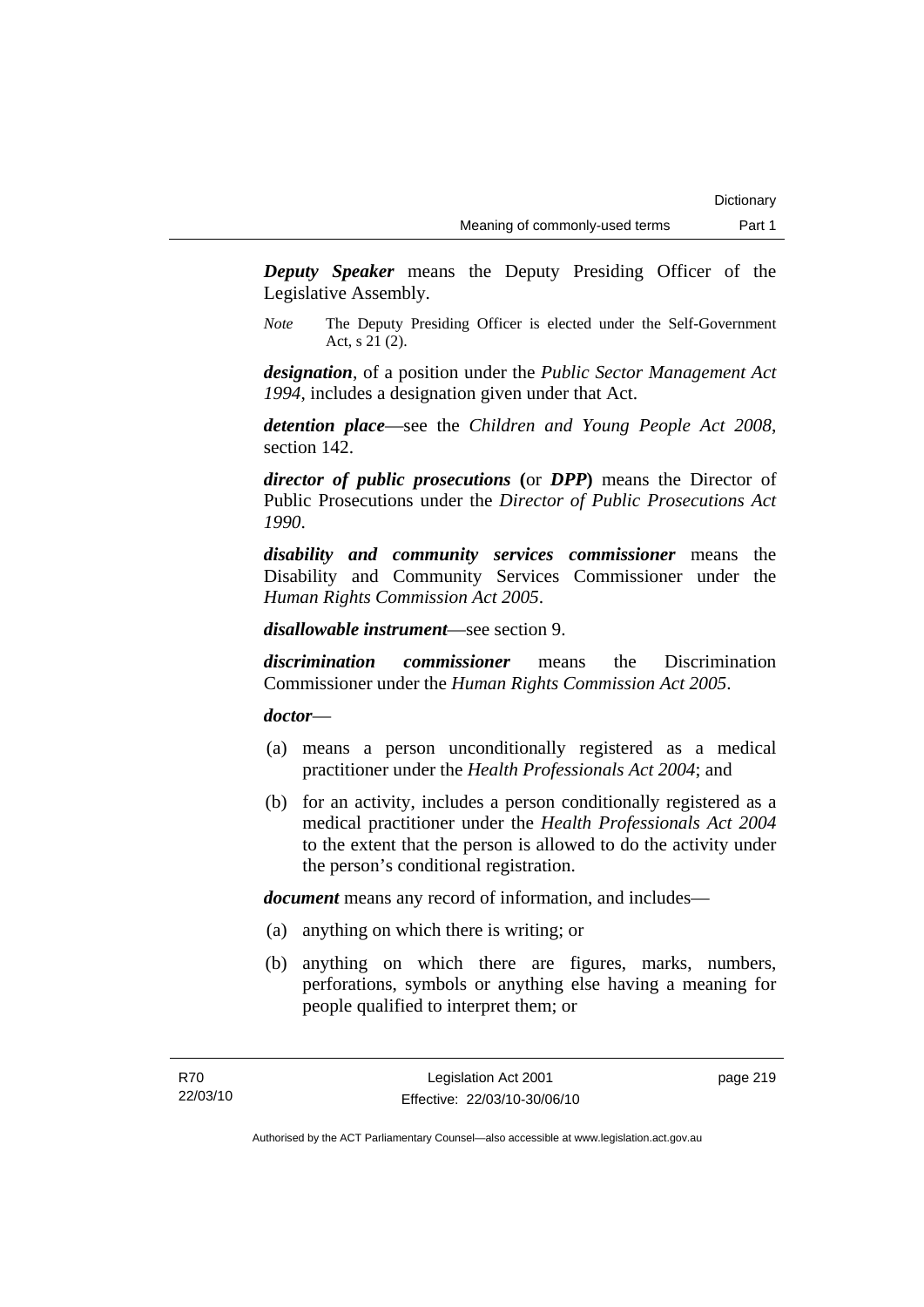***Deputy Speaker*** means the Deputy Presiding Officer of the Legislative Assembly.

*Note* The Deputy Presiding Officer is elected under the Self-Government Act, s 21 (2).

***designation***, of a position under the *Public Sector Management Act 1994*, includes a designation given under that Act.

***detention place***—see the *Children and Young People Act 2008*, section 142.

***director of public prosecutions*** **(**or ***DPP*****)** means the Director of Public Prosecutions under the *Director of Public Prosecutions Act 1990*.

***disability and community services commissioner*** means the Disability and Community Services Commissioner under the *Human Rights Commission Act 2005*.

***disallowable instrument***—see section 9.

***discrimination commissioner*** means the Discrimination Commissioner under the *Human Rights Commission Act 2005*.

***doctor***—

(a) means a person unconditionally registered as a medical practitioner under the *Health Professionals Act 2004*; and

(b) for an activity, includes a person conditionally registered as a medical practitioner under the *Health Professionals Act 2004* to the extent that the person is allowed to do the activity under the person's conditional registration.

***document*** means any record of information, and includes—

(a) anything on which there is writing; or

(b) anything on which there are figures, marks, numbers, perforations, symbols or anything else having a meaning for people qualified to interpret them; or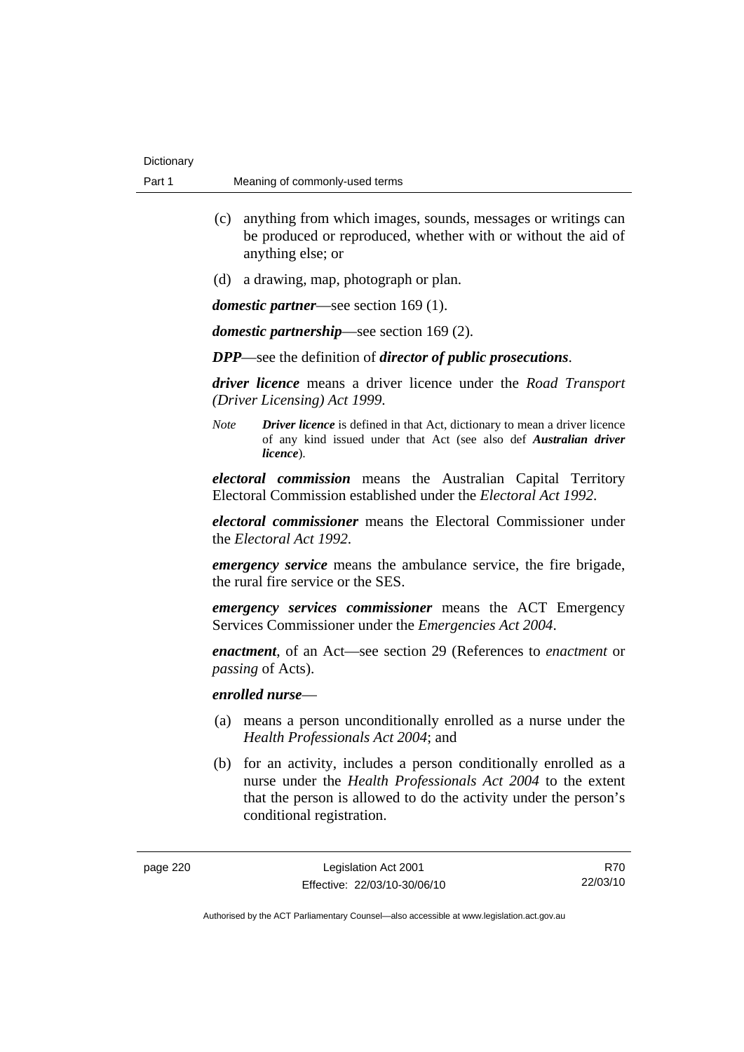(c) anything from which images, sounds, messages or writings can be produced or reproduced, whether with or without the aid of anything else; or

(d) a drawing, map, photograph or plan.

***domestic partner***—see section 169 (1).

***domestic partnership***—see section 169 (2).

***DPP***—see the definition of ***director of public prosecutions***.

***driver licence*** means a driver licence under the *Road Transport (Driver Licensing) Act 1999*.

*Note* ***Driver licence*** is defined in that Act, dictionary to mean a driver licence of any kind issued under that Act (see also def ***Australian driver licence***).

***electoral commission*** means the Australian Capital Territory Electoral Commission established under the *Electoral Act 1992*.

***electoral commissioner*** means the Electoral Commissioner under the *Electoral Act 1992*.

***emergency service*** means the ambulance service, the fire brigade, the rural fire service or the SES.

***emergency services commissioner*** means the ACT Emergency Services Commissioner under the *Emergencies Act 2004*.

***enactment***, of an Act—see section 29 (References to *enactment* or *passing* of Acts).

***enrolled nurse***—

(a) means a person unconditionally enrolled as a nurse under the *Health Professionals Act 2004*; and

(b) for an activity, includes a person conditionally enrolled as a nurse under the *Health Professionals Act 2004* to the extent that the person is allowed to do the activity under the person's conditional registration.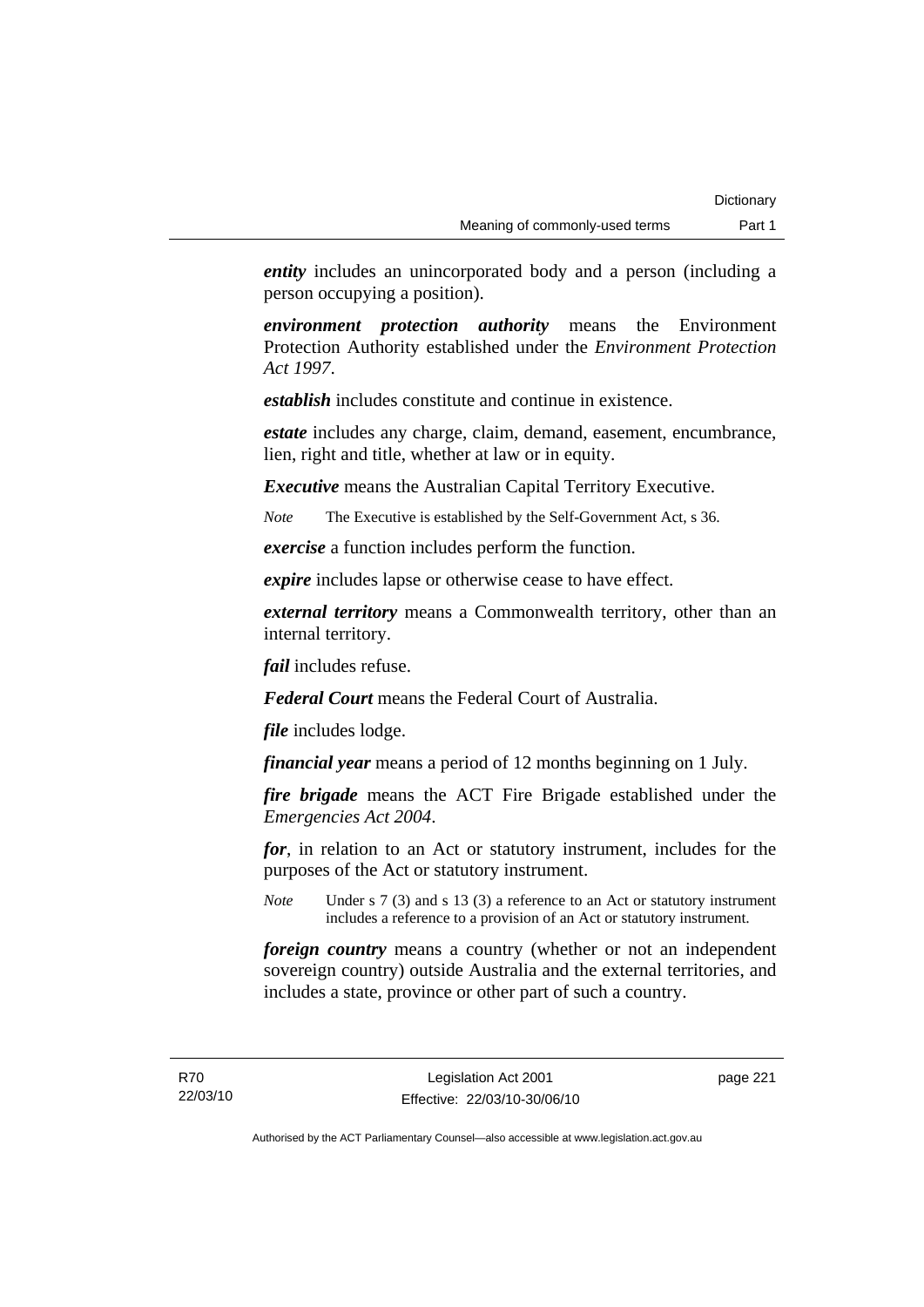***entity*** includes an unincorporated body and a person (including a person occupying a position).

***environment protection authority*** means the Environment Protection Authority established under the *Environment Protection Act 1997*.

***establish*** includes constitute and continue in existence.

***estate*** includes any charge, claim, demand, easement, encumbrance, lien, right and title, whether at law or in equity.

***Executive*** means the Australian Capital Territory Executive.

*Note* The Executive is established by the Self-Government Act, s 36.

***exercise*** a function includes perform the function.

***expire*** includes lapse or otherwise cease to have effect.

***external territory*** means a Commonwealth territory, other than an internal territory.

***fail*** includes refuse.

***Federal Court*** means the Federal Court of Australia.

***file*** includes lodge.

***financial year*** means a period of 12 months beginning on 1 July.

***fire brigade*** means the ACT Fire Brigade established under the *Emergencies Act 2004*.

***for***, in relation to an Act or statutory instrument, includes for the purposes of the Act or statutory instrument.

*Note* Under s 7 (3) and s 13 (3) a reference to an Act or statutory instrument includes a reference to a provision of an Act or statutory instrument.

***foreign country*** means a country (whether or not an independent sovereign country) outside Australia and the external territories, and includes a state, province or other part of such a country.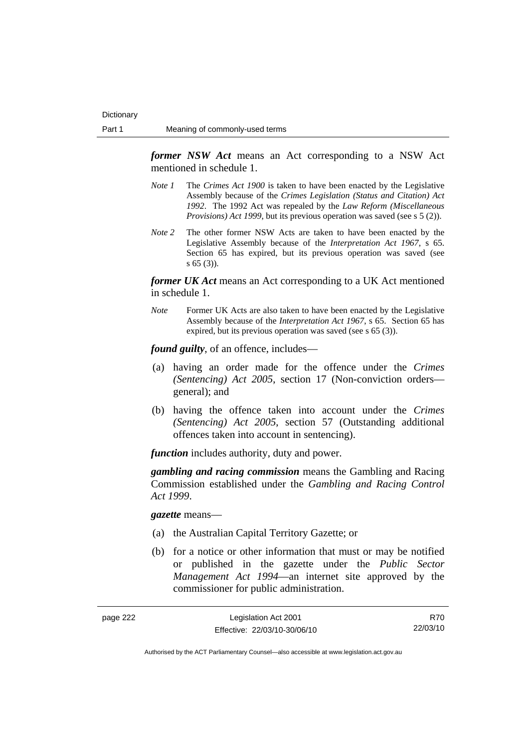***former NSW Act*** means an Act corresponding to a NSW Act mentioned in schedule 1.

*Note 1* The *Crimes Act 1900* is taken to have been enacted by the Legislative Assembly because of the *Crimes Legislation (Status and Citation) Act 1992*. The 1992 Act was repealed by the *Law Reform (Miscellaneous Provisions) Act 1999*, but its previous operation was saved (see s 5 (2)).

*Note 2* The other former NSW Acts are taken to have been enacted by the Legislative Assembly because of the *Interpretation Act 1967*, s 65. Section 65 has expired, but its previous operation was saved (see s 65 (3)).

***former UK Act*** means an Act corresponding to a UK Act mentioned in schedule 1.

*Note* Former UK Acts are also taken to have been enacted by the Legislative Assembly because of the *Interpretation Act 1967*, s 65. Section 65 has expired, but its previous operation was saved (see s 65 (3)).

***found guilty***, of an offence, includes—

(a) having an order made for the offence under the *Crimes (Sentencing) Act 2005*, section 17 (Non-conviction orders—general); and

(b) having the offence taken into account under the *Crimes (Sentencing) Act 2005*, section 57 (Outstanding additional offences taken into account in sentencing).

***function*** includes authority, duty and power.

***gambling and racing commission*** means the Gambling and Racing Commission established under the *Gambling and Racing Control Act 1999*.

***gazette*** means—

(a) the Australian Capital Territory Gazette; or

(b) for a notice or other information that must or may be notified or published in the gazette under the *Public Sector Management Act 1994*—an internet site approved by the commissioner for public administration.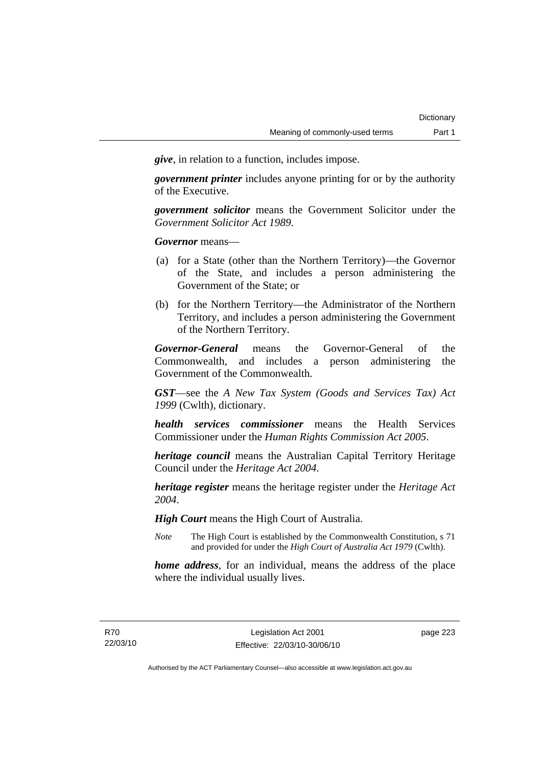***give***, in relation to a function, includes impose.

***government printer*** includes anyone printing for or by the authority of the Executive.

***government solicitor*** means the Government Solicitor under the *Government Solicitor Act 1989*.

***Governor*** means—

(a) for a State (other than the Northern Territory)—the Governor of the State, and includes a person administering the Government of the State; or

(b) for the Northern Territory—the Administrator of the Northern Territory, and includes a person administering the Government of the Northern Territory.

***Governor-General*** means the Governor-General of the Commonwealth, and includes a person administering the Government of the Commonwealth.

***GST***—see the *A New Tax System (Goods and Services Tax) Act 1999* (Cwlth), dictionary.

***health services commissioner*** means the Health Services Commissioner under the *Human Rights Commission Act 2005*.

***heritage council*** means the Australian Capital Territory Heritage Council under the *Heritage Act 2004*.

***heritage register*** means the heritage register under the *Heritage Act 2004*.

***High Court*** means the High Court of Australia.

*Note* The High Court is established by the Commonwealth Constitution, s 71 and provided for under the *High Court of Australia Act 1979* (Cwlth).

***home address***, for an individual, means the address of the place where the individual usually lives.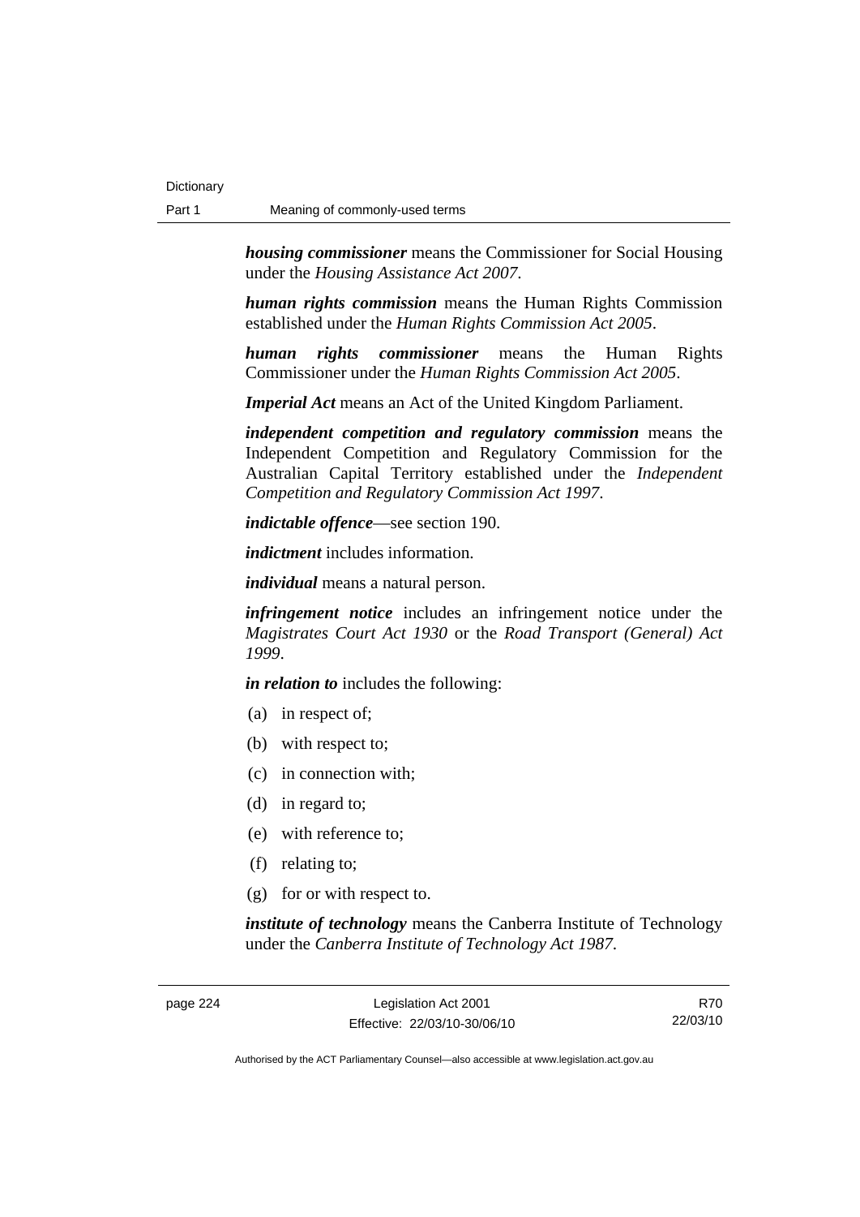***housing commissioner*** means the Commissioner for Social Housing under the *Housing Assistance Act 2007*.

***human rights commission*** means the Human Rights Commission established under the *Human Rights Commission Act 2005*.

***human rights commissioner*** means the Human Rights Commissioner under the *Human Rights Commission Act 2005*.

***Imperial Act*** means an Act of the United Kingdom Parliament.

***independent competition and regulatory commission*** means the Independent Competition and Regulatory Commission for the Australian Capital Territory established under the *Independent Competition and Regulatory Commission Act 1997*.

***indictable offence***—see section 190.

***indictment*** includes information.

***individual*** means a natural person.

***infringement notice*** includes an infringement notice under the *Magistrates Court Act 1930* or the *Road Transport (General) Act 1999*.

***in relation to*** includes the following:

(a) in respect of;

(b) with respect to;

(c) in connection with;

(d) in regard to;

(e) with reference to;

(f) relating to;

(g) for or with respect to.

***institute of technology*** means the Canberra Institute of Technology under the *Canberra Institute of Technology Act 1987*.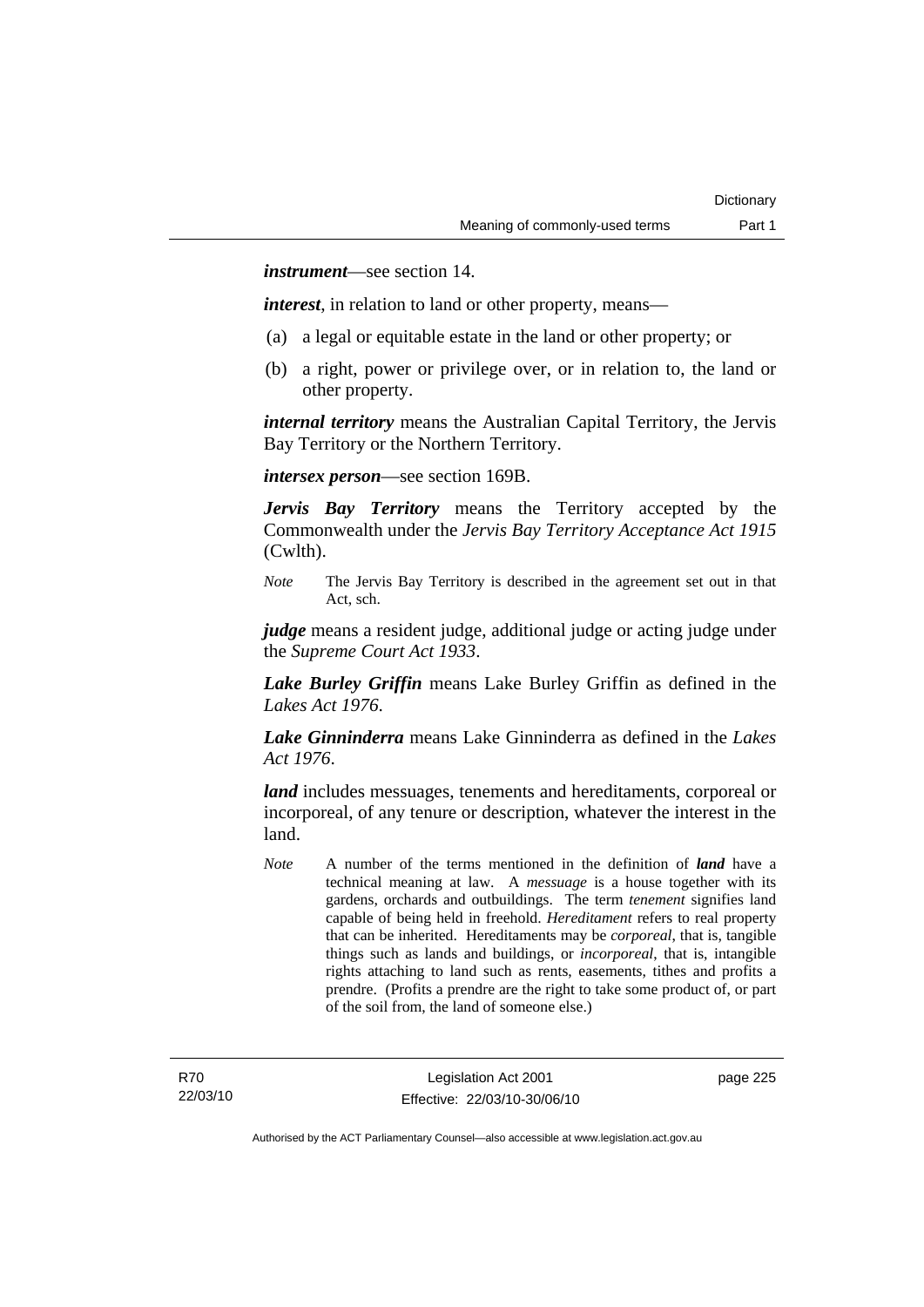***instrument***—see section 14.

***interest***, in relation to land or other property, means—

(a) a legal or equitable estate in the land or other property; or

(b) a right, power or privilege over, or in relation to, the land or other property.

***internal territory*** means the Australian Capital Territory, the Jervis Bay Territory or the Northern Territory.

***intersex person***—see section 169B.

***Jervis Bay Territory*** means the Territory accepted by the Commonwealth under the *Jervis Bay Territory Acceptance Act 1915* (Cwlth).

*Note* The Jervis Bay Territory is described in the agreement set out in that Act, sch.

***judge*** means a resident judge, additional judge or acting judge under the *Supreme Court Act 1933*.

***Lake Burley Griffin*** means Lake Burley Griffin as defined in the *Lakes Act 1976*.

***Lake Ginninderra*** means Lake Ginninderra as defined in the *Lakes Act 1976*.

***land*** includes messuages, tenements and hereditaments, corporeal or incorporeal, of any tenure or description, whatever the interest in the land.

*Note* A number of the terms mentioned in the definition of ***land*** have a technical meaning at law. A *messuage* is a house together with its gardens, orchards and outbuildings. The term *tenement* signifies land capable of being held in freehold. *Hereditament* refers to real property that can be inherited. Hereditaments may be *corporeal*, that is, tangible things such as lands and buildings, or *incorporeal*, that is, intangible rights attaching to land such as rents, easements, tithes and profits a prendre. (Profits a prendre are the right to take some product of, or part of the soil from, the land of someone else.)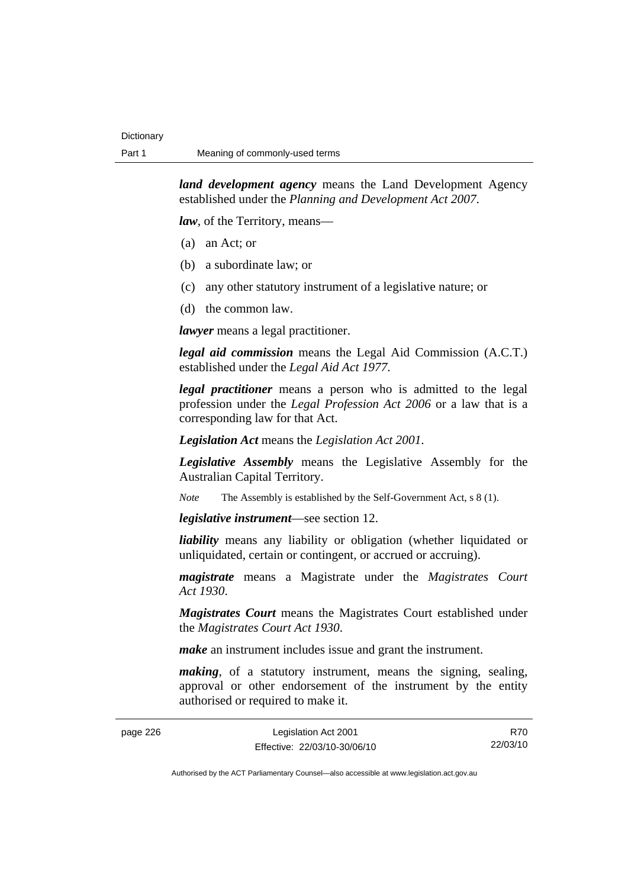***land development agency*** means the Land Development Agency established under the *Planning and Development Act 2007*.

***law***, of the Territory, means—

(a) an Act; or

(b) a subordinate law; or

(c) any other statutory instrument of a legislative nature; or

(d) the common law.

***lawyer*** means a legal practitioner.

***legal aid commission*** means the Legal Aid Commission (A.C.T.) established under the *Legal Aid Act 1977*.

***legal practitioner*** means a person who is admitted to the legal profession under the *Legal Profession Act 2006* or a law that is a corresponding law for that Act.

***Legislation Act*** means the *Legislation Act 2001*.

***Legislative Assembly*** means the Legislative Assembly for the Australian Capital Territory.

*Note* The Assembly is established by the Self-Government Act, s 8 (1).

***legislative instrument***—see section 12.

***liability*** means any liability or obligation (whether liquidated or unliquidated, certain or contingent, or accrued or accruing).

***magistrate*** means a Magistrate under the *Magistrates Court Act 1930*.

***Magistrates Court*** means the Magistrates Court established under the *Magistrates Court Act 1930*.

***make*** an instrument includes issue and grant the instrument.

***making***, of a statutory instrument, means the signing, sealing, approval or other endorsement of the instrument by the entity authorised or required to make it.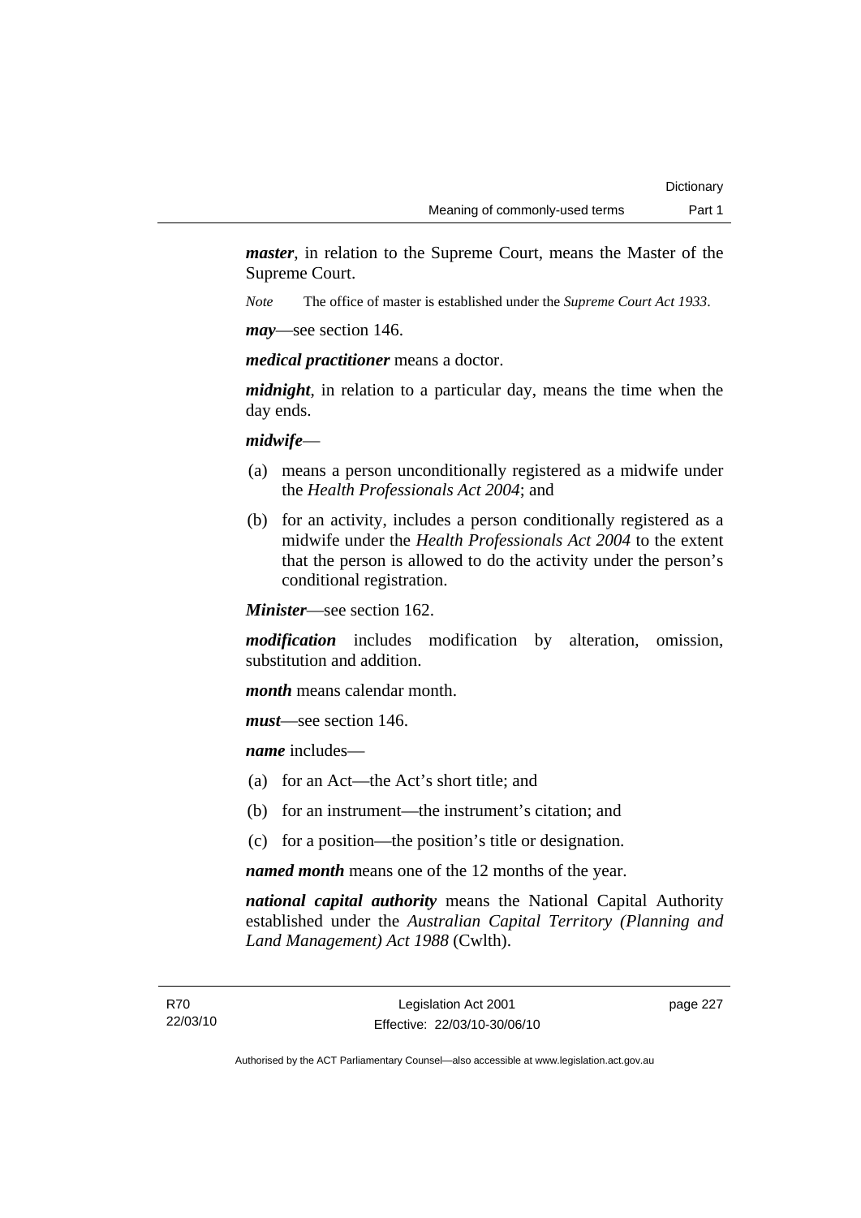***master***, in relation to the Supreme Court, means the Master of the Supreme Court.

*Note* The office of master is established under the *Supreme Court Act 1933*.

***may***—see section 146.

***medical practitioner*** means a doctor.

***midnight***, in relation to a particular day, means the time when the day ends.

***midwife***—

(a) means a person unconditionally registered as a midwife under the *Health Professionals Act 2004*; and

(b) for an activity, includes a person conditionally registered as a midwife under the *Health Professionals Act 2004* to the extent that the person is allowed to do the activity under the person's conditional registration.

***Minister***—see section 162.

***modification*** includes modification by alteration, omission, substitution and addition.

***month*** means calendar month.

***must***—see section 146.

***name*** includes—

(a) for an Act—the Act's short title; and

(b) for an instrument—the instrument's citation; and

(c) for a position—the position's title or designation.

***named month*** means one of the 12 months of the year.

***national capital authority*** means the National Capital Authority established under the *Australian Capital Territory (Planning and Land Management) Act 1988* (Cwlth).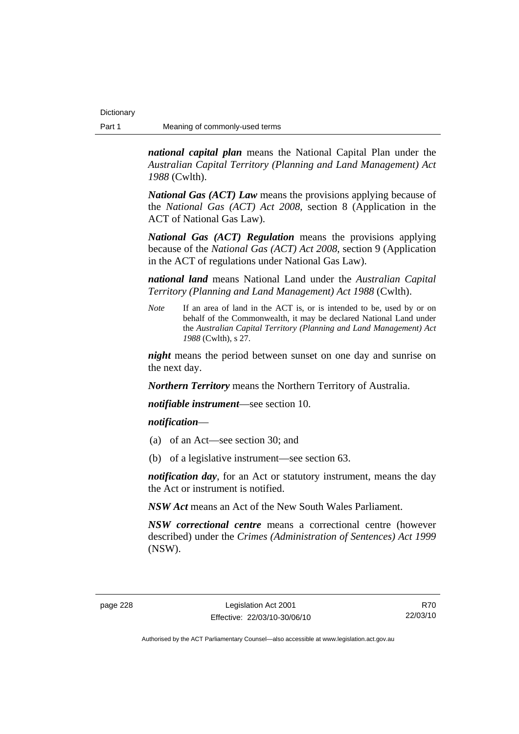***national capital plan*** means the National Capital Plan under the *Australian Capital Territory (Planning and Land Management) Act 1988* (Cwlth).

***National Gas (ACT) Law*** means the provisions applying because of the *National Gas (ACT) Act 2008*, section 8 (Application in the ACT of National Gas Law).

***National Gas (ACT) Regulation*** means the provisions applying because of the *National Gas (ACT) Act 2008*, section 9 (Application in the ACT of regulations under National Gas Law).

***national land*** means National Land under the *Australian Capital Territory (Planning and Land Management) Act 1988* (Cwlth).

*Note* If an area of land in the ACT is, or is intended to be, used by or on behalf of the Commonwealth, it may be declared National Land under the *Australian Capital Territory (Planning and Land Management) Act 1988* (Cwlth), s 27.

***night*** means the period between sunset on one day and sunrise on the next day.

***Northern Territory*** means the Northern Territory of Australia.

***notifiable instrument***—see section 10.

***notification***—

(a) of an Act—see section 30; and

(b) of a legislative instrument—see section 63.

***notification day***, for an Act or statutory instrument, means the day the Act or instrument is notified.

***NSW Act*** means an Act of the New South Wales Parliament.

***NSW correctional centre*** means a correctional centre (however described) under the *Crimes (Administration of Sentences) Act 1999* (NSW).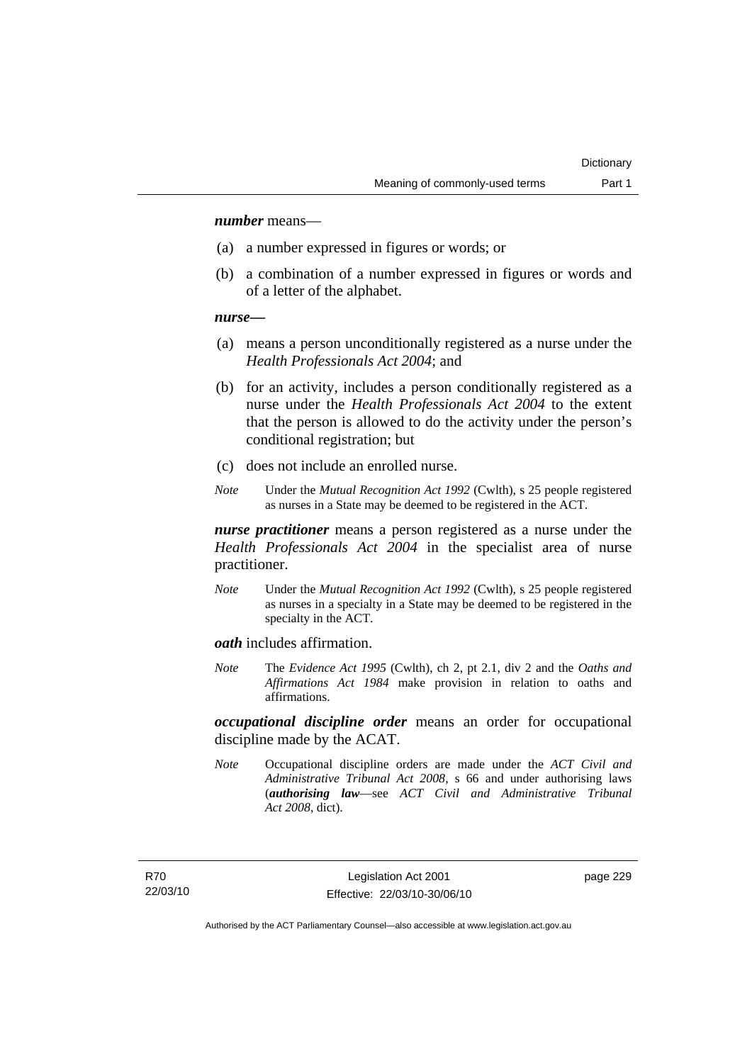***number*** means—

(a) a number expressed in figures or words; or

(b) a combination of a number expressed in figures or words and of a letter of the alphabet.

***nurse***—

(a) means a person unconditionally registered as a nurse under the *Health Professionals Act 2004*; and

(b) for an activity, includes a person conditionally registered as a nurse under the *Health Professionals Act 2004* to the extent that the person is allowed to do the activity under the person's conditional registration; but

(c) does not include an enrolled nurse.

*Note* Under the *Mutual Recognition Act 1992* (Cwlth), s 25 people registered as nurses in a State may be deemed to be registered in the ACT.

***nurse practitioner*** means a person registered as a nurse under the *Health Professionals Act 2004* in the specialist area of nurse practitioner.

*Note* Under the *Mutual Recognition Act 1992* (Cwlth), s 25 people registered as nurses in a specialty in a State may be deemed to be registered in the specialty in the ACT.

***oath*** includes affirmation.

*Note* The *Evidence Act 1995* (Cwlth), ch 2, pt 2.1, div 2 and the *Oaths and Affirmations Act 1984* make provision in relation to oaths and affirmations.

***occupational discipline order*** means an order for occupational discipline made by the ACAT.

*Note* Occupational discipline orders are made under the *ACT Civil and Administrative Tribunal Act 2008*, s 66 and under authorising laws (***authorising law***—see *ACT Civil and Administrative Tribunal Act 2008*, dict).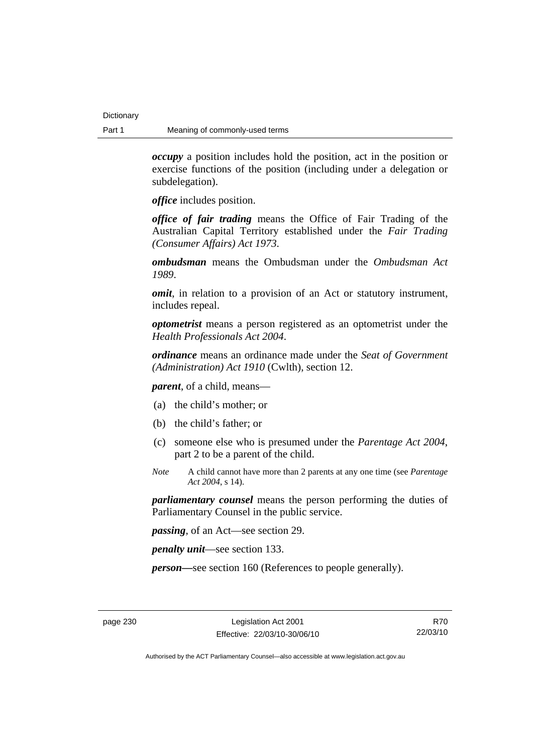***occupy*** a position includes hold the position, act in the position or exercise functions of the position (including under a delegation or subdelegation).

***office*** includes position.

***office of fair trading*** means the Office of Fair Trading of the Australian Capital Territory established under the *Fair Trading (Consumer Affairs) Act 1973*.

***ombudsman*** means the Ombudsman under the *Ombudsman Act 1989*.

***omit***, in relation to a provision of an Act or statutory instrument, includes repeal.

***optometrist*** means a person registered as an optometrist under the *Health Professionals Act 2004*.

***ordinance*** means an ordinance made under the *Seat of Government (Administration) Act 1910* (Cwlth), section 12.

***parent***, of a child, means—

(a) the child's mother; or

(b) the child's father; or

(c) someone else who is presumed under the *Parentage Act 2004*, part 2 to be a parent of the child.

*Note* A child cannot have more than 2 parents at any one time (see *Parentage Act 2004*, s 14).

***parliamentary counsel*** means the person performing the duties of Parliamentary Counsel in the public service.

***passing***, of an Act—see section 29.

***penalty unit***—see section 133.

***person—***see section 160 (References to people generally).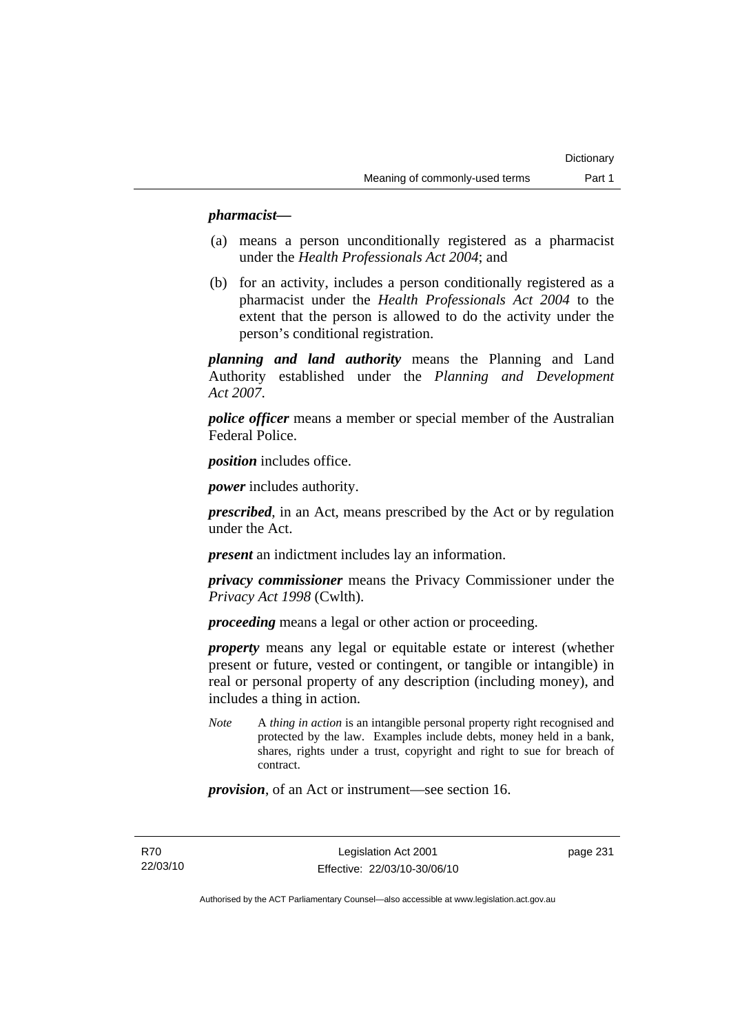***pharmacist***—

(a) means a person unconditionally registered as a pharmacist under the *Health Professionals Act 2004*; and

(b) for an activity, includes a person conditionally registered as a pharmacist under the *Health Professionals Act 2004* to the extent that the person is allowed to do the activity under the person's conditional registration.

***planning and land authority*** means the Planning and Land Authority established under the *Planning and Development Act 2007*.

***police officer*** means a member or special member of the Australian Federal Police.

***position*** includes office.

***power*** includes authority.

***prescribed***, in an Act, means prescribed by the Act or by regulation under the Act.

***present*** an indictment includes lay an information.

***privacy commissioner*** means the Privacy Commissioner under the *Privacy Act 1998* (Cwlth).

***proceeding*** means a legal or other action or proceeding.

***property*** means any legal or equitable estate or interest (whether present or future, vested or contingent, or tangible or intangible) in real or personal property of any description (including money), and includes a thing in action.

*Note* A *thing in action* is an intangible personal property right recognised and protected by the law. Examples include debts, money held in a bank, shares, rights under a trust, copyright and right to sue for breach of contract.

***provision***, of an Act or instrument—see section 16.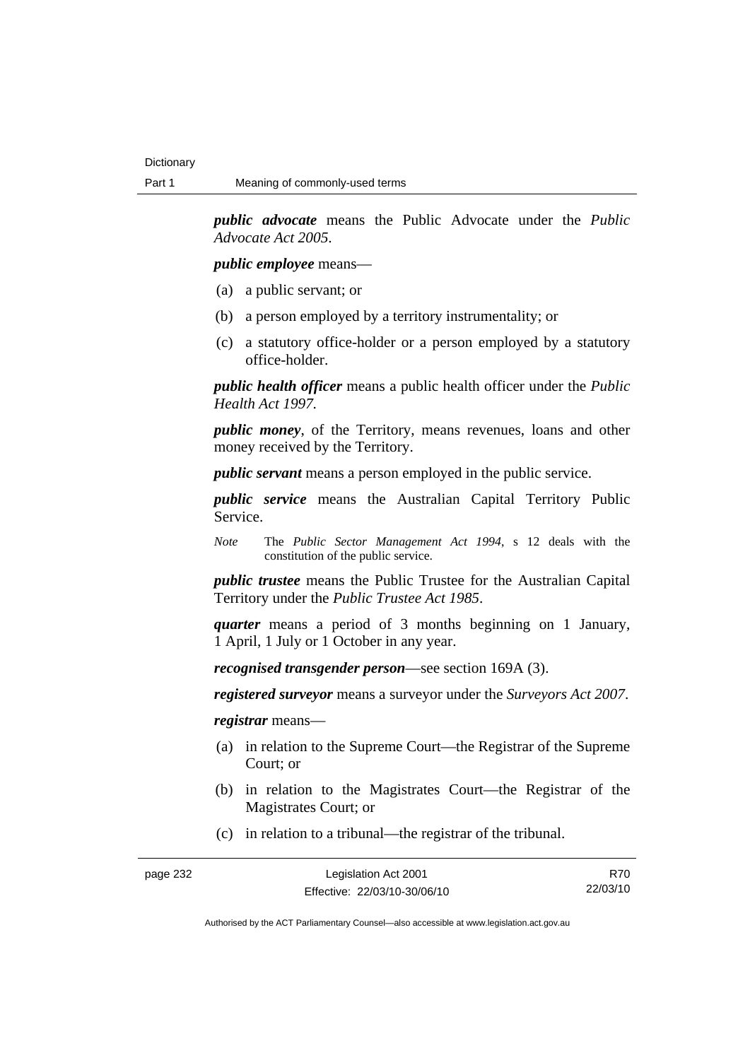***public advocate*** means the Public Advocate under the *Public Advocate Act 2005*.

***public employee*** means—

- (a) a public servant; or
- (b) a person employed by a territory instrumentality; or
- (c) a statutory office-holder or a person employed by a statutory office-holder.

***public health officer*** means a public health officer under the *Public Health Act 1997*.

***public money***, of the Territory, means revenues, loans and other money received by the Territory.

***public servant*** means a person employed in the public service.

***public service*** means the Australian Capital Territory Public Service.

*Note* The *Public Sector Management Act 1994*, s 12 deals with the constitution of the public service.

***public trustee*** means the Public Trustee for the Australian Capital Territory under the *Public Trustee Act 1985*.

***quarter*** means a period of 3 months beginning on 1 January, 1 April, 1 July or 1 October in any year.

***recognised transgender person***—see section 169A (3).

***registered surveyor*** means a surveyor under the *Surveyors Act 2007*.

***registrar*** means—

- (a) in relation to the Supreme Court—the Registrar of the Supreme Court; or
- (b) in relation to the Magistrates Court—the Registrar of the Magistrates Court; or
- (c) in relation to a tribunal—the registrar of the tribunal.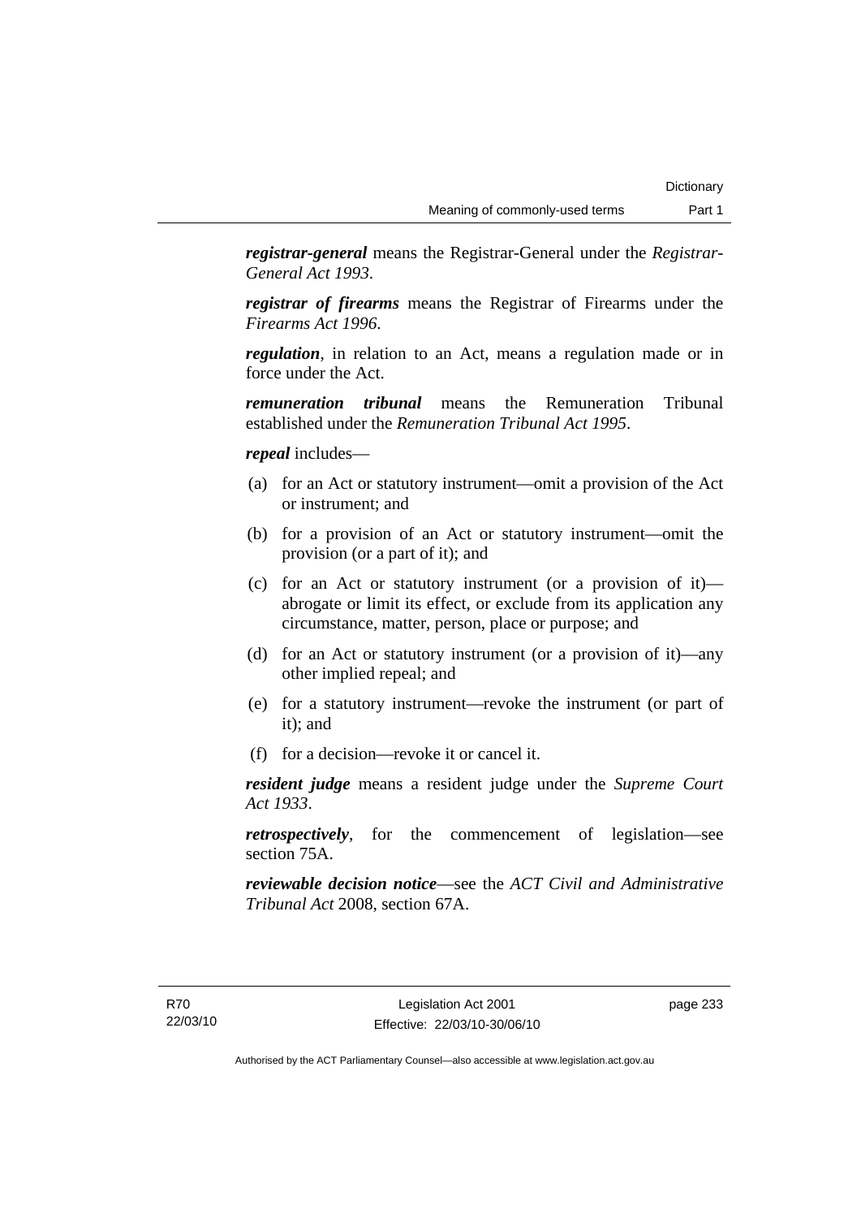***registrar-general*** means the Registrar-General under the *Registrar-General Act 1993*.

***registrar of firearms*** means the Registrar of Firearms under the *Firearms Act 1996*.

***regulation***, in relation to an Act, means a regulation made or in force under the Act.

***remuneration tribunal*** means the Remuneration Tribunal established under the *Remuneration Tribunal Act 1995*.

***repeal*** includes—

(a) for an Act or statutory instrument—omit a provision of the Act or instrument; and

(b) for a provision of an Act or statutory instrument—omit the provision (or a part of it); and

(c) for an Act or statutory instrument (or a provision of it)—abrogate or limit its effect, or exclude from its application any circumstance, matter, person, place or purpose; and

(d) for an Act or statutory instrument (or a provision of it)—any other implied repeal; and

(e) for a statutory instrument—revoke the instrument (or part of it); and

(f) for a decision—revoke it or cancel it.

***resident judge*** means a resident judge under the *Supreme Court Act 1933*.

***retrospectively***, for the commencement of legislation—see section 75A.

***reviewable decision notice***—see the *ACT Civil and Administrative Tribunal Act* 2008, section 67A.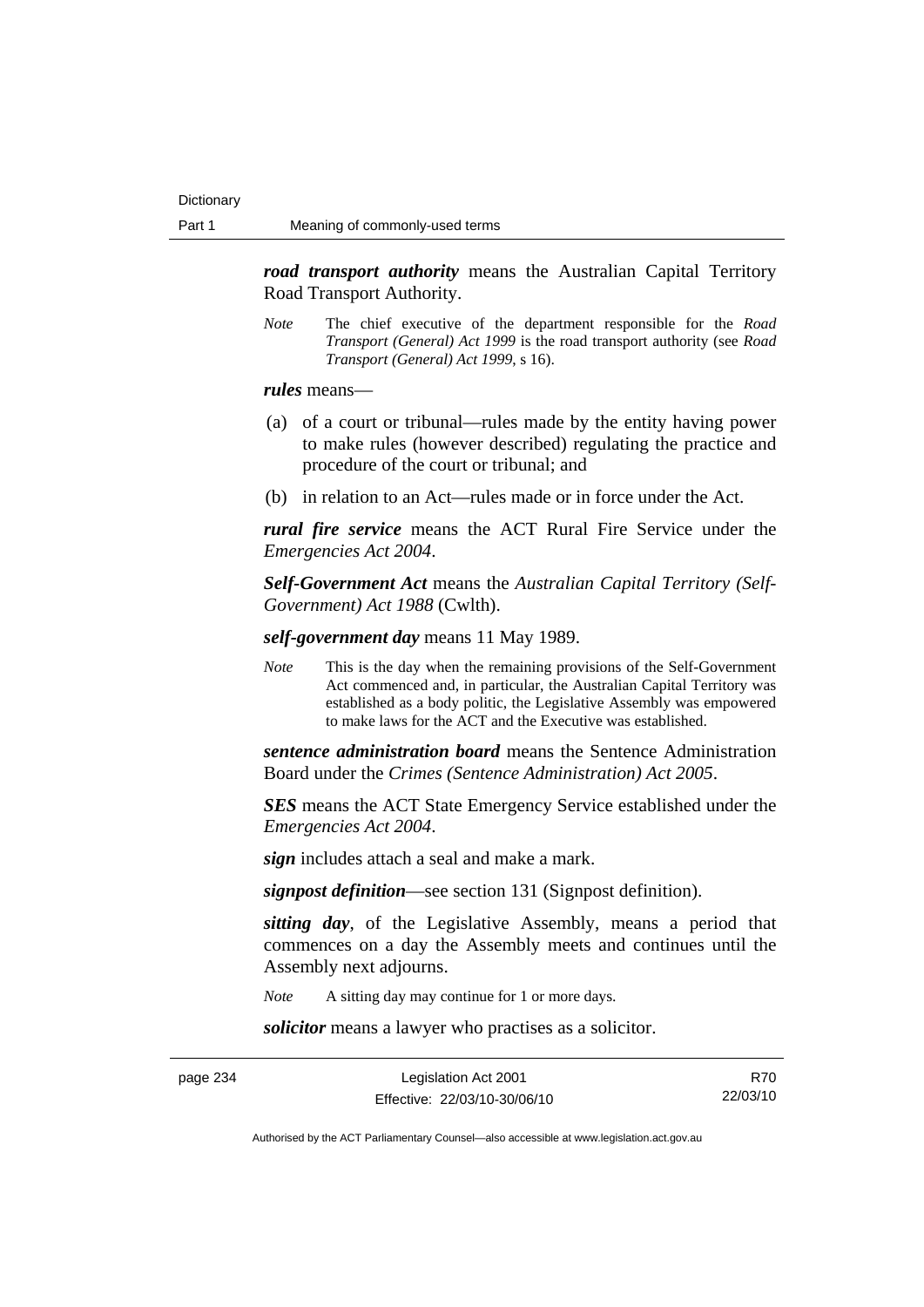***road transport authority*** means the Australian Capital Territory Road Transport Authority.

*Note* The chief executive of the department responsible for the *Road Transport (General) Act 1999* is the road transport authority (see *Road Transport (General) Act 1999*, s 16).

***rules*** means—

(a) of a court or tribunal—rules made by the entity having power to make rules (however described) regulating the practice and procedure of the court or tribunal; and

(b) in relation to an Act—rules made or in force under the Act.

***rural fire service*** means the ACT Rural Fire Service under the *Emergencies Act 2004*.

***Self-Government Act*** means the *Australian Capital Territory (Self-Government) Act 1988* (Cwlth).

***self-government day*** means 11 May 1989.

*Note* This is the day when the remaining provisions of the Self-Government Act commenced and, in particular, the Australian Capital Territory was established as a body politic, the Legislative Assembly was empowered to make laws for the ACT and the Executive was established.

***sentence administration board*** means the Sentence Administration Board under the *Crimes (Sentence Administration) Act 2005*.

***SES*** means the ACT State Emergency Service established under the *Emergencies Act 2004*.

***sign*** includes attach a seal and make a mark.

***signpost definition***—see section 131 (Signpost definition).

***sitting day***, of the Legislative Assembly, means a period that commences on a day the Assembly meets and continues until the Assembly next adjourns.

*Note* A sitting day may continue for 1 or more days.

***solicitor*** means a lawyer who practises as a solicitor.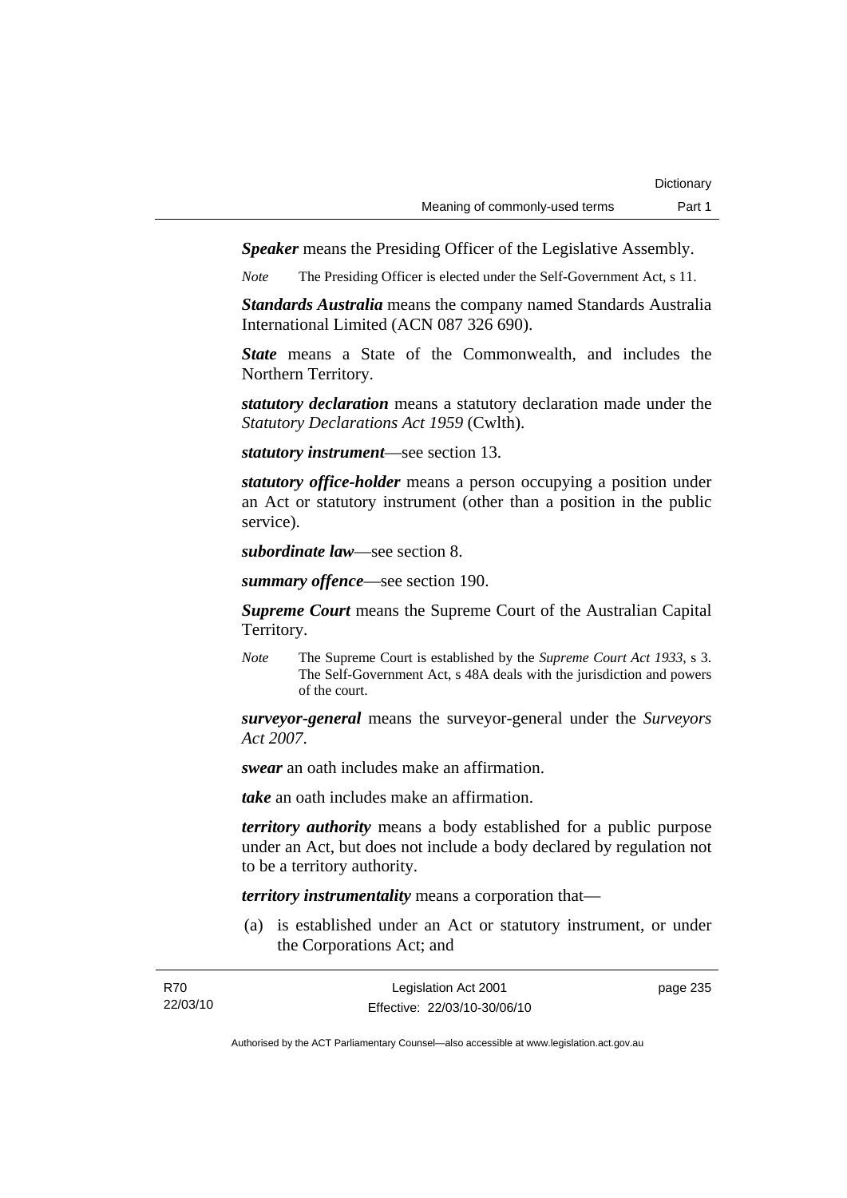***Speaker*** means the Presiding Officer of the Legislative Assembly.

*Note* The Presiding Officer is elected under the Self-Government Act, s 11.

***Standards Australia*** means the company named Standards Australia International Limited (ACN 087 326 690).

***State*** means a State of the Commonwealth, and includes the Northern Territory.

***statutory declaration*** means a statutory declaration made under the *Statutory Declarations Act 1959* (Cwlth).

***statutory instrument***—see section 13.

***statutory office-holder*** means a person occupying a position under an Act or statutory instrument (other than a position in the public service).

***subordinate law***—see section 8.

***summary offence***—see section 190.

***Supreme Court*** means the Supreme Court of the Australian Capital Territory.

*Note* The Supreme Court is established by the *Supreme Court Act 1933*, s 3. The Self-Government Act, s 48A deals with the jurisdiction and powers of the court.

***surveyor-general*** means the surveyor-general under the *Surveyors Act 2007*.

***swear*** an oath includes make an affirmation.

***take*** an oath includes make an affirmation.

***territory authority*** means a body established for a public purpose under an Act, but does not include a body declared by regulation not to be a territory authority.

***territory instrumentality*** means a corporation that—

(a) is established under an Act or statutory instrument, or under the Corporations Act; and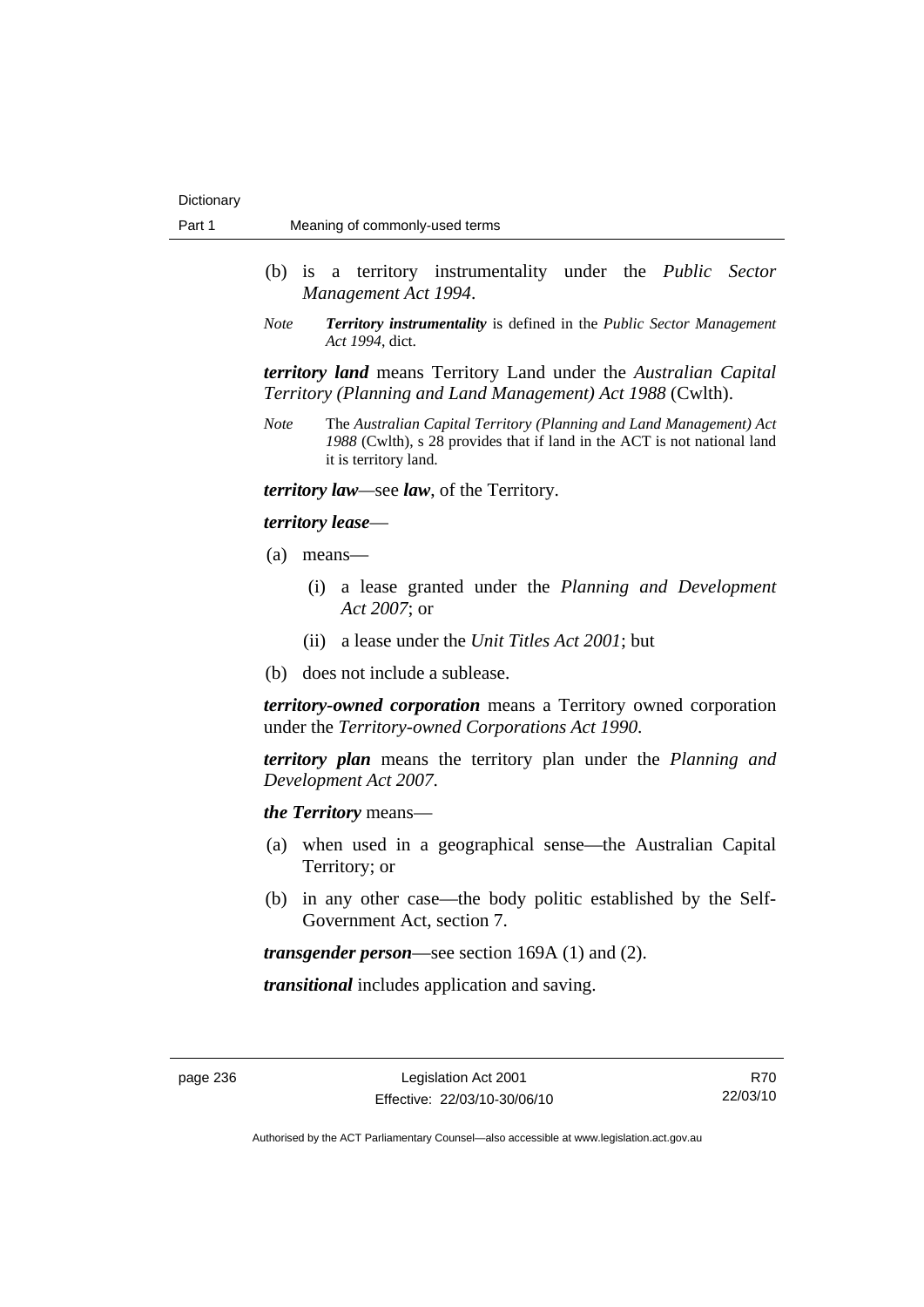(b) is a territory instrumentality under the *Public Sector Management Act 1994*.

*Note* ***Territory instrumentality*** is defined in the *Public Sector Management Act 1994*, dict.

***territory land*** means Territory Land under the *Australian Capital Territory (Planning and Land Management) Act 1988* (Cwlth).

*Note* The *Australian Capital Territory (Planning and Land Management) Act 1988* (Cwlth), s 28 provides that if land in the ACT is not national land it is territory land.

***territory law***—see ***law***, of the Territory.

***territory lease***—

(a) means—

(i) a lease granted under the *Planning and Development Act 2007*; or

(ii) a lease under the *Unit Titles Act 2001*; but

(b) does not include a sublease.

***territory-owned corporation*** means a Territory owned corporation under the *Territory-owned Corporations Act 1990*.

***territory plan*** means the territory plan under the *Planning and Development Act 2007*.

***the Territory*** means—

(a) when used in a geographical sense—the Australian Capital Territory; or

(b) in any other case—the body politic established by the Self-Government Act, section 7.

***transgender person***—see section 169A (1) and (2).

***transitional*** includes application and saving.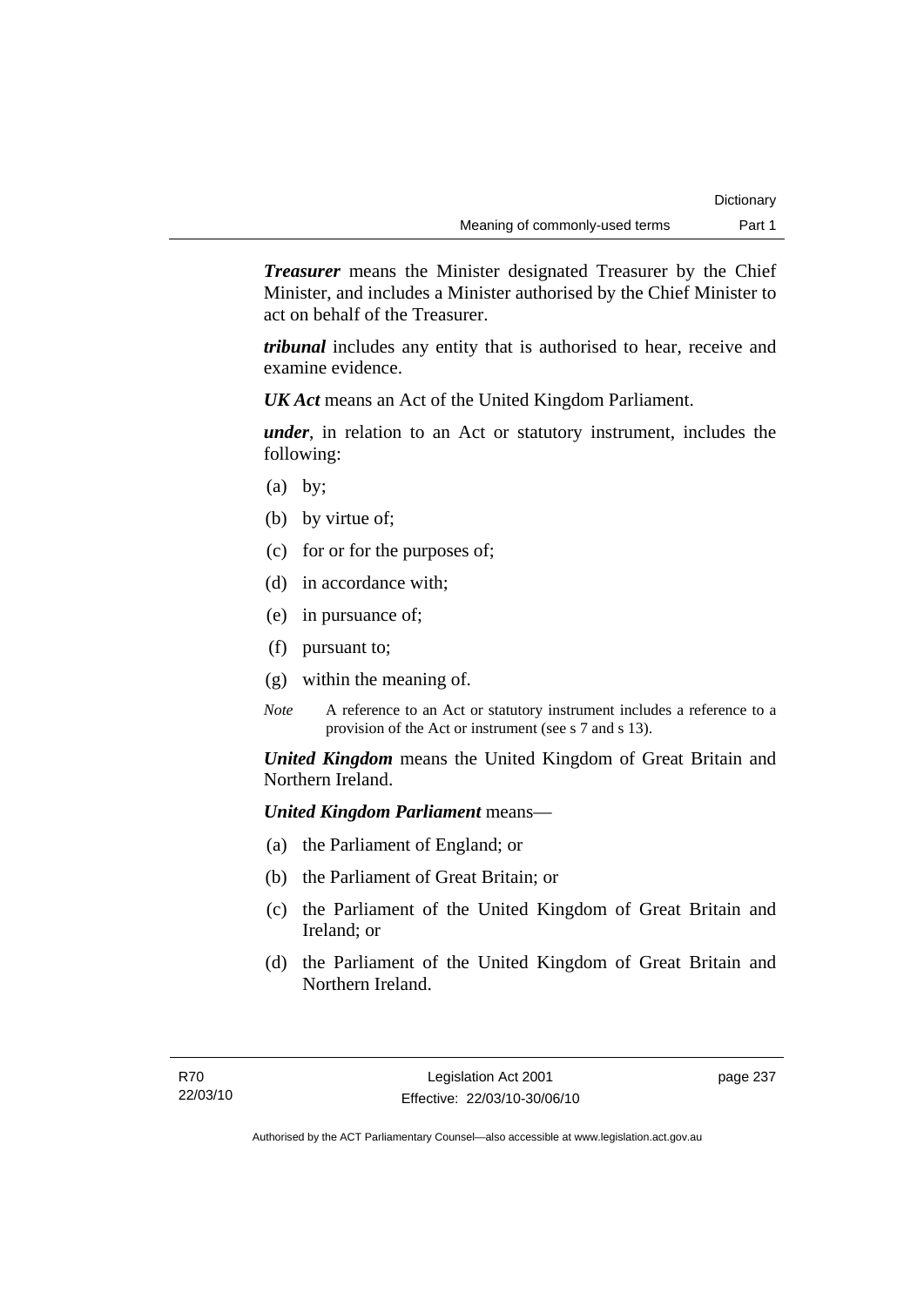***Treasurer*** means the Minister designated Treasurer by the Chief Minister, and includes a Minister authorised by the Chief Minister to act on behalf of the Treasurer.

***tribunal*** includes any entity that is authorised to hear, receive and examine evidence.

***UK Act*** means an Act of the United Kingdom Parliament.

***under***, in relation to an Act or statutory instrument, includes the following:

- (a) by;
- (b) by virtue of;
- (c) for or for the purposes of;
- (d) in accordance with;
- (e) in pursuance of;
- (f) pursuant to;
- (g) within the meaning of.

*Note* A reference to an Act or statutory instrument includes a reference to a provision of the Act or instrument (see s 7 and s 13).

***United Kingdom*** means the United Kingdom of Great Britain and Northern Ireland.

***United Kingdom Parliament*** means—

- (a) the Parliament of England; or
- (b) the Parliament of Great Britain; or
- (c) the Parliament of the United Kingdom of Great Britain and Ireland; or
- (d) the Parliament of the United Kingdom of Great Britain and Northern Ireland.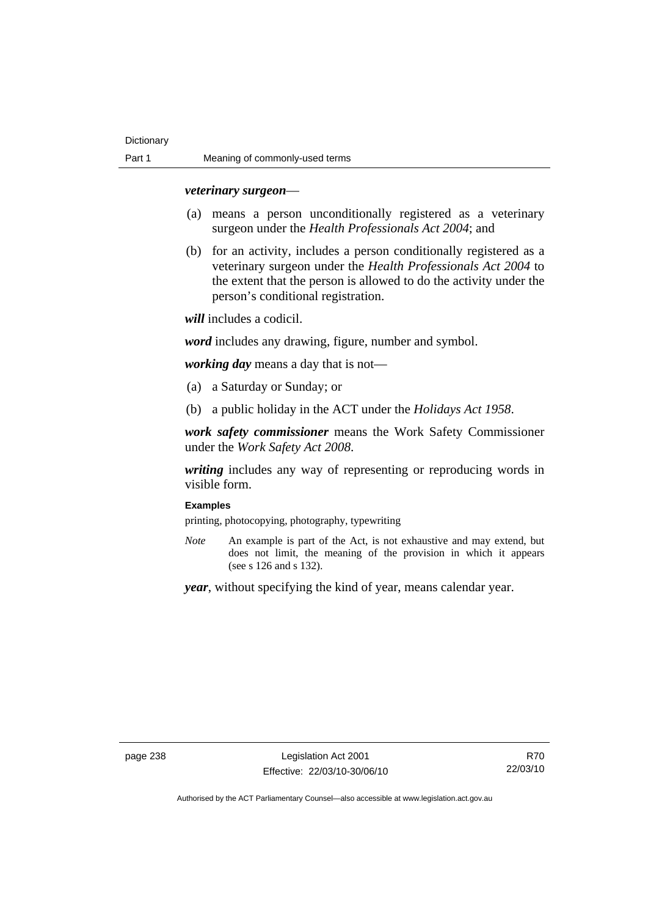***veterinary surgeon***—

(a) means a person unconditionally registered as a veterinary surgeon under the *Health Professionals Act 2004*; and

(b) for an activity, includes a person conditionally registered as a veterinary surgeon under the *Health Professionals Act 2004* to the extent that the person is allowed to do the activity under the person's conditional registration.

***will*** includes a codicil.

***word*** includes any drawing, figure, number and symbol.

***working day*** means a day that is not—

(a) a Saturday or Sunday; or

(b) a public holiday in the ACT under the *Holidays Act 1958*.

***work safety commissioner*** means the Work Safety Commissioner under the *Work Safety Act 2008*.

***writing*** includes any way of representing or reproducing words in visible form.

**Examples**

printing, photocopying, photography, typewriting

*Note* An example is part of the Act, is not exhaustive and may extend, but does not limit, the meaning of the provision in which it appears (see s 126 and s 132).

***year***, without specifying the kind of year, means calendar year.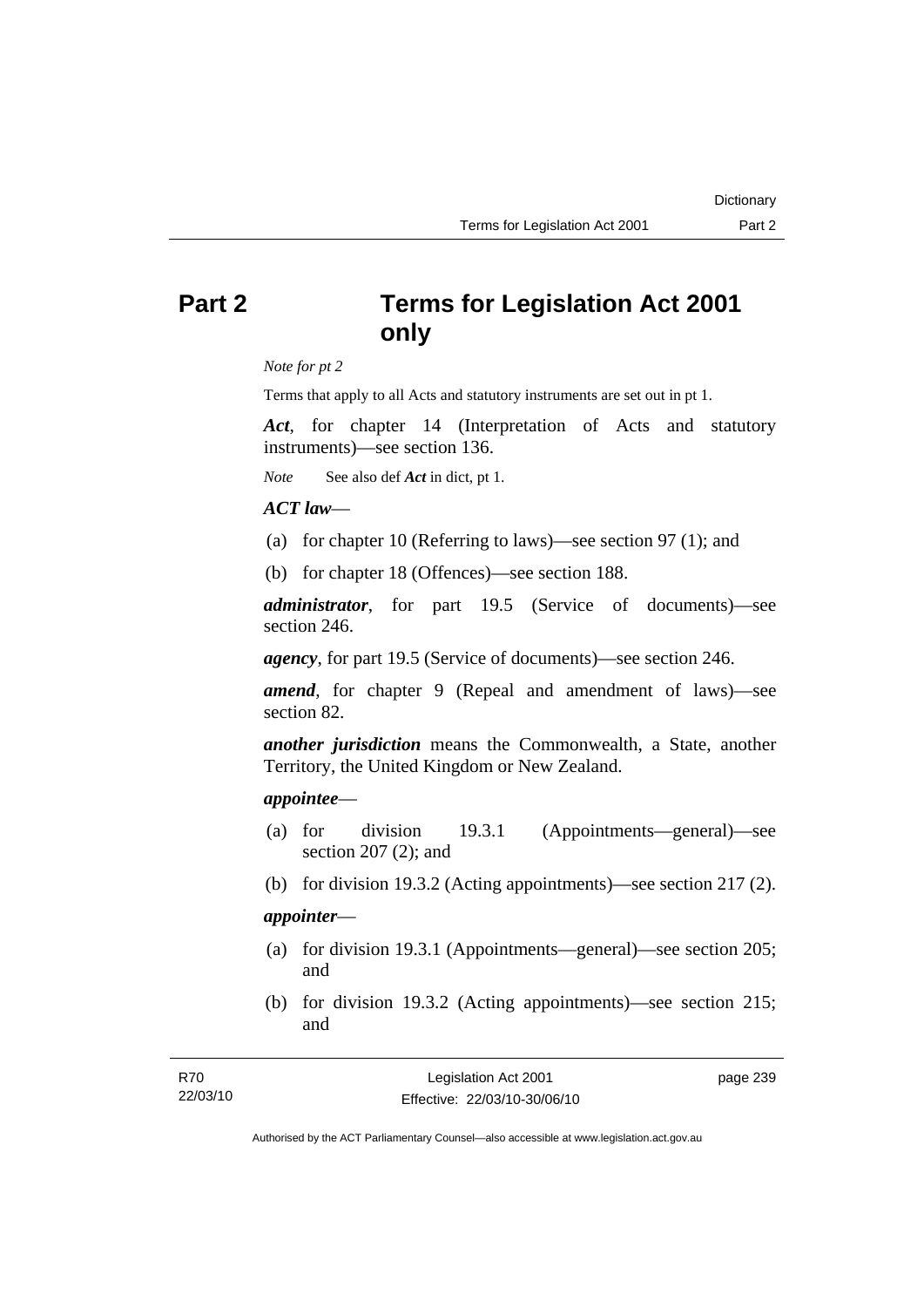# Part 2 Terms for Legislation Act 2001 only

*Note for pt 2*

Terms that apply to all Acts and statutory instruments are set out in pt 1.

***Act***, for chapter 14 (Interpretation of Acts and statutory instruments)—see section 136.

*Note* See also def ***Act*** in dict, pt 1.

***ACT law***—

(a) for chapter 10 (Referring to laws)—see section 97 (1); and

(b) for chapter 18 (Offences)—see section 188.

***administrator***, for part 19.5 (Service of documents)—see section 246.

***agency***, for part 19.5 (Service of documents)—see section 246.

***amend***, for chapter 9 (Repeal and amendment of laws)—see section 82.

***another jurisdiction*** means the Commonwealth, a State, another Territory, the United Kingdom or New Zealand.

***appointee***—

(a) for division 19.3.1 (Appointments—general)—see section 207 (2); and

(b) for division 19.3.2 (Acting appointments)—see section 217 (2).

***appointer***—

(a) for division 19.3.1 (Appointments—general)—see section 205; and

(b) for division 19.3.2 (Acting appointments)—see section 215; and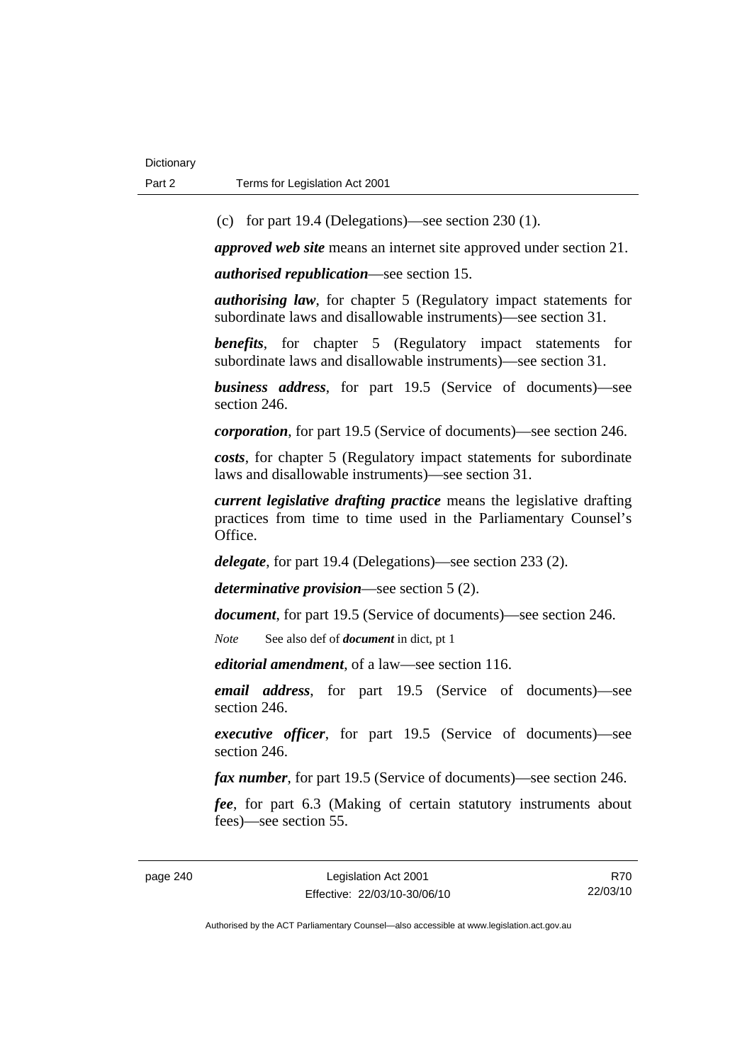(c) for part 19.4 (Delegations)—see section 230 (1).

***approved web site*** means an internet site approved under section 21.

***authorised republication***—see section 15.

***authorising law***, for chapter 5 (Regulatory impact statements for subordinate laws and disallowable instruments)—see section 31.

***benefits***, for chapter 5 (Regulatory impact statements for subordinate laws and disallowable instruments)—see section 31.

***business address***, for part 19.5 (Service of documents)—see section 246.

***corporation***, for part 19.5 (Service of documents)—see section 246.

***costs***, for chapter 5 (Regulatory impact statements for subordinate laws and disallowable instruments)—see section 31.

***current legislative drafting practice*** means the legislative drafting practices from time to time used in the Parliamentary Counsel's Office.

***delegate***, for part 19.4 (Delegations)—see section 233 (2).

***determinative provision***—see section 5 (2).

***document***, for part 19.5 (Service of documents)—see section 246.

*Note* See also def of ***document*** in dict, pt 1

***editorial amendment***, of a law—see section 116.

***email address***, for part 19.5 (Service of documents)—see section 246.

***executive officer***, for part 19.5 (Service of documents)—see section 246.

***fax number***, for part 19.5 (Service of documents)—see section 246.

***fee***, for part 6.3 (Making of certain statutory instruments about fees)—see section 55.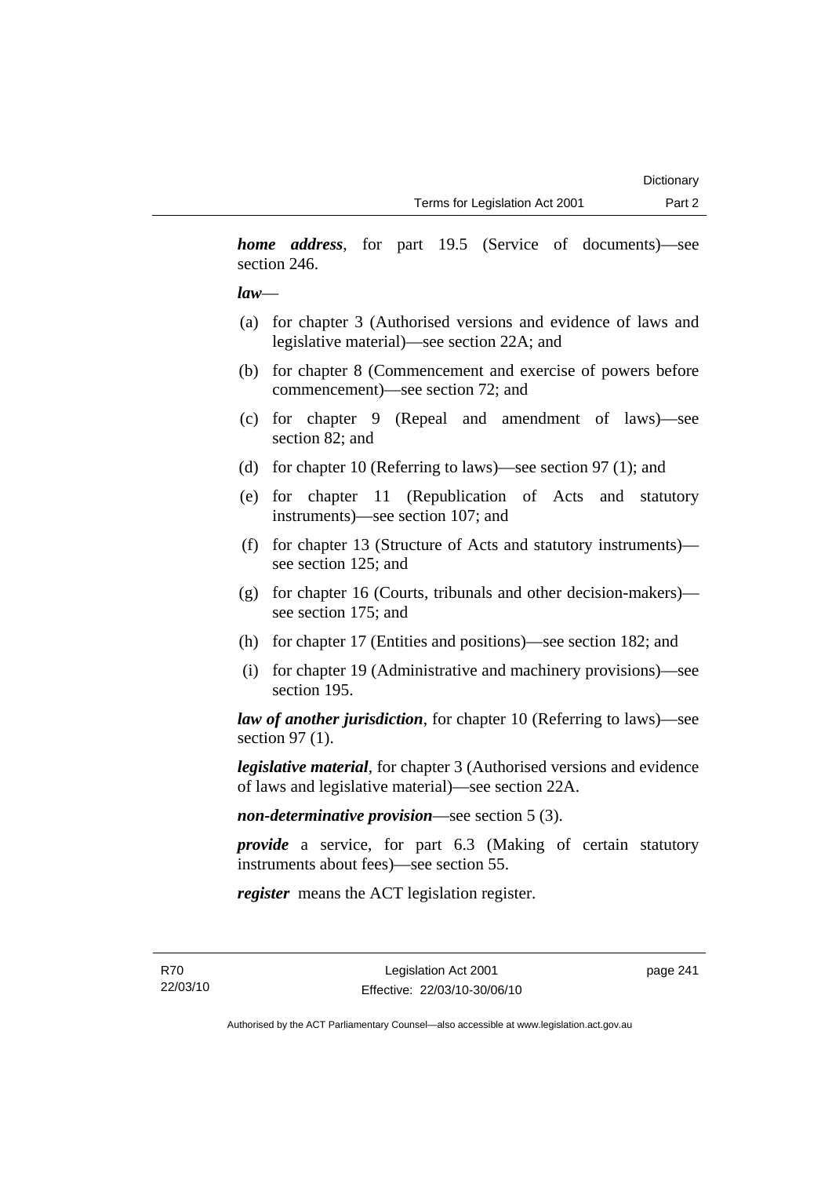***home address***, for part 19.5 (Service of documents)—see section 246.

***law***—

(a) for chapter 3 (Authorised versions and evidence of laws and legislative material)—see section 22A; and

(b) for chapter 8 (Commencement and exercise of powers before commencement)—see section 72; and

(c) for chapter 9 (Repeal and amendment of laws)—see section 82; and

(d) for chapter 10 (Referring to laws)—see section 97 (1); and

(e) for chapter 11 (Republication of Acts and statutory instruments)—see section 107; and

(f) for chapter 13 (Structure of Acts and statutory instruments)—see section 125; and

(g) for chapter 16 (Courts, tribunals and other decision-makers)—see section 175; and

(h) for chapter 17 (Entities and positions)—see section 182; and

(i) for chapter 19 (Administrative and machinery provisions)—see section 195.

***law of another jurisdiction***, for chapter 10 (Referring to laws)—see section 97 (1).

***legislative material***, for chapter 3 (Authorised versions and evidence of laws and legislative material)—see section 22A.

***non-determinative provision***—see section 5 (3).

***provide*** a service, for part 6.3 (Making of certain statutory instruments about fees)—see section 55.

***register*** means the ACT legislation register.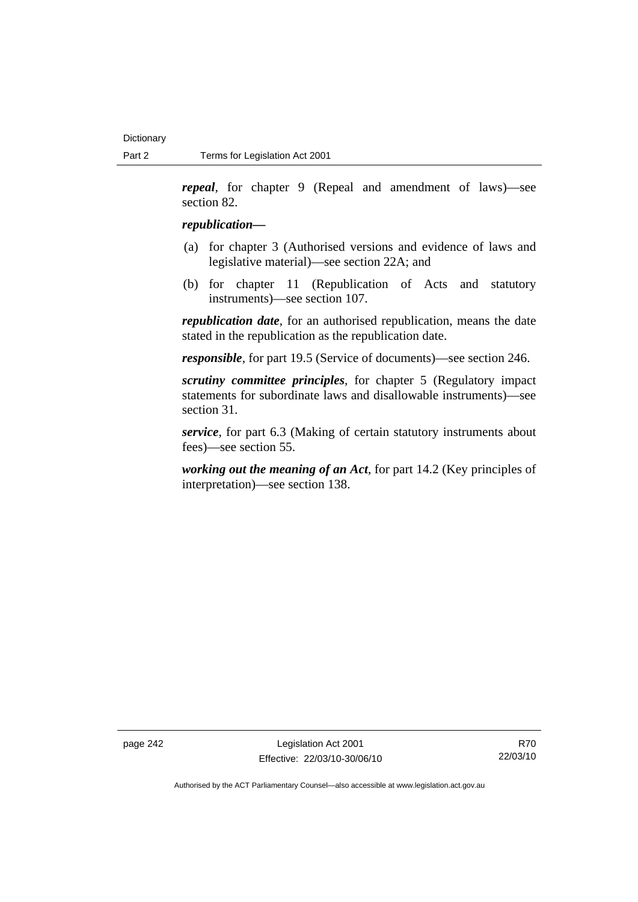***repeal***, for chapter 9 (Repeal and amendment of laws)—see section 82.

***republication—***

(a) for chapter 3 (Authorised versions and evidence of laws and legislative material)—see section 22A; and

(b) for chapter 11 (Republication of Acts and statutory instruments)—see section 107.

***republication date***, for an authorised republication, means the date stated in the republication as the republication date.

***responsible***, for part 19.5 (Service of documents)—see section 246.

***scrutiny committee principles***, for chapter 5 (Regulatory impact statements for subordinate laws and disallowable instruments)—see section 31.

***service***, for part 6.3 (Making of certain statutory instruments about fees)—see section 55.

***working out the meaning of an Act***, for part 14.2 (Key principles of interpretation)—see section 138.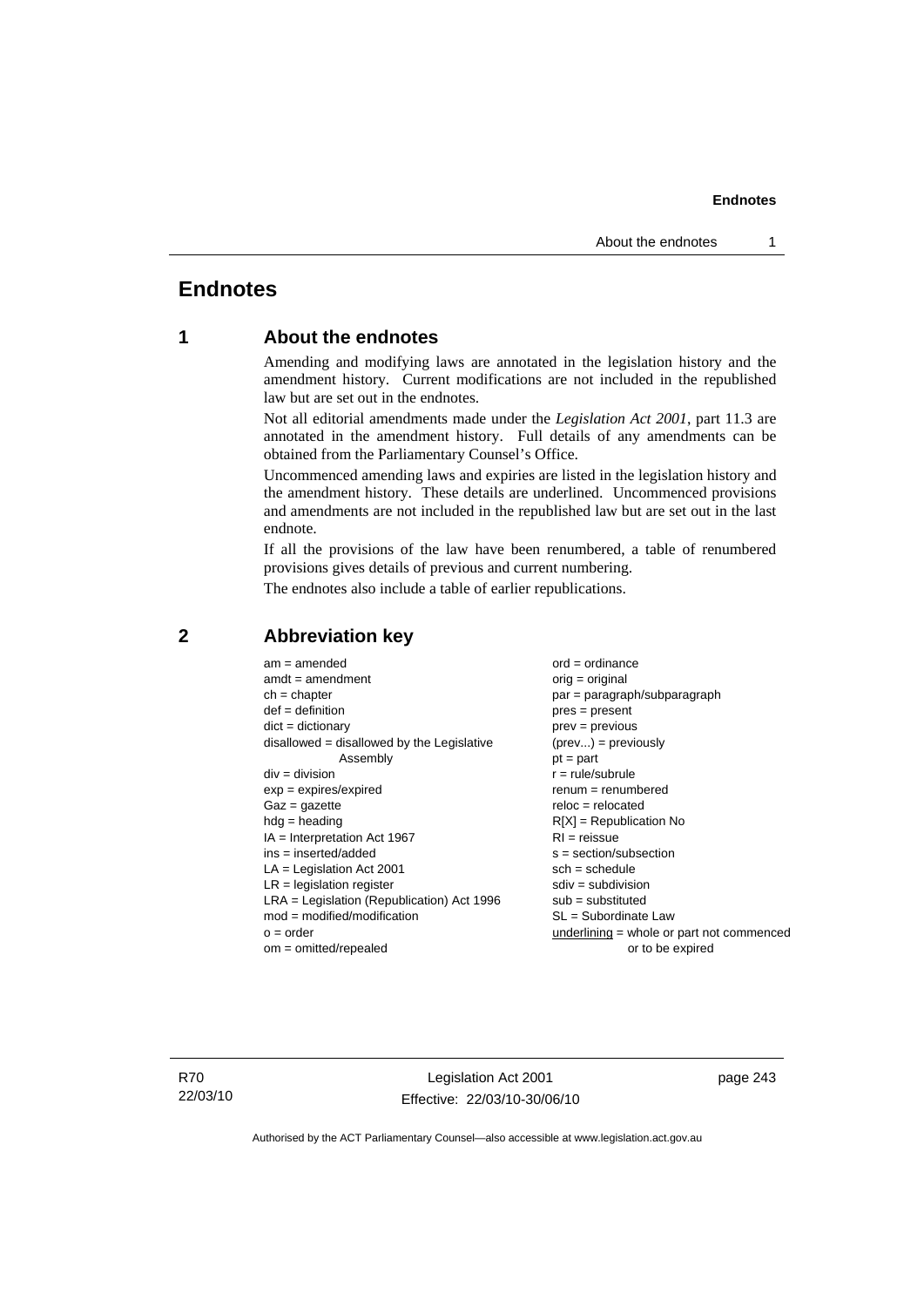# Endnotes

## 1 About the endnotes

Amending and modifying laws are annotated in the legislation history and the amendment history. Current modifications are not included in the republished law but are set out in the endnotes.

Not all editorial amendments made under the *Legislation Act 2001*, part 11.3 are annotated in the amendment history. Full details of any amendments can be obtained from the Parliamentary Counsel's Office.

Uncommenced amending laws and expiries are listed in the legislation history and the amendment history. These details are underlined. Uncommenced provisions and amendments are not included in the republished law but are set out in the last endnote.

If all the provisions of the law have been renumbered, a table of renumbered provisions gives details of previous and current numbering.

The endnotes also include a table of earlier republications.

## 2 Abbreviation key

am = amended
amdt = amendment
ch = chapter
def = definition
dict = dictionary
disallowed = disallowed by the Legislative Assembly
div = division
exp = expires/expired
Gaz = gazette
hdg = heading
IA = Interpretation Act 1967
ins = inserted/added
LA = Legislation Act 2001
LR = legislation register
LRA = Legislation (Republication) Act 1996
mod = modified/modification
o = order
om = omitted/repealed
ord = ordinance
orig = original
par = paragraph/subparagraph
pres = present
prev = previous
(prev...) = previously
pt = part
r = rule/subrule
renum = renumbered
reloc = relocated
R[X] = Republication No
RI = reissue
s = section/subsection
sch = schedule
sdiv = subdivision
sub = substituted
SL = Subordinate Law
underlining = whole or part not commenced or to be expired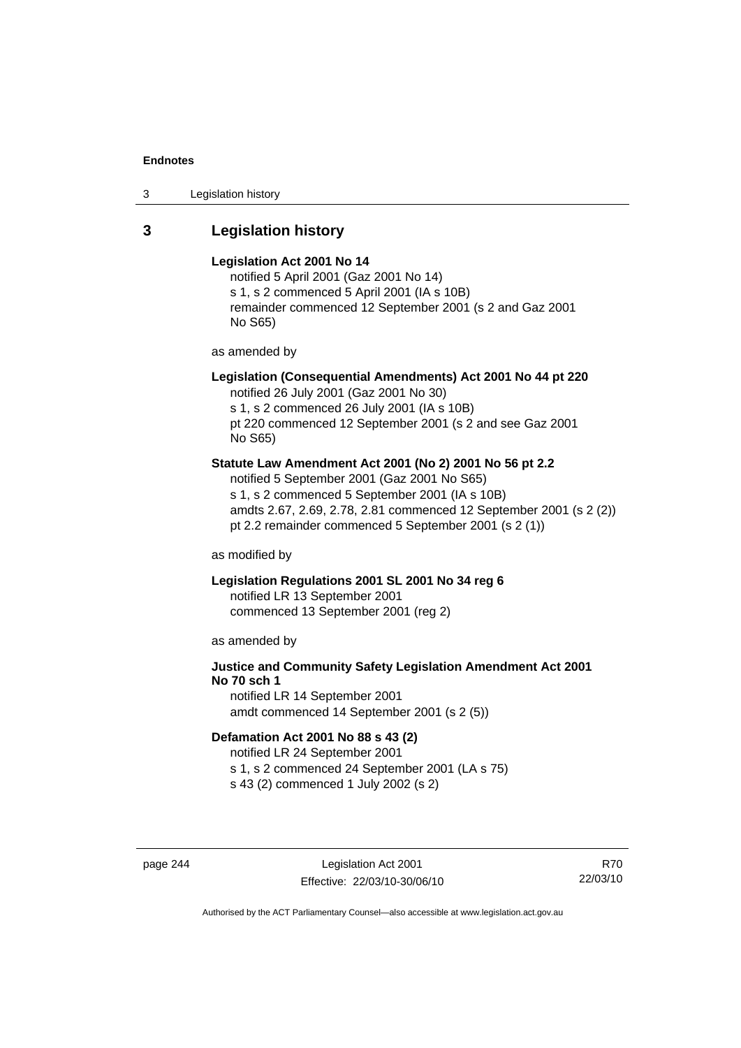## 3 Legislation history

**Legislation Act 2001 No 14**

notified 5 April 2001 (Gaz 2001 No 14)
s 1, s 2 commenced 5 April 2001 (IA s 10B)
remainder commenced 12 September 2001 (s 2 and Gaz 2001 No S65)

as amended by

**Legislation (Consequential Amendments) Act 2001 No 44 pt 220**

notified 26 July 2001 (Gaz 2001 No 30)
s 1, s 2 commenced 26 July 2001 (IA s 10B)
pt 220 commenced 12 September 2001 (s 2 and see Gaz 2001 No S65)

**Statute Law Amendment Act 2001 (No 2) 2001 No 56 pt 2.2**

notified 5 September 2001 (Gaz 2001 No S65)
s 1, s 2 commenced 5 September 2001 (IA s 10B)
amdts 2.67, 2.69, 2.78, 2.81 commenced 12 September 2001 (s 2 (2))
pt 2.2 remainder commenced 5 September 2001 (s 2 (1))

as modified by

**Legislation Regulations 2001 SL 2001 No 34 reg 6**

notified LR 13 September 2001
commenced 13 September 2001 (reg 2)

as amended by

**Justice and Community Safety Legislation Amendment Act 2001 No 70 sch 1**

notified LR 14 September 2001
amdt commenced 14 September 2001 (s 2 (5))

**Defamation Act 2001 No 88 s 43 (2)**

notified LR 24 September 2001
s 1, s 2 commenced 24 September 2001 (LA s 75)
s 43 (2) commenced 1 July 2002 (s 2)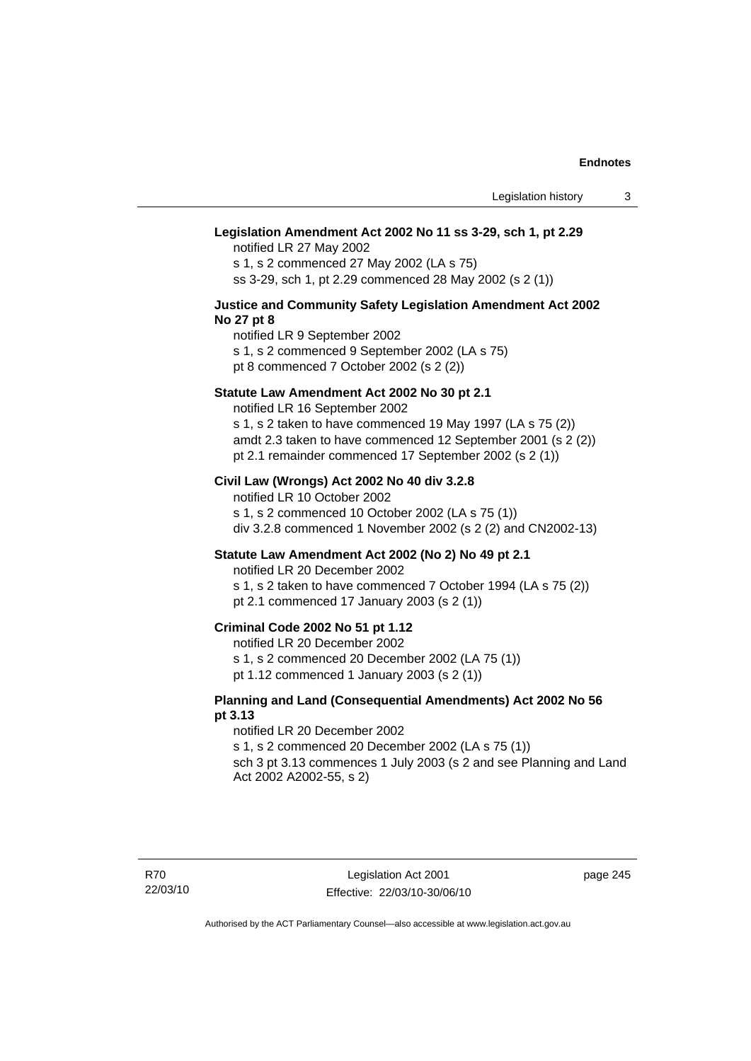**Legislation Amendment Act 2002 No 11 ss 3-29, sch 1, pt 2.29**

notified LR 27 May 2002
s 1, s 2 commenced 27 May 2002 (LA s 75)
ss 3-29, sch 1, pt 2.29 commenced 28 May 2002 (s 2 (1))

**Justice and Community Safety Legislation Amendment Act 2002 No 27 pt 8**

notified LR 9 September 2002
s 1, s 2 commenced 9 September 2002 (LA s 75)
pt 8 commenced 7 October 2002 (s 2 (2))

**Statute Law Amendment Act 2002 No 30 pt 2.1**

notified LR 16 September 2002
s 1, s 2 taken to have commenced 19 May 1997 (LA s 75 (2))
amdt 2.3 taken to have commenced 12 September 2001 (s 2 (2))
pt 2.1 remainder commenced 17 September 2002 (s 2 (1))

**Civil Law (Wrongs) Act 2002 No 40 div 3.2.8**

notified LR 10 October 2002
s 1, s 2 commenced 10 October 2002 (LA s 75 (1))
div 3.2.8 commenced 1 November 2002 (s 2 (2) and CN2002-13)

**Statute Law Amendment Act 2002 (No 2) No 49 pt 2.1**

notified LR 20 December 2002
s 1, s 2 taken to have commenced 7 October 1994 (LA s 75 (2))
pt 2.1 commenced 17 January 2003 (s 2 (1))

**Criminal Code 2002 No 51 pt 1.12**

notified LR 20 December 2002
s 1, s 2 commenced 20 December 2002 (LA 75 (1))
pt 1.12 commenced 1 January 2003 (s 2 (1))

**Planning and Land (Consequential Amendments) Act 2002 No 56 pt 3.13**

notified LR 20 December 2002
s 1, s 2 commenced 20 December 2002 (LA s 75 (1))
sch 3 pt 3.13 commences 1 July 2003 (s 2 and see Planning and Land Act 2002 A2002-55, s 2)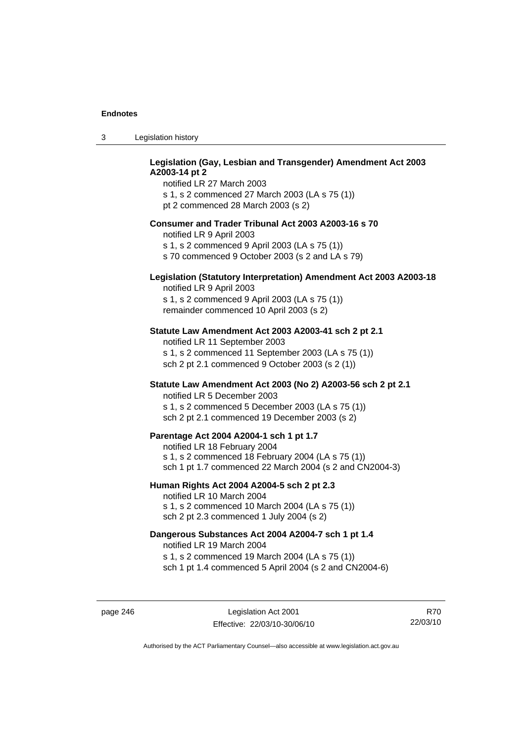**Legislation (Gay, Lesbian and Transgender) Amendment Act 2003 A2003-14 pt 2**

notified LR 27 March 2003
s 1, s 2 commenced 27 March 2003 (LA s 75 (1))
pt 2 commenced 28 March 2003 (s 2)

**Consumer and Trader Tribunal Act 2003 A2003-16 s 70**

notified LR 9 April 2003
s 1, s 2 commenced 9 April 2003 (LA s 75 (1))
s 70 commenced 9 October 2003 (s 2 and LA s 79)

**Legislation (Statutory Interpretation) Amendment Act 2003 A2003-18**

notified LR 9 April 2003
s 1, s 2 commenced 9 April 2003 (LA s 75 (1))
remainder commenced 10 April 2003 (s 2)

**Statute Law Amendment Act 2003 A2003-41 sch 2 pt 2.1**

notified LR 11 September 2003
s 1, s 2 commenced 11 September 2003 (LA s 75 (1))
sch 2 pt 2.1 commenced 9 October 2003 (s 2 (1))

**Statute Law Amendment Act 2003 (No 2) A2003-56 sch 2 pt 2.1**

notified LR 5 December 2003
s 1, s 2 commenced 5 December 2003 (LA s 75 (1))
sch 2 pt 2.1 commenced 19 December 2003 (s 2)

**Parentage Act 2004 A2004-1 sch 1 pt 1.7**

notified LR 18 February 2004
s 1, s 2 commenced 18 February 2004 (LA s 75 (1))
sch 1 pt 1.7 commenced 22 March 2004 (s 2 and CN2004-3)

**Human Rights Act 2004 A2004-5 sch 2 pt 2.3**

notified LR 10 March 2004
s 1, s 2 commenced 10 March 2004 (LA s 75 (1))
sch 2 pt 2.3 commenced 1 July 2004 (s 2)

**Dangerous Substances Act 2004 A2004-7 sch 1 pt 1.4**

notified LR 19 March 2004
s 1, s 2 commenced 19 March 2004 (LA s 75 (1))
sch 1 pt 1.4 commenced 5 April 2004 (s 2 and CN2004-6)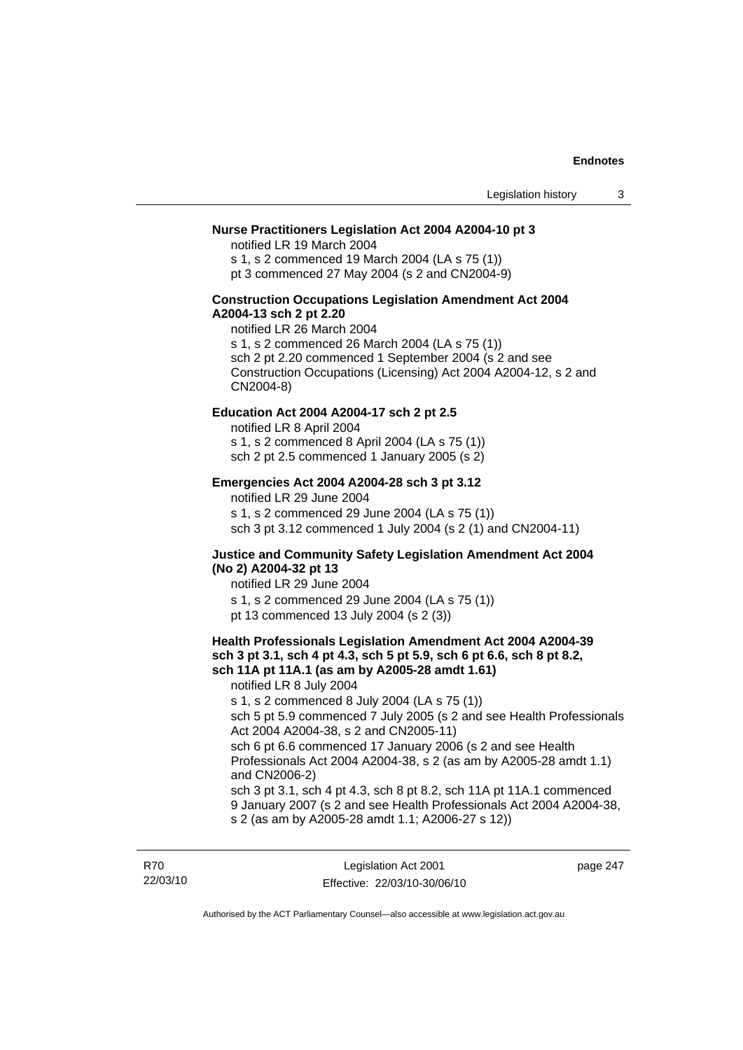**Nurse Practitioners Legislation Act 2004 A2004-10 pt 3**

notified LR 19 March 2004
s 1, s 2 commenced 19 March 2004 (LA s 75 (1))
pt 3 commenced 27 May 2004 (s 2 and CN2004-9)

**Construction Occupations Legislation Amendment Act 2004 A2004-13 sch 2 pt 2.20**

notified LR 26 March 2004
s 1, s 2 commenced 26 March 2004 (LA s 75 (1))
sch 2 pt 2.20 commenced 1 September 2004 (s 2 and see Construction Occupations (Licensing) Act 2004 A2004-12, s 2 and CN2004-8)

**Education Act 2004 A2004-17 sch 2 pt 2.5**

notified LR 8 April 2004
s 1, s 2 commenced 8 April 2004 (LA s 75 (1))
sch 2 pt 2.5 commenced 1 January 2005 (s 2)

**Emergencies Act 2004 A2004-28 sch 3 pt 3.12**

notified LR 29 June 2004
s 1, s 2 commenced 29 June 2004 (LA s 75 (1))
sch 3 pt 3.12 commenced 1 July 2004 (s 2 (1) and CN2004-11)

**Justice and Community Safety Legislation Amendment Act 2004 (No 2) A2004-32 pt 13**

notified LR 29 June 2004
s 1, s 2 commenced 29 June 2004 (LA s 75 (1))
pt 13 commenced 13 July 2004 (s 2 (3))

**Health Professionals Legislation Amendment Act 2004 A2004-39 sch 3 pt 3.1, sch 4 pt 4.3, sch 5 pt 5.9, sch 6 pt 6.6, sch 8 pt 8.2, sch 11A pt 11A.1 (as am by A2005-28 amdt 1.61)**

notified LR 8 July 2004
s 1, s 2 commenced 8 July 2004 (LA s 75 (1))
sch 5 pt 5.9 commenced 7 July 2005 (s 2 and see Health Professionals Act 2004 A2004-38, s 2 and CN2005-11)
sch 6 pt 6.6 commenced 17 January 2006 (s 2 and see Health Professionals Act 2004 A2004-38, s 2 (as am by A2005-28 amdt 1.1) and CN2006-2)
sch 3 pt 3.1, sch 4 pt 4.3, sch 8 pt 8.2, sch 11A pt 11A.1 commenced 9 January 2007 (s 2 and see Health Professionals Act 2004 A2004-38, s 2 (as am by A2005-28 amdt 1.1; A2006-27 s 12))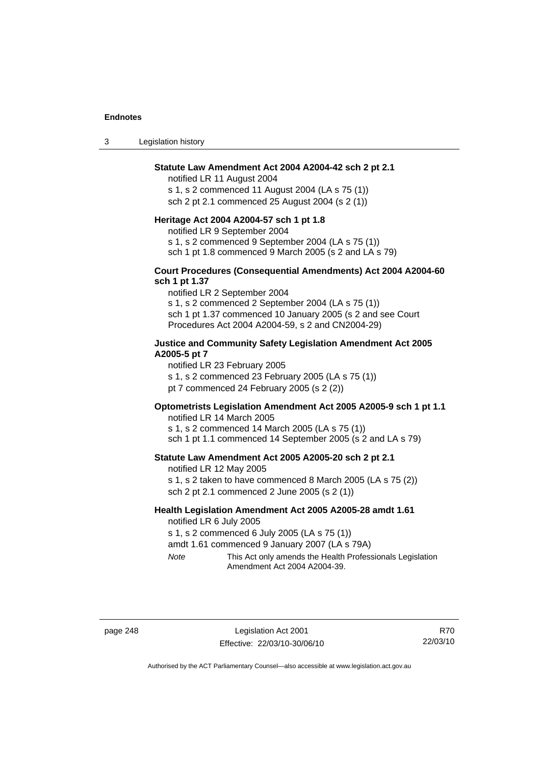**Statute Law Amendment Act 2004 A2004-42 sch 2 pt 2.1**

notified LR 11 August 2004

s 1, s 2 commenced 11 August 2004 (LA s 75 (1))

sch 2 pt 2.1 commenced 25 August 2004 (s 2 (1))

**Heritage Act 2004 A2004-57 sch 1 pt 1.8**

notified LR 9 September 2004

s 1, s 2 commenced 9 September 2004 (LA s 75 (1))

sch 1 pt 1.8 commenced 9 March 2005 (s 2 and LA s 79)

**Court Procedures (Consequential Amendments) Act 2004 A2004-60 sch 1 pt 1.37**

notified LR 2 September 2004

s 1, s 2 commenced 2 September 2004 (LA s 75 (1))

sch 1 pt 1.37 commenced 10 January 2005 (s 2 and see Court Procedures Act 2004 A2004-59, s 2 and CN2004-29)

**Justice and Community Safety Legislation Amendment Act 2005 A2005-5 pt 7**

notified LR 23 February 2005

s 1, s 2 commenced 23 February 2005 (LA s 75 (1))

pt 7 commenced 24 February 2005 (s 2 (2))

**Optometrists Legislation Amendment Act 2005 A2005-9 sch 1 pt 1.1**

notified LR 14 March 2005

s 1, s 2 commenced 14 March 2005 (LA s 75 (1))

sch 1 pt 1.1 commenced 14 September 2005 (s 2 and LA s 79)

**Statute Law Amendment Act 2005 A2005-20 sch 2 pt 2.1**

notified LR 12 May 2005

s 1, s 2 taken to have commenced 8 March 2005 (LA s 75 (2))

sch 2 pt 2.1 commenced 2 June 2005 (s 2 (1))

**Health Legislation Amendment Act 2005 A2005-28 amdt 1.61**

notified LR 6 July 2005

s 1, s 2 commenced 6 July 2005 (LA s 75 (1))

amdt 1.61 commenced 9 January 2007 (LA s 79A)

*Note* This Act only amends the Health Professionals Legislation Amendment Act 2004 A2004-39.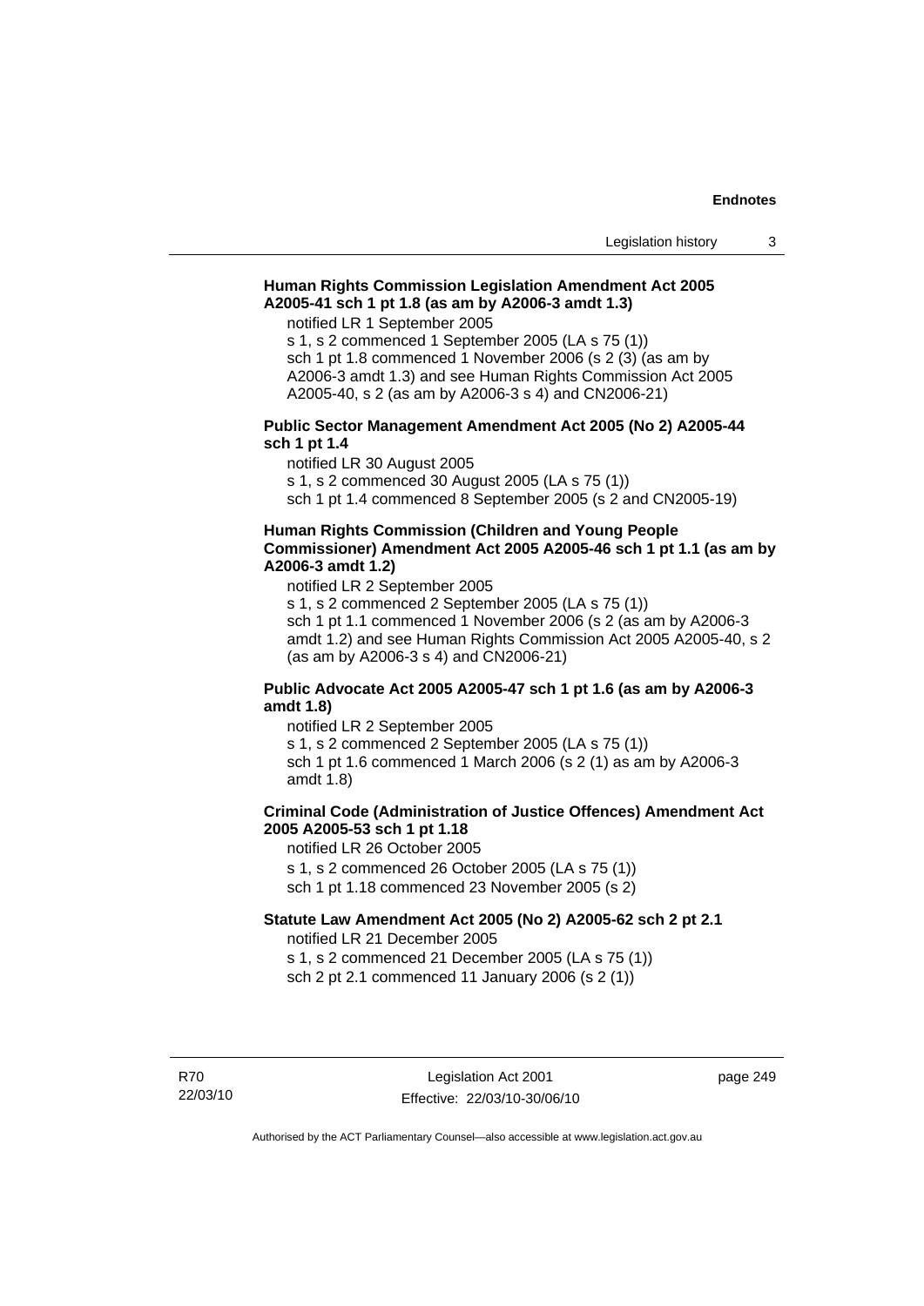**Human Rights Commission Legislation Amendment Act 2005 A2005-41 sch 1 pt 1.8 (as am by A2006-3 amdt 1.3)**

notified LR 1 September 2005
s 1, s 2 commenced 1 September 2005 (LA s 75 (1))
sch 1 pt 1.8 commenced 1 November 2006 (s 2 (3) (as am by A2006-3 amdt 1.3) and see Human Rights Commission Act 2005 A2005-40, s 2 (as am by A2006-3 s 4) and CN2006-21)

**Public Sector Management Amendment Act 2005 (No 2) A2005-44 sch 1 pt 1.4**

notified LR 30 August 2005
s 1, s 2 commenced 30 August 2005 (LA s 75 (1))
sch 1 pt 1.4 commenced 8 September 2005 (s 2 and CN2005-19)

**Human Rights Commission (Children and Young People Commissioner) Amendment Act 2005 A2005-46 sch 1 pt 1.1 (as am by A2006-3 amdt 1.2)**

notified LR 2 September 2005
s 1, s 2 commenced 2 September 2005 (LA s 75 (1))
sch 1 pt 1.1 commenced 1 November 2006 (s 2 (as am by A2006-3 amdt 1.2) and see Human Rights Commission Act 2005 A2005-40, s 2 (as am by A2006-3 s 4) and CN2006-21)

**Public Advocate Act 2005 A2005-47 sch 1 pt 1.6 (as am by A2006-3 amdt 1.8)**

notified LR 2 September 2005
s 1, s 2 commenced 2 September 2005 (LA s 75 (1))
sch 1 pt 1.6 commenced 1 March 2006 (s 2 (1) as am by A2006-3 amdt 1.8)

**Criminal Code (Administration of Justice Offences) Amendment Act 2005 A2005-53 sch 1 pt 1.18**

notified LR 26 October 2005
s 1, s 2 commenced 26 October 2005 (LA s 75 (1))
sch 1 pt 1.18 commenced 23 November 2005 (s 2)

**Statute Law Amendment Act 2005 (No 2) A2005-62 sch 2 pt 2.1**

notified LR 21 December 2005
s 1, s 2 commenced 21 December 2005 (LA s 75 (1))
sch 2 pt 2.1 commenced 11 January 2006 (s 2 (1))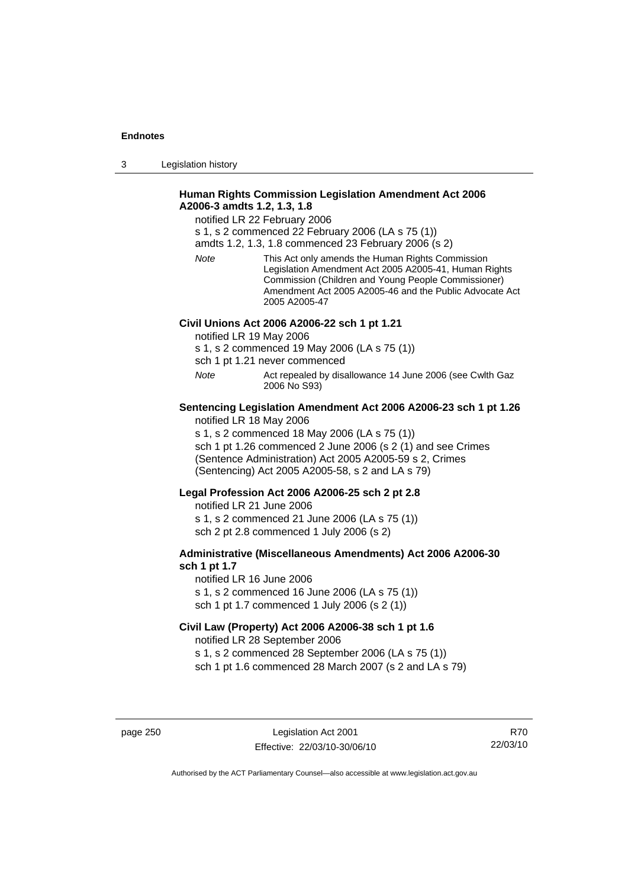**Human Rights Commission Legislation Amendment Act 2006 A2006-3 amdts 1.2, 1.3, 1.8**

notified LR 22 February 2006

s 1, s 2 commenced 22 February 2006 (LA s 75 (1))

amdts 1.2, 1.3, 1.8 commenced 23 February 2006 (s 2)

*Note* This Act only amends the Human Rights Commission Legislation Amendment Act 2005 A2005-41, Human Rights Commission (Children and Young People Commissioner) Amendment Act 2005 A2005-46 and the Public Advocate Act 2005 A2005-47

**Civil Unions Act 2006 A2006-22 sch 1 pt 1.21**

notified LR 19 May 2006

s 1, s 2 commenced 19 May 2006 (LA s 75 (1))

sch 1 pt 1.21 never commenced

*Note* Act repealed by disallowance 14 June 2006 (see Cwlth Gaz 2006 No S93)

**Sentencing Legislation Amendment Act 2006 A2006-23 sch 1 pt 1.26**

notified LR 18 May 2006

s 1, s 2 commenced 18 May 2006 (LA s 75 (1))

sch 1 pt 1.26 commenced 2 June 2006 (s 2 (1) and see Crimes (Sentence Administration) Act 2005 A2005-59 s 2, Crimes (Sentencing) Act 2005 A2005-58, s 2 and LA s 79)

**Legal Profession Act 2006 A2006-25 sch 2 pt 2.8**

notified LR 21 June 2006

s 1, s 2 commenced 21 June 2006 (LA s 75 (1))

sch 2 pt 2.8 commenced 1 July 2006 (s 2)

**Administrative (Miscellaneous Amendments) Act 2006 A2006-30 sch 1 pt 1.7**

notified LR 16 June 2006

s 1, s 2 commenced 16 June 2006 (LA s 75 (1))

sch 1 pt 1.7 commenced 1 July 2006 (s 2 (1))

**Civil Law (Property) Act 2006 A2006-38 sch 1 pt 1.6**

notified LR 28 September 2006

s 1, s 2 commenced 28 September 2006 (LA s 75 (1))

sch 1 pt 1.6 commenced 28 March 2007 (s 2 and LA s 79)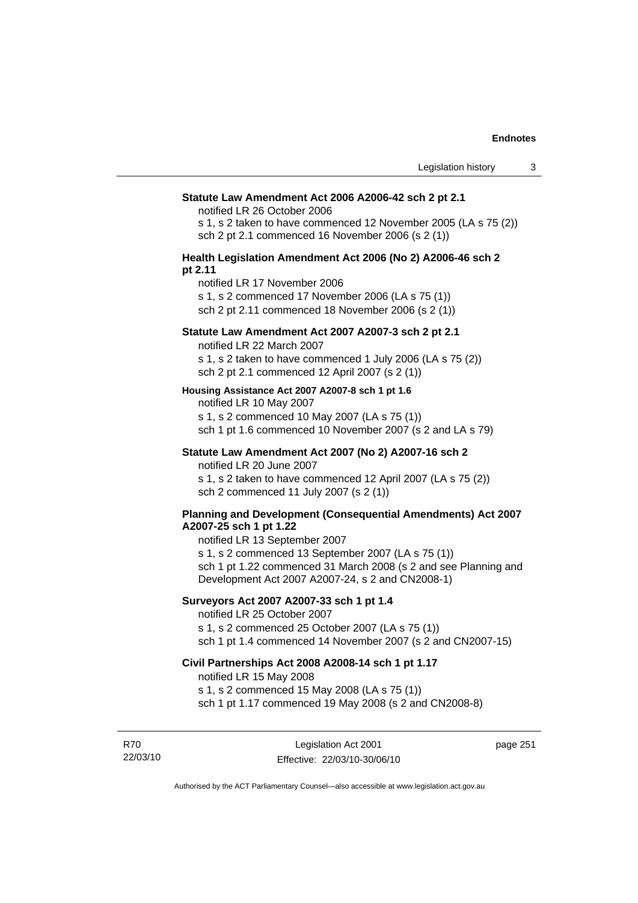**Statute Law Amendment Act 2006 A2006-42 sch 2 pt 2.1**

notified LR 26 October 2006

s 1, s 2 taken to have commenced 12 November 2005 (LA s 75 (2))

sch 2 pt 2.1 commenced 16 November 2006 (s 2 (1))

**Health Legislation Amendment Act 2006 (No 2) A2006-46 sch 2 pt 2.11**

notified LR 17 November 2006

s 1, s 2 commenced 17 November 2006 (LA s 75 (1))

sch 2 pt 2.11 commenced 18 November 2006 (s 2 (1))

**Statute Law Amendment Act 2007 A2007-3 sch 2 pt 2.1**

notified LR 22 March 2007

s 1, s 2 taken to have commenced 1 July 2006 (LA s 75 (2))

sch 2 pt 2.1 commenced 12 April 2007 (s 2 (1))

**Housing Assistance Act 2007 A2007-8 sch 1 pt 1.6**

notified LR 10 May 2007

s 1, s 2 commenced 10 May 2007 (LA s 75 (1))

sch 1 pt 1.6 commenced 10 November 2007 (s 2 and LA s 79)

**Statute Law Amendment Act 2007 (No 2) A2007-16 sch 2**

notified LR 20 June 2007

s 1, s 2 taken to have commenced 12 April 2007 (LA s 75 (2))

sch 2 commenced 11 July 2007 (s 2 (1))

**Planning and Development (Consequential Amendments) Act 2007 A2007-25 sch 1 pt 1.22**

notified LR 13 September 2007

s 1, s 2 commenced 13 September 2007 (LA s 75 (1))

sch 1 pt 1.22 commenced 31 March 2008 (s 2 and see Planning and Development Act 2007 A2007-24, s 2 and CN2008-1)

**Surveyors Act 2007 A2007-33 sch 1 pt 1.4**

notified LR 25 October 2007

s 1, s 2 commenced 25 October 2007 (LA s 75 (1))

sch 1 pt 1.4 commenced 14 November 2007 (s 2 and CN2007-15)

**Civil Partnerships Act 2008 A2008-14 sch 1 pt 1.17**

notified LR 15 May 2008

s 1, s 2 commenced 15 May 2008 (LA s 75 (1))

sch 1 pt 1.17 commenced 19 May 2008 (s 2 and CN2008-8)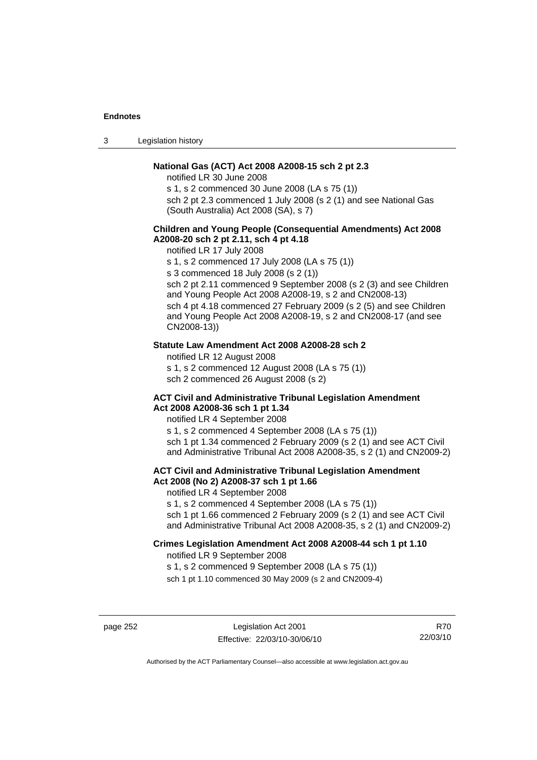**National Gas (ACT) Act 2008 A2008-15 sch 2 pt 2.3**

notified LR 30 June 2008

s 1, s 2 commenced 30 June 2008 (LA s 75 (1))

sch 2 pt 2.3 commenced 1 July 2008 (s 2 (1) and see National Gas (South Australia) Act 2008 (SA), s 7)

**Children and Young People (Consequential Amendments) Act 2008 A2008-20 sch 2 pt 2.11, sch 4 pt 4.18**

notified LR 17 July 2008

s 1, s 2 commenced 17 July 2008 (LA s 75 (1))

s 3 commenced 18 July 2008 (s 2 (1))

sch 2 pt 2.11 commenced 9 September 2008 (s 2 (3) and see Children and Young People Act 2008 A2008-19, s 2 and CN2008-13)

sch 4 pt 4.18 commenced 27 February 2009 (s 2 (5) and see Children and Young People Act 2008 A2008-19, s 2 and CN2008-17 (and see CN2008-13))

**Statute Law Amendment Act 2008 A2008-28 sch 2**

notified LR 12 August 2008

s 1, s 2 commenced 12 August 2008 (LA s 75 (1))

sch 2 commenced 26 August 2008 (s 2)

**ACT Civil and Administrative Tribunal Legislation Amendment Act 2008 A2008-36 sch 1 pt 1.34**

notified LR 4 September 2008

s 1, s 2 commenced 4 September 2008 (LA s 75 (1))

sch 1 pt 1.34 commenced 2 February 2009 (s 2 (1) and see ACT Civil and Administrative Tribunal Act 2008 A2008-35, s 2 (1) and CN2009-2)

**ACT Civil and Administrative Tribunal Legislation Amendment Act 2008 (No 2) A2008-37 sch 1 pt 1.66**

notified LR 4 September 2008

s 1, s 2 commenced 4 September 2008 (LA s 75 (1))

sch 1 pt 1.66 commenced 2 February 2009 (s 2 (1) and see ACT Civil and Administrative Tribunal Act 2008 A2008-35, s 2 (1) and CN2009-2)

**Crimes Legislation Amendment Act 2008 A2008-44 sch 1 pt 1.10**

notified LR 9 September 2008

s 1, s 2 commenced 9 September 2008 (LA s 75 (1))

sch 1 pt 1.10 commenced 30 May 2009 (s 2 and CN2009-4)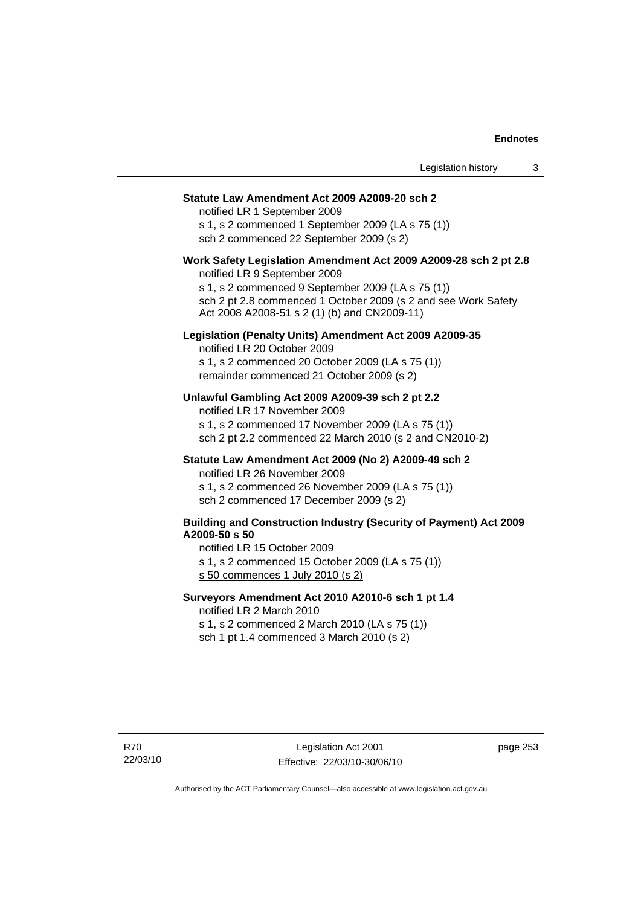**Statute Law Amendment Act 2009 A2009-20 sch 2**

notified LR 1 September 2009
s 1, s 2 commenced 1 September 2009 (LA s 75 (1))
sch 2 commenced 22 September 2009 (s 2)

**Work Safety Legislation Amendment Act 2009 A2009-28 sch 2 pt 2.8**

notified LR 9 September 2009
s 1, s 2 commenced 9 September 2009 (LA s 75 (1))
sch 2 pt 2.8 commenced 1 October 2009 (s 2 and see Work Safety Act 2008 A2008-51 s 2 (1) (b) and CN2009-11)

**Legislation (Penalty Units) Amendment Act 2009 A2009-35**

notified LR 20 October 2009
s 1, s 2 commenced 20 October 2009 (LA s 75 (1))
remainder commenced 21 October 2009 (s 2)

**Unlawful Gambling Act 2009 A2009-39 sch 2 pt 2.2**

notified LR 17 November 2009
s 1, s 2 commenced 17 November 2009 (LA s 75 (1))
sch 2 pt 2.2 commenced 22 March 2010 (s 2 and CN2010-2)

**Statute Law Amendment Act 2009 (No 2) A2009-49 sch 2**

notified LR 26 November 2009
s 1, s 2 commenced 26 November 2009 (LA s 75 (1))
sch 2 commenced 17 December 2009 (s 2)

**Building and Construction Industry (Security of Payment) Act 2009 A2009-50 s 50**

notified LR 15 October 2009
s 1, s 2 commenced 15 October 2009 (LA s 75 (1))
<u>s 50 commences 1 July 2010 (s 2)</u>

**Surveyors Amendment Act 2010 A2010-6 sch 1 pt 1.4**

notified LR 2 March 2010
s 1, s 2 commenced 2 March 2010 (LA s 75 (1))
sch 1 pt 1.4 commenced 3 March 2010 (s 2)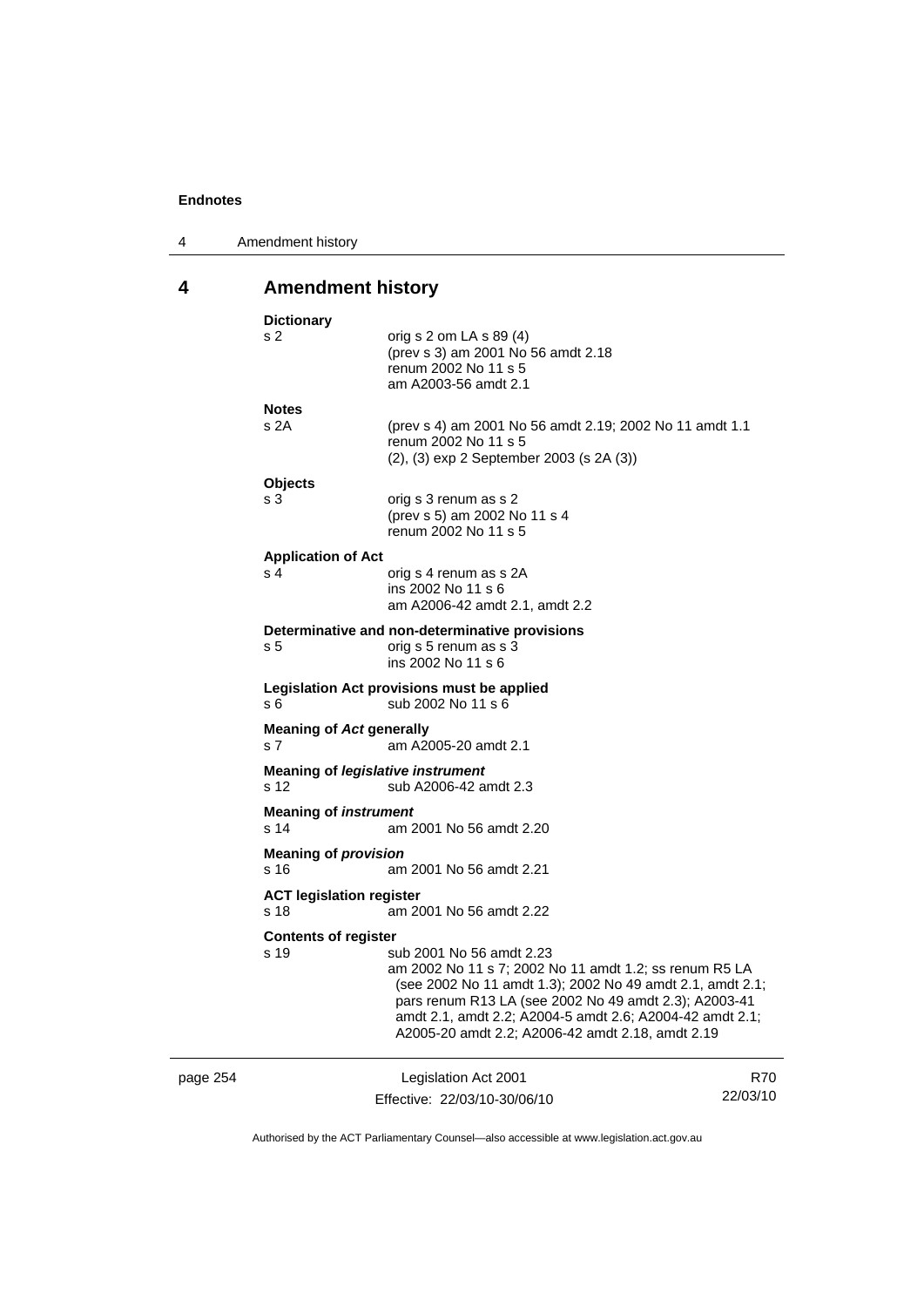## 4 Amendment history

**Dictionary**
s 2 — orig s 2 om LA s 89 (4)
(prev s 3) am 2001 No 56 amdt 2.18
renum 2002 No 11 s 5
am A2003-56 amdt 2.1

**Notes**
s 2A — (prev s 4) am 2001 No 56 amdt 2.19; 2002 No 11 amdt 1.1
renum 2002 No 11 s 5
(2), (3) exp 2 September 2003 (s 2A (3))

**Objects**
s 3 — orig s 3 renum as s 2
(prev s 5) am 2002 No 11 s 4
renum 2002 No 11 s 5

**Application of Act**
s 4 — orig s 4 renum as s 2A
ins 2002 No 11 s 6
am A2006-42 amdt 2.1, amdt 2.2

**Determinative and non-determinative provisions**
s 5 — orig s 5 renum as s 3
ins 2002 No 11 s 6

**Legislation Act provisions must be applied**
s 6 — sub 2002 No 11 s 6

**Meaning of *Act* generally**
s 7 — am A2005-20 amdt 2.1

**Meaning of *legislative instrument***
s 12 — sub A2006-42 amdt 2.3

**Meaning of *instrument***
s 14 — am 2001 No 56 amdt 2.20

**Meaning of *provision***
s 16 — am 2001 No 56 amdt 2.21

**ACT legislation register**
s 18 — am 2001 No 56 amdt 2.22

**Contents of register**
s 19 — sub 2001 No 56 amdt 2.23
am 2002 No 11 s 7; 2002 No 11 amdt 1.2; ss renum R5 LA (see 2002 No 11 amdt 1.3); 2002 No 49 amdt 2.1, amdt 2.1; pars renum R13 LA (see 2002 No 49 amdt 2.3); A2003-41 amdt 2.1, amdt 2.2; A2004-5 amdt 2.6; A2004-42 amdt 2.1; A2005-20 amdt 2.2; A2006-42 amdt 2.18, amdt 2.19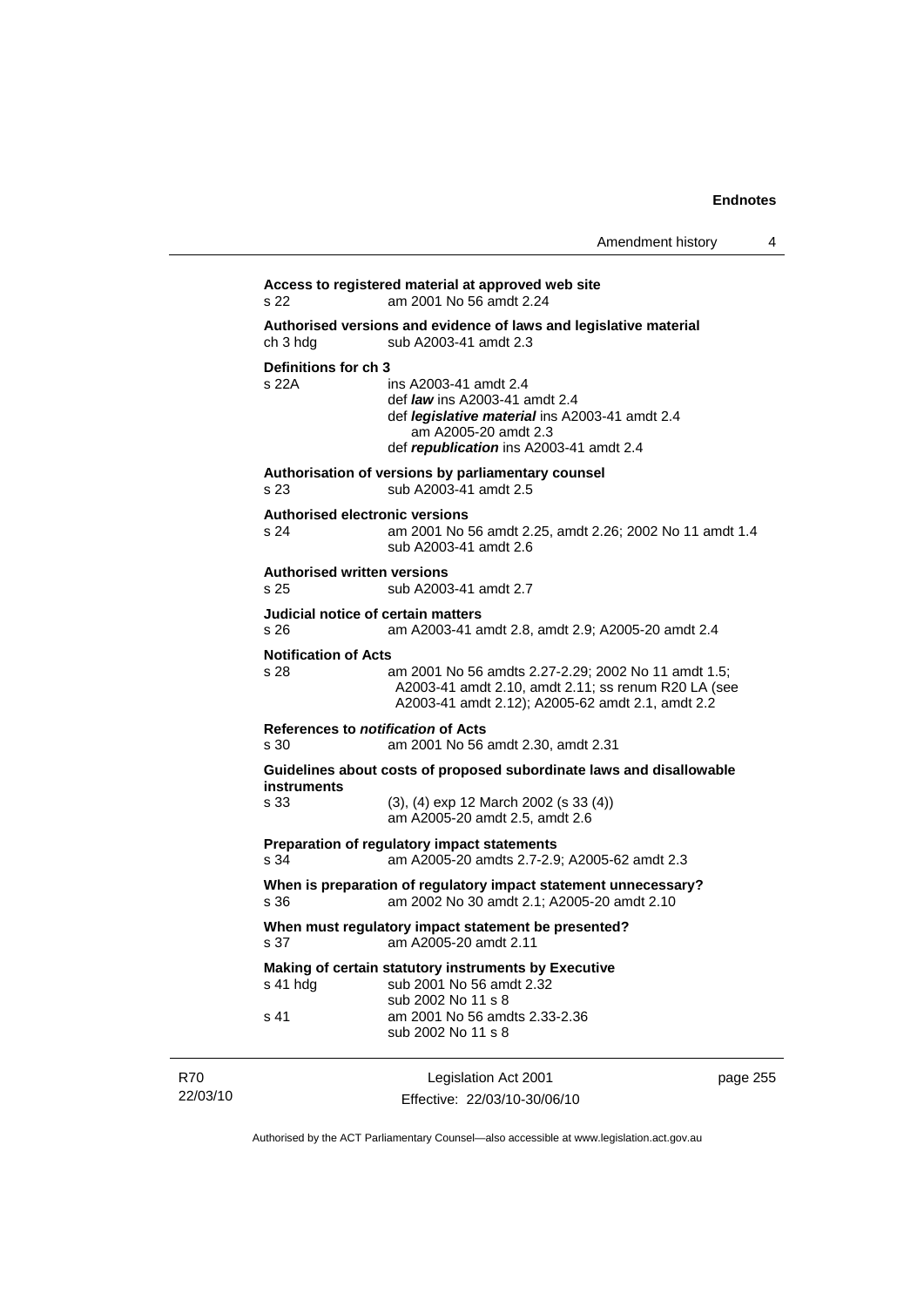**Access to registered material at approved web site**

s 22 am 2001 No 56 amdt 2.24

**Authorised versions and evidence of laws and legislative material**

ch 3 hdg sub A2003-41 amdt 2.3

**Definitions for ch 3**

s 22A ins A2003-41 amdt 2.4
def ***law*** ins A2003-41 amdt 2.4
def ***legislative material*** ins A2003-41 amdt 2.4
am A2005-20 amdt 2.3
def ***republication*** ins A2003-41 amdt 2.4

**Authorisation of versions by parliamentary counsel**

s 23 sub A2003-41 amdt 2.5

**Authorised electronic versions**

s 24 am 2001 No 56 amdt 2.25, amdt 2.26; 2002 No 11 amdt 1.4
sub A2003-41 amdt 2.6

**Authorised written versions**

s 25 sub A2003-41 amdt 2.7

**Judicial notice of certain matters**

s 26 am A2003-41 amdt 2.8, amdt 2.9; A2005-20 amdt 2.4

**Notification of Acts**

s 28 am 2001 No 56 amdts 2.27-2.29; 2002 No 11 amdt 1.5; A2003-41 amdt 2.10, amdt 2.11; ss renum R20 LA (see A2003-41 amdt 2.12); A2005-62 amdt 2.1, amdt 2.2

**References to *notification* of Acts**

s 30 am 2001 No 56 amdt 2.30, amdt 2.31

**Guidelines about costs of proposed subordinate laws and disallowable instruments**

s 33 (3), (4) exp 12 March 2002 (s 33 (4))
am A2005-20 amdt 2.5, amdt 2.6

**Preparation of regulatory impact statements**

s 34 am A2005-20 amdts 2.7-2.9; A2005-62 amdt 2.3

**When is preparation of regulatory impact statement unnecessary?**

s 36 am 2002 No 30 amdt 2.1; A2005-20 amdt 2.10

**When must regulatory impact statement be presented?**

s 37 am A2005-20 amdt 2.11

**Making of certain statutory instruments by Executive**

s 41 hdg sub 2001 No 56 amdt 2.32
sub 2002 No 11 s 8

s 41 am 2001 No 56 amdts 2.33-2.36
sub 2002 No 11 s 8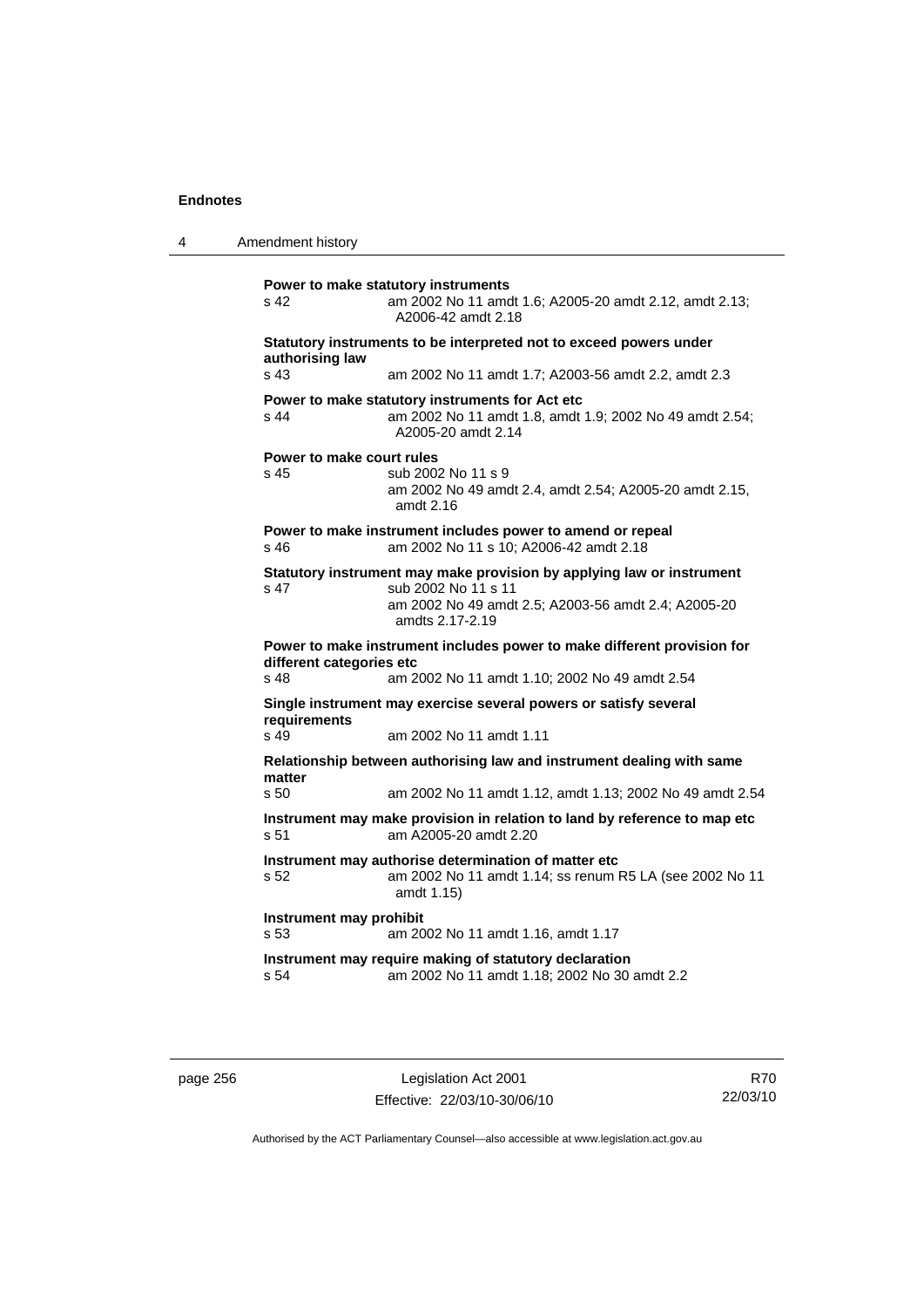**Power to make statutory instruments**
s 42 am 2002 No 11 amdt 1.6; A2005-20 amdt 2.12, amdt 2.13; A2006-42 amdt 2.18

**Statutory instruments to be interpreted not to exceed powers under authorising law**
s 43 am 2002 No 11 amdt 1.7; A2003-56 amdt 2.2, amdt 2.3

**Power to make statutory instruments for Act etc**
s 44 am 2002 No 11 amdt 1.8, amdt 1.9; 2002 No 49 amdt 2.54; A2005-20 amdt 2.14

**Power to make court rules**
s 45 sub 2002 No 11 s 9
am 2002 No 49 amdt 2.4, amdt 2.54; A2005-20 amdt 2.15, amdt 2.16

**Power to make instrument includes power to amend or repeal**
s 46 am 2002 No 11 s 10; A2006-42 amdt 2.18

**Statutory instrument may make provision by applying law or instrument**
s 47 sub 2002 No 11 s 11
am 2002 No 49 amdt 2.5; A2003-56 amdt 2.4; A2005-20 amdts 2.17-2.19

**Power to make instrument includes power to make different provision for different categories etc**
s 48 am 2002 No 11 amdt 1.10; 2002 No 49 amdt 2.54

**Single instrument may exercise several powers or satisfy several requirements**
s 49 am 2002 No 11 amdt 1.11

**Relationship between authorising law and instrument dealing with same matter**
s 50 am 2002 No 11 amdt 1.12, amdt 1.13; 2002 No 49 amdt 2.54

**Instrument may make provision in relation to land by reference to map etc**
s 51 am A2005-20 amdt 2.20

**Instrument may authorise determination of matter etc**
s 52 am 2002 No 11 amdt 1.14; ss renum R5 LA (see 2002 No 11 amdt 1.15)

**Instrument may prohibit**
s 53 am 2002 No 11 amdt 1.16, amdt 1.17

**Instrument may require making of statutory declaration**
s 54 am 2002 No 11 amdt 1.18; 2002 No 30 amdt 2.2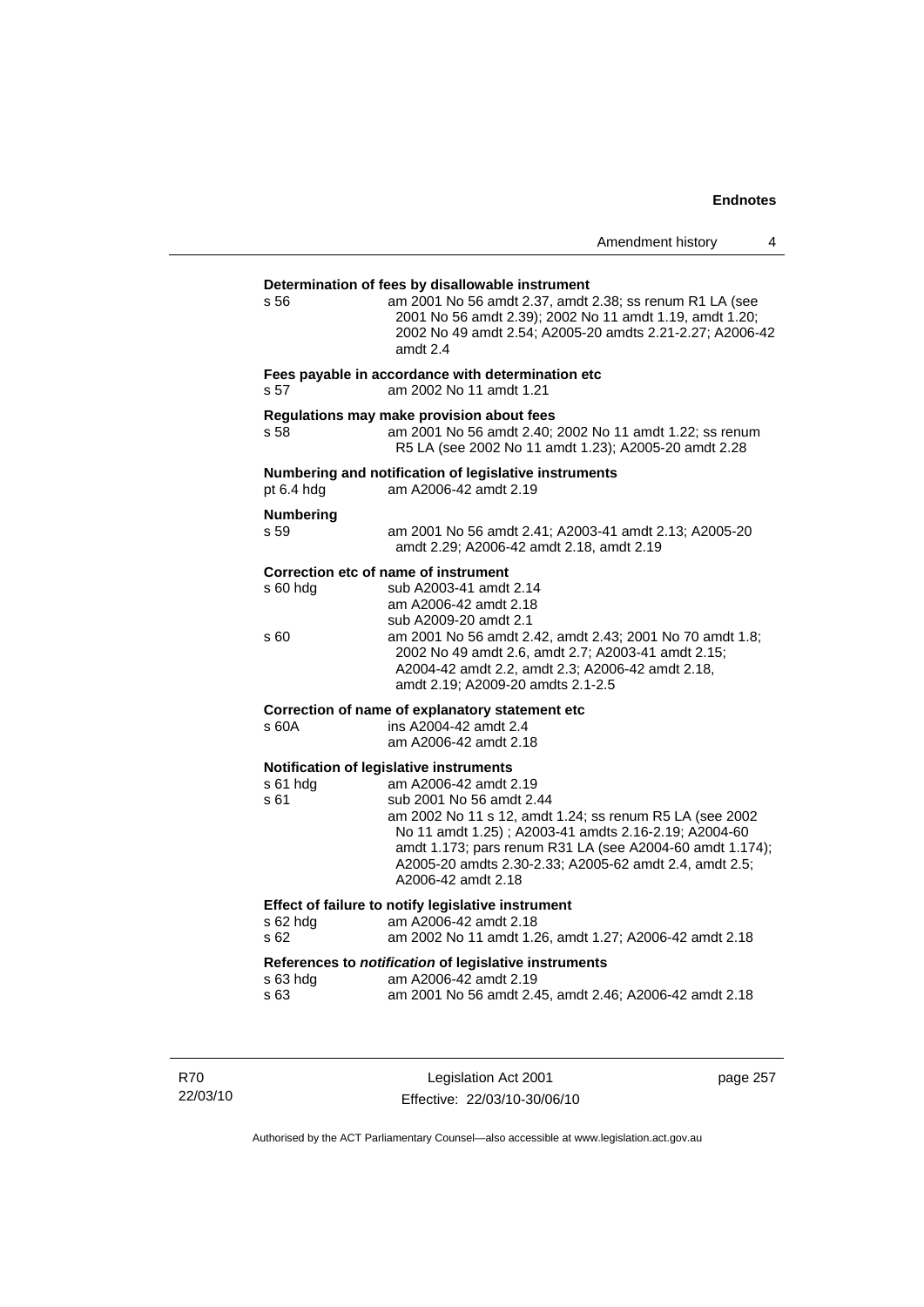**Determination of fees by disallowable instrument**

s 56 am 2001 No 56 amdt 2.37, amdt 2.38; ss renum R1 LA (see 2001 No 56 amdt 2.39); 2002 No 11 amdt 1.19, amdt 1.20; 2002 No 49 amdt 2.54; A2005-20 amdts 2.21-2.27; A2006-42 amdt 2.4

**Fees payable in accordance with determination etc**

s 57 am 2002 No 11 amdt 1.21

**Regulations may make provision about fees**

s 58 am 2001 No 56 amdt 2.40; 2002 No 11 amdt 1.22; ss renum R5 LA (see 2002 No 11 amdt 1.23); A2005-20 amdt 2.28

**Numbering and notification of legislative instruments**

pt 6.4 hdg am A2006-42 amdt 2.19

**Numbering**

s 59 am 2001 No 56 amdt 2.41; A2003-41 amdt 2.13; A2005-20 amdt 2.29; A2006-42 amdt 2.18, amdt 2.19

**Correction etc of name of instrument**

s 60 hdg sub A2003-41 amdt 2.14
am A2006-42 amdt 2.18
sub A2009-20 amdt 2.1

s 60 am 2001 No 56 amdt 2.42, amdt 2.43; 2001 No 70 amdt 1.8; 2002 No 49 amdt 2.6, amdt 2.7; A2003-41 amdt 2.15; A2004-42 amdt 2.2, amdt 2.3; A2006-42 amdt 2.18, amdt 2.19; A2009-20 amdts 2.1-2.5

**Correction of name of explanatory statement etc**

s 60A ins A2004-42 amdt 2.4
am A2006-42 amdt 2.18

**Notification of legislative instruments**

s 61 hdg am A2006-42 amdt 2.19

s 61 sub 2001 No 56 amdt 2.44
am 2002 No 11 s 12, amdt 1.24; ss renum R5 LA (see 2002 No 11 amdt 1.25) ; A2003-41 amdts 2.16-2.19; A2004-60 amdt 1.173; pars renum R31 LA (see A2004-60 amdt 1.174); A2005-20 amdts 2.30-2.33; A2005-62 amdt 2.4, amdt 2.5; A2006-42 amdt 2.18

**Effect of failure to notify legislative instrument**

s 62 hdg am A2006-42 amdt 2.18

s 62 am 2002 No 11 amdt 1.26, amdt 1.27; A2006-42 amdt 2.18

**References to *notification* of legislative instruments**

s 63 hdg am A2006-42 amdt 2.19

s 63 am 2001 No 56 amdt 2.45, amdt 2.46; A2006-42 amdt 2.18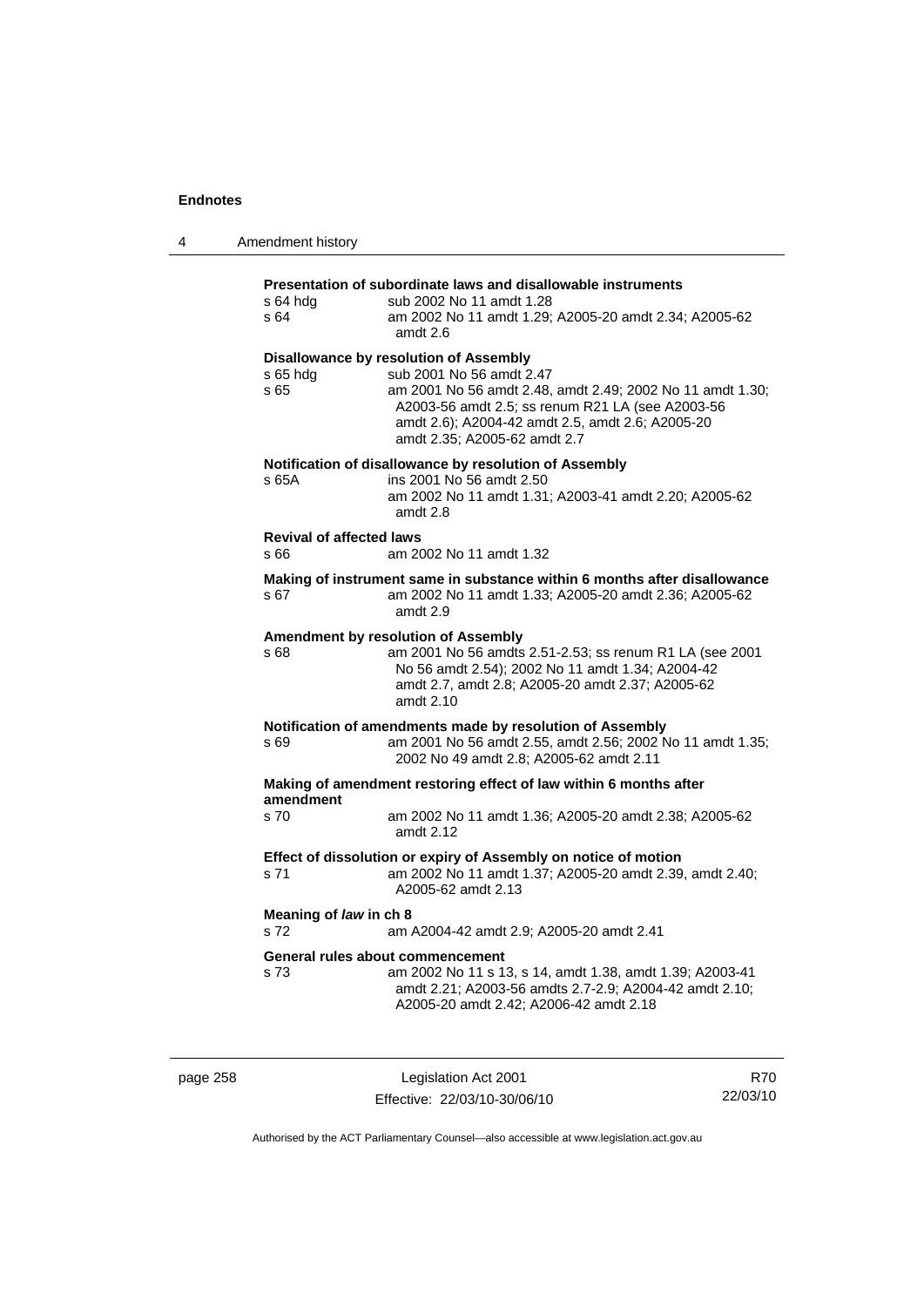**Presentation of subordinate laws and disallowable instruments**

s 64 hdg sub 2002 No 11 amdt 1.28
s 64 am 2002 No 11 amdt 1.29; A2005-20 amdt 2.34; A2005-62 amdt 2.6

**Disallowance by resolution of Assembly**

s 65 hdg sub 2001 No 56 amdt 2.47
s 65 am 2001 No 56 amdt 2.48, amdt 2.49; 2002 No 11 amdt 1.30; A2003-56 amdt 2.5; ss renum R21 LA (see A2003-56 amdt 2.6); A2004-42 amdt 2.5, amdt 2.6; A2005-20 amdt 2.35; A2005-62 amdt 2.7

**Notification of disallowance by resolution of Assembly**

s 65A ins 2001 No 56 amdt 2.50
am 2002 No 11 amdt 1.31; A2003-41 amdt 2.20; A2005-62 amdt 2.8

**Revival of affected laws**

s 66 am 2002 No 11 amdt 1.32

**Making of instrument same in substance within 6 months after disallowance**

s 67 am 2002 No 11 amdt 1.33; A2005-20 amdt 2.36; A2005-62 amdt 2.9

**Amendment by resolution of Assembly**

s 68 am 2001 No 56 amdts 2.51-2.53; ss renum R1 LA (see 2001 No 56 amdt 2.54); 2002 No 11 amdt 1.34; A2004-42 amdt 2.7, amdt 2.8; A2005-20 amdt 2.37; A2005-62 amdt 2.10

**Notification of amendments made by resolution of Assembly**

s 69 am 2001 No 56 amdt 2.55, amdt 2.56; 2002 No 11 amdt 1.35; 2002 No 49 amdt 2.8; A2005-62 amdt 2.11

**Making of amendment restoring effect of law within 6 months after amendment**

s 70 am 2002 No 11 amdt 1.36; A2005-20 amdt 2.38; A2005-62 amdt 2.12

**Effect of dissolution or expiry of Assembly on notice of motion**

s 71 am 2002 No 11 amdt 1.37; A2005-20 amdt 2.39, amdt 2.40; A2005-62 amdt 2.13

**Meaning of *law* in ch 8**

s 72 am A2004-42 amdt 2.9; A2005-20 amdt 2.41

**General rules about commencement**

s 73 am 2002 No 11 s 13, s 14, amdt 1.38, amdt 1.39; A2003-41 amdt 2.21; A2003-56 amdts 2.7-2.9; A2004-42 amdt 2.10; A2005-20 amdt 2.42; A2006-42 amdt 2.18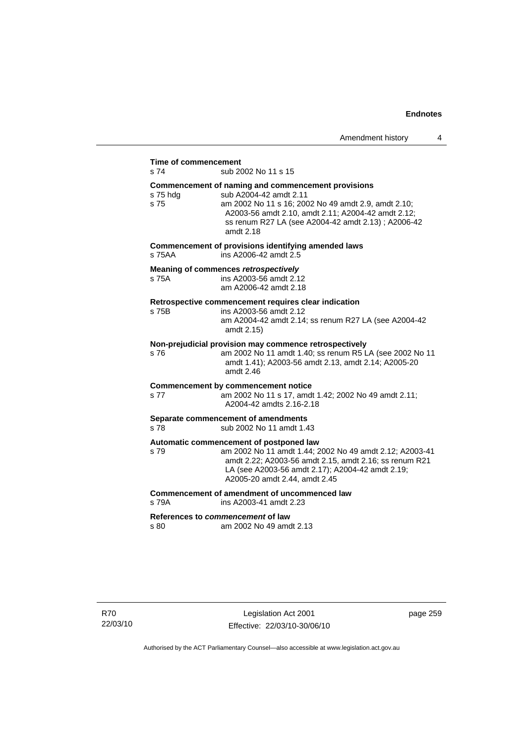**Time of commencement**
s 74 sub 2002 No 11 s 15

**Commencement of naming and commencement provisions**
s 75 hdg sub A2004-42 amdt 2.11
s 75 am 2002 No 11 s 16; 2002 No 49 amdt 2.9, amdt 2.10; A2003-56 amdt 2.10, amdt 2.11; A2004-42 amdt 2.12; ss renum R27 LA (see A2004-42 amdt 2.13) ; A2006-42 amdt 2.18

**Commencement of provisions identifying amended laws**
s 75AA ins A2006-42 amdt 2.5

**Meaning of commences *retrospectively***
s 75A ins A2003-56 amdt 2.12
am A2006-42 amdt 2.18

**Retrospective commencement requires clear indication**
s 75B ins A2003-56 amdt 2.12
am A2004-42 amdt 2.14; ss renum R27 LA (see A2004-42 amdt 2.15)

**Non-prejudicial provision may commence retrospectively**
s 76 am 2002 No 11 amdt 1.40; ss renum R5 LA (see 2002 No 11 amdt 1.41); A2003-56 amdt 2.13, amdt 2.14; A2005-20 amdt 2.46

**Commencement by commencement notice**
s 77 am 2002 No 11 s 17, amdt 1.42; 2002 No 49 amdt 2.11; A2004-42 amdts 2.16-2.18

**Separate commencement of amendments**
s 78 sub 2002 No 11 amdt 1.43

**Automatic commencement of postponed law**
s 79 am 2002 No 11 amdt 1.44; 2002 No 49 amdt 2.12; A2003-41 amdt 2.22; A2003-56 amdt 2.15, amdt 2.16; ss renum R21 LA (see A2003-56 amdt 2.17); A2004-42 amdt 2.19; A2005-20 amdt 2.44, amdt 2.45

**Commencement of amendment of uncommenced law**
s 79A ins A2003-41 amdt 2.23

**References to *commencement* of law**
s 80 am 2002 No 49 amdt 2.13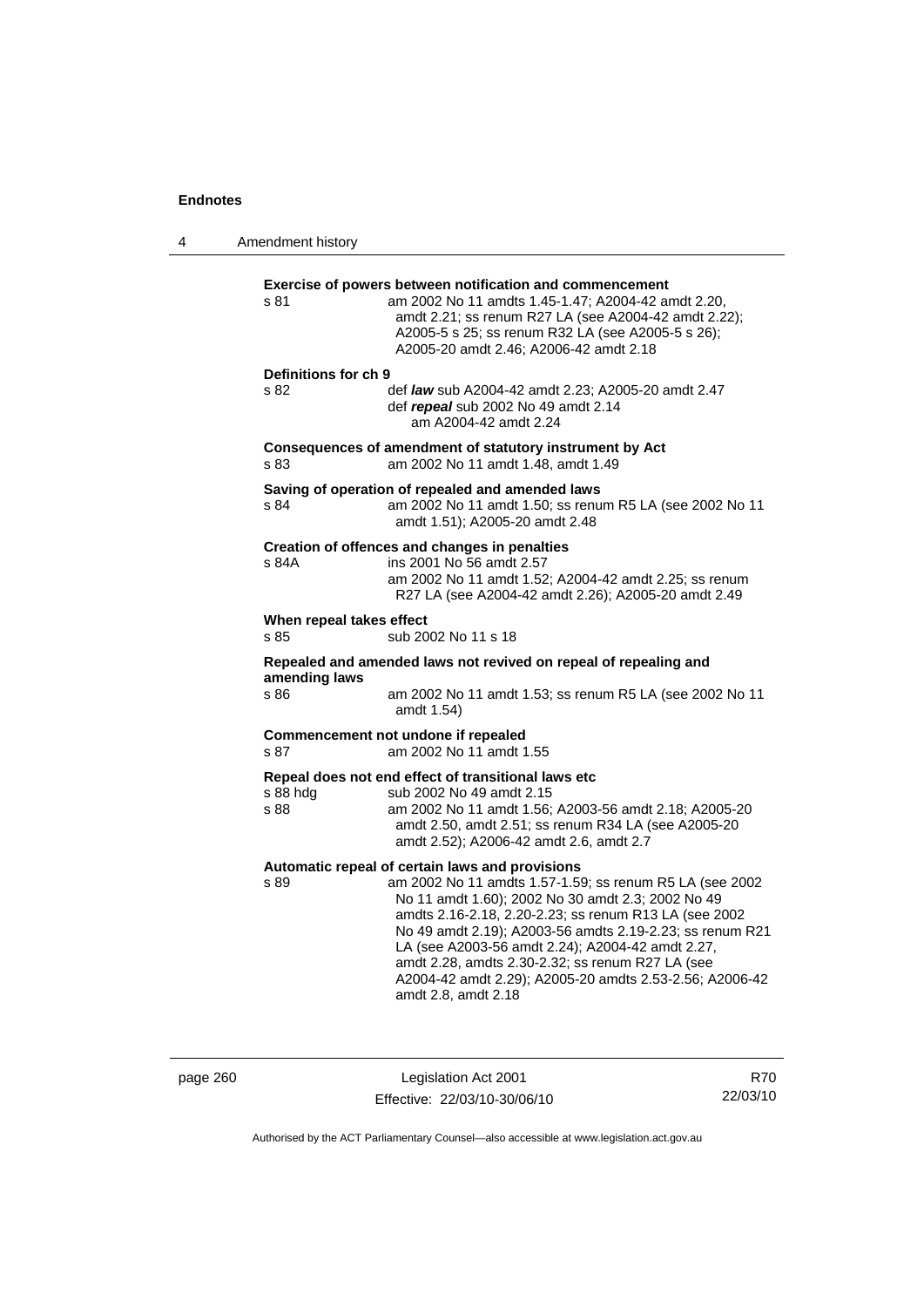**Exercise of powers between notification and commencement**

s 81 am 2002 No 11 amdts 1.45-1.47; A2004-42 amdt 2.20, amdt 2.21; ss renum R27 LA (see A2004-42 amdt 2.22); A2005-5 s 25; ss renum R32 LA (see A2005-5 s 26); A2005-20 amdt 2.46; A2006-42 amdt 2.18

**Definitions for ch 9**

s 82 def ***law*** sub A2004-42 amdt 2.23; A2005-20 amdt 2.47
def ***repeal*** sub 2002 No 49 amdt 2.14
am A2004-42 amdt 2.24

**Consequences of amendment of statutory instrument by Act**

s 83 am 2002 No 11 amdt 1.48, amdt 1.49

**Saving of operation of repealed and amended laws**

s 84 am 2002 No 11 amdt 1.50; ss renum R5 LA (see 2002 No 11 amdt 1.51); A2005-20 amdt 2.48

**Creation of offences and changes in penalties**

s 84A ins 2001 No 56 amdt 2.57
am 2002 No 11 amdt 1.52; A2004-42 amdt 2.25; ss renum R27 LA (see A2004-42 amdt 2.26); A2005-20 amdt 2.49

**When repeal takes effect**

s 85 sub 2002 No 11 s 18

**Repealed and amended laws not revived on repeal of repealing and amending laws**

s 86 am 2002 No 11 amdt 1.53; ss renum R5 LA (see 2002 No 11 amdt 1.54)

**Commencement not undone if repealed**

s 87 am 2002 No 11 amdt 1.55

**Repeal does not end effect of transitional laws etc**

s 88 hdg sub 2002 No 49 amdt 2.15
s 88 am 2002 No 11 amdt 1.56; A2003-56 amdt 2.18; A2005-20 amdt 2.50, amdt 2.51; ss renum R34 LA (see A2005-20 amdt 2.52); A2006-42 amdt 2.6, amdt 2.7

**Automatic repeal of certain laws and provisions**

s 89 am 2002 No 11 amdts 1.57-1.59; ss renum R5 LA (see 2002 No 11 amdt 1.60); 2002 No 30 amdt 2.3; 2002 No 49 amdts 2.16-2.18, 2.20-2.23; ss renum R13 LA (see 2002 No 49 amdt 2.19); A2003-56 amdts 2.19-2.23; ss renum R21 LA (see A2003-56 amdt 2.24); A2004-42 amdt 2.27, amdt 2.28, amdts 2.30-2.32; ss renum R27 LA (see A2004-42 amdt 2.29); A2005-20 amdts 2.53-2.56; A2006-42 amdt 2.8, amdt 2.18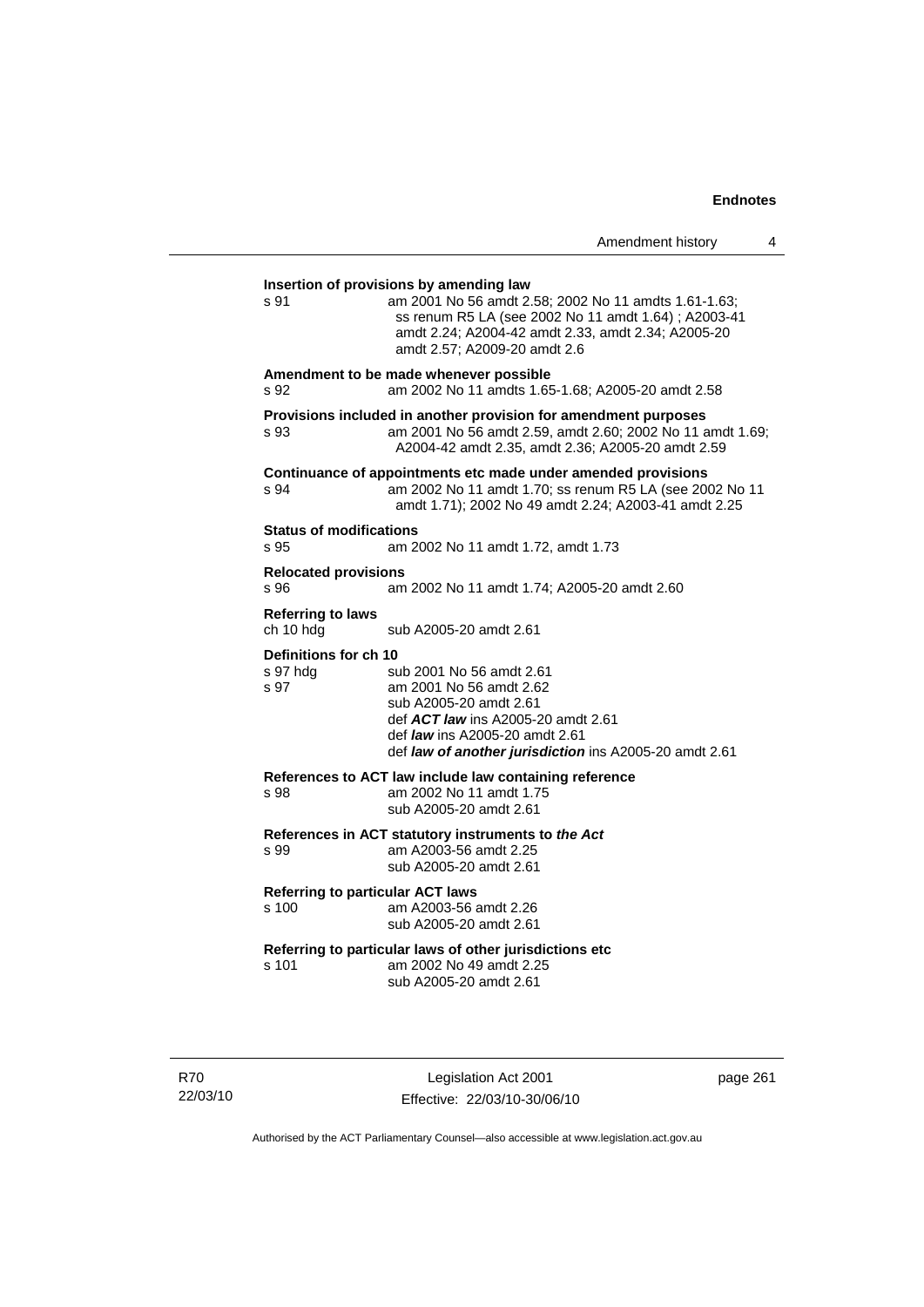**Insertion of provisions by amending law**

s 91 am 2001 No 56 amdt 2.58; 2002 No 11 amdts 1.61-1.63; ss renum R5 LA (see 2002 No 11 amdt 1.64) ; A2003-41 amdt 2.24; A2004-42 amdt 2.33, amdt 2.34; A2005-20 amdt 2.57; A2009-20 amdt 2.6

**Amendment to be made whenever possible**

s 92 am 2002 No 11 amdts 1.65-1.68; A2005-20 amdt 2.58

**Provisions included in another provision for amendment purposes**

s 93 am 2001 No 56 amdt 2.59, amdt 2.60; 2002 No 11 amdt 1.69; A2004-42 amdt 2.35, amdt 2.36; A2005-20 amdt 2.59

**Continuance of appointments etc made under amended provisions**

s 94 am 2002 No 11 amdt 1.70; ss renum R5 LA (see 2002 No 11 amdt 1.71); 2002 No 49 amdt 2.24; A2003-41 amdt 2.25

**Status of modifications**

s 95 am 2002 No 11 amdt 1.72, amdt 1.73

**Relocated provisions**

s 96 am 2002 No 11 amdt 1.74; A2005-20 amdt 2.60

**Referring to laws**

ch 10 hdg sub A2005-20 amdt 2.61

**Definitions for ch 10**

s 97 hdg sub 2001 No 56 amdt 2.61

s 97 am 2001 No 56 amdt 2.62
sub A2005-20 amdt 2.61
def ***ACT law*** ins A2005-20 amdt 2.61
def ***law*** ins A2005-20 amdt 2.61
def ***law of another jurisdiction*** ins A2005-20 amdt 2.61

**References to ACT law include law containing reference**

s 98 am 2002 No 11 amdt 1.75
sub A2005-20 amdt 2.61

**References in ACT statutory instruments to *the Act***

s 99 am A2003-56 amdt 2.25
sub A2005-20 amdt 2.61

**Referring to particular ACT laws**

s 100 am A2003-56 amdt 2.26
sub A2005-20 amdt 2.61

**Referring to particular laws of other jurisdictions etc**

s 101 am 2002 No 49 amdt 2.25
sub A2005-20 amdt 2.61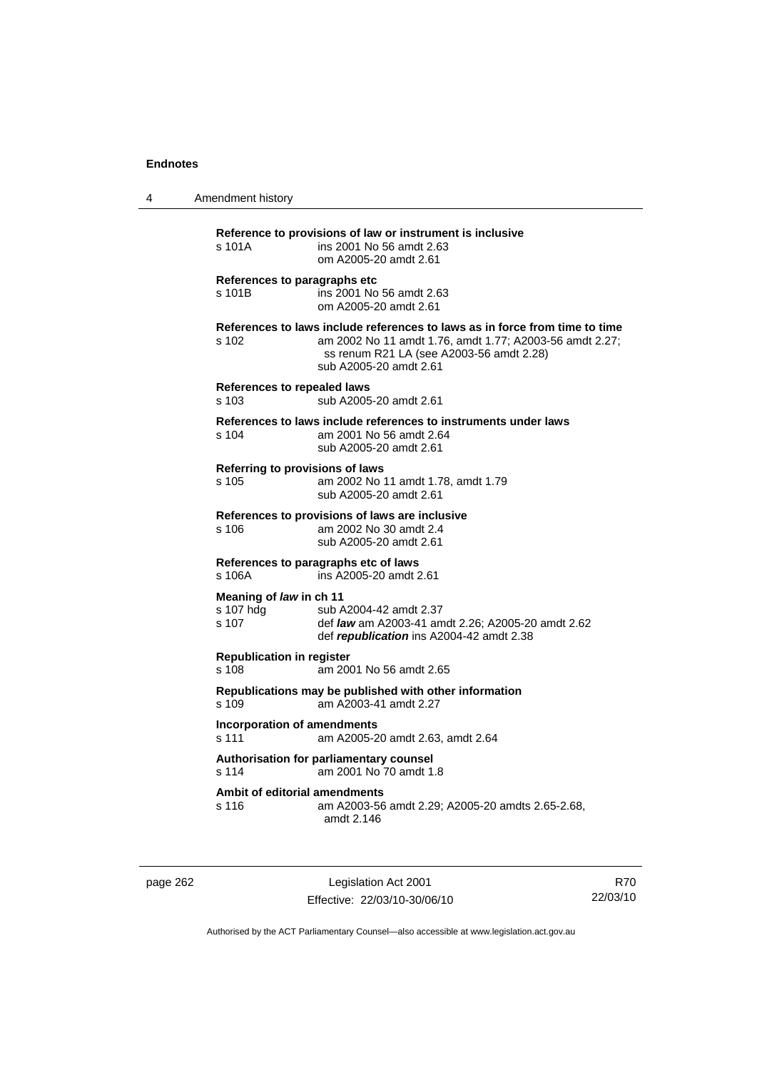**Reference to provisions of law or instrument is inclusive**
s 101A ins 2001 No 56 amdt 2.63
om A2005-20 amdt 2.61

**References to paragraphs etc**
s 101B ins 2001 No 56 amdt 2.63
om A2005-20 amdt 2.61

**References to laws include references to laws as in force from time to time**
s 102 am 2002 No 11 amdt 1.76, amdt 1.77; A2003-56 amdt 2.27; ss renum R21 LA (see A2003-56 amdt 2.28)
sub A2005-20 amdt 2.61

**References to repealed laws**
s 103 sub A2005-20 amdt 2.61

**References to laws include references to instruments under laws**
s 104 am 2001 No 56 amdt 2.64
sub A2005-20 amdt 2.61

**Referring to provisions of laws**
s 105 am 2002 No 11 amdt 1.78, amdt 1.79
sub A2005-20 amdt 2.61

**References to provisions of laws are inclusive**
s 106 am 2002 No 30 amdt 2.4
sub A2005-20 amdt 2.61

**References to paragraphs etc of laws**
s 106A ins A2005-20 amdt 2.61

**Meaning of *law* in ch 11**
s 107 hdg sub A2004-42 amdt 2.37
s 107 def ***law*** am A2003-41 amdt 2.26; A2005-20 amdt 2.62
def ***republication*** ins A2004-42 amdt 2.38

**Republication in register**
s 108 am 2001 No 56 amdt 2.65

**Republications may be published with other information**
s 109 am A2003-41 amdt 2.27

**Incorporation of amendments**
s 111 am A2005-20 amdt 2.63, amdt 2.64

**Authorisation for parliamentary counsel**
s 114 am 2001 No 70 amdt 1.8

**Ambit of editorial amendments**
s 116 am A2003-56 amdt 2.29; A2005-20 amdts 2.65-2.68, amdt 2.146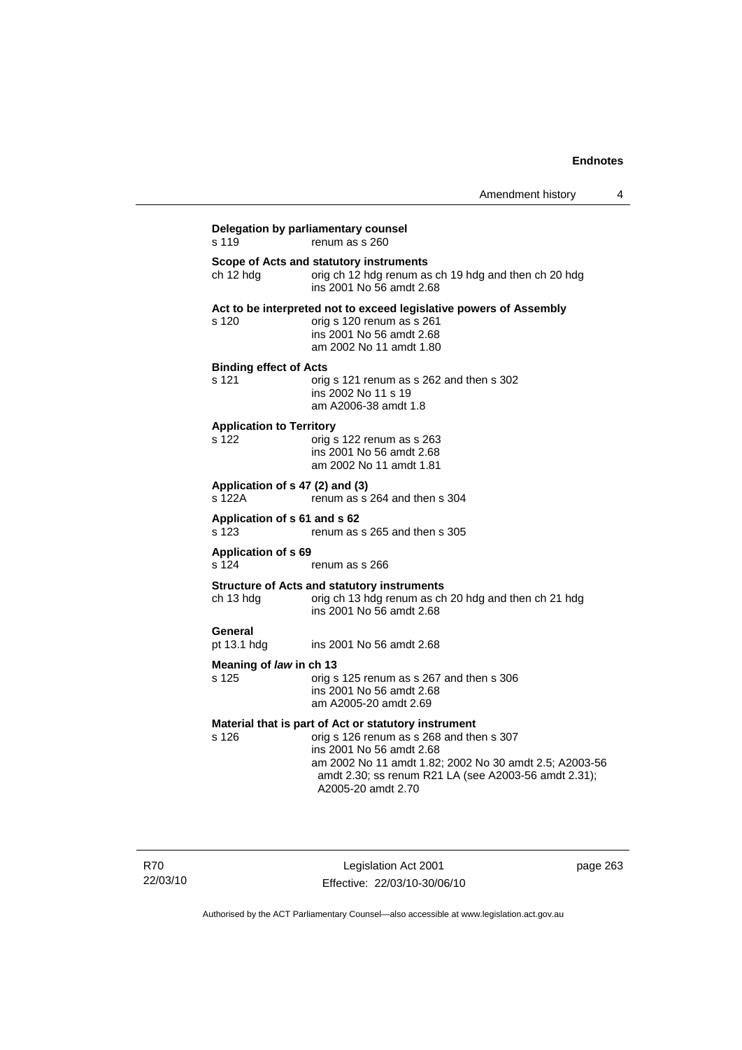**Delegation by parliamentary counsel**
s 119 renum as s 260

**Scope of Acts and statutory instruments**
ch 12 hdg orig ch 12 hdg renum as ch 19 hdg and then ch 20 hdg
ins 2001 No 56 amdt 2.68

**Act to be interpreted not to exceed legislative powers of Assembly**
s 120 orig s 120 renum as s 261
ins 2001 No 56 amdt 2.68
am 2002 No 11 amdt 1.80

**Binding effect of Acts**
s 121 orig s 121 renum as s 262 and then s 302
ins 2002 No 11 s 19
am A2006-38 amdt 1.8

**Application to Territory**
s 122 orig s 122 renum as s 263
ins 2001 No 56 amdt 2.68
am 2002 No 11 amdt 1.81

**Application of s 47 (2) and (3)**
s 122A renum as s 264 and then s 304

**Application of s 61 and s 62**
s 123 renum as s 265 and then s 305

**Application of s 69**
s 124 renum as s 266

**Structure of Acts and statutory instruments**
ch 13 hdg orig ch 13 hdg renum as ch 20 hdg and then ch 21 hdg
ins 2001 No 56 amdt 2.68

**General**
pt 13.1 hdg ins 2001 No 56 amdt 2.68

**Meaning of *law* in ch 13**
s 125 orig s 125 renum as s 267 and then s 306
ins 2001 No 56 amdt 2.68
am A2005-20 amdt 2.69

**Material that is part of Act or statutory instrument**
s 126 orig s 126 renum as s 268 and then s 307
ins 2001 No 56 amdt 2.68
am 2002 No 11 amdt 1.82; 2002 No 30 amdt 2.5; A2003-56 amdt 2.30; ss renum R21 LA (see A2003-56 amdt 2.31); A2005-20 amdt 2.70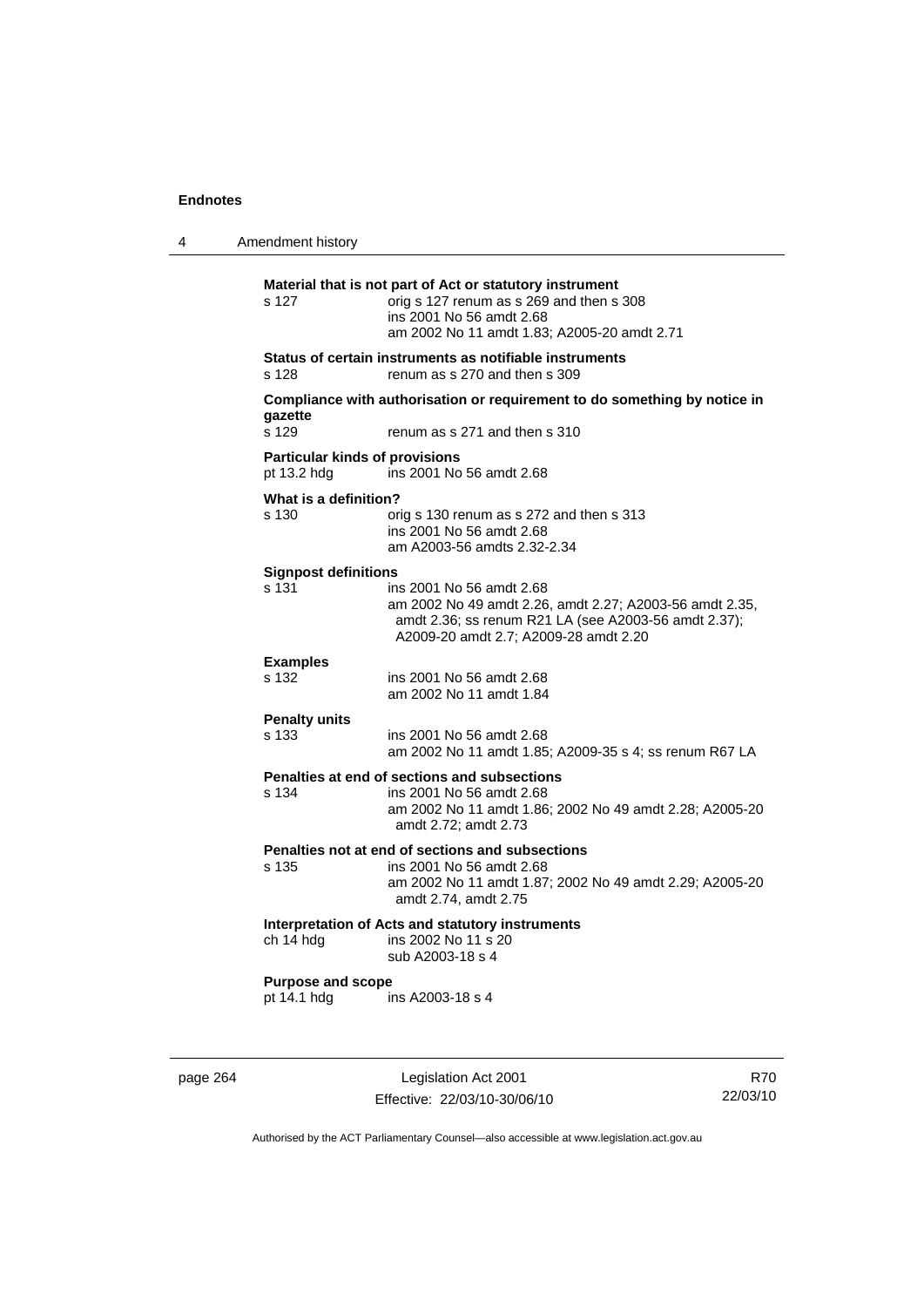**Material that is not part of Act or statutory instrument**

s 127 — orig s 127 renum as s 269 and then s 308
ins 2001 No 56 amdt 2.68
am 2002 No 11 amdt 1.83; A2005-20 amdt 2.71

**Status of certain instruments as notifiable instruments**

s 128 — renum as s 270 and then s 309

**Compliance with authorisation or requirement to do something by notice in gazette**

s 129 — renum as s 271 and then s 310

**Particular kinds of provisions**

pt 13.2 hdg — ins 2001 No 56 amdt 2.68

**What is a definition?**

s 130 — orig s 130 renum as s 272 and then s 313
ins 2001 No 56 amdt 2.68
am A2003-56 amdts 2.32-2.34

**Signpost definitions**

s 131 — ins 2001 No 56 amdt 2.68
am 2002 No 49 amdt 2.26, amdt 2.27; A2003-56 amdt 2.35, amdt 2.36; ss renum R21 LA (see A2003-56 amdt 2.37); A2009-20 amdt 2.7; A2009-28 amdt 2.20

**Examples**

s 132 — ins 2001 No 56 amdt 2.68
am 2002 No 11 amdt 1.84

**Penalty units**

s 133 — ins 2001 No 56 amdt 2.68
am 2002 No 11 amdt 1.85; A2009-35 s 4; ss renum R67 LA

**Penalties at end of sections and subsections**

s 134 — ins 2001 No 56 amdt 2.68
am 2002 No 11 amdt 1.86; 2002 No 49 amdt 2.28; A2005-20 amdt 2.72; amdt 2.73

**Penalties not at end of sections and subsections**

s 135 — ins 2001 No 56 amdt 2.68
am 2002 No 11 amdt 1.87; 2002 No 49 amdt 2.29; A2005-20 amdt 2.74, amdt 2.75

**Interpretation of Acts and statutory instruments**

ch 14 hdg — ins 2002 No 11 s 20
sub A2003-18 s 4

**Purpose and scope**

pt 14.1 hdg — ins A2003-18 s 4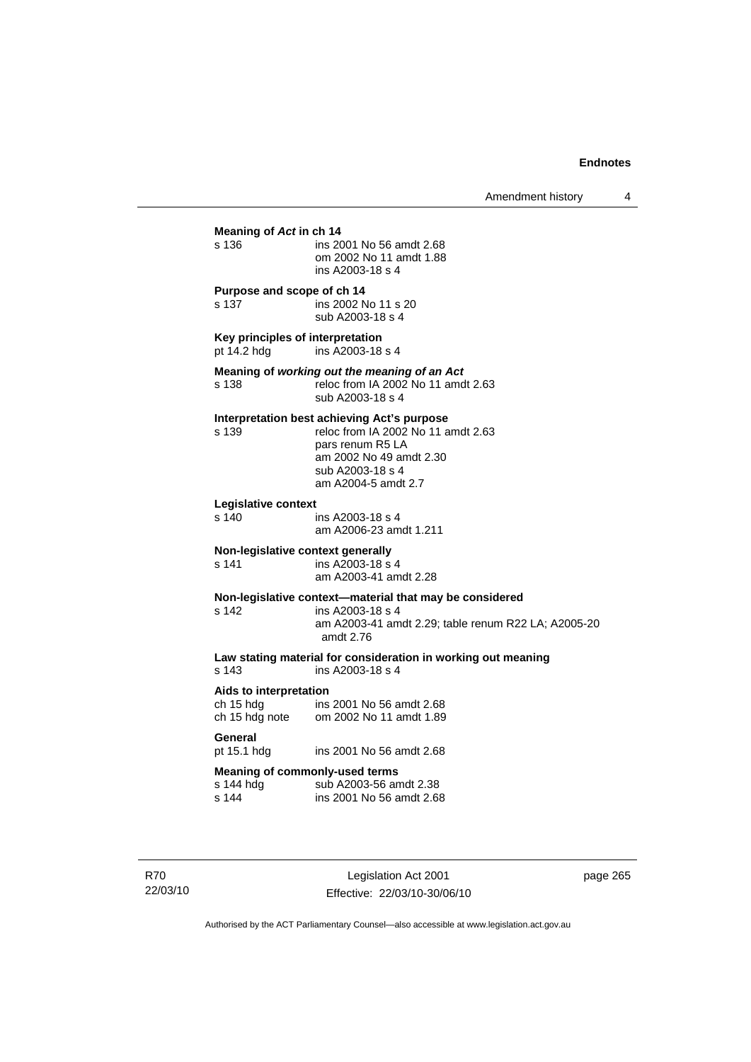**Meaning of *Act* in ch 14**

s 136 ins 2001 No 56 amdt 2.68
om 2002 No 11 amdt 1.88
ins A2003-18 s 4

**Purpose and scope of ch 14**

s 137 ins 2002 No 11 s 20
sub A2003-18 s 4

**Key principles of interpretation**

pt 14.2 hdg ins A2003-18 s 4

**Meaning of *working out the meaning of an Act***

s 138 reloc from IA 2002 No 11 amdt 2.63
sub A2003-18 s 4

**Interpretation best achieving Act's purpose**

s 139 reloc from IA 2002 No 11 amdt 2.63
pars renum R5 LA
am 2002 No 49 amdt 2.30
sub A2003-18 s 4
am A2004-5 amdt 2.7

**Legislative context**

s 140 ins A2003-18 s 4
am A2006-23 amdt 1.211

**Non-legislative context generally**

s 141 ins A2003-18 s 4
am A2003-41 amdt 2.28

**Non-legislative context—material that may be considered**

s 142 ins A2003-18 s 4
am A2003-41 amdt 2.29; table renum R22 LA; A2005-20 amdt 2.76

**Law stating material for consideration in working out meaning**

s 143 ins A2003-18 s 4

**Aids to interpretation**

ch 15 hdg ins 2001 No 56 amdt 2.68
ch 15 hdg note om 2002 No 11 amdt 1.89

**General**

pt 15.1 hdg ins 2001 No 56 amdt 2.68

**Meaning of commonly-used terms**

s 144 hdg sub A2003-56 amdt 2.38
s 144 ins 2001 No 56 amdt 2.68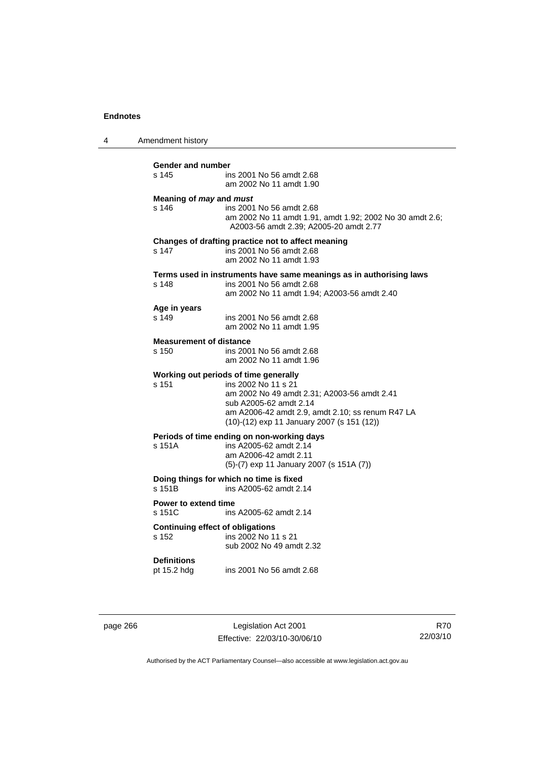**Gender and number**

s 145 ins 2001 No 56 amdt 2.68
am 2002 No 11 amdt 1.90

**Meaning of *may* and *must***

s 146 ins 2001 No 56 amdt 2.68
am 2002 No 11 amdt 1.91, amdt 1.92; 2002 No 30 amdt 2.6; A2003-56 amdt 2.39; A2005-20 amdt 2.77

**Changes of drafting practice not to affect meaning**

s 147 ins 2001 No 56 amdt 2.68
am 2002 No 11 amdt 1.93

**Terms used in instruments have same meanings as in authorising laws**

s 148 ins 2001 No 56 amdt 2.68
am 2002 No 11 amdt 1.94; A2003-56 amdt 2.40

**Age in years**

s 149 ins 2001 No 56 amdt 2.68
am 2002 No 11 amdt 1.95

**Measurement of distance**

s 150 ins 2001 No 56 amdt 2.68
am 2002 No 11 amdt 1.96

**Working out periods of time generally**

s 151 ins 2002 No 11 s 21
am 2002 No 49 amdt 2.31; A2003-56 amdt 2.41
sub A2005-62 amdt 2.14
am A2006-42 amdt 2.9, amdt 2.10; ss renum R47 LA
(10)-(12) exp 11 January 2007 (s 151 (12))

**Periods of time ending on non-working days**

s 151A ins A2005-62 amdt 2.14
am A2006-42 amdt 2.11
(5)-(7) exp 11 January 2007 (s 151A (7))

**Doing things for which no time is fixed**

s 151B ins A2005-62 amdt 2.14

**Power to extend time**

s 151C ins A2005-62 amdt 2.14

**Continuing effect of obligations**

s 152 ins 2002 No 11 s 21
sub 2002 No 49 amdt 2.32

**Definitions**

pt 15.2 hdg ins 2001 No 56 amdt 2.68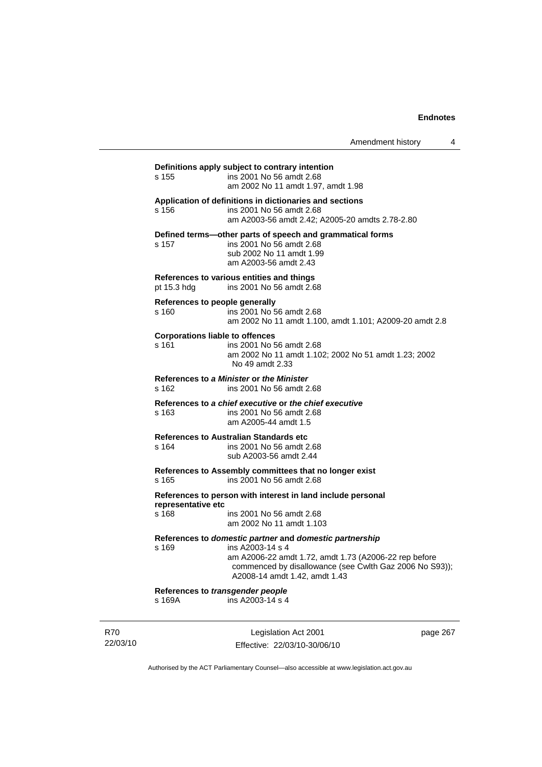**Definitions apply subject to contrary intention**

s 155 ins 2001 No 56 amdt 2.68
am 2002 No 11 amdt 1.97, amdt 1.98

**Application of definitions in dictionaries and sections**

s 156 ins 2001 No 56 amdt 2.68
am A2003-56 amdt 2.42; A2005-20 amdts 2.78-2.80

**Defined terms—other parts of speech and grammatical forms**

s 157 ins 2001 No 56 amdt 2.68
sub 2002 No 11 amdt 1.99
am A2003-56 amdt 2.43

**References to various entities and things**

pt 15.3 hdg ins 2001 No 56 amdt 2.68

**References to people generally**

s 160 ins 2001 No 56 amdt 2.68
am 2002 No 11 amdt 1.100, amdt 1.101; A2009-20 amdt 2.8

**Corporations liable to offences**

s 161 ins 2001 No 56 amdt 2.68
am 2002 No 11 amdt 1.102; 2002 No 51 amdt 1.23; 2002 No 49 amdt 2.33

**References to *a Minister* or *the Minister***

s 162 ins 2001 No 56 amdt 2.68

**References to *a chief executive* or *the chief executive***

s 163 ins 2001 No 56 amdt 2.68
am A2005-44 amdt 1.5

**References to Australian Standards etc**

s 164 ins 2001 No 56 amdt 2.68
sub A2003-56 amdt 2.44

**References to Assembly committees that no longer exist**

s 165 ins 2001 No 56 amdt 2.68

**References to person with interest in land include personal representative etc**

s 168 ins 2001 No 56 amdt 2.68
am 2002 No 11 amdt 1.103

**References to *domestic partner* and *domestic partnership***

s 169 ins A2003-14 s 4
am A2006-22 amdt 1.72, amdt 1.73 (A2006-22 rep before commenced by disallowance (see Cwlth Gaz 2006 No S93)); A2008-14 amdt 1.42, amdt 1.43

**References to *transgender people***

s 169A ins A2003-14 s 4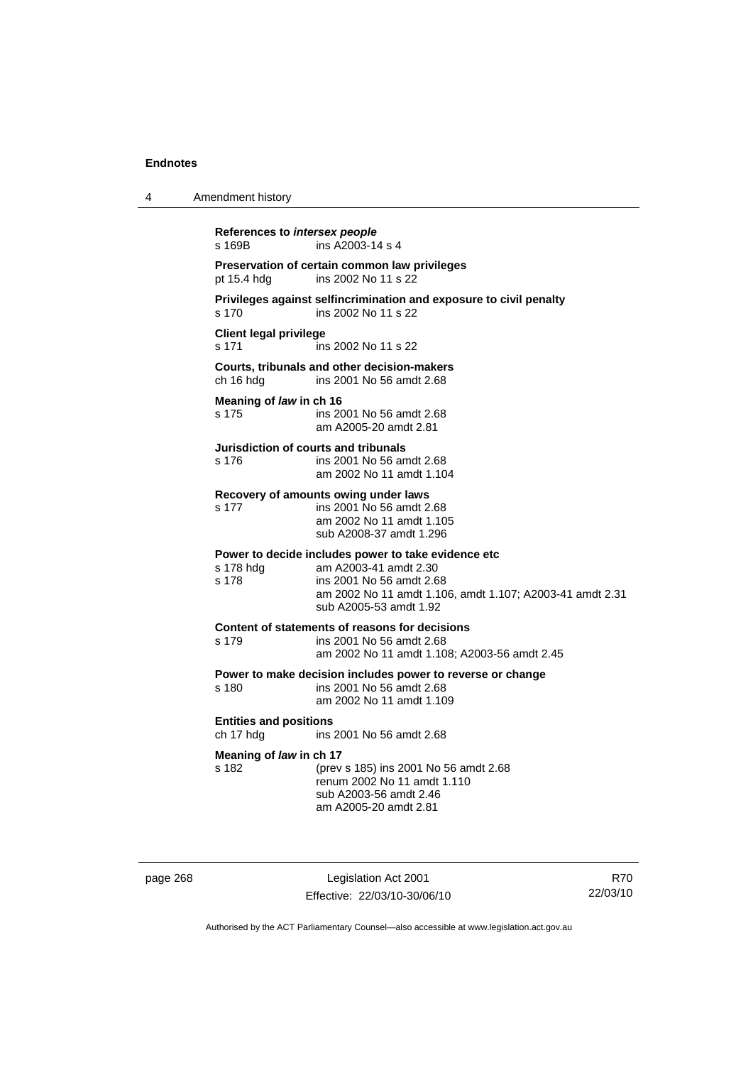**References to *intersex people***
s 169B ins A2003-14 s 4

**Preservation of certain common law privileges**
pt 15.4 hdg ins 2002 No 11 s 22

**Privileges against selfincrimination and exposure to civil penalty**
s 170 ins 2002 No 11 s 22

**Client legal privilege**
s 171 ins 2002 No 11 s 22

**Courts, tribunals and other decision-makers**
ch 16 hdg ins 2001 No 56 amdt 2.68

**Meaning of *law* in ch 16**
s 175 ins 2001 No 56 amdt 2.68
am A2005-20 amdt 2.81

**Jurisdiction of courts and tribunals**
s 176 ins 2001 No 56 amdt 2.68
am 2002 No 11 amdt 1.104

**Recovery of amounts owing under laws**
s 177 ins 2001 No 56 amdt 2.68
am 2002 No 11 amdt 1.105
sub A2008-37 amdt 1.296

**Power to decide includes power to take evidence etc**
s 178 hdg am A2003-41 amdt 2.30
s 178 ins 2001 No 56 amdt 2.68
am 2002 No 11 amdt 1.106, amdt 1.107; A2003-41 amdt 2.31
sub A2005-53 amdt 1.92

**Content of statements of reasons for decisions**
s 179 ins 2001 No 56 amdt 2.68
am 2002 No 11 amdt 1.108; A2003-56 amdt 2.45

**Power to make decision includes power to reverse or change**
s 180 ins 2001 No 56 amdt 2.68
am 2002 No 11 amdt 1.109

**Entities and positions**
ch 17 hdg ins 2001 No 56 amdt 2.68

**Meaning of *law* in ch 17**
s 182 (prev s 185) ins 2001 No 56 amdt 2.68
renum 2002 No 11 amdt 1.110
sub A2003-56 amdt 2.46
am A2005-20 amdt 2.81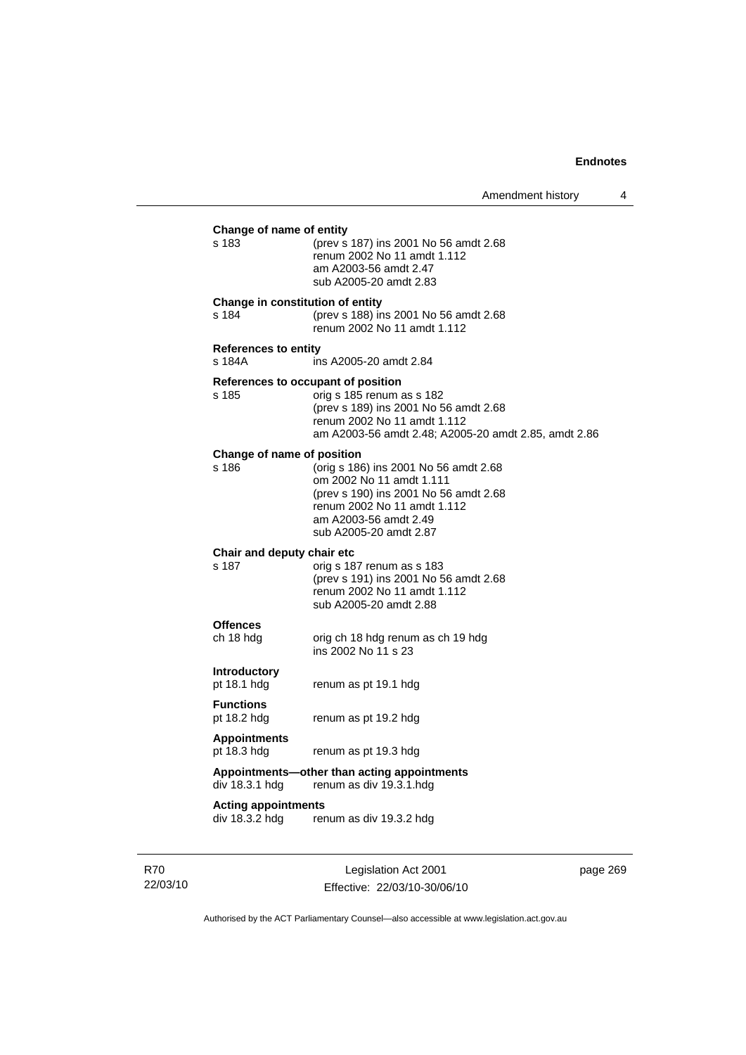**Change of name of entity**

s 183 (prev s 187) ins 2001 No 56 amdt 2.68
renum 2002 No 11 amdt 1.112
am A2003-56 amdt 2.47
sub A2005-20 amdt 2.83

**Change in constitution of entity**

s 184 (prev s 188) ins 2001 No 56 amdt 2.68
renum 2002 No 11 amdt 1.112

**References to entity**

s 184A ins A2005-20 amdt 2.84

**References to occupant of position**

s 185 orig s 185 renum as s 182
(prev s 189) ins 2001 No 56 amdt 2.68
renum 2002 No 11 amdt 1.112
am A2003-56 amdt 2.48; A2005-20 amdt 2.85, amdt 2.86

**Change of name of position**

s 186 (orig s 186) ins 2001 No 56 amdt 2.68
om 2002 No 11 amdt 1.111
(prev s 190) ins 2001 No 56 amdt 2.68
renum 2002 No 11 amdt 1.112
am A2003-56 amdt 2.49
sub A2005-20 amdt 2.87

**Chair and deputy chair etc**

s 187 orig s 187 renum as s 183
(prev s 191) ins 2001 No 56 amdt 2.68
renum 2002 No 11 amdt 1.112
sub A2005-20 amdt 2.88

**Offences**

ch 18 hdg orig ch 18 hdg renum as ch 19 hdg
ins 2002 No 11 s 23

**Introductory**

pt 18.1 hdg renum as pt 19.1 hdg

**Functions**

pt 18.2 hdg renum as pt 19.2 hdg

**Appointments**

pt 18.3 hdg renum as pt 19.3 hdg

**Appointments—other than acting appointments**

div 18.3.1 hdg renum as div 19.3.1.hdg

**Acting appointments**

div 18.3.2 hdg renum as div 19.3.2 hdg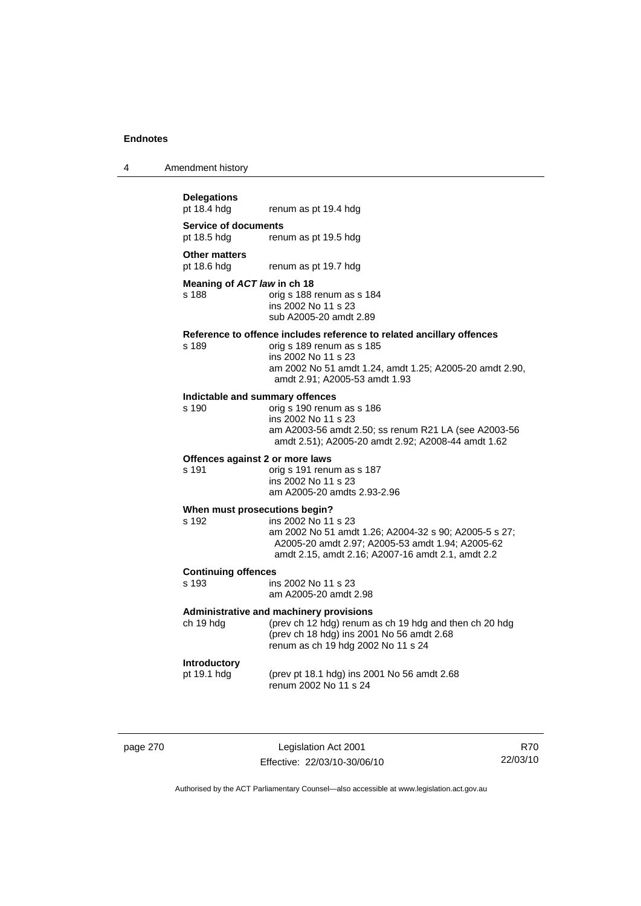**Delegations**
pt 18.4 hdg renum as pt 19.4 hdg

**Service of documents**
pt 18.5 hdg renum as pt 19.5 hdg

**Other matters**
pt 18.6 hdg renum as pt 19.7 hdg

**Meaning of *ACT law* in ch 18**
s 188 orig s 188 renum as s 184
ins 2002 No 11 s 23
sub A2005-20 amdt 2.89

**Reference to offence includes reference to related ancillary offences**
s 189 orig s 189 renum as s 185
ins 2002 No 11 s 23
am 2002 No 51 amdt 1.24, amdt 1.25; A2005-20 amdt 2.90, amdt 2.91; A2005-53 amdt 1.93

**Indictable and summary offences**
s 190 orig s 190 renum as s 186
ins 2002 No 11 s 23
am A2003-56 amdt 2.50; ss renum R21 LA (see A2003-56 amdt 2.51); A2005-20 amdt 2.92; A2008-44 amdt 1.62

**Offences against 2 or more laws**
s 191 orig s 191 renum as s 187
ins 2002 No 11 s 23
am A2005-20 amdts 2.93-2.96

**When must prosecutions begin?**
s 192 ins 2002 No 11 s 23
am 2002 No 51 amdt 1.26; A2004-32 s 90; A2005-5 s 27; A2005-20 amdt 2.97; A2005-53 amdt 1.94; A2005-62 amdt 2.15, amdt 2.16; A2007-16 amdt 2.1, amdt 2.2

**Continuing offences**
s 193 ins 2002 No 11 s 23
am A2005-20 amdt 2.98

**Administrative and machinery provisions**
ch 19 hdg (prev ch 12 hdg) renum as ch 19 hdg and then ch 20 hdg
(prev ch 18 hdg) ins 2001 No 56 amdt 2.68
renum as ch 19 hdg 2002 No 11 s 24

**Introductory**
pt 19.1 hdg (prev pt 18.1 hdg) ins 2001 No 56 amdt 2.68
renum 2002 No 11 s 24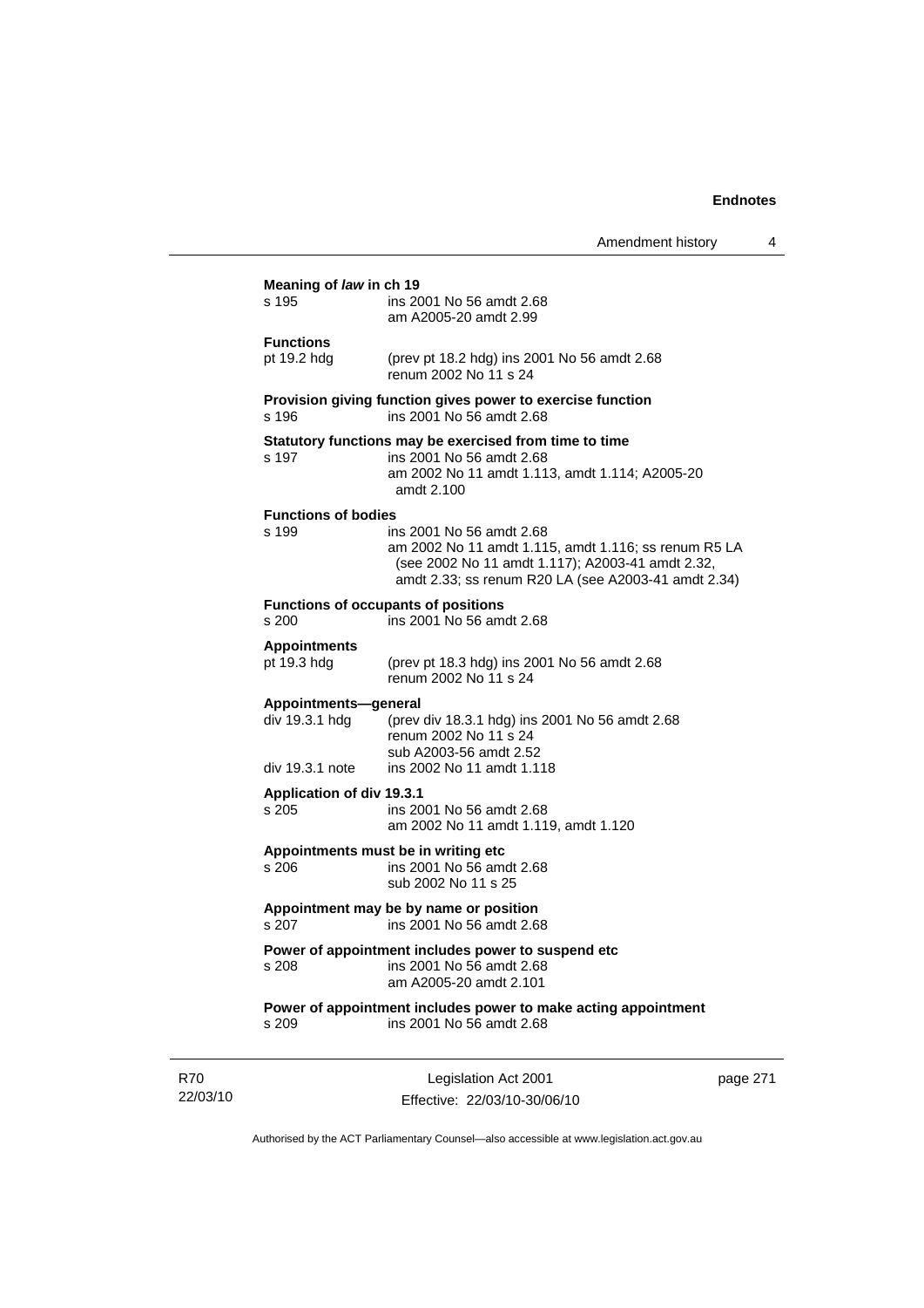**Meaning of *law* in ch 19**

s 195 — ins 2001 No 56 amdt 2.68
am A2005-20 amdt 2.99

**Functions**

pt 19.2 hdg — (prev pt 18.2 hdg) ins 2001 No 56 amdt 2.68
renum 2002 No 11 s 24

**Provision giving function gives power to exercise function**

s 196 — ins 2001 No 56 amdt 2.68

**Statutory functions may be exercised from time to time**

s 197 — ins 2001 No 56 amdt 2.68
am 2002 No 11 amdt 1.113, amdt 1.114; A2005-20 amdt 2.100

**Functions of bodies**

s 199 — ins 2001 No 56 amdt 2.68
am 2002 No 11 amdt 1.115, amdt 1.116; ss renum R5 LA (see 2002 No 11 amdt 1.117); A2003-41 amdt 2.32, amdt 2.33; ss renum R20 LA (see A2003-41 amdt 2.34)

**Functions of occupants of positions**

s 200 — ins 2001 No 56 amdt 2.68

**Appointments**

pt 19.3 hdg — (prev pt 18.3 hdg) ins 2001 No 56 amdt 2.68
renum 2002 No 11 s 24

**Appointments—general**

div 19.3.1 hdg — (prev div 18.3.1 hdg) ins 2001 No 56 amdt 2.68
renum 2002 No 11 s 24
sub A2003-56 amdt 2.52

div 19.3.1 note — ins 2002 No 11 amdt 1.118

**Application of div 19.3.1**

s 205 — ins 2001 No 56 amdt 2.68
am 2002 No 11 amdt 1.119, amdt 1.120

**Appointments must be in writing etc**

s 206 — ins 2001 No 56 amdt 2.68
sub 2002 No 11 s 25

**Appointment may be by name or position**

s 207 — ins 2001 No 56 amdt 2.68

**Power of appointment includes power to suspend etc**

s 208 — ins 2001 No 56 amdt 2.68
am A2005-20 amdt 2.101

**Power of appointment includes power to make acting appointment**

s 209 — ins 2001 No 56 amdt 2.68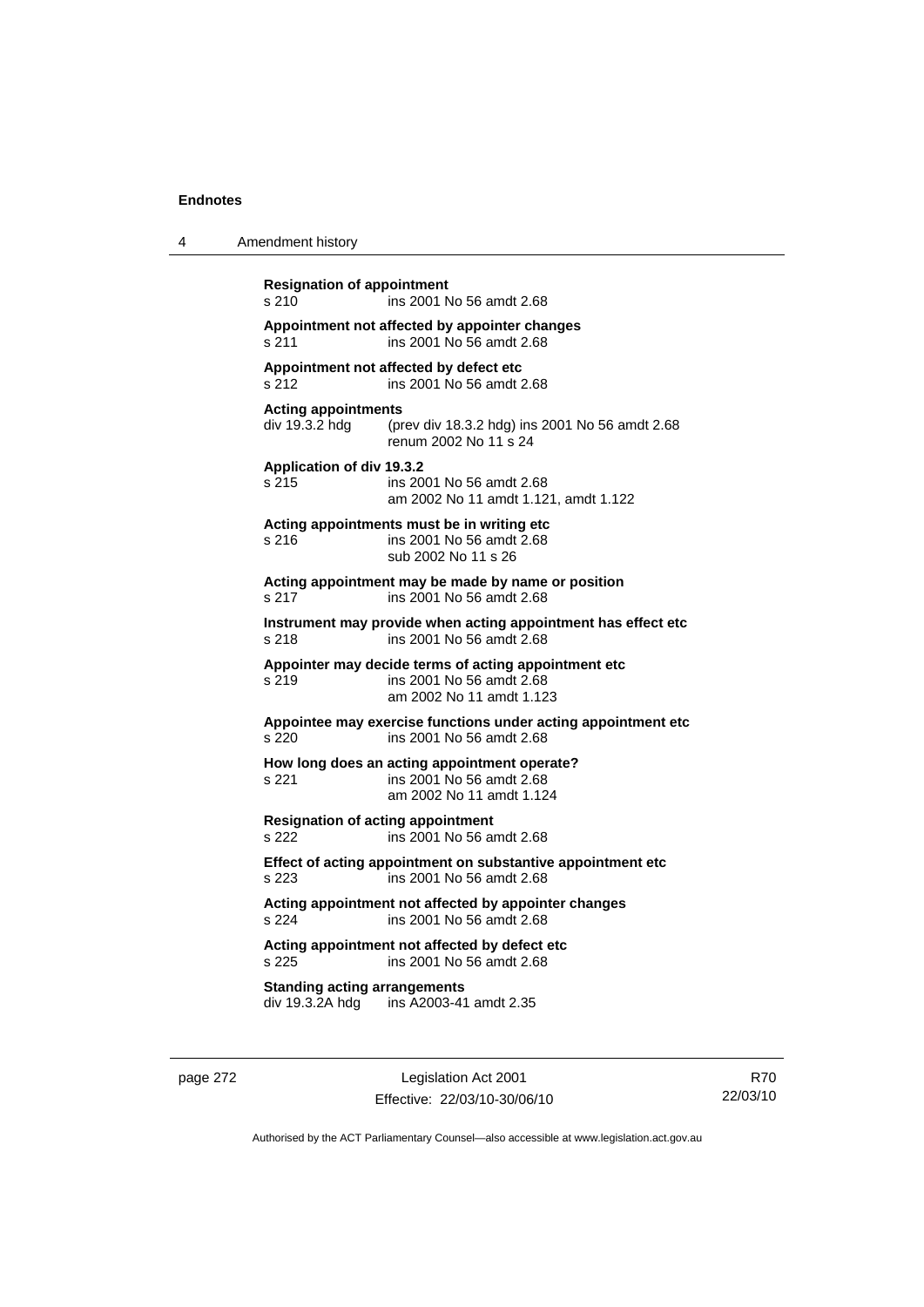**Resignation of appointment**
s 210 ins 2001 No 56 amdt 2.68

**Appointment not affected by appointer changes**
s 211 ins 2001 No 56 amdt 2.68

**Appointment not affected by defect etc**
s 212 ins 2001 No 56 amdt 2.68

**Acting appointments**
div 19.3.2 hdg (prev div 18.3.2 hdg) ins 2001 No 56 amdt 2.68
renum 2002 No 11 s 24

**Application of div 19.3.2**
s 215 ins 2001 No 56 amdt 2.68
am 2002 No 11 amdt 1.121, amdt 1.122

**Acting appointments must be in writing etc**
s 216 ins 2001 No 56 amdt 2.68
sub 2002 No 11 s 26

**Acting appointment may be made by name or position**
s 217 ins 2001 No 56 amdt 2.68

**Instrument may provide when acting appointment has effect etc**
s 218 ins 2001 No 56 amdt 2.68

**Appointer may decide terms of acting appointment etc**
s 219 ins 2001 No 56 amdt 2.68
am 2002 No 11 amdt 1.123

**Appointee may exercise functions under acting appointment etc**
s 220 ins 2001 No 56 amdt 2.68

**How long does an acting appointment operate?**
s 221 ins 2001 No 56 amdt 2.68
am 2002 No 11 amdt 1.124

**Resignation of acting appointment**
s 222 ins 2001 No 56 amdt 2.68

**Effect of acting appointment on substantive appointment etc**
s 223 ins 2001 No 56 amdt 2.68

**Acting appointment not affected by appointer changes**
s 224 ins 2001 No 56 amdt 2.68

**Acting appointment not affected by defect etc**
s 225 ins 2001 No 56 amdt 2.68

**Standing acting arrangements**
div 19.3.2A hdg ins A2003-41 amdt 2.35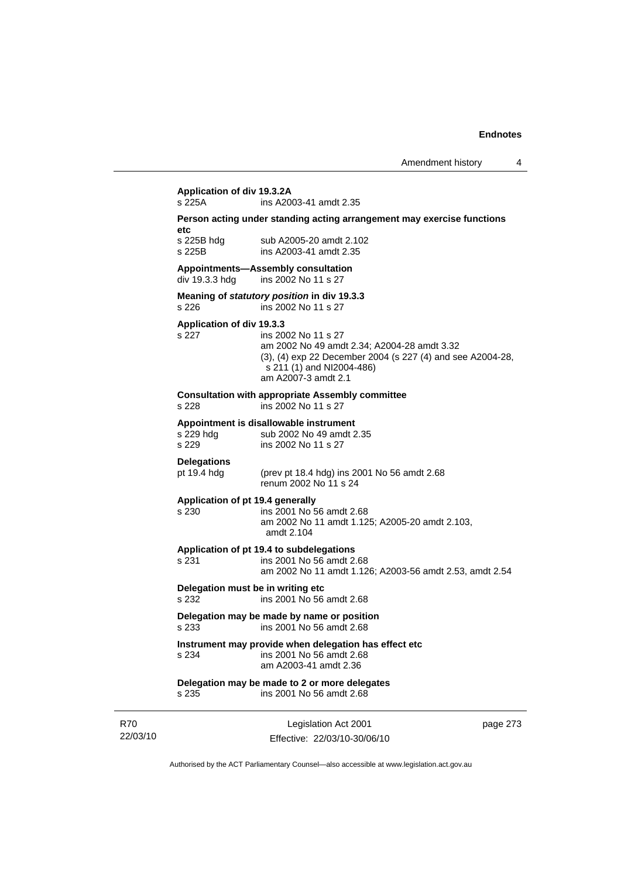**Application of div 19.3.2A**

s 225A ins A2003-41 amdt 2.35

**Person acting under standing acting arrangement may exercise functions etc**

s 225B hdg sub A2005-20 amdt 2.102
s 225B ins A2003-41 amdt 2.35

**Appointments—Assembly consultation**

div 19.3.3 hdg ins 2002 No 11 s 27

**Meaning of *statutory position* in div 19.3.3**

s 226 ins 2002 No 11 s 27

**Application of div 19.3.3**

s 227 ins 2002 No 11 s 27
am 2002 No 49 amdt 2.34; A2004-28 amdt 3.32
(3), (4) exp 22 December 2004 (s 227 (4) and see A2004-28, s 211 (1) and NI2004-486)
am A2007-3 amdt 2.1

**Consultation with appropriate Assembly committee**

s 228 ins 2002 No 11 s 27

**Appointment is disallowable instrument**

s 229 hdg sub 2002 No 49 amdt 2.35
s 229 ins 2002 No 11 s 27

**Delegations**

pt 19.4 hdg (prev pt 18.4 hdg) ins 2001 No 56 amdt 2.68
renum 2002 No 11 s 24

**Application of pt 19.4 generally**

s 230 ins 2001 No 56 amdt 2.68
am 2002 No 11 amdt 1.125; A2005-20 amdt 2.103, amdt 2.104

**Application of pt 19.4 to subdelegations**

s 231 ins 2001 No 56 amdt 2.68
am 2002 No 11 amdt 1.126; A2003-56 amdt 2.53, amdt 2.54

**Delegation must be in writing etc**

s 232 ins 2001 No 56 amdt 2.68

**Delegation may be made by name or position**

s 233 ins 2001 No 56 amdt 2.68

**Instrument may provide when delegation has effect etc**

s 234 ins 2001 No 56 amdt 2.68
am A2003-41 amdt 2.36

**Delegation may be made to 2 or more delegates**

s 235 ins 2001 No 56 amdt 2.68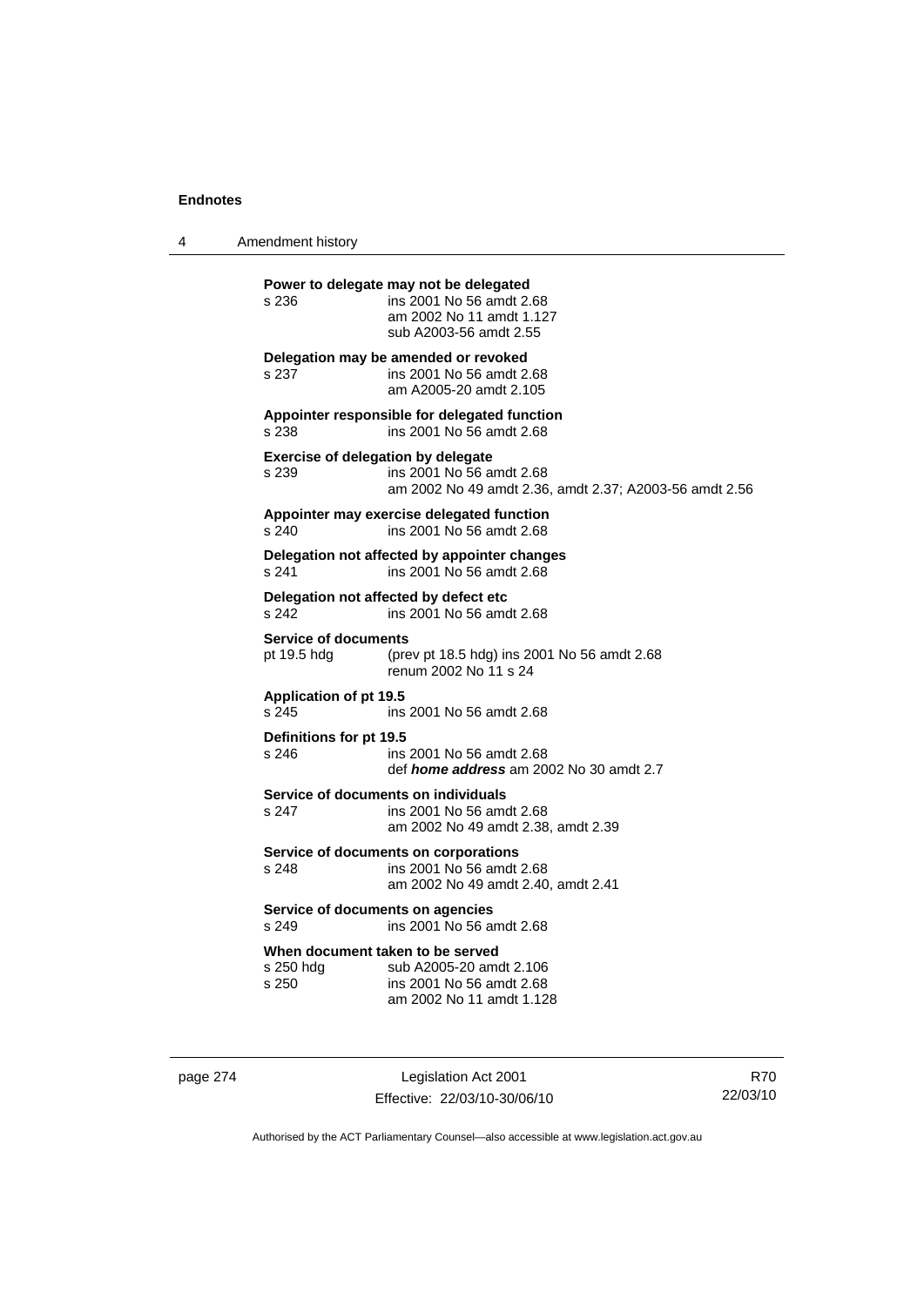**Power to delegate may not be delegated**

s 236 ins 2001 No 56 amdt 2.68
am 2002 No 11 amdt 1.127
sub A2003-56 amdt 2.55

**Delegation may be amended or revoked**

s 237 ins 2001 No 56 amdt 2.68
am A2005-20 amdt 2.105

**Appointer responsible for delegated function**

s 238 ins 2001 No 56 amdt 2.68

**Exercise of delegation by delegate**

s 239 ins 2001 No 56 amdt 2.68
am 2002 No 49 amdt 2.36, amdt 2.37; A2003-56 amdt 2.56

**Appointer may exercise delegated function**

s 240 ins 2001 No 56 amdt 2.68

**Delegation not affected by appointer changes**

s 241 ins 2001 No 56 amdt 2.68

**Delegation not affected by defect etc**

s 242 ins 2001 No 56 amdt 2.68

**Service of documents**

pt 19.5 hdg (prev pt 18.5 hdg) ins 2001 No 56 amdt 2.68
renum 2002 No 11 s 24

**Application of pt 19.5**

s 245 ins 2001 No 56 amdt 2.68

**Definitions for pt 19.5**

s 246 ins 2001 No 56 amdt 2.68
def ***home address*** am 2002 No 30 amdt 2.7

**Service of documents on individuals**

s 247 ins 2001 No 56 amdt 2.68
am 2002 No 49 amdt 2.38, amdt 2.39

**Service of documents on corporations**

s 248 ins 2001 No 56 amdt 2.68
am 2002 No 49 amdt 2.40, amdt 2.41

**Service of documents on agencies**

s 249 ins 2001 No 56 amdt 2.68

**When document taken to be served**

s 250 hdg sub A2005-20 amdt 2.106
s 250 ins 2001 No 56 amdt 2.68
am 2002 No 11 amdt 1.128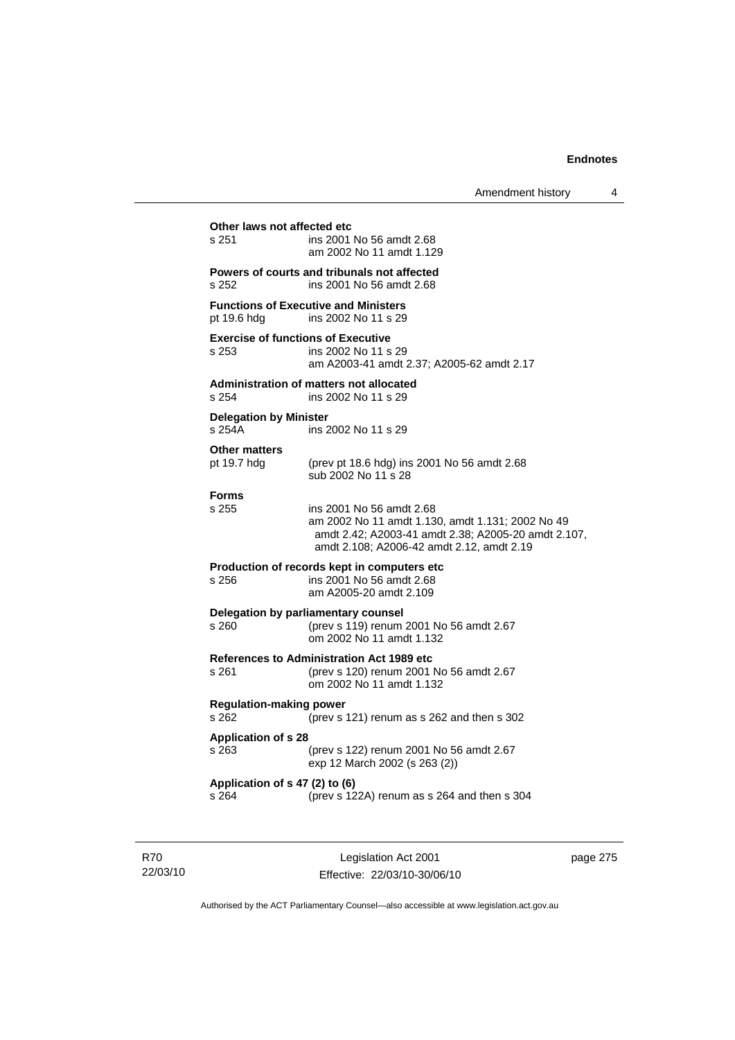**Other laws not affected etc**

s 251 ins 2001 No 56 amdt 2.68
am 2002 No 11 amdt 1.129

**Powers of courts and tribunals not affected**

s 252 ins 2001 No 56 amdt 2.68

**Functions of Executive and Ministers**

pt 19.6 hdg ins 2002 No 11 s 29

**Exercise of functions of Executive**

s 253 ins 2002 No 11 s 29
am A2003-41 amdt 2.37; A2005-62 amdt 2.17

**Administration of matters not allocated**

s 254 ins 2002 No 11 s 29

**Delegation by Minister**

s 254A ins 2002 No 11 s 29

**Other matters**

pt 19.7 hdg (prev pt 18.6 hdg) ins 2001 No 56 amdt 2.68
sub 2002 No 11 s 28

**Forms**

s 255 ins 2001 No 56 amdt 2.68
am 2002 No 11 amdt 1.130, amdt 1.131; 2002 No 49 amdt 2.42; A2003-41 amdt 2.38; A2005-20 amdt 2.107, amdt 2.108; A2006-42 amdt 2.12, amdt 2.19

**Production of records kept in computers etc**

s 256 ins 2001 No 56 amdt 2.68
am A2005-20 amdt 2.109

**Delegation by parliamentary counsel**

s 260 (prev s 119) renum 2001 No 56 amdt 2.67
om 2002 No 11 amdt 1.132

**References to Administration Act 1989 etc**

s 261 (prev s 120) renum 2001 No 56 amdt 2.67
om 2002 No 11 amdt 1.132

**Regulation-making power**

s 262 (prev s 121) renum as s 262 and then s 302

**Application of s 28**

s 263 (prev s 122) renum 2001 No 56 amdt 2.67
exp 12 March 2002 (s 263 (2))

**Application of s 47 (2) to (6)**

s 264 (prev s 122A) renum as s 264 and then s 304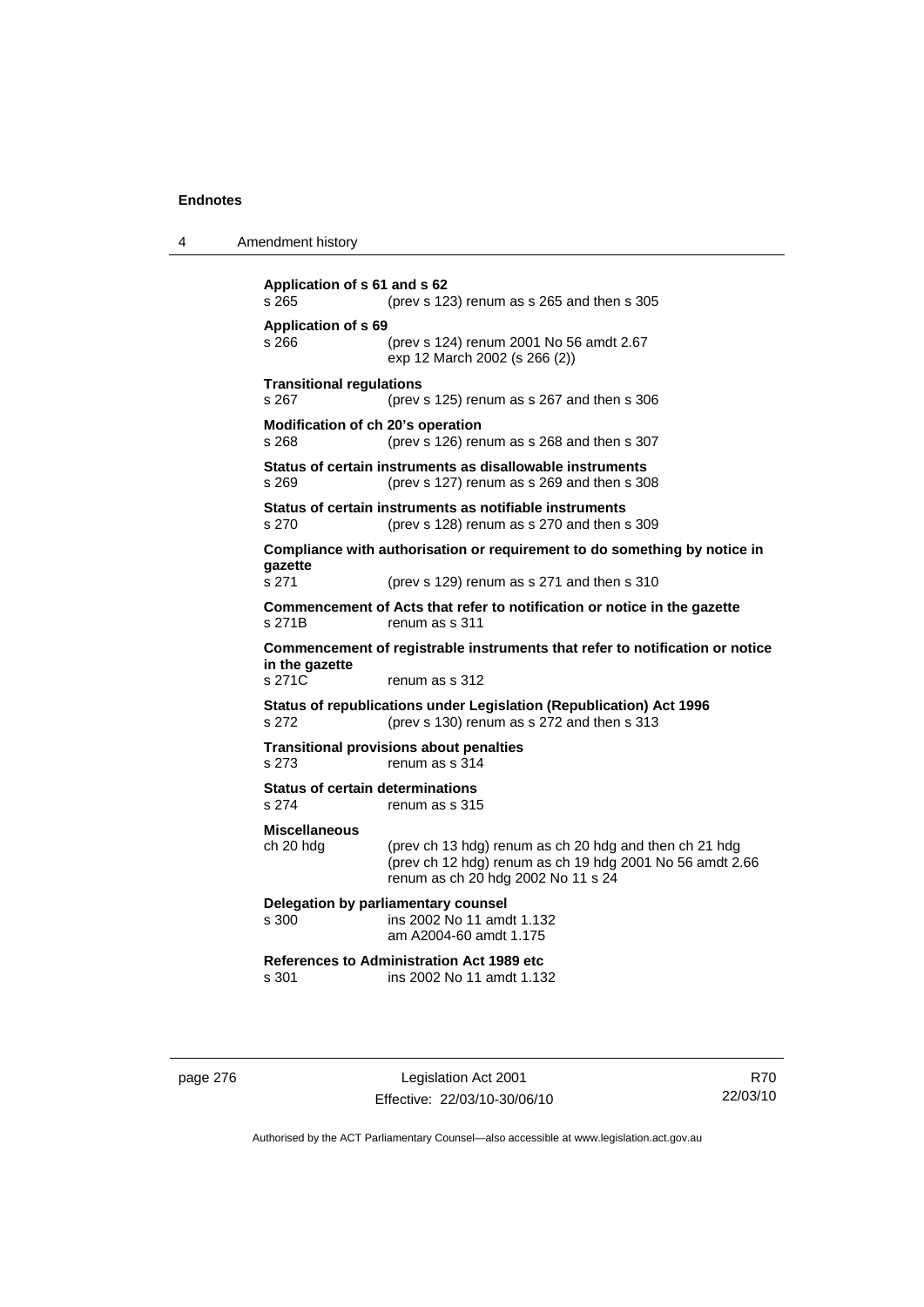**Application of s 61 and s 62**
s 265 (prev s 123) renum as s 265 and then s 305

**Application of s 69**
s 266 (prev s 124) renum 2001 No 56 amdt 2.67
exp 12 March 2002 (s 266 (2))

**Transitional regulations**
s 267 (prev s 125) renum as s 267 and then s 306

**Modification of ch 20's operation**
s 268 (prev s 126) renum as s 268 and then s 307

**Status of certain instruments as disallowable instruments**
s 269 (prev s 127) renum as s 269 and then s 308

**Status of certain instruments as notifiable instruments**
s 270 (prev s 128) renum as s 270 and then s 309

**Compliance with authorisation or requirement to do something by notice in gazette**
s 271 (prev s 129) renum as s 271 and then s 310

**Commencement of Acts that refer to notification or notice in the gazette**
s 271B renum as s 311

**Commencement of registrable instruments that refer to notification or notice in the gazette**
s 271C renum as s 312

**Status of republications under Legislation (Republication) Act 1996**
s 272 (prev s 130) renum as s 272 and then s 313

**Transitional provisions about penalties**
s 273 renum as s 314

**Status of certain determinations**
s 274 renum as s 315

**Miscellaneous**
ch 20 hdg (prev ch 13 hdg) renum as ch 20 hdg and then ch 21 hdg
(prev ch 12 hdg) renum as ch 19 hdg 2001 No 56 amdt 2.66
renum as ch 20 hdg 2002 No 11 s 24

**Delegation by parliamentary counsel**
s 300 ins 2002 No 11 amdt 1.132
am A2004-60 amdt 1.175

**References to Administration Act 1989 etc**
s 301 ins 2002 No 11 amdt 1.132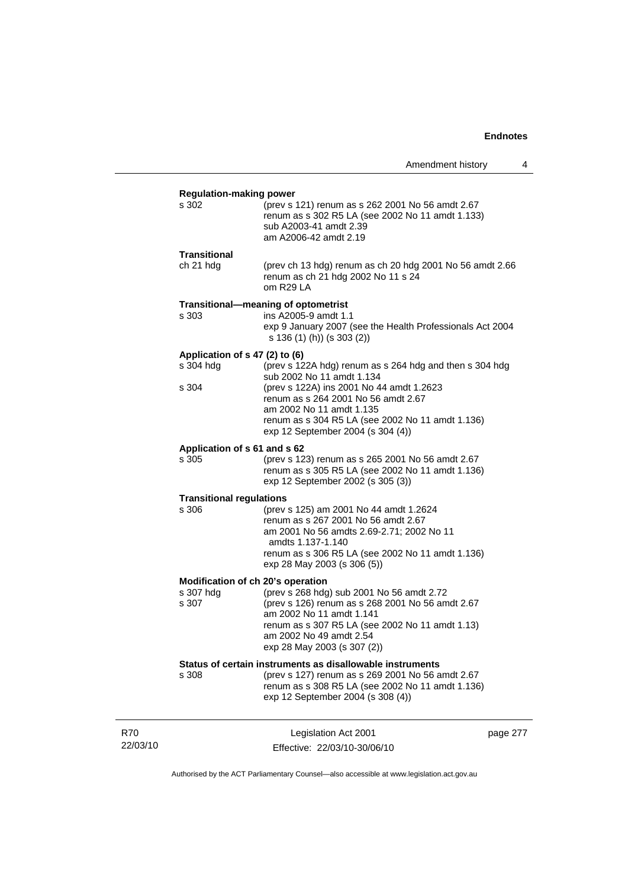**Regulation-making power**

s 302 (prev s 121) renum as s 262 2001 No 56 amdt 2.67
renum as s 302 R5 LA (see 2002 No 11 amdt 1.133)
sub A2003-41 amdt 2.39
am A2006-42 amdt 2.19

**Transitional**

ch 21 hdg (prev ch 13 hdg) renum as ch 20 hdg 2001 No 56 amdt 2.66
renum as ch 21 hdg 2002 No 11 s 24
om R29 LA

**Transitional—meaning of optometrist**

s 303 ins A2005-9 amdt 1.1
exp 9 January 2007 (see the Health Professionals Act 2004 s 136 (1) (h)) (s 303 (2))

**Application of s 47 (2) to (6)**

s 304 hdg (prev s 122A hdg) renum as s 264 hdg and then s 304 hdg
sub 2002 No 11 amdt 1.134

s 304 (prev s 122A) ins 2001 No 44 amdt 1.2623
renum as s 264 2001 No 56 amdt 2.67
am 2002 No 11 amdt 1.135
renum as s 304 R5 LA (see 2002 No 11 amdt 1.136)
exp 12 September 2004 (s 304 (4))

**Application of s 61 and s 62**

s 305 (prev s 123) renum as s 265 2001 No 56 amdt 2.67
renum as s 305 R5 LA (see 2002 No 11 amdt 1.136)
exp 12 September 2002 (s 305 (3))

**Transitional regulations**

s 306 (prev s 125) am 2001 No 44 amdt 1.2624
renum as s 267 2001 No 56 amdt 2.67
am 2001 No 56 amdts 2.69-2.71; 2002 No 11 amdts 1.137-1.140
renum as s 306 R5 LA (see 2002 No 11 amdt 1.136)
exp 28 May 2003 (s 306 (5))

**Modification of ch 20's operation**

s 307 hdg (prev s 268 hdg) sub 2001 No 56 amdt 2.72

s 307 (prev s 126) renum as s 268 2001 No 56 amdt 2.67
am 2002 No 11 amdt 1.141
renum as s 307 R5 LA (see 2002 No 11 amdt 1.13)
am 2002 No 49 amdt 2.54
exp 28 May 2003 (s 307 (2))

**Status of certain instruments as disallowable instruments**

s 308 (prev s 127) renum as s 269 2001 No 56 amdt 2.67
renum as s 308 R5 LA (see 2002 No 11 amdt 1.136)
exp 12 September 2004 (s 308 (4))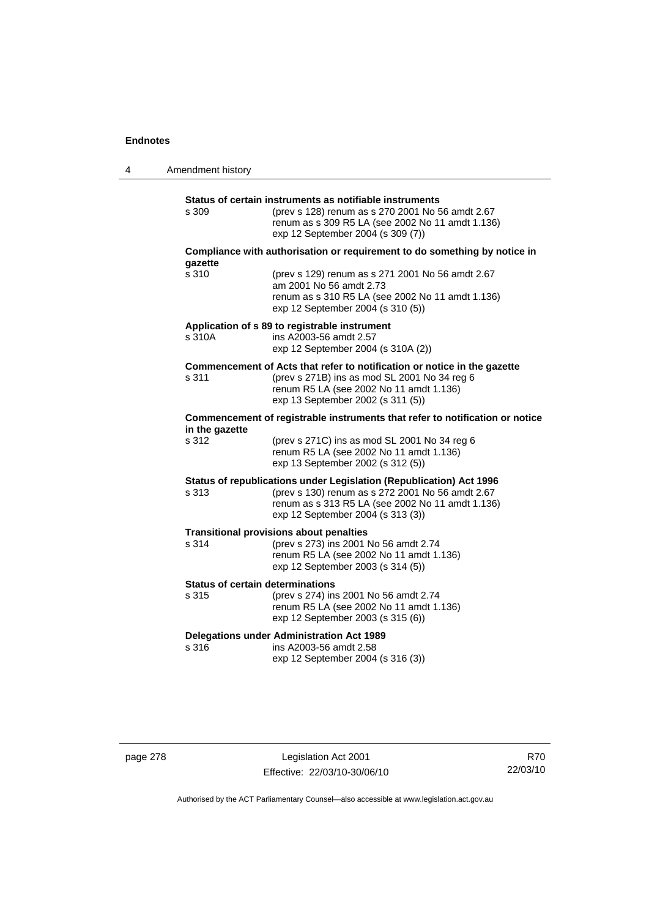**Status of certain instruments as notifiable instruments**

s 309 (prev s 128) renum as s 270 2001 No 56 amdt 2.67
renum as s 309 R5 LA (see 2002 No 11 amdt 1.136)
exp 12 September 2004 (s 309 (7))

**Compliance with authorisation or requirement to do something by notice in gazette**

s 310 (prev s 129) renum as s 271 2001 No 56 amdt 2.67
am 2001 No 56 amdt 2.73
renum as s 310 R5 LA (see 2002 No 11 amdt 1.136)
exp 12 September 2004 (s 310 (5))

**Application of s 89 to registrable instrument**

s 310A ins A2003-56 amdt 2.57
exp 12 September 2004 (s 310A (2))

**Commencement of Acts that refer to notification or notice in the gazette**

s 311 (prev s 271B) ins as mod SL 2001 No 34 reg 6
renum R5 LA (see 2002 No 11 amdt 1.136)
exp 13 September 2002 (s 311 (5))

**Commencement of registrable instruments that refer to notification or notice in the gazette**

s 312 (prev s 271C) ins as mod SL 2001 No 34 reg 6
renum R5 LA (see 2002 No 11 amdt 1.136)
exp 13 September 2002 (s 312 (5))

**Status of republications under Legislation (Republication) Act 1996**

s 313 (prev s 130) renum as s 272 2001 No 56 amdt 2.67
renum as s 313 R5 LA (see 2002 No 11 amdt 1.136)
exp 12 September 2004 (s 313 (3))

**Transitional provisions about penalties**

s 314 (prev s 273) ins 2001 No 56 amdt 2.74
renum R5 LA (see 2002 No 11 amdt 1.136)
exp 12 September 2003 (s 314 (5))

**Status of certain determinations**

s 315 (prev s 274) ins 2001 No 56 amdt 2.74
renum R5 LA (see 2002 No 11 amdt 1.136)
exp 12 September 2003 (s 315 (6))

**Delegations under Administration Act 1989**

s 316 ins A2003-56 amdt 2.58
exp 12 September 2004 (s 316 (3))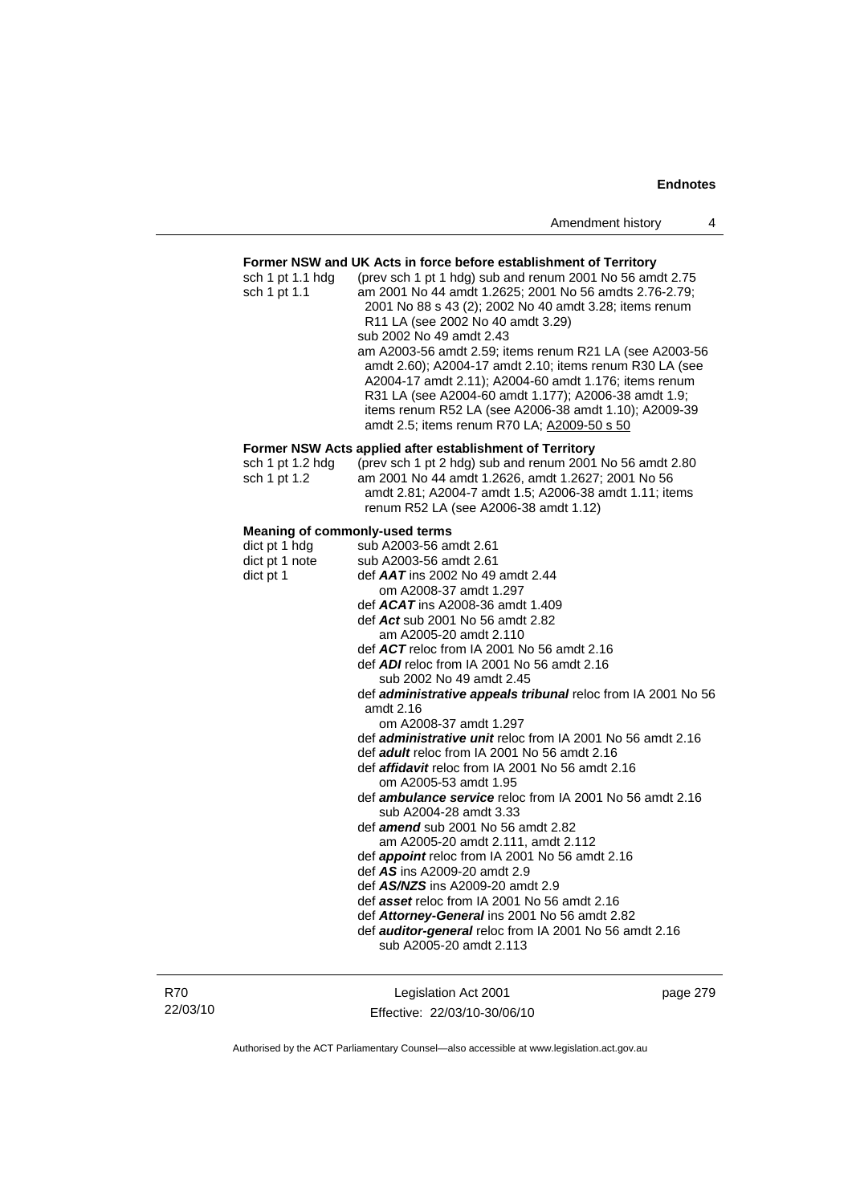**Former NSW and UK Acts in force before establishment of Territory**

sch 1 pt 1.1 hdg (prev sch 1 pt 1 hdg) sub and renum 2001 No 56 amdt 2.75

sch 1 pt 1.1 am 2001 No 44 amdt 1.2625; 2001 No 56 amdts 2.76-2.79; 2001 No 88 s 43 (2); 2002 No 40 amdt 3.28; items renum R11 LA (see 2002 No 40 amdt 3.29)
sub 2002 No 49 amdt 2.43
am A2003-56 amdt 2.59; items renum R21 LA (see A2003-56 amdt 2.60); A2004-17 amdt 2.10; items renum R30 LA (see A2004-17 amdt 2.11); A2004-60 amdt 1.176; items renum R31 LA (see A2004-60 amdt 1.177); A2006-38 amdt 1.9; items renum R52 LA (see A2006-38 amdt 1.10); A2009-39 amdt 2.5; items renum R70 LA; A2009-50 s 50

**Former NSW Acts applied after establishment of Territory**

sch 1 pt 1.2 hdg (prev sch 1 pt 2 hdg) sub and renum 2001 No 56 amdt 2.80

sch 1 pt 1.2 am 2001 No 44 amdt 1.2626, amdt 1.2627; 2001 No 56 amdt 2.81; A2004-7 amdt 1.5; A2006-38 amdt 1.11; items renum R52 LA (see A2006-38 amdt 1.12)

**Meaning of commonly-used terms**

dict pt 1 hdg sub A2003-56 amdt 2.61

dict pt 1 note sub A2003-56 amdt 2.61

dict pt 1 def ***AAT*** ins 2002 No 49 amdt 2.44
om A2008-37 amdt 1.297
def ***ACAT*** ins A2008-36 amdt 1.409
def ***Act*** sub 2001 No 56 amdt 2.82
am A2005-20 amdt 2.110
def ***ACT*** reloc from IA 2001 No 56 amdt 2.16
def ***ADI*** reloc from IA 2001 No 56 amdt 2.16
sub 2002 No 49 amdt 2.45
def ***administrative appeals tribunal*** reloc from IA 2001 No 56 amdt 2.16
om A2008-37 amdt 1.297
def ***administrative unit*** reloc from IA 2001 No 56 amdt 2.16
def ***adult*** reloc from IA 2001 No 56 amdt 2.16
def ***affidavit*** reloc from IA 2001 No 56 amdt 2.16
om A2005-53 amdt 1.95
def ***ambulance service*** reloc from IA 2001 No 56 amdt 2.16
sub A2004-28 amdt 3.33
def ***amend*** sub 2001 No 56 amdt 2.82
am A2005-20 amdt 2.111, amdt 2.112
def ***appoint*** reloc from IA 2001 No 56 amdt 2.16
def ***AS*** ins A2009-20 amdt 2.9
def ***AS/NZS*** ins A2009-20 amdt 2.9
def ***asset*** reloc from IA 2001 No 56 amdt 2.16
def ***Attorney-General*** ins 2001 No 56 amdt 2.82
def ***auditor-general*** reloc from IA 2001 No 56 amdt 2.16
sub A2005-20 amdt 2.113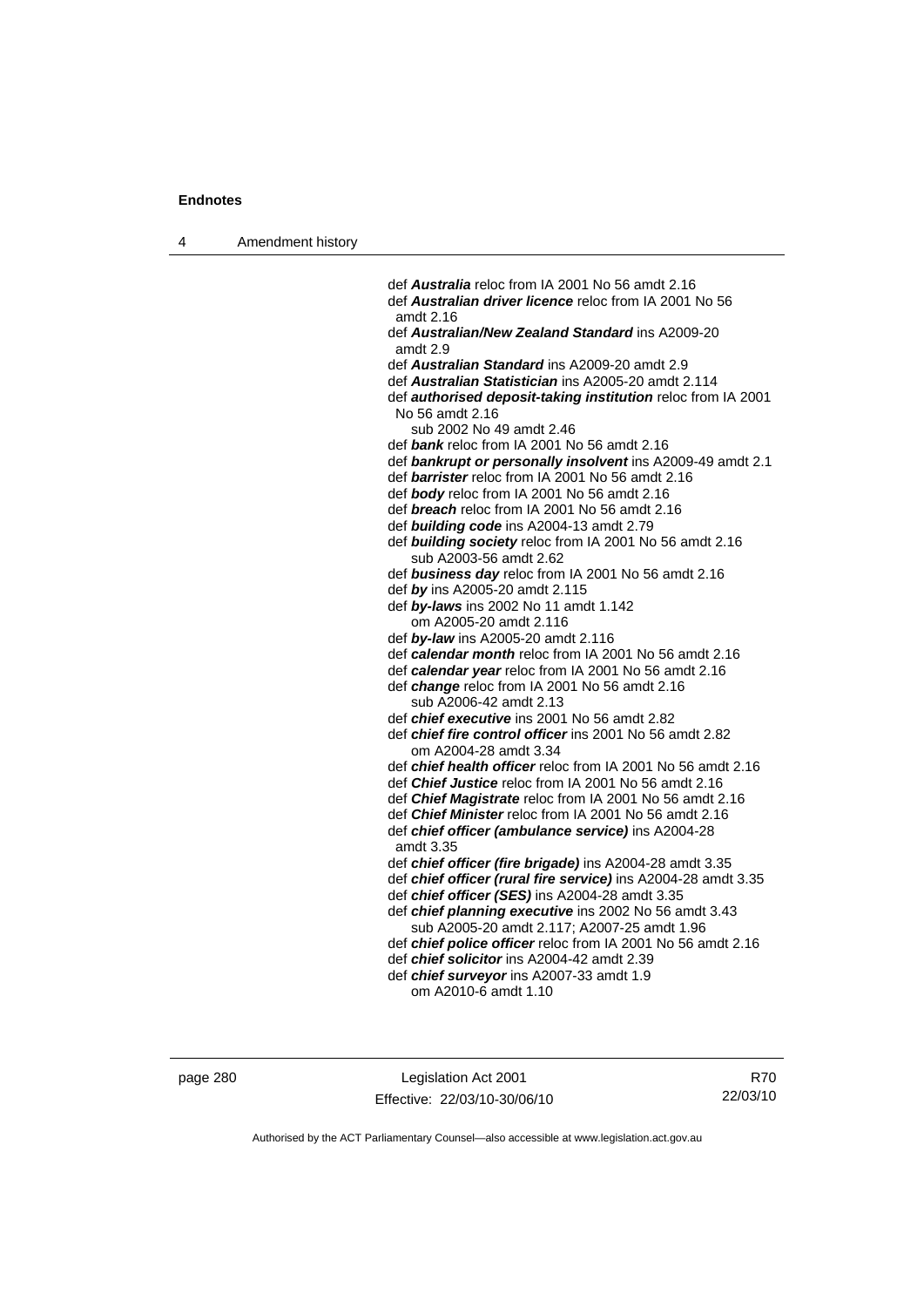def ***Australia*** reloc from IA 2001 No 56 amdt 2.16
def ***Australian driver licence*** reloc from IA 2001 No 56 amdt 2.16
def ***Australian/New Zealand Standard*** ins A2009-20 amdt 2.9
def ***Australian Standard*** ins A2009-20 amdt 2.9
def ***Australian Statistician*** ins A2005-20 amdt 2.114
def ***authorised deposit-taking institution*** reloc from IA 2001 No 56 amdt 2.16
    sub 2002 No 49 amdt 2.46
def ***bank*** reloc from IA 2001 No 56 amdt 2.16
def ***bankrupt or personally insolvent*** ins A2009-49 amdt 2.1
def ***barrister*** reloc from IA 2001 No 56 amdt 2.16
def ***body*** reloc from IA 2001 No 56 amdt 2.16
def ***breach*** reloc from IA 2001 No 56 amdt 2.16
def ***building code*** ins A2004-13 amdt 2.79
def ***building society*** reloc from IA 2001 No 56 amdt 2.16
    sub A2003-56 amdt 2.62
def ***business day*** reloc from IA 2001 No 56 amdt 2.16
def ***by*** ins A2005-20 amdt 2.115
def ***by-laws*** ins 2002 No 11 amdt 1.142
    om A2005-20 amdt 2.116
def ***by-law*** ins A2005-20 amdt 2.116
def ***calendar month*** reloc from IA 2001 No 56 amdt 2.16
def ***calendar year*** reloc from IA 2001 No 56 amdt 2.16
def ***change*** reloc from IA 2001 No 56 amdt 2.16
    sub A2006-42 amdt 2.13
def ***chief executive*** ins 2001 No 56 amdt 2.82
def ***chief fire control officer*** ins 2001 No 56 amdt 2.82
    om A2004-28 amdt 3.34
def ***chief health officer*** reloc from IA 2001 No 56 amdt 2.16
def ***Chief Justice*** reloc from IA 2001 No 56 amdt 2.16
def ***Chief Magistrate*** reloc from IA 2001 No 56 amdt 2.16
def ***Chief Minister*** reloc from IA 2001 No 56 amdt 2.16
def ***chief officer (ambulance service)*** ins A2004-28 amdt 3.35
def ***chief officer (fire brigade)*** ins A2004-28 amdt 3.35
def ***chief officer (rural fire service)*** ins A2004-28 amdt 3.35
def ***chief officer (SES)*** ins A2004-28 amdt 3.35
def ***chief planning executive*** ins 2002 No 56 amdt 3.43
    sub A2005-20 amdt 2.117; A2007-25 amdt 1.96
def ***chief police officer*** reloc from IA 2001 No 56 amdt 2.16
def ***chief solicitor*** ins A2004-42 amdt 2.39
def ***chief surveyor*** ins A2007-33 amdt 1.9
    om A2010-6 amdt 1.10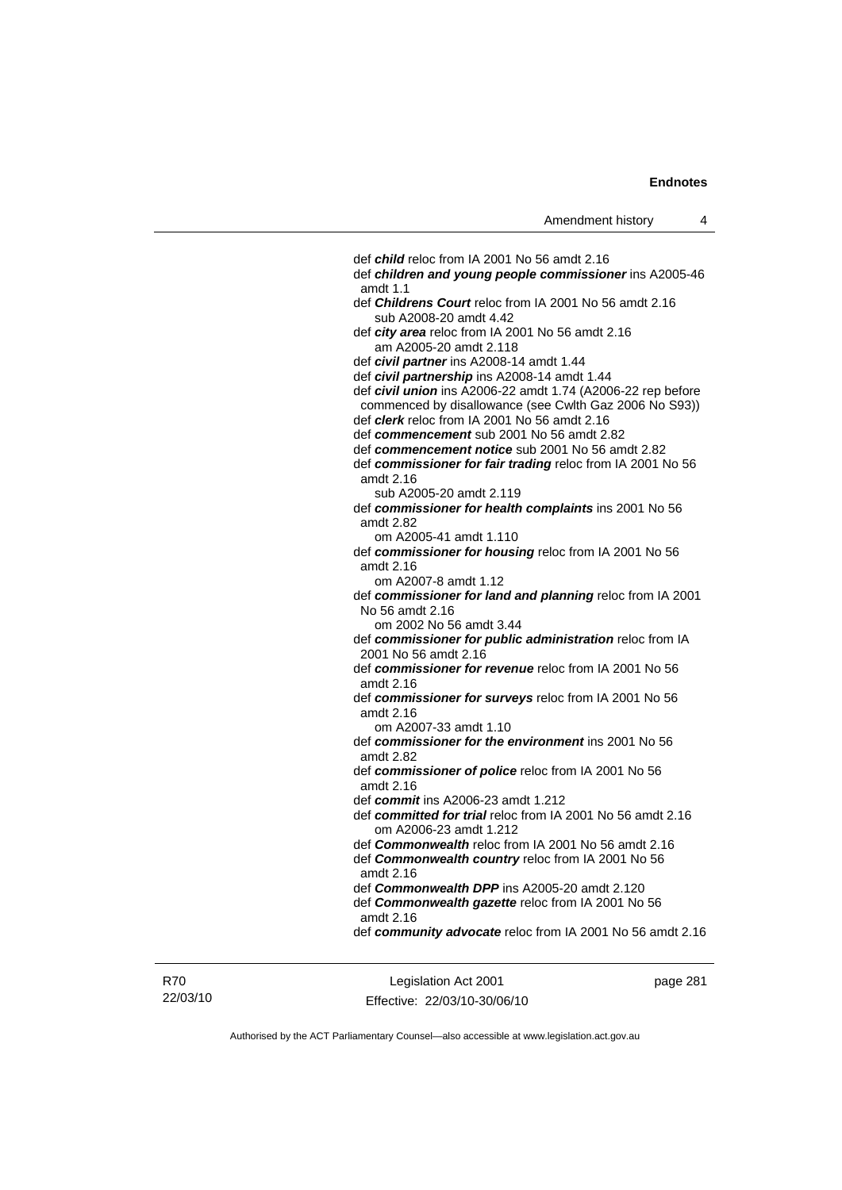def ***child*** reloc from IA 2001 No 56 amdt 2.16

def ***children and young people commissioner*** ins A2005-46 amdt 1.1

def ***Childrens Court*** reloc from IA 2001 No 56 amdt 2.16
  sub A2008-20 amdt 4.42

def ***city area*** reloc from IA 2001 No 56 amdt 2.16
  am A2005-20 amdt 2.118

def ***civil partner*** ins A2008-14 amdt 1.44

def ***civil partnership*** ins A2008-14 amdt 1.44

def ***civil union*** ins A2006-22 amdt 1.74 (A2006-22 rep before commenced by disallowance (see Cwlth Gaz 2006 No S93))

def ***clerk*** reloc from IA 2001 No 56 amdt 2.16

def ***commencement*** sub 2001 No 56 amdt 2.82

def ***commencement notice*** sub 2001 No 56 amdt 2.82

def ***commissioner for fair trading*** reloc from IA 2001 No 56 amdt 2.16
  sub A2005-20 amdt 2.119

def ***commissioner for health complaints*** ins 2001 No 56 amdt 2.82
  om A2005-41 amdt 1.110

def ***commissioner for housing*** reloc from IA 2001 No 56 amdt 2.16
  om A2007-8 amdt 1.12

def ***commissioner for land and planning*** reloc from IA 2001 No 56 amdt 2.16
  om 2002 No 56 amdt 3.44

def ***commissioner for public administration*** reloc from IA 2001 No 56 amdt 2.16

def ***commissioner for revenue*** reloc from IA 2001 No 56 amdt 2.16

def ***commissioner for surveys*** reloc from IA 2001 No 56 amdt 2.16
  om A2007-33 amdt 1.10

def ***commissioner for the environment*** ins 2001 No 56 amdt 2.82

def ***commissioner of police*** reloc from IA 2001 No 56 amdt 2.16

def ***commit*** ins A2006-23 amdt 1.212

def ***committed for trial*** reloc from IA 2001 No 56 amdt 2.16
  om A2006-23 amdt 1.212

def ***Commonwealth*** reloc from IA 2001 No 56 amdt 2.16

def ***Commonwealth country*** reloc from IA 2001 No 56 amdt 2.16

def ***Commonwealth DPP*** ins A2005-20 amdt 2.120

def ***Commonwealth gazette*** reloc from IA 2001 No 56 amdt 2.16

def ***community advocate*** reloc from IA 2001 No 56 amdt 2.16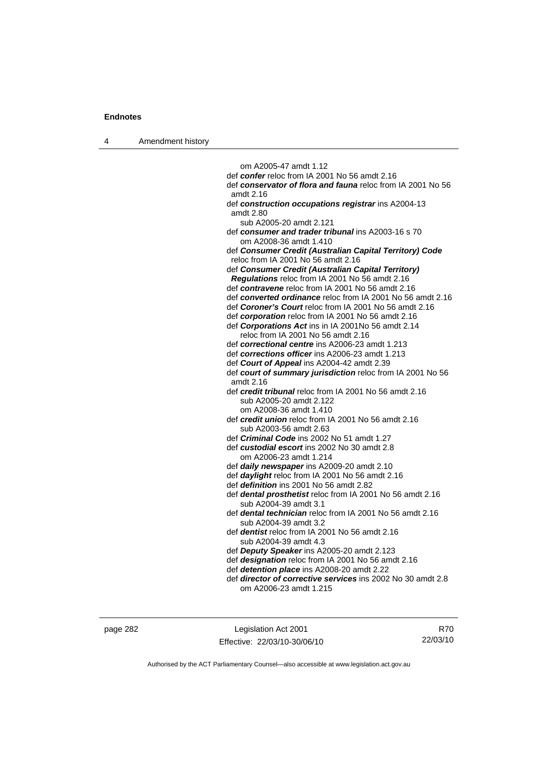om A2005-47 amdt 1.12

def ***confer*** reloc from IA 2001 No 56 amdt 2.16

def ***conservator of flora and fauna*** reloc from IA 2001 No 56 amdt 2.16

def ***construction occupations registrar*** ins A2004-13 amdt 2.80

sub A2005-20 amdt 2.121

def ***consumer and trader tribunal*** ins A2003-16 s 70

om A2008-36 amdt 1.410

def ***Consumer Credit (Australian Capital Territory) Code*** reloc from IA 2001 No 56 amdt 2.16

def ***Consumer Credit (Australian Capital Territory) Regulations*** reloc from IA 2001 No 56 amdt 2.16

def ***contravene*** reloc from IA 2001 No 56 amdt 2.16

def ***converted ordinance*** reloc from IA 2001 No 56 amdt 2.16

def ***Coroner's Court*** reloc from IA 2001 No 56 amdt 2.16

def ***corporation*** reloc from IA 2001 No 56 amdt 2.16

def ***Corporations Act*** ins in IA 2001No 56 amdt 2.14

reloc from IA 2001 No 56 amdt 2.16

def ***correctional centre*** ins A2006-23 amdt 1.213

def ***corrections officer*** ins A2006-23 amdt 1.213

def ***Court of Appeal*** ins A2004-42 amdt 2.39

def ***court of summary jurisdiction*** reloc from IA 2001 No 56 amdt 2.16

def ***credit tribunal*** reloc from IA 2001 No 56 amdt 2.16

sub A2005-20 amdt 2.122

om A2008-36 amdt 1.410

def ***credit union*** reloc from IA 2001 No 56 amdt 2.16

sub A2003-56 amdt 2.63

def ***Criminal Code*** ins 2002 No 51 amdt 1.27

def ***custodial escort*** ins 2002 No 30 amdt 2.8

om A2006-23 amdt 1.214

def ***daily newspaper*** ins A2009-20 amdt 2.10

def ***daylight*** reloc from IA 2001 No 56 amdt 2.16

def ***definition*** ins 2001 No 56 amdt 2.82

def ***dental prosthetist*** reloc from IA 2001 No 56 amdt 2.16

sub A2004-39 amdt 3.1

def ***dental technician*** reloc from IA 2001 No 56 amdt 2.16

sub A2004-39 amdt 3.2

def ***dentist*** reloc from IA 2001 No 56 amdt 2.16

sub A2004-39 amdt 4.3

def ***Deputy Speaker*** ins A2005-20 amdt 2.123

def ***designation*** reloc from IA 2001 No 56 amdt 2.16

def ***detention place*** ins A2008-20 amdt 2.22

def ***director of corrective services*** ins 2002 No 30 amdt 2.8

om A2006-23 amdt 1.215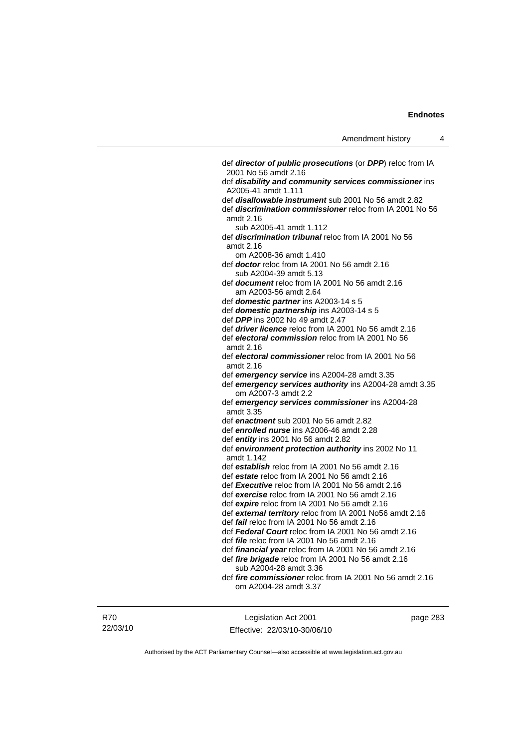def ***director of public prosecutions*** (or ***DPP***) reloc from IA 2001 No 56 amdt 2.16

def ***disability and community services commissioner*** ins A2005-41 amdt 1.111

def ***disallowable instrument*** sub 2001 No 56 amdt 2.82

def ***discrimination commissioner*** reloc from IA 2001 No 56 amdt 2.16
  sub A2005-41 amdt 1.112

def ***discrimination tribunal*** reloc from IA 2001 No 56 amdt 2.16
  om A2008-36 amdt 1.410

def ***doctor*** reloc from IA 2001 No 56 amdt 2.16
  sub A2004-39 amdt 5.13

def ***document*** reloc from IA 2001 No 56 amdt 2.16
  am A2003-56 amdt 2.64

def ***domestic partner*** ins A2003-14 s 5

def ***domestic partnership*** ins A2003-14 s 5

def ***DPP*** ins 2002 No 49 amdt 2.47

def ***driver licence*** reloc from IA 2001 No 56 amdt 2.16

def ***electoral commission*** reloc from IA 2001 No 56 amdt 2.16

def ***electoral commissioner*** reloc from IA 2001 No 56 amdt 2.16

def ***emergency service*** ins A2004-28 amdt 3.35

def ***emergency services authority*** ins A2004-28 amdt 3.35
  om A2007-3 amdt 2.2

def ***emergency services commissioner*** ins A2004-28 amdt 3.35

def ***enactment*** sub 2001 No 56 amdt 2.82

def ***enrolled nurse*** ins A2006-46 amdt 2.28

def ***entity*** ins 2001 No 56 amdt 2.82

def ***environment protection authority*** ins 2002 No 11 amdt 1.142

def ***establish*** reloc from IA 2001 No 56 amdt 2.16

def ***estate*** reloc from IA 2001 No 56 amdt 2.16

def ***Executive*** reloc from IA 2001 No 56 amdt 2.16

def ***exercise*** reloc from IA 2001 No 56 amdt 2.16

def ***expire*** reloc from IA 2001 No 56 amdt 2.16

def ***external territory*** reloc from IA 2001 No56 amdt 2.16

def ***fail*** reloc from IA 2001 No 56 amdt 2.16

def ***Federal Court*** reloc from IA 2001 No 56 amdt 2.16

def ***file*** reloc from IA 2001 No 56 amdt 2.16

def ***financial year*** reloc from IA 2001 No 56 amdt 2.16

def ***fire brigade*** reloc from IA 2001 No 56 amdt 2.16
  sub A2004-28 amdt 3.36

def ***fire commissioner*** reloc from IA 2001 No 56 amdt 2.16
  om A2004-28 amdt 3.37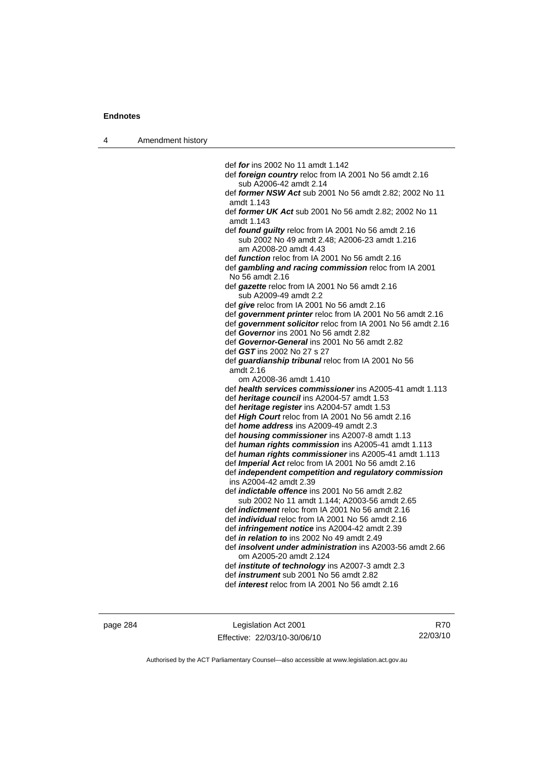def ***for*** ins 2002 No 11 amdt 1.142

def ***foreign country*** reloc from IA 2001 No 56 amdt 2.16
   sub A2006-42 amdt 2.14

def ***former NSW Act*** sub 2001 No 56 amdt 2.82; 2002 No 11 amdt 1.143

def ***former UK Act*** sub 2001 No 56 amdt 2.82; 2002 No 11 amdt 1.143

def ***found guilty*** reloc from IA 2001 No 56 amdt 2.16
   sub 2002 No 49 amdt 2.48; A2006-23 amdt 1.216
   am A2008-20 amdt 4.43

def ***function*** reloc from IA 2001 No 56 amdt 2.16

def ***gambling and racing commission*** reloc from IA 2001 No 56 amdt 2.16

def ***gazette*** reloc from IA 2001 No 56 amdt 2.16
   sub A2009-49 amdt 2.2

def ***give*** reloc from IA 2001 No 56 amdt 2.16

def ***government printer*** reloc from IA 2001 No 56 amdt 2.16

def ***government solicitor*** reloc from IA 2001 No 56 amdt 2.16

def ***Governor*** ins 2001 No 56 amdt 2.82

def ***Governor-General*** ins 2001 No 56 amdt 2.82

def ***GST*** ins 2002 No 27 s 27

def ***guardianship tribunal*** reloc from IA 2001 No 56 amdt 2.16
   om A2008-36 amdt 1.410

def ***health services commissioner*** ins A2005-41 amdt 1.113

def ***heritage council*** ins A2004-57 amdt 1.53

def ***heritage register*** ins A2004-57 amdt 1.53

def ***High Court*** reloc from IA 2001 No 56 amdt 2.16

def ***home address*** ins A2009-49 amdt 2.3

def ***housing commissioner*** ins A2007-8 amdt 1.13

def ***human rights commission*** ins A2005-41 amdt 1.113

def ***human rights commissioner*** ins A2005-41 amdt 1.113

def ***Imperial Act*** reloc from IA 2001 No 56 amdt 2.16

def ***independent competition and regulatory commission*** ins A2004-42 amdt 2.39

def ***indictable offence*** ins 2001 No 56 amdt 2.82
   sub 2002 No 11 amdt 1.144; A2003-56 amdt 2.65

def ***indictment*** reloc from IA 2001 No 56 amdt 2.16

def ***individual*** reloc from IA 2001 No 56 amdt 2.16

def ***infringement notice*** ins A2004-42 amdt 2.39

def ***in relation to*** ins 2002 No 49 amdt 2.49

def ***insolvent under administration*** ins A2003-56 amdt 2.66
   om A2005-20 amdt 2.124

def ***institute of technology*** ins A2007-3 amdt 2.3

def ***instrument*** sub 2001 No 56 amdt 2.82

def ***interest*** reloc from IA 2001 No 56 amdt 2.16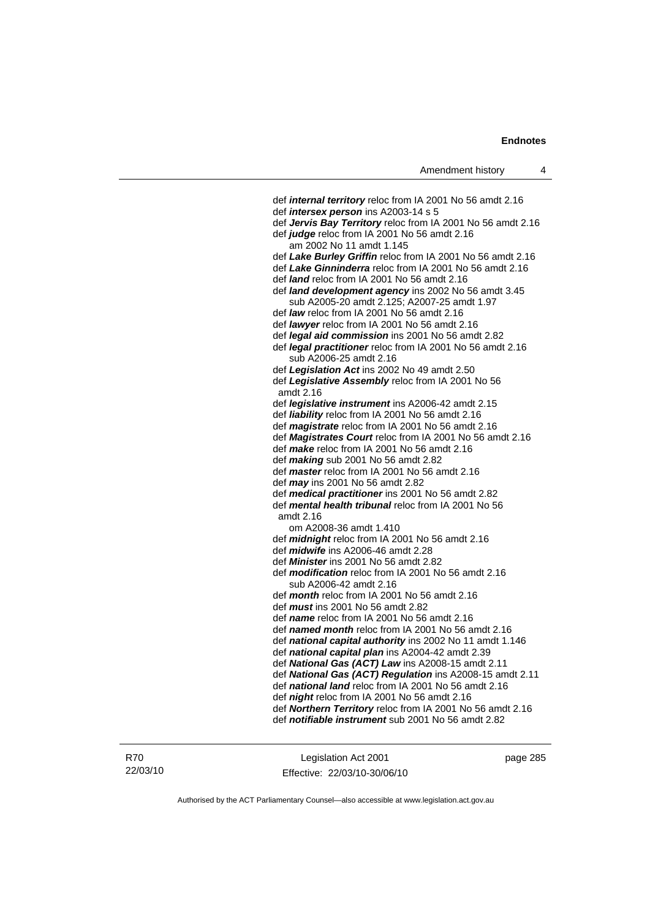def ***internal territory*** reloc from IA 2001 No 56 amdt 2.16
def ***intersex person*** ins A2003-14 s 5
def ***Jervis Bay Territory*** reloc from IA 2001 No 56 amdt 2.16
def ***judge*** reloc from IA 2001 No 56 amdt 2.16
  am 2002 No 11 amdt 1.145
def ***Lake Burley Griffin*** reloc from IA 2001 No 56 amdt 2.16
def ***Lake Ginninderra*** reloc from IA 2001 No 56 amdt 2.16
def ***land*** reloc from IA 2001 No 56 amdt 2.16
def ***land development agency*** ins 2002 No 56 amdt 3.45
  sub A2005-20 amdt 2.125; A2007-25 amdt 1.97
def ***law*** reloc from IA 2001 No 56 amdt 2.16
def ***lawyer*** reloc from IA 2001 No 56 amdt 2.16
def ***legal aid commission*** ins 2001 No 56 amdt 2.82
def ***legal practitioner*** reloc from IA 2001 No 56 amdt 2.16
  sub A2006-25 amdt 2.16
def ***Legislation Act*** ins 2002 No 49 amdt 2.50
def ***Legislative Assembly*** reloc from IA 2001 No 56 amdt 2.16
def ***legislative instrument*** ins A2006-42 amdt 2.15
def ***liability*** reloc from IA 2001 No 56 amdt 2.16
def ***magistrate*** reloc from IA 2001 No 56 amdt 2.16
def ***Magistrates Court*** reloc from IA 2001 No 56 amdt 2.16
def ***make*** reloc from IA 2001 No 56 amdt 2.16
def ***making*** sub 2001 No 56 amdt 2.82
def ***master*** reloc from IA 2001 No 56 amdt 2.16
def ***may*** ins 2001 No 56 amdt 2.82
def ***medical practitioner*** ins 2001 No 56 amdt 2.82
def ***mental health tribunal*** reloc from IA 2001 No 56 amdt 2.16
  om A2008-36 amdt 1.410
def ***midnight*** reloc from IA 2001 No 56 amdt 2.16
def ***midwife*** ins A2006-46 amdt 2.28
def ***Minister*** ins 2001 No 56 amdt 2.82
def ***modification*** reloc from IA 2001 No 56 amdt 2.16
  sub A2006-42 amdt 2.16
def ***month*** reloc from IA 2001 No 56 amdt 2.16
def ***must*** ins 2001 No 56 amdt 2.82
def ***name*** reloc from IA 2001 No 56 amdt 2.16
def ***named month*** reloc from IA 2001 No 56 amdt 2.16
def ***national capital authority*** ins 2002 No 11 amdt 1.146
def ***national capital plan*** ins A2004-42 amdt 2.39
def ***National Gas (ACT) Law*** ins A2008-15 amdt 2.11
def ***National Gas (ACT) Regulation*** ins A2008-15 amdt 2.11
def ***national land*** reloc from IA 2001 No 56 amdt 2.16
def ***night*** reloc from IA 2001 No 56 amdt 2.16
def ***Northern Territory*** reloc from IA 2001 No 56 amdt 2.16
def ***notifiable instrument*** sub 2001 No 56 amdt 2.82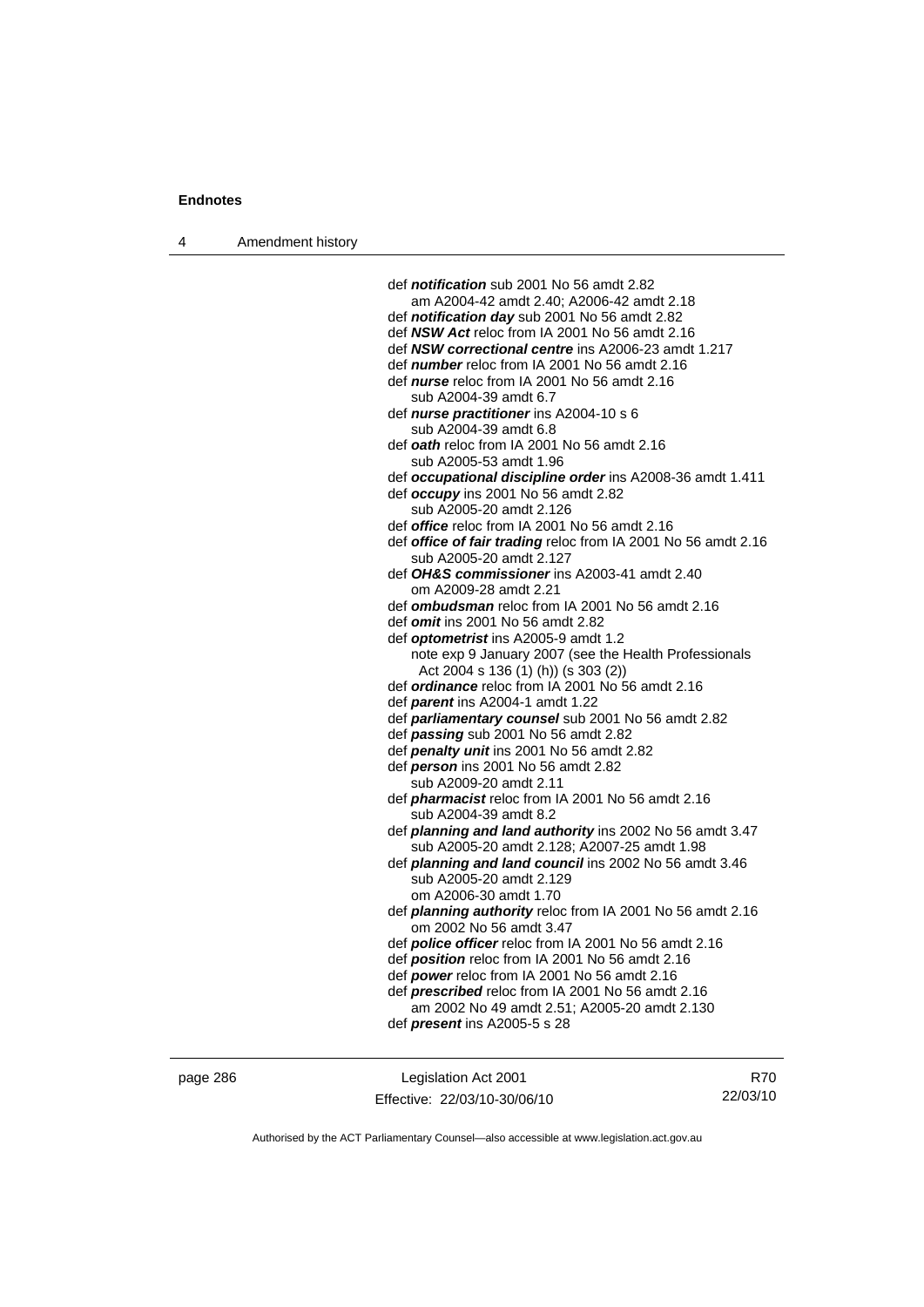def ***notification*** sub 2001 No 56 amdt 2.82
am A2004-42 amdt 2.40; A2006-42 amdt 2.18
def ***notification day*** sub 2001 No 56 amdt 2.82
def ***NSW Act*** reloc from IA 2001 No 56 amdt 2.16
def ***NSW correctional centre*** ins A2006-23 amdt 1.217
def ***number*** reloc from IA 2001 No 56 amdt 2.16
def ***nurse*** reloc from IA 2001 No 56 amdt 2.16
sub A2004-39 amdt 6.7
def ***nurse practitioner*** ins A2004-10 s 6
sub A2004-39 amdt 6.8
def ***oath*** reloc from IA 2001 No 56 amdt 2.16
sub A2005-53 amdt 1.96
def ***occupational discipline order*** ins A2008-36 amdt 1.411
def ***occupy*** ins 2001 No 56 amdt 2.82
sub A2005-20 amdt 2.126
def ***office*** reloc from IA 2001 No 56 amdt 2.16
def ***office of fair trading*** reloc from IA 2001 No 56 amdt 2.16
sub A2005-20 amdt 2.127
def ***OH&S commissioner*** ins A2003-41 amdt 2.40
om A2009-28 amdt 2.21
def ***ombudsman*** reloc from IA 2001 No 56 amdt 2.16
def ***omit*** ins 2001 No 56 amdt 2.82
def ***optometrist*** ins A2005-9 amdt 1.2
note exp 9 January 2007 (see the Health Professionals Act 2004 s 136 (1) (h)) (s 303 (2))
def ***ordinance*** reloc from IA 2001 No 56 amdt 2.16
def ***parent*** ins A2004-1 amdt 1.22
def ***parliamentary counsel*** sub 2001 No 56 amdt 2.82
def ***passing*** sub 2001 No 56 amdt 2.82
def ***penalty unit*** ins 2001 No 56 amdt 2.82
def ***person*** ins 2001 No 56 amdt 2.82
sub A2009-20 amdt 2.11
def ***pharmacist*** reloc from IA 2001 No 56 amdt 2.16
sub A2004-39 amdt 8.2
def ***planning and land authority*** ins 2002 No 56 amdt 3.47
sub A2005-20 amdt 2.128; A2007-25 amdt 1.98
def ***planning and land council*** ins 2002 No 56 amdt 3.46
sub A2005-20 amdt 2.129
om A2006-30 amdt 1.70
def ***planning authority*** reloc from IA 2001 No 56 amdt 2.16
om 2002 No 56 amdt 3.47
def ***police officer*** reloc from IA 2001 No 56 amdt 2.16
def ***position*** reloc from IA 2001 No 56 amdt 2.16
def ***power*** reloc from IA 2001 No 56 amdt 2.16
def ***prescribed*** reloc from IA 2001 No 56 amdt 2.16
am 2002 No 49 amdt 2.51; A2005-20 amdt 2.130
def ***present*** ins A2005-5 s 28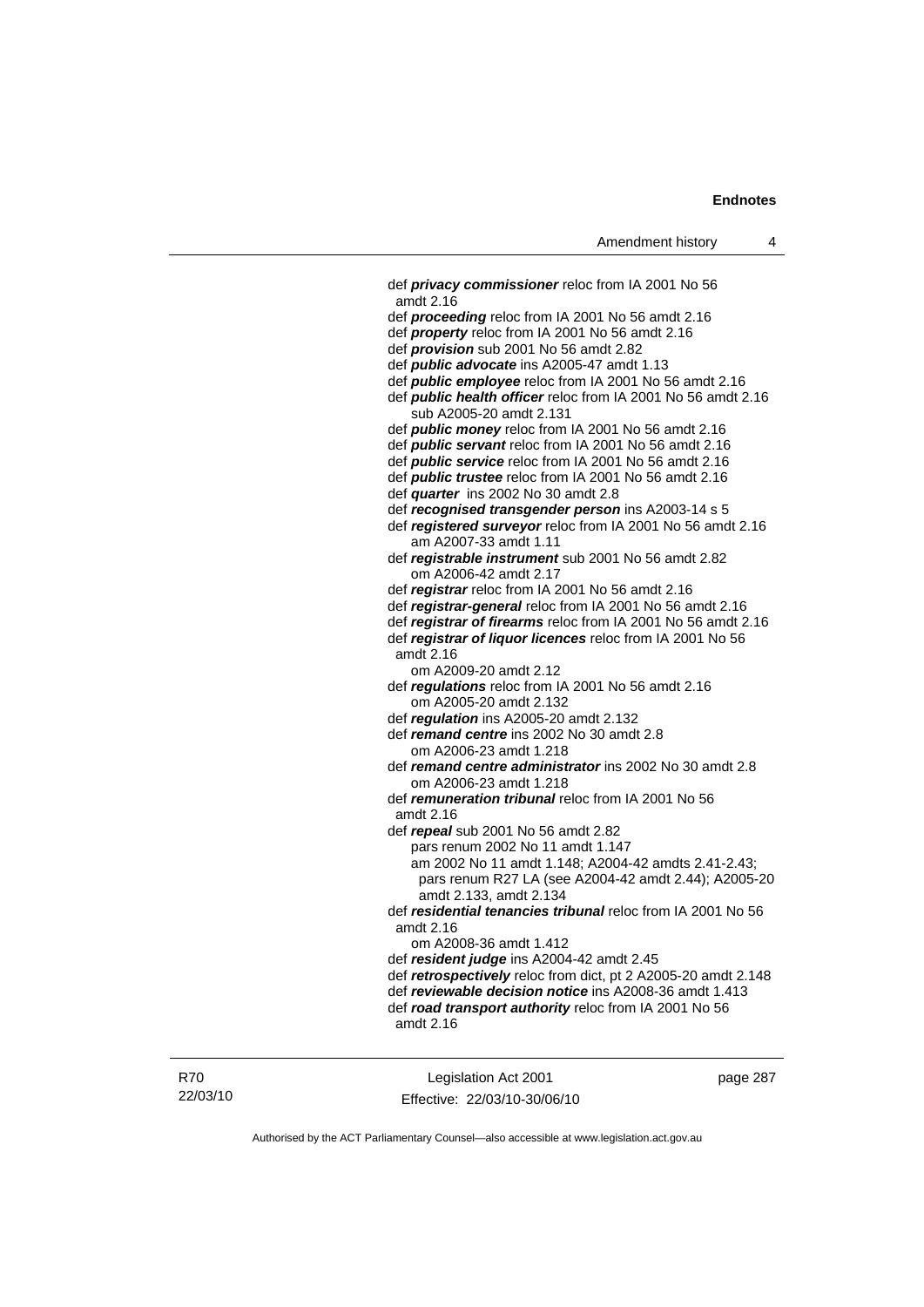def ***privacy commissioner*** reloc from IA 2001 No 56 amdt 2.16

def ***proceeding*** reloc from IA 2001 No 56 amdt 2.16

def ***property*** reloc from IA 2001 No 56 amdt 2.16

def ***provision*** sub 2001 No 56 amdt 2.82

def ***public advocate*** ins A2005-47 amdt 1.13

def ***public employee*** reloc from IA 2001 No 56 amdt 2.16

def ***public health officer*** reloc from IA 2001 No 56 amdt 2.16
 sub A2005-20 amdt 2.131

def ***public money*** reloc from IA 2001 No 56 amdt 2.16

def ***public servant*** reloc from IA 2001 No 56 amdt 2.16

def ***public service*** reloc from IA 2001 No 56 amdt 2.16

def ***public trustee*** reloc from IA 2001 No 56 amdt 2.16

def ***quarter*** ins 2002 No 30 amdt 2.8

def ***recognised transgender person*** ins A2003-14 s 5

def ***registered surveyor*** reloc from IA 2001 No 56 amdt 2.16
 am A2007-33 amdt 1.11

def ***registrable instrument*** sub 2001 No 56 amdt 2.82
 om A2006-42 amdt 2.17

def ***registrar*** reloc from IA 2001 No 56 amdt 2.16

def ***registrar-general*** reloc from IA 2001 No 56 amdt 2.16

def ***registrar of firearms*** reloc from IA 2001 No 56 amdt 2.16

def ***registrar of liquor licences*** reloc from IA 2001 No 56 amdt 2.16
 om A2009-20 amdt 2.12

def ***regulations*** reloc from IA 2001 No 56 amdt 2.16
 om A2005-20 amdt 2.132

def ***regulation*** ins A2005-20 amdt 2.132

def ***remand centre*** ins 2002 No 30 amdt 2.8
 om A2006-23 amdt 1.218

def ***remand centre administrator*** ins 2002 No 30 amdt 2.8
 om A2006-23 amdt 1.218

def ***remuneration tribunal*** reloc from IA 2001 No 56 amdt 2.16

def ***repeal*** sub 2001 No 56 amdt 2.82
 pars renum 2002 No 11 amdt 1.147
 am 2002 No 11 amdt 1.148; A2004-42 amdts 2.41-2.43; pars renum R27 LA (see A2004-42 amdt 2.44); A2005-20 amdt 2.133, amdt 2.134

def ***residential tenancies tribunal*** reloc from IA 2001 No 56 amdt 2.16
 om A2008-36 amdt 1.412

def ***resident judge*** ins A2004-42 amdt 2.45

def ***retrospectively*** reloc from dict, pt 2 A2005-20 amdt 2.148

def ***reviewable decision notice*** ins A2008-36 amdt 1.413

def ***road transport authority*** reloc from IA 2001 No 56 amdt 2.16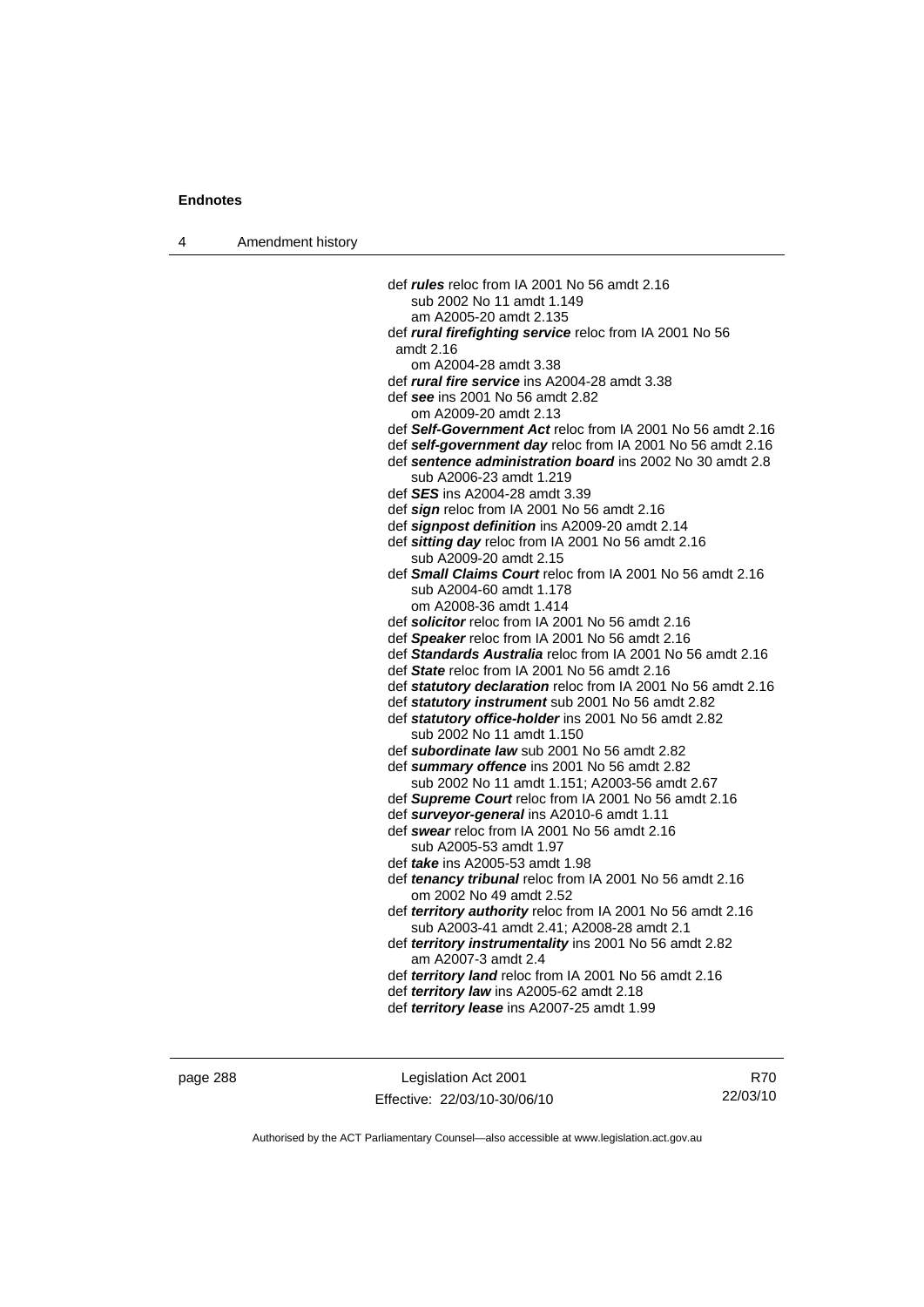def ***rules*** reloc from IA 2001 No 56 amdt 2.16
  sub 2002 No 11 amdt 1.149
  am A2005-20 amdt 2.135
def ***rural firefighting service*** reloc from IA 2001 No 56 amdt 2.16
  om A2004-28 amdt 3.38
def ***rural fire service*** ins A2004-28 amdt 3.38
def ***see*** ins 2001 No 56 amdt 2.82
  om A2009-20 amdt 2.13
def ***Self-Government Act*** reloc from IA 2001 No 56 amdt 2.16
def ***self-government day*** reloc from IA 2001 No 56 amdt 2.16
def ***sentence administration board*** ins 2002 No 30 amdt 2.8
  sub A2006-23 amdt 1.219
def ***SES*** ins A2004-28 amdt 3.39
def ***sign*** reloc from IA 2001 No 56 amdt 2.16
def ***signpost definition*** ins A2009-20 amdt 2.14
def ***sitting day*** reloc from IA 2001 No 56 amdt 2.16
  sub A2009-20 amdt 2.15
def ***Small Claims Court*** reloc from IA 2001 No 56 amdt 2.16
  sub A2004-60 amdt 1.178
  om A2008-36 amdt 1.414
def ***solicitor*** reloc from IA 2001 No 56 amdt 2.16
def ***Speaker*** reloc from IA 2001 No 56 amdt 2.16
def ***Standards Australia*** reloc from IA 2001 No 56 amdt 2.16
def ***State*** reloc from IA 2001 No 56 amdt 2.16
def ***statutory declaration*** reloc from IA 2001 No 56 amdt 2.16
def ***statutory instrument*** sub 2001 No 56 amdt 2.82
def ***statutory office-holder*** ins 2001 No 56 amdt 2.82
  sub 2002 No 11 amdt 1.150
def ***subordinate law*** sub 2001 No 56 amdt 2.82
def ***summary offence*** ins 2001 No 56 amdt 2.82
  sub 2002 No 11 amdt 1.151; A2003-56 amdt 2.67
def ***Supreme Court*** reloc from IA 2001 No 56 amdt 2.16
def ***surveyor-general*** ins A2010-6 amdt 1.11
def ***swear*** reloc from IA 2001 No 56 amdt 2.16
  sub A2005-53 amdt 1.97
def ***take*** ins A2005-53 amdt 1.98
def ***tenancy tribunal*** reloc from IA 2001 No 56 amdt 2.16
  om 2002 No 49 amdt 2.52
def ***territory authority*** reloc from IA 2001 No 56 amdt 2.16
  sub A2003-41 amdt 2.41; A2008-28 amdt 2.1
def ***territory instrumentality*** ins 2001 No 56 amdt 2.82
  am A2007-3 amdt 2.4
def ***territory land*** reloc from IA 2001 No 56 amdt 2.16
def ***territory law*** ins A2005-62 amdt 2.18
def ***territory lease*** ins A2007-25 amdt 1.99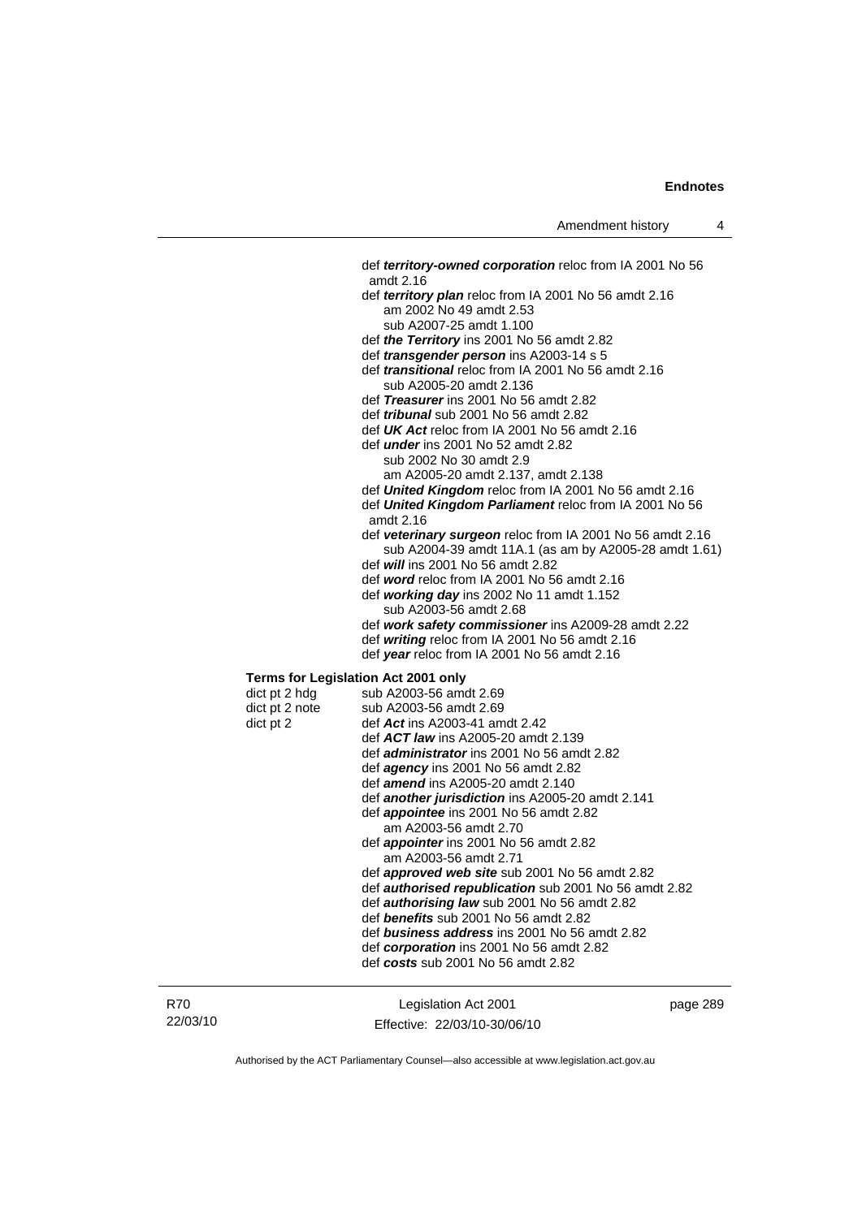def ***territory-owned corporation*** reloc from IA 2001 No 56 amdt 2.16

def ***territory plan*** reloc from IA 2001 No 56 amdt 2.16
am 2002 No 49 amdt 2.53
sub A2007-25 amdt 1.100

def ***the Territory*** ins 2001 No 56 amdt 2.82

def ***transgender person*** ins A2003-14 s 5

def ***transitional*** reloc from IA 2001 No 56 amdt 2.16
sub A2005-20 amdt 2.136

def ***Treasurer*** ins 2001 No 56 amdt 2.82

def ***tribunal*** sub 2001 No 56 amdt 2.82

def ***UK Act*** reloc from IA 2001 No 56 amdt 2.16

def ***under*** ins 2001 No 52 amdt 2.82
sub 2002 No 30 amdt 2.9
am A2005-20 amdt 2.137, amdt 2.138

def ***United Kingdom*** reloc from IA 2001 No 56 amdt 2.16

def ***United Kingdom Parliament*** reloc from IA 2001 No 56 amdt 2.16

def ***veterinary surgeon*** reloc from IA 2001 No 56 amdt 2.16
sub A2004-39 amdt 11A.1 (as am by A2005-28 amdt 1.61)

def ***will*** ins 2001 No 56 amdt 2.82

def ***word*** reloc from IA 2001 No 56 amdt 2.16

def ***working day*** ins 2002 No 11 amdt 1.152
sub A2003-56 amdt 2.68

def ***work safety commissioner*** ins A2009-28 amdt 2.22

def ***writing*** reloc from IA 2001 No 56 amdt 2.16

def ***year*** reloc from IA 2001 No 56 amdt 2.16

**Terms for Legislation Act 2001 only**

dict pt 2 hdg — sub A2003-56 amdt 2.69

dict pt 2 note — sub A2003-56 amdt 2.69

dict pt 2 — def ***Act*** ins A2003-41 amdt 2.42

def ***ACT law*** ins A2005-20 amdt 2.139

def ***administrator*** ins 2001 No 56 amdt 2.82

def ***agency*** ins 2001 No 56 amdt 2.82

def ***amend*** ins A2005-20 amdt 2.140

def ***another jurisdiction*** ins A2005-20 amdt 2.141

def ***appointee*** ins 2001 No 56 amdt 2.82
am A2003-56 amdt 2.70

def ***appointer*** ins 2001 No 56 amdt 2.82
am A2003-56 amdt 2.71

def ***approved web site*** sub 2001 No 56 amdt 2.82

def ***authorised republication*** sub 2001 No 56 amdt 2.82

def ***authorising law*** sub 2001 No 56 amdt 2.82

def ***benefits*** sub 2001 No 56 amdt 2.82

def ***business address*** ins 2001 No 56 amdt 2.82

def ***corporation*** ins 2001 No 56 amdt 2.82

def ***costs*** sub 2001 No 56 amdt 2.82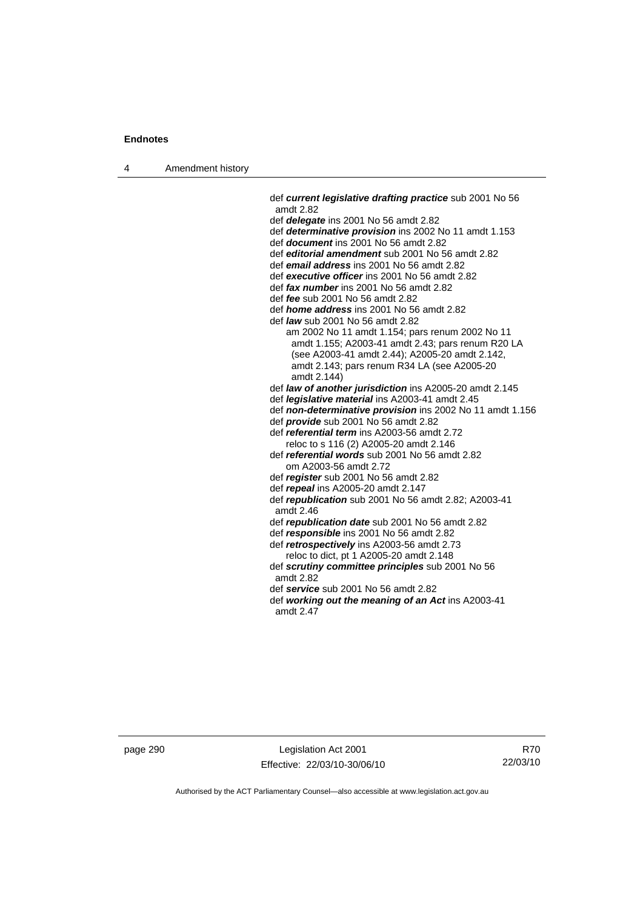def ***current legislative drafting practice*** sub 2001 No 56 amdt 2.82
def ***delegate*** ins 2001 No 56 amdt 2.82
def ***determinative provision*** ins 2002 No 11 amdt 1.153
def ***document*** ins 2001 No 56 amdt 2.82
def ***editorial amendment*** sub 2001 No 56 amdt 2.82
def ***email address*** ins 2001 No 56 amdt 2.82
def ***executive officer*** ins 2001 No 56 amdt 2.82
def ***fax number*** ins 2001 No 56 amdt 2.82
def ***fee*** sub 2001 No 56 amdt 2.82
def ***home address*** ins 2001 No 56 amdt 2.82
def ***law*** sub 2001 No 56 amdt 2.82
am 2002 No 11 amdt 1.154; pars renum 2002 No 11 amdt 1.155; A2003-41 amdt 2.43; pars renum R20 LA (see A2003-41 amdt 2.44); A2005-20 amdt 2.142, amdt 2.143; pars renum R34 LA (see A2005-20 amdt 2.144)
def ***law of another jurisdiction*** ins A2005-20 amdt 2.145
def ***legislative material*** ins A2003-41 amdt 2.45
def ***non-determinative provision*** ins 2002 No 11 amdt 1.156
def ***provide*** sub 2001 No 56 amdt 2.82
def ***referential term*** ins A2003-56 amdt 2.72
reloc to s 116 (2) A2005-20 amdt 2.146
def ***referential words*** sub 2001 No 56 amdt 2.82
om A2003-56 amdt 2.72
def ***register*** sub 2001 No 56 amdt 2.82
def ***repeal*** ins A2005-20 amdt 2.147
def ***republication*** sub 2001 No 56 amdt 2.82; A2003-41 amdt 2.46
def ***republication date*** sub 2001 No 56 amdt 2.82
def ***responsible*** ins 2001 No 56 amdt 2.82
def ***retrospectively*** ins A2003-56 amdt 2.73
reloc to dict, pt 1 A2005-20 amdt 2.148
def ***scrutiny committee principles*** sub 2001 No 56 amdt 2.82
def ***service*** sub 2001 No 56 amdt 2.82
def ***working out the meaning of an Act*** ins A2003-41 amdt 2.47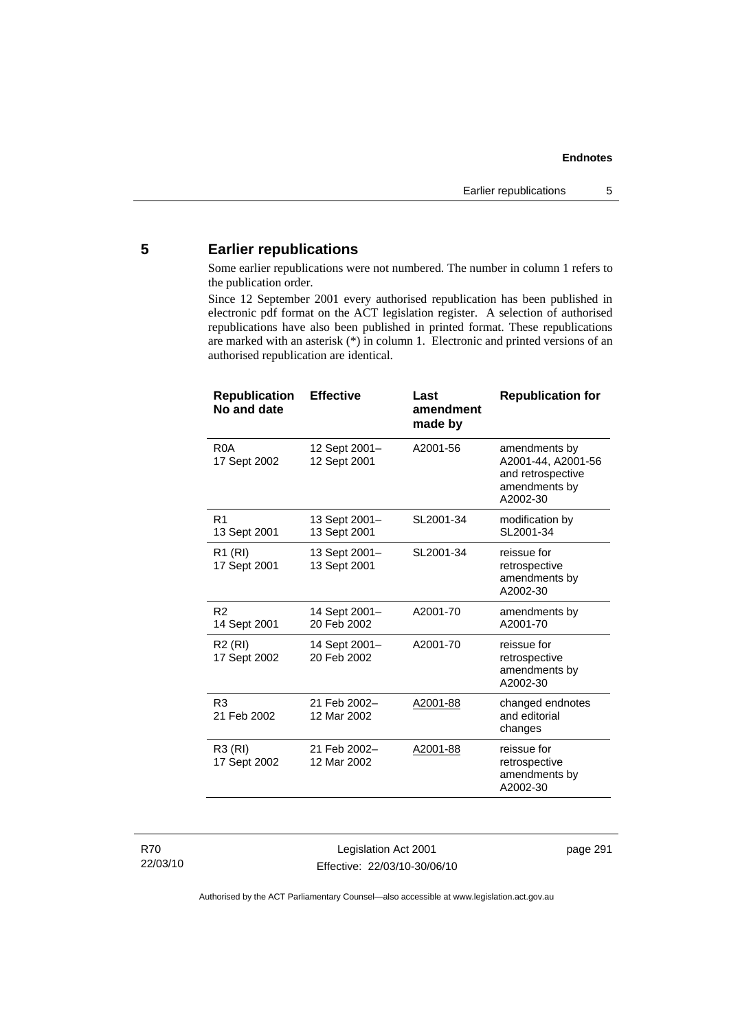## 5 Earlier republications

Some earlier republications were not numbered. The number in column 1 refers to the publication order.

Since 12 September 2001 every authorised republication has been published in electronic pdf format on the ACT legislation register. A selection of authorised republications have also been published in printed format. These republications are marked with an asterisk (*) in column 1. Electronic and printed versions of an authorised republication are identical.

| Republication No and date | Effective | Last amendment made by | Republication for |
|---|---|---|---|
| R0A 17 Sept 2002 | 12 Sept 2001– 12 Sept 2001 | A2001-56 | amendments by A2001-44, A2001-56 and retrospective amendments by A2002-30 |
| R1 13 Sept 2001 | 13 Sept 2001– 13 Sept 2001 | SL2001-34 | modification by SL2001-34 |
| R1 (RI) 17 Sept 2001 | 13 Sept 2001– 13 Sept 2001 | SL2001-34 | reissue for retrospective amendments by A2002-30 |
| R2 14 Sept 2001 | 14 Sept 2001– 20 Feb 2002 | A2001-70 | amendments by A2001-70 |
| R2 (RI) 17 Sept 2002 | 14 Sept 2001– 20 Feb 2002 | A2001-70 | reissue for retrospective amendments by A2002-30 |
| R3 21 Feb 2002 | 21 Feb 2002– 12 Mar 2002 | A2001-88 | changed endnotes and editorial changes |
| R3 (RI) 17 Sept 2002 | 21 Feb 2002– 12 Mar 2002 | A2001-88 | reissue for retrospective amendments by A2002-30 |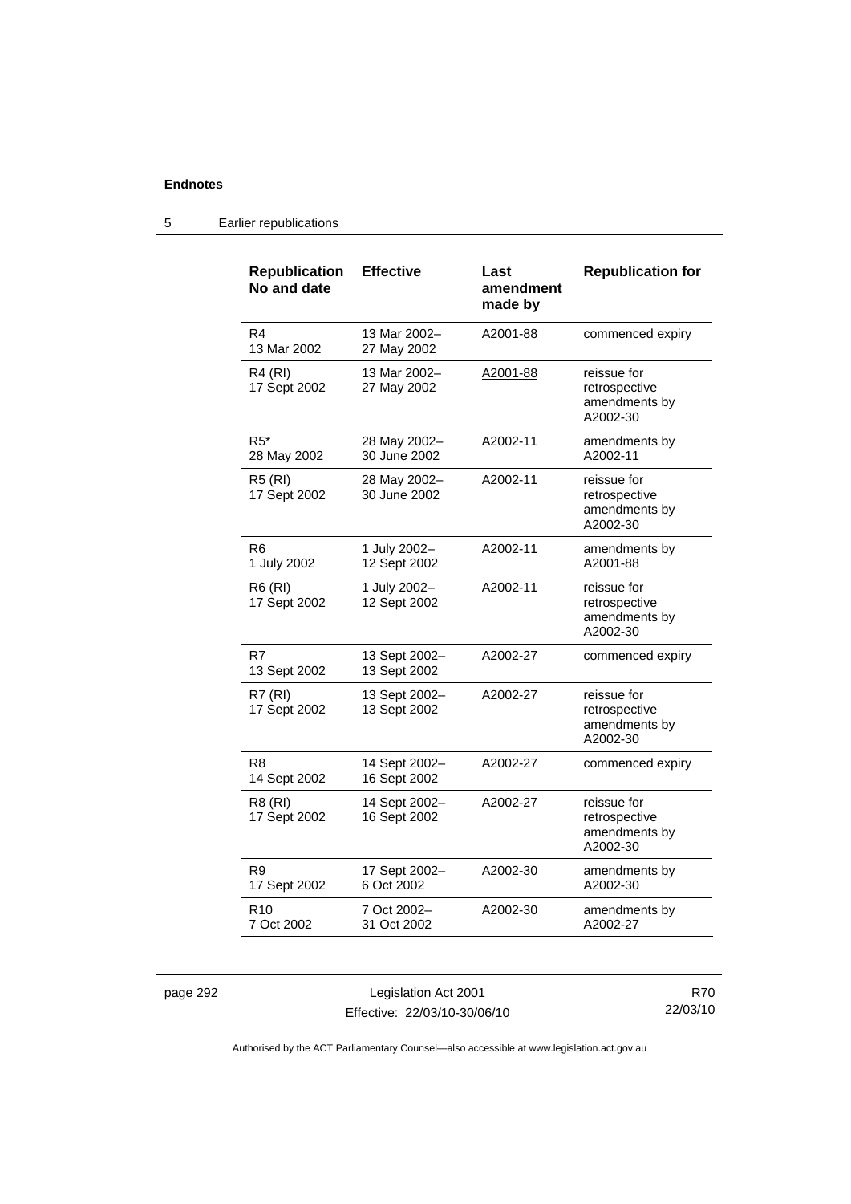| Republication No and date | Effective | Last amendment made by | Republication for |
| --- | --- | --- | --- |
| R4<br>13 Mar 2002 | 13 Mar 2002–<br>27 May 2002 | A2001-88 | commenced expiry |
| R4 (RI)<br>17 Sept 2002 | 13 Mar 2002–<br>27 May 2002 | A2001-88 | reissue for retrospective amendments by A2002-30 |
| R5*<br>28 May 2002 | 28 May 2002–<br>30 June 2002 | A2002-11 | amendments by A2002-11 |
| R5 (RI)<br>17 Sept 2002 | 28 May 2002–<br>30 June 2002 | A2002-11 | reissue for retrospective amendments by A2002-30 |
| R6<br>1 July 2002 | 1 July 2002–<br>12 Sept 2002 | A2002-11 | amendments by A2001-88 |
| R6 (RI)<br>17 Sept 2002 | 1 July 2002–<br>12 Sept 2002 | A2002-11 | reissue for retrospective amendments by A2002-30 |
| R7<br>13 Sept 2002 | 13 Sept 2002–<br>13 Sept 2002 | A2002-27 | commenced expiry |
| R7 (RI)<br>17 Sept 2002 | 13 Sept 2002–<br>13 Sept 2002 | A2002-27 | reissue for retrospective amendments by A2002-30 |
| R8<br>14 Sept 2002 | 14 Sept 2002–<br>16 Sept 2002 | A2002-27 | commenced expiry |
| R8 (RI)<br>17 Sept 2002 | 14 Sept 2002–<br>16 Sept 2002 | A2002-27 | reissue for retrospective amendments by A2002-30 |
| R9<br>17 Sept 2002 | 17 Sept 2002–<br>6 Oct 2002 | A2002-30 | amendments by A2002-30 |
| R10<br>7 Oct 2002 | 7 Oct 2002–<br>31 Oct 2002 | A2002-30 | amendments by A2002-27 |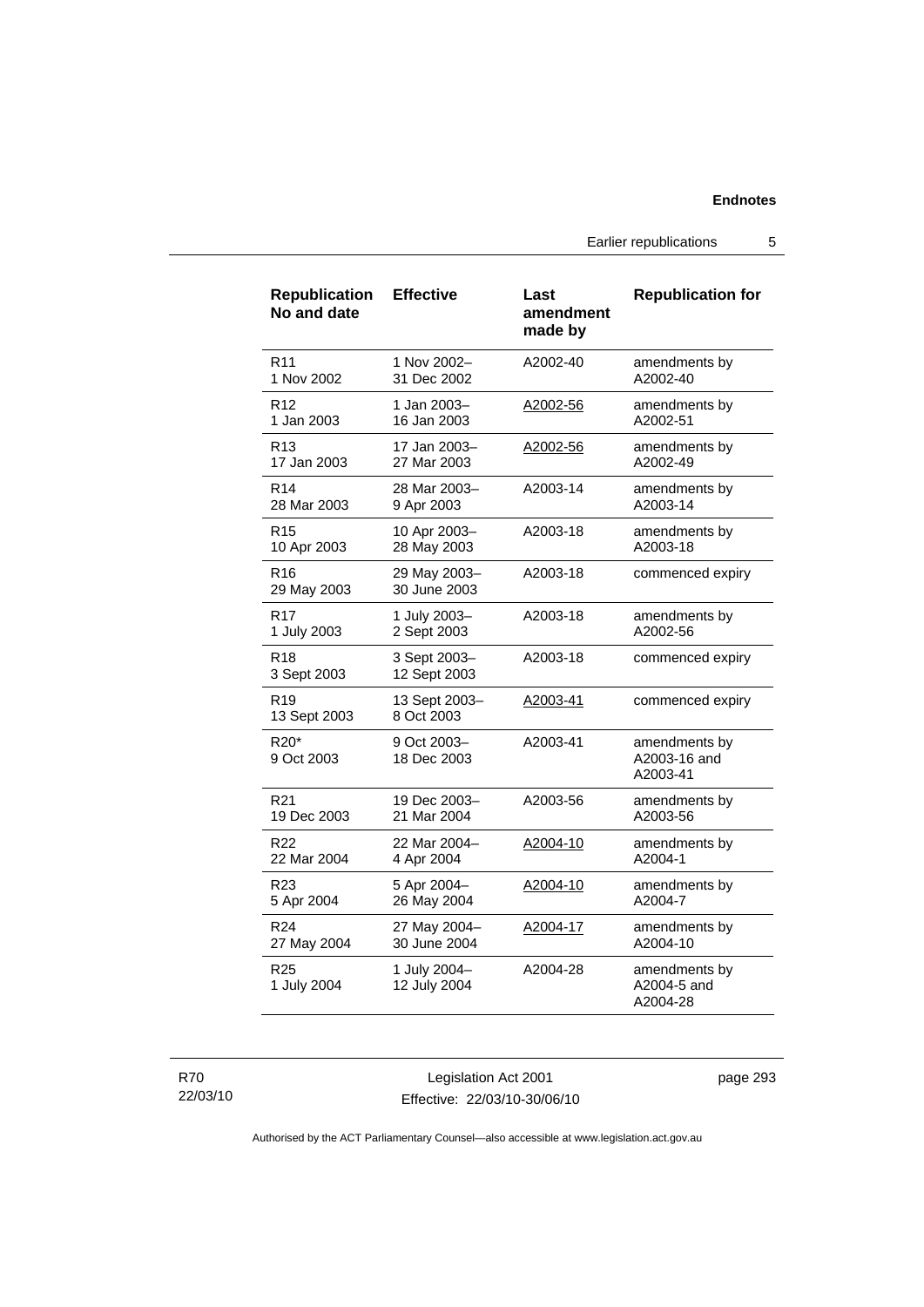| Republication No and date | Effective | Last amendment made by | Republication for |
|---|---|---|---|
| R11<br>1 Nov 2002 | 1 Nov 2002–<br>31 Dec 2002 | A2002-40 | amendments by<br>A2002-40 |
| R12<br>1 Jan 2003 | 1 Jan 2003–<br>16 Jan 2003 | A2002-56 | amendments by<br>A2002-51 |
| R13<br>17 Jan 2003 | 17 Jan 2003–<br>27 Mar 2003 | A2002-56 | amendments by<br>A2002-49 |
| R14<br>28 Mar 2003 | 28 Mar 2003–<br>9 Apr 2003 | A2003-14 | amendments by<br>A2003-14 |
| R15<br>10 Apr 2003 | 10 Apr 2003–<br>28 May 2003 | A2003-18 | amendments by<br>A2003-18 |
| R16<br>29 May 2003 | 29 May 2003–<br>30 June 2003 | A2003-18 | commenced expiry |
| R17<br>1 July 2003 | 1 July 2003–<br>2 Sept 2003 | A2003-18 | amendments by<br>A2002-56 |
| R18<br>3 Sept 2003 | 3 Sept 2003–<br>12 Sept 2003 | A2003-18 | commenced expiry |
| R19<br>13 Sept 2003 | 13 Sept 2003–<br>8 Oct 2003 | A2003-41 | commenced expiry |
| R20*<br>9 Oct 2003 | 9 Oct 2003–<br>18 Dec 2003 | A2003-41 | amendments by<br>A2003-16 and<br>A2003-41 |
| R21<br>19 Dec 2003 | 19 Dec 2003–<br>21 Mar 2004 | A2003-56 | amendments by<br>A2003-56 |
| R22<br>22 Mar 2004 | 22 Mar 2004–<br>4 Apr 2004 | A2004-10 | amendments by<br>A2004-1 |
| R23<br>5 Apr 2004 | 5 Apr 2004–<br>26 May 2004 | A2004-10 | amendments by<br>A2004-7 |
| R24<br>27 May 2004 | 27 May 2004–<br>30 June 2004 | A2004-17 | amendments by<br>A2004-10 |
| R25<br>1 July 2004 | 1 July 2004–<br>12 July 2004 | A2004-28 | amendments by<br>A2004-5 and<br>A2004-28 |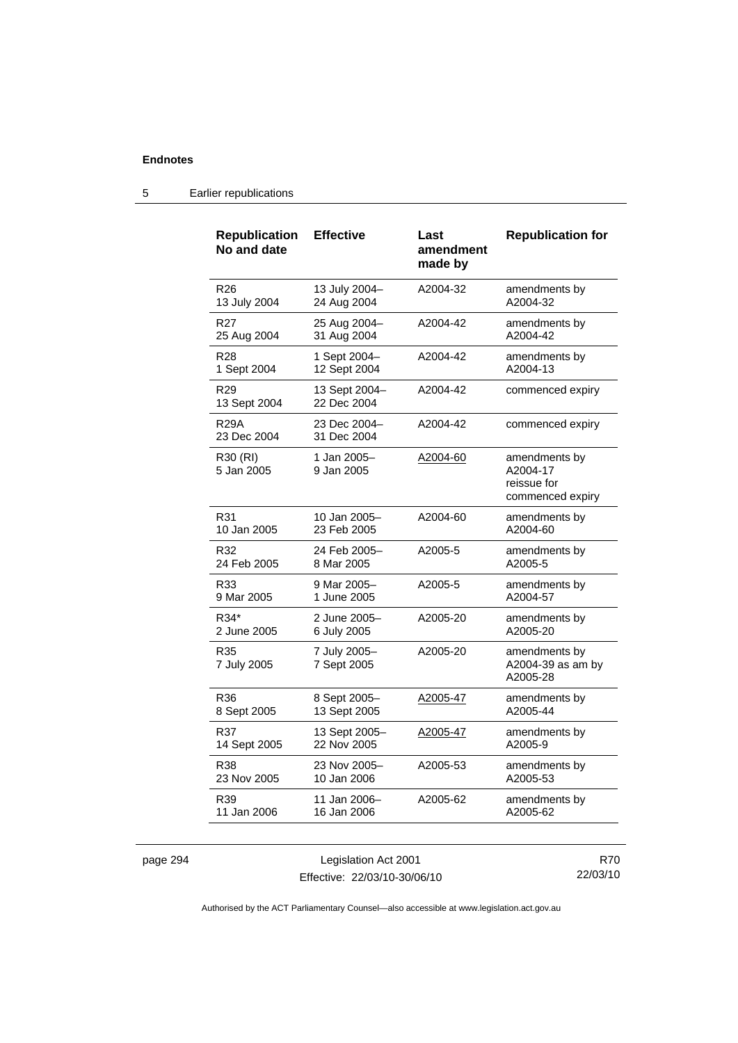| Republication No and date | Effective | Last amendment made by | Republication for |
|---|---|---|---|
| R26 13 July 2004 | 13 July 2004– 24 Aug 2004 | A2004-32 | amendments by A2004-32 |
| R27 25 Aug 2004 | 25 Aug 2004– 31 Aug 2004 | A2004-42 | amendments by A2004-42 |
| R28 1 Sept 2004 | 1 Sept 2004– 12 Sept 2004 | A2004-42 | amendments by A2004-13 |
| R29 13 Sept 2004 | 13 Sept 2004– 22 Dec 2004 | A2004-42 | commenced expiry |
| R29A 23 Dec 2004 | 23 Dec 2004– 31 Dec 2004 | A2004-42 | commenced expiry |
| R30 (RI) 5 Jan 2005 | 1 Jan 2005– 9 Jan 2005 | A2004-60 | amendments by A2004-17 reissue for commenced expiry |
| R31 10 Jan 2005 | 10 Jan 2005– 23 Feb 2005 | A2004-60 | amendments by A2004-60 |
| R32 24 Feb 2005 | 24 Feb 2005– 8 Mar 2005 | A2005-5 | amendments by A2005-5 |
| R33 9 Mar 2005 | 9 Mar 2005– 1 June 2005 | A2005-5 | amendments by A2004-57 |
| R34* 2 June 2005 | 2 June 2005– 6 July 2005 | A2005-20 | amendments by A2005-20 |
| R35 7 July 2005 | 7 July 2005– 7 Sept 2005 | A2005-20 | amendments by A2004-39 as am by A2005-28 |
| R36 8 Sept 2005 | 8 Sept 2005– 13 Sept 2005 | A2005-47 | amendments by A2005-44 |
| R37 14 Sept 2005 | 13 Sept 2005– 22 Nov 2005 | A2005-47 | amendments by A2005-9 |
| R38 23 Nov 2005 | 23 Nov 2005– 10 Jan 2006 | A2005-53 | amendments by A2005-53 |
| R39 11 Jan 2006 | 11 Jan 2006– 16 Jan 2006 | A2005-62 | amendments by A2005-62 |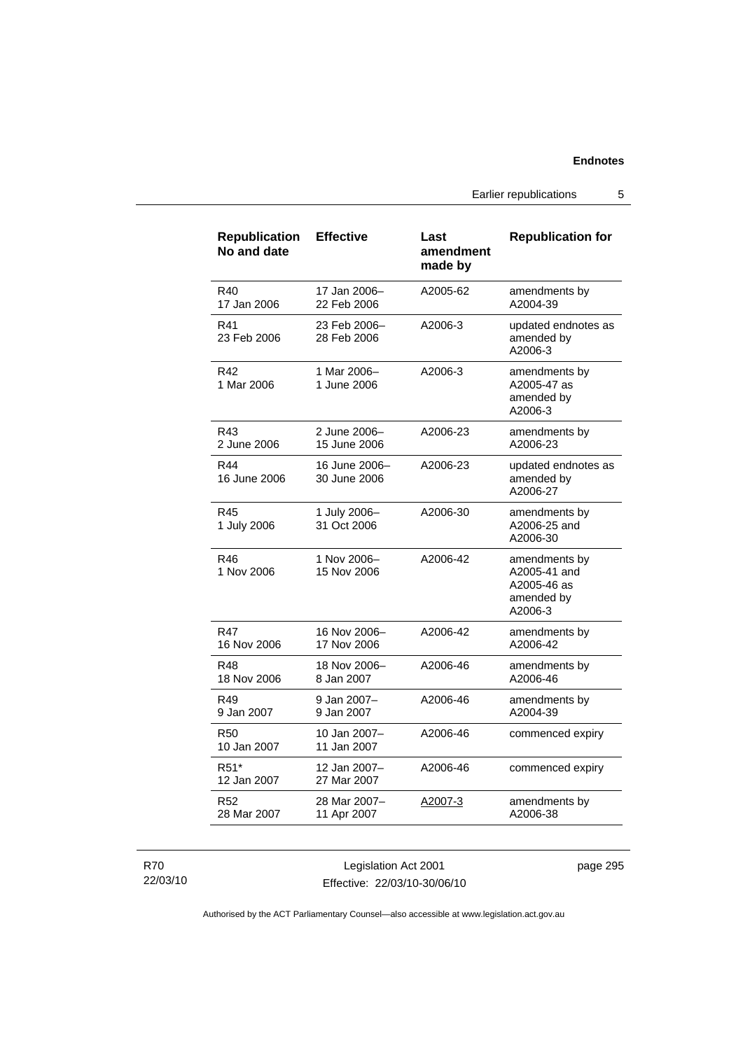| Republication No and date | Effective | Last amendment made by | Republication for |
|---|---|---|---|
| R40 17 Jan 2006 | 17 Jan 2006–22 Feb 2006 | A2005-62 | amendments by A2004-39 |
| R41 23 Feb 2006 | 23 Feb 2006–28 Feb 2006 | A2006-3 | updated endnotes as amended by A2006-3 |
| R42 1 Mar 2006 | 1 Mar 2006–1 June 2006 | A2006-3 | amendments by A2005-47 as amended by A2006-3 |
| R43 2 June 2006 | 2 June 2006–15 June 2006 | A2006-23 | amendments by A2006-23 |
| R44 16 June 2006 | 16 June 2006–30 June 2006 | A2006-23 | updated endnotes as amended by A2006-27 |
| R45 1 July 2006 | 1 July 2006–31 Oct 2006 | A2006-30 | amendments by A2006-25 and A2006-30 |
| R46 1 Nov 2006 | 1 Nov 2006–15 Nov 2006 | A2006-42 | amendments by A2005-41 and A2005-46 as amended by A2006-3 |
| R47 16 Nov 2006 | 16 Nov 2006–17 Nov 2006 | A2006-42 | amendments by A2006-42 |
| R48 18 Nov 2006 | 18 Nov 2006–8 Jan 2007 | A2006-46 | amendments by A2006-46 |
| R49 9 Jan 2007 | 9 Jan 2007–9 Jan 2007 | A2006-46 | amendments by A2004-39 |
| R50 10 Jan 2007 | 10 Jan 2007–11 Jan 2007 | A2006-46 | commenced expiry |
| R51* 12 Jan 2007 | 12 Jan 2007–27 Mar 2007 | A2006-46 | commenced expiry |
| R52 28 Mar 2007 | 28 Mar 2007–11 Apr 2007 | A2007-3 | amendments by A2006-38 |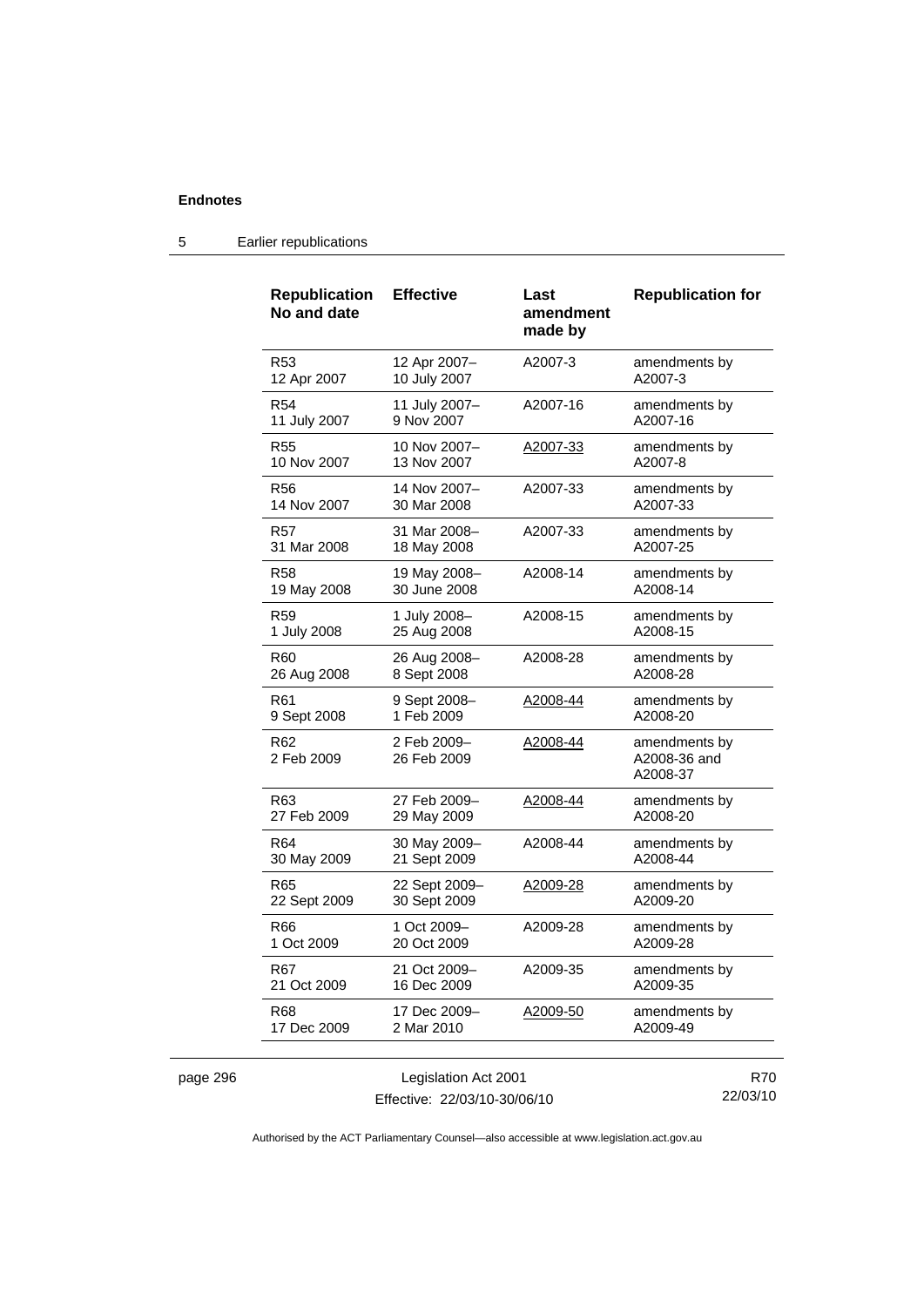| Republication No and date | Effective | Last amendment made by | Republication for |
|---|---|---|---|
| R53 12 Apr 2007 | 12 Apr 2007– 10 July 2007 | A2007-3 | amendments by A2007-3 |
| R54 11 July 2007 | 11 July 2007– 9 Nov 2007 | A2007-16 | amendments by A2007-16 |
| R55 10 Nov 2007 | 10 Nov 2007– 13 Nov 2007 | A2007-33 | amendments by A2007-8 |
| R56 14 Nov 2007 | 14 Nov 2007– 30 Mar 2008 | A2007-33 | amendments by A2007-33 |
| R57 31 Mar 2008 | 31 Mar 2008– 18 May 2008 | A2007-33 | amendments by A2007-25 |
| R58 19 May 2008 | 19 May 2008– 30 June 2008 | A2008-14 | amendments by A2008-14 |
| R59 1 July 2008 | 1 July 2008– 25 Aug 2008 | A2008-15 | amendments by A2008-15 |
| R60 26 Aug 2008 | 26 Aug 2008– 8 Sept 2008 | A2008-28 | amendments by A2008-28 |
| R61 9 Sept 2008 | 9 Sept 2008– 1 Feb 2009 | A2008-44 | amendments by A2008-20 |
| R62 2 Feb 2009 | 2 Feb 2009– 26 Feb 2009 | A2008-44 | amendments by A2008-36 and A2008-37 |
| R63 27 Feb 2009 | 27 Feb 2009– 29 May 2009 | A2008-44 | amendments by A2008-20 |
| R64 30 May 2009 | 30 May 2009– 21 Sept 2009 | A2008-44 | amendments by A2008-44 |
| R65 22 Sept 2009 | 22 Sept 2009– 30 Sept 2009 | A2009-28 | amendments by A2009-20 |
| R66 1 Oct 2009 | 1 Oct 2009– 20 Oct 2009 | A2009-28 | amendments by A2009-28 |
| R67 21 Oct 2009 | 21 Oct 2009– 16 Dec 2009 | A2009-35 | amendments by A2009-35 |
| R68 17 Dec 2009 | 17 Dec 2009– 2 Mar 2010 | A2009-50 | amendments by A2009-49 |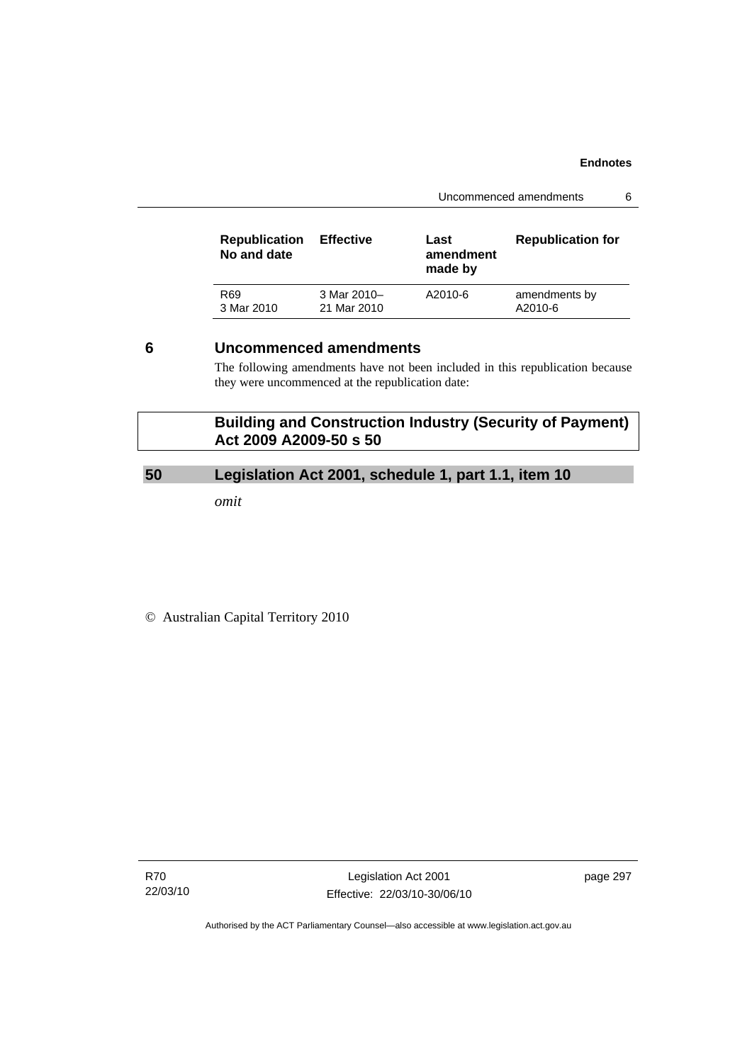| Republication No and date | Effective | Last amendment made by | Republication for |
|---|---|---|---|
| R69<br>3 Mar 2010 | 3 Mar 2010–<br>21 Mar 2010 | A2010-6 | amendments by<br>A2010-6 |

## 6 Uncommenced amendments

The following amendments have not been included in this republication because they were uncommenced at the republication date:

### Building and Construction Industry (Security of Payment) Act 2009 A2009-50 s 50

### 50 Legislation Act 2001, schedule 1, part 1.1, item 10

*omit*

© Australian Capital Territory 2010